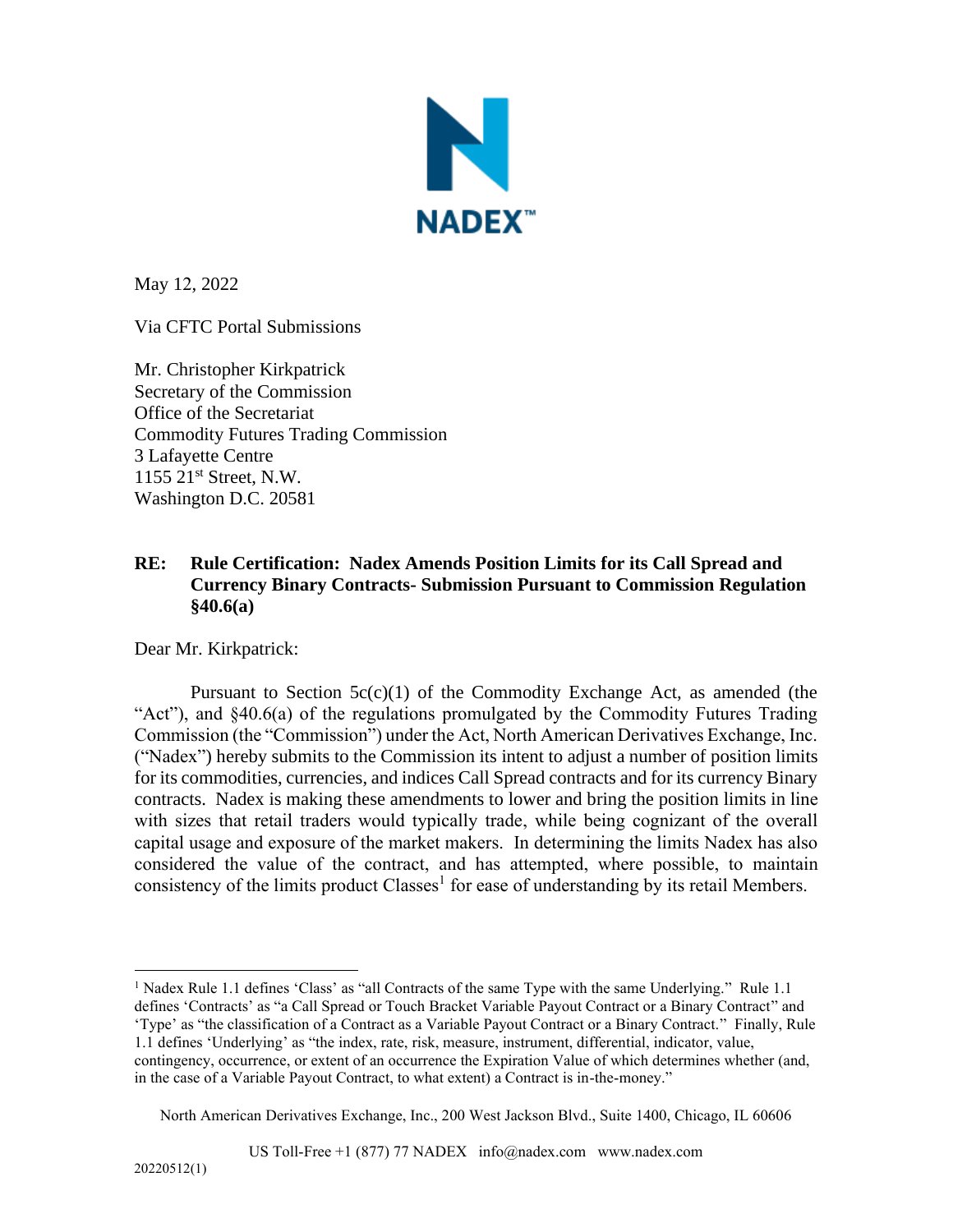NADEX™

May 12, 2022

Via CFTC Portal Submissions

Mr. Christopher Kirkpatrick
Secretary of the Commission
Office of the Secretariat
Commodity Futures Trading Commission
3 Lafayette Centre
1155 21st Street, N.W.
Washington D.C. 20581

**RE: Rule Certification: Nadex Amends Position Limits for its Call Spread and Currency Binary Contracts- Submission Pursuant to Commission Regulation §40.6(a)**

Dear Mr. Kirkpatrick:

Pursuant to Section 5c(c)(1) of the Commodity Exchange Act, as amended (the "Act"), and §40.6(a) of the regulations promulgated by the Commodity Futures Trading Commission (the "Commission") under the Act, North American Derivatives Exchange, Inc. ("Nadex") hereby submits to the Commission its intent to adjust a number of position limits for its commodities, currencies, and indices Call Spread contracts and for its currency Binary contracts. Nadex is making these amendments to lower and bring the position limits in line with sizes that retail traders would typically trade, while being cognizant of the overall capital usage and exposure of the market makers. In determining the limits Nadex has also considered the value of the contract, and has attempted, where possible, to maintain consistency of the limits product Classes[1] for ease of understanding by its retail Members.

[1] Nadex Rule 1.1 defines 'Class' as "all Contracts of the same Type with the same Underlying." Rule 1.1 defines 'Contracts' as "a Call Spread or Touch Bracket Variable Payout Contract or a Binary Contract" and 'Type' as "the classification of a Contract as a Variable Payout Contract or a Binary Contract." Finally, Rule 1.1 defines 'Underlying' as "the index, rate, risk, measure, instrument, differential, indicator, value, contingency, occurrence, or extent of an occurrence the Expiration Value of which determines whether (and, in the case of a Variable Payout Contract, to what extent) a Contract is in-the-money."

North American Derivatives Exchange, Inc., 200 West Jackson Blvd., Suite 1400, Chicago, IL 60606

US Toll-Free +1 (877) 77 NADEX info@nadex.com www.nadex.com

20220512(1)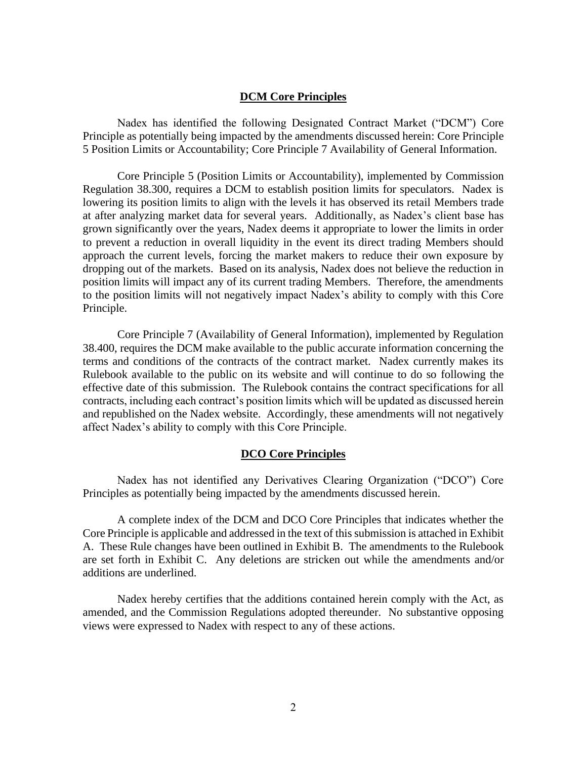## DCM Core Principles

Nadex has identified the following Designated Contract Market ("DCM") Core Principle as potentially being impacted by the amendments discussed herein: Core Principle 5 Position Limits or Accountability; Core Principle 7 Availability of General Information.

Core Principle 5 (Position Limits or Accountability), implemented by Commission Regulation 38.300, requires a DCM to establish position limits for speculators. Nadex is lowering its position limits to align with the levels it has observed its retail Members trade at after analyzing market data for several years. Additionally, as Nadex's client base has grown significantly over the years, Nadex deems it appropriate to lower the limits in order to prevent a reduction in overall liquidity in the event its direct trading Members should approach the current levels, forcing the market makers to reduce their own exposure by dropping out of the markets. Based on its analysis, Nadex does not believe the reduction in position limits will impact any of its current trading Members. Therefore, the amendments to the position limits will not negatively impact Nadex's ability to comply with this Core Principle.

Core Principle 7 (Availability of General Information), implemented by Regulation 38.400, requires the DCM make available to the public accurate information concerning the terms and conditions of the contracts of the contract market. Nadex currently makes its Rulebook available to the public on its website and will continue to do so following the effective date of this submission. The Rulebook contains the contract specifications for all contracts, including each contract's position limits which will be updated as discussed herein and republished on the Nadex website. Accordingly, these amendments will not negatively affect Nadex's ability to comply with this Core Principle.

## DCO Core Principles

Nadex has not identified any Derivatives Clearing Organization ("DCO") Core Principles as potentially being impacted by the amendments discussed herein.

A complete index of the DCM and DCO Core Principles that indicates whether the Core Principle is applicable and addressed in the text of this submission is attached in Exhibit A. These Rule changes have been outlined in Exhibit B. The amendments to the Rulebook are set forth in Exhibit C. Any deletions are stricken out while the amendments and/or additions are underlined.

Nadex hereby certifies that the additions contained herein comply with the Act, as amended, and the Commission Regulations adopted thereunder. No substantive opposing views were expressed to Nadex with respect to any of these actions.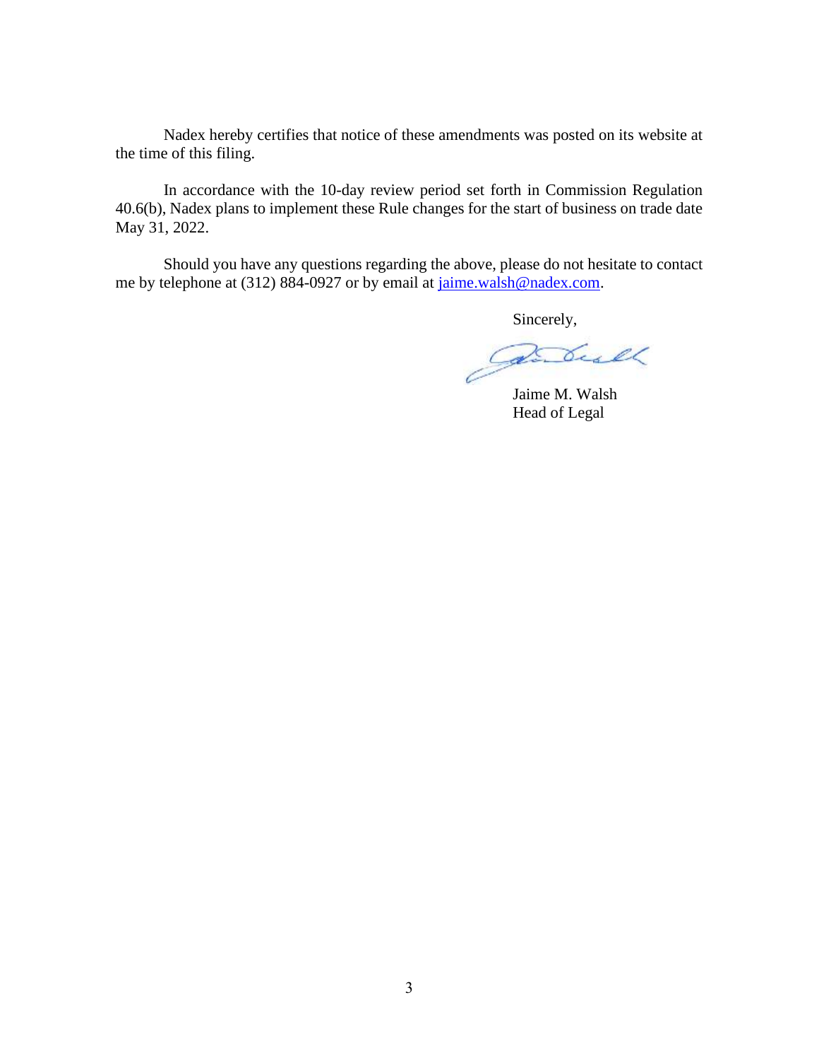Nadex hereby certifies that notice of these amendments was posted on its website at the time of this filing.

In accordance with the 10-day review period set forth in Commission Regulation 40.6(b), Nadex plans to implement these Rule changes for the start of business on trade date May 31, 2022.

Should you have any questions regarding the above, please do not hesitate to contact me by telephone at (312) 884-0927 or by email at jaime.walsh@nadex.com.

Sincerely,

Jaime M. Walsh
Head of Legal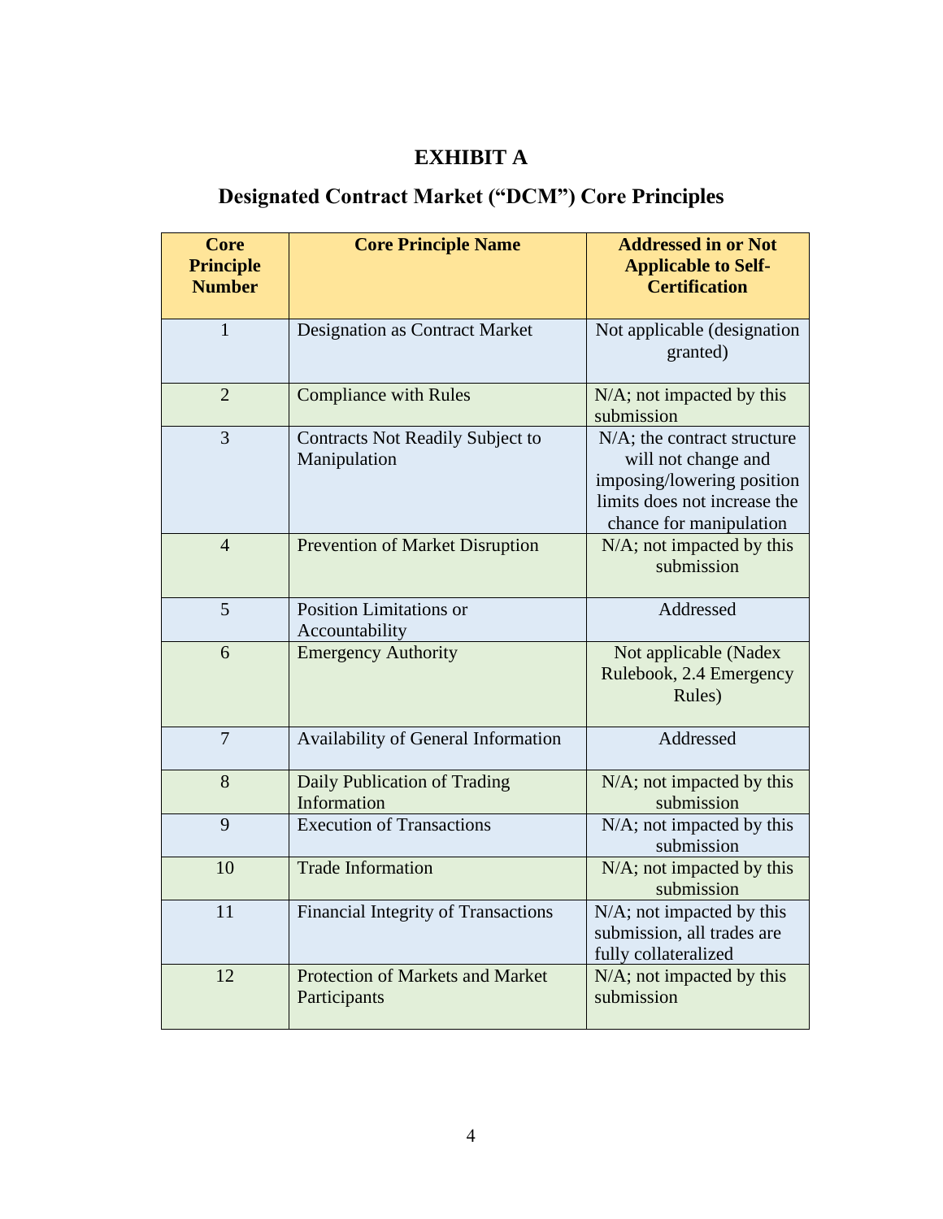# EXHIBIT A

## Designated Contract Market ("DCM") Core Principles

| Core Principle Number | Core Principle Name | Addressed in or Not Applicable to Self-Certification |
|---|---|---|
| 1 | Designation as Contract Market | Not applicable (designation granted) |
| 2 | Compliance with Rules | N/A; not impacted by this submission |
| 3 | Contracts Not Readily Subject to Manipulation | N/A; the contract structure will not change and imposing/lowering position limits does not increase the chance for manipulation |
| 4 | Prevention of Market Disruption | N/A; not impacted by this submission |
| 5 | Position Limitations or Accountability | Addressed |
| 6 | Emergency Authority | Not applicable (Nadex Rulebook, 2.4 Emergency Rules) |
| 7 | Availability of General Information | Addressed |
| 8 | Daily Publication of Trading Information | N/A; not impacted by this submission |
| 9 | Execution of Transactions | N/A; not impacted by this submission |
| 10 | Trade Information | N/A; not impacted by this submission |
| 11 | Financial Integrity of Transactions | N/A; not impacted by this submission, all trades are fully collateralized |
| 12 | Protection of Markets and Market Participants | N/A; not impacted by this submission |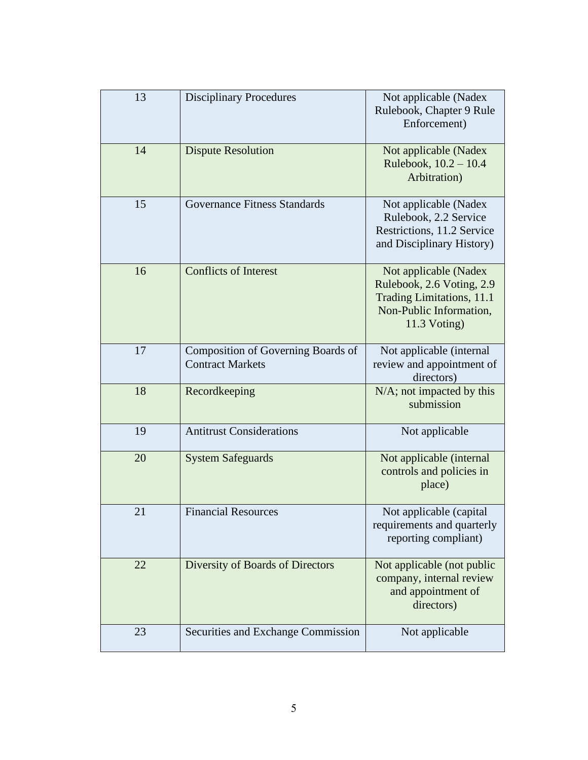| | | |
|---|---|---|
| 13 | Disciplinary Procedures | Not applicable (Nadex Rulebook, Chapter 9 Rule Enforcement) |
| 14 | Dispute Resolution | Not applicable (Nadex Rulebook, 10.2 – 10.4 Arbitration) |
| 15 | Governance Fitness Standards | Not applicable (Nadex Rulebook, 2.2 Service Restrictions, 11.2 Service and Disciplinary History) |
| 16 | Conflicts of Interest | Not applicable (Nadex Rulebook, 2.6 Voting, 2.9 Trading Limitations, 11.1 Non-Public Information, 11.3 Voting) |
| 17 | Composition of Governing Boards of Contract Markets | Not applicable (internal review and appointment of directors) |
| 18 | Recordkeeping | N/A; not impacted by this submission |
| 19 | Antitrust Considerations | Not applicable |
| 20 | System Safeguards | Not applicable (internal controls and policies in place) |
| 21 | Financial Resources | Not applicable (capital requirements and quarterly reporting compliant) |
| 22 | Diversity of Boards of Directors | Not applicable (not public company, internal review and appointment of directors) |
| 23 | Securities and Exchange Commission | Not applicable |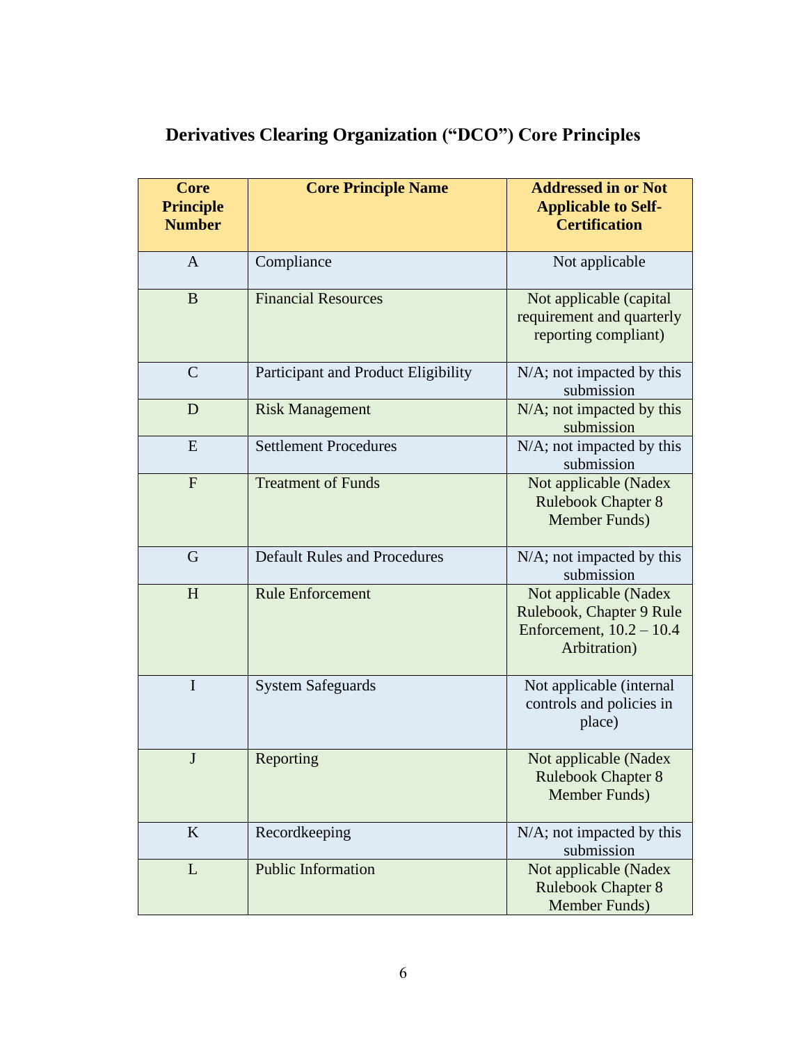## Derivatives Clearing Organization ("DCO") Core Principles

| Core Principle Number | Core Principle Name | Addressed in or Not Applicable to Self-Certification |
|---|---|---|
| A | Compliance | Not applicable |
| B | Financial Resources | Not applicable (capital requirement and quarterly reporting compliant) |
| C | Participant and Product Eligibility | N/A; not impacted by this submission |
| D | Risk Management | N/A; not impacted by this submission |
| E | Settlement Procedures | N/A; not impacted by this submission |
| F | Treatment of Funds | Not applicable (Nadex Rulebook Chapter 8 Member Funds) |
| G | Default Rules and Procedures | N/A; not impacted by this submission |
| H | Rule Enforcement | Not applicable (Nadex Rulebook, Chapter 9 Rule Enforcement, 10.2 – 10.4 Arbitration) |
| I | System Safeguards | Not applicable (internal controls and policies in place) |
| J | Reporting | Not applicable (Nadex Rulebook Chapter 8 Member Funds) |
| K | Recordkeeping | N/A; not impacted by this submission |
| L | Public Information | Not applicable (Nadex Rulebook Chapter 8 Member Funds) |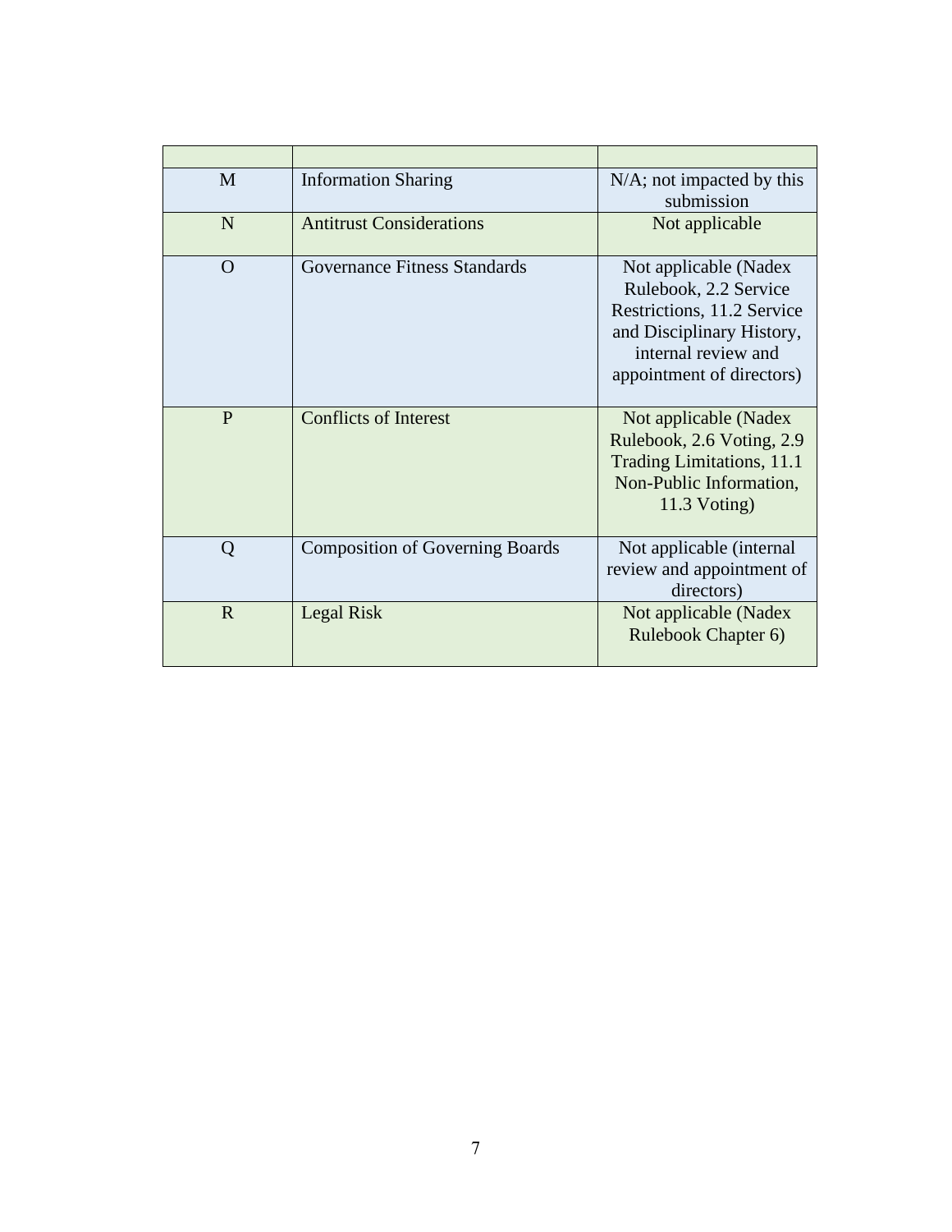| | | |
|---|---|---|
| M | Information Sharing | N/A; not impacted by this submission |
| N | Antitrust Considerations | Not applicable |
| O | Governance Fitness Standards | Not applicable (Nadex Rulebook, 2.2 Service Restrictions, 11.2 Service and Disciplinary History, internal review and appointment of directors) |
| P | Conflicts of Interest | Not applicable (Nadex Rulebook, 2.6 Voting, 2.9 Trading Limitations, 11.1 Non-Public Information, 11.3 Voting) |
| Q | Composition of Governing Boards | Not applicable (internal review and appointment of directors) |
| R | Legal Risk | Not applicable (Nadex Rulebook Chapter 6) |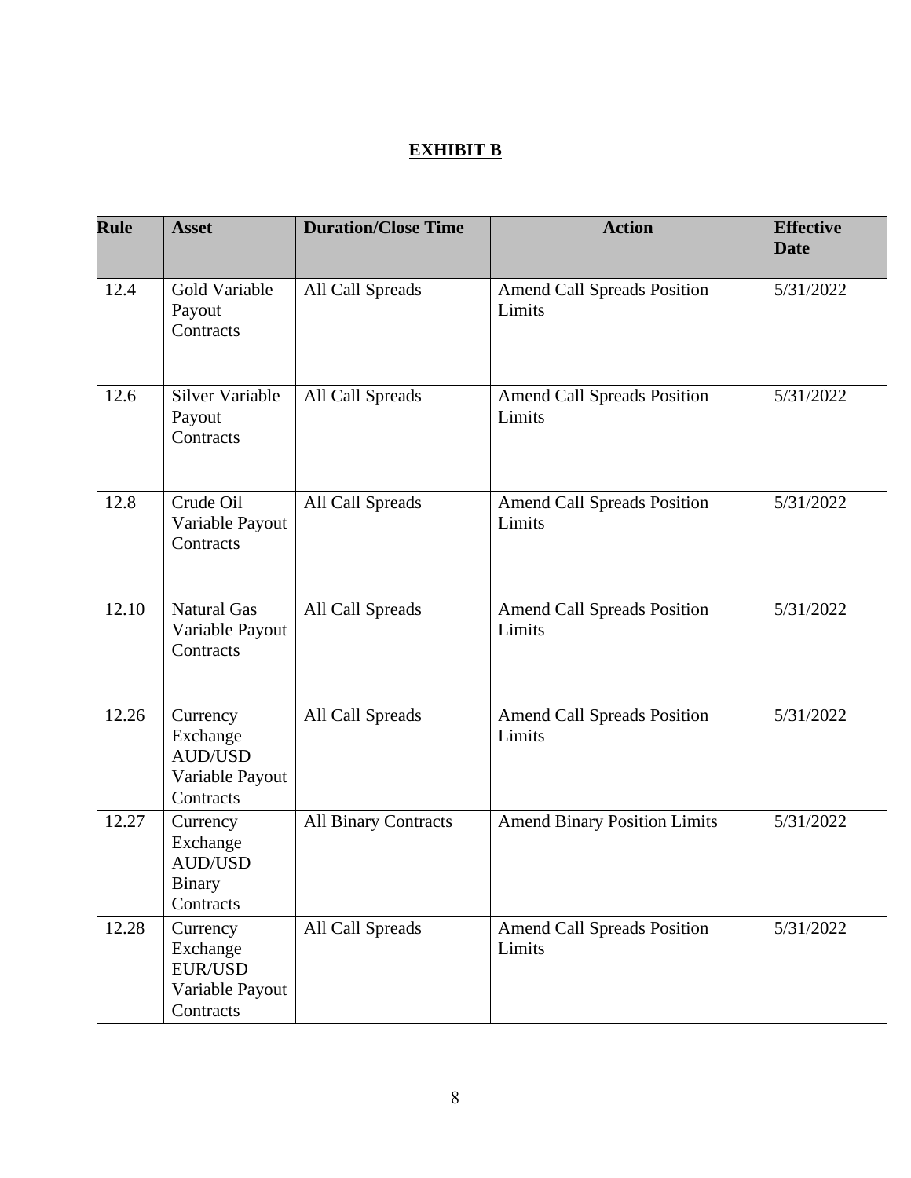**EXHIBIT B**

| Rule | Asset | Duration/Close Time | Action | Effective Date |
|---|---|---|---|---|
| 12.4 | Gold Variable Payout Contracts | All Call Spreads | Amend Call Spreads Position Limits | 5/31/2022 |
| 12.6 | Silver Variable Payout Contracts | All Call Spreads | Amend Call Spreads Position Limits | 5/31/2022 |
| 12.8 | Crude Oil Variable Payout Contracts | All Call Spreads | Amend Call Spreads Position Limits | 5/31/2022 |
| 12.10 | Natural Gas Variable Payout Contracts | All Call Spreads | Amend Call Spreads Position Limits | 5/31/2022 |
| 12.26 | Currency Exchange AUD/USD Variable Payout Contracts | All Call Spreads | Amend Call Spreads Position Limits | 5/31/2022 |
| 12.27 | Currency Exchange AUD/USD Binary Contracts | All Binary Contracts | Amend Binary Position Limits | 5/31/2022 |
| 12.28 | Currency Exchange EUR/USD Variable Payout Contracts | All Call Spreads | Amend Call Spreads Position Limits | 5/31/2022 |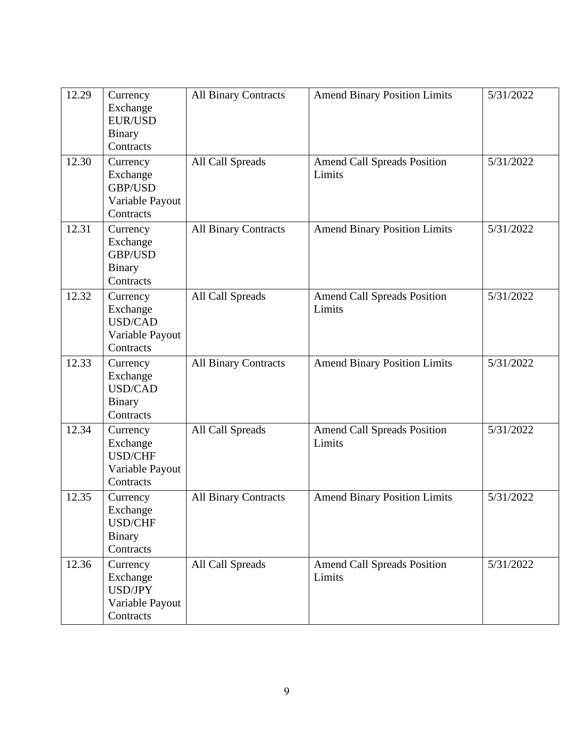| | | | | |
|---|---|---|---|---|
| 12.29 | Currency Exchange EUR/USD Binary Contracts | All Binary Contracts | Amend Binary Position Limits | 5/31/2022 |
| 12.30 | Currency Exchange GBP/USD Variable Payout Contracts | All Call Spreads | Amend Call Spreads Position Limits | 5/31/2022 |
| 12.31 | Currency Exchange GBP/USD Binary Contracts | All Binary Contracts | Amend Binary Position Limits | 5/31/2022 |
| 12.32 | Currency Exchange USD/CAD Variable Payout Contracts | All Call Spreads | Amend Call Spreads Position Limits | 5/31/2022 |
| 12.33 | Currency Exchange USD/CAD Binary Contracts | All Binary Contracts | Amend Binary Position Limits | 5/31/2022 |
| 12.34 | Currency Exchange USD/CHF Variable Payout Contracts | All Call Spreads | Amend Call Spreads Position Limits | 5/31/2022 |
| 12.35 | Currency Exchange USD/CHF Binary Contracts | All Binary Contracts | Amend Binary Position Limits | 5/31/2022 |
| 12.36 | Currency Exchange USD/JPY Variable Payout Contracts | All Call Spreads | Amend Call Spreads Position Limits | 5/31/2022 |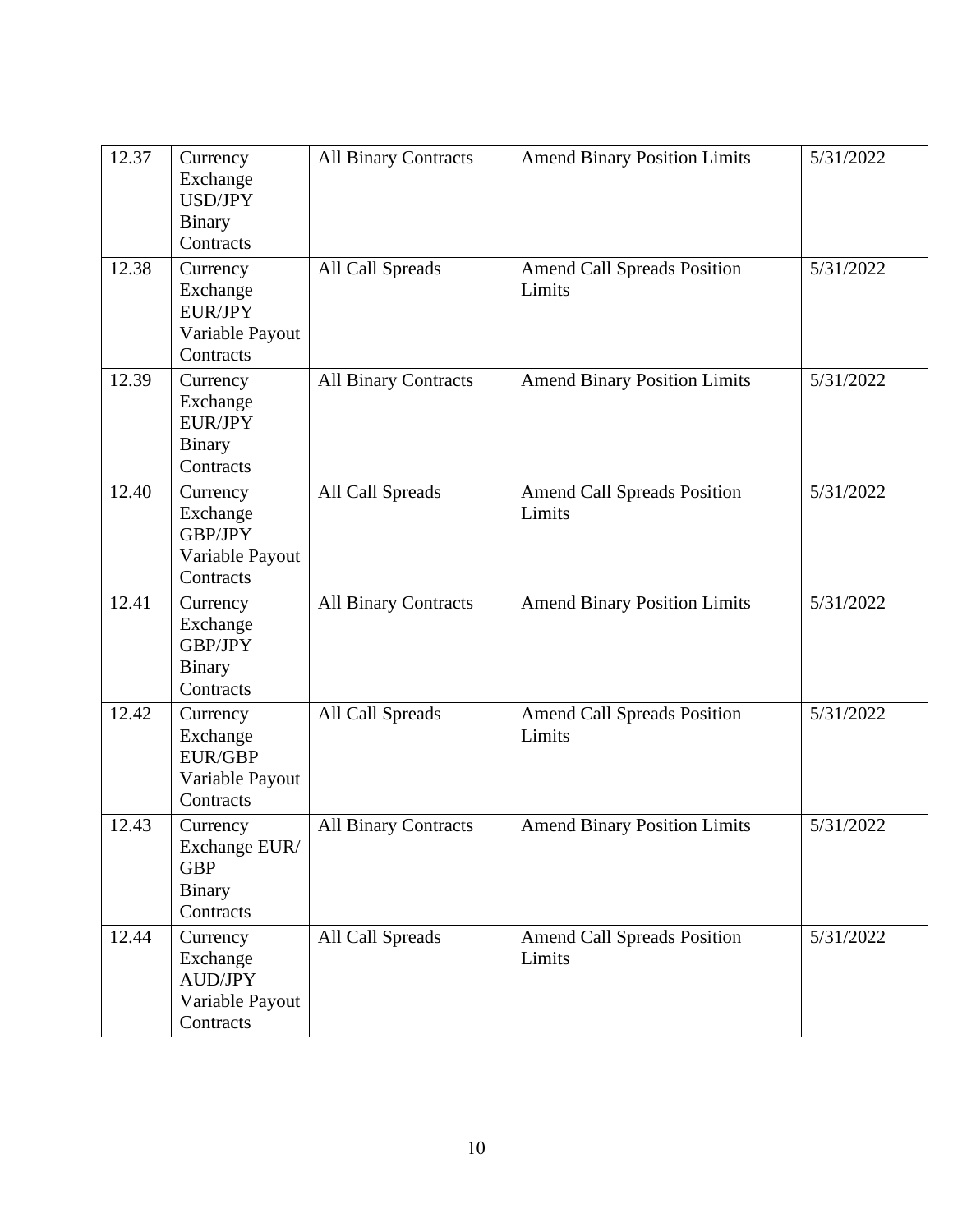| | | | | |
|---|---|---|---|---|
| 12.37 | Currency Exchange USD/JPY Binary Contracts | All Binary Contracts | Amend Binary Position Limits | 5/31/2022 |
| 12.38 | Currency Exchange EUR/JPY Variable Payout Contracts | All Call Spreads | Amend Call Spreads Position Limits | 5/31/2022 |
| 12.39 | Currency Exchange EUR/JPY Binary Contracts | All Binary Contracts | Amend Binary Position Limits | 5/31/2022 |
| 12.40 | Currency Exchange GBP/JPY Variable Payout Contracts | All Call Spreads | Amend Call Spreads Position Limits | 5/31/2022 |
| 12.41 | Currency Exchange GBP/JPY Binary Contracts | All Binary Contracts | Amend Binary Position Limits | 5/31/2022 |
| 12.42 | Currency Exchange EUR/GBP Variable Payout Contracts | All Call Spreads | Amend Call Spreads Position Limits | 5/31/2022 |
| 12.43 | Currency Exchange EUR/ GBP Binary Contracts | All Binary Contracts | Amend Binary Position Limits | 5/31/2022 |
| 12.44 | Currency Exchange AUD/JPY Variable Payout Contracts | All Call Spreads | Amend Call Spreads Position Limits | 5/31/2022 |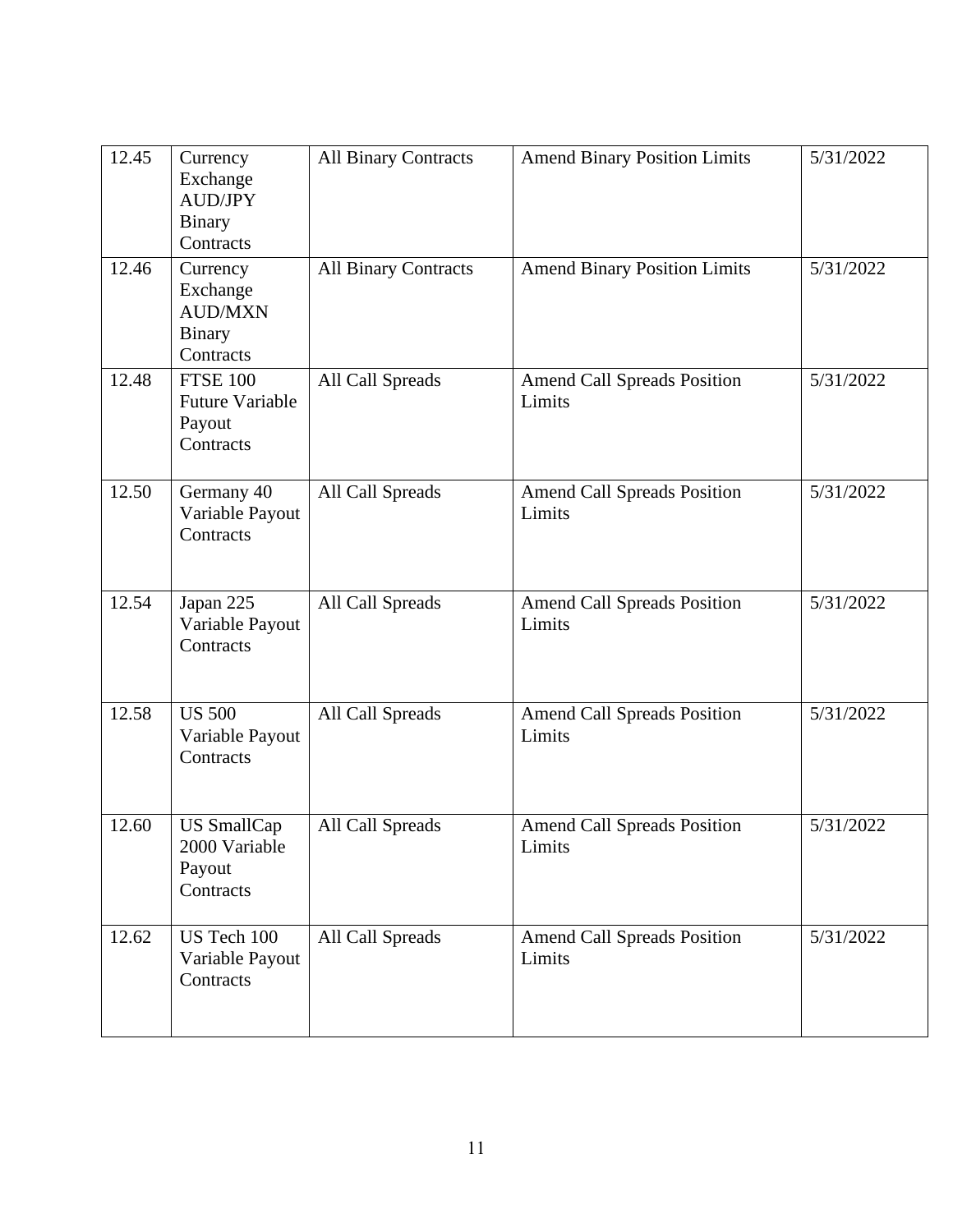| | | | | |
|---|---|---|---|---|
| 12.45 | Currency Exchange AUD/JPY Binary Contracts | All Binary Contracts | Amend Binary Position Limits | 5/31/2022 |
| 12.46 | Currency Exchange AUD/MXN Binary Contracts | All Binary Contracts | Amend Binary Position Limits | 5/31/2022 |
| 12.48 | FTSE 100 Future Variable Payout Contracts | All Call Spreads | Amend Call Spreads Position Limits | 5/31/2022 |
| 12.50 | Germany 40 Variable Payout Contracts | All Call Spreads | Amend Call Spreads Position Limits | 5/31/2022 |
| 12.54 | Japan 225 Variable Payout Contracts | All Call Spreads | Amend Call Spreads Position Limits | 5/31/2022 |
| 12.58 | US 500 Variable Payout Contracts | All Call Spreads | Amend Call Spreads Position Limits | 5/31/2022 |
| 12.60 | US SmallCap 2000 Variable Payout Contracts | All Call Spreads | Amend Call Spreads Position Limits | 5/31/2022 |
| 12.62 | US Tech 100 Variable Payout Contracts | All Call Spreads | Amend Call Spreads Position Limits | 5/31/2022 |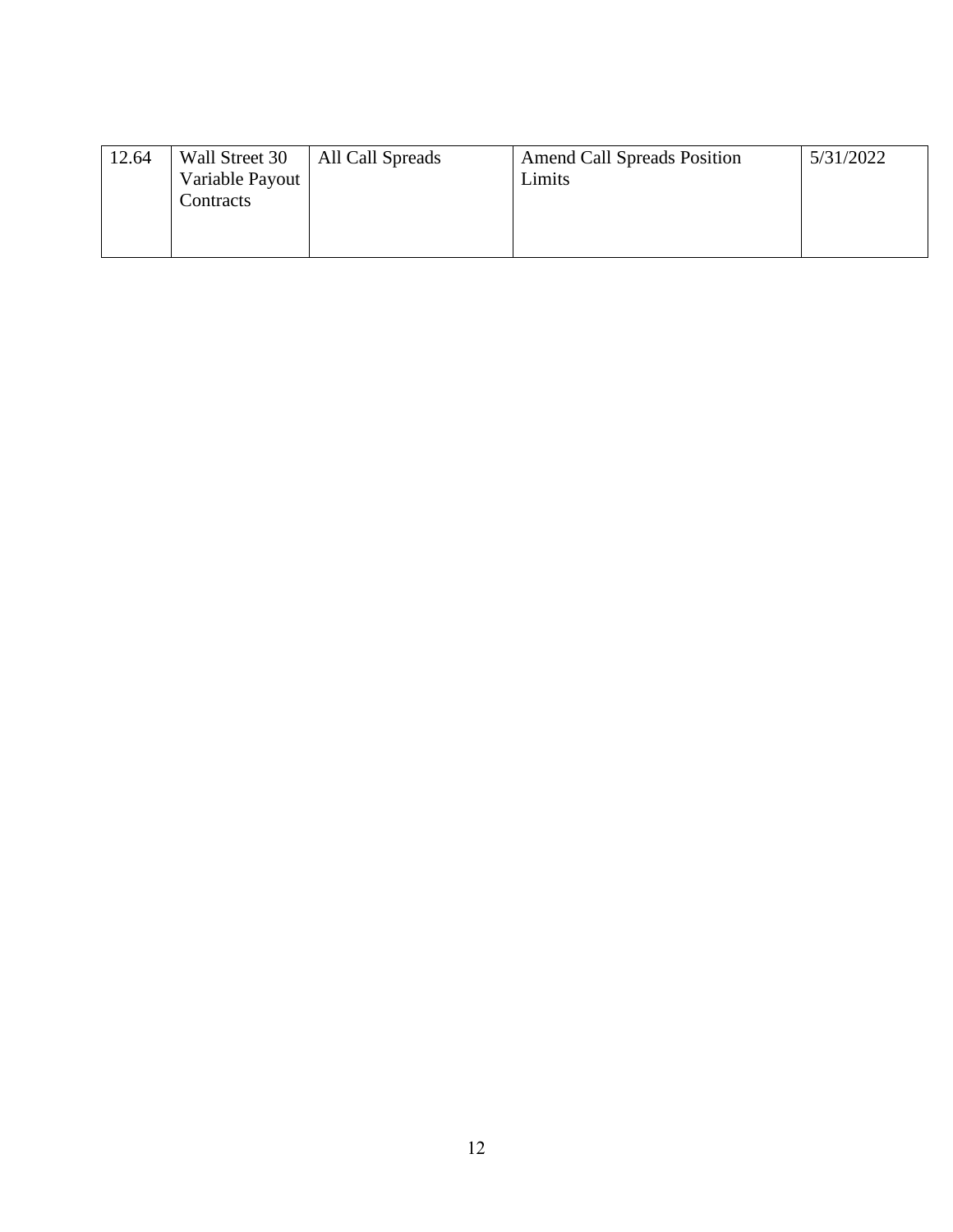| 12.64 | Wall Street 30 Variable Payout Contracts | All Call Spreads | Amend Call Spreads Position Limits | 5/31/2022 |
|---|---|---|---|---|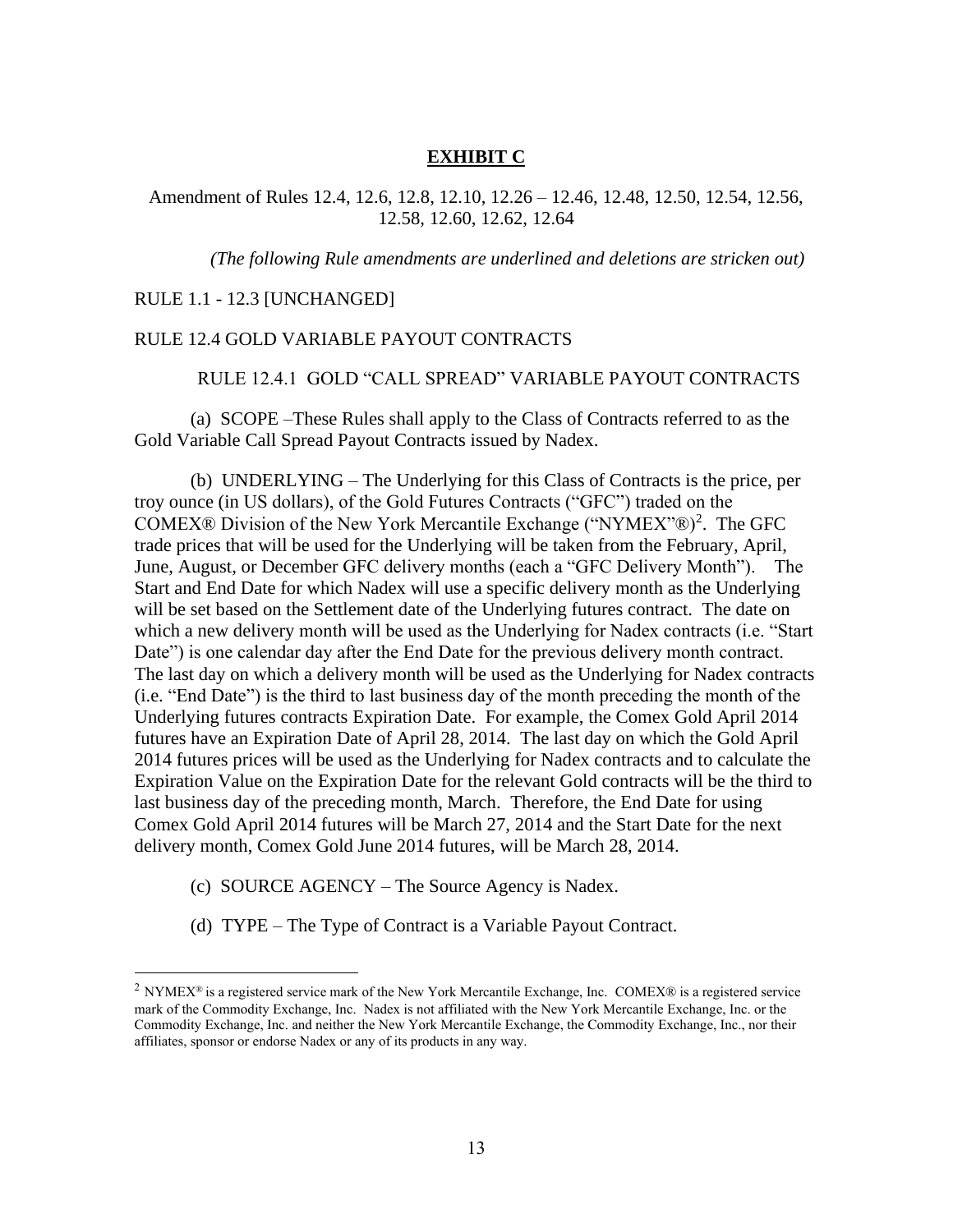## EXHIBIT C

Amendment of Rules 12.4, 12.6, 12.8, 12.10, 12.26 – 12.46, 12.48, 12.50, 12.54, 12.56, 12.58, 12.60, 12.62, 12.64

*(The following Rule amendments are underlined and deletions are stricken out)*

RULE 1.1 - 12.3 [UNCHANGED]

RULE 12.4 GOLD VARIABLE PAYOUT CONTRACTS

RULE 12.4.1 GOLD "CALL SPREAD" VARIABLE PAYOUT CONTRACTS

(a) SCOPE –These Rules shall apply to the Class of Contracts referred to as the Gold Variable Call Spread Payout Contracts issued by Nadex.

(b) UNDERLYING – The Underlying for this Class of Contracts is the price, per troy ounce (in US dollars), of the Gold Futures Contracts ("GFC") traded on the COMEX® Division of the New York Mercantile Exchange ("NYMEX"®)[2]. The GFC trade prices that will be used for the Underlying will be taken from the February, April, June, August, or December GFC delivery months (each a "GFC Delivery Month"). The Start and End Date for which Nadex will use a specific delivery month as the Underlying will be set based on the Settlement date of the Underlying futures contract. The date on which a new delivery month will be used as the Underlying for Nadex contracts (i.e. "Start Date") is one calendar day after the End Date for the previous delivery month contract. The last day on which a delivery month will be used as the Underlying for Nadex contracts (i.e. "End Date") is the third to last business day of the month preceding the month of the Underlying futures contracts Expiration Date. For example, the Comex Gold April 2014 futures have an Expiration Date of April 28, 2014. The last day on which the Gold April 2014 futures prices will be used as the Underlying for Nadex contracts and to calculate the Expiration Value on the Expiration Date for the relevant Gold contracts will be the third to last business day of the preceding month, March. Therefore, the End Date for using Comex Gold April 2014 futures will be March 27, 2014 and the Start Date for the next delivery month, Comex Gold June 2014 futures, will be March 28, 2014.

(c) SOURCE AGENCY – The Source Agency is Nadex.

(d) TYPE – The Type of Contract is a Variable Payout Contract.

[2] NYMEX® is a registered service mark of the New York Mercantile Exchange, Inc. COMEX® is a registered service mark of the Commodity Exchange, Inc. Nadex is not affiliated with the New York Mercantile Exchange, Inc. or the Commodity Exchange, Inc. and neither the New York Mercantile Exchange, the Commodity Exchange, Inc., nor their affiliates, sponsor or endorse Nadex or any of its products in any way.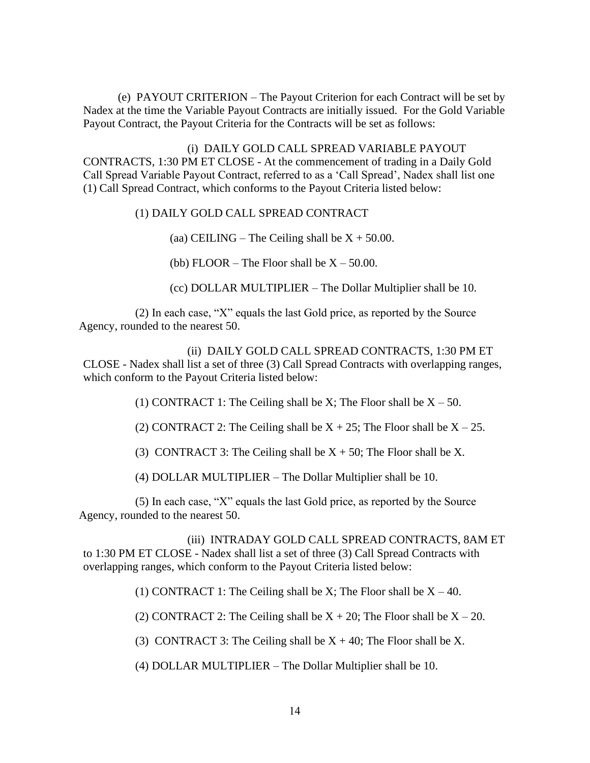(e) PAYOUT CRITERION – The Payout Criterion for each Contract will be set by Nadex at the time the Variable Payout Contracts are initially issued. For the Gold Variable Payout Contract, the Payout Criteria for the Contracts will be set as follows:

(i) DAILY GOLD CALL SPREAD VARIABLE PAYOUT CONTRACTS, 1:30 PM ET CLOSE - At the commencement of trading in a Daily Gold Call Spread Variable Payout Contract, referred to as a 'Call Spread', Nadex shall list one (1) Call Spread Contract, which conforms to the Payout Criteria listed below:

(1) DAILY GOLD CALL SPREAD CONTRACT

(aa) CEILING – The Ceiling shall be X + 50.00.

(bb) FLOOR – The Floor shall be X – 50.00.

(cc) DOLLAR MULTIPLIER – The Dollar Multiplier shall be 10.

(2) In each case, "X" equals the last Gold price, as reported by the Source Agency, rounded to the nearest 50.

(ii) DAILY GOLD CALL SPREAD CONTRACTS, 1:30 PM ET CLOSE - Nadex shall list a set of three (3) Call Spread Contracts with overlapping ranges, which conform to the Payout Criteria listed below:

(1) CONTRACT 1: The Ceiling shall be X; The Floor shall be X – 50.

(2) CONTRACT 2: The Ceiling shall be X + 25; The Floor shall be X – 25.

(3) CONTRACT 3: The Ceiling shall be X + 50; The Floor shall be X.

(4) DOLLAR MULTIPLIER – The Dollar Multiplier shall be 10.

(5) In each case, "X" equals the last Gold price, as reported by the Source Agency, rounded to the nearest 50.

(iii) INTRADAY GOLD CALL SPREAD CONTRACTS, 8AM ET to 1:30 PM ET CLOSE - Nadex shall list a set of three (3) Call Spread Contracts with overlapping ranges, which conform to the Payout Criteria listed below:

(1) CONTRACT 1: The Ceiling shall be X; The Floor shall be X – 40.

(2) CONTRACT 2: The Ceiling shall be X + 20; The Floor shall be X – 20.

(3) CONTRACT 3: The Ceiling shall be X + 40; The Floor shall be X.

(4) DOLLAR MULTIPLIER – The Dollar Multiplier shall be 10.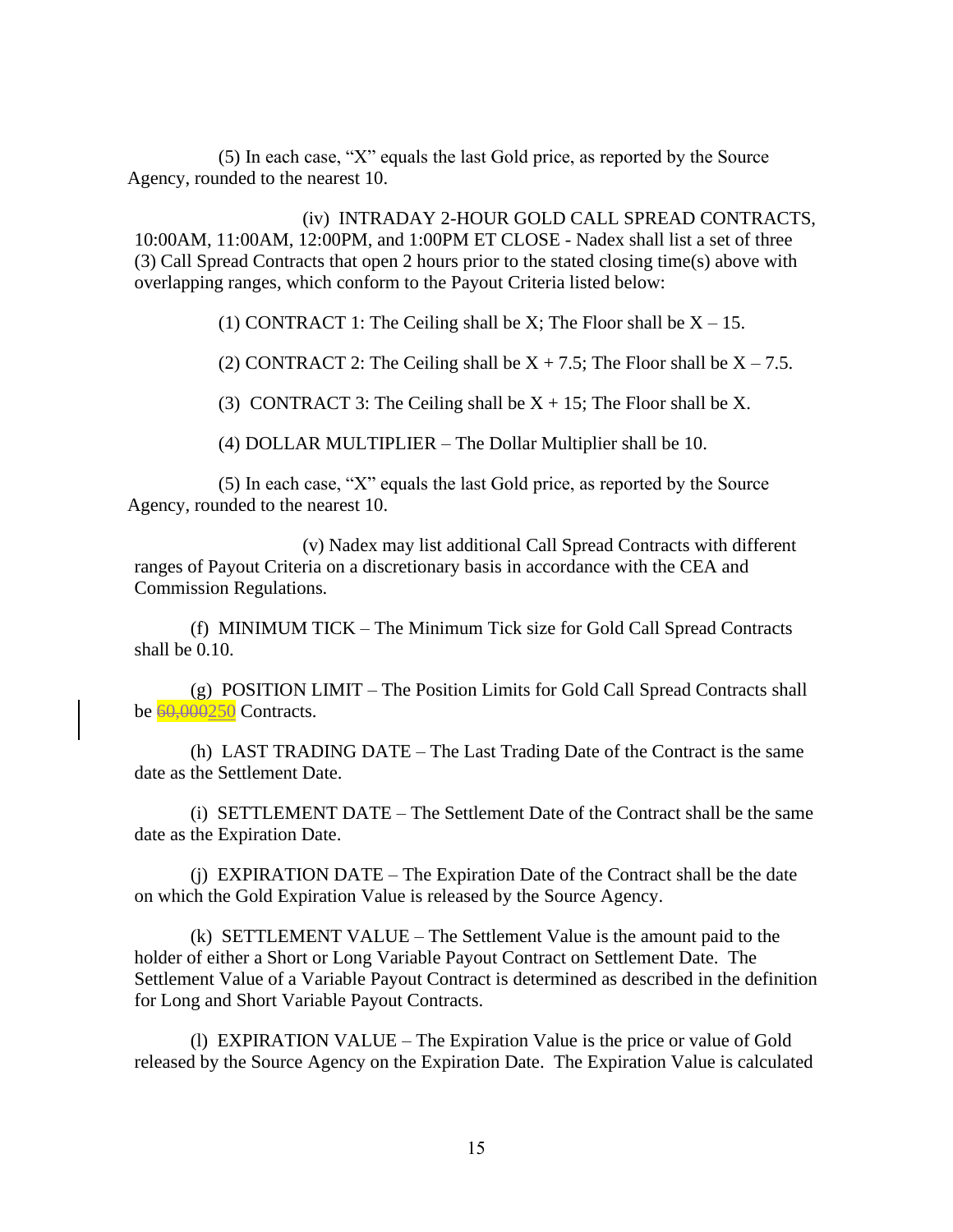(5) In each case, "X" equals the last Gold price, as reported by the Source Agency, rounded to the nearest 10.

(iv) INTRADAY 2-HOUR GOLD CALL SPREAD CONTRACTS, 10:00AM, 11:00AM, 12:00PM, and 1:00PM ET CLOSE - Nadex shall list a set of three (3) Call Spread Contracts that open 2 hours prior to the stated closing time(s) above with overlapping ranges, which conform to the Payout Criteria listed below:

(1) CONTRACT 1: The Ceiling shall be X; The Floor shall be X – 15.

(2) CONTRACT 2: The Ceiling shall be X + 7.5; The Floor shall be X – 7.5.

(3) CONTRACT 3: The Ceiling shall be X + 15; The Floor shall be X.

(4) DOLLAR MULTIPLIER – The Dollar Multiplier shall be 10.

(5) In each case, "X" equals the last Gold price, as reported by the Source Agency, rounded to the nearest 10.

(v) Nadex may list additional Call Spread Contracts with different ranges of Payout Criteria on a discretionary basis in accordance with the CEA and Commission Regulations.

(f) MINIMUM TICK – The Minimum Tick size for Gold Call Spread Contracts shall be 0.10.

(g) POSITION LIMIT – The Position Limits for Gold Call Spread Contracts shall be ~~60,000~~250 Contracts.

(h) LAST TRADING DATE – The Last Trading Date of the Contract is the same date as the Settlement Date.

(i) SETTLEMENT DATE – The Settlement Date of the Contract shall be the same date as the Expiration Date.

(j) EXPIRATION DATE – The Expiration Date of the Contract shall be the date on which the Gold Expiration Value is released by the Source Agency.

(k) SETTLEMENT VALUE – The Settlement Value is the amount paid to the holder of either a Short or Long Variable Payout Contract on Settlement Date. The Settlement Value of a Variable Payout Contract is determined as described in the definition for Long and Short Variable Payout Contracts.

(l) EXPIRATION VALUE – The Expiration Value is the price or value of Gold released by the Source Agency on the Expiration Date. The Expiration Value is calculated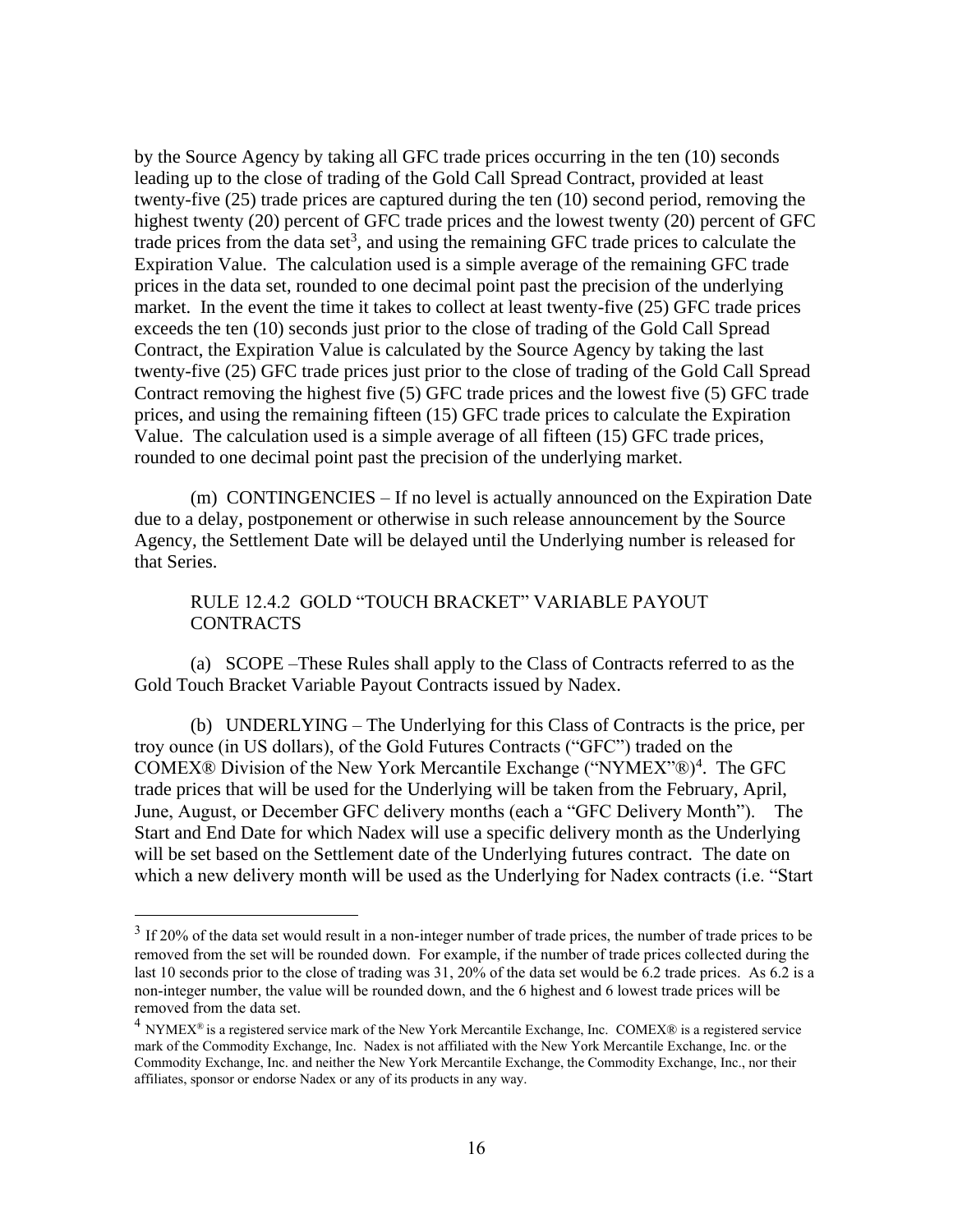by the Source Agency by taking all GFC trade prices occurring in the ten (10) seconds leading up to the close of trading of the Gold Call Spread Contract, provided at least twenty-five (25) trade prices are captured during the ten (10) second period, removing the highest twenty (20) percent of GFC trade prices and the lowest twenty (20) percent of GFC trade prices from the data set[3], and using the remaining GFC trade prices to calculate the Expiration Value. The calculation used is a simple average of the remaining GFC trade prices in the data set, rounded to one decimal point past the precision of the underlying market. In the event the time it takes to collect at least twenty-five (25) GFC trade prices exceeds the ten (10) seconds just prior to the close of trading of the Gold Call Spread Contract, the Expiration Value is calculated by the Source Agency by taking the last twenty-five (25) GFC trade prices just prior to the close of trading of the Gold Call Spread Contract removing the highest five (5) GFC trade prices and the lowest five (5) GFC trade prices, and using the remaining fifteen (15) GFC trade prices to calculate the Expiration Value. The calculation used is a simple average of all fifteen (15) GFC trade prices, rounded to one decimal point past the precision of the underlying market.

(m) CONTINGENCIES – If no level is actually announced on the Expiration Date due to a delay, postponement or otherwise in such release announcement by the Source Agency, the Settlement Date will be delayed until the Underlying number is released for that Series.

RULE 12.4.2 GOLD "TOUCH BRACKET" VARIABLE PAYOUT CONTRACTS

(a) SCOPE –These Rules shall apply to the Class of Contracts referred to as the Gold Touch Bracket Variable Payout Contracts issued by Nadex.

(b) UNDERLYING – The Underlying for this Class of Contracts is the price, per troy ounce (in US dollars), of the Gold Futures Contracts ("GFC") traded on the COMEX® Division of the New York Mercantile Exchange ("NYMEX"®)[4]. The GFC trade prices that will be used for the Underlying will be taken from the February, April, June, August, or December GFC delivery months (each a "GFC Delivery Month"). The Start and End Date for which Nadex will use a specific delivery month as the Underlying will be set based on the Settlement date of the Underlying futures contract. The date on which a new delivery month will be used as the Underlying for Nadex contracts (i.e. "Start

---

[3] If 20% of the data set would result in a non-integer number of trade prices, the number of trade prices to be removed from the set will be rounded down. For example, if the number of trade prices collected during the last 10 seconds prior to the close of trading was 31, 20% of the data set would be 6.2 trade prices. As 6.2 is a non-integer number, the value will be rounded down, and the 6 highest and 6 lowest trade prices will be removed from the data set.

[4] NYMEX® is a registered service mark of the New York Mercantile Exchange, Inc. COMEX® is a registered service mark of the Commodity Exchange, Inc. Nadex is not affiliated with the New York Mercantile Exchange, Inc. or the Commodity Exchange, Inc. and neither the New York Mercantile Exchange, the Commodity Exchange, Inc., nor their affiliates, sponsor or endorse Nadex or any of its products in any way.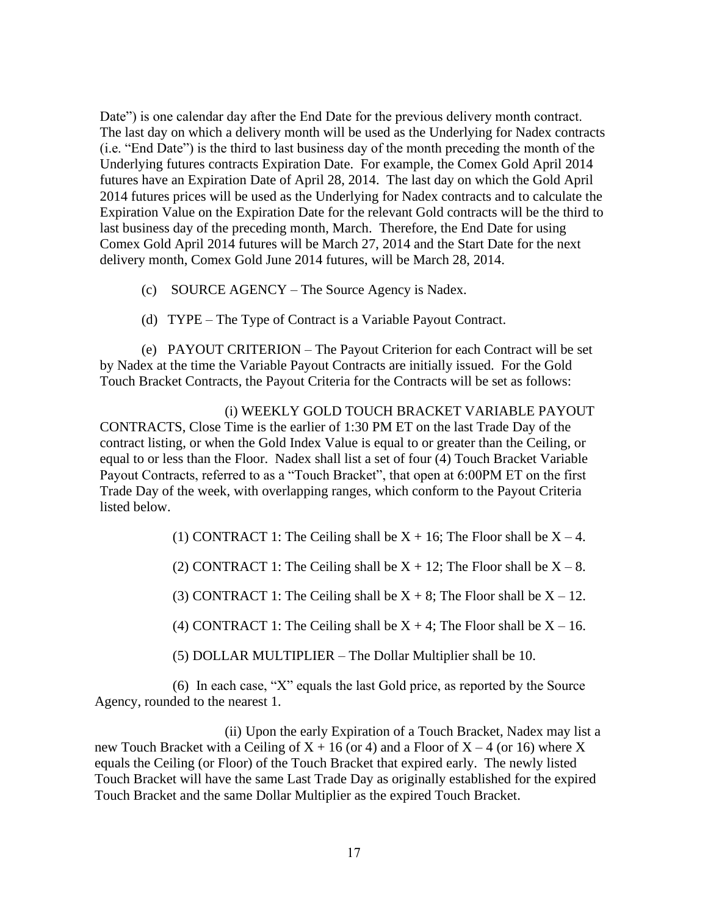Date") is one calendar day after the End Date for the previous delivery month contract. The last day on which a delivery month will be used as the Underlying for Nadex contracts (i.e. "End Date") is the third to last business day of the month preceding the month of the Underlying futures contracts Expiration Date. For example, the Comex Gold April 2014 futures have an Expiration Date of April 28, 2014. The last day on which the Gold April 2014 futures prices will be used as the Underlying for Nadex contracts and to calculate the Expiration Value on the Expiration Date for the relevant Gold contracts will be the third to last business day of the preceding month, March. Therefore, the End Date for using Comex Gold April 2014 futures will be March 27, 2014 and the Start Date for the next delivery month, Comex Gold June 2014 futures, will be March 28, 2014.

(c) SOURCE AGENCY – The Source Agency is Nadex.

(d) TYPE – The Type of Contract is a Variable Payout Contract.

(e) PAYOUT CRITERION – The Payout Criterion for each Contract will be set by Nadex at the time the Variable Payout Contracts are initially issued. For the Gold Touch Bracket Contracts, the Payout Criteria for the Contracts will be set as follows:

(i) WEEKLY GOLD TOUCH BRACKET VARIABLE PAYOUT CONTRACTS, Close Time is the earlier of 1:30 PM ET on the last Trade Day of the contract listing, or when the Gold Index Value is equal to or greater than the Ceiling, or equal to or less than the Floor. Nadex shall list a set of four (4) Touch Bracket Variable Payout Contracts, referred to as a "Touch Bracket", that open at 6:00PM ET on the first Trade Day of the week, with overlapping ranges, which conform to the Payout Criteria listed below.

(1) CONTRACT 1: The Ceiling shall be X + 16; The Floor shall be X – 4.

(2) CONTRACT 1: The Ceiling shall be X + 12; The Floor shall be X – 8.

(3) CONTRACT 1: The Ceiling shall be X + 8; The Floor shall be X – 12.

(4) CONTRACT 1: The Ceiling shall be X + 4; The Floor shall be X – 16.

(5) DOLLAR MULTIPLIER – The Dollar Multiplier shall be 10.

(6) In each case, "X" equals the last Gold price, as reported by the Source Agency, rounded to the nearest 1.

(ii) Upon the early Expiration of a Touch Bracket, Nadex may list a new Touch Bracket with a Ceiling of X + 16 (or 4) and a Floor of X – 4 (or 16) where X equals the Ceiling (or Floor) of the Touch Bracket that expired early. The newly listed Touch Bracket will have the same Last Trade Day as originally established for the expired Touch Bracket and the same Dollar Multiplier as the expired Touch Bracket.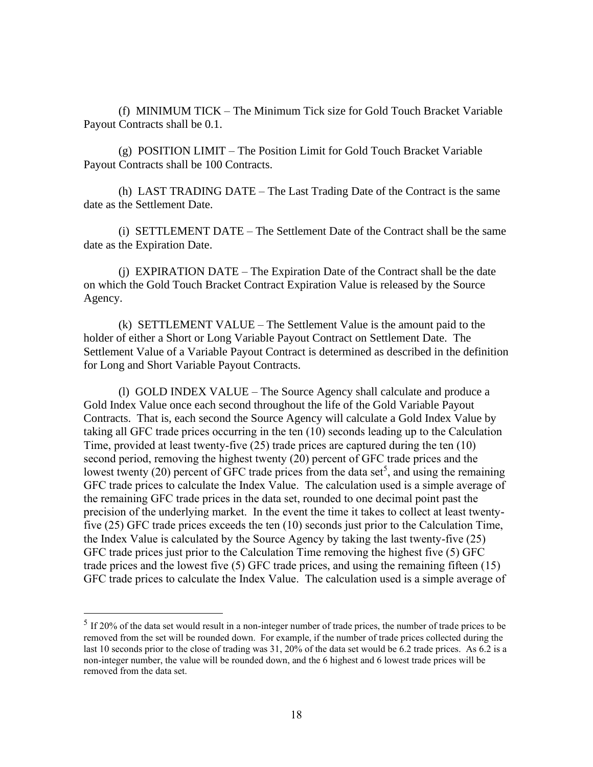(f) MINIMUM TICK – The Minimum Tick size for Gold Touch Bracket Variable Payout Contracts shall be 0.1.

(g) POSITION LIMIT – The Position Limit for Gold Touch Bracket Variable Payout Contracts shall be 100 Contracts.

(h) LAST TRADING DATE – The Last Trading Date of the Contract is the same date as the Settlement Date.

(i) SETTLEMENT DATE – The Settlement Date of the Contract shall be the same date as the Expiration Date.

(j) EXPIRATION DATE – The Expiration Date of the Contract shall be the date on which the Gold Touch Bracket Contract Expiration Value is released by the Source Agency.

(k) SETTLEMENT VALUE – The Settlement Value is the amount paid to the holder of either a Short or Long Variable Payout Contract on Settlement Date. The Settlement Value of a Variable Payout Contract is determined as described in the definition for Long and Short Variable Payout Contracts.

(l) GOLD INDEX VALUE – The Source Agency shall calculate and produce a Gold Index Value once each second throughout the life of the Gold Variable Payout Contracts. That is, each second the Source Agency will calculate a Gold Index Value by taking all GFC trade prices occurring in the ten (10) seconds leading up to the Calculation Time, provided at least twenty-five (25) trade prices are captured during the ten (10) second period, removing the highest twenty (20) percent of GFC trade prices and the lowest twenty (20) percent of GFC trade prices from the data set[5], and using the remaining GFC trade prices to calculate the Index Value. The calculation used is a simple average of the remaining GFC trade prices in the data set, rounded to one decimal point past the precision of the underlying market. In the event the time it takes to collect at least twenty-five (25) GFC trade prices exceeds the ten (10) seconds just prior to the Calculation Time, the Index Value is calculated by the Source Agency by taking the last twenty-five (25) GFC trade prices just prior to the Calculation Time removing the highest five (5) GFC trade prices and the lowest five (5) GFC trade prices, and using the remaining fifteen (15) GFC trade prices to calculate the Index Value. The calculation used is a simple average of

---

[5] If 20% of the data set would result in a non-integer number of trade prices, the number of trade prices to be removed from the set will be rounded down. For example, if the number of trade prices collected during the last 10 seconds prior to the close of trading was 31, 20% of the data set would be 6.2 trade prices. As 6.2 is a non-integer number, the value will be rounded down, and the 6 highest and 6 lowest trade prices will be removed from the data set.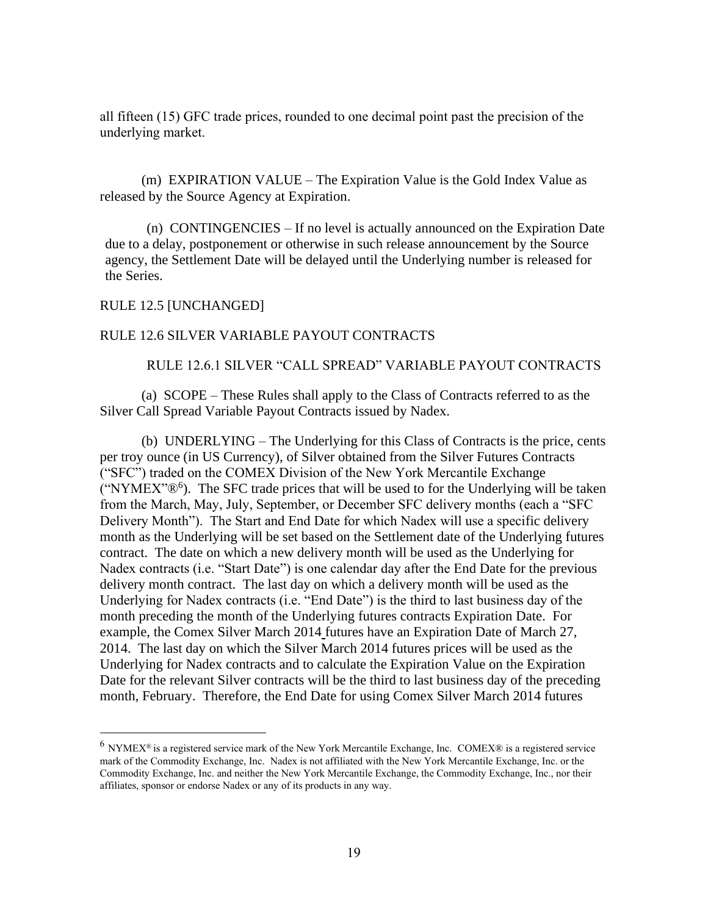all fifteen (15) GFC trade prices, rounded to one decimal point past the precision of the underlying market.

(m) EXPIRATION VALUE – The Expiration Value is the Gold Index Value as released by the Source Agency at Expiration.

(n) CONTINGENCIES – If no level is actually announced on the Expiration Date due to a delay, postponement or otherwise in such release announcement by the Source agency, the Settlement Date will be delayed until the Underlying number is released for the Series.

RULE 12.5 [UNCHANGED]

RULE 12.6 SILVER VARIABLE PAYOUT CONTRACTS

RULE 12.6.1 SILVER "CALL SPREAD" VARIABLE PAYOUT CONTRACTS

(a) SCOPE – These Rules shall apply to the Class of Contracts referred to as the Silver Call Spread Variable Payout Contracts issued by Nadex.

(b) UNDERLYING – The Underlying for this Class of Contracts is the price, cents per troy ounce (in US Currency), of Silver obtained from the Silver Futures Contracts ("SFC") traded on the COMEX Division of the New York Mercantile Exchange ("NYMEX"®[6]). The SFC trade prices that will be used to for the Underlying will be taken from the March, May, July, September, or December SFC delivery months (each a "SFC Delivery Month"). The Start and End Date for which Nadex will use a specific delivery month as the Underlying will be set based on the Settlement date of the Underlying futures contract. The date on which a new delivery month will be used as the Underlying for Nadex contracts (i.e. "Start Date") is one calendar day after the End Date for the previous delivery month contract. The last day on which a delivery month will be used as the Underlying for Nadex contracts (i.e. "End Date") is the third to last business day of the month preceding the month of the Underlying futures contracts Expiration Date. For example, the Comex Silver March 2014 futures have an Expiration Date of March 27, 2014. The last day on which the Silver March 2014 futures prices will be used as the Underlying for Nadex contracts and to calculate the Expiration Value on the Expiration Date for the relevant Silver contracts will be the third to last business day of the preceding month, February. Therefore, the End Date for using Comex Silver March 2014 futures

[6] NYMEX® is a registered service mark of the New York Mercantile Exchange, Inc. COMEX® is a registered service mark of the Commodity Exchange, Inc. Nadex is not affiliated with the New York Mercantile Exchange, Inc. or the Commodity Exchange, Inc. and neither the New York Mercantile Exchange, the Commodity Exchange, Inc., nor their affiliates, sponsor or endorse Nadex or any of its products in any way.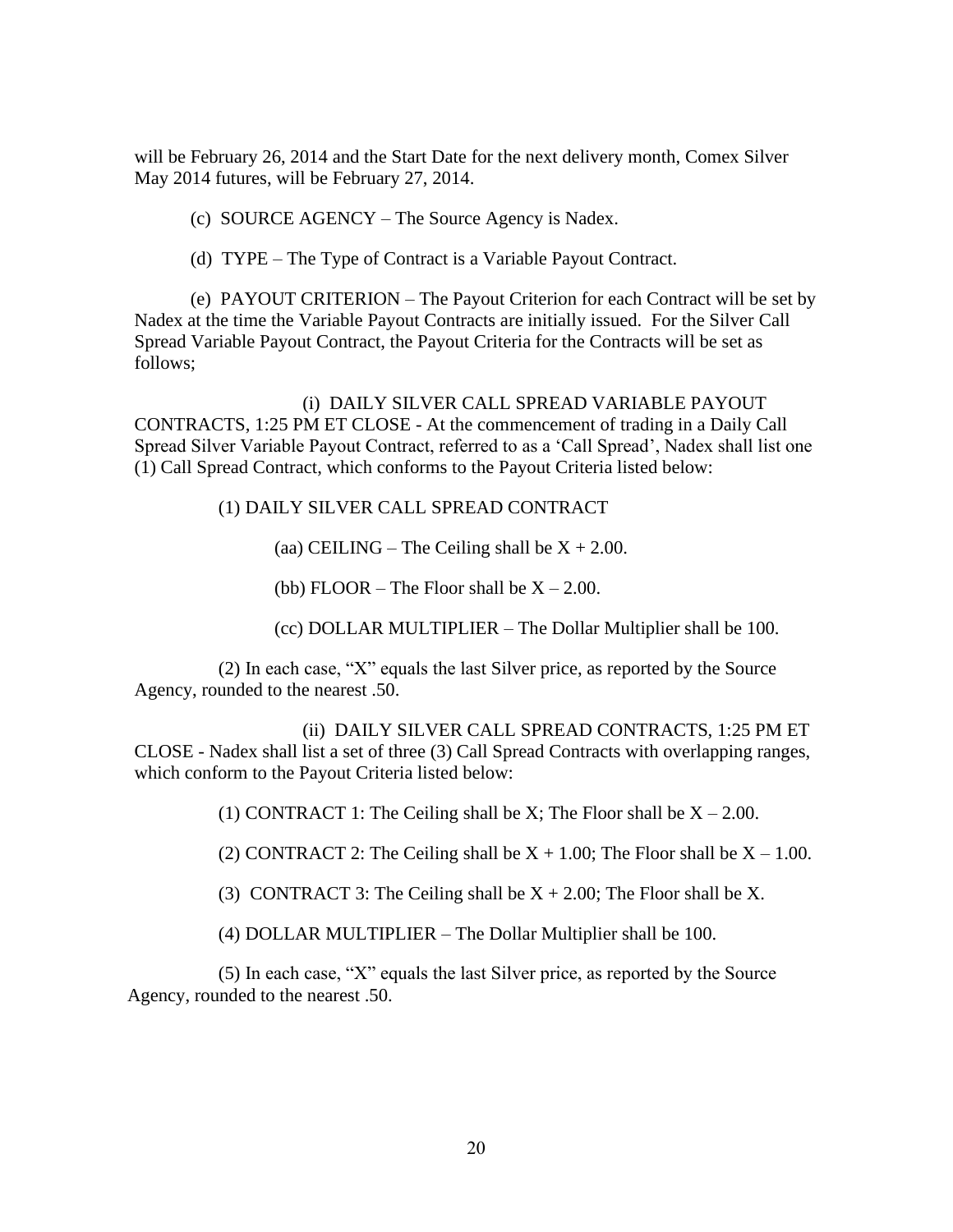will be February 26, 2014 and the Start Date for the next delivery month, Comex Silver May 2014 futures, will be February 27, 2014.

(c) SOURCE AGENCY – The Source Agency is Nadex.

(d) TYPE – The Type of Contract is a Variable Payout Contract.

(e) PAYOUT CRITERION – The Payout Criterion for each Contract will be set by Nadex at the time the Variable Payout Contracts are initially issued. For the Silver Call Spread Variable Payout Contract, the Payout Criteria for the Contracts will be set as follows;

(i) DAILY SILVER CALL SPREAD VARIABLE PAYOUT CONTRACTS, 1:25 PM ET CLOSE - At the commencement of trading in a Daily Call Spread Silver Variable Payout Contract, referred to as a 'Call Spread', Nadex shall list one (1) Call Spread Contract, which conforms to the Payout Criteria listed below:

(1) DAILY SILVER CALL SPREAD CONTRACT

(aa) CEILING – The Ceiling shall be X + 2.00.

(bb) FLOOR – The Floor shall be X – 2.00.

(cc) DOLLAR MULTIPLIER – The Dollar Multiplier shall be 100.

(2) In each case, "X" equals the last Silver price, as reported by the Source Agency, rounded to the nearest .50.

(ii) DAILY SILVER CALL SPREAD CONTRACTS, 1:25 PM ET CLOSE - Nadex shall list a set of three (3) Call Spread Contracts with overlapping ranges, which conform to the Payout Criteria listed below:

(1) CONTRACT 1: The Ceiling shall be X; The Floor shall be X – 2.00.

(2) CONTRACT 2: The Ceiling shall be X + 1.00; The Floor shall be X – 1.00.

(3) CONTRACT 3: The Ceiling shall be X + 2.00; The Floor shall be X.

(4) DOLLAR MULTIPLIER – The Dollar Multiplier shall be 100.

(5) In each case, "X" equals the last Silver price, as reported by the Source Agency, rounded to the nearest .50.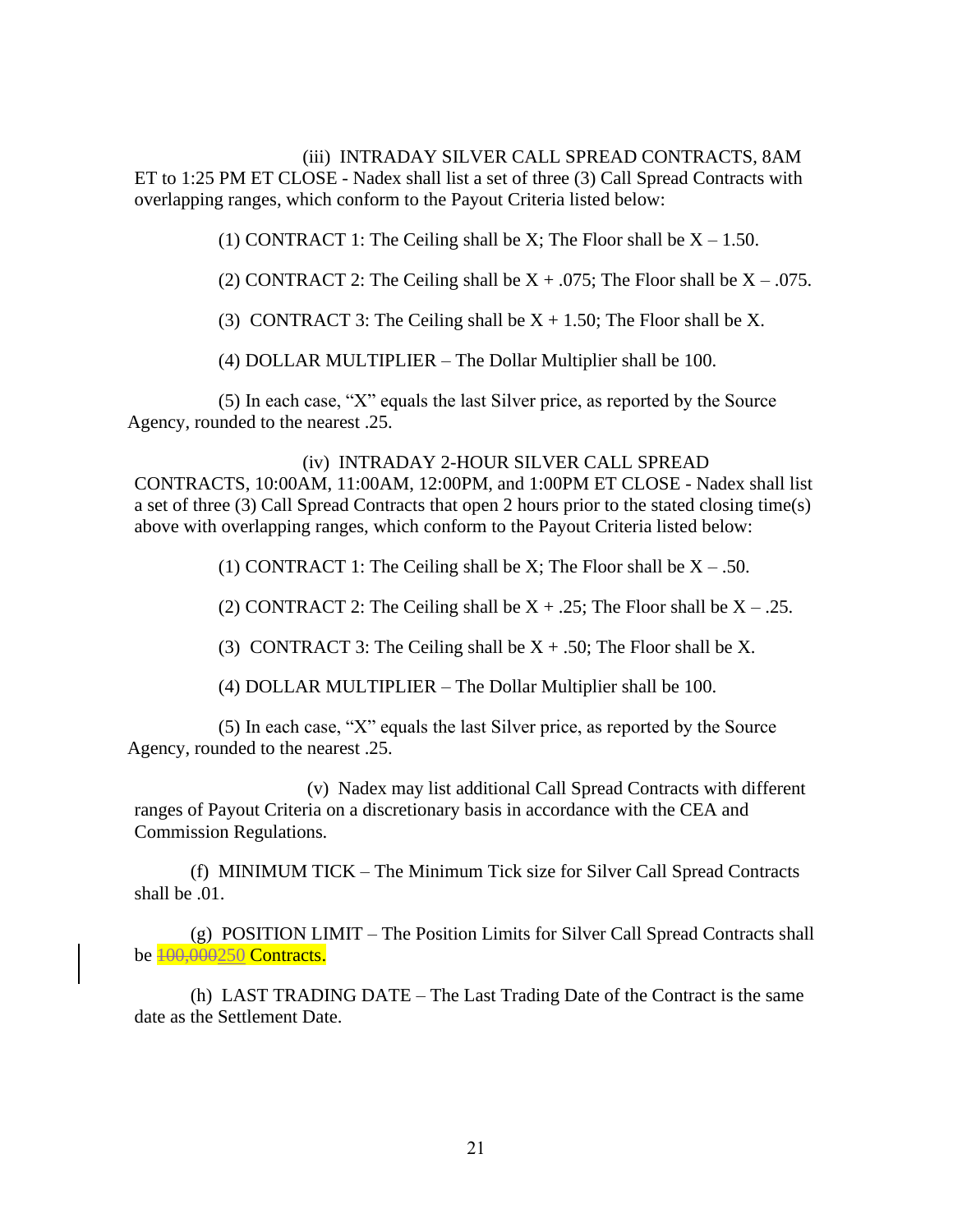(iii) INTRADAY SILVER CALL SPREAD CONTRACTS, 8AM ET to 1:25 PM ET CLOSE - Nadex shall list a set of three (3) Call Spread Contracts with overlapping ranges, which conform to the Payout Criteria listed below:

(1) CONTRACT 1: The Ceiling shall be X; The Floor shall be X – 1.50.

(2) CONTRACT 2: The Ceiling shall be X + .075; The Floor shall be X – .075.

(3) CONTRACT 3: The Ceiling shall be X + 1.50; The Floor shall be X.

(4) DOLLAR MULTIPLIER – The Dollar Multiplier shall be 100.

(5) In each case, "X" equals the last Silver price, as reported by the Source Agency, rounded to the nearest .25.

(iv) INTRADAY 2-HOUR SILVER CALL SPREAD CONTRACTS, 10:00AM, 11:00AM, 12:00PM, and 1:00PM ET CLOSE - Nadex shall list a set of three (3) Call Spread Contracts that open 2 hours prior to the stated closing time(s) above with overlapping ranges, which conform to the Payout Criteria listed below:

(1) CONTRACT 1: The Ceiling shall be X; The Floor shall be X – .50.

(2) CONTRACT 2: The Ceiling shall be X + .25; The Floor shall be X – .25.

(3) CONTRACT 3: The Ceiling shall be X + .50; The Floor shall be X.

(4) DOLLAR MULTIPLIER – The Dollar Multiplier shall be 100.

(5) In each case, "X" equals the last Silver price, as reported by the Source Agency, rounded to the nearest .25.

(v) Nadex may list additional Call Spread Contracts with different ranges of Payout Criteria on a discretionary basis in accordance with the CEA and Commission Regulations.

(f) MINIMUM TICK – The Minimum Tick size for Silver Call Spread Contracts shall be .01.

(g) POSITION LIMIT – The Position Limits for Silver Call Spread Contracts shall be ~~100,000~~250 Contracts.

(h) LAST TRADING DATE – The Last Trading Date of the Contract is the same date as the Settlement Date.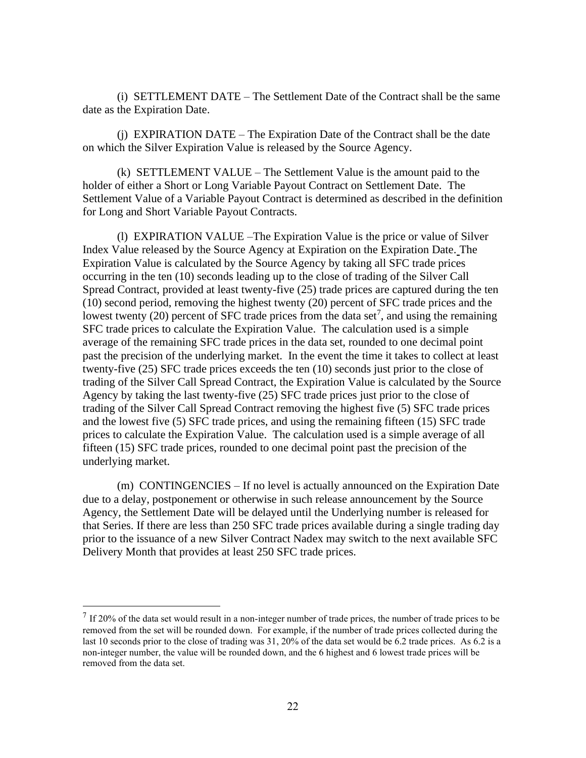(i) SETTLEMENT DATE – The Settlement Date of the Contract shall be the same date as the Expiration Date.

(j) EXPIRATION DATE – The Expiration Date of the Contract shall be the date on which the Silver Expiration Value is released by the Source Agency.

(k) SETTLEMENT VALUE – The Settlement Value is the amount paid to the holder of either a Short or Long Variable Payout Contract on Settlement Date. The Settlement Value of a Variable Payout Contract is determined as described in the definition for Long and Short Variable Payout Contracts.

(l) EXPIRATION VALUE –The Expiration Value is the price or value of Silver Index Value released by the Source Agency at Expiration on the Expiration Date. The Expiration Value is calculated by the Source Agency by taking all SFC trade prices occurring in the ten (10) seconds leading up to the close of trading of the Silver Call Spread Contract, provided at least twenty-five (25) trade prices are captured during the ten (10) second period, removing the highest twenty (20) percent of SFC trade prices and the lowest twenty (20) percent of SFC trade prices from the data set[7], and using the remaining SFC trade prices to calculate the Expiration Value. The calculation used is a simple average of the remaining SFC trade prices in the data set, rounded to one decimal point past the precision of the underlying market. In the event the time it takes to collect at least twenty-five (25) SFC trade prices exceeds the ten (10) seconds just prior to the close of trading of the Silver Call Spread Contract, the Expiration Value is calculated by the Source Agency by taking the last twenty-five (25) SFC trade prices just prior to the close of trading of the Silver Call Spread Contract removing the highest five (5) SFC trade prices and the lowest five (5) SFC trade prices, and using the remaining fifteen (15) SFC trade prices to calculate the Expiration Value. The calculation used is a simple average of all fifteen (15) SFC trade prices, rounded to one decimal point past the precision of the underlying market.

(m) CONTINGENCIES – If no level is actually announced on the Expiration Date due to a delay, postponement or otherwise in such release announcement by the Source Agency, the Settlement Date will be delayed until the Underlying number is released for that Series. If there are less than 250 SFC trade prices available during a single trading day prior to the issuance of a new Silver Contract Nadex may switch to the next available SFC Delivery Month that provides at least 250 SFC trade prices.

---

[7] If 20% of the data set would result in a non-integer number of trade prices, the number of trade prices to be removed from the set will be rounded down. For example, if the number of trade prices collected during the last 10 seconds prior to the close of trading was 31, 20% of the data set would be 6.2 trade prices. As 6.2 is a non-integer number, the value will be rounded down, and the 6 highest and 6 lowest trade prices will be removed from the data set.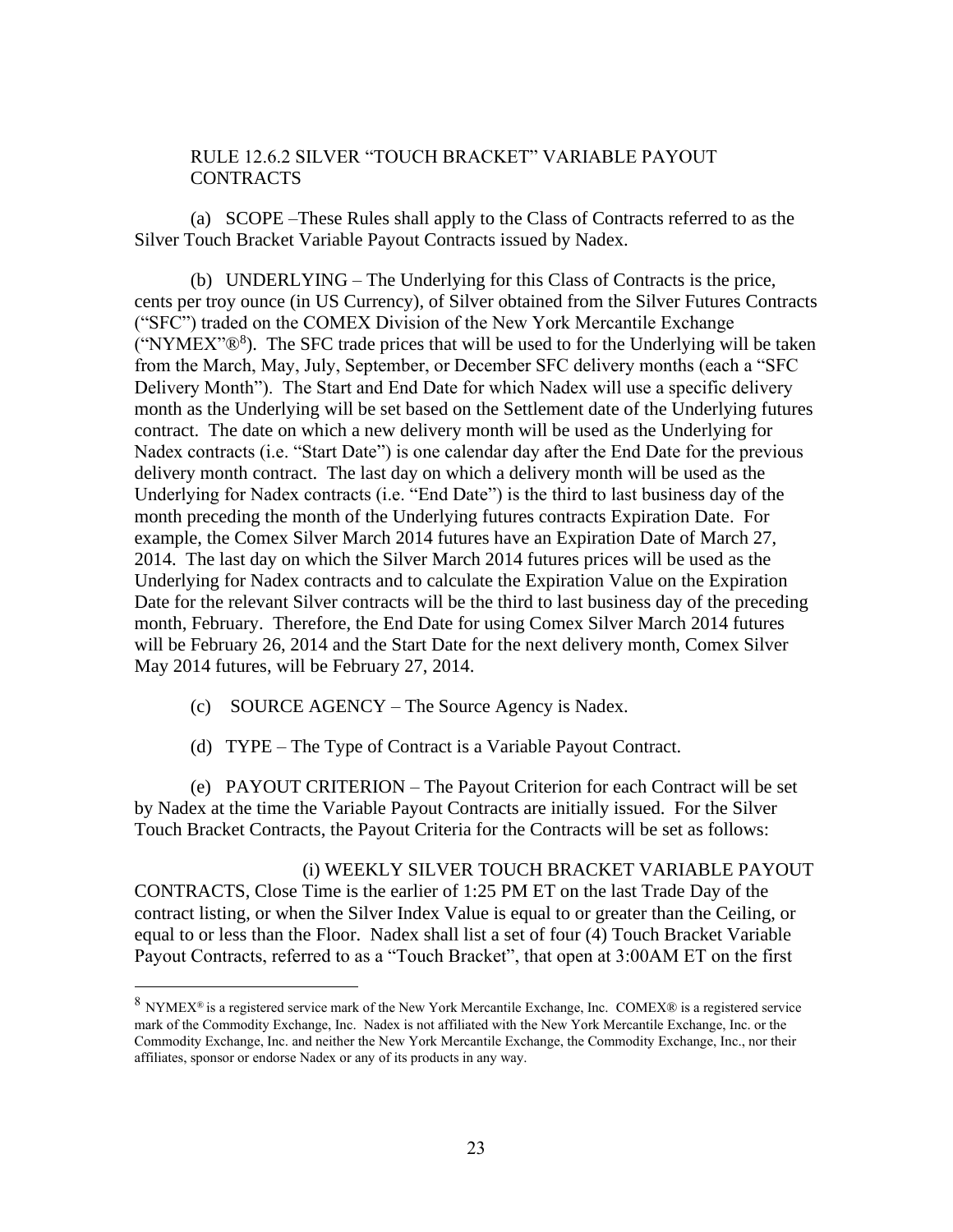RULE 12.6.2 SILVER "TOUCH BRACKET" VARIABLE PAYOUT CONTRACTS

(a) SCOPE –These Rules shall apply to the Class of Contracts referred to as the Silver Touch Bracket Variable Payout Contracts issued by Nadex.

(b) UNDERLYING – The Underlying for this Class of Contracts is the price, cents per troy ounce (in US Currency), of Silver obtained from the Silver Futures Contracts ("SFC") traded on the COMEX Division of the New York Mercantile Exchange ("NYMEX"®[8]). The SFC trade prices that will be used to for the Underlying will be taken from the March, May, July, September, or December SFC delivery months (each a "SFC Delivery Month"). The Start and End Date for which Nadex will use a specific delivery month as the Underlying will be set based on the Settlement date of the Underlying futures contract. The date on which a new delivery month will be used as the Underlying for Nadex contracts (i.e. "Start Date") is one calendar day after the End Date for the previous delivery month contract. The last day on which a delivery month will be used as the Underlying for Nadex contracts (i.e. "End Date") is the third to last business day of the month preceding the month of the Underlying futures contracts Expiration Date. For example, the Comex Silver March 2014 futures have an Expiration Date of March 27, 2014. The last day on which the Silver March 2014 futures prices will be used as the Underlying for Nadex contracts and to calculate the Expiration Value on the Expiration Date for the relevant Silver contracts will be the third to last business day of the preceding month, February. Therefore, the End Date for using Comex Silver March 2014 futures will be February 26, 2014 and the Start Date for the next delivery month, Comex Silver May 2014 futures, will be February 27, 2014.

(c) SOURCE AGENCY – The Source Agency is Nadex.

(d) TYPE – The Type of Contract is a Variable Payout Contract.

(e) PAYOUT CRITERION – The Payout Criterion for each Contract will be set by Nadex at the time the Variable Payout Contracts are initially issued. For the Silver Touch Bracket Contracts, the Payout Criteria for the Contracts will be set as follows:

(i) WEEKLY SILVER TOUCH BRACKET VARIABLE PAYOUT CONTRACTS, Close Time is the earlier of 1:25 PM ET on the last Trade Day of the contract listing, or when the Silver Index Value is equal to or greater than the Ceiling, or equal to or less than the Floor. Nadex shall list a set of four (4) Touch Bracket Variable Payout Contracts, referred to as a "Touch Bracket", that open at 3:00AM ET on the first

[8] NYMEX® is a registered service mark of the New York Mercantile Exchange, Inc. COMEX® is a registered service mark of the Commodity Exchange, Inc. Nadex is not affiliated with the New York Mercantile Exchange, Inc. or the Commodity Exchange, Inc. and neither the New York Mercantile Exchange, the Commodity Exchange, Inc., nor their affiliates, sponsor or endorse Nadex or any of its products in any way.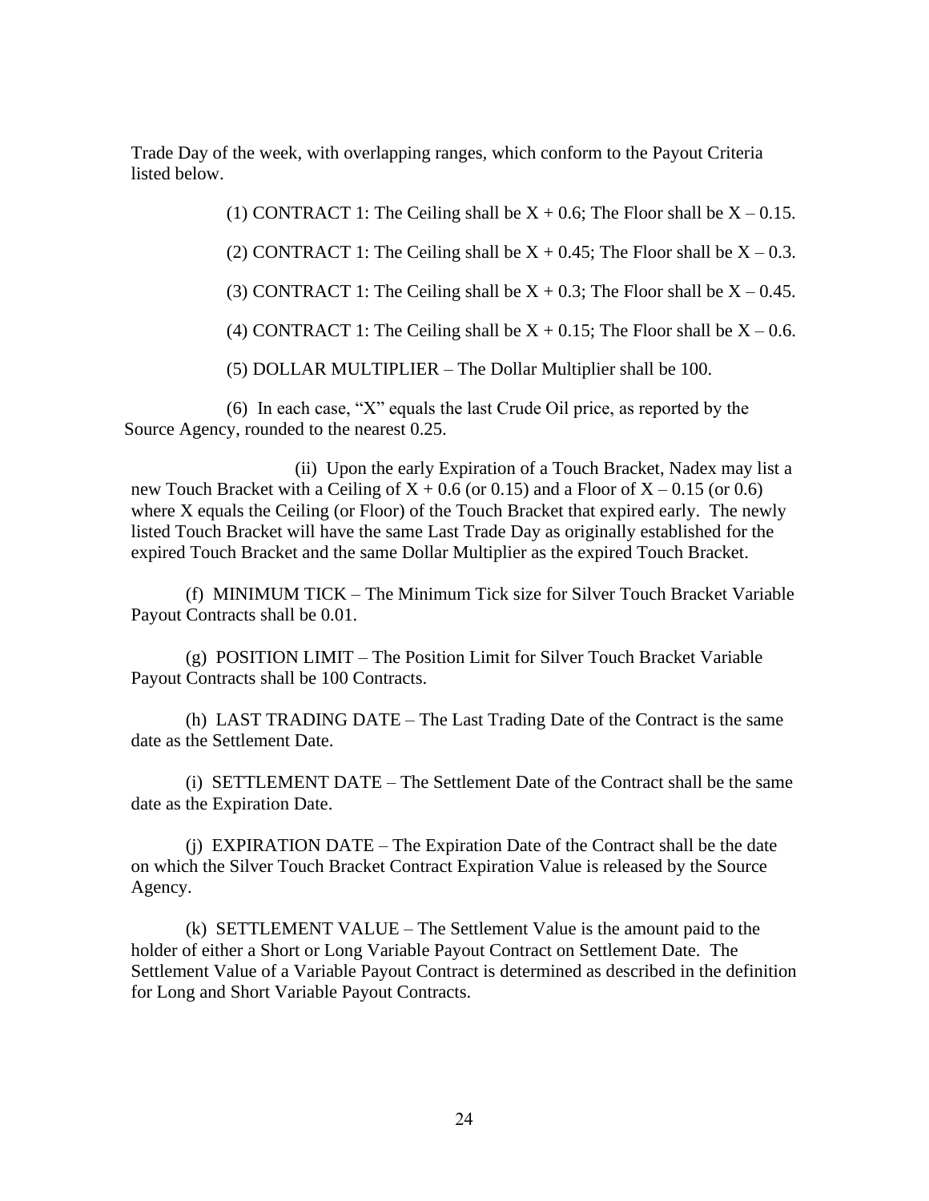Trade Day of the week, with overlapping ranges, which conform to the Payout Criteria listed below.

(1) CONTRACT 1: The Ceiling shall be $X + 0.6$; The Floor shall be $X – 0.15$.

(2) CONTRACT 1: The Ceiling shall be $X + 0.45$; The Floor shall be $X – 0.3$.

(3) CONTRACT 1: The Ceiling shall be $X + 0.3$; The Floor shall be $X – 0.45$.

(4) CONTRACT 1: The Ceiling shall be $X + 0.15$; The Floor shall be $X – 0.6$.

(5) DOLLAR MULTIPLIER – The Dollar Multiplier shall be 100.

(6) In each case, "X" equals the last Crude Oil price, as reported by the Source Agency, rounded to the nearest 0.25.

(ii) Upon the early Expiration of a Touch Bracket, Nadex may list a new Touch Bracket with a Ceiling of $X + 0.6$ (or 0.15) and a Floor of $X – 0.15$ (or 0.6) where X equals the Ceiling (or Floor) of the Touch Bracket that expired early. The newly listed Touch Bracket will have the same Last Trade Day as originally established for the expired Touch Bracket and the same Dollar Multiplier as the expired Touch Bracket.

(f) MINIMUM TICK – The Minimum Tick size for Silver Touch Bracket Variable Payout Contracts shall be 0.01.

(g) POSITION LIMIT – The Position Limit for Silver Touch Bracket Variable Payout Contracts shall be 100 Contracts.

(h) LAST TRADING DATE – The Last Trading Date of the Contract is the same date as the Settlement Date.

(i) SETTLEMENT DATE – The Settlement Date of the Contract shall be the same date as the Expiration Date.

(j) EXPIRATION DATE – The Expiration Date of the Contract shall be the date on which the Silver Touch Bracket Contract Expiration Value is released by the Source Agency.

(k) SETTLEMENT VALUE – The Settlement Value is the amount paid to the holder of either a Short or Long Variable Payout Contract on Settlement Date. The Settlement Value of a Variable Payout Contract is determined as described in the definition for Long and Short Variable Payout Contracts.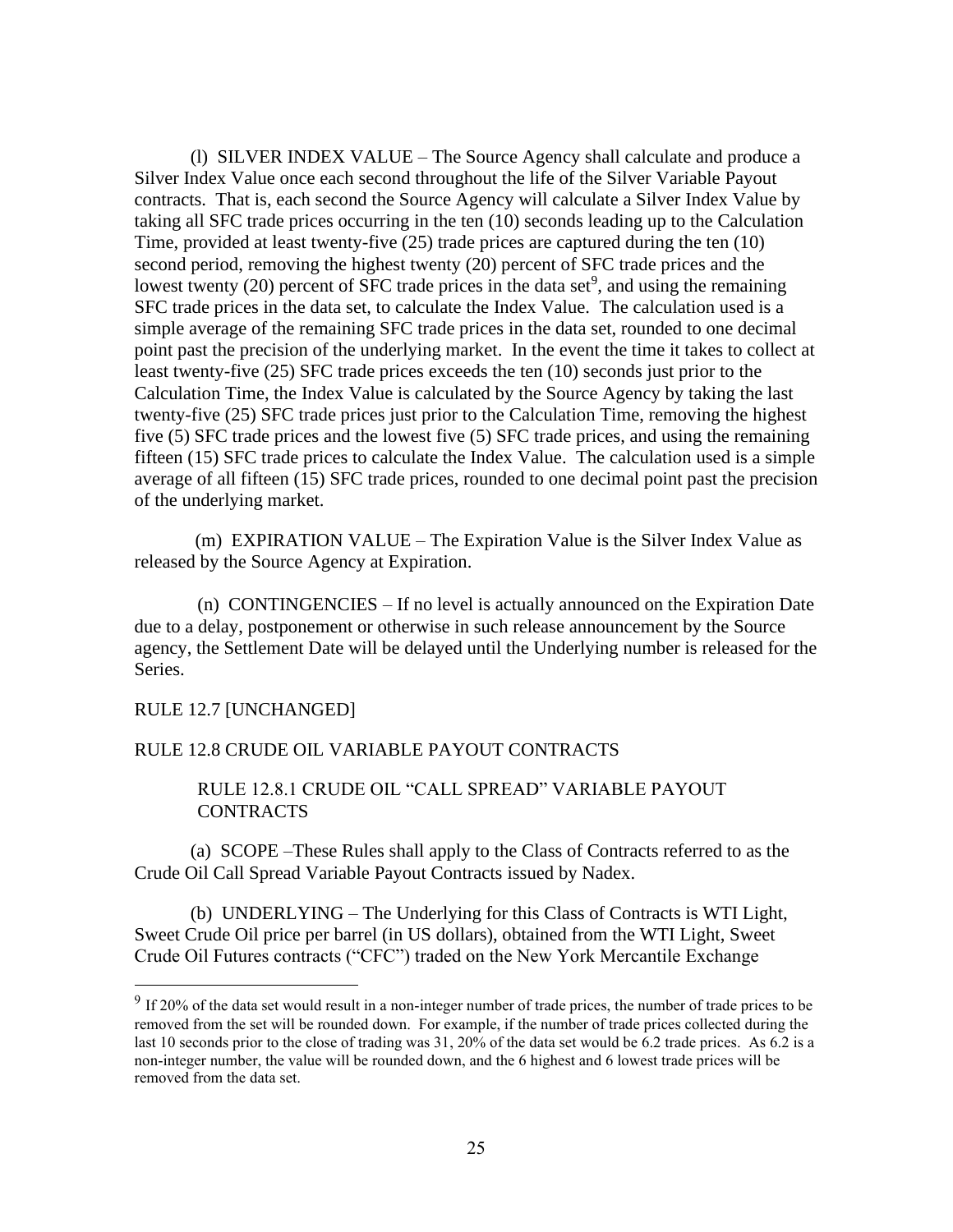(l) SILVER INDEX VALUE – The Source Agency shall calculate and produce a Silver Index Value once each second throughout the life of the Silver Variable Payout contracts. That is, each second the Source Agency will calculate a Silver Index Value by taking all SFC trade prices occurring in the ten (10) seconds leading up to the Calculation Time, provided at least twenty-five (25) trade prices are captured during the ten (10) second period, removing the highest twenty (20) percent of SFC trade prices and the lowest twenty (20) percent of SFC trade prices in the data set[9], and using the remaining SFC trade prices in the data set, to calculate the Index Value. The calculation used is a simple average of the remaining SFC trade prices in the data set, rounded to one decimal point past the precision of the underlying market. In the event the time it takes to collect at least twenty-five (25) SFC trade prices exceeds the ten (10) seconds just prior to the Calculation Time, the Index Value is calculated by the Source Agency by taking the last twenty-five (25) SFC trade prices just prior to the Calculation Time, removing the highest five (5) SFC trade prices and the lowest five (5) SFC trade prices, and using the remaining fifteen (15) SFC trade prices to calculate the Index Value. The calculation used is a simple average of all fifteen (15) SFC trade prices, rounded to one decimal point past the precision of the underlying market.

(m) EXPIRATION VALUE – The Expiration Value is the Silver Index Value as released by the Source Agency at Expiration.

(n) CONTINGENCIES – If no level is actually announced on the Expiration Date due to a delay, postponement or otherwise in such release announcement by the Source agency, the Settlement Date will be delayed until the Underlying number is released for the Series.

RULE 12.7 [UNCHANGED]

RULE 12.8 CRUDE OIL VARIABLE PAYOUT CONTRACTS

RULE 12.8.1 CRUDE OIL "CALL SPREAD" VARIABLE PAYOUT CONTRACTS

(a) SCOPE –These Rules shall apply to the Class of Contracts referred to as the Crude Oil Call Spread Variable Payout Contracts issued by Nadex.

(b) UNDERLYING – The Underlying for this Class of Contracts is WTI Light, Sweet Crude Oil price per barrel (in US dollars), obtained from the WTI Light, Sweet Crude Oil Futures contracts ("CFC") traded on the New York Mercantile Exchange

[9] If 20% of the data set would result in a non-integer number of trade prices, the number of trade prices to be removed from the set will be rounded down. For example, if the number of trade prices collected during the last 10 seconds prior to the close of trading was 31, 20% of the data set would be 6.2 trade prices. As 6.2 is a non-integer number, the value will be rounded down, and the 6 highest and 6 lowest trade prices will be removed from the data set.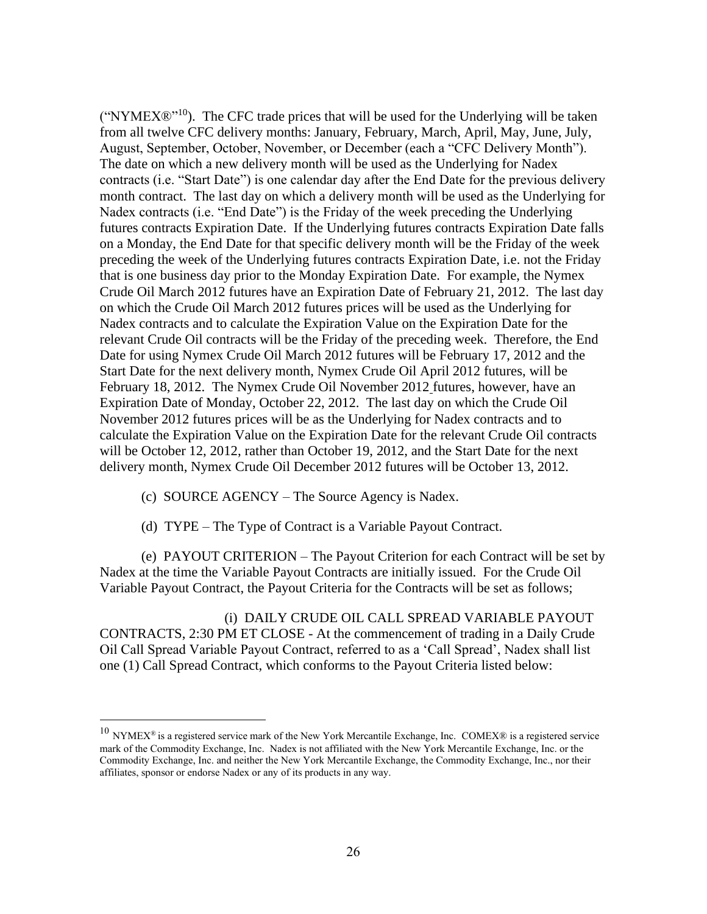("NYMEX®"[10]). The CFC trade prices that will be used for the Underlying will be taken from all twelve CFC delivery months: January, February, March, April, May, June, July, August, September, October, November, or December (each a "CFC Delivery Month"). The date on which a new delivery month will be used as the Underlying for Nadex contracts (i.e. "Start Date") is one calendar day after the End Date for the previous delivery month contract. The last day on which a delivery month will be used as the Underlying for Nadex contracts (i.e. "End Date") is the Friday of the week preceding the Underlying futures contracts Expiration Date. If the Underlying futures contracts Expiration Date falls on a Monday, the End Date for that specific delivery month will be the Friday of the week preceding the week of the Underlying futures contracts Expiration Date, i.e. not the Friday that is one business day prior to the Monday Expiration Date. For example, the Nymex Crude Oil March 2012 futures have an Expiration Date of February 21, 2012. The last day on which the Crude Oil March 2012 futures prices will be used as the Underlying for Nadex contracts and to calculate the Expiration Value on the Expiration Date for the relevant Crude Oil contracts will be the Friday of the preceding week. Therefore, the End Date for using Nymex Crude Oil March 2012 futures will be February 17, 2012 and the Start Date for the next delivery month, Nymex Crude Oil April 2012 futures, will be February 18, 2012. The Nymex Crude Oil November 2012 futures, however, have an Expiration Date of Monday, October 22, 2012. The last day on which the Crude Oil November 2012 futures prices will be as the Underlying for Nadex contracts and to calculate the Expiration Value on the Expiration Date for the relevant Crude Oil contracts will be October 12, 2012, rather than October 19, 2012, and the Start Date for the next delivery month, Nymex Crude Oil December 2012 futures will be October 13, 2012.

(c) SOURCE AGENCY – The Source Agency is Nadex.

(d) TYPE – The Type of Contract is a Variable Payout Contract.

(e) PAYOUT CRITERION – The Payout Criterion for each Contract will be set by Nadex at the time the Variable Payout Contracts are initially issued. For the Crude Oil Variable Payout Contract, the Payout Criteria for the Contracts will be set as follows;

(i) DAILY CRUDE OIL CALL SPREAD VARIABLE PAYOUT CONTRACTS, 2:30 PM ET CLOSE - At the commencement of trading in a Daily Crude Oil Call Spread Variable Payout Contract, referred to as a 'Call Spread', Nadex shall list one (1) Call Spread Contract, which conforms to the Payout Criteria listed below:

[10] NYMEX® is a registered service mark of the New York Mercantile Exchange, Inc. COMEX® is a registered service mark of the Commodity Exchange, Inc. Nadex is not affiliated with the New York Mercantile Exchange, Inc. or the Commodity Exchange, Inc. and neither the New York Mercantile Exchange, the Commodity Exchange, Inc., nor their affiliates, sponsor or endorse Nadex or any of its products in any way.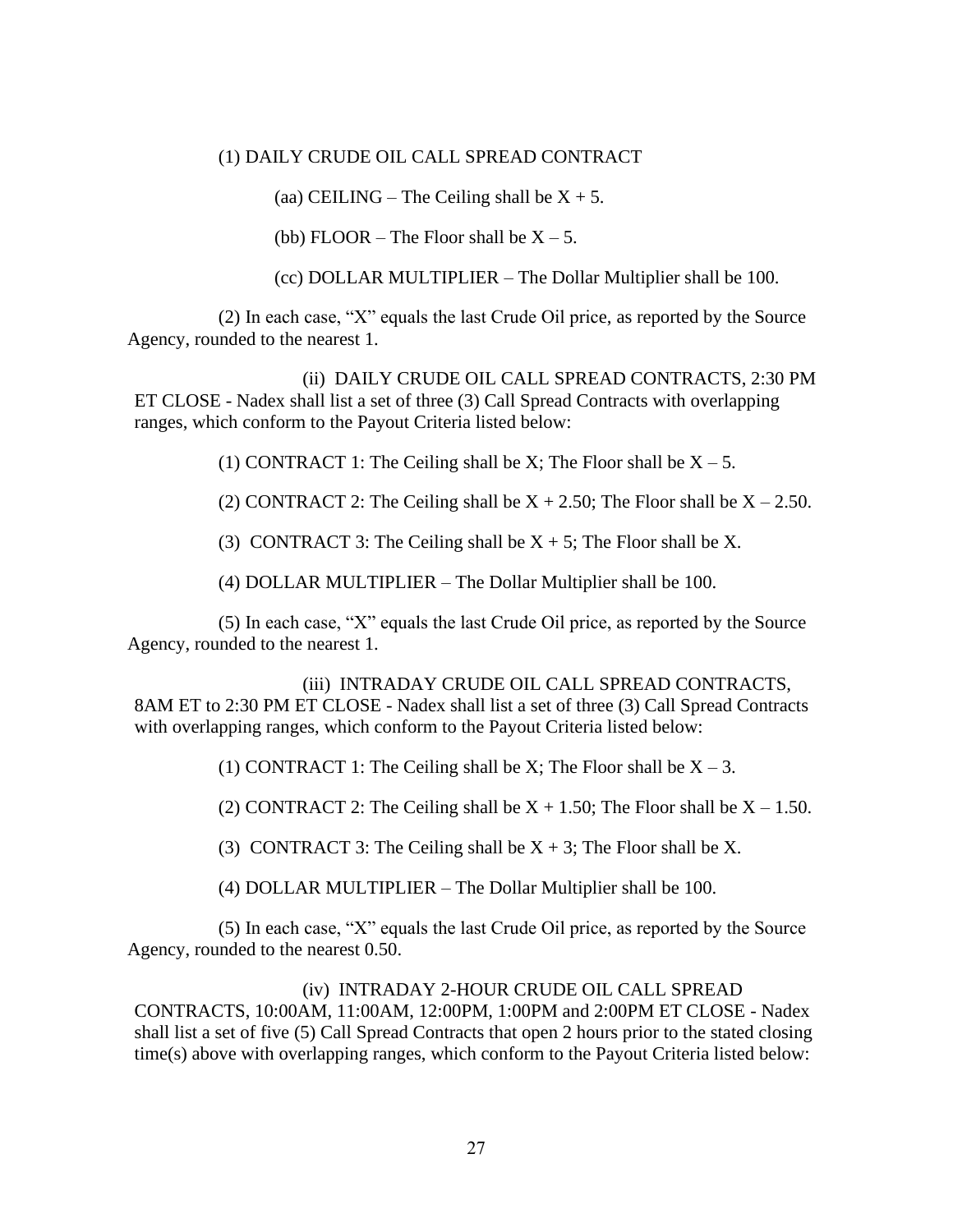(1) DAILY CRUDE OIL CALL SPREAD CONTRACT

(aa) CEILING – The Ceiling shall be X + 5.

(bb) FLOOR – The Floor shall be X – 5.

(cc) DOLLAR MULTIPLIER – The Dollar Multiplier shall be 100.

(2) In each case, "X" equals the last Crude Oil price, as reported by the Source Agency, rounded to the nearest 1.

(ii) DAILY CRUDE OIL CALL SPREAD CONTRACTS, 2:30 PM ET CLOSE - Nadex shall list a set of three (3) Call Spread Contracts with overlapping ranges, which conform to the Payout Criteria listed below:

(1) CONTRACT 1: The Ceiling shall be X; The Floor shall be X – 5.

(2) CONTRACT 2: The Ceiling shall be X + 2.50; The Floor shall be X – 2.50.

(3) CONTRACT 3: The Ceiling shall be X + 5; The Floor shall be X.

(4) DOLLAR MULTIPLIER – The Dollar Multiplier shall be 100.

(5) In each case, "X" equals the last Crude Oil price, as reported by the Source Agency, rounded to the nearest 1.

(iii) INTRADAY CRUDE OIL CALL SPREAD CONTRACTS, 8AM ET to 2:30 PM ET CLOSE - Nadex shall list a set of three (3) Call Spread Contracts with overlapping ranges, which conform to the Payout Criteria listed below:

(1) CONTRACT 1: The Ceiling shall be X; The Floor shall be X – 3.

(2) CONTRACT 2: The Ceiling shall be X + 1.50; The Floor shall be X – 1.50.

(3) CONTRACT 3: The Ceiling shall be X + 3; The Floor shall be X.

(4) DOLLAR MULTIPLIER – The Dollar Multiplier shall be 100.

(5) In each case, "X" equals the last Crude Oil price, as reported by the Source Agency, rounded to the nearest 0.50.

(iv) INTRADAY 2-HOUR CRUDE OIL CALL SPREAD CONTRACTS, 10:00AM, 11:00AM, 12:00PM, 1:00PM and 2:00PM ET CLOSE - Nadex shall list a set of five (5) Call Spread Contracts that open 2 hours prior to the stated closing time(s) above with overlapping ranges, which conform to the Payout Criteria listed below: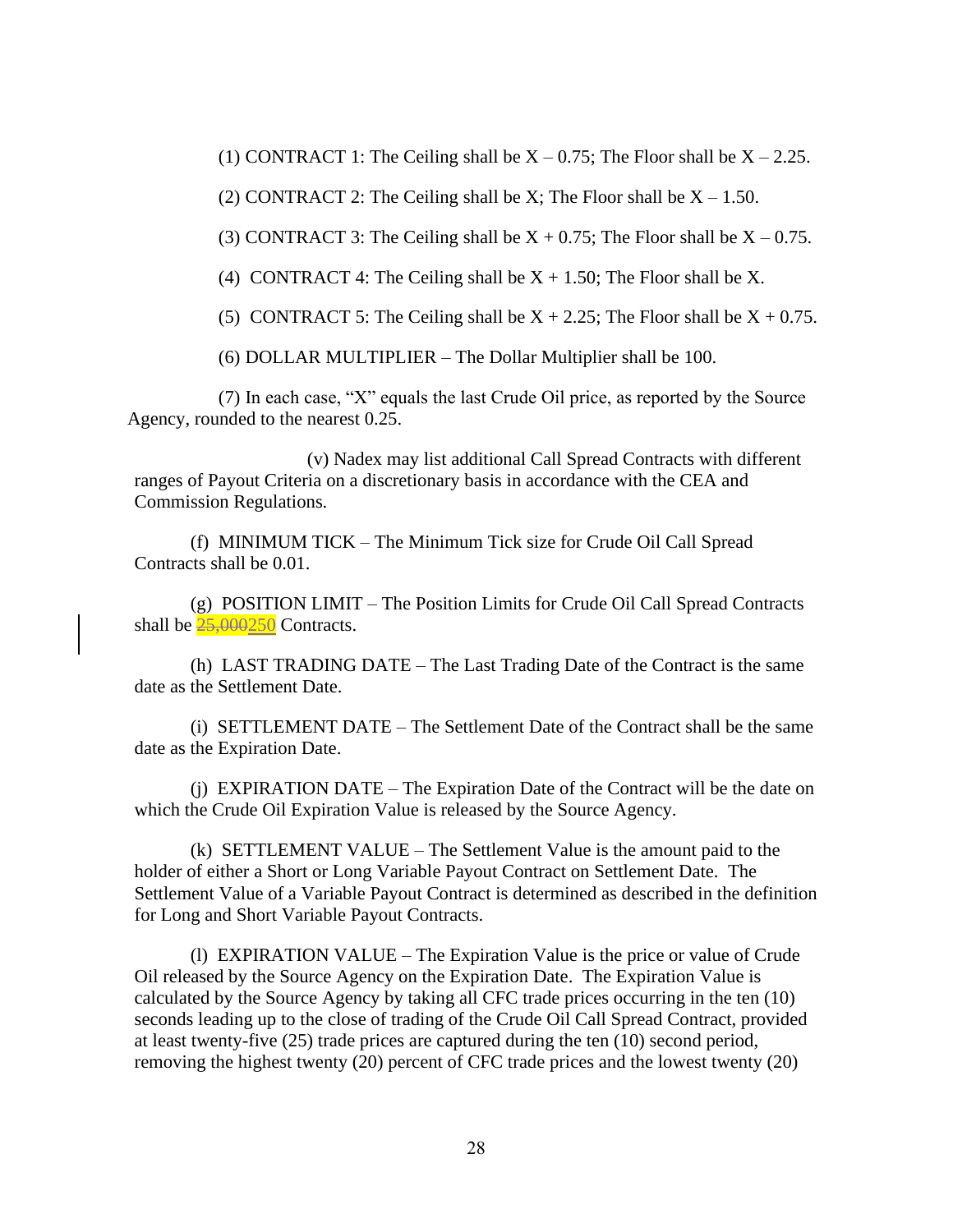(1) CONTRACT 1: The Ceiling shall be $X – 0.75$; The Floor shall be $X – 2.25$.

(2) CONTRACT 2: The Ceiling shall be X; The Floor shall be $X – 1.50$.

(3) CONTRACT 3: The Ceiling shall be $X + 0.75$; The Floor shall be $X – 0.75$.

(4) CONTRACT 4: The Ceiling shall be $X + 1.50$; The Floor shall be X.

(5) CONTRACT 5: The Ceiling shall be $X + 2.25$; The Floor shall be $X + 0.75$.

(6) DOLLAR MULTIPLIER – The Dollar Multiplier shall be 100.

(7) In each case, "X" equals the last Crude Oil price, as reported by the Source Agency, rounded to the nearest 0.25.

(v) Nadex may list additional Call Spread Contracts with different ranges of Payout Criteria on a discretionary basis in accordance with the CEA and Commission Regulations.

(f) MINIMUM TICK – The Minimum Tick size for Crude Oil Call Spread Contracts shall be 0.01.

(g) POSITION LIMIT – The Position Limits for Crude Oil Call Spread Contracts shall be ~~25,000~~250 Contracts.

(h) LAST TRADING DATE – The Last Trading Date of the Contract is the same date as the Settlement Date.

(i) SETTLEMENT DATE – The Settlement Date of the Contract shall be the same date as the Expiration Date.

(j) EXPIRATION DATE – The Expiration Date of the Contract will be the date on which the Crude Oil Expiration Value is released by the Source Agency.

(k) SETTLEMENT VALUE – The Settlement Value is the amount paid to the holder of either a Short or Long Variable Payout Contract on Settlement Date. The Settlement Value of a Variable Payout Contract is determined as described in the definition for Long and Short Variable Payout Contracts.

(l) EXPIRATION VALUE – The Expiration Value is the price or value of Crude Oil released by the Source Agency on the Expiration Date. The Expiration Value is calculated by the Source Agency by taking all CFC trade prices occurring in the ten (10) seconds leading up to the close of trading of the Crude Oil Call Spread Contract, provided at least twenty-five (25) trade prices are captured during the ten (10) second period, removing the highest twenty (20) percent of CFC trade prices and the lowest twenty (20)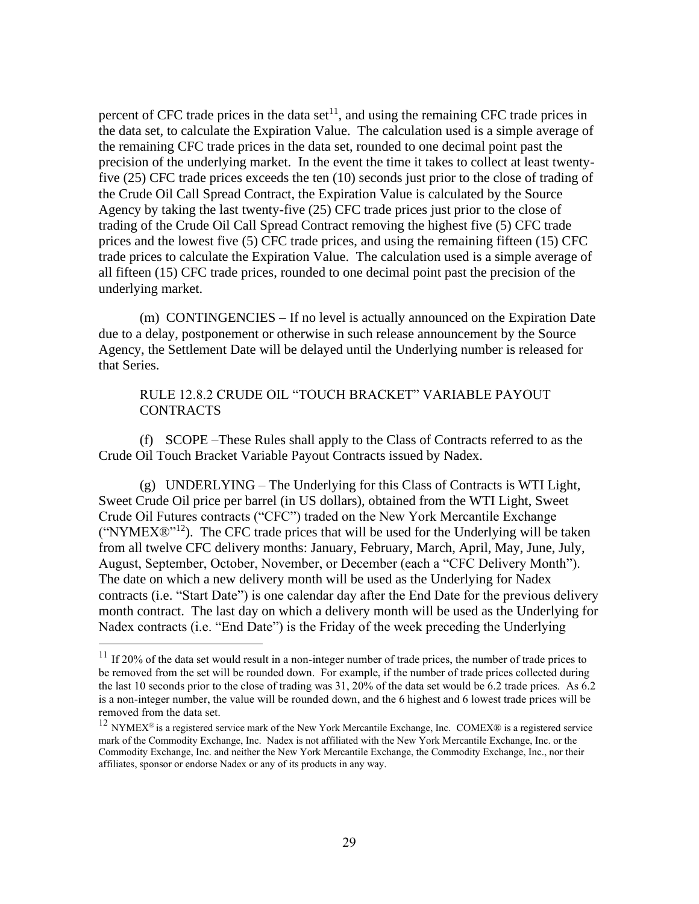percent of CFC trade prices in the data set[11], and using the remaining CFC trade prices in the data set, to calculate the Expiration Value. The calculation used is a simple average of the remaining CFC trade prices in the data set, rounded to one decimal point past the precision of the underlying market. In the event the time it takes to collect at least twenty-five (25) CFC trade prices exceeds the ten (10) seconds just prior to the close of trading of the Crude Oil Call Spread Contract, the Expiration Value is calculated by the Source Agency by taking the last twenty-five (25) CFC trade prices just prior to the close of trading of the Crude Oil Call Spread Contract removing the highest five (5) CFC trade prices and the lowest five (5) CFC trade prices, and using the remaining fifteen (15) CFC trade prices to calculate the Expiration Value. The calculation used is a simple average of all fifteen (15) CFC trade prices, rounded to one decimal point past the precision of the underlying market.

(m) CONTINGENCIES – If no level is actually announced on the Expiration Date due to a delay, postponement or otherwise in such release announcement by the Source Agency, the Settlement Date will be delayed until the Underlying number is released for that Series.

RULE 12.8.2 CRUDE OIL "TOUCH BRACKET" VARIABLE PAYOUT CONTRACTS

(f) SCOPE –These Rules shall apply to the Class of Contracts referred to as the Crude Oil Touch Bracket Variable Payout Contracts issued by Nadex.

(g) UNDERLYING – The Underlying for this Class of Contracts is WTI Light, Sweet Crude Oil price per barrel (in US dollars), obtained from the WTI Light, Sweet Crude Oil Futures contracts ("CFC") traded on the New York Mercantile Exchange ("NYMEX®"[12]). The CFC trade prices that will be used for the Underlying will be taken from all twelve CFC delivery months: January, February, March, April, May, June, July, August, September, October, November, or December (each a "CFC Delivery Month"). The date on which a new delivery month will be used as the Underlying for Nadex contracts (i.e. "Start Date") is one calendar day after the End Date for the previous delivery month contract. The last day on which a delivery month will be used as the Underlying for Nadex contracts (i.e. "End Date") is the Friday of the week preceding the Underlying

---

[11] If 20% of the data set would result in a non-integer number of trade prices, the number of trade prices to be removed from the set will be rounded down. For example, if the number of trade prices collected during the last 10 seconds prior to the close of trading was 31, 20% of the data set would be 6.2 trade prices. As 6.2 is a non-integer number, the value will be rounded down, and the 6 highest and 6 lowest trade prices will be removed from the data set.

[12] NYMEX® is a registered service mark of the New York Mercantile Exchange, Inc. COMEX® is a registered service mark of the Commodity Exchange, Inc. Nadex is not affiliated with the New York Mercantile Exchange, Inc. or the Commodity Exchange, Inc. and neither the New York Mercantile Exchange, the Commodity Exchange, Inc., nor their affiliates, sponsor or endorse Nadex or any of its products in any way.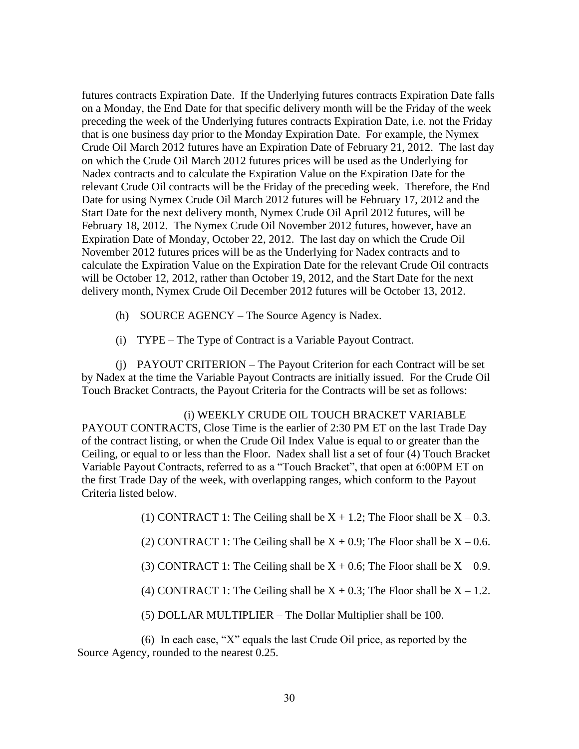futures contracts Expiration Date. If the Underlying futures contracts Expiration Date falls on a Monday, the End Date for that specific delivery month will be the Friday of the week preceding the week of the Underlying futures contracts Expiration Date, i.e. not the Friday that is one business day prior to the Monday Expiration Date. For example, the Nymex Crude Oil March 2012 futures have an Expiration Date of February 21, 2012. The last day on which the Crude Oil March 2012 futures prices will be used as the Underlying for Nadex contracts and to calculate the Expiration Value on the Expiration Date for the relevant Crude Oil contracts will be the Friday of the preceding week. Therefore, the End Date for using Nymex Crude Oil March 2012 futures will be February 17, 2012 and the Start Date for the next delivery month, Nymex Crude Oil April 2012 futures, will be February 18, 2012. The Nymex Crude Oil November 2012 futures, however, have an Expiration Date of Monday, October 22, 2012. The last day on which the Crude Oil November 2012 futures prices will be as the Underlying for Nadex contracts and to calculate the Expiration Value on the Expiration Date for the relevant Crude Oil contracts will be October 12, 2012, rather than October 19, 2012, and the Start Date for the next delivery month, Nymex Crude Oil December 2012 futures will be October 13, 2012.

(h) SOURCE AGENCY – The Source Agency is Nadex.

(i) TYPE – The Type of Contract is a Variable Payout Contract.

(j) PAYOUT CRITERION – The Payout Criterion for each Contract will be set by Nadex at the time the Variable Payout Contracts are initially issued. For the Crude Oil Touch Bracket Contracts, the Payout Criteria for the Contracts will be set as follows:

(i) WEEKLY CRUDE OIL TOUCH BRACKET VARIABLE PAYOUT CONTRACTS, Close Time is the earlier of 2:30 PM ET on the last Trade Day of the contract listing, or when the Crude Oil Index Value is equal to or greater than the Ceiling, or equal to or less than the Floor. Nadex shall list a set of four (4) Touch Bracket Variable Payout Contracts, referred to as a "Touch Bracket", that open at 6:00PM ET on the first Trade Day of the week, with overlapping ranges, which conform to the Payout Criteria listed below.

(1) CONTRACT 1: The Ceiling shall be X + 1.2; The Floor shall be X – 0.3.

(2) CONTRACT 1: The Ceiling shall be X + 0.9; The Floor shall be X – 0.6.

(3) CONTRACT 1: The Ceiling shall be X + 0.6; The Floor shall be X – 0.9.

(4) CONTRACT 1: The Ceiling shall be X + 0.3; The Floor shall be X – 1.2.

(5) DOLLAR MULTIPLIER – The Dollar Multiplier shall be 100.

(6) In each case, "X" equals the last Crude Oil price, as reported by the Source Agency, rounded to the nearest 0.25.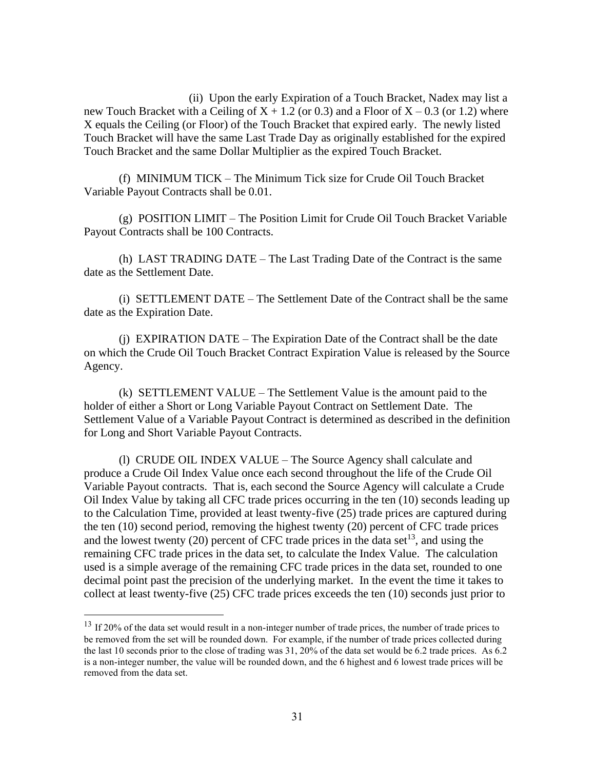(ii) Upon the early Expiration of a Touch Bracket, Nadex may list a new Touch Bracket with a Ceiling of $X + 1.2$ (or 0.3) and a Floor of $X – 0.3$ (or 1.2) where X equals the Ceiling (or Floor) of the Touch Bracket that expired early. The newly listed Touch Bracket will have the same Last Trade Day as originally established for the expired Touch Bracket and the same Dollar Multiplier as the expired Touch Bracket.

(f) MINIMUM TICK – The Minimum Tick size for Crude Oil Touch Bracket Variable Payout Contracts shall be 0.01.

(g) POSITION LIMIT – The Position Limit for Crude Oil Touch Bracket Variable Payout Contracts shall be 100 Contracts.

(h) LAST TRADING DATE – The Last Trading Date of the Contract is the same date as the Settlement Date.

(i) SETTLEMENT DATE – The Settlement Date of the Contract shall be the same date as the Expiration Date.

(j) EXPIRATION DATE – The Expiration Date of the Contract shall be the date on which the Crude Oil Touch Bracket Contract Expiration Value is released by the Source Agency.

(k) SETTLEMENT VALUE – The Settlement Value is the amount paid to the holder of either a Short or Long Variable Payout Contract on Settlement Date. The Settlement Value of a Variable Payout Contract is determined as described in the definition for Long and Short Variable Payout Contracts.

(l) CRUDE OIL INDEX VALUE – The Source Agency shall calculate and produce a Crude Oil Index Value once each second throughout the life of the Crude Oil Variable Payout contracts. That is, each second the Source Agency will calculate a Crude Oil Index Value by taking all CFC trade prices occurring in the ten (10) seconds leading up to the Calculation Time, provided at least twenty-five (25) trade prices are captured during the ten (10) second period, removing the highest twenty (20) percent of CFC trade prices and the lowest twenty (20) percent of CFC trade prices in the data set[13], and using the remaining CFC trade prices in the data set, to calculate the Index Value. The calculation used is a simple average of the remaining CFC trade prices in the data set, rounded to one decimal point past the precision of the underlying market. In the event the time it takes to collect at least twenty-five (25) CFC trade prices exceeds the ten (10) seconds just prior to

[13] If 20% of the data set would result in a non-integer number of trade prices, the number of trade prices to be removed from the set will be rounded down. For example, if the number of trade prices collected during the last 10 seconds prior to the close of trading was 31, 20% of the data set would be 6.2 trade prices. As 6.2 is a non-integer number, the value will be rounded down, and the 6 highest and 6 lowest trade prices will be removed from the data set.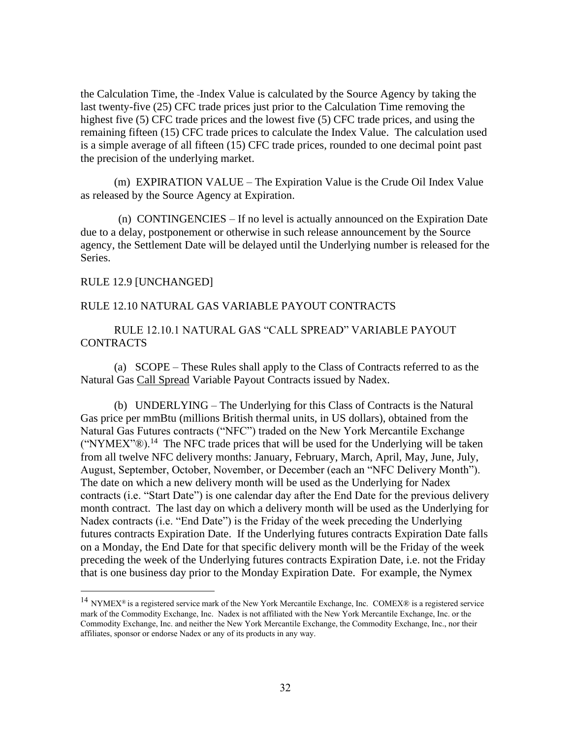the Calculation Time, the Index Value is calculated by the Source Agency by taking the last twenty-five (25) CFC trade prices just prior to the Calculation Time removing the highest five (5) CFC trade prices and the lowest five (5) CFC trade prices, and using the remaining fifteen (15) CFC trade prices to calculate the Index Value. The calculation used is a simple average of all fifteen (15) CFC trade prices, rounded to one decimal point past the precision of the underlying market.

(m) EXPIRATION VALUE – The Expiration Value is the Crude Oil Index Value as released by the Source Agency at Expiration.

(n) CONTINGENCIES – If no level is actually announced on the Expiration Date due to a delay, postponement or otherwise in such release announcement by the Source agency, the Settlement Date will be delayed until the Underlying number is released for the Series.

RULE 12.9 [UNCHANGED]

RULE 12.10 NATURAL GAS VARIABLE PAYOUT CONTRACTS

RULE 12.10.1 NATURAL GAS "CALL SPREAD" VARIABLE PAYOUT CONTRACTS

(a) SCOPE – These Rules shall apply to the Class of Contracts referred to as the Natural Gas Call Spread Variable Payout Contracts issued by Nadex.

(b) UNDERLYING – The Underlying for this Class of Contracts is the Natural Gas price per mmBtu (millions British thermal units, in US dollars), obtained from the Natural Gas Futures contracts ("NFC") traded on the New York Mercantile Exchange ("NYMEX"®).[14] The NFC trade prices that will be used for the Underlying will be taken from all twelve NFC delivery months: January, February, March, April, May, June, July, August, September, October, November, or December (each an "NFC Delivery Month"). The date on which a new delivery month will be used as the Underlying for Nadex contracts (i.e. "Start Date") is one calendar day after the End Date for the previous delivery month contract. The last day on which a delivery month will be used as the Underlying for Nadex contracts (i.e. "End Date") is the Friday of the week preceding the Underlying futures contracts Expiration Date. If the Underlying futures contracts Expiration Date falls on a Monday, the End Date for that specific delivery month will be the Friday of the week preceding the week of the Underlying futures contracts Expiration Date, i.e. not the Friday that is one business day prior to the Monday Expiration Date. For example, the Nymex

[14] NYMEX® is a registered service mark of the New York Mercantile Exchange, Inc. COMEX® is a registered service mark of the Commodity Exchange, Inc. Nadex is not affiliated with the New York Mercantile Exchange, Inc. or the Commodity Exchange, Inc. and neither the New York Mercantile Exchange, the Commodity Exchange, Inc., nor their affiliates, sponsor or endorse Nadex or any of its products in any way.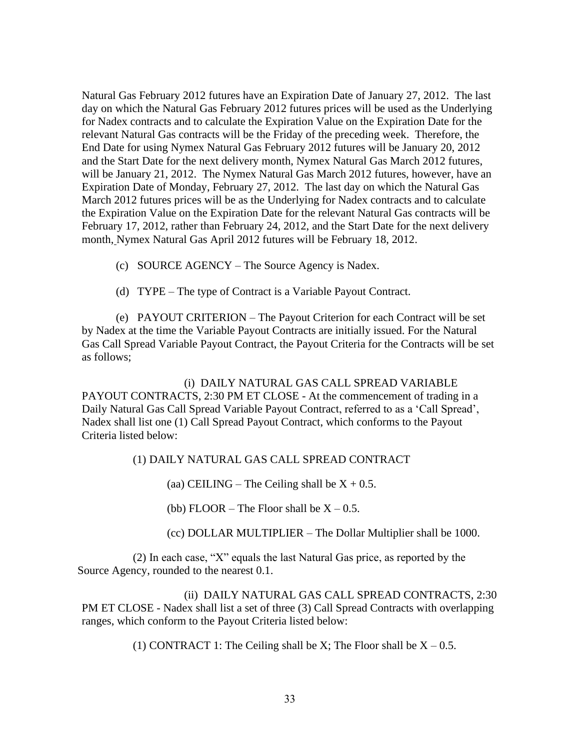Natural Gas February 2012 futures have an Expiration Date of January 27, 2012. The last day on which the Natural Gas February 2012 futures prices will be used as the Underlying for Nadex contracts and to calculate the Expiration Value on the Expiration Date for the relevant Natural Gas contracts will be the Friday of the preceding week. Therefore, the End Date for using Nymex Natural Gas February 2012 futures will be January 20, 2012 and the Start Date for the next delivery month, Nymex Natural Gas March 2012 futures, will be January 21, 2012. The Nymex Natural Gas March 2012 futures, however, have an Expiration Date of Monday, February 27, 2012. The last day on which the Natural Gas March 2012 futures prices will be as the Underlying for Nadex contracts and to calculate the Expiration Value on the Expiration Date for the relevant Natural Gas contracts will be February 17, 2012, rather than February 24, 2012, and the Start Date for the next delivery month, Nymex Natural Gas April 2012 futures will be February 18, 2012.

(c) SOURCE AGENCY – The Source Agency is Nadex.

(d) TYPE – The type of Contract is a Variable Payout Contract.

(e) PAYOUT CRITERION – The Payout Criterion for each Contract will be set by Nadex at the time the Variable Payout Contracts are initially issued. For the Natural Gas Call Spread Variable Payout Contract, the Payout Criteria for the Contracts will be set as follows;

(i) DAILY NATURAL GAS CALL SPREAD VARIABLE PAYOUT CONTRACTS, 2:30 PM ET CLOSE - At the commencement of trading in a Daily Natural Gas Call Spread Variable Payout Contract, referred to as a 'Call Spread', Nadex shall list one (1) Call Spread Payout Contract, which conforms to the Payout Criteria listed below:

(1) DAILY NATURAL GAS CALL SPREAD CONTRACT

(aa) CEILING – The Ceiling shall be X + 0.5.

(bb) FLOOR – The Floor shall be X – 0.5.

(cc) DOLLAR MULTIPLIER – The Dollar Multiplier shall be 1000.

(2) In each case, "X" equals the last Natural Gas price, as reported by the Source Agency, rounded to the nearest 0.1.

(ii) DAILY NATURAL GAS CALL SPREAD CONTRACTS, 2:30 PM ET CLOSE - Nadex shall list a set of three (3) Call Spread Contracts with overlapping ranges, which conform to the Payout Criteria listed below:

(1) CONTRACT 1: The Ceiling shall be X; The Floor shall be X – 0.5.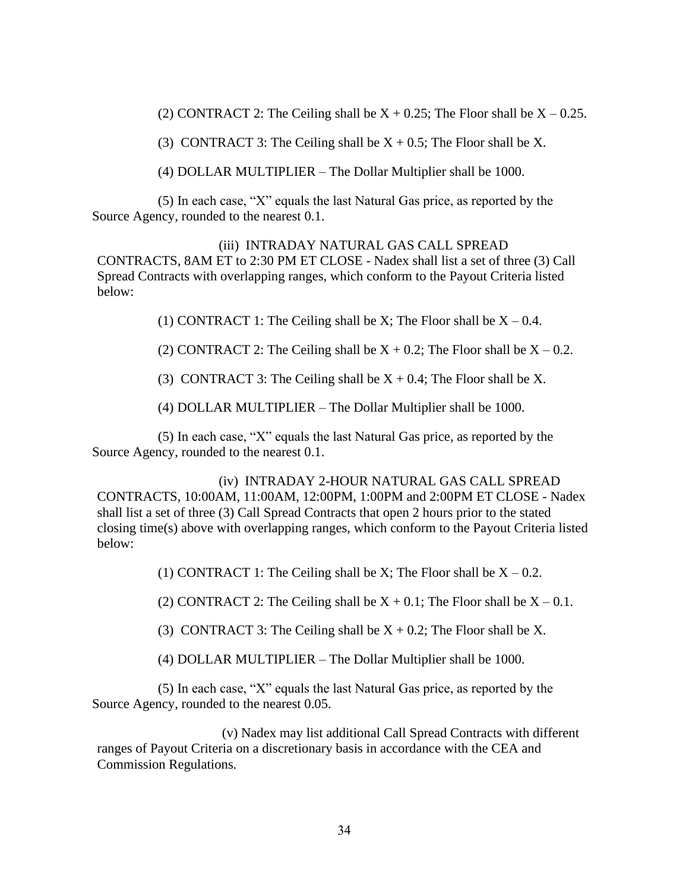(2) CONTRACT 2: The Ceiling shall be X + 0.25; The Floor shall be X – 0.25.

(3) CONTRACT 3: The Ceiling shall be X + 0.5; The Floor shall be X.

(4) DOLLAR MULTIPLIER – The Dollar Multiplier shall be 1000.

(5) In each case, "X" equals the last Natural Gas price, as reported by the Source Agency, rounded to the nearest 0.1.

(iii) INTRADAY NATURAL GAS CALL SPREAD CONTRACTS, 8AM ET to 2:30 PM ET CLOSE - Nadex shall list a set of three (3) Call Spread Contracts with overlapping ranges, which conform to the Payout Criteria listed below:

(1) CONTRACT 1: The Ceiling shall be X; The Floor shall be X – 0.4.

(2) CONTRACT 2: The Ceiling shall be X + 0.2; The Floor shall be X – 0.2.

(3) CONTRACT 3: The Ceiling shall be X + 0.4; The Floor shall be X.

(4) DOLLAR MULTIPLIER – The Dollar Multiplier shall be 1000.

(5) In each case, "X" equals the last Natural Gas price, as reported by the Source Agency, rounded to the nearest 0.1.

(iv) INTRADAY 2-HOUR NATURAL GAS CALL SPREAD CONTRACTS, 10:00AM, 11:00AM, 12:00PM, 1:00PM and 2:00PM ET CLOSE - Nadex shall list a set of three (3) Call Spread Contracts that open 2 hours prior to the stated closing time(s) above with overlapping ranges, which conform to the Payout Criteria listed below:

(1) CONTRACT 1: The Ceiling shall be X; The Floor shall be X – 0.2.

(2) CONTRACT 2: The Ceiling shall be X + 0.1; The Floor shall be X – 0.1.

(3) CONTRACT 3: The Ceiling shall be X + 0.2; The Floor shall be X.

(4) DOLLAR MULTIPLIER – The Dollar Multiplier shall be 1000.

(5) In each case, "X" equals the last Natural Gas price, as reported by the Source Agency, rounded to the nearest 0.05.

(v) Nadex may list additional Call Spread Contracts with different ranges of Payout Criteria on a discretionary basis in accordance with the CEA and Commission Regulations.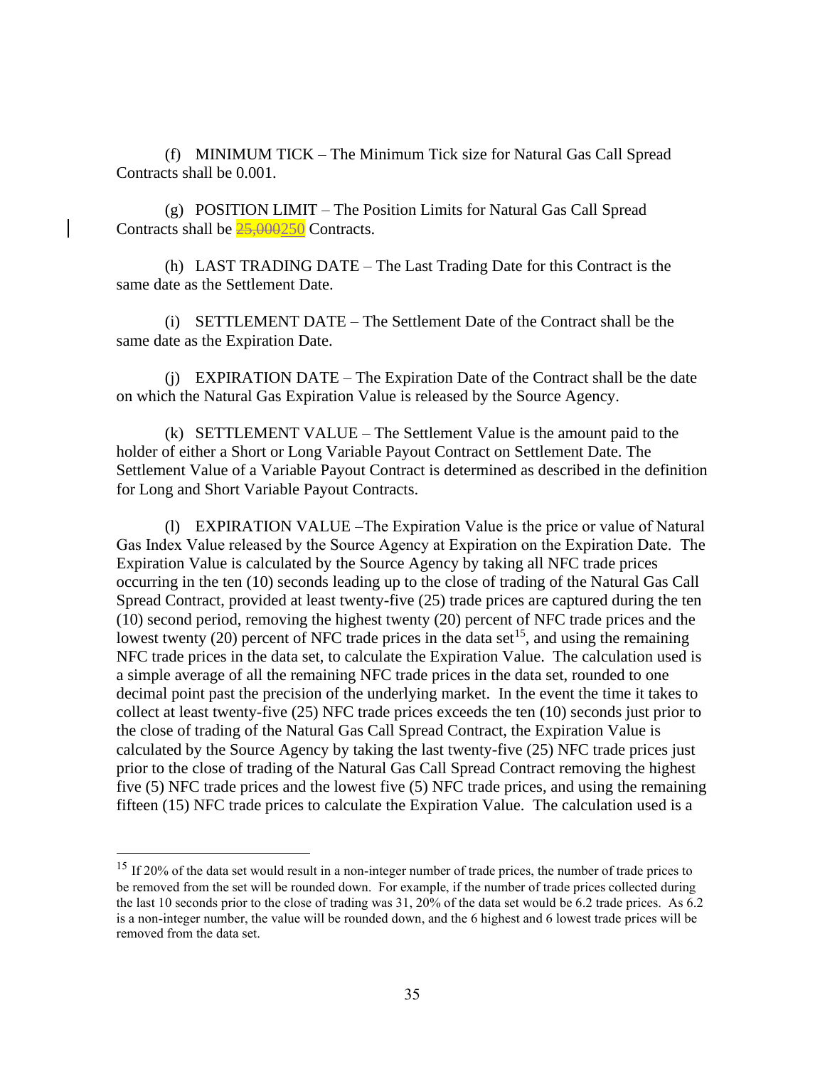(f) MINIMUM TICK – The Minimum Tick size for Natural Gas Call Spread Contracts shall be 0.001.

(g) POSITION LIMIT – The Position Limits for Natural Gas Call Spread Contracts shall be ~~25,000~~250 Contracts.

(h) LAST TRADING DATE – The Last Trading Date for this Contract is the same date as the Settlement Date.

(i) SETTLEMENT DATE – The Settlement Date of the Contract shall be the same date as the Expiration Date.

(j) EXPIRATION DATE – The Expiration Date of the Contract shall be the date on which the Natural Gas Expiration Value is released by the Source Agency.

(k) SETTLEMENT VALUE – The Settlement Value is the amount paid to the holder of either a Short or Long Variable Payout Contract on Settlement Date. The Settlement Value of a Variable Payout Contract is determined as described in the definition for Long and Short Variable Payout Contracts.

(l) EXPIRATION VALUE –The Expiration Value is the price or value of Natural Gas Index Value released by the Source Agency at Expiration on the Expiration Date. The Expiration Value is calculated by the Source Agency by taking all NFC trade prices occurring in the ten (10) seconds leading up to the close of trading of the Natural Gas Call Spread Contract, provided at least twenty-five (25) trade prices are captured during the ten (10) second period, removing the highest twenty (20) percent of NFC trade prices and the lowest twenty (20) percent of NFC trade prices in the data set[15], and using the remaining NFC trade prices in the data set, to calculate the Expiration Value. The calculation used is a simple average of all the remaining NFC trade prices in the data set, rounded to one decimal point past the precision of the underlying market. In the event the time it takes to collect at least twenty-five (25) NFC trade prices exceeds the ten (10) seconds just prior to the close of trading of the Natural Gas Call Spread Contract, the Expiration Value is calculated by the Source Agency by taking the last twenty-five (25) NFC trade prices just prior to the close of trading of the Natural Gas Call Spread Contract removing the highest five (5) NFC trade prices and the lowest five (5) NFC trade prices, and using the remaining fifteen (15) NFC trade prices to calculate the Expiration Value. The calculation used is a

[15] If 20% of the data set would result in a non-integer number of trade prices, the number of trade prices to be removed from the set will be rounded down. For example, if the number of trade prices collected during the last 10 seconds prior to the close of trading was 31, 20% of the data set would be 6.2 trade prices. As 6.2 is a non-integer number, the value will be rounded down, and the 6 highest and 6 lowest trade prices will be removed from the data set.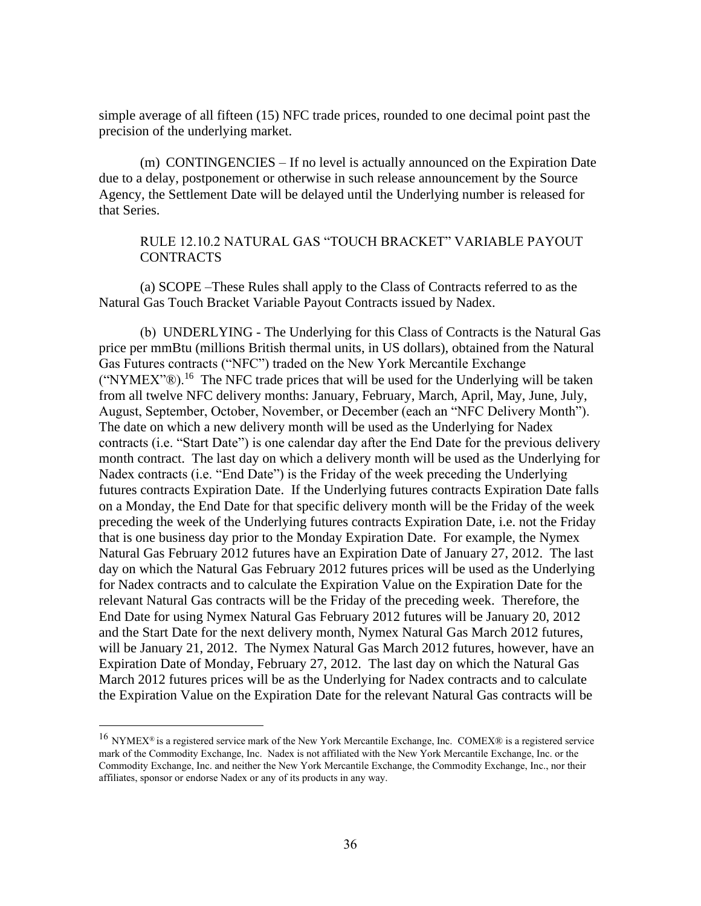simple average of all fifteen (15) NFC trade prices, rounded to one decimal point past the precision of the underlying market.

(m) CONTINGENCIES – If no level is actually announced on the Expiration Date due to a delay, postponement or otherwise in such release announcement by the Source Agency, the Settlement Date will be delayed until the Underlying number is released for that Series.

RULE 12.10.2 NATURAL GAS "TOUCH BRACKET" VARIABLE PAYOUT CONTRACTS

(a) SCOPE –These Rules shall apply to the Class of Contracts referred to as the Natural Gas Touch Bracket Variable Payout Contracts issued by Nadex.

(b) UNDERLYING - The Underlying for this Class of Contracts is the Natural Gas price per mmBtu (millions British thermal units, in US dollars), obtained from the Natural Gas Futures contracts ("NFC") traded on the New York Mercantile Exchange ("NYMEX"®).[16] The NFC trade prices that will be used for the Underlying will be taken from all twelve NFC delivery months: January, February, March, April, May, June, July, August, September, October, November, or December (each an "NFC Delivery Month"). The date on which a new delivery month will be used as the Underlying for Nadex contracts (i.e. "Start Date") is one calendar day after the End Date for the previous delivery month contract. The last day on which a delivery month will be used as the Underlying for Nadex contracts (i.e. "End Date") is the Friday of the week preceding the Underlying futures contracts Expiration Date. If the Underlying futures contracts Expiration Date falls on a Monday, the End Date for that specific delivery month will be the Friday of the week preceding the week of the Underlying futures contracts Expiration Date, i.e. not the Friday that is one business day prior to the Monday Expiration Date. For example, the Nymex Natural Gas February 2012 futures have an Expiration Date of January 27, 2012. The last day on which the Natural Gas February 2012 futures prices will be used as the Underlying for Nadex contracts and to calculate the Expiration Value on the Expiration Date for the relevant Natural Gas contracts will be the Friday of the preceding week. Therefore, the End Date for using Nymex Natural Gas February 2012 futures will be January 20, 2012 and the Start Date for the next delivery month, Nymex Natural Gas March 2012 futures, will be January 21, 2012. The Nymex Natural Gas March 2012 futures, however, have an Expiration Date of Monday, February 27, 2012. The last day on which the Natural Gas March 2012 futures prices will be as the Underlying for Nadex contracts and to calculate the Expiration Value on the Expiration Date for the relevant Natural Gas contracts will be

[16] NYMEX® is a registered service mark of the New York Mercantile Exchange, Inc. COMEX® is a registered service mark of the Commodity Exchange, Inc. Nadex is not affiliated with the New York Mercantile Exchange, Inc. or the Commodity Exchange, Inc. and neither the New York Mercantile Exchange, the Commodity Exchange, Inc., nor their affiliates, sponsor or endorse Nadex or any of its products in any way.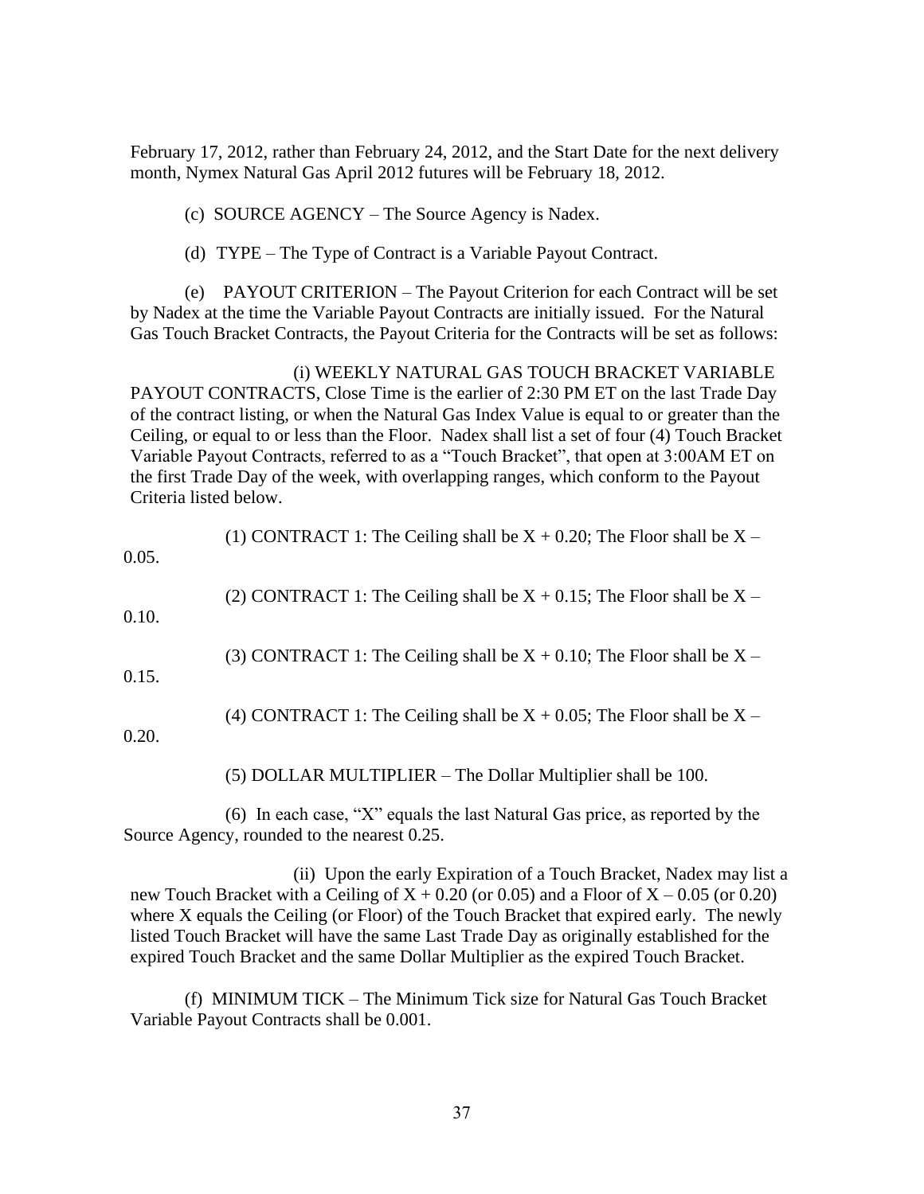February 17, 2012, rather than February 24, 2012, and the Start Date for the next delivery month, Nymex Natural Gas April 2012 futures will be February 18, 2012.

(c) SOURCE AGENCY – The Source Agency is Nadex.

(d) TYPE – The Type of Contract is a Variable Payout Contract.

(e) PAYOUT CRITERION – The Payout Criterion for each Contract will be set by Nadex at the time the Variable Payout Contracts are initially issued. For the Natural Gas Touch Bracket Contracts, the Payout Criteria for the Contracts will be set as follows:

(i) WEEKLY NATURAL GAS TOUCH BRACKET VARIABLE PAYOUT CONTRACTS, Close Time is the earlier of 2:30 PM ET on the last Trade Day of the contract listing, or when the Natural Gas Index Value is equal to or greater than the Ceiling, or equal to or less than the Floor. Nadex shall list a set of four (4) Touch Bracket Variable Payout Contracts, referred to as a "Touch Bracket", that open at 3:00AM ET on the first Trade Day of the week, with overlapping ranges, which conform to the Payout Criteria listed below.

(1) CONTRACT 1: The Ceiling shall be X + 0.20; The Floor shall be X – 0.05.

(2) CONTRACT 1: The Ceiling shall be X + 0.15; The Floor shall be X – 0.10.

(3) CONTRACT 1: The Ceiling shall be X + 0.10; The Floor shall be X – 0.15.

(4) CONTRACT 1: The Ceiling shall be X + 0.05; The Floor shall be X – 0.20.

(5) DOLLAR MULTIPLIER – The Dollar Multiplier shall be 100.

(6) In each case, "X" equals the last Natural Gas price, as reported by the Source Agency, rounded to the nearest 0.25.

(ii) Upon the early Expiration of a Touch Bracket, Nadex may list a new Touch Bracket with a Ceiling of X + 0.20 (or 0.05) and a Floor of X – 0.05 (or 0.20) where X equals the Ceiling (or Floor) of the Touch Bracket that expired early. The newly listed Touch Bracket will have the same Last Trade Day as originally established for the expired Touch Bracket and the same Dollar Multiplier as the expired Touch Bracket.

(f) MINIMUM TICK – The Minimum Tick size for Natural Gas Touch Bracket Variable Payout Contracts shall be 0.001.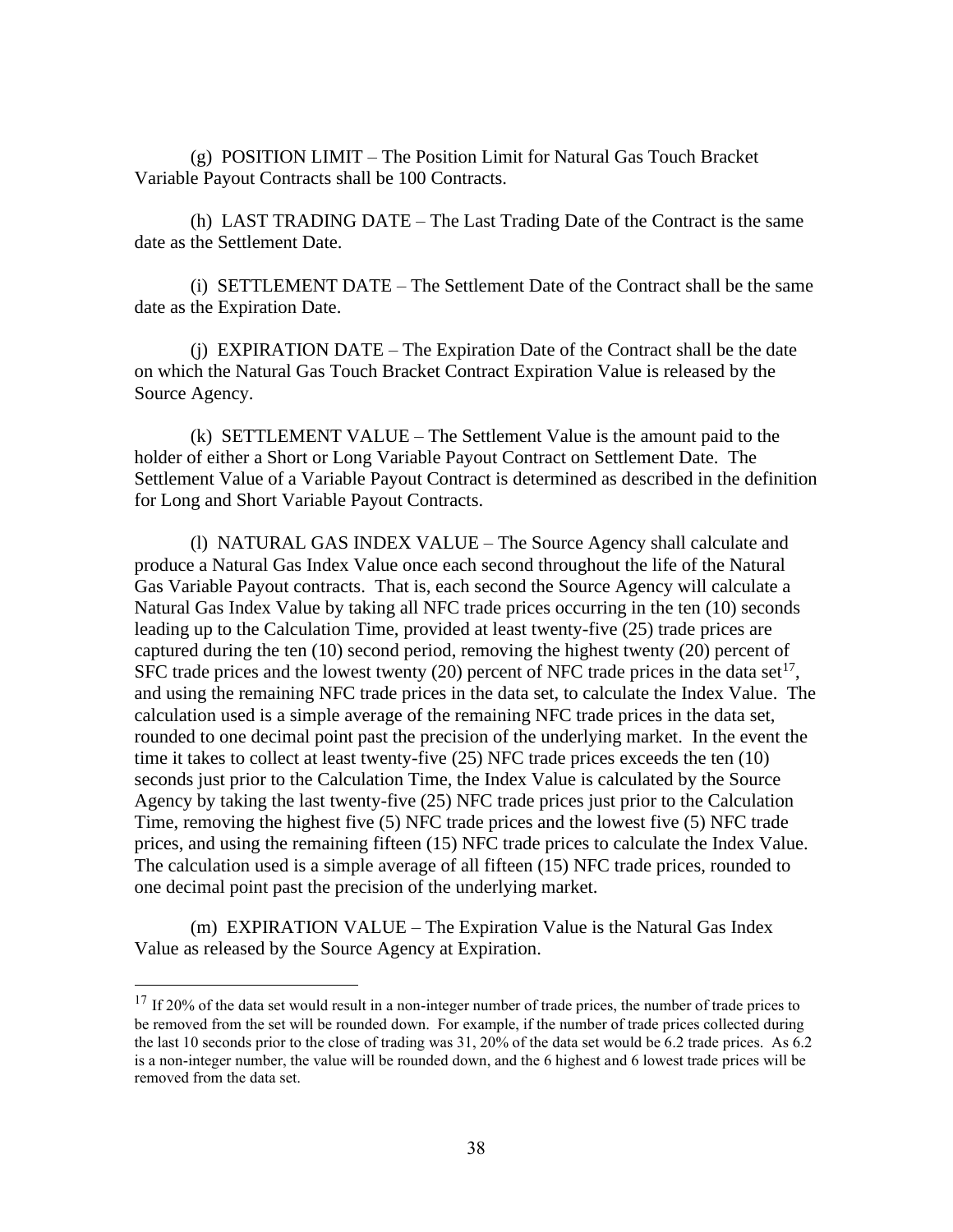(g) POSITION LIMIT – The Position Limit for Natural Gas Touch Bracket Variable Payout Contracts shall be 100 Contracts.

(h) LAST TRADING DATE – The Last Trading Date of the Contract is the same date as the Settlement Date.

(i) SETTLEMENT DATE – The Settlement Date of the Contract shall be the same date as the Expiration Date.

(j) EXPIRATION DATE – The Expiration Date of the Contract shall be the date on which the Natural Gas Touch Bracket Contract Expiration Value is released by the Source Agency.

(k) SETTLEMENT VALUE – The Settlement Value is the amount paid to the holder of either a Short or Long Variable Payout Contract on Settlement Date. The Settlement Value of a Variable Payout Contract is determined as described in the definition for Long and Short Variable Payout Contracts.

(l) NATURAL GAS INDEX VALUE – The Source Agency shall calculate and produce a Natural Gas Index Value once each second throughout the life of the Natural Gas Variable Payout contracts. That is, each second the Source Agency will calculate a Natural Gas Index Value by taking all NFC trade prices occurring in the ten (10) seconds leading up to the Calculation Time, provided at least twenty-five (25) trade prices are captured during the ten (10) second period, removing the highest twenty (20) percent of SFC trade prices and the lowest twenty (20) percent of NFC trade prices in the data set[17], and using the remaining NFC trade prices in the data set, to calculate the Index Value. The calculation used is a simple average of the remaining NFC trade prices in the data set, rounded to one decimal point past the precision of the underlying market. In the event the time it takes to collect at least twenty-five (25) NFC trade prices exceeds the ten (10) seconds just prior to the Calculation Time, the Index Value is calculated by the Source Agency by taking the last twenty-five (25) NFC trade prices just prior to the Calculation Time, removing the highest five (5) NFC trade prices and the lowest five (5) NFC trade prices, and using the remaining fifteen (15) NFC trade prices to calculate the Index Value. The calculation used is a simple average of all fifteen (15) NFC trade prices, rounded to one decimal point past the precision of the underlying market.

(m) EXPIRATION VALUE – The Expiration Value is the Natural Gas Index Value as released by the Source Agency at Expiration.

---

[17] If 20% of the data set would result in a non-integer number of trade prices, the number of trade prices to be removed from the set will be rounded down. For example, if the number of trade prices collected during the last 10 seconds prior to the close of trading was 31, 20% of the data set would be 6.2 trade prices. As 6.2 is a non-integer number, the value will be rounded down, and the 6 highest and 6 lowest trade prices will be removed from the data set.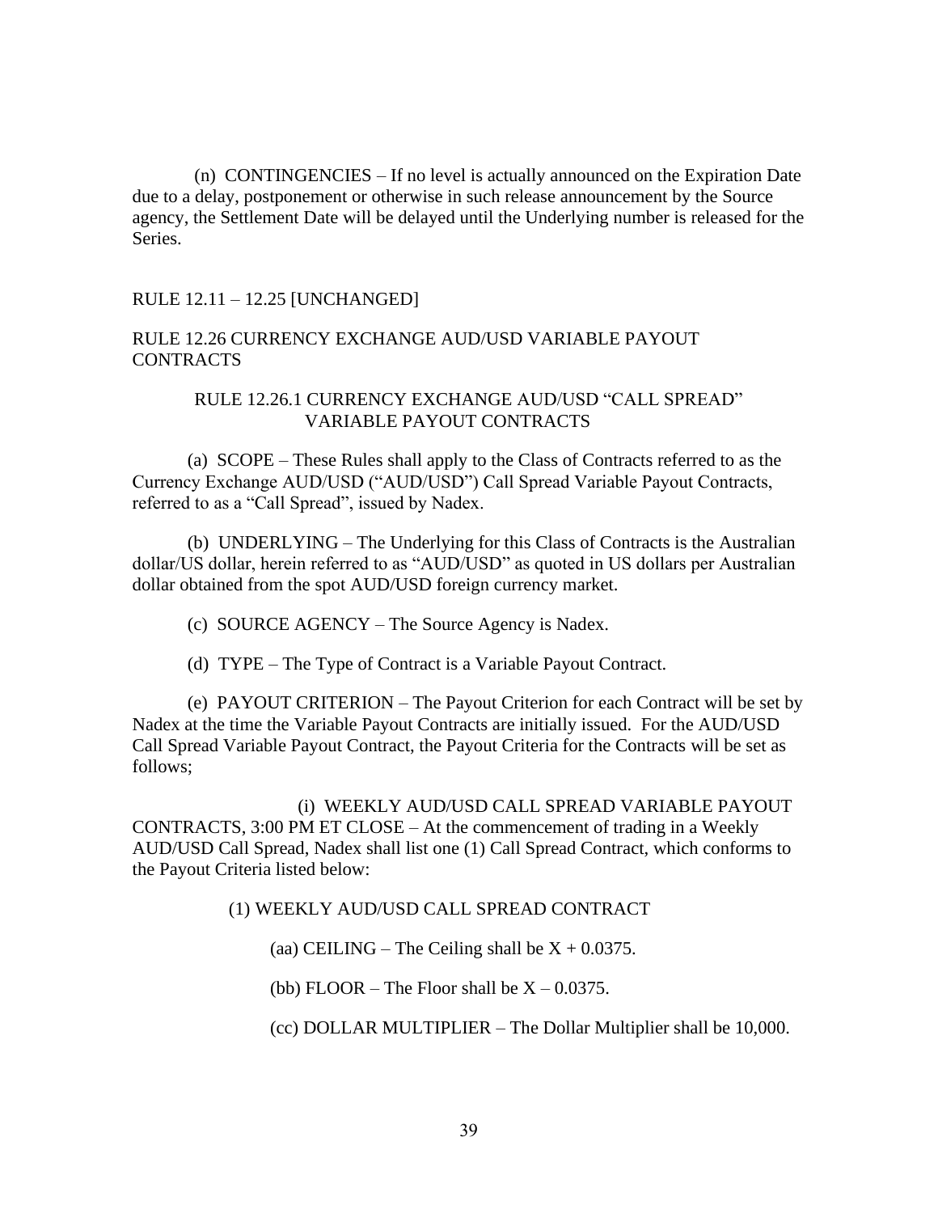(n) CONTINGENCIES – If no level is actually announced on the Expiration Date due to a delay, postponement or otherwise in such release announcement by the Source agency, the Settlement Date will be delayed until the Underlying number is released for the Series.

RULE 12.11 – 12.25 [UNCHANGED]

RULE 12.26 CURRENCY EXCHANGE AUD/USD VARIABLE PAYOUT CONTRACTS

RULE 12.26.1 CURRENCY EXCHANGE AUD/USD "CALL SPREAD" VARIABLE PAYOUT CONTRACTS

(a) SCOPE – These Rules shall apply to the Class of Contracts referred to as the Currency Exchange AUD/USD ("AUD/USD") Call Spread Variable Payout Contracts, referred to as a "Call Spread", issued by Nadex.

(b) UNDERLYING – The Underlying for this Class of Contracts is the Australian dollar/US dollar, herein referred to as "AUD/USD" as quoted in US dollars per Australian dollar obtained from the spot AUD/USD foreign currency market.

(c) SOURCE AGENCY – The Source Agency is Nadex.

(d) TYPE – The Type of Contract is a Variable Payout Contract.

(e) PAYOUT CRITERION – The Payout Criterion for each Contract will be set by Nadex at the time the Variable Payout Contracts are initially issued. For the AUD/USD Call Spread Variable Payout Contract, the Payout Criteria for the Contracts will be set as follows;

(i) WEEKLY AUD/USD CALL SPREAD VARIABLE PAYOUT CONTRACTS, 3:00 PM ET CLOSE – At the commencement of trading in a Weekly AUD/USD Call Spread, Nadex shall list one (1) Call Spread Contract, which conforms to the Payout Criteria listed below:

(1) WEEKLY AUD/USD CALL SPREAD CONTRACT

(aa) CEILING – The Ceiling shall be $X + 0.0375$.

(bb) FLOOR – The Floor shall be $X – 0.0375$.

(cc) DOLLAR MULTIPLIER – The Dollar Multiplier shall be 10,000.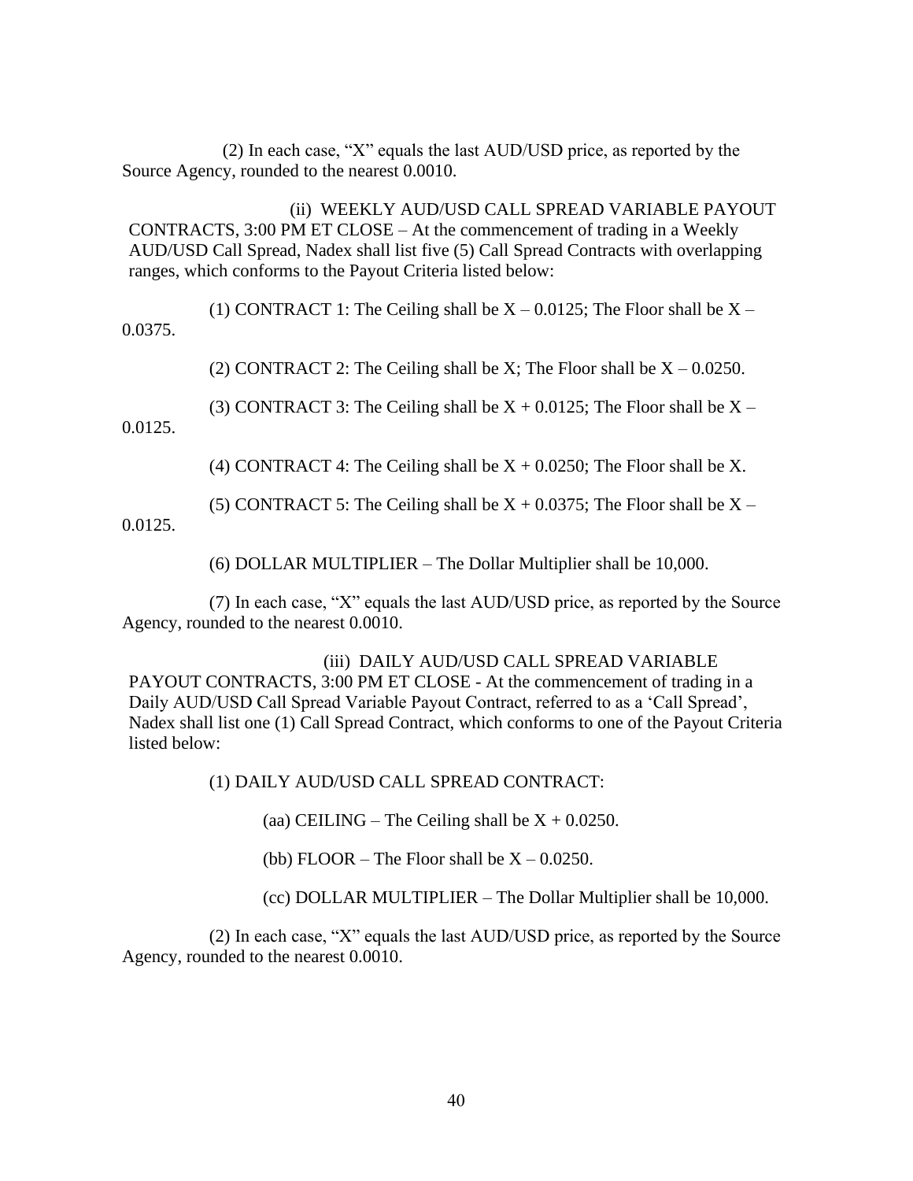(2) In each case, "X" equals the last AUD/USD price, as reported by the Source Agency, rounded to the nearest 0.0010.

(ii) WEEKLY AUD/USD CALL SPREAD VARIABLE PAYOUT CONTRACTS, 3:00 PM ET CLOSE – At the commencement of trading in a Weekly AUD/USD Call Spread, Nadex shall list five (5) Call Spread Contracts with overlapping ranges, which conforms to the Payout Criteria listed below:

(1) CONTRACT 1: The Ceiling shall be X – 0.0125; The Floor shall be X – 0.0375.

(2) CONTRACT 2: The Ceiling shall be X; The Floor shall be X – 0.0250.

(3) CONTRACT 3: The Ceiling shall be X + 0.0125; The Floor shall be X – 0.0125.

(4) CONTRACT 4: The Ceiling shall be X + 0.0250; The Floor shall be X.

(5) CONTRACT 5: The Ceiling shall be X + 0.0375; The Floor shall be X – 0.0125.

(6) DOLLAR MULTIPLIER – The Dollar Multiplier shall be 10,000.

(7) In each case, "X" equals the last AUD/USD price, as reported by the Source Agency, rounded to the nearest 0.0010.

(iii) DAILY AUD/USD CALL SPREAD VARIABLE PAYOUT CONTRACTS, 3:00 PM ET CLOSE - At the commencement of trading in a Daily AUD/USD Call Spread Variable Payout Contract, referred to as a 'Call Spread', Nadex shall list one (1) Call Spread Contract, which conforms to one of the Payout Criteria listed below:

(1) DAILY AUD/USD CALL SPREAD CONTRACT:

(aa) CEILING – The Ceiling shall be X + 0.0250.

(bb) FLOOR – The Floor shall be X – 0.0250.

(cc) DOLLAR MULTIPLIER – The Dollar Multiplier shall be 10,000.

(2) In each case, "X" equals the last AUD/USD price, as reported by the Source Agency, rounded to the nearest 0.0010.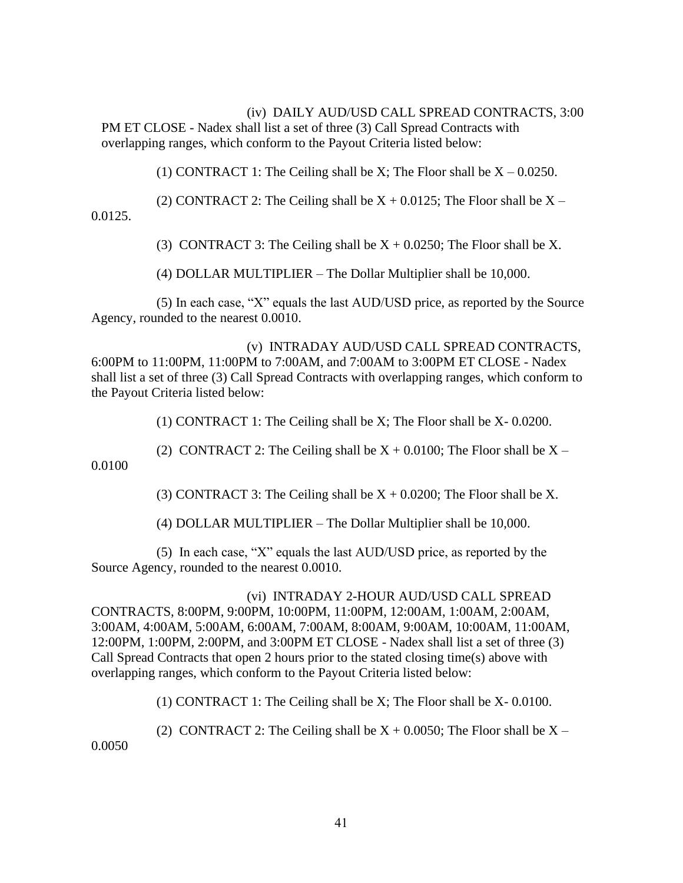(iv) DAILY AUD/USD CALL SPREAD CONTRACTS, 3:00 PM ET CLOSE - Nadex shall list a set of three (3) Call Spread Contracts with overlapping ranges, which conform to the Payout Criteria listed below:

(1) CONTRACT 1: The Ceiling shall be X; The Floor shall be X – 0.0250.

(2) CONTRACT 2: The Ceiling shall be X + 0.0125; The Floor shall be X – 0.0125.

(3) CONTRACT 3: The Ceiling shall be X + 0.0250; The Floor shall be X.

(4) DOLLAR MULTIPLIER – The Dollar Multiplier shall be 10,000.

(5) In each case, "X" equals the last AUD/USD price, as reported by the Source Agency, rounded to the nearest 0.0010.

(v) INTRADAY AUD/USD CALL SPREAD CONTRACTS, 6:00PM to 11:00PM, 11:00PM to 7:00AM, and 7:00AM to 3:00PM ET CLOSE - Nadex shall list a set of three (3) Call Spread Contracts with overlapping ranges, which conform to the Payout Criteria listed below:

(1) CONTRACT 1: The Ceiling shall be X; The Floor shall be X- 0.0200.

(2) CONTRACT 2: The Ceiling shall be X + 0.0100; The Floor shall be X – 0.0100

(3) CONTRACT 3: The Ceiling shall be X + 0.0200; The Floor shall be X.

(4) DOLLAR MULTIPLIER – The Dollar Multiplier shall be 10,000.

(5) In each case, "X" equals the last AUD/USD price, as reported by the Source Agency, rounded to the nearest 0.0010.

(vi) INTRADAY 2-HOUR AUD/USD CALL SPREAD CONTRACTS, 8:00PM, 9:00PM, 10:00PM, 11:00PM, 12:00AM, 1:00AM, 2:00AM, 3:00AM, 4:00AM, 5:00AM, 6:00AM, 7:00AM, 8:00AM, 9:00AM, 10:00AM, 11:00AM, 12:00PM, 1:00PM, 2:00PM, and 3:00PM ET CLOSE - Nadex shall list a set of three (3) Call Spread Contracts that open 2 hours prior to the stated closing time(s) above with overlapping ranges, which conform to the Payout Criteria listed below:

(1) CONTRACT 1: The Ceiling shall be X; The Floor shall be X- 0.0100.

(2) CONTRACT 2: The Ceiling shall be X + 0.0050; The Floor shall be X – 0.0050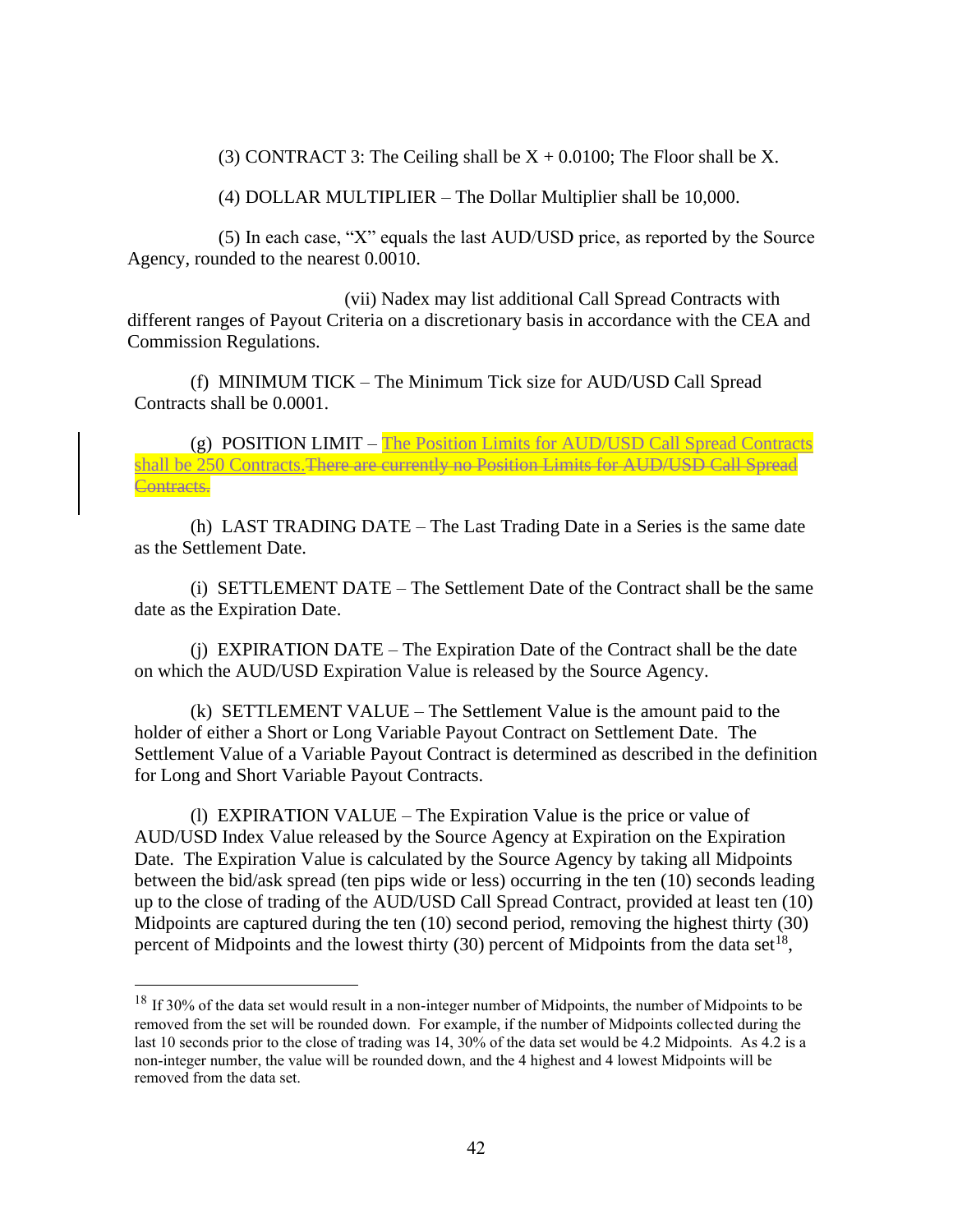(3) CONTRACT 3: The Ceiling shall be X + 0.0100; The Floor shall be X.

(4) DOLLAR MULTIPLIER – The Dollar Multiplier shall be 10,000.

(5) In each case, "X" equals the last AUD/USD price, as reported by the Source Agency, rounded to the nearest 0.0010.

(vii) Nadex may list additional Call Spread Contracts with different ranges of Payout Criteria on a discretionary basis in accordance with the CEA and Commission Regulations.

(f) MINIMUM TICK – The Minimum Tick size for AUD/USD Call Spread Contracts shall be 0.0001.

(g) POSITION LIMIT – The Position Limits for AUD/USD Call Spread Contracts shall be 250 Contracts.~~There are currently no Position Limits for AUD/USD Call Spread Contracts.~~

(h) LAST TRADING DATE – The Last Trading Date in a Series is the same date as the Settlement Date.

(i) SETTLEMENT DATE – The Settlement Date of the Contract shall be the same date as the Expiration Date.

(j) EXPIRATION DATE – The Expiration Date of the Contract shall be the date on which the AUD/USD Expiration Value is released by the Source Agency.

(k) SETTLEMENT VALUE – The Settlement Value is the amount paid to the holder of either a Short or Long Variable Payout Contract on Settlement Date. The Settlement Value of a Variable Payout Contract is determined as described in the definition for Long and Short Variable Payout Contracts.

(l) EXPIRATION VALUE – The Expiration Value is the price or value of AUD/USD Index Value released by the Source Agency at Expiration on the Expiration Date. The Expiration Value is calculated by the Source Agency by taking all Midpoints between the bid/ask spread (ten pips wide or less) occurring in the ten (10) seconds leading up to the close of trading of the AUD/USD Call Spread Contract, provided at least ten (10) Midpoints are captured during the ten (10) second period, removing the highest thirty (30) percent of Midpoints and the lowest thirty (30) percent of Midpoints from the data set[18],

[18] If 30% of the data set would result in a non-integer number of Midpoints, the number of Midpoints to be removed from the set will be rounded down. For example, if the number of Midpoints collected during the last 10 seconds prior to the close of trading was 14, 30% of the data set would be 4.2 Midpoints. As 4.2 is a non-integer number, the value will be rounded down, and the 4 highest and 4 lowest Midpoints will be removed from the data set.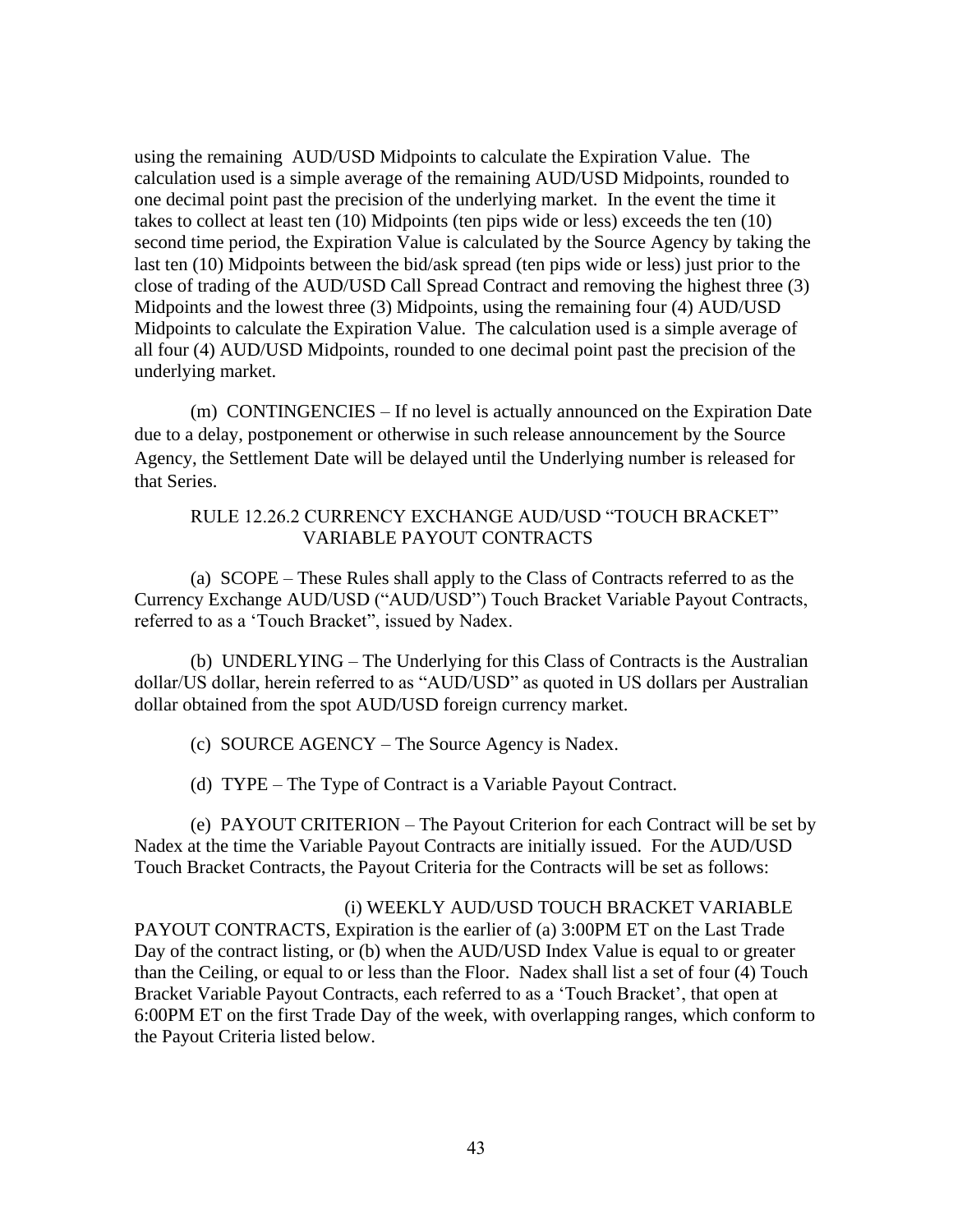using the remaining AUD/USD Midpoints to calculate the Expiration Value. The calculation used is a simple average of the remaining AUD/USD Midpoints, rounded to one decimal point past the precision of the underlying market. In the event the time it takes to collect at least ten (10) Midpoints (ten pips wide or less) exceeds the ten (10) second time period, the Expiration Value is calculated by the Source Agency by taking the last ten (10) Midpoints between the bid/ask spread (ten pips wide or less) just prior to the close of trading of the AUD/USD Call Spread Contract and removing the highest three (3) Midpoints and the lowest three (3) Midpoints, using the remaining four (4) AUD/USD Midpoints to calculate the Expiration Value. The calculation used is a simple average of all four (4) AUD/USD Midpoints, rounded to one decimal point past the precision of the underlying market.

(m) CONTINGENCIES – If no level is actually announced on the Expiration Date due to a delay, postponement or otherwise in such release announcement by the Source Agency, the Settlement Date will be delayed until the Underlying number is released for that Series.

## RULE 12.26.2 CURRENCY EXCHANGE AUD/USD "TOUCH BRACKET" VARIABLE PAYOUT CONTRACTS

(a) SCOPE – These Rules shall apply to the Class of Contracts referred to as the Currency Exchange AUD/USD ("AUD/USD") Touch Bracket Variable Payout Contracts, referred to as a 'Touch Bracket", issued by Nadex.

(b) UNDERLYING – The Underlying for this Class of Contracts is the Australian dollar/US dollar, herein referred to as "AUD/USD" as quoted in US dollars per Australian dollar obtained from the spot AUD/USD foreign currency market.

(c) SOURCE AGENCY – The Source Agency is Nadex.

(d) TYPE – The Type of Contract is a Variable Payout Contract.

(e) PAYOUT CRITERION – The Payout Criterion for each Contract will be set by Nadex at the time the Variable Payout Contracts are initially issued. For the AUD/USD Touch Bracket Contracts, the Payout Criteria for the Contracts will be set as follows:

(i) WEEKLY AUD/USD TOUCH BRACKET VARIABLE PAYOUT CONTRACTS, Expiration is the earlier of (a) 3:00PM ET on the Last Trade Day of the contract listing, or (b) when the AUD/USD Index Value is equal to or greater than the Ceiling, or equal to or less than the Floor. Nadex shall list a set of four (4) Touch Bracket Variable Payout Contracts, each referred to as a 'Touch Bracket', that open at 6:00PM ET on the first Trade Day of the week, with overlapping ranges, which conform to the Payout Criteria listed below.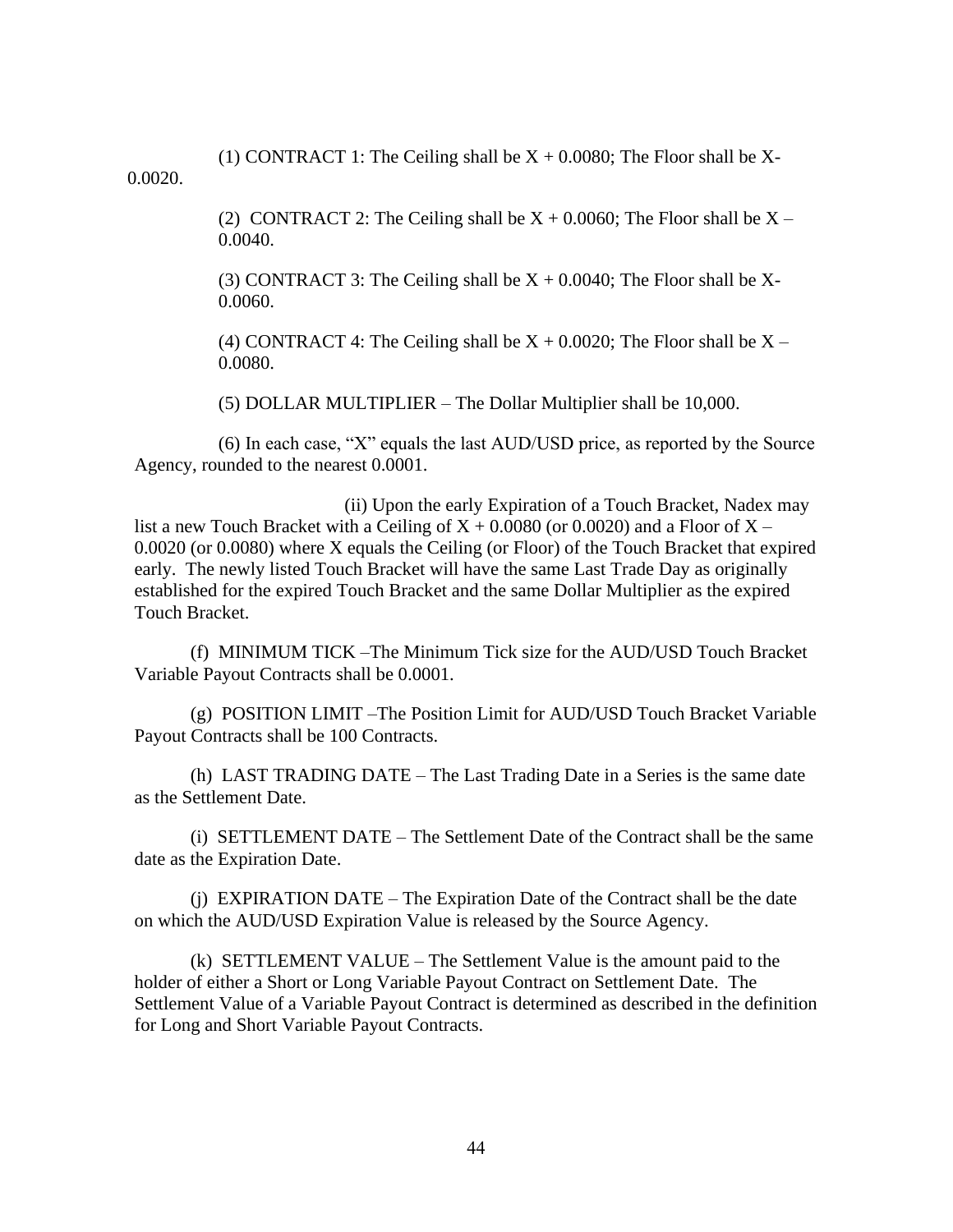(1) CONTRACT 1: The Ceiling shall be $X + 0.0080$; The Floor shall be $X - 0.0020$.

(2) CONTRACT 2: The Ceiling shall be $X + 0.0060$; The Floor shall be $X – 0.0040$.

(3) CONTRACT 3: The Ceiling shall be $X + 0.0040$; The Floor shall be $X - 0.0060$.

(4) CONTRACT 4: The Ceiling shall be $X + 0.0020$; The Floor shall be $X – 0.0080$.

(5) DOLLAR MULTIPLIER – The Dollar Multiplier shall be 10,000.

(6) In each case, "X" equals the last AUD/USD price, as reported by the Source Agency, rounded to the nearest 0.0001.

(ii) Upon the early Expiration of a Touch Bracket, Nadex may list a new Touch Bracket with a Ceiling of $X + 0.0080$ (or 0.0020) and a Floor of $X – 0.0020$ (or 0.0080) where X equals the Ceiling (or Floor) of the Touch Bracket that expired early. The newly listed Touch Bracket will have the same Last Trade Day as originally established for the expired Touch Bracket and the same Dollar Multiplier as the expired Touch Bracket.

(f) MINIMUM TICK –The Minimum Tick size for the AUD/USD Touch Bracket Variable Payout Contracts shall be 0.0001.

(g) POSITION LIMIT –The Position Limit for AUD/USD Touch Bracket Variable Payout Contracts shall be 100 Contracts.

(h) LAST TRADING DATE – The Last Trading Date in a Series is the same date as the Settlement Date.

(i) SETTLEMENT DATE – The Settlement Date of the Contract shall be the same date as the Expiration Date.

(j) EXPIRATION DATE – The Expiration Date of the Contract shall be the date on which the AUD/USD Expiration Value is released by the Source Agency.

(k) SETTLEMENT VALUE – The Settlement Value is the amount paid to the holder of either a Short or Long Variable Payout Contract on Settlement Date. The Settlement Value of a Variable Payout Contract is determined as described in the definition for Long and Short Variable Payout Contracts.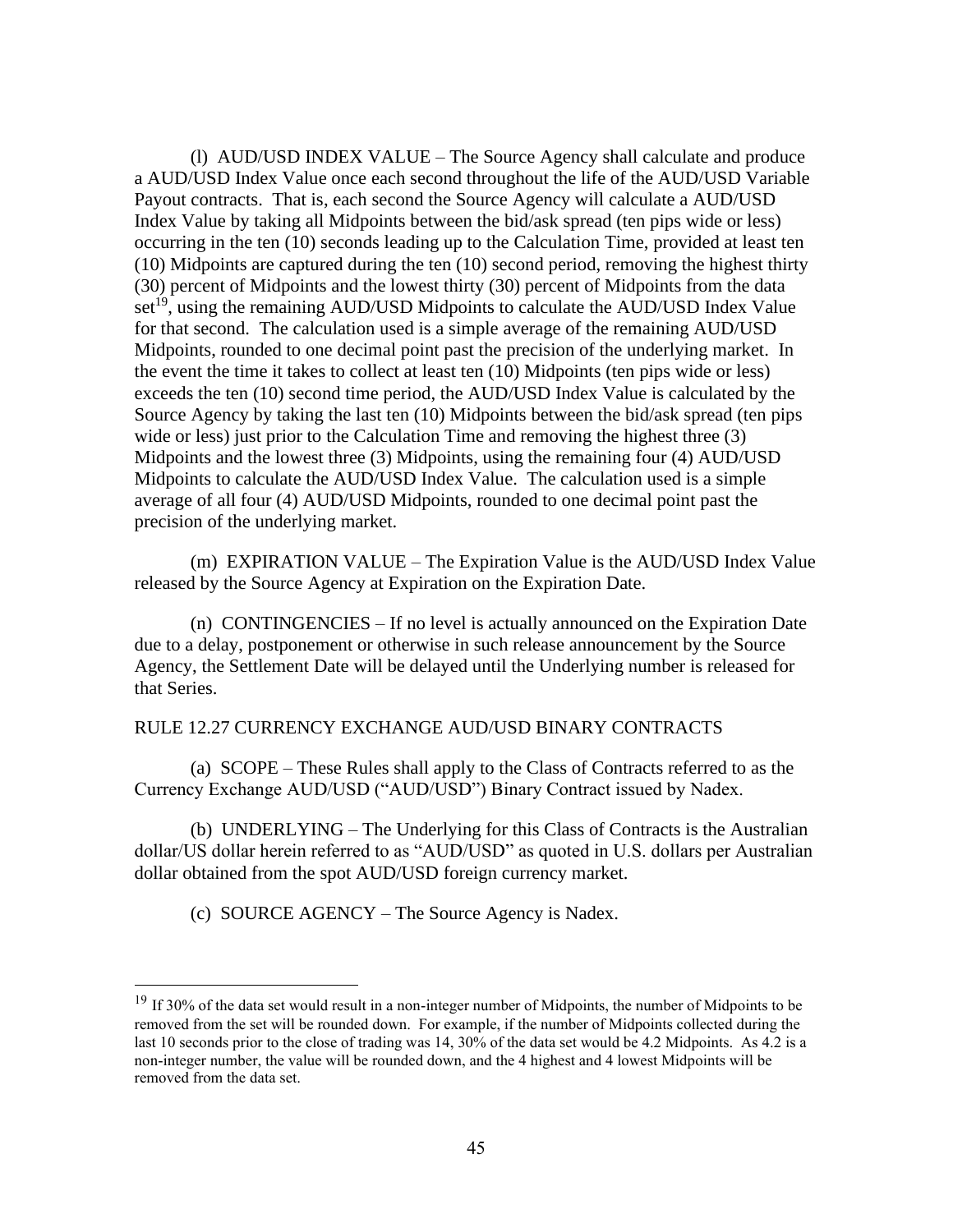(l) AUD/USD INDEX VALUE – The Source Agency shall calculate and produce a AUD/USD Index Value once each second throughout the life of the AUD/USD Variable Payout contracts. That is, each second the Source Agency will calculate a AUD/USD Index Value by taking all Midpoints between the bid/ask spread (ten pips wide or less) occurring in the ten (10) seconds leading up to the Calculation Time, provided at least ten (10) Midpoints are captured during the ten (10) second period, removing the highest thirty (30) percent of Midpoints and the lowest thirty (30) percent of Midpoints from the data set[19], using the remaining AUD/USD Midpoints to calculate the AUD/USD Index Value for that second. The calculation used is a simple average of the remaining AUD/USD Midpoints, rounded to one decimal point past the precision of the underlying market. In the event the time it takes to collect at least ten (10) Midpoints (ten pips wide or less) exceeds the ten (10) second time period, the AUD/USD Index Value is calculated by the Source Agency by taking the last ten (10) Midpoints between the bid/ask spread (ten pips wide or less) just prior to the Calculation Time and removing the highest three (3) Midpoints and the lowest three (3) Midpoints, using the remaining four (4) AUD/USD Midpoints to calculate the AUD/USD Index Value. The calculation used is a simple average of all four (4) AUD/USD Midpoints, rounded to one decimal point past the precision of the underlying market.

(m) EXPIRATION VALUE – The Expiration Value is the AUD/USD Index Value released by the Source Agency at Expiration on the Expiration Date.

(n) CONTINGENCIES – If no level is actually announced on the Expiration Date due to a delay, postponement or otherwise in such release announcement by the Source Agency, the Settlement Date will be delayed until the Underlying number is released for that Series.

RULE 12.27 CURRENCY EXCHANGE AUD/USD BINARY CONTRACTS

(a) SCOPE – These Rules shall apply to the Class of Contracts referred to as the Currency Exchange AUD/USD ("AUD/USD") Binary Contract issued by Nadex.

(b) UNDERLYING – The Underlying for this Class of Contracts is the Australian dollar/US dollar herein referred to as "AUD/USD" as quoted in U.S. dollars per Australian dollar obtained from the spot AUD/USD foreign currency market.

(c) SOURCE AGENCY – The Source Agency is Nadex.

---

[19] If 30% of the data set would result in a non-integer number of Midpoints, the number of Midpoints to be removed from the set will be rounded down. For example, if the number of Midpoints collected during the last 10 seconds prior to the close of trading was 14, 30% of the data set would be 4.2 Midpoints. As 4.2 is a non-integer number, the value will be rounded down, and the 4 highest and 4 lowest Midpoints will be removed from the data set.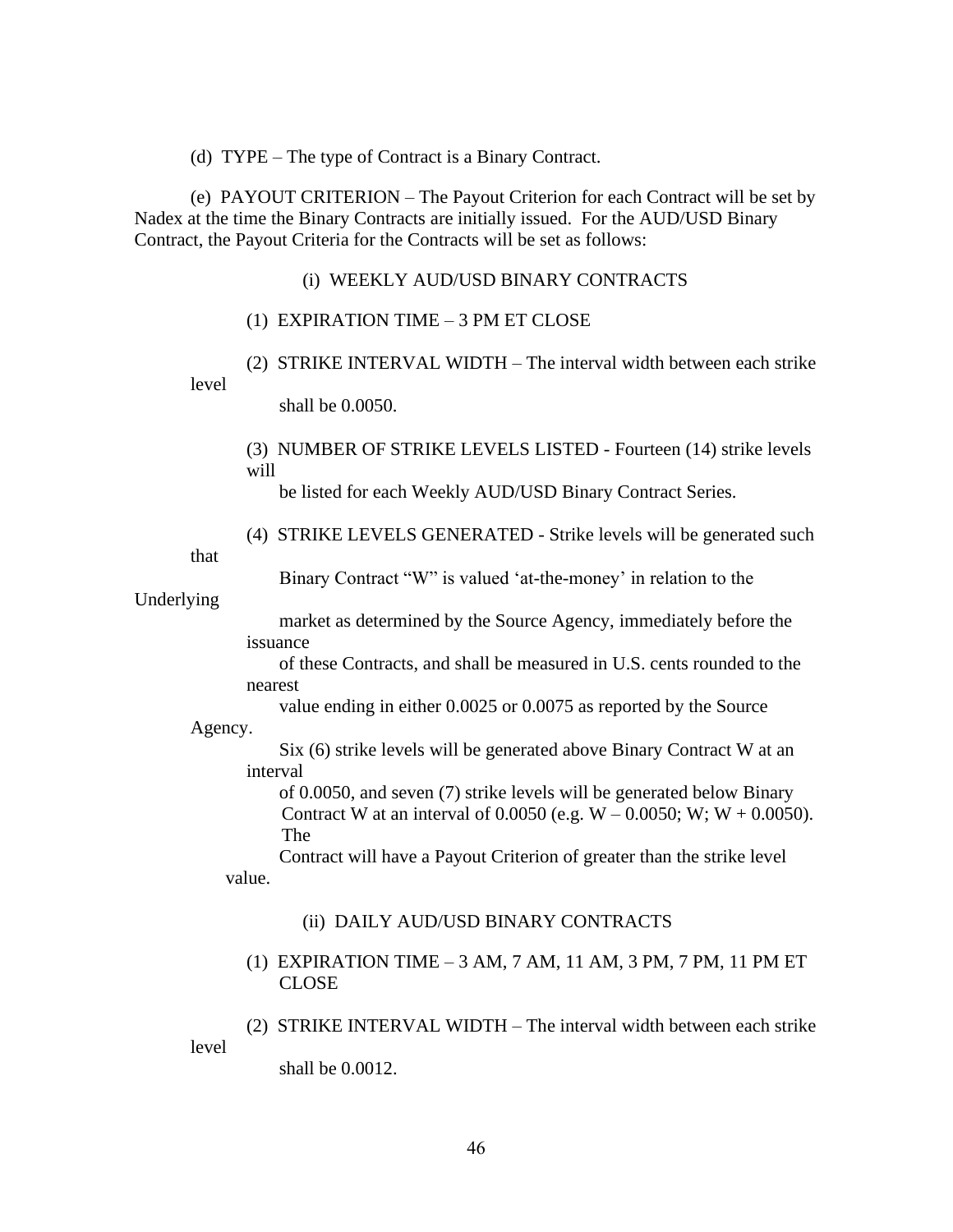(d) TYPE – The type of Contract is a Binary Contract.

(e) PAYOUT CRITERION – The Payout Criterion for each Contract will be set by Nadex at the time the Binary Contracts are initially issued. For the AUD/USD Binary Contract, the Payout Criteria for the Contracts will be set as follows:

(i) WEEKLY AUD/USD BINARY CONTRACTS

(1) EXPIRATION TIME – 3 PM ET CLOSE

(2) STRIKE INTERVAL WIDTH – The interval width between each strike level shall be 0.0050.

(3) NUMBER OF STRIKE LEVELS LISTED - Fourteen (14) strike levels will be listed for each Weekly AUD/USD Binary Contract Series.

(4) STRIKE LEVELS GENERATED - Strike levels will be generated such that Binary Contract "W" is valued 'at-the-money' in relation to the Underlying market as determined by the Source Agency, immediately before the issuance of these Contracts, and shall be measured in U.S. cents rounded to the nearest value ending in either 0.0025 or 0.0075 as reported by the Source Agency. Six (6) strike levels will be generated above Binary Contract W at an interval of 0.0050, and seven (7) strike levels will be generated below Binary Contract W at an interval of 0.0050 (e.g. W – 0.0050; W; W + 0.0050). The Contract will have a Payout Criterion of greater than the strike level value.

(ii) DAILY AUD/USD BINARY CONTRACTS

(1) EXPIRATION TIME – 3 AM, 7 AM, 11 AM, 3 PM, 7 PM, 11 PM ET CLOSE

(2) STRIKE INTERVAL WIDTH – The interval width between each strike level shall be 0.0012.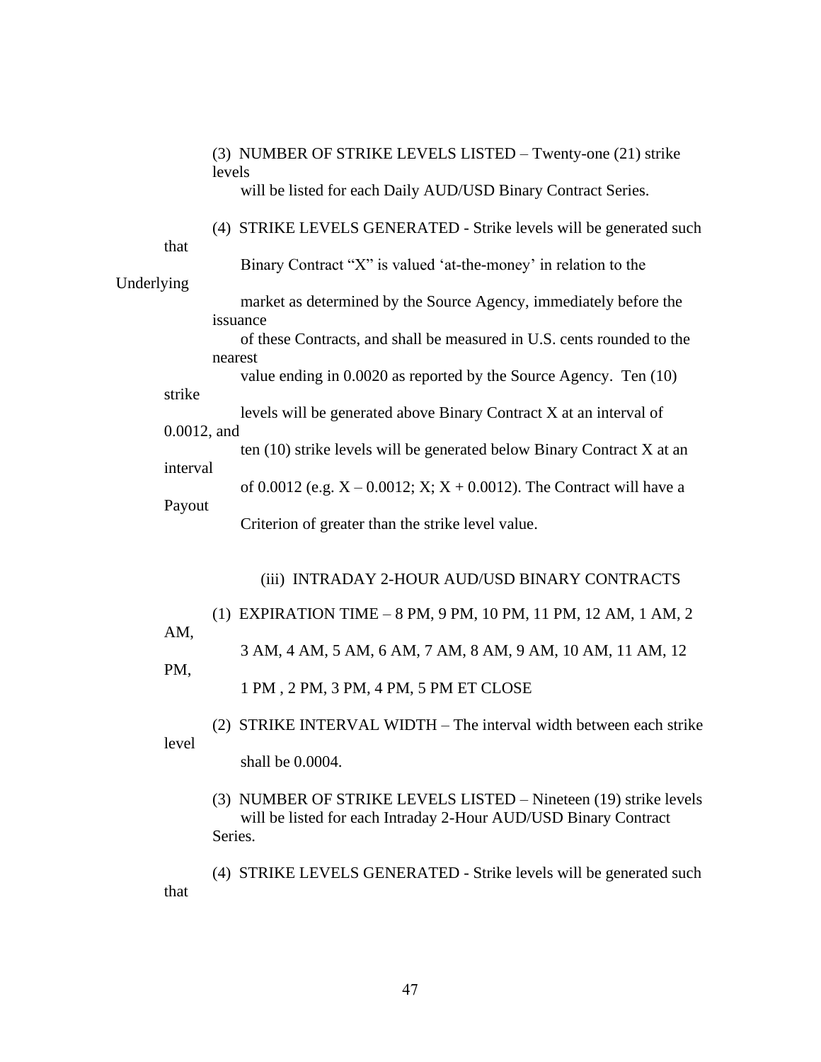(3) NUMBER OF STRIKE LEVELS LISTED – Twenty-one (21) strike levels will be listed for each Daily AUD/USD Binary Contract Series.

(4) STRIKE LEVELS GENERATED - Strike levels will be generated such that Binary Contract “X” is valued ‘at-the-money’ in relation to the Underlying market as determined by the Source Agency, immediately before the issuance of these Contracts, and shall be measured in U.S. cents rounded to the nearest value ending in 0.0020 as reported by the Source Agency. Ten (10) strike levels will be generated above Binary Contract X at an interval of 0.0012, and ten (10) strike levels will be generated below Binary Contract X at an interval of 0.0012 (e.g. X – 0.0012; X; X + 0.0012). The Contract will have a Payout Criterion of greater than the strike level value.

### (iii) INTRADAY 2-HOUR AUD/USD BINARY CONTRACTS

(1) EXPIRATION TIME – 8 PM, 9 PM, 10 PM, 11 PM, 12 AM, 1 AM, 2 AM, 3 AM, 4 AM, 5 AM, 6 AM, 7 AM, 8 AM, 9 AM, 10 AM, 11 AM, 12 PM, 1 PM , 2 PM, 3 PM, 4 PM, 5 PM ET CLOSE

(2) STRIKE INTERVAL WIDTH – The interval width between each strike level shall be 0.0004.

(3) NUMBER OF STRIKE LEVELS LISTED – Nineteen (19) strike levels will be listed for each Intraday 2-Hour AUD/USD Binary Contract Series.

(4) STRIKE LEVELS GENERATED - Strike levels will be generated such that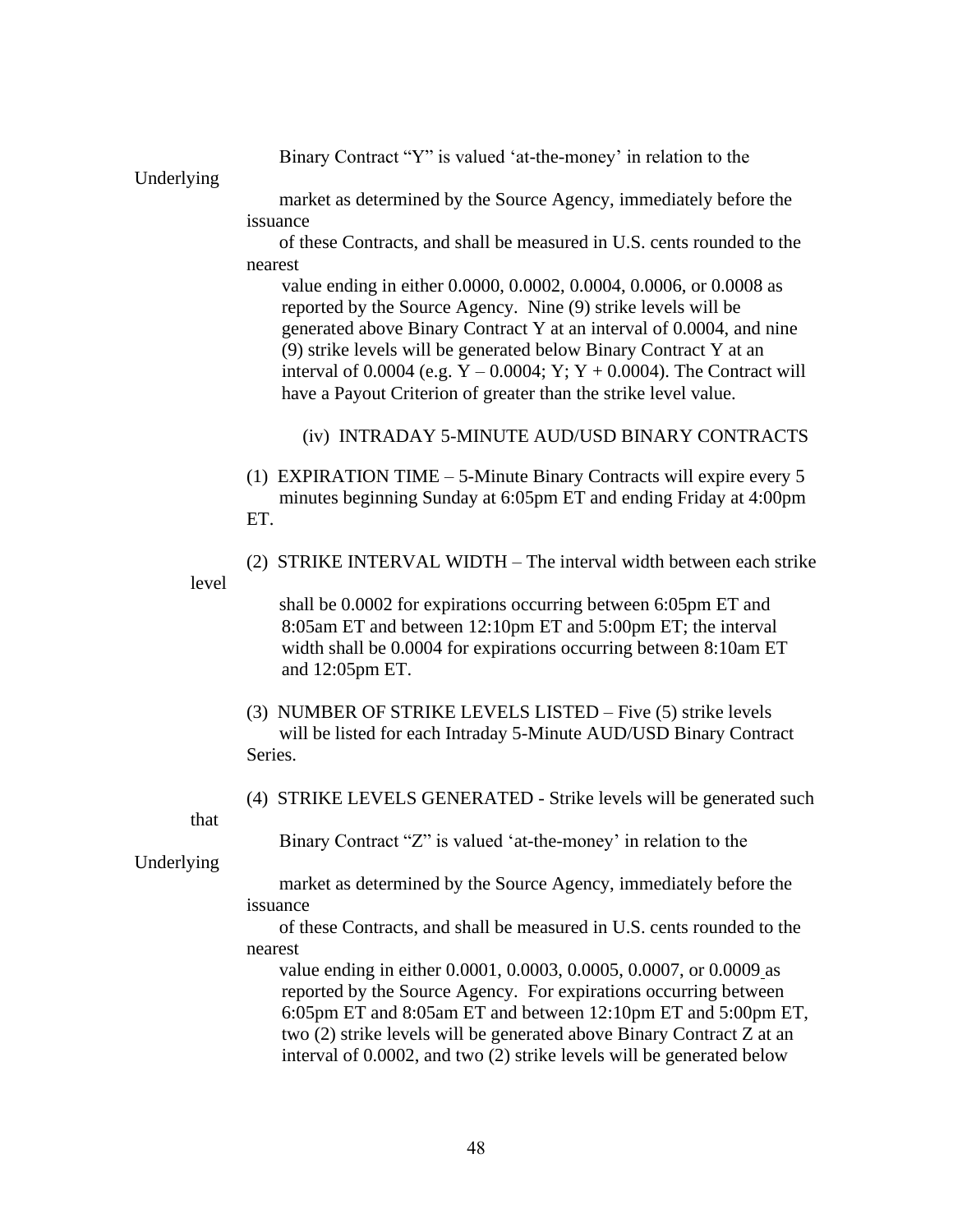Binary Contract "Y" is valued 'at-the-money' in relation to the Underlying market as determined by the Source Agency, immediately before the issuance of these Contracts, and shall be measured in U.S. cents rounded to the nearest value ending in either 0.0000, 0.0002, 0.0004, 0.0006, or 0.0008 as reported by the Source Agency. Nine (9) strike levels will be generated above Binary Contract Y at an interval of 0.0004, and nine (9) strike levels will be generated below Binary Contract Y at an interval of 0.0004 (e.g. Y – 0.0004; Y; Y + 0.0004). The Contract will have a Payout Criterion of greater than the strike level value.

(iv) INTRADAY 5-MINUTE AUD/USD BINARY CONTRACTS

(1) EXPIRATION TIME – 5-Minute Binary Contracts will expire every 5 minutes beginning Sunday at 6:05pm ET and ending Friday at 4:00pm ET.

(2) STRIKE INTERVAL WIDTH – The interval width between each strike level shall be 0.0002 for expirations occurring between 6:05pm ET and 8:05am ET and between 12:10pm ET and 5:00pm ET; the interval width shall be 0.0004 for expirations occurring between 8:10am ET and 12:05pm ET.

(3) NUMBER OF STRIKE LEVELS LISTED – Five (5) strike levels will be listed for each Intraday 5-Minute AUD/USD Binary Contract Series.

(4) STRIKE LEVELS GENERATED - Strike levels will be generated such that Binary Contract "Z" is valued 'at-the-money' in relation to the Underlying market as determined by the Source Agency, immediately before the issuance of these Contracts, and shall be measured in U.S. cents rounded to the nearest value ending in either 0.0001, 0.0003, 0.0005, 0.0007, or 0.0009 as reported by the Source Agency. For expirations occurring between 6:05pm ET and 8:05am ET and between 12:10pm ET and 5:00pm ET, two (2) strike levels will be generated above Binary Contract Z at an interval of 0.0002, and two (2) strike levels will be generated below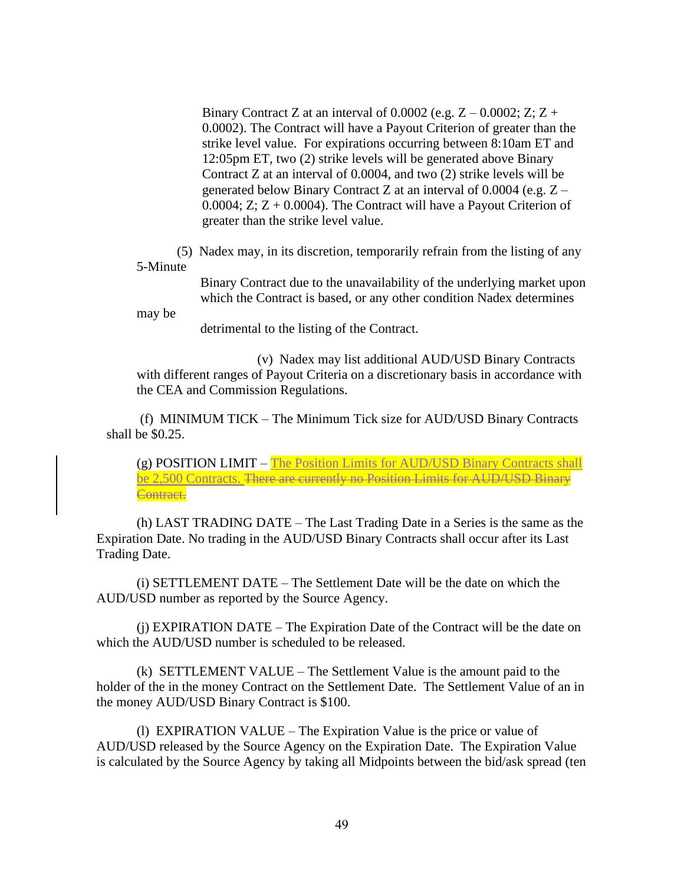Binary Contract Z at an interval of 0.0002 (e.g. Z – 0.0002; Z; Z + 0.0002). The Contract will have a Payout Criterion of greater than the strike level value. For expirations occurring between 8:10am ET and 12:05pm ET, two (2) strike levels will be generated above Binary Contract Z at an interval of 0.0004, and two (2) strike levels will be generated below Binary Contract Z at an interval of 0.0004 (e.g. Z – 0.0004; Z; Z + 0.0004). The Contract will have a Payout Criterion of greater than the strike level value.

(5) Nadex may, in its discretion, temporarily refrain from the listing of any 5-Minute Binary Contract due to the unavailability of the underlying market upon which the Contract is based, or any other condition Nadex determines may be detrimental to the listing of the Contract.

(v) Nadex may list additional AUD/USD Binary Contracts with different ranges of Payout Criteria on a discretionary basis in accordance with the CEA and Commission Regulations.

(f) MINIMUM TICK – The Minimum Tick size for AUD/USD Binary Contracts shall be $0.25.

(g) POSITION LIMIT – The Position Limits for AUD/USD Binary Contracts shall be 2,500 Contracts. ~~There are currently no Position Limits for AUD/USD Binary Contract.~~

(h) LAST TRADING DATE – The Last Trading Date in a Series is the same as the Expiration Date. No trading in the AUD/USD Binary Contracts shall occur after its Last Trading Date.

(i) SETTLEMENT DATE – The Settlement Date will be the date on which the AUD/USD number as reported by the Source Agency.

(j) EXPIRATION DATE – The Expiration Date of the Contract will be the date on which the AUD/USD number is scheduled to be released.

(k) SETTLEMENT VALUE – The Settlement Value is the amount paid to the holder of the in the money Contract on the Settlement Date. The Settlement Value of an in the money AUD/USD Binary Contract is $100.

(l) EXPIRATION VALUE – The Expiration Value is the price or value of AUD/USD released by the Source Agency on the Expiration Date. The Expiration Value is calculated by the Source Agency by taking all Midpoints between the bid/ask spread (ten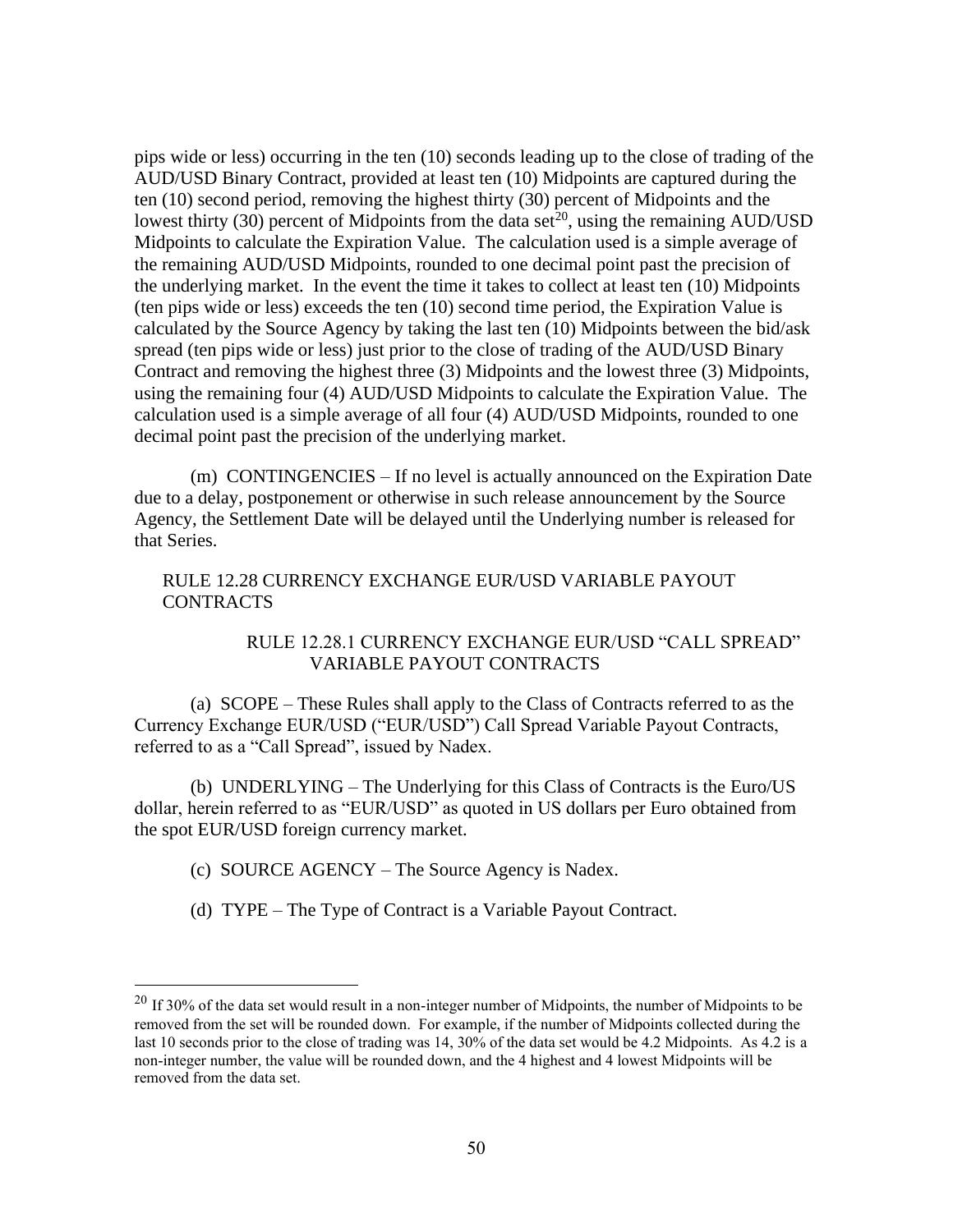pips wide or less) occurring in the ten (10) seconds leading up to the close of trading of the AUD/USD Binary Contract, provided at least ten (10) Midpoints are captured during the ten (10) second period, removing the highest thirty (30) percent of Midpoints and the lowest thirty (30) percent of Midpoints from the data set[20], using the remaining AUD/USD Midpoints to calculate the Expiration Value. The calculation used is a simple average of the remaining AUD/USD Midpoints, rounded to one decimal point past the precision of the underlying market. In the event the time it takes to collect at least ten (10) Midpoints (ten pips wide or less) exceeds the ten (10) second time period, the Expiration Value is calculated by the Source Agency by taking the last ten (10) Midpoints between the bid/ask spread (ten pips wide or less) just prior to the close of trading of the AUD/USD Binary Contract and removing the highest three (3) Midpoints and the lowest three (3) Midpoints, using the remaining four (4) AUD/USD Midpoints to calculate the Expiration Value. The calculation used is a simple average of all four (4) AUD/USD Midpoints, rounded to one decimal point past the precision of the underlying market.

(m) CONTINGENCIES – If no level is actually announced on the Expiration Date due to a delay, postponement or otherwise in such release announcement by the Source Agency, the Settlement Date will be delayed until the Underlying number is released for that Series.

## RULE 12.28 CURRENCY EXCHANGE EUR/USD VARIABLE PAYOUT CONTRACTS

### RULE 12.28.1 CURRENCY EXCHANGE EUR/USD "CALL SPREAD" VARIABLE PAYOUT CONTRACTS

(a) SCOPE – These Rules shall apply to the Class of Contracts referred to as the Currency Exchange EUR/USD ("EUR/USD") Call Spread Variable Payout Contracts, referred to as a "Call Spread", issued by Nadex.

(b) UNDERLYING – The Underlying for this Class of Contracts is the Euro/US dollar, herein referred to as "EUR/USD" as quoted in US dollars per Euro obtained from the spot EUR/USD foreign currency market.

(c) SOURCE AGENCY – The Source Agency is Nadex.

(d) TYPE – The Type of Contract is a Variable Payout Contract.

---

[20] If 30% of the data set would result in a non-integer number of Midpoints, the number of Midpoints to be removed from the set will be rounded down. For example, if the number of Midpoints collected during the last 10 seconds prior to the close of trading was 14, 30% of the data set would be 4.2 Midpoints. As 4.2 is a non-integer number, the value will be rounded down, and the 4 highest and 4 lowest Midpoints will be removed from the data set.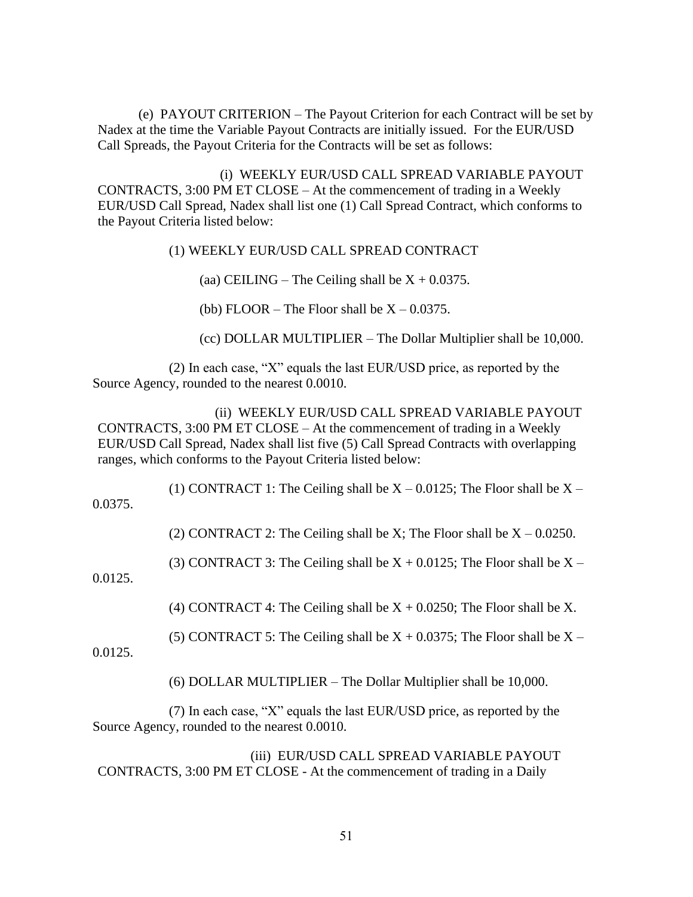(e) PAYOUT CRITERION – The Payout Criterion for each Contract will be set by Nadex at the time the Variable Payout Contracts are initially issued. For the EUR/USD Call Spreads, the Payout Criteria for the Contracts will be set as follows:

(i) WEEKLY EUR/USD CALL SPREAD VARIABLE PAYOUT CONTRACTS, 3:00 PM ET CLOSE – At the commencement of trading in a Weekly EUR/USD Call Spread, Nadex shall list one (1) Call Spread Contract, which conforms to the Payout Criteria listed below:

(1) WEEKLY EUR/USD CALL SPREAD CONTRACT

(aa) CEILING – The Ceiling shall be $X + 0.0375$.

(bb) FLOOR – The Floor shall be $X – 0.0375$.

(cc) DOLLAR MULTIPLIER – The Dollar Multiplier shall be 10,000.

(2) In each case, "X" equals the last EUR/USD price, as reported by the Source Agency, rounded to the nearest 0.0010.

(ii) WEEKLY EUR/USD CALL SPREAD VARIABLE PAYOUT CONTRACTS, 3:00 PM ET CLOSE – At the commencement of trading in a Weekly EUR/USD Call Spread, Nadex shall list five (5) Call Spread Contracts with overlapping ranges, which conforms to the Payout Criteria listed below:

(1) CONTRACT 1: The Ceiling shall be $X – 0.0125$; The Floor shall be $X – 0.0375$.

(2) CONTRACT 2: The Ceiling shall be X; The Floor shall be $X – 0.0250$.

(3) CONTRACT 3: The Ceiling shall be $X + 0.0125$; The Floor shall be $X – 0.0125$.

(4) CONTRACT 4: The Ceiling shall be $X + 0.0250$; The Floor shall be X.

(5) CONTRACT 5: The Ceiling shall be $X + 0.0375$; The Floor shall be $X – 0.0125$.

(6) DOLLAR MULTIPLIER – The Dollar Multiplier shall be 10,000.

(7) In each case, "X" equals the last EUR/USD price, as reported by the Source Agency, rounded to the nearest 0.0010.

(iii) EUR/USD CALL SPREAD VARIABLE PAYOUT CONTRACTS, 3:00 PM ET CLOSE - At the commencement of trading in a Daily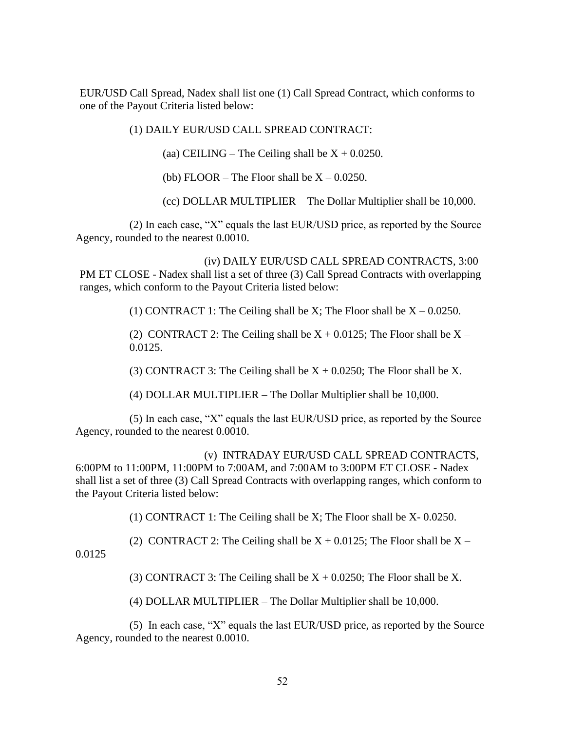EUR/USD Call Spread, Nadex shall list one (1) Call Spread Contract, which conforms to one of the Payout Criteria listed below:

(1) DAILY EUR/USD CALL SPREAD CONTRACT:

(aa) CEILING – The Ceiling shall be X + 0.0250.

(bb) FLOOR – The Floor shall be X – 0.0250.

(cc) DOLLAR MULTIPLIER – The Dollar Multiplier shall be 10,000.

(2) In each case, "X" equals the last EUR/USD price, as reported by the Source Agency, rounded to the nearest 0.0010.

(iv) DAILY EUR/USD CALL SPREAD CONTRACTS, 3:00 PM ET CLOSE - Nadex shall list a set of three (3) Call Spread Contracts with overlapping ranges, which conform to the Payout Criteria listed below:

(1) CONTRACT 1: The Ceiling shall be X; The Floor shall be X – 0.0250.

(2) CONTRACT 2: The Ceiling shall be X + 0.0125; The Floor shall be X – 0.0125.

(3) CONTRACT 3: The Ceiling shall be X + 0.0250; The Floor shall be X.

(4) DOLLAR MULTIPLIER – The Dollar Multiplier shall be 10,000.

(5) In each case, "X" equals the last EUR/USD price, as reported by the Source Agency, rounded to the nearest 0.0010.

(v) INTRADAY EUR/USD CALL SPREAD CONTRACTS, 6:00PM to 11:00PM, 11:00PM to 7:00AM, and 7:00AM to 3:00PM ET CLOSE - Nadex shall list a set of three (3) Call Spread Contracts with overlapping ranges, which conform to the Payout Criteria listed below:

(1) CONTRACT 1: The Ceiling shall be X; The Floor shall be X- 0.0250.

(2) CONTRACT 2: The Ceiling shall be X + 0.0125; The Floor shall be X – 0.0125

(3) CONTRACT 3: The Ceiling shall be X + 0.0250; The Floor shall be X.

(4) DOLLAR MULTIPLIER – The Dollar Multiplier shall be 10,000.

(5) In each case, "X" equals the last EUR/USD price, as reported by the Source Agency, rounded to the nearest 0.0010.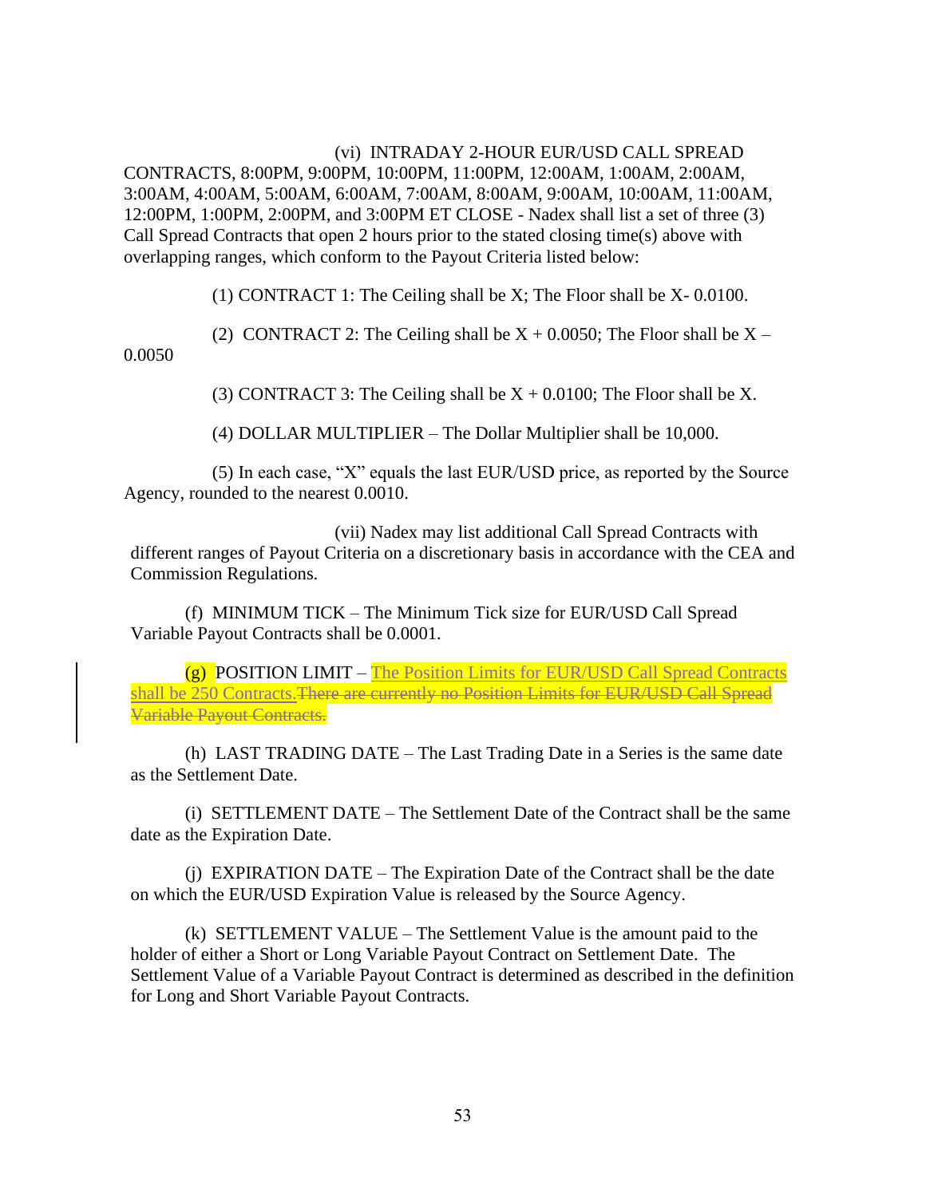(vi) INTRADAY 2-HOUR EUR/USD CALL SPREAD CONTRACTS, 8:00PM, 9:00PM, 10:00PM, 11:00PM, 12:00AM, 1:00AM, 2:00AM, 3:00AM, 4:00AM, 5:00AM, 6:00AM, 7:00AM, 8:00AM, 9:00AM, 10:00AM, 11:00AM, 12:00PM, 1:00PM, 2:00PM, and 3:00PM ET CLOSE - Nadex shall list a set of three (3) Call Spread Contracts that open 2 hours prior to the stated closing time(s) above with overlapping ranges, which conform to the Payout Criteria listed below:

(1) CONTRACT 1: The Ceiling shall be X; The Floor shall be X- 0.0100.

(2) CONTRACT 2: The Ceiling shall be X + 0.0050; The Floor shall be X – 0.0050

(3) CONTRACT 3: The Ceiling shall be X + 0.0100; The Floor shall be X.

(4) DOLLAR MULTIPLIER – The Dollar Multiplier shall be 10,000.

(5) In each case, "X" equals the last EUR/USD price, as reported by the Source Agency, rounded to the nearest 0.0010.

(vii) Nadex may list additional Call Spread Contracts with different ranges of Payout Criteria on a discretionary basis in accordance with the CEA and Commission Regulations.

(f) MINIMUM TICK – The Minimum Tick size for EUR/USD Call Spread Variable Payout Contracts shall be 0.0001.

(g) POSITION LIMIT – The Position Limits for EUR/USD Call Spread Contracts shall be 250 Contracts.~~There are currently no Position Limits for EUR/USD Call Spread Variable Payout Contracts.~~

(h) LAST TRADING DATE – The Last Trading Date in a Series is the same date as the Settlement Date.

(i) SETTLEMENT DATE – The Settlement Date of the Contract shall be the same date as the Expiration Date.

(j) EXPIRATION DATE – The Expiration Date of the Contract shall be the date on which the EUR/USD Expiration Value is released by the Source Agency.

(k) SETTLEMENT VALUE – The Settlement Value is the amount paid to the holder of either a Short or Long Variable Payout Contract on Settlement Date. The Settlement Value of a Variable Payout Contract is determined as described in the definition for Long and Short Variable Payout Contracts.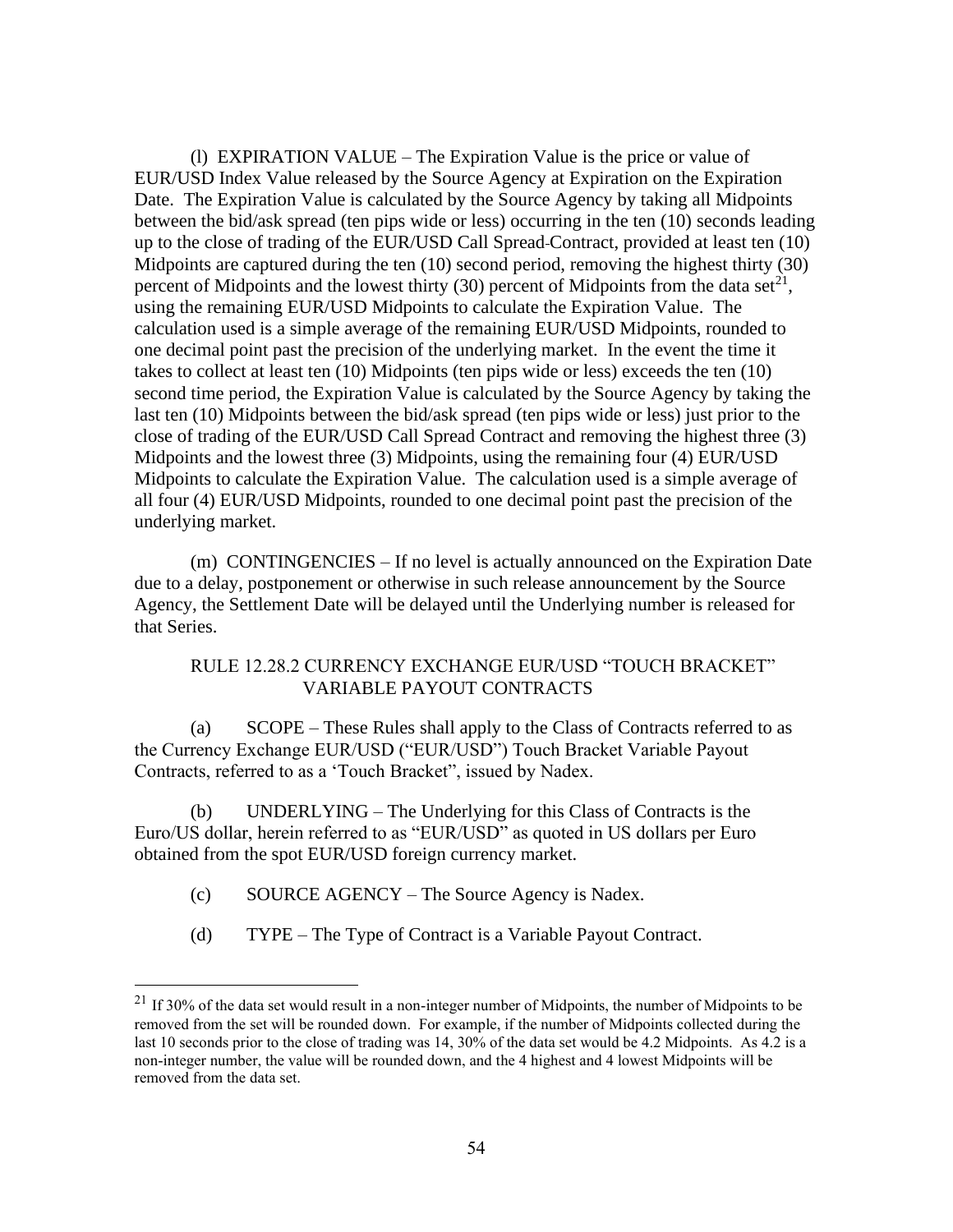(l) EXPIRATION VALUE – The Expiration Value is the price or value of EUR/USD Index Value released by the Source Agency at Expiration on the Expiration Date. The Expiration Value is calculated by the Source Agency by taking all Midpoints between the bid/ask spread (ten pips wide or less) occurring in the ten (10) seconds leading up to the close of trading of the EUR/USD Call Spread Contract, provided at least ten (10) Midpoints are captured during the ten (10) second period, removing the highest thirty (30) percent of Midpoints and the lowest thirty (30) percent of Midpoints from the data set[21], using the remaining EUR/USD Midpoints to calculate the Expiration Value. The calculation used is a simple average of the remaining EUR/USD Midpoints, rounded to one decimal point past the precision of the underlying market. In the event the time it takes to collect at least ten (10) Midpoints (ten pips wide or less) exceeds the ten (10) second time period, the Expiration Value is calculated by the Source Agency by taking the last ten (10) Midpoints between the bid/ask spread (ten pips wide or less) just prior to the close of trading of the EUR/USD Call Spread Contract and removing the highest three (3) Midpoints and the lowest three (3) Midpoints, using the remaining four (4) EUR/USD Midpoints to calculate the Expiration Value. The calculation used is a simple average of all four (4) EUR/USD Midpoints, rounded to one decimal point past the precision of the underlying market.

(m) CONTINGENCIES – If no level is actually announced on the Expiration Date due to a delay, postponement or otherwise in such release announcement by the Source Agency, the Settlement Date will be delayed until the Underlying number is released for that Series.

## RULE 12.28.2 CURRENCY EXCHANGE EUR/USD "TOUCH BRACKET" VARIABLE PAYOUT CONTRACTS

(a) SCOPE – These Rules shall apply to the Class of Contracts referred to as the Currency Exchange EUR/USD ("EUR/USD") Touch Bracket Variable Payout Contracts, referred to as a 'Touch Bracket", issued by Nadex.

(b) UNDERLYING – The Underlying for this Class of Contracts is the Euro/US dollar, herein referred to as "EUR/USD" as quoted in US dollars per Euro obtained from the spot EUR/USD foreign currency market.

(c) SOURCE AGENCY – The Source Agency is Nadex.

(d) TYPE – The Type of Contract is a Variable Payout Contract.

[21] If 30% of the data set would result in a non-integer number of Midpoints, the number of Midpoints to be removed from the set will be rounded down. For example, if the number of Midpoints collected during the last 10 seconds prior to the close of trading was 14, 30% of the data set would be 4.2 Midpoints. As 4.2 is a non-integer number, the value will be rounded down, and the 4 highest and 4 lowest Midpoints will be removed from the data set.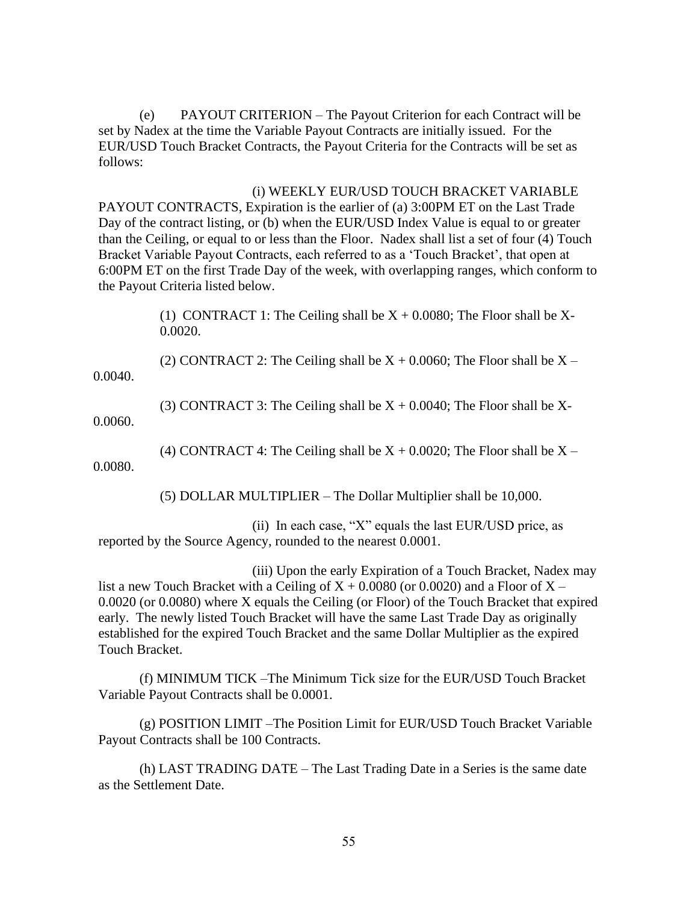(e) PAYOUT CRITERION – The Payout Criterion for each Contract will be set by Nadex at the time the Variable Payout Contracts are initially issued. For the EUR/USD Touch Bracket Contracts, the Payout Criteria for the Contracts will be set as follows:

(i) WEEKLY EUR/USD TOUCH BRACKET VARIABLE PAYOUT CONTRACTS, Expiration is the earlier of (a) 3:00PM ET on the Last Trade Day of the contract listing, or (b) when the EUR/USD Index Value is equal to or greater than the Ceiling, or equal to or less than the Floor. Nadex shall list a set of four (4) Touch Bracket Variable Payout Contracts, each referred to as a 'Touch Bracket', that open at 6:00PM ET on the first Trade Day of the week, with overlapping ranges, which conform to the Payout Criteria listed below.

(1) CONTRACT 1: The Ceiling shall be X + 0.0080; The Floor shall be X-0.0020.

(2) CONTRACT 2: The Ceiling shall be X + 0.0060; The Floor shall be X – 0.0040.

(3) CONTRACT 3: The Ceiling shall be X + 0.0040; The Floor shall be X-0.0060.

(4) CONTRACT 4: The Ceiling shall be X + 0.0020; The Floor shall be X – 0.0080.

(5) DOLLAR MULTIPLIER – The Dollar Multiplier shall be 10,000.

(ii) In each case, "X" equals the last EUR/USD price, as reported by the Source Agency, rounded to the nearest 0.0001.

(iii) Upon the early Expiration of a Touch Bracket, Nadex may list a new Touch Bracket with a Ceiling of X + 0.0080 (or 0.0020) and a Floor of X – 0.0020 (or 0.0080) where X equals the Ceiling (or Floor) of the Touch Bracket that expired early. The newly listed Touch Bracket will have the same Last Trade Day as originally established for the expired Touch Bracket and the same Dollar Multiplier as the expired Touch Bracket.

(f) MINIMUM TICK –The Minimum Tick size for the EUR/USD Touch Bracket Variable Payout Contracts shall be 0.0001.

(g) POSITION LIMIT –The Position Limit for EUR/USD Touch Bracket Variable Payout Contracts shall be 100 Contracts.

(h) LAST TRADING DATE – The Last Trading Date in a Series is the same date as the Settlement Date.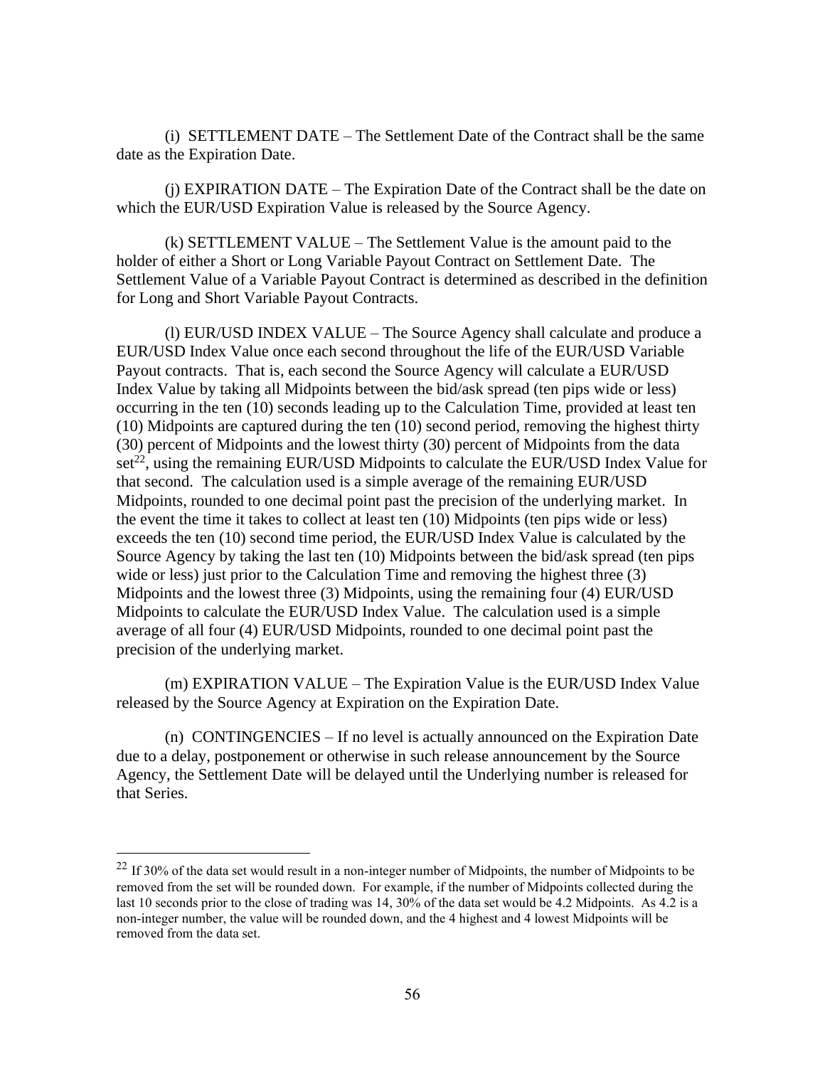(i) SETTLEMENT DATE – The Settlement Date of the Contract shall be the same date as the Expiration Date.

(j) EXPIRATION DATE – The Expiration Date of the Contract shall be the date on which the EUR/USD Expiration Value is released by the Source Agency.

(k) SETTLEMENT VALUE – The Settlement Value is the amount paid to the holder of either a Short or Long Variable Payout Contract on Settlement Date. The Settlement Value of a Variable Payout Contract is determined as described in the definition for Long and Short Variable Payout Contracts.

(l) EUR/USD INDEX VALUE – The Source Agency shall calculate and produce a EUR/USD Index Value once each second throughout the life of the EUR/USD Variable Payout contracts. That is, each second the Source Agency will calculate a EUR/USD Index Value by taking all Midpoints between the bid/ask spread (ten pips wide or less) occurring in the ten (10) seconds leading up to the Calculation Time, provided at least ten (10) Midpoints are captured during the ten (10) second period, removing the highest thirty (30) percent of Midpoints and the lowest thirty (30) percent of Midpoints from the data set[22], using the remaining EUR/USD Midpoints to calculate the EUR/USD Index Value for that second. The calculation used is a simple average of the remaining EUR/USD Midpoints, rounded to one decimal point past the precision of the underlying market. In the event the time it takes to collect at least ten (10) Midpoints (ten pips wide or less) exceeds the ten (10) second time period, the EUR/USD Index Value is calculated by the Source Agency by taking the last ten (10) Midpoints between the bid/ask spread (ten pips wide or less) just prior to the Calculation Time and removing the highest three (3) Midpoints and the lowest three (3) Midpoints, using the remaining four (4) EUR/USD Midpoints to calculate the EUR/USD Index Value. The calculation used is a simple average of all four (4) EUR/USD Midpoints, rounded to one decimal point past the precision of the underlying market.

(m) EXPIRATION VALUE – The Expiration Value is the EUR/USD Index Value released by the Source Agency at Expiration on the Expiration Date.

(n) CONTINGENCIES – If no level is actually announced on the Expiration Date due to a delay, postponement or otherwise in such release announcement by the Source Agency, the Settlement Date will be delayed until the Underlying number is released for that Series.

---

[22] If 30% of the data set would result in a non-integer number of Midpoints, the number of Midpoints to be removed from the set will be rounded down. For example, if the number of Midpoints collected during the last 10 seconds prior to the close of trading was 14, 30% of the data set would be 4.2 Midpoints. As 4.2 is a non-integer number, the value will be rounded down, and the 4 highest and 4 lowest Midpoints will be removed from the data set.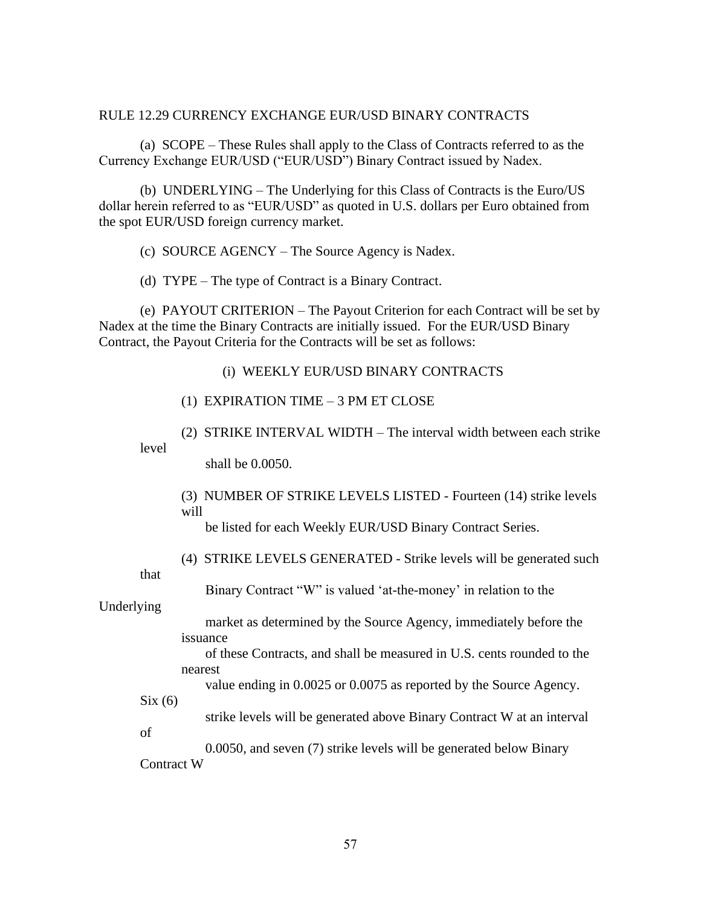RULE 12.29 CURRENCY EXCHANGE EUR/USD BINARY CONTRACTS

(a) SCOPE – These Rules shall apply to the Class of Contracts referred to as the Currency Exchange EUR/USD ("EUR/USD") Binary Contract issued by Nadex.

(b) UNDERLYING – The Underlying for this Class of Contracts is the Euro/US dollar herein referred to as "EUR/USD" as quoted in U.S. dollars per Euro obtained from the spot EUR/USD foreign currency market.

(c) SOURCE AGENCY – The Source Agency is Nadex.

(d) TYPE – The type of Contract is a Binary Contract.

(e) PAYOUT CRITERION – The Payout Criterion for each Contract will be set by Nadex at the time the Binary Contracts are initially issued. For the EUR/USD Binary Contract, the Payout Criteria for the Contracts will be set as follows:

(i) WEEKLY EUR/USD BINARY CONTRACTS

(1) EXPIRATION TIME – 3 PM ET CLOSE

(2) STRIKE INTERVAL WIDTH – The interval width between each strike level shall be 0.0050.

(3) NUMBER OF STRIKE LEVELS LISTED - Fourteen (14) strike levels will be listed for each Weekly EUR/USD Binary Contract Series.

(4) STRIKE LEVELS GENERATED - Strike levels will be generated such that Binary Contract "W" is valued 'at-the-money' in relation to the Underlying market as determined by the Source Agency, immediately before the issuance of these Contracts, and shall be measured in U.S. cents rounded to the nearest value ending in 0.0025 or 0.0075 as reported by the Source Agency. Six (6) strike levels will be generated above Binary Contract W at an interval of 0.0050, and seven (7) strike levels will be generated below Binary Contract W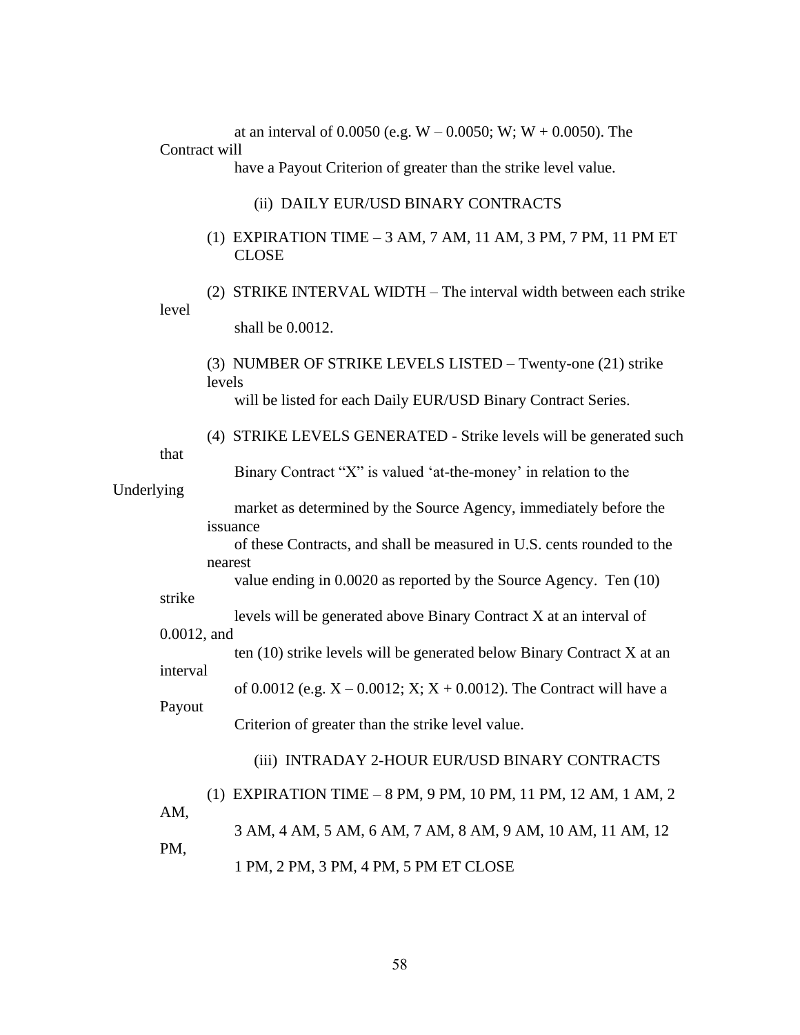at an interval of 0.0050 (e.g. W – 0.0050; W; W + 0.0050). The Contract will have a Payout Criterion of greater than the strike level value.

(ii) DAILY EUR/USD BINARY CONTRACTS

(1) EXPIRATION TIME – 3 AM, 7 AM, 11 AM, 3 PM, 7 PM, 11 PM ET CLOSE

(2) STRIKE INTERVAL WIDTH – The interval width between each strike level shall be 0.0012.

(3) NUMBER OF STRIKE LEVELS LISTED – Twenty-one (21) strike levels will be listed for each Daily EUR/USD Binary Contract Series.

(4) STRIKE LEVELS GENERATED - Strike levels will be generated such that Binary Contract "X" is valued 'at-the-money' in relation to the Underlying market as determined by the Source Agency, immediately before the issuance of these Contracts, and shall be measured in U.S. cents rounded to the nearest value ending in 0.0020 as reported by the Source Agency. Ten (10) strike levels will be generated above Binary Contract X at an interval of 0.0012, and ten (10) strike levels will be generated below Binary Contract X at an interval of 0.0012 (e.g. X – 0.0012; X; X + 0.0012). The Contract will have a Payout Criterion of greater than the strike level value.

(iii) INTRADAY 2-HOUR EUR/USD BINARY CONTRACTS

(1) EXPIRATION TIME – 8 PM, 9 PM, 10 PM, 11 PM, 12 AM, 1 AM, 2 AM, 3 AM, 4 AM, 5 AM, 6 AM, 7 AM, 8 AM, 9 AM, 10 AM, 11 AM, 12 PM, 1 PM, 2 PM, 3 PM, 4 PM, 5 PM ET CLOSE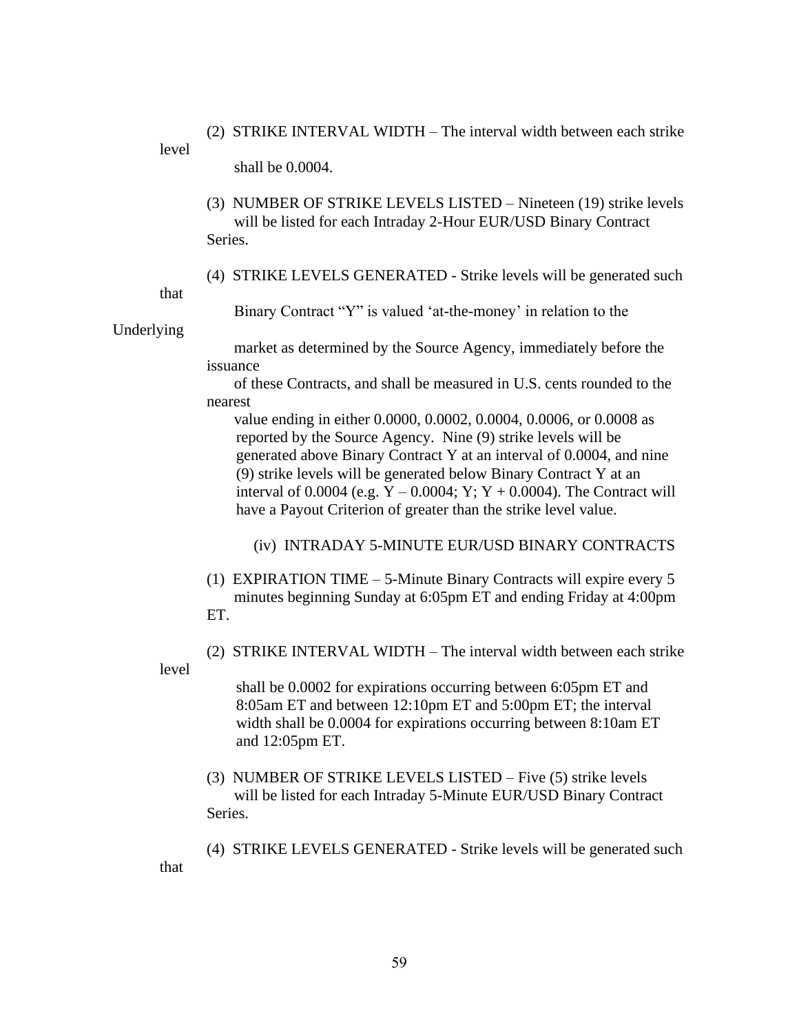(2) STRIKE INTERVAL WIDTH – The interval width between each strike level shall be 0.0004.

(3) NUMBER OF STRIKE LEVELS LISTED – Nineteen (19) strike levels will be listed for each Intraday 2-Hour EUR/USD Binary Contract Series.

(4) STRIKE LEVELS GENERATED - Strike levels will be generated such that Binary Contract "Y" is valued 'at-the-money' in relation to the Underlying market as determined by the Source Agency, immediately before the issuance of these Contracts, and shall be measured in U.S. cents rounded to the nearest value ending in either 0.0000, 0.0002, 0.0004, 0.0006, or 0.0008 as reported by the Source Agency. Nine (9) strike levels will be generated above Binary Contract Y at an interval of 0.0004, and nine (9) strike levels will be generated below Binary Contract Y at an interval of 0.0004 (e.g. Y – 0.0004; Y; Y + 0.0004). The Contract will have a Payout Criterion of greater than the strike level value.

(iv) INTRADAY 5-MINUTE EUR/USD BINARY CONTRACTS

(1) EXPIRATION TIME – 5-Minute Binary Contracts will expire every 5 minutes beginning Sunday at 6:05pm ET and ending Friday at 4:00pm ET.

(2) STRIKE INTERVAL WIDTH – The interval width between each strike level shall be 0.0002 for expirations occurring between 6:05pm ET and 8:05am ET and between 12:10pm ET and 5:00pm ET; the interval width shall be 0.0004 for expirations occurring between 8:10am ET and 12:05pm ET.

(3) NUMBER OF STRIKE LEVELS LISTED – Five (5) strike levels will be listed for each Intraday 5-Minute EUR/USD Binary Contract Series.

(4) STRIKE LEVELS GENERATED - Strike levels will be generated such that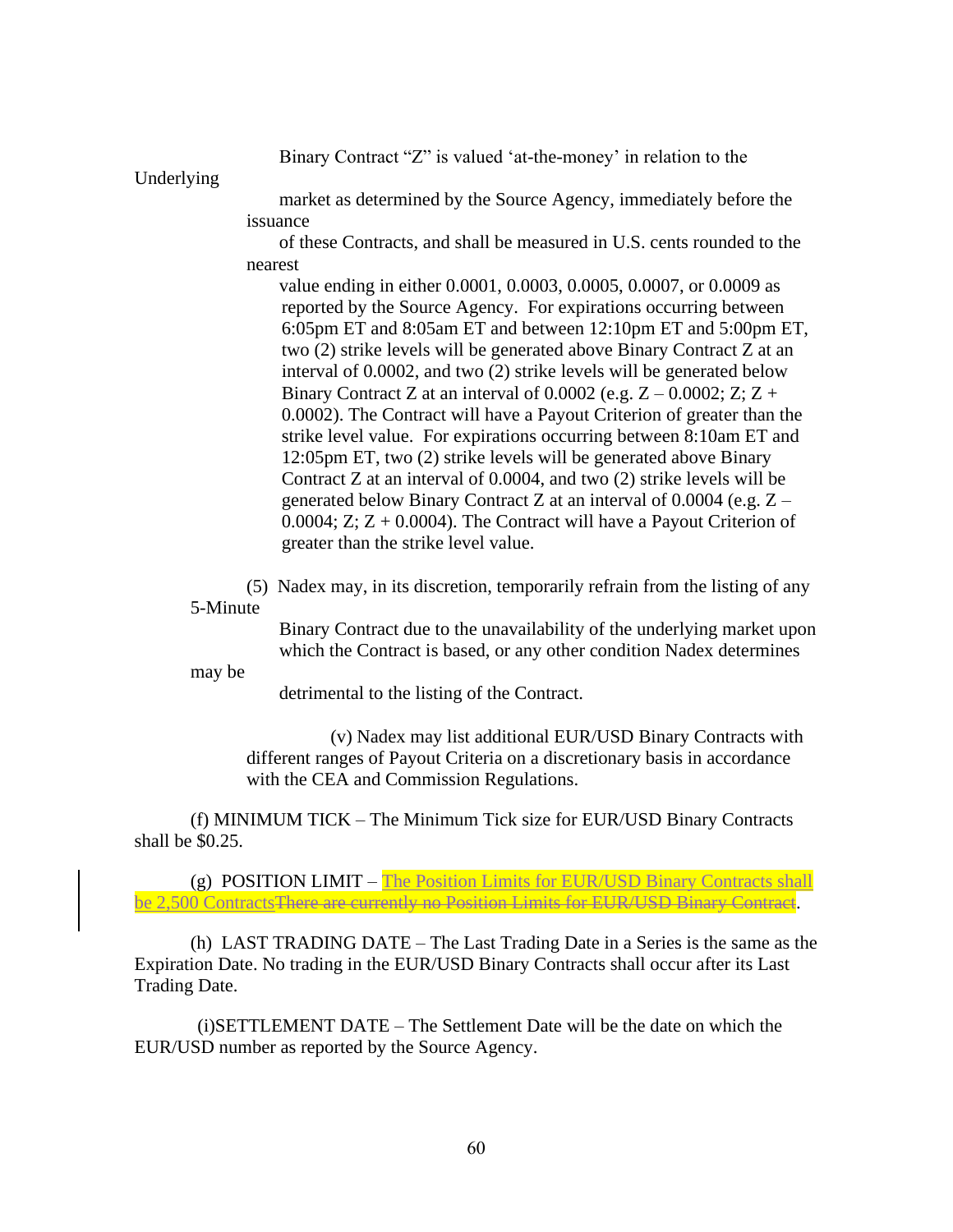Binary Contract "Z" is valued 'at-the-money' in relation to the Underlying market as determined by the Source Agency, immediately before the issuance of these Contracts, and shall be measured in U.S. cents rounded to the nearest value ending in either 0.0001, 0.0003, 0.0005, 0.0007, or 0.0009 as reported by the Source Agency. For expirations occurring between 6:05pm ET and 8:05am ET and between 12:10pm ET and 5:00pm ET, two (2) strike levels will be generated above Binary Contract Z at an interval of 0.0002, and two (2) strike levels will be generated below Binary Contract Z at an interval of 0.0002 (e.g. Z – 0.0002; Z; Z + 0.0002). The Contract will have a Payout Criterion of greater than the strike level value. For expirations occurring between 8:10am ET and 12:05pm ET, two (2) strike levels will be generated above Binary Contract Z at an interval of 0.0004, and two (2) strike levels will be generated below Binary Contract Z at an interval of 0.0004 (e.g. Z – 0.0004; Z; Z + 0.0004). The Contract will have a Payout Criterion of greater than the strike level value.

(5) Nadex may, in its discretion, temporarily refrain from the listing of any 5-Minute Binary Contract due to the unavailability of the underlying market upon which the Contract is based, or any other condition Nadex determines may be detrimental to the listing of the Contract.

(v) Nadex may list additional EUR/USD Binary Contracts with different ranges of Payout Criteria on a discretionary basis in accordance with the CEA and Commission Regulations.

(f) MINIMUM TICK – The Minimum Tick size for EUR/USD Binary Contracts shall be $0.25.

(g) POSITION LIMIT – The Position Limits for EUR/USD Binary Contracts shall be 2,500 Contracts~~There are currently no Position Limits for EUR/USD Binary Contract~~.

(h) LAST TRADING DATE – The Last Trading Date in a Series is the same as the Expiration Date. No trading in the EUR/USD Binary Contracts shall occur after its Last Trading Date.

(i)SETTLEMENT DATE – The Settlement Date will be the date on which the EUR/USD number as reported by the Source Agency.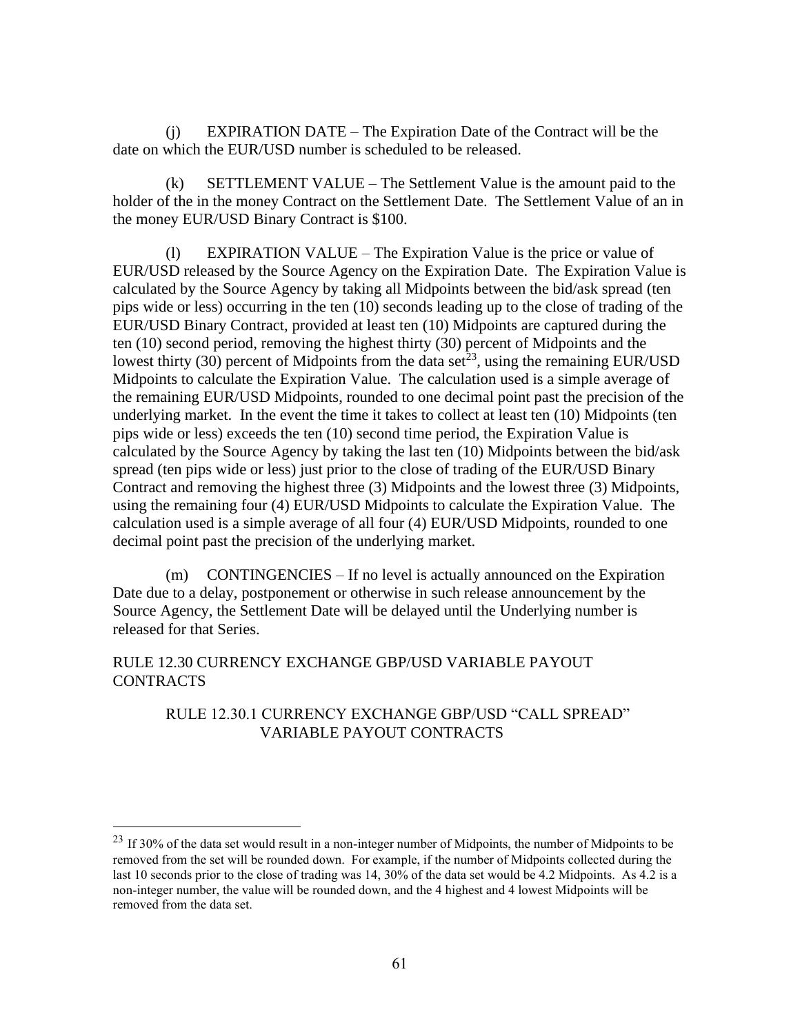(j) EXPIRATION DATE – The Expiration Date of the Contract will be the date on which the EUR/USD number is scheduled to be released.

(k) SETTLEMENT VALUE – The Settlement Value is the amount paid to the holder of the in the money Contract on the Settlement Date. The Settlement Value of an in the money EUR/USD Binary Contract is $100.

(l) EXPIRATION VALUE – The Expiration Value is the price or value of EUR/USD released by the Source Agency on the Expiration Date. The Expiration Value is calculated by the Source Agency by taking all Midpoints between the bid/ask spread (ten pips wide or less) occurring in the ten (10) seconds leading up to the close of trading of the EUR/USD Binary Contract, provided at least ten (10) Midpoints are captured during the ten (10) second period, removing the highest thirty (30) percent of Midpoints and the lowest thirty (30) percent of Midpoints from the data set[23], using the remaining EUR/USD Midpoints to calculate the Expiration Value. The calculation used is a simple average of the remaining EUR/USD Midpoints, rounded to one decimal point past the precision of the underlying market. In the event the time it takes to collect at least ten (10) Midpoints (ten pips wide or less) exceeds the ten (10) second time period, the Expiration Value is calculated by the Source Agency by taking the last ten (10) Midpoints between the bid/ask spread (ten pips wide or less) just prior to the close of trading of the EUR/USD Binary Contract and removing the highest three (3) Midpoints and the lowest three (3) Midpoints, using the remaining four (4) EUR/USD Midpoints to calculate the Expiration Value. The calculation used is a simple average of all four (4) EUR/USD Midpoints, rounded to one decimal point past the precision of the underlying market.

(m) CONTINGENCIES – If no level is actually announced on the Expiration Date due to a delay, postponement or otherwise in such release announcement by the Source Agency, the Settlement Date will be delayed until the Underlying number is released for that Series.

## RULE 12.30 CURRENCY EXCHANGE GBP/USD VARIABLE PAYOUT CONTRACTS

### RULE 12.30.1 CURRENCY EXCHANGE GBP/USD "CALL SPREAD" VARIABLE PAYOUT CONTRACTS

[23] If 30% of the data set would result in a non-integer number of Midpoints, the number of Midpoints to be removed from the set will be rounded down. For example, if the number of Midpoints collected during the last 10 seconds prior to the close of trading was 14, 30% of the data set would be 4.2 Midpoints. As 4.2 is a non-integer number, the value will be rounded down, and the 4 highest and 4 lowest Midpoints will be removed from the data set.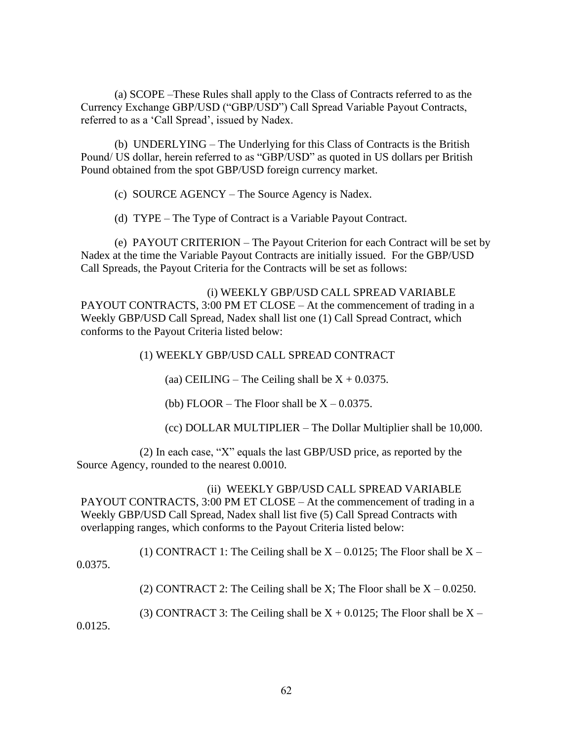(a) SCOPE –These Rules shall apply to the Class of Contracts referred to as the Currency Exchange GBP/USD ("GBP/USD") Call Spread Variable Payout Contracts, referred to as a 'Call Spread', issued by Nadex.

(b) UNDERLYING – The Underlying for this Class of Contracts is the British Pound/ US dollar, herein referred to as "GBP/USD" as quoted in US dollars per British Pound obtained from the spot GBP/USD foreign currency market.

(c) SOURCE AGENCY – The Source Agency is Nadex.

(d) TYPE – The Type of Contract is a Variable Payout Contract.

(e) PAYOUT CRITERION – The Payout Criterion for each Contract will be set by Nadex at the time the Variable Payout Contracts are initially issued. For the GBP/USD Call Spreads, the Payout Criteria for the Contracts will be set as follows:

(i) WEEKLY GBP/USD CALL SPREAD VARIABLE PAYOUT CONTRACTS, 3:00 PM ET CLOSE – At the commencement of trading in a Weekly GBP/USD Call Spread, Nadex shall list one (1) Call Spread Contract, which conforms to the Payout Criteria listed below:

(1) WEEKLY GBP/USD CALL SPREAD CONTRACT

(aa) CEILING – The Ceiling shall be $X + 0.0375$.

(bb) FLOOR – The Floor shall be $X – 0.0375$.

(cc) DOLLAR MULTIPLIER – The Dollar Multiplier shall be 10,000.

(2) In each case, "X" equals the last GBP/USD price, as reported by the Source Agency, rounded to the nearest 0.0010.

(ii) WEEKLY GBP/USD CALL SPREAD VARIABLE PAYOUT CONTRACTS, 3:00 PM ET CLOSE – At the commencement of trading in a Weekly GBP/USD Call Spread, Nadex shall list five (5) Call Spread Contracts with overlapping ranges, which conforms to the Payout Criteria listed below:

(1) CONTRACT 1: The Ceiling shall be $X – 0.0125$; The Floor shall be $X – 0.0375$.

(2) CONTRACT 2: The Ceiling shall be X; The Floor shall be $X – 0.0250$.

(3) CONTRACT 3: The Ceiling shall be $X + 0.0125$; The Floor shall be $X – 0.0125$.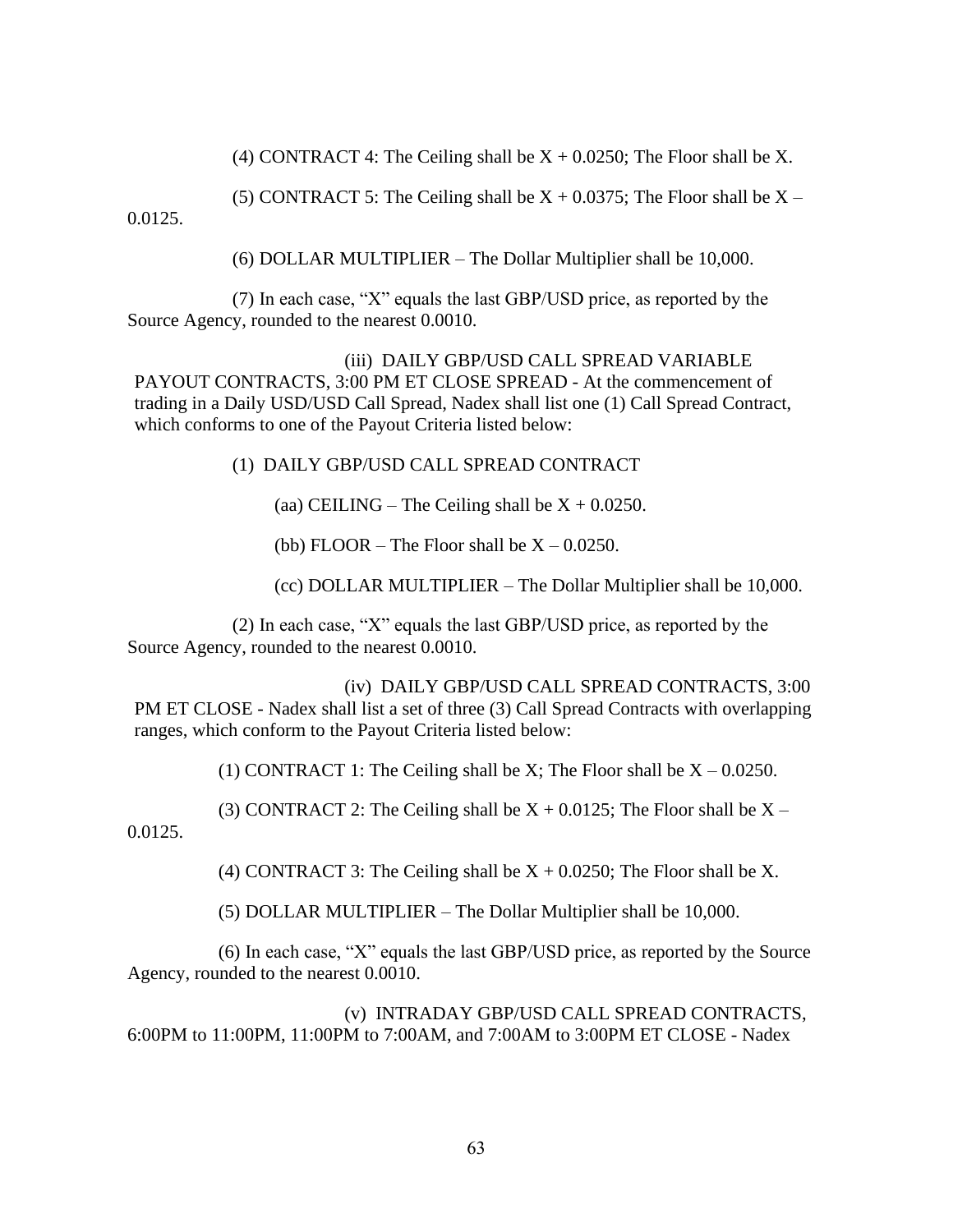(4) CONTRACT 4: The Ceiling shall be X + 0.0250; The Floor shall be X.

(5) CONTRACT 5: The Ceiling shall be X + 0.0375; The Floor shall be X – 0.0125.

(6) DOLLAR MULTIPLIER – The Dollar Multiplier shall be 10,000.

(7) In each case, "X" equals the last GBP/USD price, as reported by the Source Agency, rounded to the nearest 0.0010.

(iii) DAILY GBP/USD CALL SPREAD VARIABLE PAYOUT CONTRACTS, 3:00 PM ET CLOSE SPREAD - At the commencement of trading in a Daily USD/USD Call Spread, Nadex shall list one (1) Call Spread Contract, which conforms to one of the Payout Criteria listed below:

(1) DAILY GBP/USD CALL SPREAD CONTRACT

(aa) CEILING – The Ceiling shall be X + 0.0250.

(bb) FLOOR – The Floor shall be X – 0.0250.

(cc) DOLLAR MULTIPLIER – The Dollar Multiplier shall be 10,000.

(2) In each case, "X" equals the last GBP/USD price, as reported by the Source Agency, rounded to the nearest 0.0010.

(iv) DAILY GBP/USD CALL SPREAD CONTRACTS, 3:00 PM ET CLOSE - Nadex shall list a set of three (3) Call Spread Contracts with overlapping ranges, which conform to the Payout Criteria listed below:

(1) CONTRACT 1: The Ceiling shall be X; The Floor shall be X – 0.0250.

(3) CONTRACT 2: The Ceiling shall be X + 0.0125; The Floor shall be X – 0.0125.

(4) CONTRACT 3: The Ceiling shall be X + 0.0250; The Floor shall be X.

(5) DOLLAR MULTIPLIER – The Dollar Multiplier shall be 10,000.

(6) In each case, "X" equals the last GBP/USD price, as reported by the Source Agency, rounded to the nearest 0.0010.

(v) INTRADAY GBP/USD CALL SPREAD CONTRACTS, 6:00PM to 11:00PM, 11:00PM to 7:00AM, and 7:00AM to 3:00PM ET CLOSE - Nadex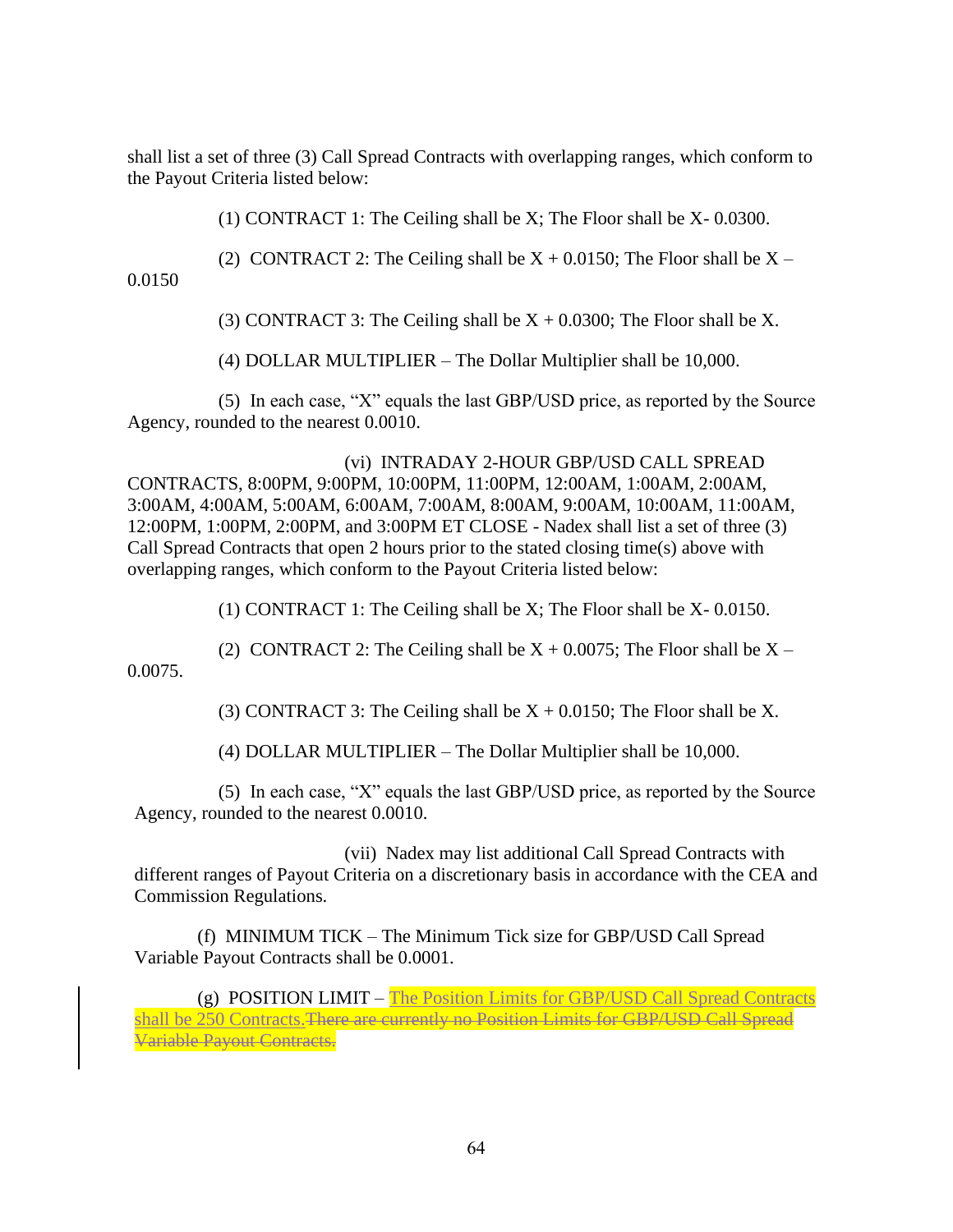shall list a set of three (3) Call Spread Contracts with overlapping ranges, which conform to the Payout Criteria listed below:

(1) CONTRACT 1: The Ceiling shall be X; The Floor shall be X- 0.0300.

(2) CONTRACT 2: The Ceiling shall be X + 0.0150; The Floor shall be X – 0.0150

(3) CONTRACT 3: The Ceiling shall be X + 0.0300; The Floor shall be X.

(4) DOLLAR MULTIPLIER – The Dollar Multiplier shall be 10,000.

(5) In each case, "X" equals the last GBP/USD price, as reported by the Source Agency, rounded to the nearest 0.0010.

(vi) INTRADAY 2-HOUR GBP/USD CALL SPREAD CONTRACTS, 8:00PM, 9:00PM, 10:00PM, 11:00PM, 12:00AM, 1:00AM, 2:00AM, 3:00AM, 4:00AM, 5:00AM, 6:00AM, 7:00AM, 8:00AM, 9:00AM, 10:00AM, 11:00AM, 12:00PM, 1:00PM, 2:00PM, and 3:00PM ET CLOSE - Nadex shall list a set of three (3) Call Spread Contracts that open 2 hours prior to the stated closing time(s) above with overlapping ranges, which conform to the Payout Criteria listed below:

(1) CONTRACT 1: The Ceiling shall be X; The Floor shall be X- 0.0150.

(2) CONTRACT 2: The Ceiling shall be X + 0.0075; The Floor shall be X – 0.0075.

(3) CONTRACT 3: The Ceiling shall be X + 0.0150; The Floor shall be X.

(4) DOLLAR MULTIPLIER – The Dollar Multiplier shall be 10,000.

(5) In each case, "X" equals the last GBP/USD price, as reported by the Source Agency, rounded to the nearest 0.0010.

(vii) Nadex may list additional Call Spread Contracts with different ranges of Payout Criteria on a discretionary basis in accordance with the CEA and Commission Regulations.

(f) MINIMUM TICK – The Minimum Tick size for GBP/USD Call Spread Variable Payout Contracts shall be 0.0001.

(g) POSITION LIMIT – The Position Limits for GBP/USD Call Spread Contracts shall be 250 Contracts.~~There are currently no Position Limits for GBP/USD Call Spread Variable Payout Contracts.~~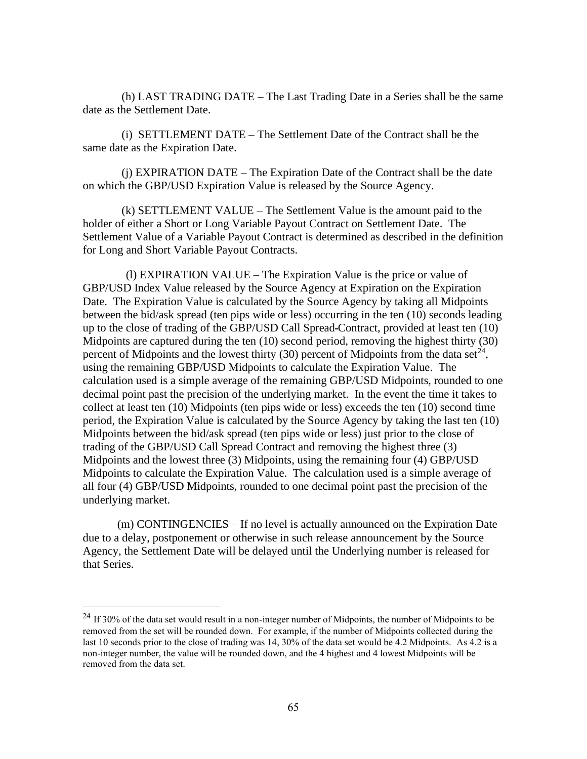(h) LAST TRADING DATE – The Last Trading Date in a Series shall be the same date as the Settlement Date.

(i) SETTLEMENT DATE – The Settlement Date of the Contract shall be the same date as the Expiration Date.

(j) EXPIRATION DATE – The Expiration Date of the Contract shall be the date on which the GBP/USD Expiration Value is released by the Source Agency.

(k) SETTLEMENT VALUE – The Settlement Value is the amount paid to the holder of either a Short or Long Variable Payout Contract on Settlement Date. The Settlement Value of a Variable Payout Contract is determined as described in the definition for Long and Short Variable Payout Contracts.

(l) EXPIRATION VALUE – The Expiration Value is the price or value of GBP/USD Index Value released by the Source Agency at Expiration on the Expiration Date. The Expiration Value is calculated by the Source Agency by taking all Midpoints between the bid/ask spread (ten pips wide or less) occurring in the ten (10) seconds leading up to the close of trading of the GBP/USD Call Spread-Contract, provided at least ten (10) Midpoints are captured during the ten (10) second period, removing the highest thirty (30) percent of Midpoints and the lowest thirty (30) percent of Midpoints from the data set[24], using the remaining GBP/USD Midpoints to calculate the Expiration Value. The calculation used is a simple average of the remaining GBP/USD Midpoints, rounded to one decimal point past the precision of the underlying market. In the event the time it takes to collect at least ten (10) Midpoints (ten pips wide or less) exceeds the ten (10) second time period, the Expiration Value is calculated by the Source Agency by taking the last ten (10) Midpoints between the bid/ask spread (ten pips wide or less) just prior to the close of trading of the GBP/USD Call Spread Contract and removing the highest three (3) Midpoints and the lowest three (3) Midpoints, using the remaining four (4) GBP/USD Midpoints to calculate the Expiration Value. The calculation used is a simple average of all four (4) GBP/USD Midpoints, rounded to one decimal point past the precision of the underlying market.

(m) CONTINGENCIES – If no level is actually announced on the Expiration Date due to a delay, postponement or otherwise in such release announcement by the Source Agency, the Settlement Date will be delayed until the Underlying number is released for that Series.

---

[24] If 30% of the data set would result in a non-integer number of Midpoints, the number of Midpoints to be removed from the set will be rounded down. For example, if the number of Midpoints collected during the last 10 seconds prior to the close of trading was 14, 30% of the data set would be 4.2 Midpoints. As 4.2 is a non-integer number, the value will be rounded down, and the 4 highest and 4 lowest Midpoints will be removed from the data set.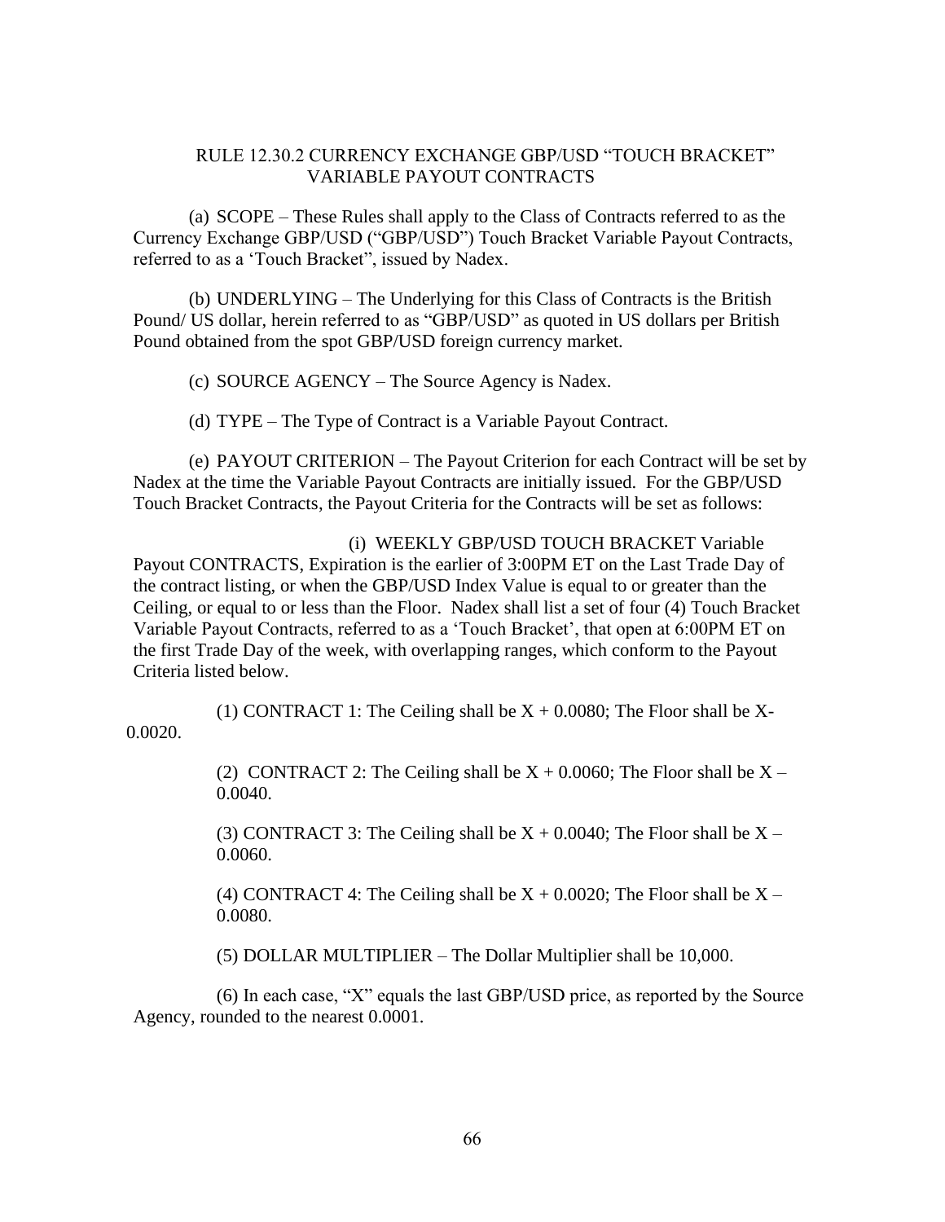## RULE 12.30.2 CURRENCY EXCHANGE GBP/USD "TOUCH BRACKET" VARIABLE PAYOUT CONTRACTS

(a) SCOPE – These Rules shall apply to the Class of Contracts referred to as the Currency Exchange GBP/USD ("GBP/USD") Touch Bracket Variable Payout Contracts, referred to as a 'Touch Bracket', issued by Nadex.

(b) UNDERLYING – The Underlying for this Class of Contracts is the British Pound/ US dollar, herein referred to as "GBP/USD" as quoted in US dollars per British Pound obtained from the spot GBP/USD foreign currency market.

(c) SOURCE AGENCY – The Source Agency is Nadex.

(d) TYPE – The Type of Contract is a Variable Payout Contract.

(e) PAYOUT CRITERION – The Payout Criterion for each Contract will be set by Nadex at the time the Variable Payout Contracts are initially issued. For the GBP/USD Touch Bracket Contracts, the Payout Criteria for the Contracts will be set as follows:

(i) WEEKLY GBP/USD TOUCH BRACKET Variable Payout CONTRACTS, Expiration is the earlier of 3:00PM ET on the Last Trade Day of the contract listing, or when the GBP/USD Index Value is equal to or greater than the Ceiling, or equal to or less than the Floor. Nadex shall list a set of four (4) Touch Bracket Variable Payout Contracts, referred to as a 'Touch Bracket', that open at 6:00PM ET on the first Trade Day of the week, with overlapping ranges, which conform to the Payout Criteria listed below.

(1) CONTRACT 1: The Ceiling shall be X + 0.0080; The Floor shall be X-0.0020.

(2) CONTRACT 2: The Ceiling shall be X + 0.0060; The Floor shall be X – 0.0040.

(3) CONTRACT 3: The Ceiling shall be X + 0.0040; The Floor shall be X – 0.0060.

(4) CONTRACT 4: The Ceiling shall be X + 0.0020; The Floor shall be X – 0.0080.

(5) DOLLAR MULTIPLIER – The Dollar Multiplier shall be 10,000.

(6) In each case, "X" equals the last GBP/USD price, as reported by the Source Agency, rounded to the nearest 0.0001.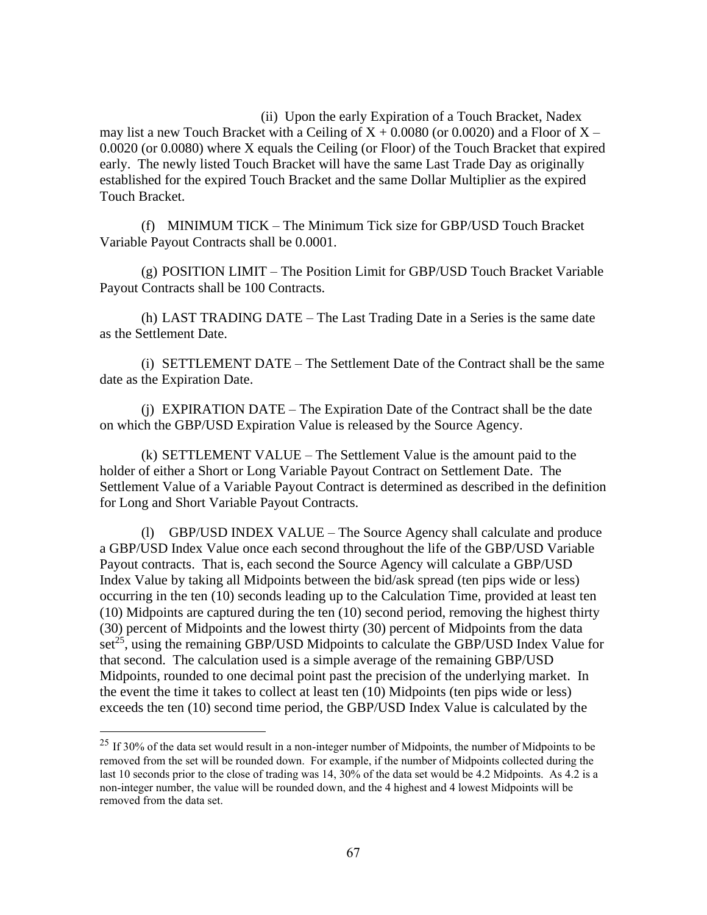(ii) Upon the early Expiration of a Touch Bracket, Nadex may list a new Touch Bracket with a Ceiling of X + 0.0080 (or 0.0020) and a Floor of X – 0.0020 (or 0.0080) where X equals the Ceiling (or Floor) of the Touch Bracket that expired early. The newly listed Touch Bracket will have the same Last Trade Day as originally established for the expired Touch Bracket and the same Dollar Multiplier as the expired Touch Bracket.

(f) MINIMUM TICK – The Minimum Tick size for GBP/USD Touch Bracket Variable Payout Contracts shall be 0.0001.

(g) POSITION LIMIT – The Position Limit for GBP/USD Touch Bracket Variable Payout Contracts shall be 100 Contracts.

(h) LAST TRADING DATE – The Last Trading Date in a Series is the same date as the Settlement Date.

(i) SETTLEMENT DATE – The Settlement Date of the Contract shall be the same date as the Expiration Date.

(j) EXPIRATION DATE – The Expiration Date of the Contract shall be the date on which the GBP/USD Expiration Value is released by the Source Agency.

(k) SETTLEMENT VALUE – The Settlement Value is the amount paid to the holder of either a Short or Long Variable Payout Contract on Settlement Date. The Settlement Value of a Variable Payout Contract is determined as described in the definition for Long and Short Variable Payout Contracts.

(l) GBP/USD INDEX VALUE – The Source Agency shall calculate and produce a GBP/USD Index Value once each second throughout the life of the GBP/USD Variable Payout contracts. That is, each second the Source Agency will calculate a GBP/USD Index Value by taking all Midpoints between the bid/ask spread (ten pips wide or less) occurring in the ten (10) seconds leading up to the Calculation Time, provided at least ten (10) Midpoints are captured during the ten (10) second period, removing the highest thirty (30) percent of Midpoints and the lowest thirty (30) percent of Midpoints from the data set[25], using the remaining GBP/USD Midpoints to calculate the GBP/USD Index Value for that second. The calculation used is a simple average of the remaining GBP/USD Midpoints, rounded to one decimal point past the precision of the underlying market. In the event the time it takes to collect at least ten (10) Midpoints (ten pips wide or less) exceeds the ten (10) second time period, the GBP/USD Index Value is calculated by the

[25] If 30% of the data set would result in a non-integer number of Midpoints, the number of Midpoints to be removed from the set will be rounded down. For example, if the number of Midpoints collected during the last 10 seconds prior to the close of trading was 14, 30% of the data set would be 4.2 Midpoints. As 4.2 is a non-integer number, the value will be rounded down, and the 4 highest and 4 lowest Midpoints will be removed from the data set.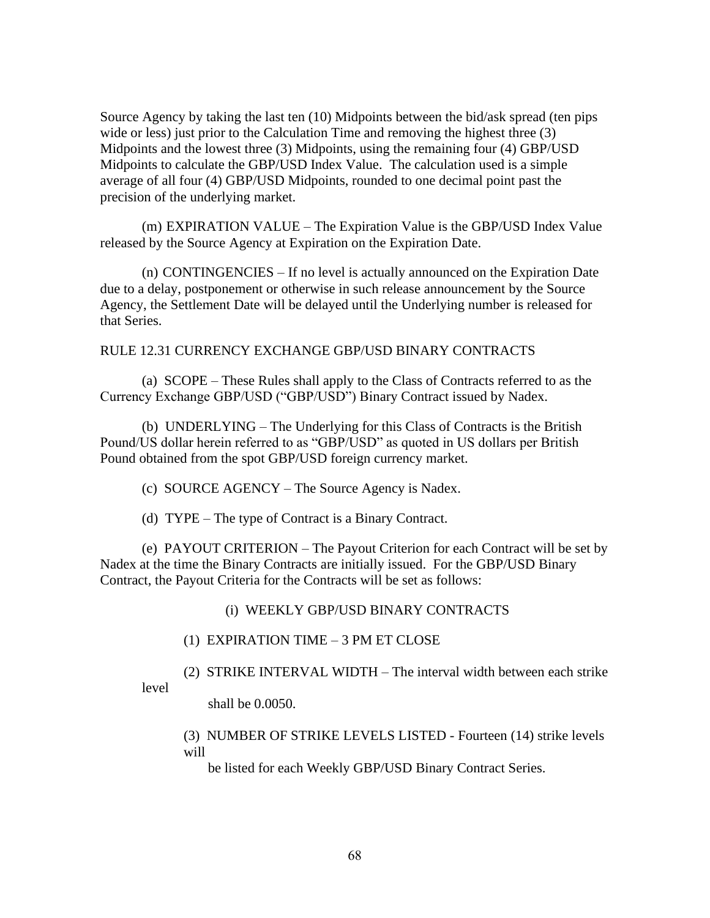Source Agency by taking the last ten (10) Midpoints between the bid/ask spread (ten pips wide or less) just prior to the Calculation Time and removing the highest three (3) Midpoints and the lowest three (3) Midpoints, using the remaining four (4) GBP/USD Midpoints to calculate the GBP/USD Index Value. The calculation used is a simple average of all four (4) GBP/USD Midpoints, rounded to one decimal point past the precision of the underlying market.

(m) EXPIRATION VALUE – The Expiration Value is the GBP/USD Index Value released by the Source Agency at Expiration on the Expiration Date.

(n) CONTINGENCIES – If no level is actually announced on the Expiration Date due to a delay, postponement or otherwise in such release announcement by the Source Agency, the Settlement Date will be delayed until the Underlying number is released for that Series.

RULE 12.31 CURRENCY EXCHANGE GBP/USD BINARY CONTRACTS

(a) SCOPE – These Rules shall apply to the Class of Contracts referred to as the Currency Exchange GBP/USD ("GBP/USD") Binary Contract issued by Nadex.

(b) UNDERLYING – The Underlying for this Class of Contracts is the British Pound/US dollar herein referred to as "GBP/USD" as quoted in US dollars per British Pound obtained from the spot GBP/USD foreign currency market.

(c) SOURCE AGENCY – The Source Agency is Nadex.

(d) TYPE – The type of Contract is a Binary Contract.

(e) PAYOUT CRITERION – The Payout Criterion for each Contract will be set by Nadex at the time the Binary Contracts are initially issued. For the GBP/USD Binary Contract, the Payout Criteria for the Contracts will be set as follows:

(i) WEEKLY GBP/USD BINARY CONTRACTS

(1) EXPIRATION TIME – 3 PM ET CLOSE

(2) STRIKE INTERVAL WIDTH – The interval width between each strike level shall be 0.0050.

(3) NUMBER OF STRIKE LEVELS LISTED - Fourteen (14) strike levels will be listed for each Weekly GBP/USD Binary Contract Series.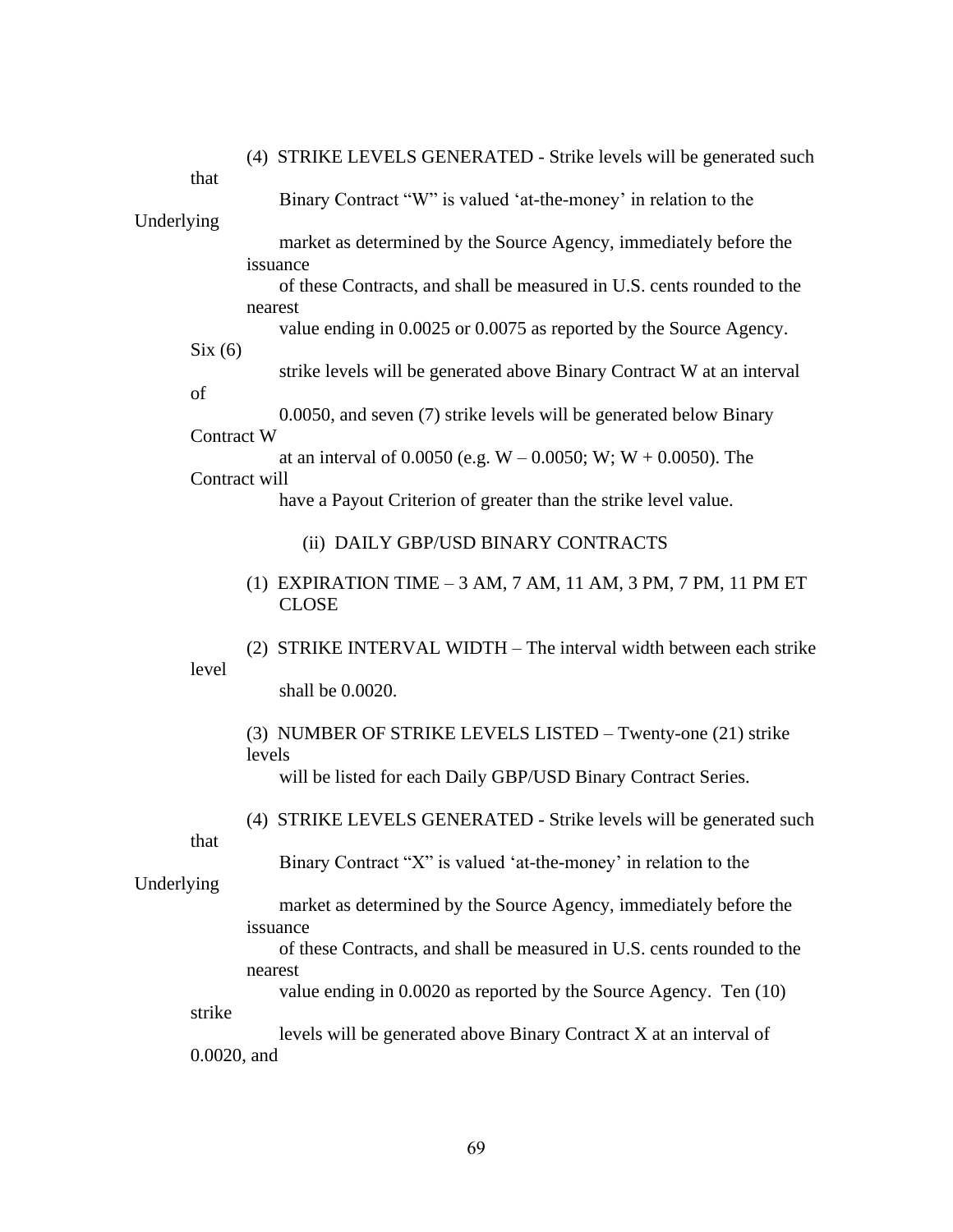(4) STRIKE LEVELS GENERATED - Strike levels will be generated such that Binary Contract "W" is valued 'at-the-money' in relation to the Underlying market as determined by the Source Agency, immediately before the issuance of these Contracts, and shall be measured in U.S. cents rounded to the nearest value ending in 0.0025 or 0.0075 as reported by the Source Agency. Six (6) strike levels will be generated above Binary Contract W at an interval of 0.0050, and seven (7) strike levels will be generated below Binary Contract W at an interval of 0.0050 (e.g. W – 0.0050; W; W + 0.0050). The Contract will have a Payout Criterion of greater than the strike level value.

(ii) DAILY GBP/USD BINARY CONTRACTS

(1) EXPIRATION TIME – 3 AM, 7 AM, 11 AM, 3 PM, 7 PM, 11 PM ET CLOSE

(2) STRIKE INTERVAL WIDTH – The interval width between each strike level shall be 0.0020.

(3) NUMBER OF STRIKE LEVELS LISTED – Twenty-one (21) strike levels will be listed for each Daily GBP/USD Binary Contract Series.

(4) STRIKE LEVELS GENERATED - Strike levels will be generated such that Binary Contract "X" is valued 'at-the-money' in relation to the Underlying market as determined by the Source Agency, immediately before the issuance of these Contracts, and shall be measured in U.S. cents rounded to the nearest value ending in 0.0020 as reported by the Source Agency. Ten (10) strike levels will be generated above Binary Contract X at an interval of 0.0020, and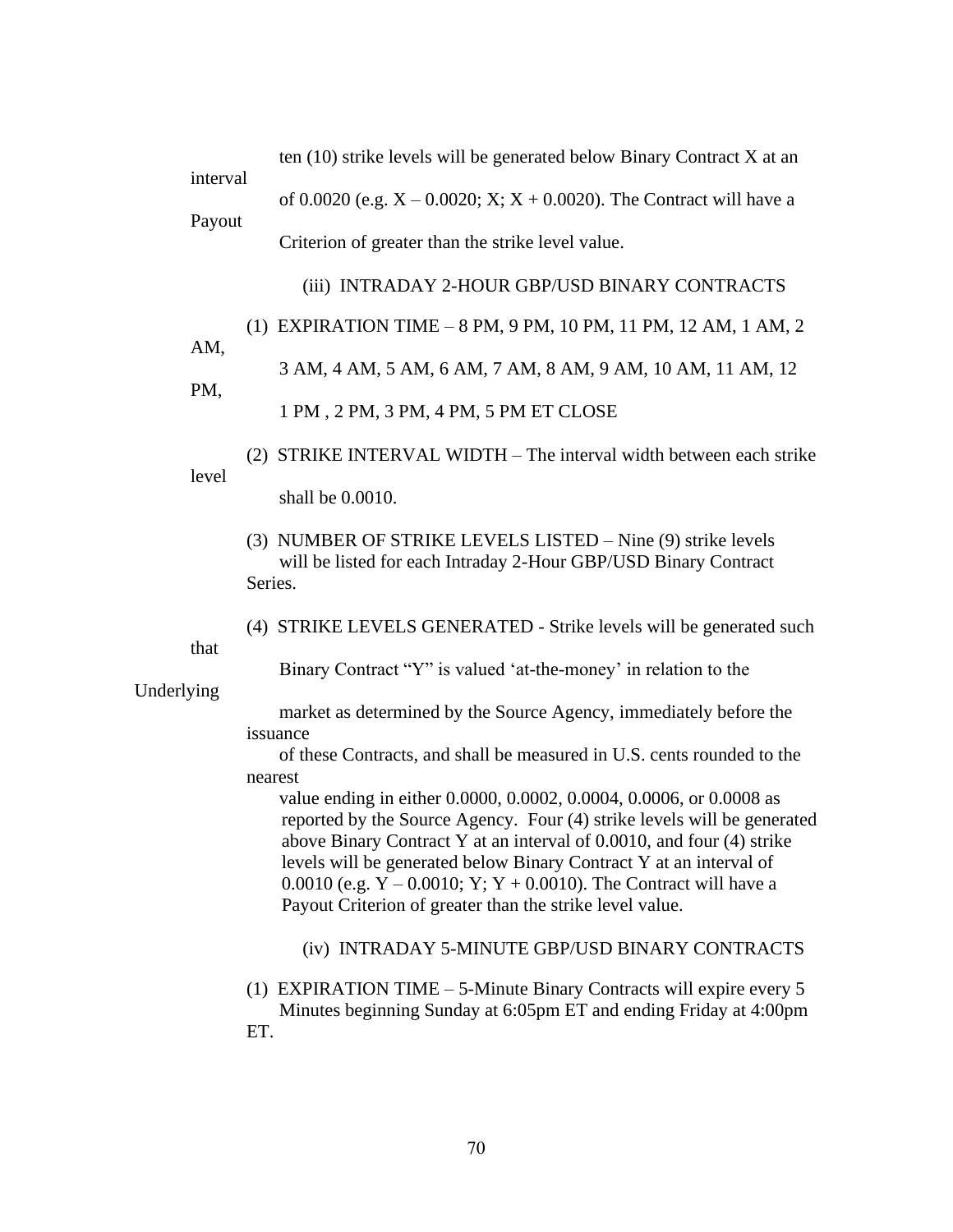ten (10) strike levels will be generated below Binary Contract X at an interval of 0.0020 (e.g. X – 0.0020; X; X + 0.0020). The Contract will have a Payout Criterion of greater than the strike level value.

(iii) INTRADAY 2-HOUR GBP/USD BINARY CONTRACTS

(1) EXPIRATION TIME – 8 PM, 9 PM, 10 PM, 11 PM, 12 AM, 1 AM, 2 AM, 3 AM, 4 AM, 5 AM, 6 AM, 7 AM, 8 AM, 9 AM, 10 AM, 11 AM, 12 PM, 1 PM , 2 PM, 3 PM, 4 PM, 5 PM ET CLOSE

(2) STRIKE INTERVAL WIDTH – The interval width between each strike level shall be 0.0010.

(3) NUMBER OF STRIKE LEVELS LISTED – Nine (9) strike levels will be listed for each Intraday 2-Hour GBP/USD Binary Contract Series.

(4) STRIKE LEVELS GENERATED - Strike levels will be generated such that Binary Contract "Y" is valued 'at-the-money' in relation to the Underlying market as determined by the Source Agency, immediately before the issuance of these Contracts, and shall be measured in U.S. cents rounded to the nearest value ending in either 0.0000, 0.0002, 0.0004, 0.0006, or 0.0008 as reported by the Source Agency. Four (4) strike levels will be generated above Binary Contract Y at an interval of 0.0010, and four (4) strike levels will be generated below Binary Contract Y at an interval of 0.0010 (e.g. Y – 0.0010; Y; Y + 0.0010). The Contract will have a Payout Criterion of greater than the strike level value.

(iv) INTRADAY 5-MINUTE GBP/USD BINARY CONTRACTS

(1) EXPIRATION TIME – 5-Minute Binary Contracts will expire every 5 Minutes beginning Sunday at 6:05pm ET and ending Friday at 4:00pm ET.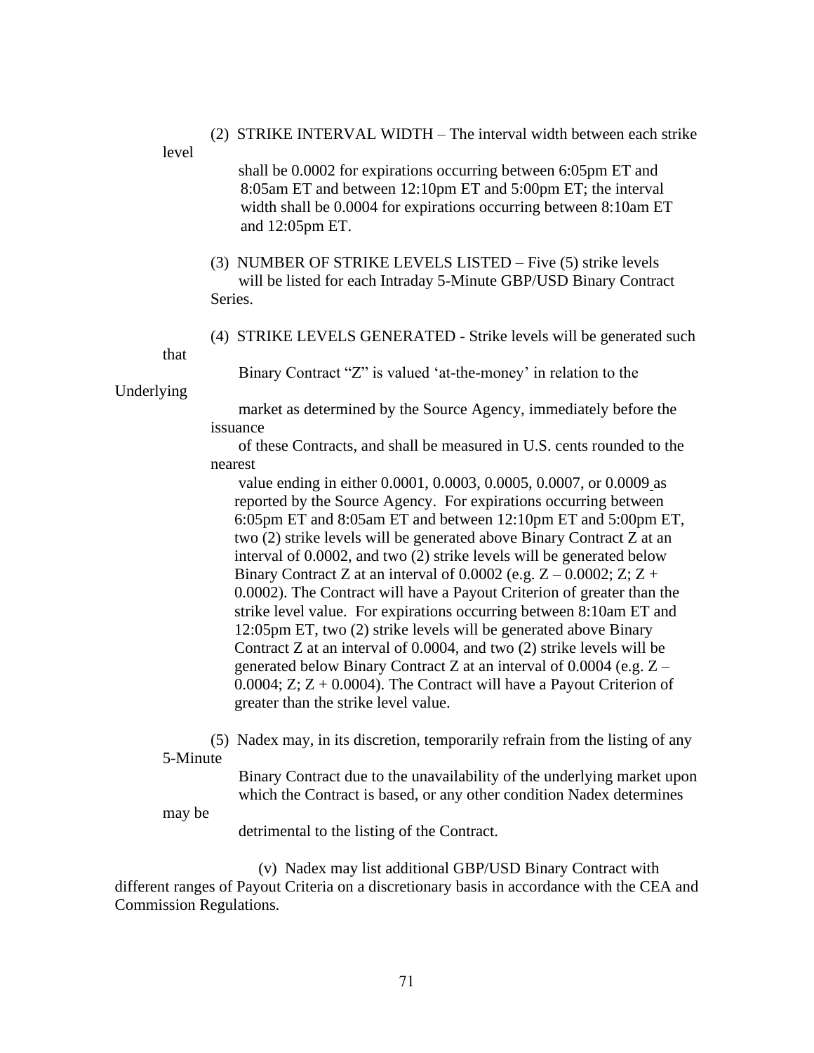(2) STRIKE INTERVAL WIDTH – The interval width between each strike level shall be 0.0002 for expirations occurring between 6:05pm ET and 8:05am ET and between 12:10pm ET and 5:00pm ET; the interval width shall be 0.0004 for expirations occurring between 8:10am ET and 12:05pm ET.

(3) NUMBER OF STRIKE LEVELS LISTED – Five (5) strike levels will be listed for each Intraday 5-Minute GBP/USD Binary Contract Series.

(4) STRIKE LEVELS GENERATED - Strike levels will be generated such that Binary Contract "Z" is valued 'at-the-money' in relation to the Underlying market as determined by the Source Agency, immediately before the issuance of these Contracts, and shall be measured in U.S. cents rounded to the nearest value ending in either 0.0001, 0.0003, 0.0005, 0.0007, or 0.0009 as reported by the Source Agency. For expirations occurring between 6:05pm ET and 8:05am ET and between 12:10pm ET and 5:00pm ET, two (2) strike levels will be generated above Binary Contract Z at an interval of 0.0002, and two (2) strike levels will be generated below Binary Contract Z at an interval of 0.0002 (e.g. Z – 0.0002; Z; Z + 0.0002). The Contract will have a Payout Criterion of greater than the strike level value. For expirations occurring between 8:10am ET and 12:05pm ET, two (2) strike levels will be generated above Binary Contract Z at an interval of 0.0004, and two (2) strike levels will be generated below Binary Contract Z at an interval of 0.0004 (e.g. Z – 0.0004; Z; Z + 0.0004). The Contract will have a Payout Criterion of greater than the strike level value.

(5) Nadex may, in its discretion, temporarily refrain from the listing of any 5-Minute Binary Contract due to the unavailability of the underlying market upon which the Contract is based, or any other condition Nadex determines may be detrimental to the listing of the Contract.

(v) Nadex may list additional GBP/USD Binary Contract with different ranges of Payout Criteria on a discretionary basis in accordance with the CEA and Commission Regulations.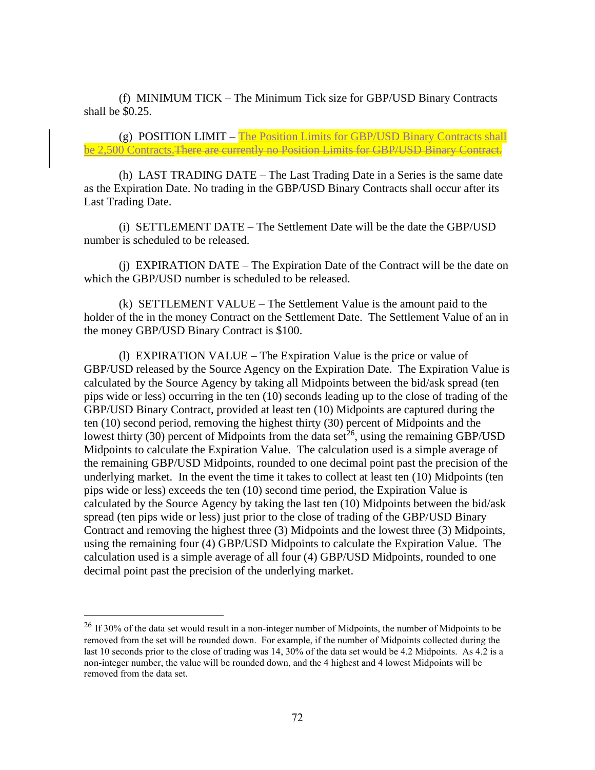(f) MINIMUM TICK – The Minimum Tick size for GBP/USD Binary Contracts shall be $0.25.

(g) POSITION LIMIT – The Position Limits for GBP/USD Binary Contracts shall be 2,500 Contracts.~~There are currently no Position Limits for GBP/USD Binary Contract.~~

(h) LAST TRADING DATE – The Last Trading Date in a Series is the same date as the Expiration Date. No trading in the GBP/USD Binary Contracts shall occur after its Last Trading Date.

(i) SETTLEMENT DATE – The Settlement Date will be the date the GBP/USD number is scheduled to be released.

(j) EXPIRATION DATE – The Expiration Date of the Contract will be the date on which the GBP/USD number is scheduled to be released.

(k) SETTLEMENT VALUE – The Settlement Value is the amount paid to the holder of the in the money Contract on the Settlement Date. The Settlement Value of an in the money GBP/USD Binary Contract is $100.

(l) EXPIRATION VALUE – The Expiration Value is the price or value of GBP/USD released by the Source Agency on the Expiration Date. The Expiration Value is calculated by the Source Agency by taking all Midpoints between the bid/ask spread (ten pips wide or less) occurring in the ten (10) seconds leading up to the close of trading of the GBP/USD Binary Contract, provided at least ten (10) Midpoints are captured during the ten (10) second period, removing the highest thirty (30) percent of Midpoints and the lowest thirty (30) percent of Midpoints from the data set[26], using the remaining GBP/USD Midpoints to calculate the Expiration Value. The calculation used is a simple average of the remaining GBP/USD Midpoints, rounded to one decimal point past the precision of the underlying market. In the event the time it takes to collect at least ten (10) Midpoints (ten pips wide or less) exceeds the ten (10) second time period, the Expiration Value is calculated by the Source Agency by taking the last ten (10) Midpoints between the bid/ask spread (ten pips wide or less) just prior to the close of trading of the GBP/USD Binary Contract and removing the highest three (3) Midpoints and the lowest three (3) Midpoints, using the remaining four (4) GBP/USD Midpoints to calculate the Expiration Value. The calculation used is a simple average of all four (4) GBP/USD Midpoints, rounded to one decimal point past the precision of the underlying market.

---

[26] If 30% of the data set would result in a non-integer number of Midpoints, the number of Midpoints to be removed from the set will be rounded down. For example, if the number of Midpoints collected during the last 10 seconds prior to the close of trading was 14, 30% of the data set would be 4.2 Midpoints. As 4.2 is a non-integer number, the value will be rounded down, and the 4 highest and 4 lowest Midpoints will be removed from the data set.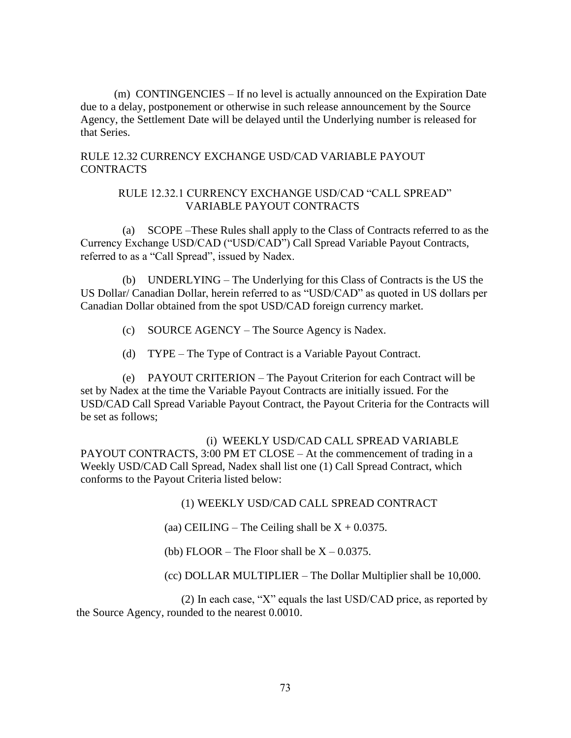(m) CONTINGENCIES – If no level is actually announced on the Expiration Date due to a delay, postponement or otherwise in such release announcement by the Source Agency, the Settlement Date will be delayed until the Underlying number is released for that Series.

## RULE 12.32 CURRENCY EXCHANGE USD/CAD VARIABLE PAYOUT CONTRACTS

### RULE 12.32.1 CURRENCY EXCHANGE USD/CAD "CALL SPREAD" VARIABLE PAYOUT CONTRACTS

(a) SCOPE –These Rules shall apply to the Class of Contracts referred to as the Currency Exchange USD/CAD ("USD/CAD") Call Spread Variable Payout Contracts, referred to as a "Call Spread", issued by Nadex.

(b) UNDERLYING – The Underlying for this Class of Contracts is the US the US Dollar/ Canadian Dollar, herein referred to as "USD/CAD" as quoted in US dollars per Canadian Dollar obtained from the spot USD/CAD foreign currency market.

(c) SOURCE AGENCY – The Source Agency is Nadex.

(d) TYPE – The Type of Contract is a Variable Payout Contract.

(e) PAYOUT CRITERION – The Payout Criterion for each Contract will be set by Nadex at the time the Variable Payout Contracts are initially issued. For the USD/CAD Call Spread Variable Payout Contract, the Payout Criteria for the Contracts will be set as follows;

(i) WEEKLY USD/CAD CALL SPREAD VARIABLE PAYOUT CONTRACTS, 3:00 PM ET CLOSE – At the commencement of trading in a Weekly USD/CAD Call Spread, Nadex shall list one (1) Call Spread Contract, which conforms to the Payout Criteria listed below:

(1) WEEKLY USD/CAD CALL SPREAD CONTRACT

(aa) CEILING – The Ceiling shall be X + 0.0375.

(bb) FLOOR – The Floor shall be X – 0.0375.

(cc) DOLLAR MULTIPLIER – The Dollar Multiplier shall be 10,000.

(2) In each case, "X" equals the last USD/CAD price, as reported by the Source Agency, rounded to the nearest 0.0010.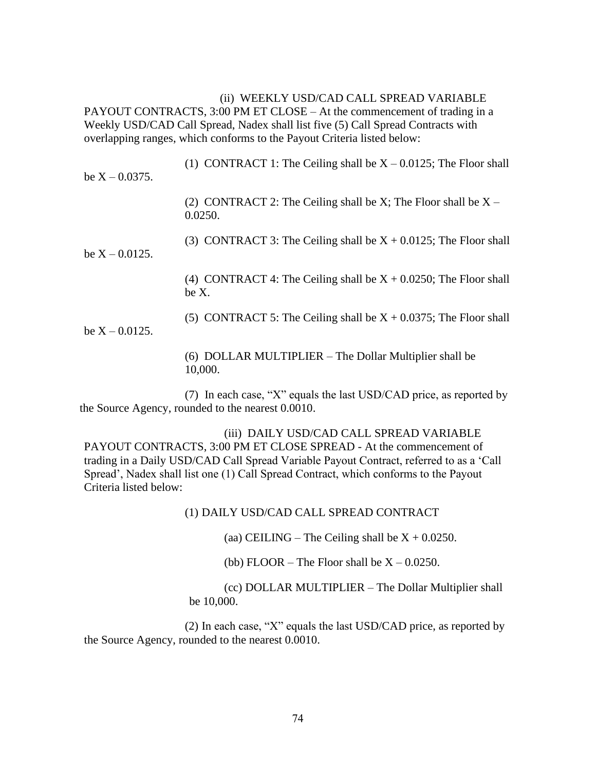(ii) WEEKLY USD/CAD CALL SPREAD VARIABLE PAYOUT CONTRACTS, 3:00 PM ET CLOSE – At the commencement of trading in a Weekly USD/CAD Call Spread, Nadex shall list five (5) Call Spread Contracts with overlapping ranges, which conforms to the Payout Criteria listed below:

(1) CONTRACT 1: The Ceiling shall be X – 0.0125; The Floor shall be X – 0.0375.

(2) CONTRACT 2: The Ceiling shall be X; The Floor shall be X – 0.0250.

(3) CONTRACT 3: The Ceiling shall be X + 0.0125; The Floor shall be X – 0.0125.

(4) CONTRACT 4: The Ceiling shall be X + 0.0250; The Floor shall be X.

(5) CONTRACT 5: The Ceiling shall be X + 0.0375; The Floor shall be X – 0.0125.

(6) DOLLAR MULTIPLIER – The Dollar Multiplier shall be 10,000.

(7) In each case, "X" equals the last USD/CAD price, as reported by the Source Agency, rounded to the nearest 0.0010.

(iii) DAILY USD/CAD CALL SPREAD VARIABLE PAYOUT CONTRACTS, 3:00 PM ET CLOSE SPREAD - At the commencement of trading in a Daily USD/CAD Call Spread Variable Payout Contract, referred to as a 'Call Spread', Nadex shall list one (1) Call Spread Contract, which conforms to the Payout Criteria listed below:

(1) DAILY USD/CAD CALL SPREAD CONTRACT

(aa) CEILING – The Ceiling shall be X + 0.0250.

(bb) FLOOR – The Floor shall be X – 0.0250.

(cc) DOLLAR MULTIPLIER – The Dollar Multiplier shall be 10,000.

(2) In each case, "X" equals the last USD/CAD price, as reported by the Source Agency, rounded to the nearest 0.0010.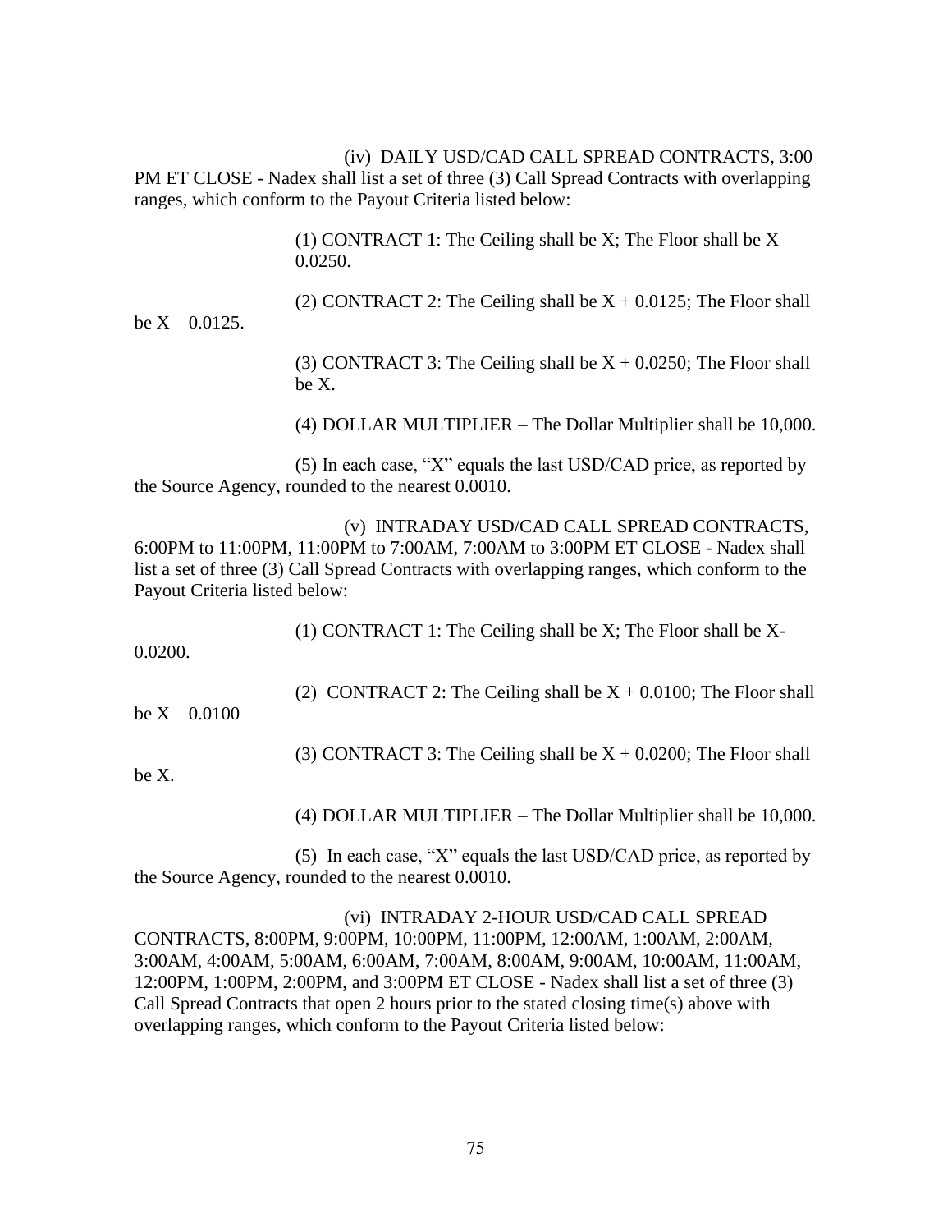(iv) DAILY USD/CAD CALL SPREAD CONTRACTS, 3:00 PM ET CLOSE - Nadex shall list a set of three (3) Call Spread Contracts with overlapping ranges, which conform to the Payout Criteria listed below:

(1) CONTRACT 1: The Ceiling shall be X; The Floor shall be X – 0.0250.

(2) CONTRACT 2: The Ceiling shall be X + 0.0125; The Floor shall be X – 0.0125.

(3) CONTRACT 3: The Ceiling shall be X + 0.0250; The Floor shall be X.

(4) DOLLAR MULTIPLIER – The Dollar Multiplier shall be 10,000.

(5) In each case, "X" equals the last USD/CAD price, as reported by the Source Agency, rounded to the nearest 0.0010.

(v) INTRADAY USD/CAD CALL SPREAD CONTRACTS, 6:00PM to 11:00PM, 11:00PM to 7:00AM, 7:00AM to 3:00PM ET CLOSE - Nadex shall list a set of three (3) Call Spread Contracts with overlapping ranges, which conform to the Payout Criteria listed below:

(1) CONTRACT 1: The Ceiling shall be X; The Floor shall be X-0.0200.

(2) CONTRACT 2: The Ceiling shall be X + 0.0100; The Floor shall be X – 0.0100

(3) CONTRACT 3: The Ceiling shall be X + 0.0200; The Floor shall be X.

(4) DOLLAR MULTIPLIER – The Dollar Multiplier shall be 10,000.

(5) In each case, "X" equals the last USD/CAD price, as reported by the Source Agency, rounded to the nearest 0.0010.

(vi) INTRADAY 2-HOUR USD/CAD CALL SPREAD CONTRACTS, 8:00PM, 9:00PM, 10:00PM, 11:00PM, 12:00AM, 1:00AM, 2:00AM, 3:00AM, 4:00AM, 5:00AM, 6:00AM, 7:00AM, 8:00AM, 9:00AM, 10:00AM, 11:00AM, 12:00PM, 1:00PM, 2:00PM, and 3:00PM ET CLOSE - Nadex shall list a set of three (3) Call Spread Contracts that open 2 hours prior to the stated closing time(s) above with overlapping ranges, which conform to the Payout Criteria listed below: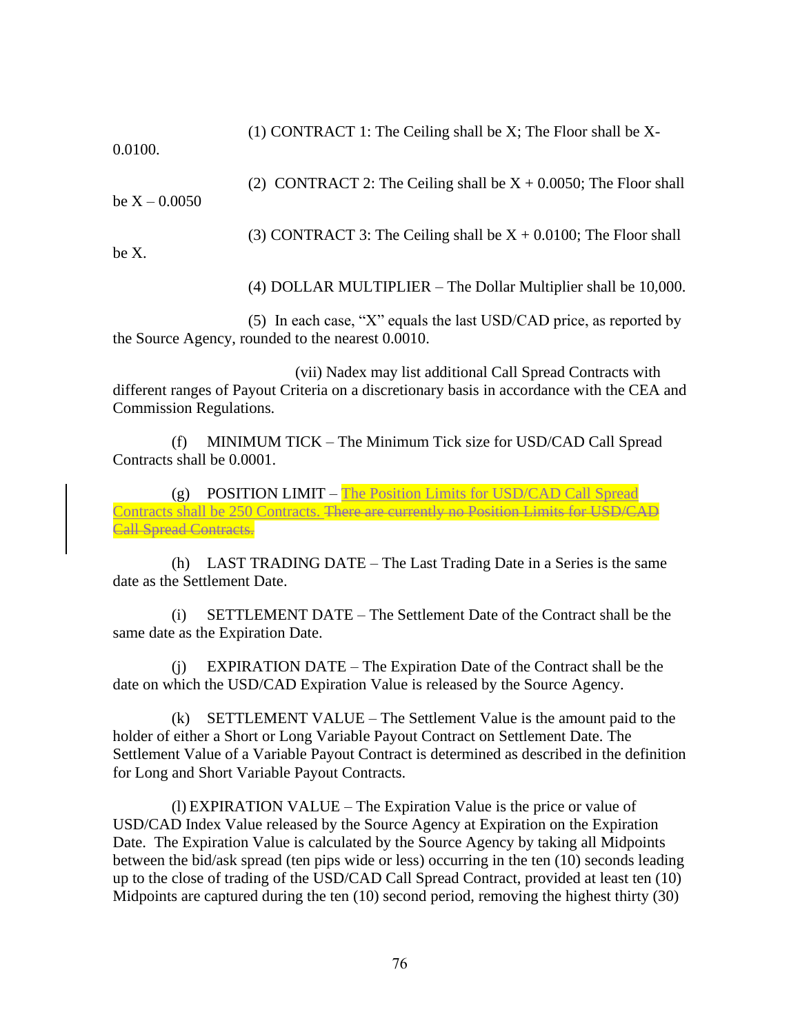(1) CONTRACT 1: The Ceiling shall be X; The Floor shall be X-0.0100.

(2) CONTRACT 2: The Ceiling shall be X + 0.0050; The Floor shall be X – 0.0050

(3) CONTRACT 3: The Ceiling shall be X + 0.0100; The Floor shall be X.

(4) DOLLAR MULTIPLIER – The Dollar Multiplier shall be 10,000.

(5) In each case, "X" equals the last USD/CAD price, as reported by the Source Agency, rounded to the nearest 0.0010.

(vii) Nadex may list additional Call Spread Contracts with different ranges of Payout Criteria on a discretionary basis in accordance with the CEA and Commission Regulations.

(f) MINIMUM TICK – The Minimum Tick size for USD/CAD Call Spread Contracts shall be 0.0001.

(g) POSITION LIMIT – The Position Limits for USD/CAD Call Spread Contracts shall be 250 Contracts. ~~There are currently no Position Limits for USD/CAD Call Spread Contracts.~~

(h) LAST TRADING DATE – The Last Trading Date in a Series is the same date as the Settlement Date.

(i) SETTLEMENT DATE – The Settlement Date of the Contract shall be the same date as the Expiration Date.

(j) EXPIRATION DATE – The Expiration Date of the Contract shall be the date on which the USD/CAD Expiration Value is released by the Source Agency.

(k) SETTLEMENT VALUE – The Settlement Value is the amount paid to the holder of either a Short or Long Variable Payout Contract on Settlement Date. The Settlement Value of a Variable Payout Contract is determined as described in the definition for Long and Short Variable Payout Contracts.

(l) EXPIRATION VALUE – The Expiration Value is the price or value of USD/CAD Index Value released by the Source Agency at Expiration on the Expiration Date. The Expiration Value is calculated by the Source Agency by taking all Midpoints between the bid/ask spread (ten pips wide or less) occurring in the ten (10) seconds leading up to the close of trading of the USD/CAD Call Spread Contract, provided at least ten (10) Midpoints are captured during the ten (10) second period, removing the highest thirty (30)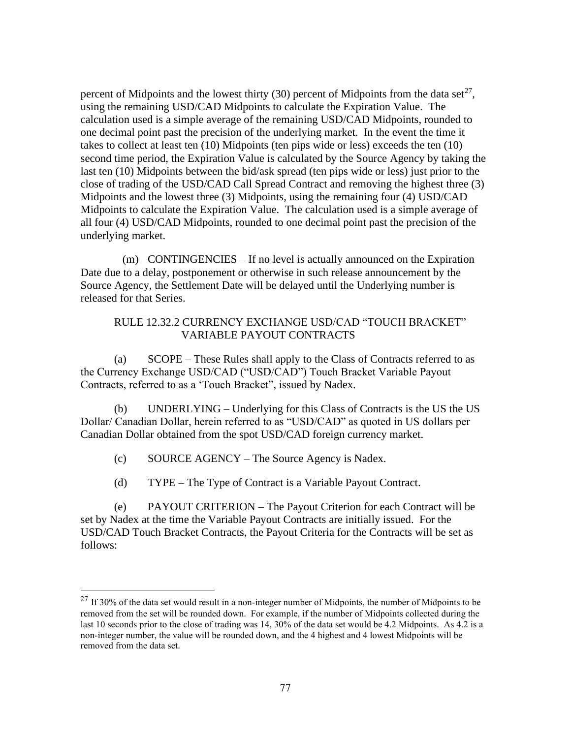percent of Midpoints and the lowest thirty (30) percent of Midpoints from the data set[27], using the remaining USD/CAD Midpoints to calculate the Expiration Value. The calculation used is a simple average of the remaining USD/CAD Midpoints, rounded to one decimal point past the precision of the underlying market. In the event the time it takes to collect at least ten (10) Midpoints (ten pips wide or less) exceeds the ten (10) second time period, the Expiration Value is calculated by the Source Agency by taking the last ten (10) Midpoints between the bid/ask spread (ten pips wide or less) just prior to the close of trading of the USD/CAD Call Spread Contract and removing the highest three (3) Midpoints and the lowest three (3) Midpoints, using the remaining four (4) USD/CAD Midpoints to calculate the Expiration Value. The calculation used is a simple average of all four (4) USD/CAD Midpoints, rounded to one decimal point past the precision of the underlying market.

(m) CONTINGENCIES – If no level is actually announced on the Expiration Date due to a delay, postponement or otherwise in such release announcement by the Source Agency, the Settlement Date will be delayed until the Underlying number is released for that Series.

## RULE 12.32.2 CURRENCY EXCHANGE USD/CAD "TOUCH BRACKET" VARIABLE PAYOUT CONTRACTS

(a) SCOPE – These Rules shall apply to the Class of Contracts referred to as the Currency Exchange USD/CAD ("USD/CAD") Touch Bracket Variable Payout Contracts, referred to as a 'Touch Bracket", issued by Nadex.

(b) UNDERLYING – Underlying for this Class of Contracts is the US the US Dollar/ Canadian Dollar, herein referred to as "USD/CAD" as quoted in US dollars per Canadian Dollar obtained from the spot USD/CAD foreign currency market.

(c) SOURCE AGENCY – The Source Agency is Nadex.

(d) TYPE – The Type of Contract is a Variable Payout Contract.

(e) PAYOUT CRITERION – The Payout Criterion for each Contract will be set by Nadex at the time the Variable Payout Contracts are initially issued. For the USD/CAD Touch Bracket Contracts, the Payout Criteria for the Contracts will be set as follows:

---

[27] If 30% of the data set would result in a non-integer number of Midpoints, the number of Midpoints to be removed from the set will be rounded down. For example, if the number of Midpoints collected during the last 10 seconds prior to the close of trading was 14, 30% of the data set would be 4.2 Midpoints. As 4.2 is a non-integer number, the value will be rounded down, and the 4 highest and 4 lowest Midpoints will be removed from the data set.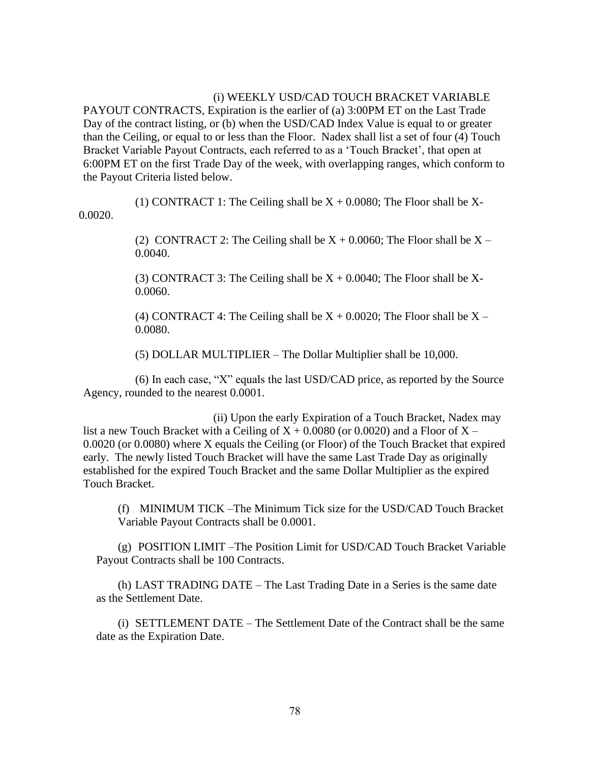(i) WEEKLY USD/CAD TOUCH BRACKET VARIABLE PAYOUT CONTRACTS, Expiration is the earlier of (a) 3:00PM ET on the Last Trade Day of the contract listing, or (b) when the USD/CAD Index Value is equal to or greater than the Ceiling, or equal to or less than the Floor. Nadex shall list a set of four (4) Touch Bracket Variable Payout Contracts, each referred to as a 'Touch Bracket', that open at 6:00PM ET on the first Trade Day of the week, with overlapping ranges, which conform to the Payout Criteria listed below.

(1) CONTRACT 1: The Ceiling shall be X + 0.0080; The Floor shall be X-0.0020.

(2) CONTRACT 2: The Ceiling shall be X + 0.0060; The Floor shall be X – 0.0040.

(3) CONTRACT 3: The Ceiling shall be X + 0.0040; The Floor shall be X-0.0060.

(4) CONTRACT 4: The Ceiling shall be X + 0.0020; The Floor shall be X – 0.0080.

(5) DOLLAR MULTIPLIER – The Dollar Multiplier shall be 10,000.

(6) In each case, "X" equals the last USD/CAD price, as reported by the Source Agency, rounded to the nearest 0.0001.

(ii) Upon the early Expiration of a Touch Bracket, Nadex may list a new Touch Bracket with a Ceiling of X + 0.0080 (or 0.0020) and a Floor of X – 0.0020 (or 0.0080) where X equals the Ceiling (or Floor) of the Touch Bracket that expired early. The newly listed Touch Bracket will have the same Last Trade Day as originally established for the expired Touch Bracket and the same Dollar Multiplier as the expired Touch Bracket.

(f) MINIMUM TICK –The Minimum Tick size for the USD/CAD Touch Bracket Variable Payout Contracts shall be 0.0001.

(g) POSITION LIMIT –The Position Limit for USD/CAD Touch Bracket Variable Payout Contracts shall be 100 Contracts.

(h) LAST TRADING DATE – The Last Trading Date in a Series is the same date as the Settlement Date.

(i) SETTLEMENT DATE – The Settlement Date of the Contract shall be the same date as the Expiration Date.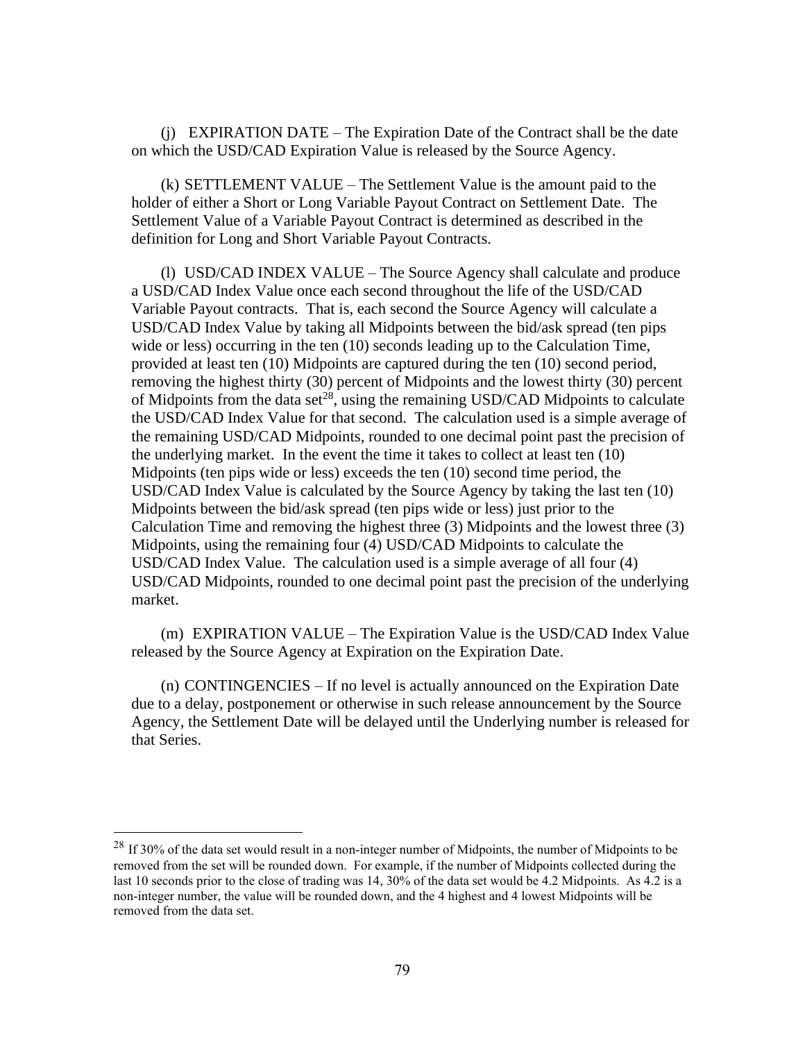(j) EXPIRATION DATE – The Expiration Date of the Contract shall be the date on which the USD/CAD Expiration Value is released by the Source Agency.

(k) SETTLEMENT VALUE – The Settlement Value is the amount paid to the holder of either a Short or Long Variable Payout Contract on Settlement Date. The Settlement Value of a Variable Payout Contract is determined as described in the definition for Long and Short Variable Payout Contracts.

(l) USD/CAD INDEX VALUE – The Source Agency shall calculate and produce a USD/CAD Index Value once each second throughout the life of the USD/CAD Variable Payout contracts. That is, each second the Source Agency will calculate a USD/CAD Index Value by taking all Midpoints between the bid/ask spread (ten pips wide or less) occurring in the ten (10) seconds leading up to the Calculation Time, provided at least ten (10) Midpoints are captured during the ten (10) second period, removing the highest thirty (30) percent of Midpoints and the lowest thirty (30) percent of Midpoints from the data set[28], using the remaining USD/CAD Midpoints to calculate the USD/CAD Index Value for that second. The calculation used is a simple average of the remaining USD/CAD Midpoints, rounded to one decimal point past the precision of the underlying market. In the event the time it takes to collect at least ten (10) Midpoints (ten pips wide or less) exceeds the ten (10) second time period, the USD/CAD Index Value is calculated by the Source Agency by taking the last ten (10) Midpoints between the bid/ask spread (ten pips wide or less) just prior to the Calculation Time and removing the highest three (3) Midpoints and the lowest three (3) Midpoints, using the remaining four (4) USD/CAD Midpoints to calculate the USD/CAD Index Value. The calculation used is a simple average of all four (4) USD/CAD Midpoints, rounded to one decimal point past the precision of the underlying market.

(m) EXPIRATION VALUE – The Expiration Value is the USD/CAD Index Value released by the Source Agency at Expiration on the Expiration Date.

(n) CONTINGENCIES – If no level is actually announced on the Expiration Date due to a delay, postponement or otherwise in such release announcement by the Source Agency, the Settlement Date will be delayed until the Underlying number is released for that Series.

---

[28] If 30% of the data set would result in a non-integer number of Midpoints, the number of Midpoints to be removed from the set will be rounded down. For example, if the number of Midpoints collected during the last 10 seconds prior to the close of trading was 14, 30% of the data set would be 4.2 Midpoints. As 4.2 is a non-integer number, the value will be rounded down, and the 4 highest and 4 lowest Midpoints will be removed from the data set.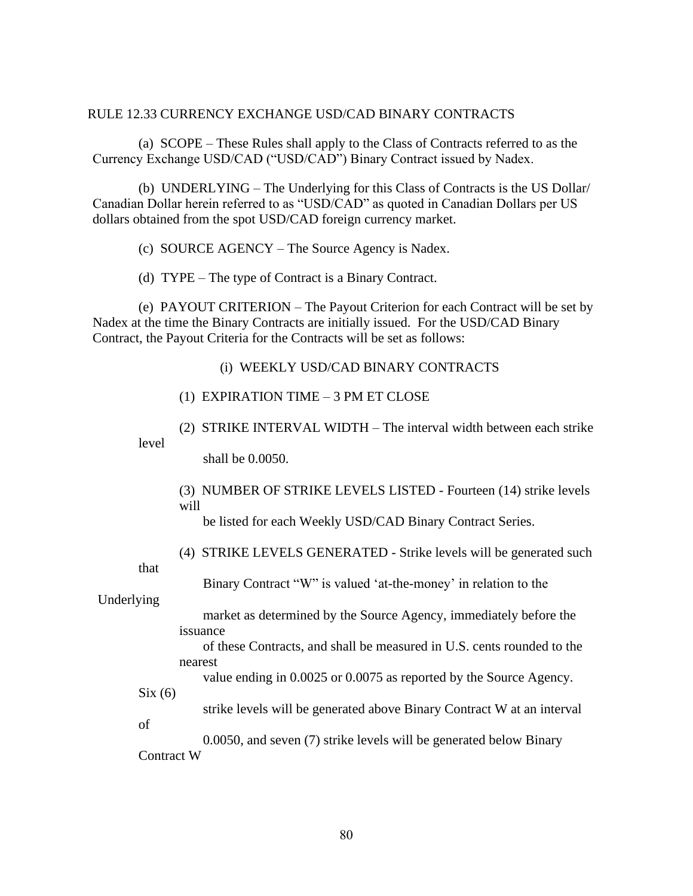RULE 12.33 CURRENCY EXCHANGE USD/CAD BINARY CONTRACTS

(a) SCOPE – These Rules shall apply to the Class of Contracts referred to as the Currency Exchange USD/CAD ("USD/CAD") Binary Contract issued by Nadex.

(b) UNDERLYING – The Underlying for this Class of Contracts is the US Dollar/ Canadian Dollar herein referred to as "USD/CAD" as quoted in Canadian Dollars per US dollars obtained from the spot USD/CAD foreign currency market.

(c) SOURCE AGENCY – The Source Agency is Nadex.

(d) TYPE – The type of Contract is a Binary Contract.

(e) PAYOUT CRITERION – The Payout Criterion for each Contract will be set by Nadex at the time the Binary Contracts are initially issued. For the USD/CAD Binary Contract, the Payout Criteria for the Contracts will be set as follows:

(i) WEEKLY USD/CAD BINARY CONTRACTS

(1) EXPIRATION TIME – 3 PM ET CLOSE

(2) STRIKE INTERVAL WIDTH – The interval width between each strike level shall be 0.0050.

(3) NUMBER OF STRIKE LEVELS LISTED - Fourteen (14) strike levels will be listed for each Weekly USD/CAD Binary Contract Series.

(4) STRIKE LEVELS GENERATED - Strike levels will be generated such that Binary Contract "W" is valued 'at-the-money' in relation to the Underlying market as determined by the Source Agency, immediately before the issuance of these Contracts, and shall be measured in U.S. cents rounded to the nearest value ending in 0.0025 or 0.0075 as reported by the Source Agency. Six (6) strike levels will be generated above Binary Contract W at an interval of 0.0050, and seven (7) strike levels will be generated below Binary Contract W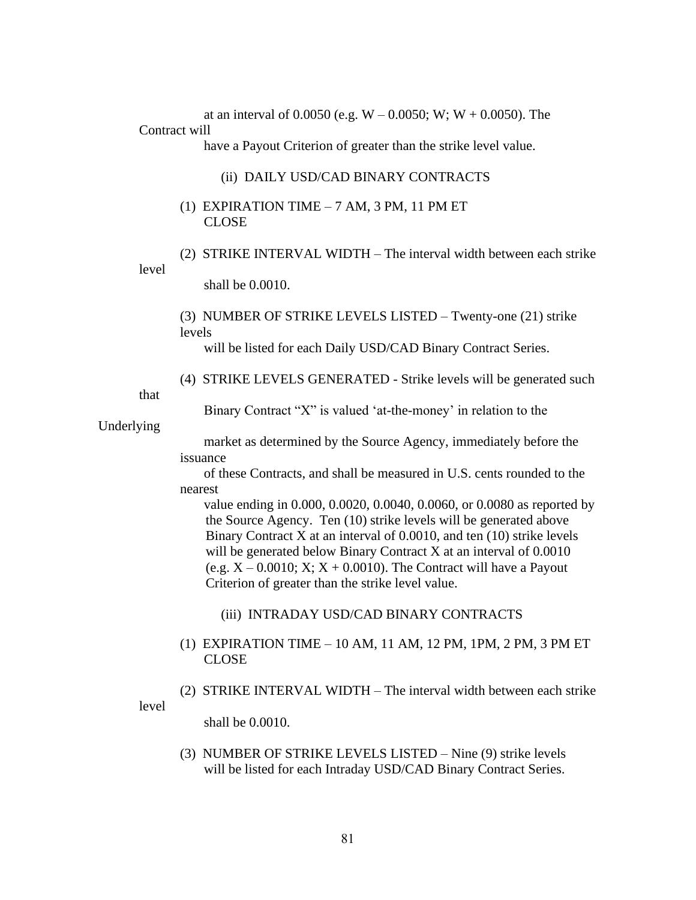at an interval of 0.0050 (e.g. W – 0.0050; W; W + 0.0050). The Contract will have a Payout Criterion of greater than the strike level value.

(ii) DAILY USD/CAD BINARY CONTRACTS

(1) EXPIRATION TIME – 7 AM, 3 PM, 11 PM ET CLOSE

(2) STRIKE INTERVAL WIDTH – The interval width between each strike level shall be 0.0010.

(3) NUMBER OF STRIKE LEVELS LISTED – Twenty-one (21) strike levels will be listed for each Daily USD/CAD Binary Contract Series.

(4) STRIKE LEVELS GENERATED - Strike levels will be generated such that Binary Contract "X" is valued 'at-the-money' in relation to the Underlying market as determined by the Source Agency, immediately before the issuance of these Contracts, and shall be measured in U.S. cents rounded to the nearest value ending in 0.000, 0.0020, 0.0040, 0.0060, or 0.0080 as reported by the Source Agency. Ten (10) strike levels will be generated above Binary Contract X at an interval of 0.0010, and ten (10) strike levels will be generated below Binary Contract X at an interval of 0.0010 (e.g. X – 0.0010; X; X + 0.0010). The Contract will have a Payout Criterion of greater than the strike level value.

(iii) INTRADAY USD/CAD BINARY CONTRACTS

(1) EXPIRATION TIME – 10 AM, 11 AM, 12 PM, 1PM, 2 PM, 3 PM ET CLOSE

(2) STRIKE INTERVAL WIDTH – The interval width between each strike level shall be 0.0010.

(3) NUMBER OF STRIKE LEVELS LISTED – Nine (9) strike levels will be listed for each Intraday USD/CAD Binary Contract Series.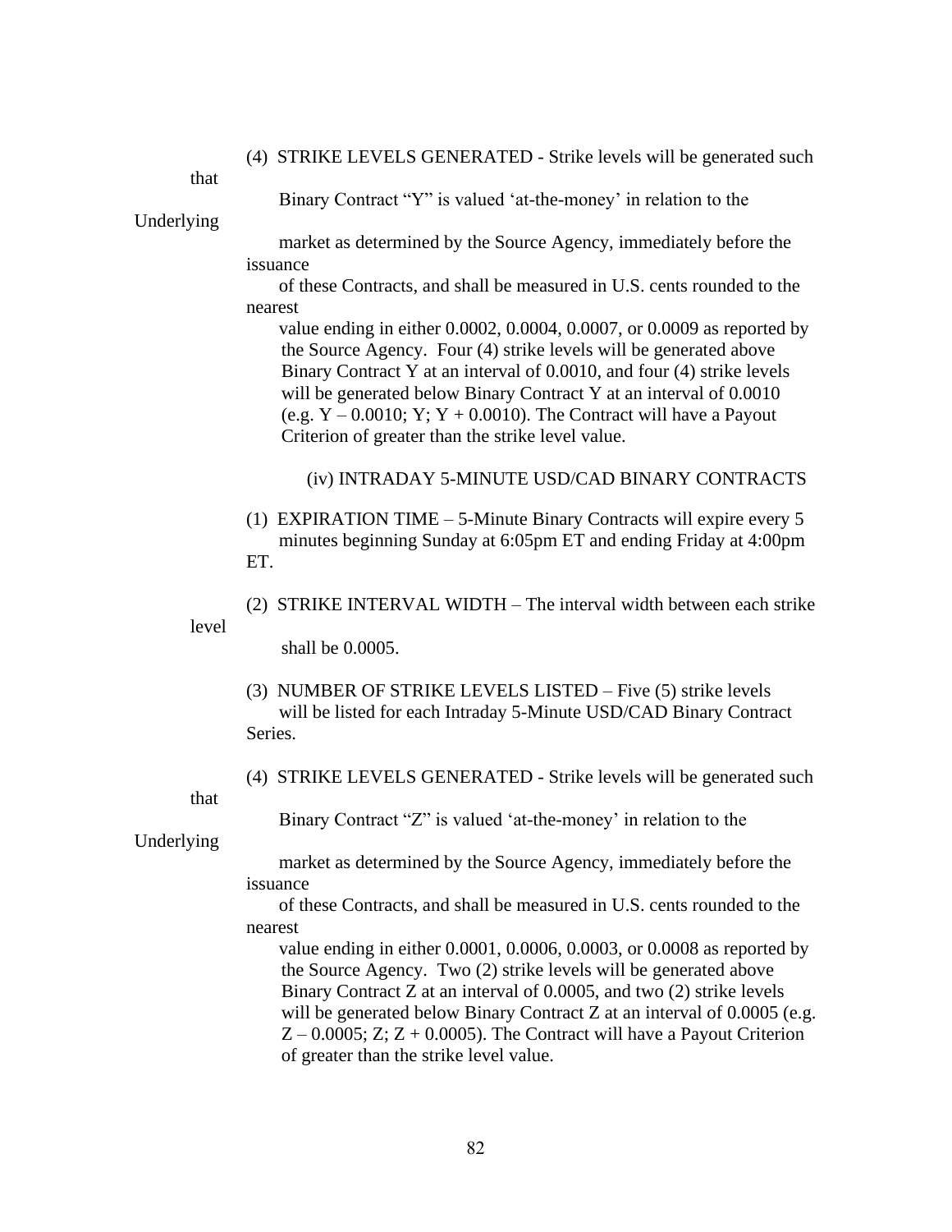(4) STRIKE LEVELS GENERATED - Strike levels will be generated such that Binary Contract "Y" is valued 'at-the-money' in relation to the Underlying market as determined by the Source Agency, immediately before the issuance of these Contracts, and shall be measured in U.S. cents rounded to the nearest value ending in either 0.0002, 0.0004, 0.0007, or 0.0009 as reported by the Source Agency. Four (4) strike levels will be generated above Binary Contract Y at an interval of 0.0010, and four (4) strike levels will be generated below Binary Contract Y at an interval of 0.0010 (e.g. Y – 0.0010; Y; Y + 0.0010). The Contract will have a Payout Criterion of greater than the strike level value.

(iv) INTRADAY 5-MINUTE USD/CAD BINARY CONTRACTS

(1) EXPIRATION TIME – 5-Minute Binary Contracts will expire every 5 minutes beginning Sunday at 6:05pm ET and ending Friday at 4:00pm ET.

(2) STRIKE INTERVAL WIDTH – The interval width between each strike level shall be 0.0005.

(3) NUMBER OF STRIKE LEVELS LISTED – Five (5) strike levels will be listed for each Intraday 5-Minute USD/CAD Binary Contract Series.

(4) STRIKE LEVELS GENERATED - Strike levels will be generated such that Binary Contract "Z" is valued 'at-the-money' in relation to the Underlying market as determined by the Source Agency, immediately before the issuance of these Contracts, and shall be measured in U.S. cents rounded to the nearest value ending in either 0.0001, 0.0006, 0.0003, or 0.0008 as reported by the Source Agency. Two (2) strike levels will be generated above Binary Contract Z at an interval of 0.0005, and two (2) strike levels will be generated below Binary Contract Z at an interval of 0.0005 (e.g. Z – 0.0005; Z; Z + 0.0005). The Contract will have a Payout Criterion of greater than the strike level value.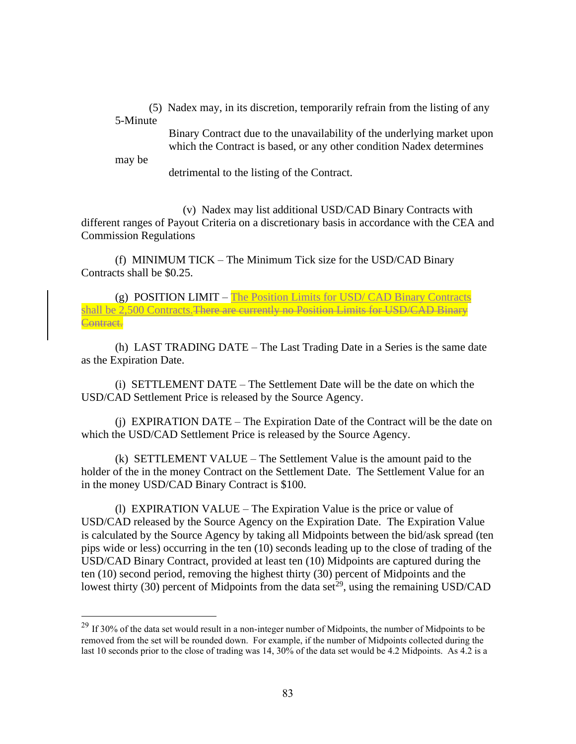(5) Nadex may, in its discretion, temporarily refrain from the listing of any 5-Minute Binary Contract due to the unavailability of the underlying market upon which the Contract is based, or any other condition Nadex determines may be detrimental to the listing of the Contract.

(v) Nadex may list additional USD/CAD Binary Contracts with different ranges of Payout Criteria on a discretionary basis in accordance with the CEA and Commission Regulations

(f) MINIMUM TICK – The Minimum Tick size for the USD/CAD Binary Contracts shall be $0.25.

(g) POSITION LIMIT – The Position Limits for USD/ CAD Binary Contracts shall be 2,500 Contracts.~~There are currently no Position Limits for USD/CAD Binary Contract.~~

(h) LAST TRADING DATE – The Last Trading Date in a Series is the same date as the Expiration Date.

(i) SETTLEMENT DATE – The Settlement Date will be the date on which the USD/CAD Settlement Price is released by the Source Agency.

(j) EXPIRATION DATE – The Expiration Date of the Contract will be the date on which the USD/CAD Settlement Price is released by the Source Agency.

(k) SETTLEMENT VALUE – The Settlement Value is the amount paid to the holder of the in the money Contract on the Settlement Date. The Settlement Value for an in the money USD/CAD Binary Contract is $100.

(l) EXPIRATION VALUE – The Expiration Value is the price or value of USD/CAD released by the Source Agency on the Expiration Date. The Expiration Value is calculated by the Source Agency by taking all Midpoints between the bid/ask spread (ten pips wide or less) occurring in the ten (10) seconds leading up to the close of trading of the USD/CAD Binary Contract, provided at least ten (10) Midpoints are captured during the ten (10) second period, removing the highest thirty (30) percent of Midpoints and the lowest thirty (30) percent of Midpoints from the data set[29], using the remaining USD/CAD

[29] If 30% of the data set would result in a non-integer number of Midpoints, the number of Midpoints to be removed from the set will be rounded down. For example, if the number of Midpoints collected during the last 10 seconds prior to the close of trading was 14, 30% of the data set would be 4.2 Midpoints. As 4.2 is a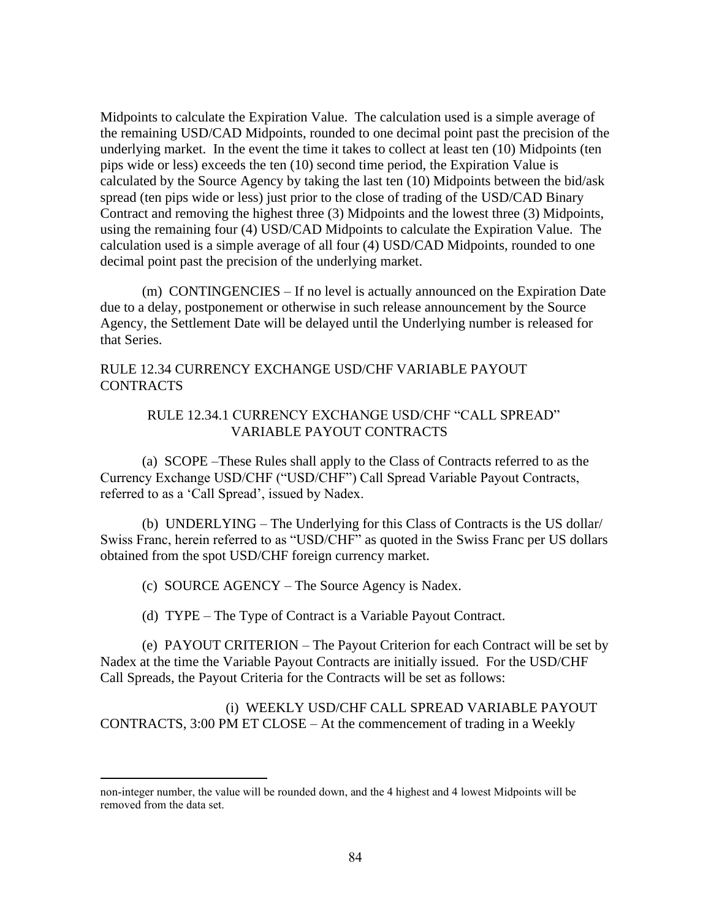Midpoints to calculate the Expiration Value. The calculation used is a simple average of the remaining USD/CAD Midpoints, rounded to one decimal point past the precision of the underlying market. In the event the time it takes to collect at least ten (10) Midpoints (ten pips wide or less) exceeds the ten (10) second time period, the Expiration Value is calculated by the Source Agency by taking the last ten (10) Midpoints between the bid/ask spread (ten pips wide or less) just prior to the close of trading of the USD/CAD Binary Contract and removing the highest three (3) Midpoints and the lowest three (3) Midpoints, using the remaining four (4) USD/CAD Midpoints to calculate the Expiration Value. The calculation used is a simple average of all four (4) USD/CAD Midpoints, rounded to one decimal point past the precision of the underlying market.

(m) CONTINGENCIES – If no level is actually announced on the Expiration Date due to a delay, postponement or otherwise in such release announcement by the Source Agency, the Settlement Date will be delayed until the Underlying number is released for that Series.

## RULE 12.34 CURRENCY EXCHANGE USD/CHF VARIABLE PAYOUT CONTRACTS

### RULE 12.34.1 CURRENCY EXCHANGE USD/CHF "CALL SPREAD" VARIABLE PAYOUT CONTRACTS

(a) SCOPE –These Rules shall apply to the Class of Contracts referred to as the Currency Exchange USD/CHF ("USD/CHF") Call Spread Variable Payout Contracts, referred to as a 'Call Spread', issued by Nadex.

(b) UNDERLYING – The Underlying for this Class of Contracts is the US dollar/ Swiss Franc, herein referred to as "USD/CHF" as quoted in the Swiss Franc per US dollars obtained from the spot USD/CHF foreign currency market.

(c) SOURCE AGENCY – The Source Agency is Nadex.

(d) TYPE – The Type of Contract is a Variable Payout Contract.

(e) PAYOUT CRITERION – The Payout Criterion for each Contract will be set by Nadex at the time the Variable Payout Contracts are initially issued. For the USD/CHF Call Spreads, the Payout Criteria for the Contracts will be set as follows:

(i) WEEKLY USD/CHF CALL SPREAD VARIABLE PAYOUT CONTRACTS, 3:00 PM ET CLOSE – At the commencement of trading in a Weekly

---

non-integer number, the value will be rounded down, and the 4 highest and 4 lowest Midpoints will be removed from the data set.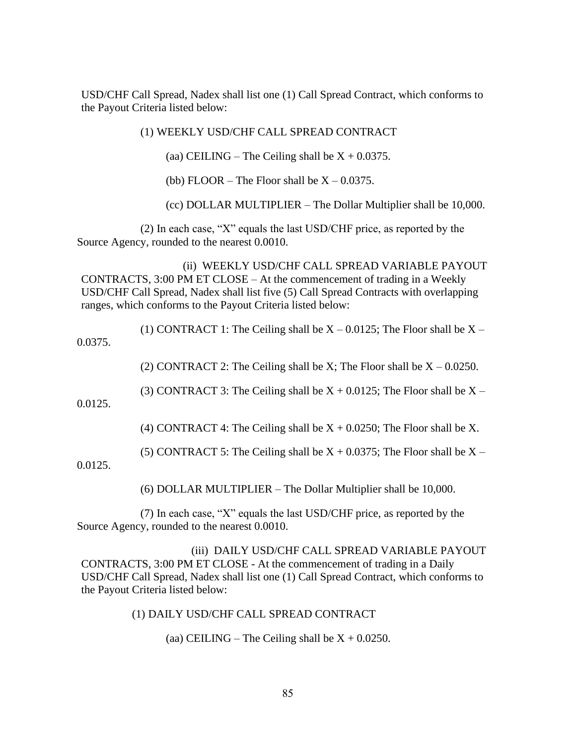USD/CHF Call Spread, Nadex shall list one (1) Call Spread Contract, which conforms to the Payout Criteria listed below:

(1) WEEKLY USD/CHF CALL SPREAD CONTRACT

(aa) CEILING – The Ceiling shall be X + 0.0375.

(bb) FLOOR – The Floor shall be X – 0.0375.

(cc) DOLLAR MULTIPLIER – The Dollar Multiplier shall be 10,000.

(2) In each case, "X" equals the last USD/CHF price, as reported by the Source Agency, rounded to the nearest 0.0010.

(ii) WEEKLY USD/CHF CALL SPREAD VARIABLE PAYOUT CONTRACTS, 3:00 PM ET CLOSE – At the commencement of trading in a Weekly USD/CHF Call Spread, Nadex shall list five (5) Call Spread Contracts with overlapping ranges, which conforms to the Payout Criteria listed below:

(1) CONTRACT 1: The Ceiling shall be X – 0.0125; The Floor shall be X – 0.0375.

(2) CONTRACT 2: The Ceiling shall be X; The Floor shall be X – 0.0250.

(3) CONTRACT 3: The Ceiling shall be X + 0.0125; The Floor shall be X – 0.0125.

(4) CONTRACT 4: The Ceiling shall be X + 0.0250; The Floor shall be X.

(5) CONTRACT 5: The Ceiling shall be X + 0.0375; The Floor shall be X – 0.0125.

(6) DOLLAR MULTIPLIER – The Dollar Multiplier shall be 10,000.

(7) In each case, "X" equals the last USD/CHF price, as reported by the Source Agency, rounded to the nearest 0.0010.

(iii) DAILY USD/CHF CALL SPREAD VARIABLE PAYOUT CONTRACTS, 3:00 PM ET CLOSE - At the commencement of trading in a Daily USD/CHF Call Spread, Nadex shall list one (1) Call Spread Contract, which conforms to the Payout Criteria listed below:

(1) DAILY USD/CHF CALL SPREAD CONTRACT

(aa) CEILING – The Ceiling shall be X + 0.0250.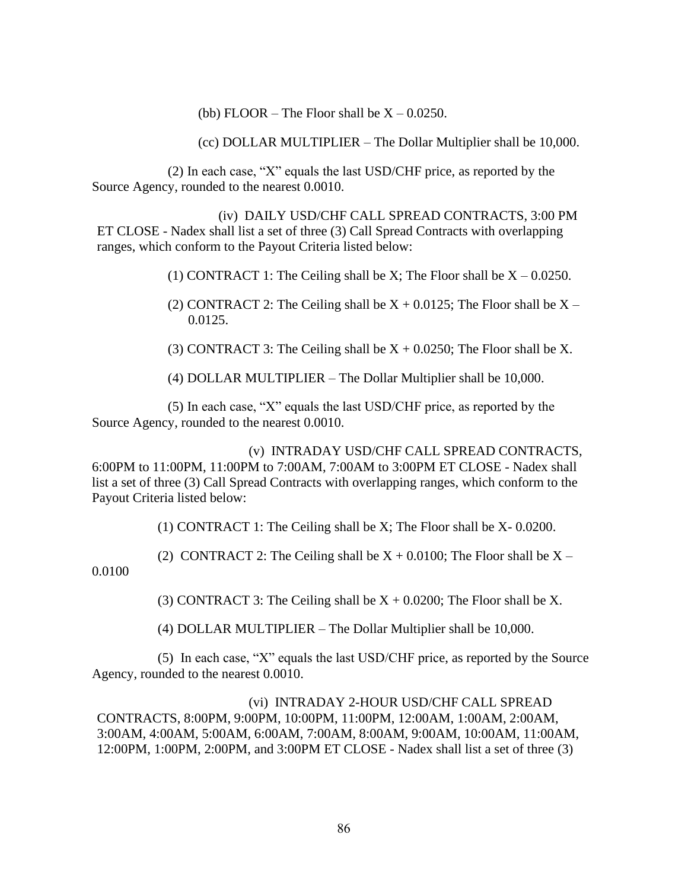(bb) FLOOR – The Floor shall be X – 0.0250.

(cc) DOLLAR MULTIPLIER – The Dollar Multiplier shall be 10,000.

(2) In each case, "X" equals the last USD/CHF price, as reported by the Source Agency, rounded to the nearest 0.0010.

(iv) DAILY USD/CHF CALL SPREAD CONTRACTS, 3:00 PM ET CLOSE - Nadex shall list a set of three (3) Call Spread Contracts with overlapping ranges, which conform to the Payout Criteria listed below:

(1) CONTRACT 1: The Ceiling shall be X; The Floor shall be X – 0.0250.

(2) CONTRACT 2: The Ceiling shall be X + 0.0125; The Floor shall be X – 0.0125.

(3) CONTRACT 3: The Ceiling shall be X + 0.0250; The Floor shall be X.

(4) DOLLAR MULTIPLIER – The Dollar Multiplier shall be 10,000.

(5) In each case, "X" equals the last USD/CHF price, as reported by the Source Agency, rounded to the nearest 0.0010.

(v) INTRADAY USD/CHF CALL SPREAD CONTRACTS, 6:00PM to 11:00PM, 11:00PM to 7:00AM, 7:00AM to 3:00PM ET CLOSE - Nadex shall list a set of three (3) Call Spread Contracts with overlapping ranges, which conform to the Payout Criteria listed below:

(1) CONTRACT 1: The Ceiling shall be X; The Floor shall be X- 0.0200.

(2) CONTRACT 2: The Ceiling shall be X + 0.0100; The Floor shall be X – 0.0100

(3) CONTRACT 3: The Ceiling shall be X + 0.0200; The Floor shall be X.

(4) DOLLAR MULTIPLIER – The Dollar Multiplier shall be 10,000.

(5) In each case, "X" equals the last USD/CHF price, as reported by the Source Agency, rounded to the nearest 0.0010.

(vi) INTRADAY 2-HOUR USD/CHF CALL SPREAD CONTRACTS, 8:00PM, 9:00PM, 10:00PM, 11:00PM, 12:00AM, 1:00AM, 2:00AM, 3:00AM, 4:00AM, 5:00AM, 6:00AM, 7:00AM, 8:00AM, 9:00AM, 10:00AM, 11:00AM, 12:00PM, 1:00PM, 2:00PM, and 3:00PM ET CLOSE - Nadex shall list a set of three (3)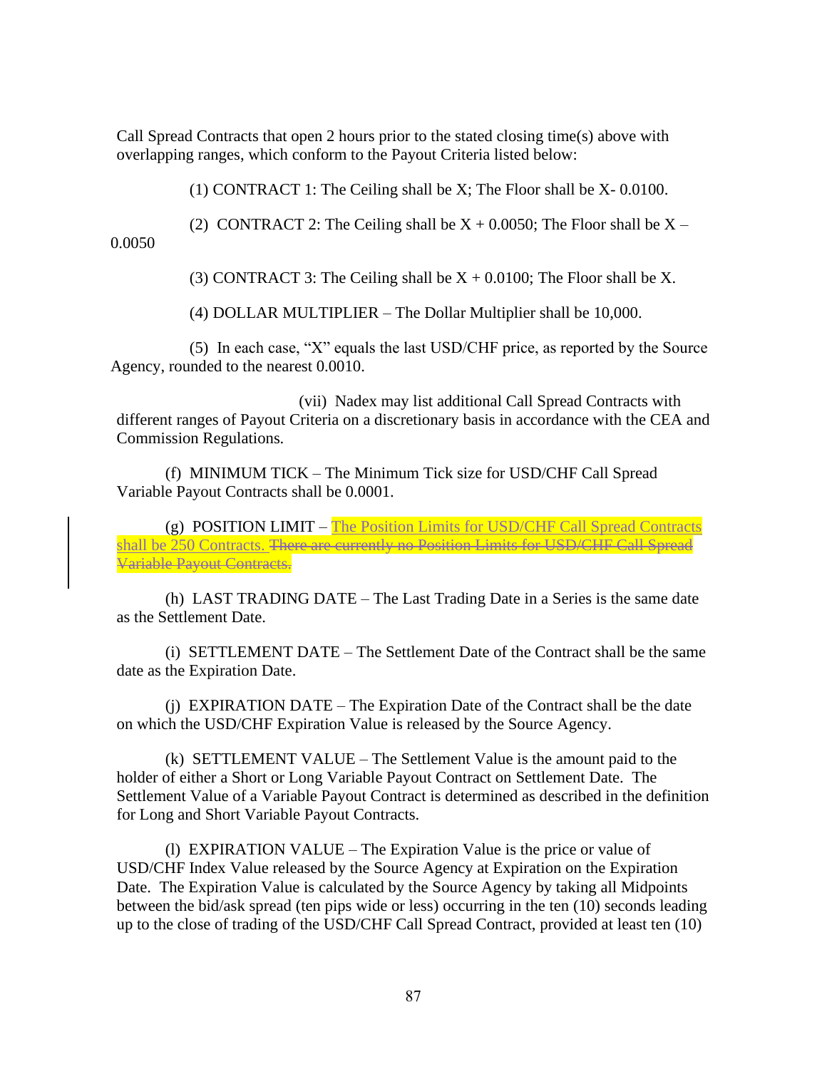Call Spread Contracts that open 2 hours prior to the stated closing time(s) above with overlapping ranges, which conform to the Payout Criteria listed below:

(1) CONTRACT 1: The Ceiling shall be X; The Floor shall be X- 0.0100.

(2) CONTRACT 2: The Ceiling shall be X + 0.0050; The Floor shall be X – 0.0050

(3) CONTRACT 3: The Ceiling shall be X + 0.0100; The Floor shall be X.

(4) DOLLAR MULTIPLIER – The Dollar Multiplier shall be 10,000.

(5) In each case, "X" equals the last USD/CHF price, as reported by the Source Agency, rounded to the nearest 0.0010.

(vii) Nadex may list additional Call Spread Contracts with different ranges of Payout Criteria on a discretionary basis in accordance with the CEA and Commission Regulations.

(f) MINIMUM TICK – The Minimum Tick size for USD/CHF Call Spread Variable Payout Contracts shall be 0.0001.

(g) POSITION LIMIT – The Position Limits for USD/CHF Call Spread Contracts shall be 250 Contracts. ~~There are currently no Position Limits for USD/CHF Call Spread Variable Payout Contracts.~~

(h) LAST TRADING DATE – The Last Trading Date in a Series is the same date as the Settlement Date.

(i) SETTLEMENT DATE – The Settlement Date of the Contract shall be the same date as the Expiration Date.

(j) EXPIRATION DATE – The Expiration Date of the Contract shall be the date on which the USD/CHF Expiration Value is released by the Source Agency.

(k) SETTLEMENT VALUE – The Settlement Value is the amount paid to the holder of either a Short or Long Variable Payout Contract on Settlement Date. The Settlement Value of a Variable Payout Contract is determined as described in the definition for Long and Short Variable Payout Contracts.

(l) EXPIRATION VALUE – The Expiration Value is the price or value of USD/CHF Index Value released by the Source Agency at Expiration on the Expiration Date. The Expiration Value is calculated by the Source Agency by taking all Midpoints between the bid/ask spread (ten pips wide or less) occurring in the ten (10) seconds leading up to the close of trading of the USD/CHF Call Spread Contract, provided at least ten (10)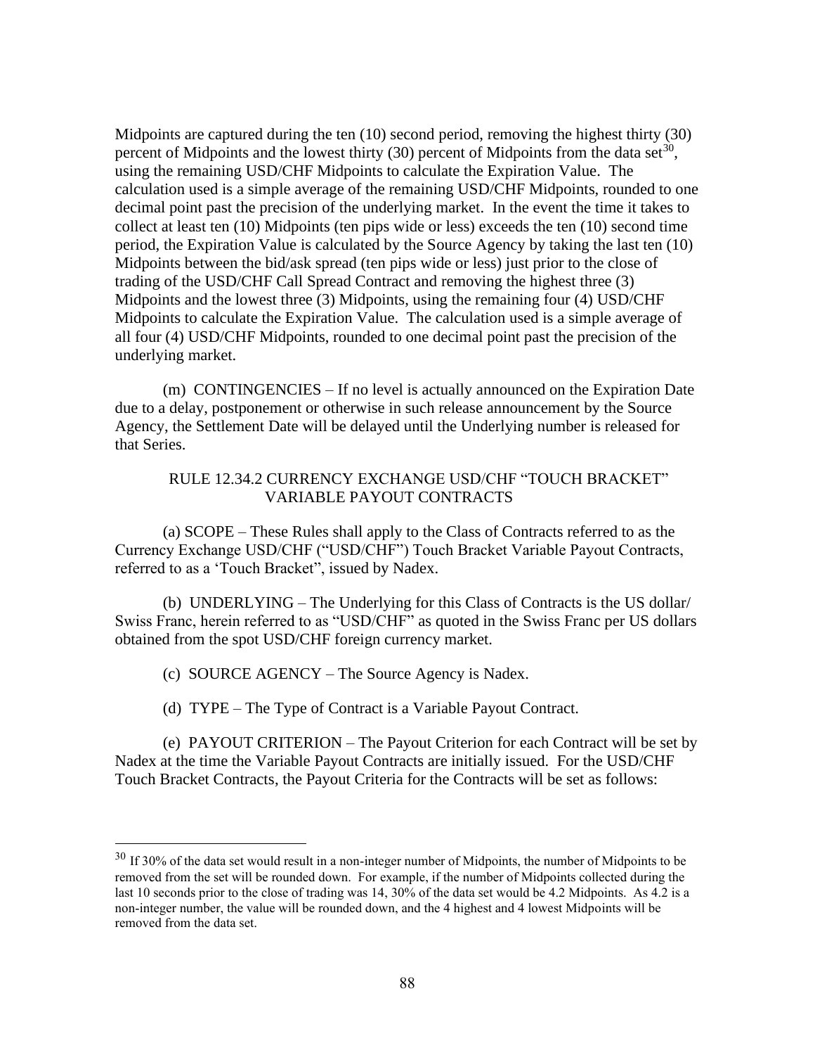Midpoints are captured during the ten (10) second period, removing the highest thirty (30) percent of Midpoints and the lowest thirty (30) percent of Midpoints from the data set[30], using the remaining USD/CHF Midpoints to calculate the Expiration Value. The calculation used is a simple average of the remaining USD/CHF Midpoints, rounded to one decimal point past the precision of the underlying market. In the event the time it takes to collect at least ten (10) Midpoints (ten pips wide or less) exceeds the ten (10) second time period, the Expiration Value is calculated by the Source Agency by taking the last ten (10) Midpoints between the bid/ask spread (ten pips wide or less) just prior to the close of trading of the USD/CHF Call Spread Contract and removing the highest three (3) Midpoints and the lowest three (3) Midpoints, using the remaining four (4) USD/CHF Midpoints to calculate the Expiration Value. The calculation used is a simple average of all four (4) USD/CHF Midpoints, rounded to one decimal point past the precision of the underlying market.

(m) CONTINGENCIES – If no level is actually announced on the Expiration Date due to a delay, postponement or otherwise in such release announcement by the Source Agency, the Settlement Date will be delayed until the Underlying number is released for that Series.

### RULE 12.34.2 CURRENCY EXCHANGE USD/CHF "TOUCH BRACKET" VARIABLE PAYOUT CONTRACTS

(a) SCOPE – These Rules shall apply to the Class of Contracts referred to as the Currency Exchange USD/CHF ("USD/CHF") Touch Bracket Variable Payout Contracts, referred to as a 'Touch Bracket", issued by Nadex.

(b) UNDERLYING – The Underlying for this Class of Contracts is the US dollar/ Swiss Franc, herein referred to as "USD/CHF" as quoted in the Swiss Franc per US dollars obtained from the spot USD/CHF foreign currency market.

(c) SOURCE AGENCY – The Source Agency is Nadex.

(d) TYPE – The Type of Contract is a Variable Payout Contract.

(e) PAYOUT CRITERION – The Payout Criterion for each Contract will be set by Nadex at the time the Variable Payout Contracts are initially issued. For the USD/CHF Touch Bracket Contracts, the Payout Criteria for the Contracts will be set as follows:

---

[30] If 30% of the data set would result in a non-integer number of Midpoints, the number of Midpoints to be removed from the set will be rounded down. For example, if the number of Midpoints collected during the last 10 seconds prior to the close of trading was 14, 30% of the data set would be 4.2 Midpoints. As 4.2 is a non-integer number, the value will be rounded down, and the 4 highest and 4 lowest Midpoints will be removed from the data set.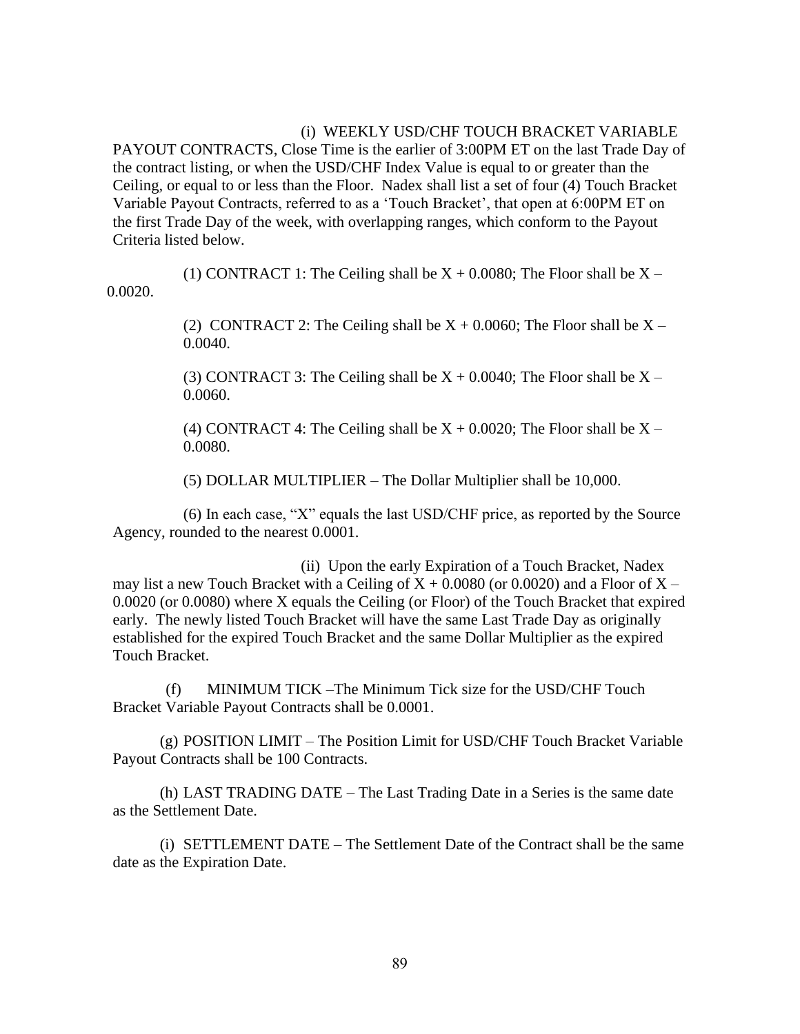(i) WEEKLY USD/CHF TOUCH BRACKET VARIABLE PAYOUT CONTRACTS, Close Time is the earlier of 3:00PM ET on the last Trade Day of the contract listing, or when the USD/CHF Index Value is equal to or greater than the Ceiling, or equal to or less than the Floor. Nadex shall list a set of four (4) Touch Bracket Variable Payout Contracts, referred to as a 'Touch Bracket', that open at 6:00PM ET on the first Trade Day of the week, with overlapping ranges, which conform to the Payout Criteria listed below.

(1) CONTRACT 1: The Ceiling shall be X + 0.0080; The Floor shall be X – 0.0020.

(2) CONTRACT 2: The Ceiling shall be X + 0.0060; The Floor shall be X – 0.0040.

(3) CONTRACT 3: The Ceiling shall be X + 0.0040; The Floor shall be X – 0.0060.

(4) CONTRACT 4: The Ceiling shall be X + 0.0020; The Floor shall be X – 0.0080.

(5) DOLLAR MULTIPLIER – The Dollar Multiplier shall be 10,000.

(6) In each case, "X" equals the last USD/CHF price, as reported by the Source Agency, rounded to the nearest 0.0001.

(ii) Upon the early Expiration of a Touch Bracket, Nadex may list a new Touch Bracket with a Ceiling of X + 0.0080 (or 0.0020) and a Floor of X – 0.0020 (or 0.0080) where X equals the Ceiling (or Floor) of the Touch Bracket that expired early. The newly listed Touch Bracket will have the same Last Trade Day as originally established for the expired Touch Bracket and the same Dollar Multiplier as the expired Touch Bracket.

(f) MINIMUM TICK –The Minimum Tick size for the USD/CHF Touch Bracket Variable Payout Contracts shall be 0.0001.

(g) POSITION LIMIT – The Position Limit for USD/CHF Touch Bracket Variable Payout Contracts shall be 100 Contracts.

(h) LAST TRADING DATE – The Last Trading Date in a Series is the same date as the Settlement Date.

(i) SETTLEMENT DATE – The Settlement Date of the Contract shall be the same date as the Expiration Date.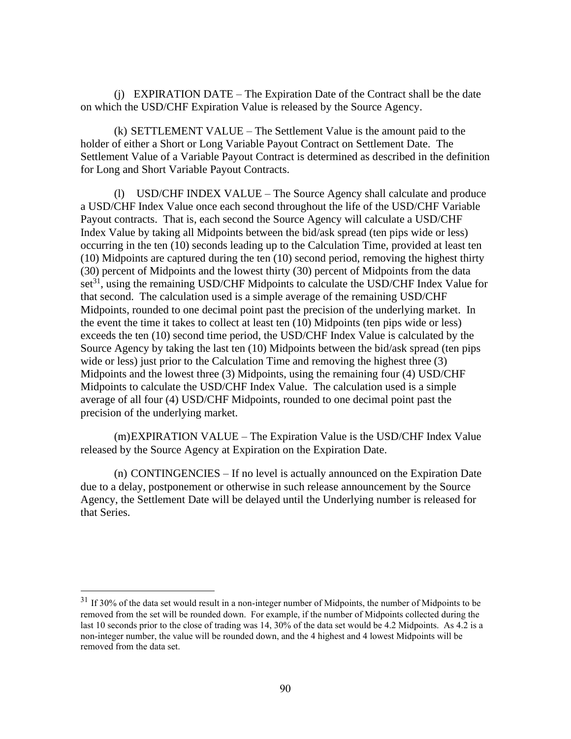(j) EXPIRATION DATE – The Expiration Date of the Contract shall be the date on which the USD/CHF Expiration Value is released by the Source Agency.

(k) SETTLEMENT VALUE – The Settlement Value is the amount paid to the holder of either a Short or Long Variable Payout Contract on Settlement Date. The Settlement Value of a Variable Payout Contract is determined as described in the definition for Long and Short Variable Payout Contracts.

(l) USD/CHF INDEX VALUE – The Source Agency shall calculate and produce a USD/CHF Index Value once each second throughout the life of the USD/CHF Variable Payout contracts. That is, each second the Source Agency will calculate a USD/CHF Index Value by taking all Midpoints between the bid/ask spread (ten pips wide or less) occurring in the ten (10) seconds leading up to the Calculation Time, provided at least ten (10) Midpoints are captured during the ten (10) second period, removing the highest thirty (30) percent of Midpoints and the lowest thirty (30) percent of Midpoints from the data set[31], using the remaining USD/CHF Midpoints to calculate the USD/CHF Index Value for that second. The calculation used is a simple average of the remaining USD/CHF Midpoints, rounded to one decimal point past the precision of the underlying market. In the event the time it takes to collect at least ten (10) Midpoints (ten pips wide or less) exceeds the ten (10) second time period, the USD/CHF Index Value is calculated by the Source Agency by taking the last ten (10) Midpoints between the bid/ask spread (ten pips wide or less) just prior to the Calculation Time and removing the highest three (3) Midpoints and the lowest three (3) Midpoints, using the remaining four (4) USD/CHF Midpoints to calculate the USD/CHF Index Value. The calculation used is a simple average of all four (4) USD/CHF Midpoints, rounded to one decimal point past the precision of the underlying market.

(m) EXPIRATION VALUE – The Expiration Value is the USD/CHF Index Value released by the Source Agency at Expiration on the Expiration Date.

(n) CONTINGENCIES – If no level is actually announced on the Expiration Date due to a delay, postponement or otherwise in such release announcement by the Source Agency, the Settlement Date will be delayed until the Underlying number is released for that Series.

---

[31] If 30% of the data set would result in a non-integer number of Midpoints, the number of Midpoints to be removed from the set will be rounded down. For example, if the number of Midpoints collected during the last 10 seconds prior to the close of trading was 14, 30% of the data set would be 4.2 Midpoints. As 4.2 is a non-integer number, the value will be rounded down, and the 4 highest and 4 lowest Midpoints will be removed from the data set.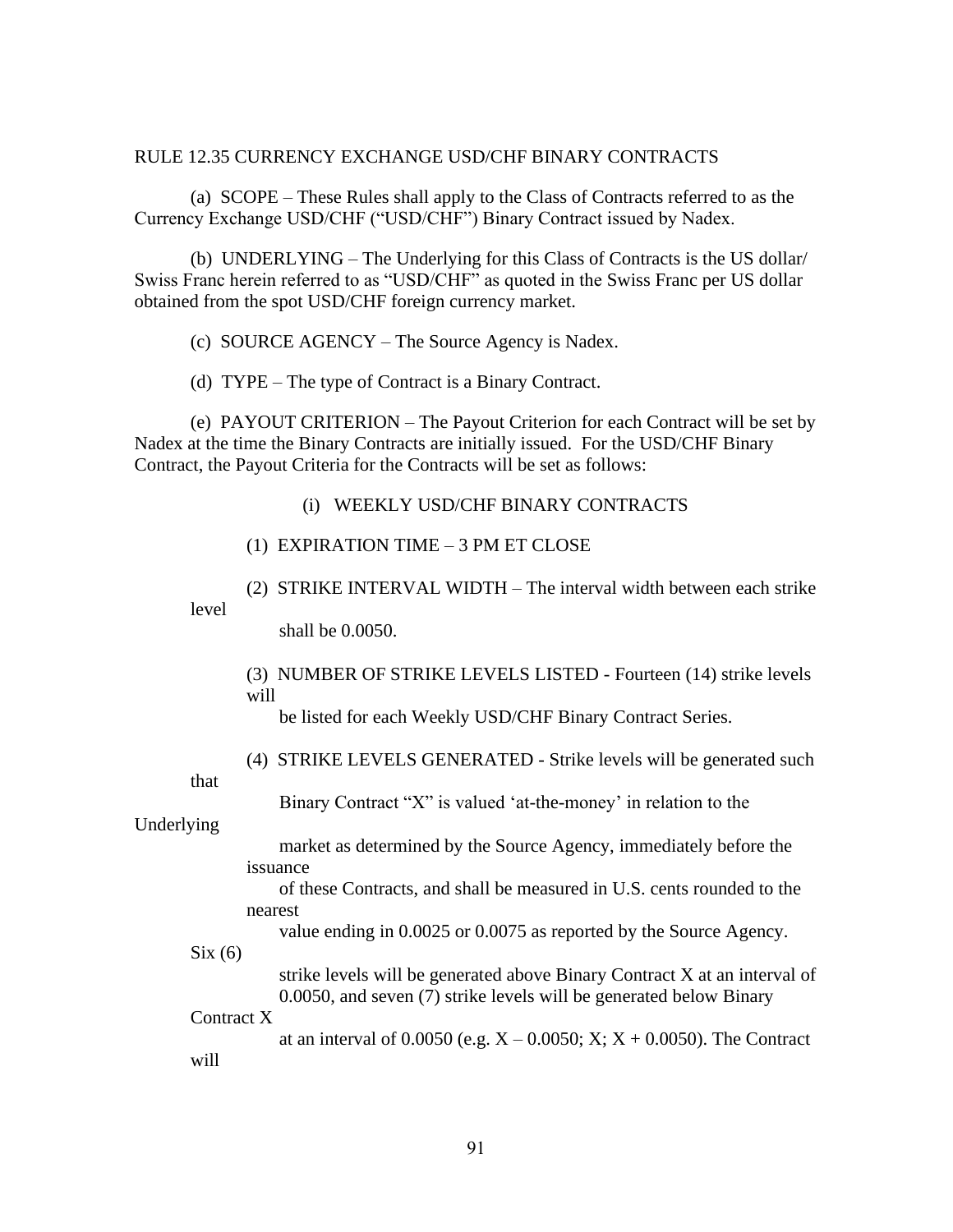RULE 12.35 CURRENCY EXCHANGE USD/CHF BINARY CONTRACTS

(a) SCOPE – These Rules shall apply to the Class of Contracts referred to as the Currency Exchange USD/CHF ("USD/CHF") Binary Contract issued by Nadex.

(b) UNDERLYING – The Underlying for this Class of Contracts is the US dollar/ Swiss Franc herein referred to as "USD/CHF" as quoted in the Swiss Franc per US dollar obtained from the spot USD/CHF foreign currency market.

(c) SOURCE AGENCY – The Source Agency is Nadex.

(d) TYPE – The type of Contract is a Binary Contract.

(e) PAYOUT CRITERION – The Payout Criterion for each Contract will be set by Nadex at the time the Binary Contracts are initially issued. For the USD/CHF Binary Contract, the Payout Criteria for the Contracts will be set as follows:

(i) WEEKLY USD/CHF BINARY CONTRACTS

(1) EXPIRATION TIME – 3 PM ET CLOSE

(2) STRIKE INTERVAL WIDTH – The interval width between each strike level shall be 0.0050.

(3) NUMBER OF STRIKE LEVELS LISTED - Fourteen (14) strike levels will be listed for each Weekly USD/CHF Binary Contract Series.

(4) STRIKE LEVELS GENERATED - Strike levels will be generated such that Binary Contract "X" is valued 'at-the-money' in relation to the Underlying market as determined by the Source Agency, immediately before the issuance of these Contracts, and shall be measured in U.S. cents rounded to the nearest value ending in 0.0025 or 0.0075 as reported by the Source Agency. Six (6) strike levels will be generated above Binary Contract X at an interval of 0.0050, and seven (7) strike levels will be generated below Binary Contract X at an interval of 0.0050 (e.g. X – 0.0050; X; X + 0.0050). The Contract will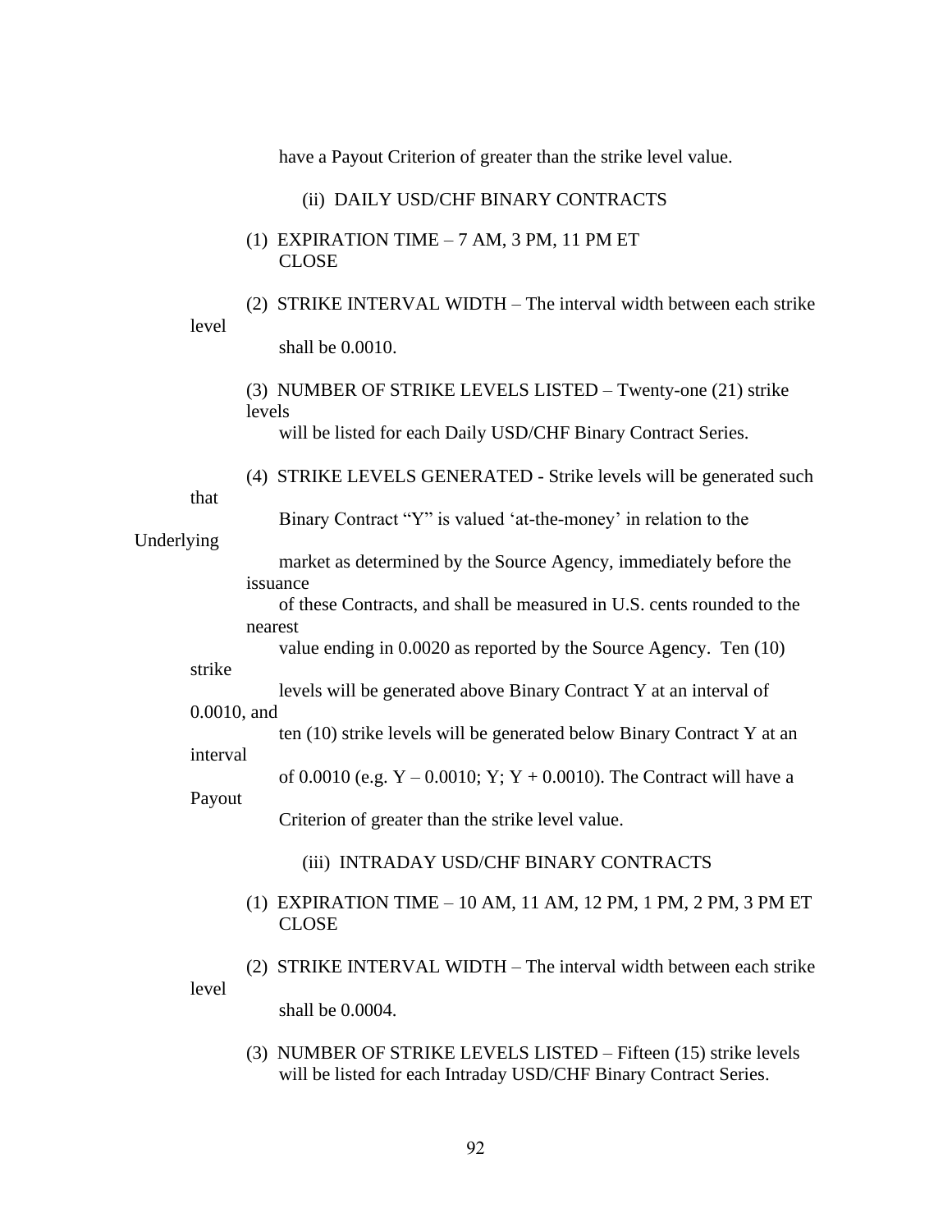have a Payout Criterion of greater than the strike level value.

(ii) DAILY USD/CHF BINARY CONTRACTS

(1) EXPIRATION TIME – 7 AM, 3 PM, 11 PM ET CLOSE

(2) STRIKE INTERVAL WIDTH – The interval width between each strike level shall be 0.0010.

(3) NUMBER OF STRIKE LEVELS LISTED – Twenty-one (21) strike levels will be listed for each Daily USD/CHF Binary Contract Series.

(4) STRIKE LEVELS GENERATED - Strike levels will be generated such that Binary Contract "Y" is valued 'at-the-money' in relation to the Underlying market as determined by the Source Agency, immediately before the issuance of these Contracts, and shall be measured in U.S. cents rounded to the nearest value ending in 0.0020 as reported by the Source Agency. Ten (10) strike levels will be generated above Binary Contract Y at an interval of 0.0010, and ten (10) strike levels will be generated below Binary Contract Y at an interval of 0.0010 (e.g. Y – 0.0010; Y; Y + 0.0010). The Contract will have a Payout Criterion of greater than the strike level value.

(iii) INTRADAY USD/CHF BINARY CONTRACTS

(1) EXPIRATION TIME – 10 AM, 11 AM, 12 PM, 1 PM, 2 PM, 3 PM ET CLOSE

(2) STRIKE INTERVAL WIDTH – The interval width between each strike level shall be 0.0004.

(3) NUMBER OF STRIKE LEVELS LISTED – Fifteen (15) strike levels will be listed for each Intraday USD/CHF Binary Contract Series.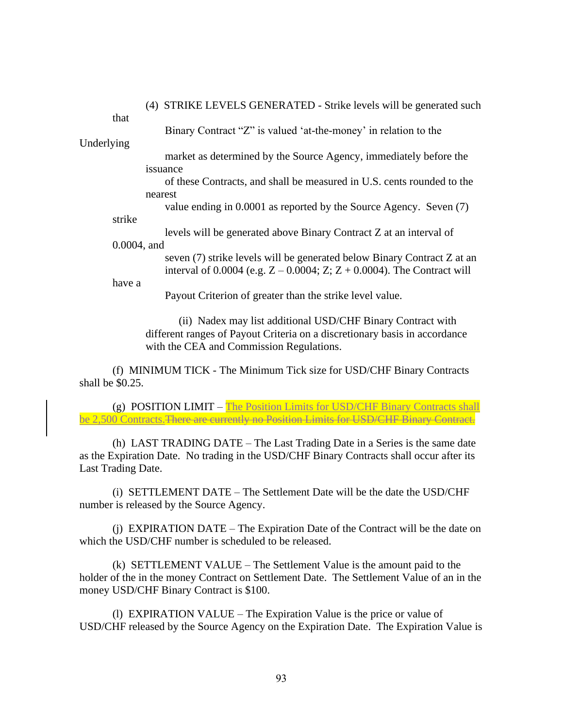(4) STRIKE LEVELS GENERATED - Strike levels will be generated such that Binary Contract "Z" is valued 'at-the-money' in relation to the Underlying market as determined by the Source Agency, immediately before the issuance of these Contracts, and shall be measured in U.S. cents rounded to the nearest value ending in 0.0001 as reported by the Source Agency. Seven (7) strike levels will be generated above Binary Contract Z at an interval of 0.0004, and seven (7) strike levels will be generated below Binary Contract Z at an interval of 0.0004 (e.g. Z – 0.0004; Z; Z + 0.0004). The Contract will have a Payout Criterion of greater than the strike level value.

(ii) Nadex may list additional USD/CHF Binary Contract with different ranges of Payout Criteria on a discretionary basis in accordance with the CEA and Commission Regulations.

(f) MINIMUM TICK - The Minimum Tick size for USD/CHF Binary Contracts shall be $0.25.

(g) POSITION LIMIT – The Position Limits for USD/CHF Binary Contracts shall be 2,500 Contracts.~~There are currently no Position Limits for USD/CHF Binary Contract.~~

(h) LAST TRADING DATE – The Last Trading Date in a Series is the same date as the Expiration Date. No trading in the USD/CHF Binary Contracts shall occur after its Last Trading Date.

(i) SETTLEMENT DATE – The Settlement Date will be the date the USD/CHF number is released by the Source Agency.

(j) EXPIRATION DATE – The Expiration Date of the Contract will be the date on which the USD/CHF number is scheduled to be released.

(k) SETTLEMENT VALUE – The Settlement Value is the amount paid to the holder of the in the money Contract on Settlement Date. The Settlement Value of an in the money USD/CHF Binary Contract is $100.

(l) EXPIRATION VALUE – The Expiration Value is the price or value of USD/CHF released by the Source Agency on the Expiration Date. The Expiration Value is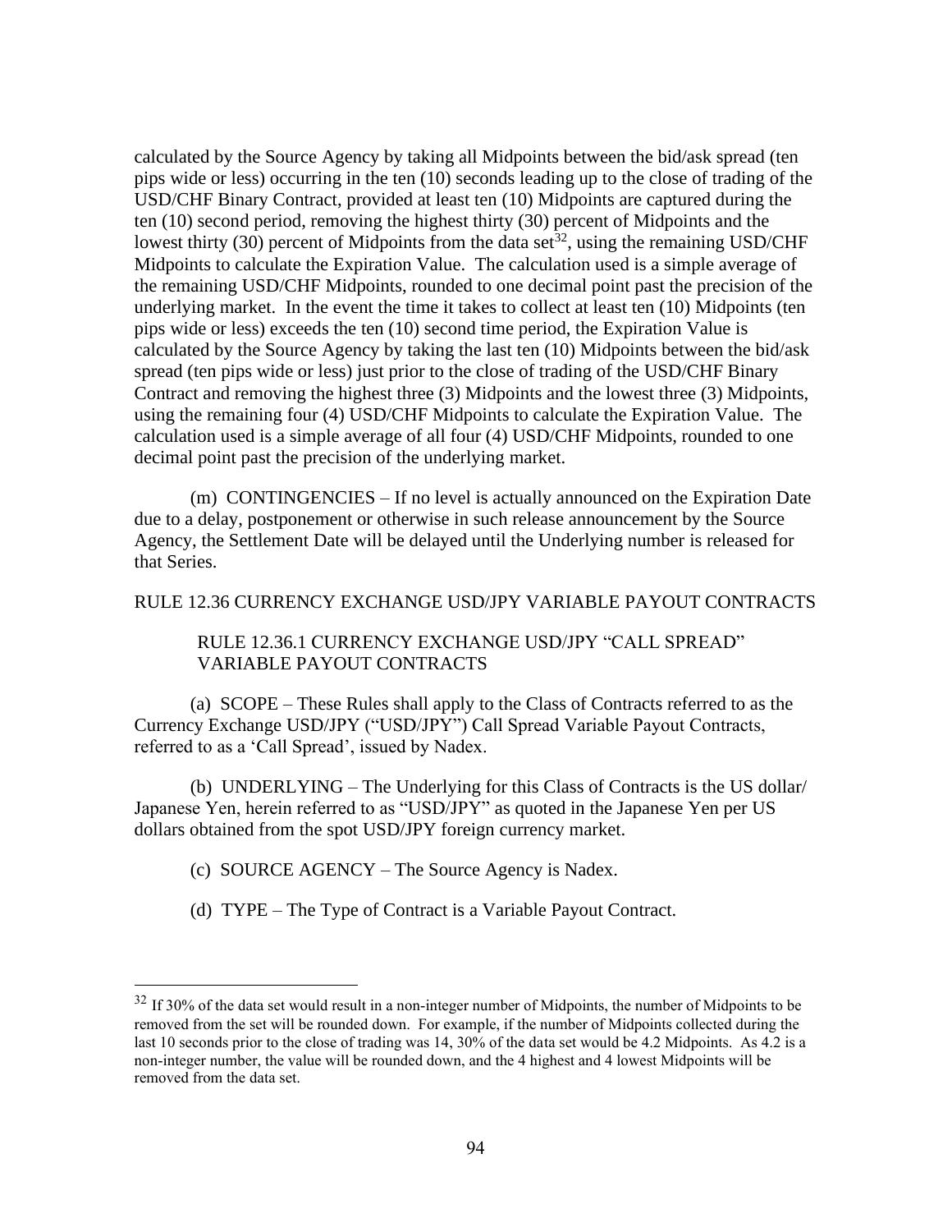calculated by the Source Agency by taking all Midpoints between the bid/ask spread (ten pips wide or less) occurring in the ten (10) seconds leading up to the close of trading of the USD/CHF Binary Contract, provided at least ten (10) Midpoints are captured during the ten (10) second period, removing the highest thirty (30) percent of Midpoints and the lowest thirty (30) percent of Midpoints from the data set[32], using the remaining USD/CHF Midpoints to calculate the Expiration Value. The calculation used is a simple average of the remaining USD/CHF Midpoints, rounded to one decimal point past the precision of the underlying market. In the event the time it takes to collect at least ten (10) Midpoints (ten pips wide or less) exceeds the ten (10) second time period, the Expiration Value is calculated by the Source Agency by taking the last ten (10) Midpoints between the bid/ask spread (ten pips wide or less) just prior to the close of trading of the USD/CHF Binary Contract and removing the highest three (3) Midpoints and the lowest three (3) Midpoints, using the remaining four (4) USD/CHF Midpoints to calculate the Expiration Value. The calculation used is a simple average of all four (4) USD/CHF Midpoints, rounded to one decimal point past the precision of the underlying market.

(m) CONTINGENCIES – If no level is actually announced on the Expiration Date due to a delay, postponement or otherwise in such release announcement by the Source Agency, the Settlement Date will be delayed until the Underlying number is released for that Series.

RULE 12.36 CURRENCY EXCHANGE USD/JPY VARIABLE PAYOUT CONTRACTS

RULE 12.36.1 CURRENCY EXCHANGE USD/JPY "CALL SPREAD" VARIABLE PAYOUT CONTRACTS

(a) SCOPE – These Rules shall apply to the Class of Contracts referred to as the Currency Exchange USD/JPY ("USD/JPY") Call Spread Variable Payout Contracts, referred to as a 'Call Spread', issued by Nadex.

(b) UNDERLYING – The Underlying for this Class of Contracts is the US dollar/ Japanese Yen, herein referred to as "USD/JPY" as quoted in the Japanese Yen per US dollars obtained from the spot USD/JPY foreign currency market.

(c) SOURCE AGENCY – The Source Agency is Nadex.

(d) TYPE – The Type of Contract is a Variable Payout Contract.

[32] If 30% of the data set would result in a non-integer number of Midpoints, the number of Midpoints to be removed from the set will be rounded down. For example, if the number of Midpoints collected during the last 10 seconds prior to the close of trading was 14, 30% of the data set would be 4.2 Midpoints. As 4.2 is a non-integer number, the value will be rounded down, and the 4 highest and 4 lowest Midpoints will be removed from the data set.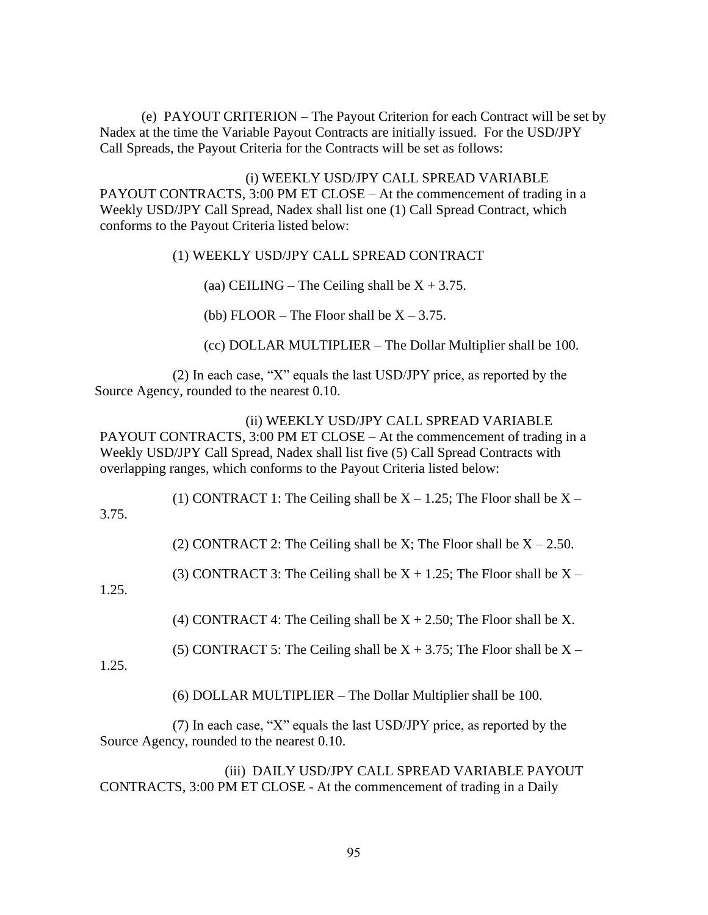(e) PAYOUT CRITERION – The Payout Criterion for each Contract will be set by Nadex at the time the Variable Payout Contracts are initially issued. For the USD/JPY Call Spreads, the Payout Criteria for the Contracts will be set as follows:

(i) WEEKLY USD/JPY CALL SPREAD VARIABLE PAYOUT CONTRACTS, 3:00 PM ET CLOSE – At the commencement of trading in a Weekly USD/JPY Call Spread, Nadex shall list one (1) Call Spread Contract, which conforms to the Payout Criteria listed below:

(1) WEEKLY USD/JPY CALL SPREAD CONTRACT

(aa) CEILING – The Ceiling shall be X + 3.75.

(bb) FLOOR – The Floor shall be X – 3.75.

(cc) DOLLAR MULTIPLIER – The Dollar Multiplier shall be 100.

(2) In each case, "X" equals the last USD/JPY price, as reported by the Source Agency, rounded to the nearest 0.10.

(ii) WEEKLY USD/JPY CALL SPREAD VARIABLE PAYOUT CONTRACTS, 3:00 PM ET CLOSE – At the commencement of trading in a Weekly USD/JPY Call Spread, Nadex shall list five (5) Call Spread Contracts with overlapping ranges, which conforms to the Payout Criteria listed below:

(1) CONTRACT 1: The Ceiling shall be X – 1.25; The Floor shall be X – 3.75.

(2) CONTRACT 2: The Ceiling shall be X; The Floor shall be X – 2.50.

(3) CONTRACT 3: The Ceiling shall be X + 1.25; The Floor shall be X – 1.25.

(4) CONTRACT 4: The Ceiling shall be X + 2.50; The Floor shall be X.

(5) CONTRACT 5: The Ceiling shall be X + 3.75; The Floor shall be X – 1.25.

(6) DOLLAR MULTIPLIER – The Dollar Multiplier shall be 100.

(7) In each case, "X" equals the last USD/JPY price, as reported by the Source Agency, rounded to the nearest 0.10.

(iii) DAILY USD/JPY CALL SPREAD VARIABLE PAYOUT CONTRACTS, 3:00 PM ET CLOSE - At the commencement of trading in a Daily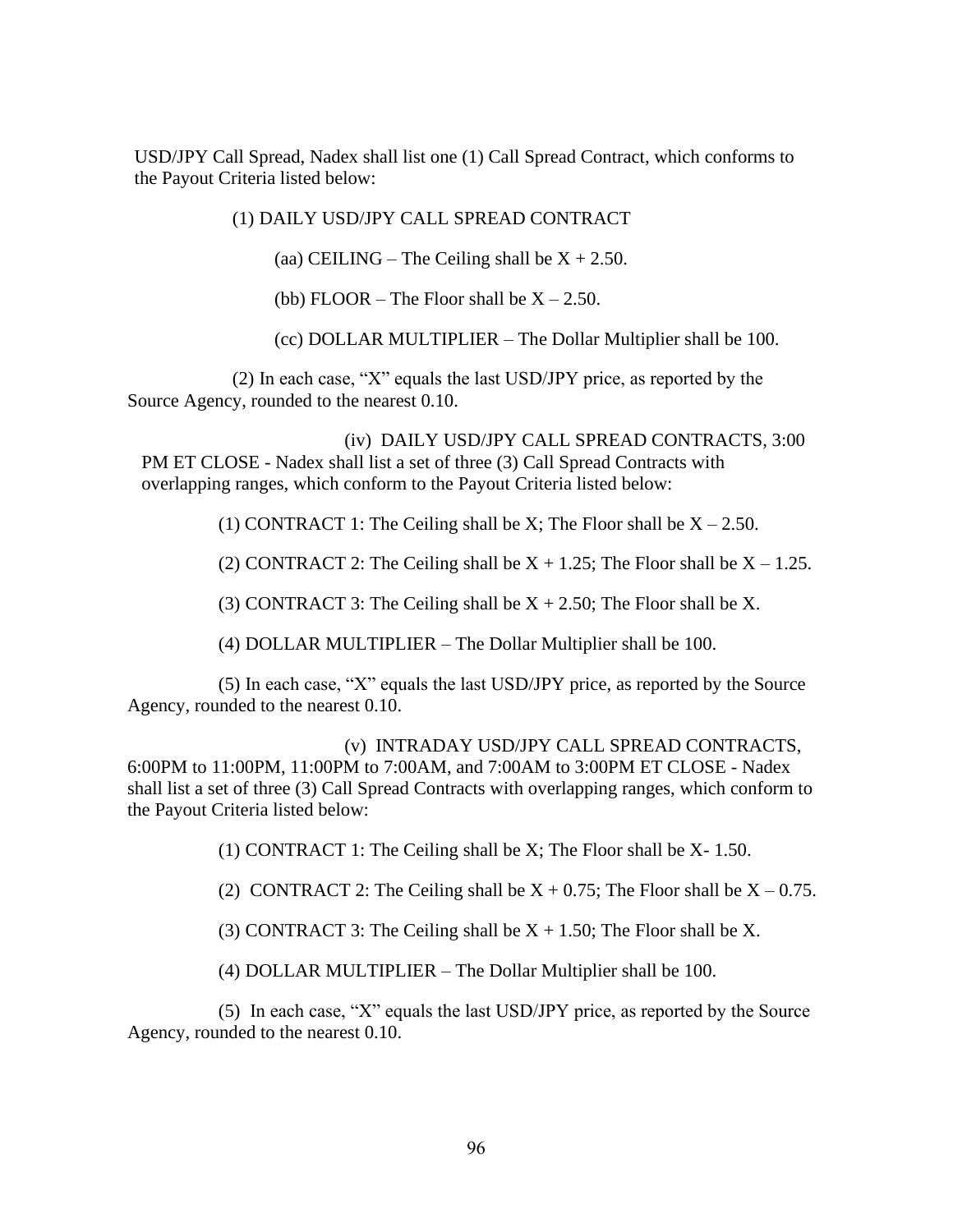USD/JPY Call Spread, Nadex shall list one (1) Call Spread Contract, which conforms to the Payout Criteria listed below:

(1) DAILY USD/JPY CALL SPREAD CONTRACT

(aa) CEILING – The Ceiling shall be X + 2.50.

(bb) FLOOR – The Floor shall be X – 2.50.

(cc) DOLLAR MULTIPLIER – The Dollar Multiplier shall be 100.

(2) In each case, "X" equals the last USD/JPY price, as reported by the Source Agency, rounded to the nearest 0.10.

(iv) DAILY USD/JPY CALL SPREAD CONTRACTS, 3:00 PM ET CLOSE - Nadex shall list a set of three (3) Call Spread Contracts with overlapping ranges, which conform to the Payout Criteria listed below:

(1) CONTRACT 1: The Ceiling shall be X; The Floor shall be X – 2.50.

(2) CONTRACT 2: The Ceiling shall be X + 1.25; The Floor shall be X – 1.25.

(3) CONTRACT 3: The Ceiling shall be X + 2.50; The Floor shall be X.

(4) DOLLAR MULTIPLIER – The Dollar Multiplier shall be 100.

(5) In each case, "X" equals the last USD/JPY price, as reported by the Source Agency, rounded to the nearest 0.10.

(v) INTRADAY USD/JPY CALL SPREAD CONTRACTS, 6:00PM to 11:00PM, 11:00PM to 7:00AM, and 7:00AM to 3:00PM ET CLOSE - Nadex shall list a set of three (3) Call Spread Contracts with overlapping ranges, which conform to the Payout Criteria listed below:

(1) CONTRACT 1: The Ceiling shall be X; The Floor shall be X- 1.50.

(2) CONTRACT 2: The Ceiling shall be X + 0.75; The Floor shall be X – 0.75.

(3) CONTRACT 3: The Ceiling shall be X + 1.50; The Floor shall be X.

(4) DOLLAR MULTIPLIER – The Dollar Multiplier shall be 100.

(5) In each case, "X" equals the last USD/JPY price, as reported by the Source Agency, rounded to the nearest 0.10.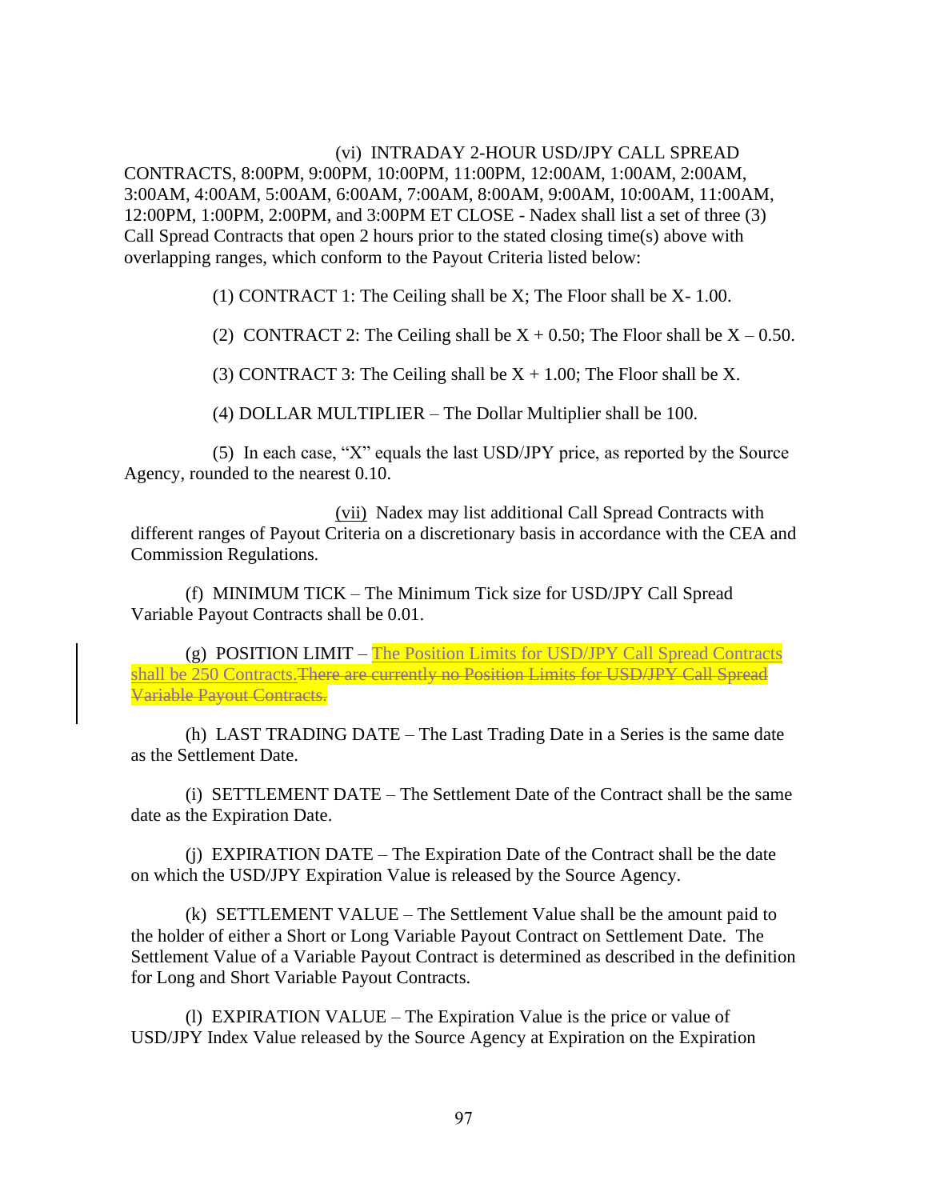(vi) INTRADAY 2-HOUR USD/JPY CALL SPREAD CONTRACTS, 8:00PM, 9:00PM, 10:00PM, 11:00PM, 12:00AM, 1:00AM, 2:00AM, 3:00AM, 4:00AM, 5:00AM, 6:00AM, 7:00AM, 8:00AM, 9:00AM, 10:00AM, 11:00AM, 12:00PM, 1:00PM, 2:00PM, and 3:00PM ET CLOSE - Nadex shall list a set of three (3) Call Spread Contracts that open 2 hours prior to the stated closing time(s) above with overlapping ranges, which conform to the Payout Criteria listed below:

(1) CONTRACT 1: The Ceiling shall be X; The Floor shall be X- 1.00.

(2) CONTRACT 2: The Ceiling shall be X + 0.50; The Floor shall be X – 0.50.

(3) CONTRACT 3: The Ceiling shall be X + 1.00; The Floor shall be X.

(4) DOLLAR MULTIPLIER – The Dollar Multiplier shall be 100.

(5) In each case, "X" equals the last USD/JPY price, as reported by the Source Agency, rounded to the nearest 0.10.

(vii) Nadex may list additional Call Spread Contracts with different ranges of Payout Criteria on a discretionary basis in accordance with the CEA and Commission Regulations.

(f) MINIMUM TICK – The Minimum Tick size for USD/JPY Call Spread Variable Payout Contracts shall be 0.01.

(g) POSITION LIMIT – The Position Limits for USD/JPY Call Spread Contracts shall be 250 Contracts.~~There are currently no Position Limits for USD/JPY Call Spread Variable Payout Contracts.~~

(h) LAST TRADING DATE – The Last Trading Date in a Series is the same date as the Settlement Date.

(i) SETTLEMENT DATE – The Settlement Date of the Contract shall be the same date as the Expiration Date.

(j) EXPIRATION DATE – The Expiration Date of the Contract shall be the date on which the USD/JPY Expiration Value is released by the Source Agency.

(k) SETTLEMENT VALUE – The Settlement Value shall be the amount paid to the holder of either a Short or Long Variable Payout Contract on Settlement Date. The Settlement Value of a Variable Payout Contract is determined as described in the definition for Long and Short Variable Payout Contracts.

(l) EXPIRATION VALUE – The Expiration Value is the price or value of USD/JPY Index Value released by the Source Agency at Expiration on the Expiration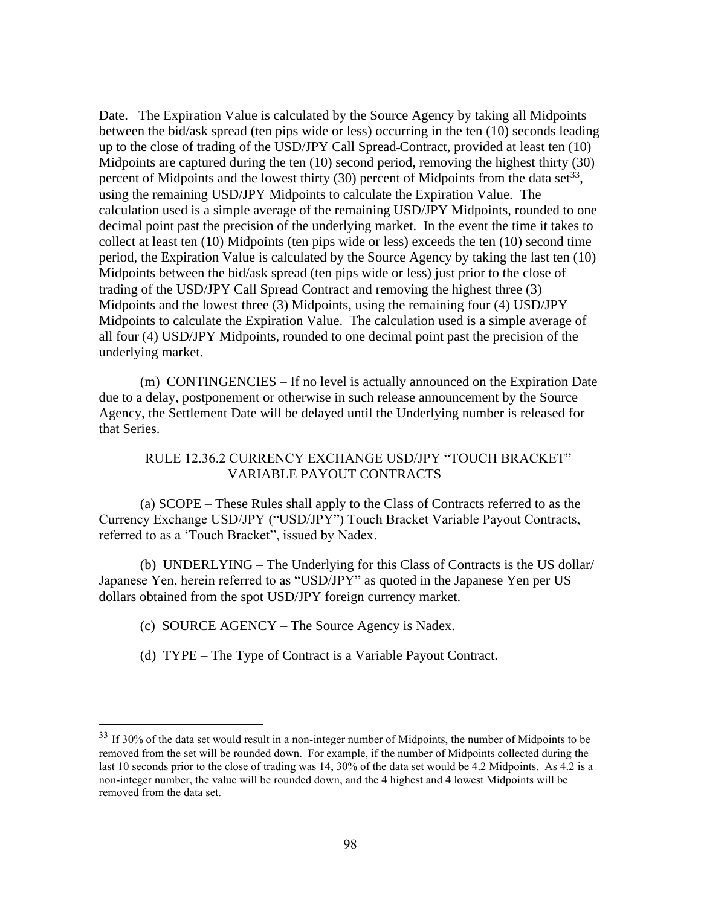Date. The Expiration Value is calculated by the Source Agency by taking all Midpoints between the bid/ask spread (ten pips wide or less) occurring in the ten (10) seconds leading up to the close of trading of the USD/JPY Call Spread Contract, provided at least ten (10) Midpoints are captured during the ten (10) second period, removing the highest thirty (30) percent of Midpoints and the lowest thirty (30) percent of Midpoints from the data set[33], using the remaining USD/JPY Midpoints to calculate the Expiration Value. The calculation used is a simple average of the remaining USD/JPY Midpoints, rounded to one decimal point past the precision of the underlying market. In the event the time it takes to collect at least ten (10) Midpoints (ten pips wide or less) exceeds the ten (10) second time period, the Expiration Value is calculated by the Source Agency by taking the last ten (10) Midpoints between the bid/ask spread (ten pips wide or less) just prior to the close of trading of the USD/JPY Call Spread Contract and removing the highest three (3) Midpoints and the lowest three (3) Midpoints, using the remaining four (4) USD/JPY Midpoints to calculate the Expiration Value. The calculation used is a simple average of all four (4) USD/JPY Midpoints, rounded to one decimal point past the precision of the underlying market.

(m) CONTINGENCIES – If no level is actually announced on the Expiration Date due to a delay, postponement or otherwise in such release announcement by the Source Agency, the Settlement Date will be delayed until the Underlying number is released for that Series.

## RULE 12.36.2 CURRENCY EXCHANGE USD/JPY "TOUCH BRACKET" VARIABLE PAYOUT CONTRACTS

(a) SCOPE – These Rules shall apply to the Class of Contracts referred to as the Currency Exchange USD/JPY ("USD/JPY") Touch Bracket Variable Payout Contracts, referred to as a 'Touch Bracket", issued by Nadex.

(b) UNDERLYING – The Underlying for this Class of Contracts is the US dollar/ Japanese Yen, herein referred to as "USD/JPY" as quoted in the Japanese Yen per US dollars obtained from the spot USD/JPY foreign currency market.

(c) SOURCE AGENCY – The Source Agency is Nadex.

(d) TYPE – The Type of Contract is a Variable Payout Contract.

[33] If 30% of the data set would result in a non-integer number of Midpoints, the number of Midpoints to be removed from the set will be rounded down. For example, if the number of Midpoints collected during the last 10 seconds prior to the close of trading was 14, 30% of the data set would be 4.2 Midpoints. As 4.2 is a non-integer number, the value will be rounded down, and the 4 highest and 4 lowest Midpoints will be removed from the data set.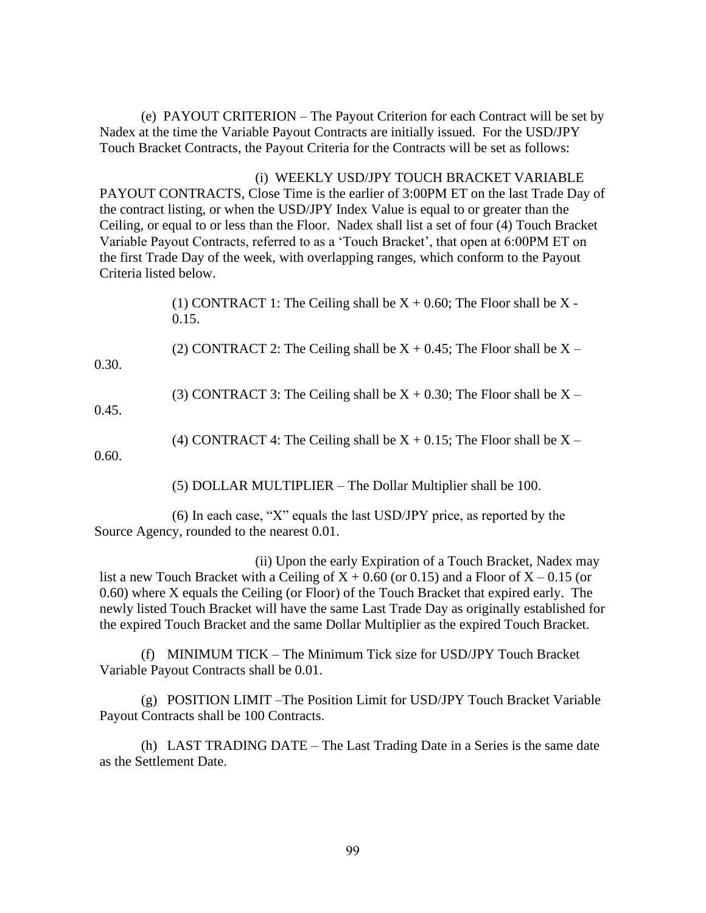(e) PAYOUT CRITERION – The Payout Criterion for each Contract will be set by Nadex at the time the Variable Payout Contracts are initially issued. For the USD/JPY Touch Bracket Contracts, the Payout Criteria for the Contracts will be set as follows:

(i) WEEKLY USD/JPY TOUCH BRACKET VARIABLE PAYOUT CONTRACTS, Close Time is the earlier of 3:00PM ET on the last Trade Day of the contract listing, or when the USD/JPY Index Value is equal to or greater than the Ceiling, or equal to or less than the Floor. Nadex shall list a set of four (4) Touch Bracket Variable Payout Contracts, referred to as a 'Touch Bracket', that open at 6:00PM ET on the first Trade Day of the week, with overlapping ranges, which conform to the Payout Criteria listed below.

(1) CONTRACT 1: The Ceiling shall be X + 0.60; The Floor shall be X - 0.15.

(2) CONTRACT 2: The Ceiling shall be X + 0.45; The Floor shall be X – 0.30.

(3) CONTRACT 3: The Ceiling shall be X + 0.30; The Floor shall be X – 0.45.

(4) CONTRACT 4: The Ceiling shall be X + 0.15; The Floor shall be X – 0.60.

(5) DOLLAR MULTIPLIER – The Dollar Multiplier shall be 100.

(6) In each case, "X" equals the last USD/JPY price, as reported by the Source Agency, rounded to the nearest 0.01.

(ii) Upon the early Expiration of a Touch Bracket, Nadex may list a new Touch Bracket with a Ceiling of X + 0.60 (or 0.15) and a Floor of X – 0.15 (or 0.60) where X equals the Ceiling (or Floor) of the Touch Bracket that expired early. The newly listed Touch Bracket will have the same Last Trade Day as originally established for the expired Touch Bracket and the same Dollar Multiplier as the expired Touch Bracket.

(f) MINIMUM TICK – The Minimum Tick size for USD/JPY Touch Bracket Variable Payout Contracts shall be 0.01.

(g) POSITION LIMIT –The Position Limit for USD/JPY Touch Bracket Variable Payout Contracts shall be 100 Contracts.

(h) LAST TRADING DATE – The Last Trading Date in a Series is the same date as the Settlement Date.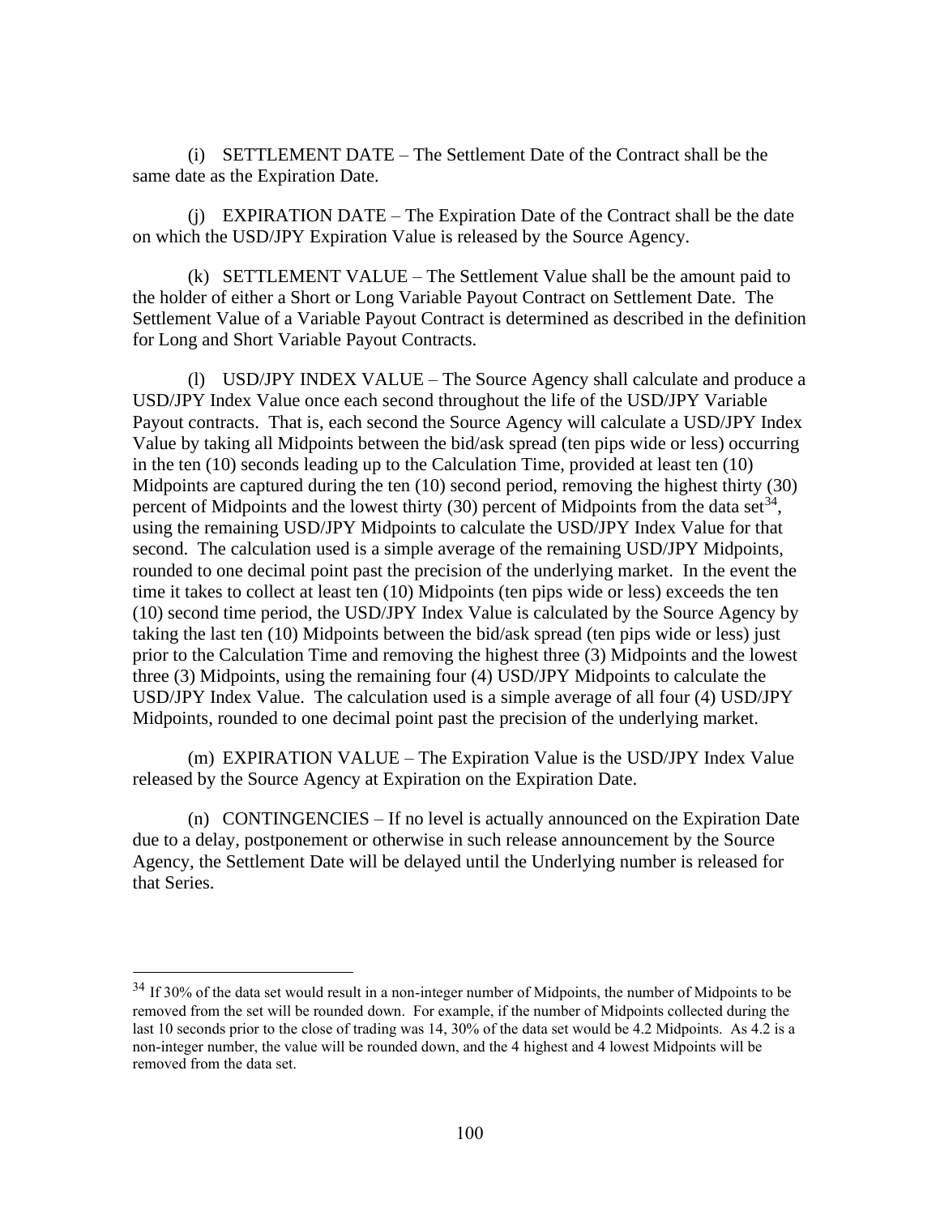(i) SETTLEMENT DATE – The Settlement Date of the Contract shall be the same date as the Expiration Date.

(j) EXPIRATION DATE – The Expiration Date of the Contract shall be the date on which the USD/JPY Expiration Value is released by the Source Agency.

(k) SETTLEMENT VALUE – The Settlement Value shall be the amount paid to the holder of either a Short or Long Variable Payout Contract on Settlement Date. The Settlement Value of a Variable Payout Contract is determined as described in the definition for Long and Short Variable Payout Contracts.

(l) USD/JPY INDEX VALUE – The Source Agency shall calculate and produce a USD/JPY Index Value once each second throughout the life of the USD/JPY Variable Payout contracts. That is, each second the Source Agency will calculate a USD/JPY Index Value by taking all Midpoints between the bid/ask spread (ten pips wide or less) occurring in the ten (10) seconds leading up to the Calculation Time, provided at least ten (10) Midpoints are captured during the ten (10) second period, removing the highest thirty (30) percent of Midpoints and the lowest thirty (30) percent of Midpoints from the data set[34], using the remaining USD/JPY Midpoints to calculate the USD/JPY Index Value for that second. The calculation used is a simple average of the remaining USD/JPY Midpoints, rounded to one decimal point past the precision of the underlying market. In the event the time it takes to collect at least ten (10) Midpoints (ten pips wide or less) exceeds the ten (10) second time period, the USD/JPY Index Value is calculated by the Source Agency by taking the last ten (10) Midpoints between the bid/ask spread (ten pips wide or less) just prior to the Calculation Time and removing the highest three (3) Midpoints and the lowest three (3) Midpoints, using the remaining four (4) USD/JPY Midpoints to calculate the USD/JPY Index Value. The calculation used is a simple average of all four (4) USD/JPY Midpoints, rounded to one decimal point past the precision of the underlying market.

(m) EXPIRATION VALUE – The Expiration Value is the USD/JPY Index Value released by the Source Agency at Expiration on the Expiration Date.

(n) CONTINGENCIES – If no level is actually announced on the Expiration Date due to a delay, postponement or otherwise in such release announcement by the Source Agency, the Settlement Date will be delayed until the Underlying number is released for that Series.

[34] If 30% of the data set would result in a non-integer number of Midpoints, the number of Midpoints to be removed from the set will be rounded down. For example, if the number of Midpoints collected during the last 10 seconds prior to the close of trading was 14, 30% of the data set would be 4.2 Midpoints. As 4.2 is a non-integer number, the value will be rounded down, and the 4 highest and 4 lowest Midpoints will be removed from the data set.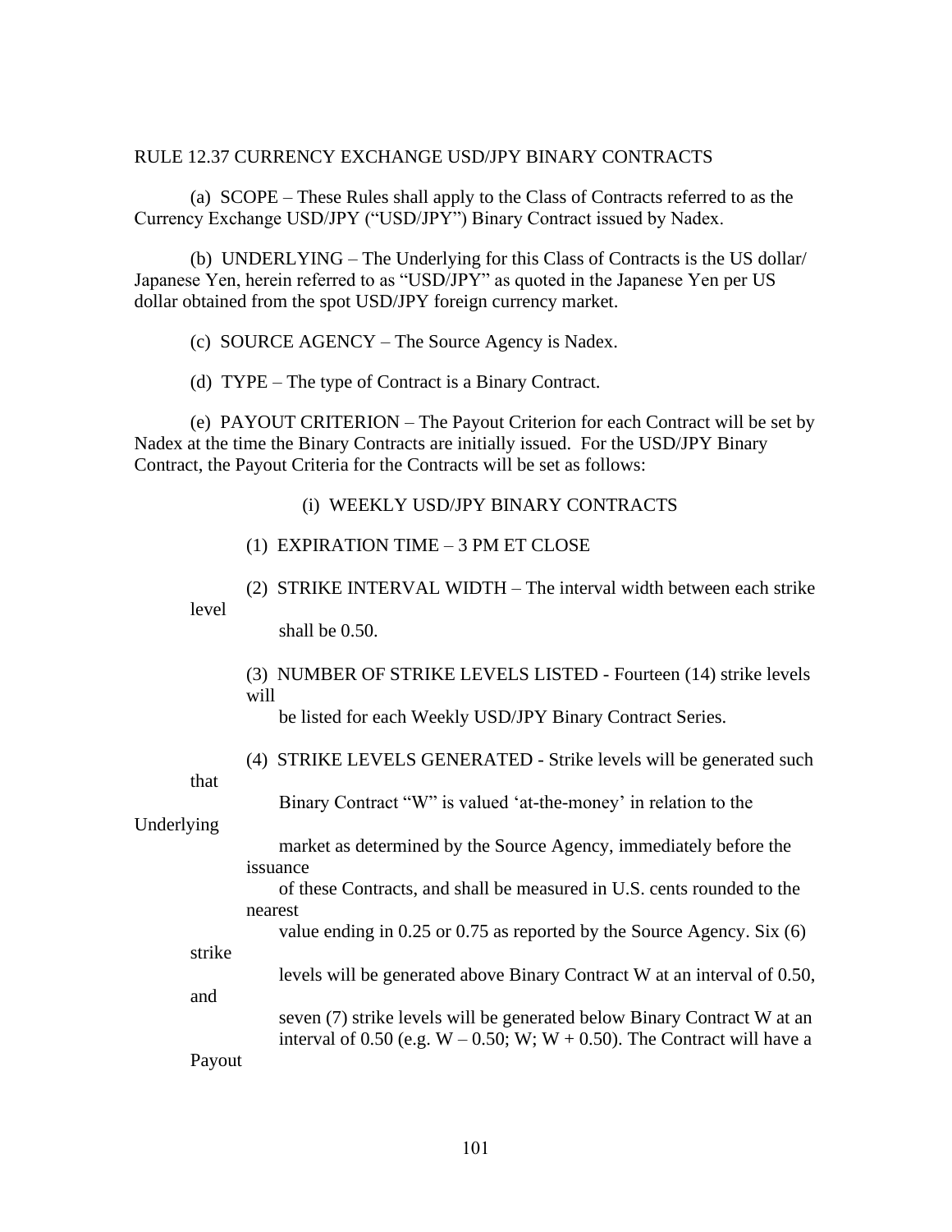RULE 12.37 CURRENCY EXCHANGE USD/JPY BINARY CONTRACTS

(a) SCOPE – These Rules shall apply to the Class of Contracts referred to as the Currency Exchange USD/JPY ("USD/JPY") Binary Contract issued by Nadex.

(b) UNDERLYING – The Underlying for this Class of Contracts is the US dollar/ Japanese Yen, herein referred to as "USD/JPY" as quoted in the Japanese Yen per US dollar obtained from the spot USD/JPY foreign currency market.

(c) SOURCE AGENCY – The Source Agency is Nadex.

(d) TYPE – The type of Contract is a Binary Contract.

(e) PAYOUT CRITERION – The Payout Criterion for each Contract will be set by Nadex at the time the Binary Contracts are initially issued. For the USD/JPY Binary Contract, the Payout Criteria for the Contracts will be set as follows:

(i) WEEKLY USD/JPY BINARY CONTRACTS

(1) EXPIRATION TIME – 3 PM ET CLOSE

(2) STRIKE INTERVAL WIDTH – The interval width between each strike level shall be 0.50.

(3) NUMBER OF STRIKE LEVELS LISTED - Fourteen (14) strike levels will be listed for each Weekly USD/JPY Binary Contract Series.

(4) STRIKE LEVELS GENERATED - Strike levels will be generated such that Binary Contract "W" is valued 'at-the-money' in relation to the Underlying market as determined by the Source Agency, immediately before the issuance of these Contracts, and shall be measured in U.S. cents rounded to the nearest value ending in 0.25 or 0.75 as reported by the Source Agency. Six (6) strike levels will be generated above Binary Contract W at an interval of 0.50, and seven (7) strike levels will be generated below Binary Contract W at an interval of 0.50 (e.g. W – 0.50; W; W + 0.50). The Contract will have a Payout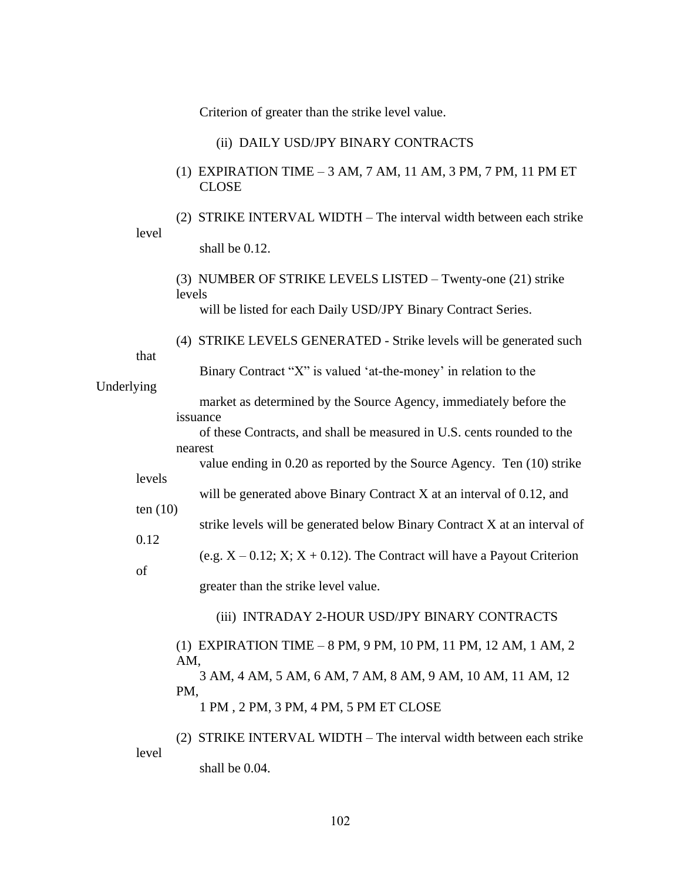Criterion of greater than the strike level value.

(ii) DAILY USD/JPY BINARY CONTRACTS

(1) EXPIRATION TIME – 3 AM, 7 AM, 11 AM, 3 PM, 7 PM, 11 PM ET CLOSE

(2) STRIKE INTERVAL WIDTH – The interval width between each strike level shall be 0.12.

(3) NUMBER OF STRIKE LEVELS LISTED – Twenty-one (21) strike levels will be listed for each Daily USD/JPY Binary Contract Series.

(4) STRIKE LEVELS GENERATED - Strike levels will be generated such that Binary Contract "X" is valued 'at-the-money' in relation to the Underlying market as determined by the Source Agency, immediately before the issuance of these Contracts, and shall be measured in U.S. cents rounded to the nearest value ending in 0.20 as reported by the Source Agency. Ten (10) strike levels will be generated above Binary Contract X at an interval of 0.12, and ten (10) strike levels will be generated below Binary Contract X at an interval of 0.12 (e.g. X – 0.12; X; X + 0.12). The Contract will have a Payout Criterion of greater than the strike level value.

(iii) INTRADAY 2-HOUR USD/JPY BINARY CONTRACTS

(1) EXPIRATION TIME – 8 PM, 9 PM, 10 PM, 11 PM, 12 AM, 1 AM, 2 AM, 3 AM, 4 AM, 5 AM, 6 AM, 7 AM, 8 AM, 9 AM, 10 AM, 11 AM, 12 PM, 1 PM , 2 PM, 3 PM, 4 PM, 5 PM ET CLOSE

(2) STRIKE INTERVAL WIDTH – The interval width between each strike level shall be 0.04.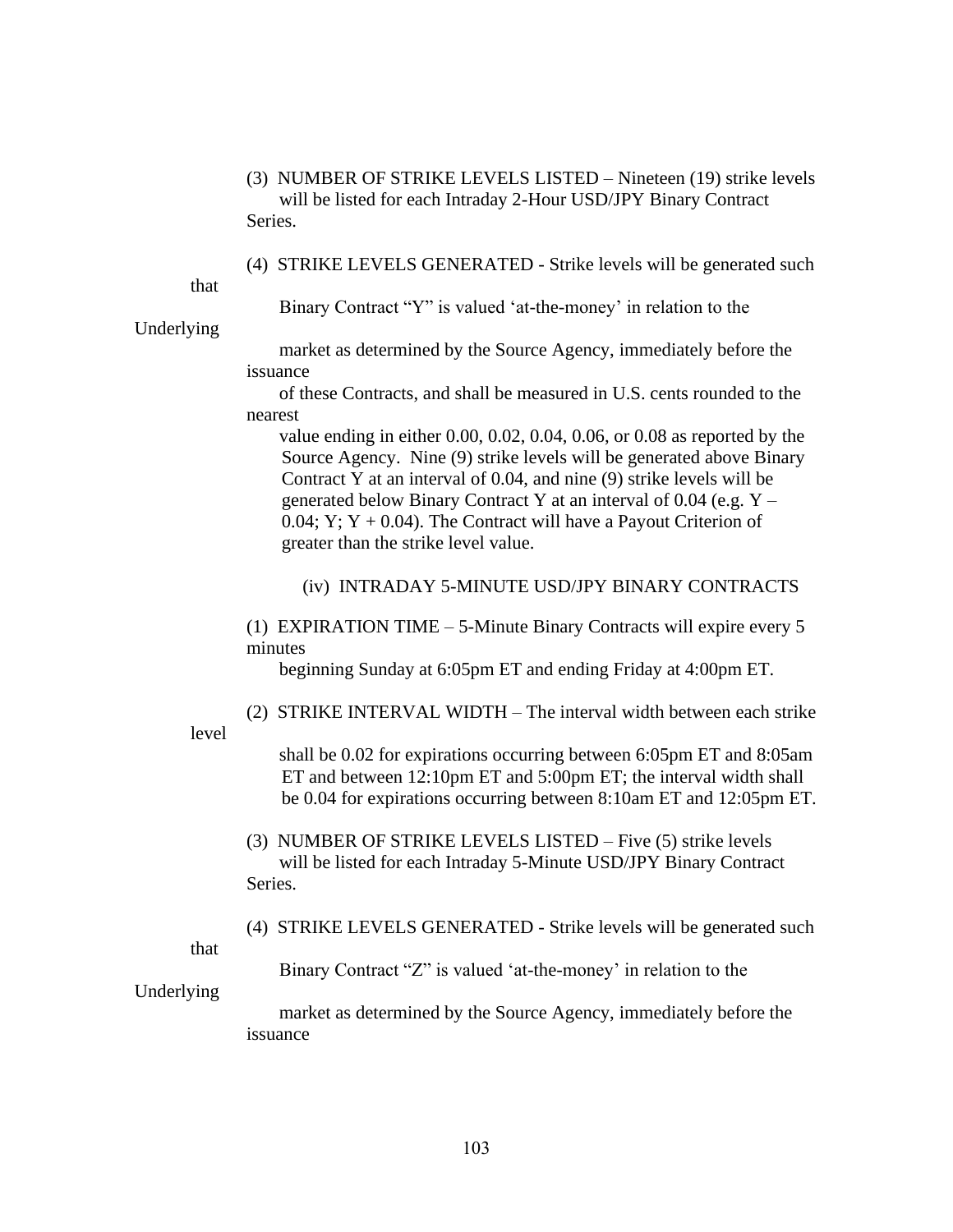(3) NUMBER OF STRIKE LEVELS LISTED – Nineteen (19) strike levels will be listed for each Intraday 2-Hour USD/JPY Binary Contract Series.

(4) STRIKE LEVELS GENERATED - Strike levels will be generated such that Binary Contract "Y" is valued 'at-the-money' in relation to the Underlying market as determined by the Source Agency, immediately before the issuance of these Contracts, and shall be measured in U.S. cents rounded to the nearest value ending in either 0.00, 0.02, 0.04, 0.06, or 0.08 as reported by the Source Agency. Nine (9) strike levels will be generated above Binary Contract Y at an interval of 0.04, and nine (9) strike levels will be generated below Binary Contract Y at an interval of 0.04 (e.g. Y – 0.04; Y; Y + 0.04). The Contract will have a Payout Criterion of greater than the strike level value.

(iv) INTRADAY 5-MINUTE USD/JPY BINARY CONTRACTS

(1) EXPIRATION TIME – 5-Minute Binary Contracts will expire every 5 minutes beginning Sunday at 6:05pm ET and ending Friday at 4:00pm ET.

(2) STRIKE INTERVAL WIDTH – The interval width between each strike level shall be 0.02 for expirations occurring between 6:05pm ET and 8:05am ET and between 12:10pm ET and 5:00pm ET; the interval width shall be 0.04 for expirations occurring between 8:10am ET and 12:05pm ET.

(3) NUMBER OF STRIKE LEVELS LISTED – Five (5) strike levels will be listed for each Intraday 5-Minute USD/JPY Binary Contract Series.

(4) STRIKE LEVELS GENERATED - Strike levels will be generated such that Binary Contract "Z" is valued 'at-the-money' in relation to the Underlying market as determined by the Source Agency, immediately before the issuance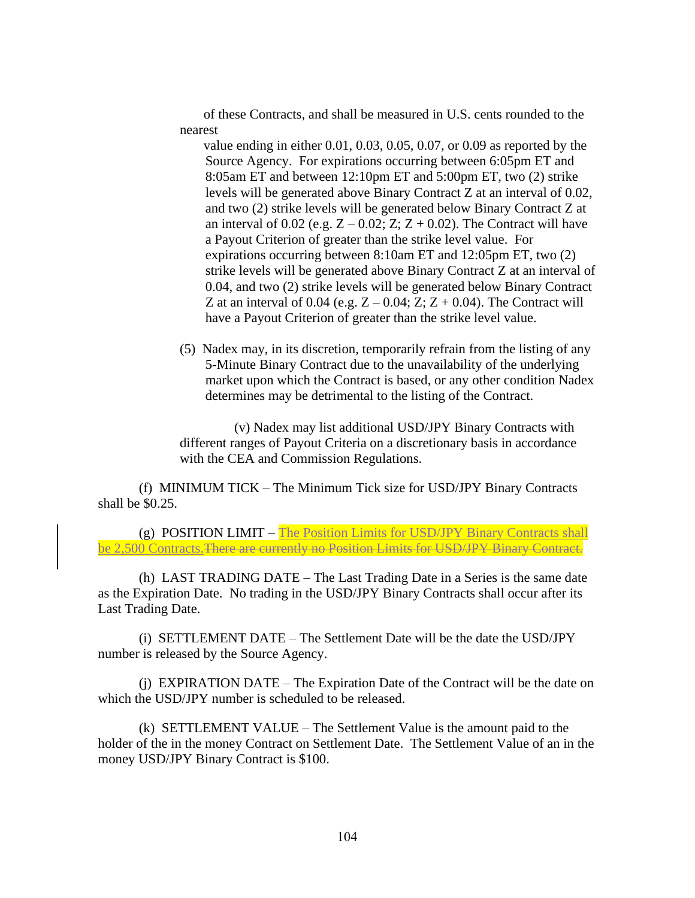of these Contracts, and shall be measured in U.S. cents rounded to the nearest value ending in either 0.01, 0.03, 0.05, 0.07, or 0.09 as reported by the Source Agency. For expirations occurring between 6:05pm ET and 8:05am ET and between 12:10pm ET and 5:00pm ET, two (2) strike levels will be generated above Binary Contract Z at an interval of 0.02, and two (2) strike levels will be generated below Binary Contract Z at an interval of 0.02 (e.g. Z – 0.02; Z; Z + 0.02). The Contract will have a Payout Criterion of greater than the strike level value. For expirations occurring between 8:10am ET and 12:05pm ET, two (2) strike levels will be generated above Binary Contract Z at an interval of 0.04, and two (2) strike levels will be generated below Binary Contract Z at an interval of 0.04 (e.g. Z – 0.04; Z; Z + 0.04). The Contract will have a Payout Criterion of greater than the strike level value.

(5) Nadex may, in its discretion, temporarily refrain from the listing of any 5-Minute Binary Contract due to the unavailability of the underlying market upon which the Contract is based, or any other condition Nadex determines may be detrimental to the listing of the Contract.

(v) Nadex may list additional USD/JPY Binary Contracts with different ranges of Payout Criteria on a discretionary basis in accordance with the CEA and Commission Regulations.

(f) MINIMUM TICK – The Minimum Tick size for USD/JPY Binary Contracts shall be $0.25.

(g) POSITION LIMIT – The Position Limits for USD/JPY Binary Contracts shall be 2,500 Contracts.~~There are currently no Position Limits for USD/JPY Binary Contract.~~

(h) LAST TRADING DATE – The Last Trading Date in a Series is the same date as the Expiration Date. No trading in the USD/JPY Binary Contracts shall occur after its Last Trading Date.

(i) SETTLEMENT DATE – The Settlement Date will be the date the USD/JPY number is released by the Source Agency.

(j) EXPIRATION DATE – The Expiration Date of the Contract will be the date on which the USD/JPY number is scheduled to be released.

(k) SETTLEMENT VALUE – The Settlement Value is the amount paid to the holder of the in the money Contract on Settlement Date. The Settlement Value of an in the money USD/JPY Binary Contract is $100.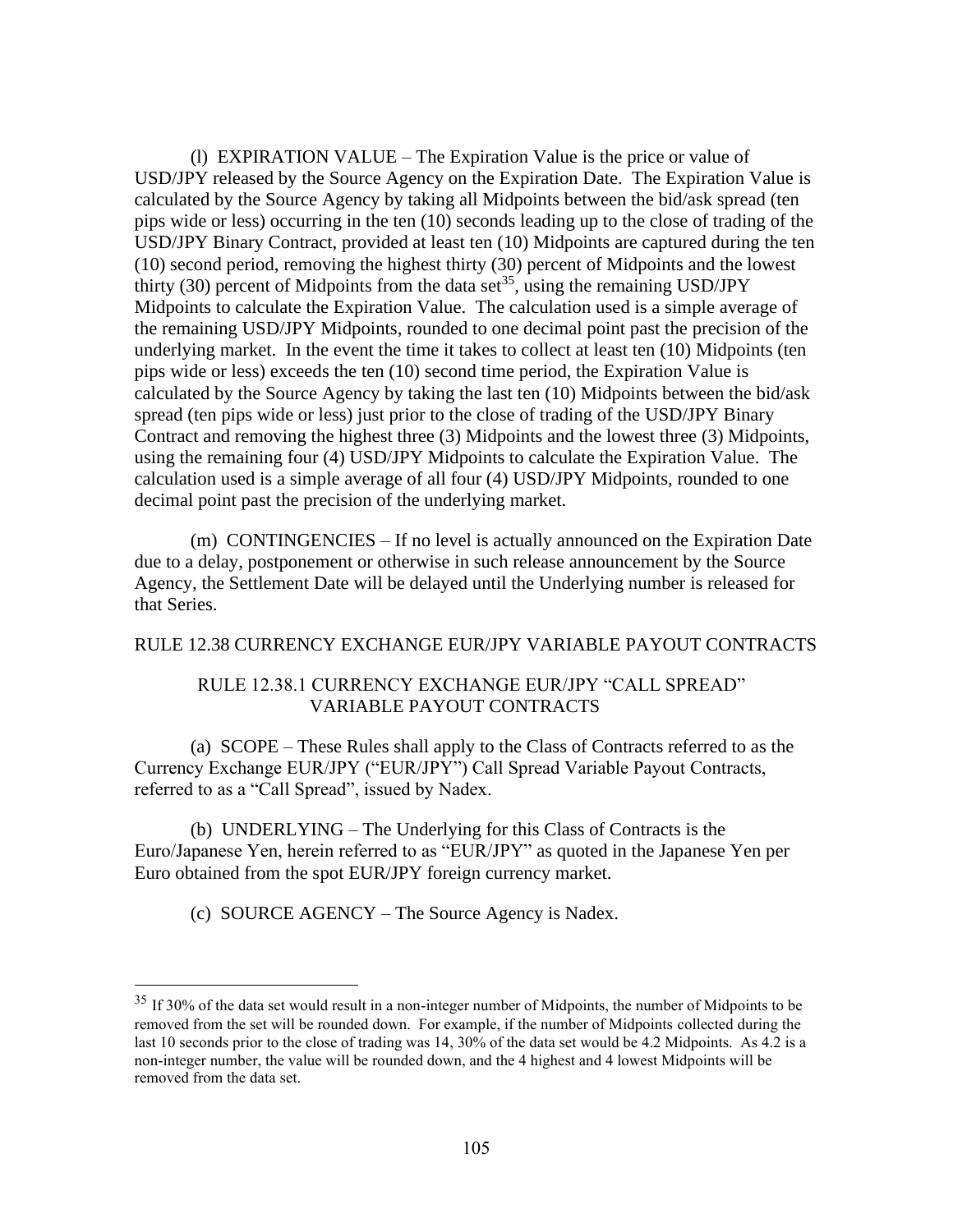(l) EXPIRATION VALUE – The Expiration Value is the price or value of USD/JPY released by the Source Agency on the Expiration Date. The Expiration Value is calculated by the Source Agency by taking all Midpoints between the bid/ask spread (ten pips wide or less) occurring in the ten (10) seconds leading up to the close of trading of the USD/JPY Binary Contract, provided at least ten (10) Midpoints are captured during the ten (10) second period, removing the highest thirty (30) percent of Midpoints and the lowest thirty (30) percent of Midpoints from the data set[35], using the remaining USD/JPY Midpoints to calculate the Expiration Value. The calculation used is a simple average of the remaining USD/JPY Midpoints, rounded to one decimal point past the precision of the underlying market. In the event the time it takes to collect at least ten (10) Midpoints (ten pips wide or less) exceeds the ten (10) second time period, the Expiration Value is calculated by the Source Agency by taking the last ten (10) Midpoints between the bid/ask spread (ten pips wide or less) just prior to the close of trading of the USD/JPY Binary Contract and removing the highest three (3) Midpoints and the lowest three (3) Midpoints, using the remaining four (4) USD/JPY Midpoints to calculate the Expiration Value. The calculation used is a simple average of all four (4) USD/JPY Midpoints, rounded to one decimal point past the precision of the underlying market.

(m) CONTINGENCIES – If no level is actually announced on the Expiration Date due to a delay, postponement or otherwise in such release announcement by the Source Agency, the Settlement Date will be delayed until the Underlying number is released for that Series.

## RULE 12.38 CURRENCY EXCHANGE EUR/JPY VARIABLE PAYOUT CONTRACTS

### RULE 12.38.1 CURRENCY EXCHANGE EUR/JPY "CALL SPREAD" VARIABLE PAYOUT CONTRACTS

(a) SCOPE – These Rules shall apply to the Class of Contracts referred to as the Currency Exchange EUR/JPY ("EUR/JPY") Call Spread Variable Payout Contracts, referred to as a "Call Spread", issued by Nadex.

(b) UNDERLYING – The Underlying for this Class of Contracts is the Euro/Japanese Yen, herein referred to as "EUR/JPY" as quoted in the Japanese Yen per Euro obtained from the spot EUR/JPY foreign currency market.

(c) SOURCE AGENCY – The Source Agency is Nadex.

---

[35] If 30% of the data set would result in a non-integer number of Midpoints, the number of Midpoints to be removed from the set will be rounded down. For example, if the number of Midpoints collected during the last 10 seconds prior to the close of trading was 14, 30% of the data set would be 4.2 Midpoints. As 4.2 is a non-integer number, the value will be rounded down, and the 4 highest and 4 lowest Midpoints will be removed from the data set.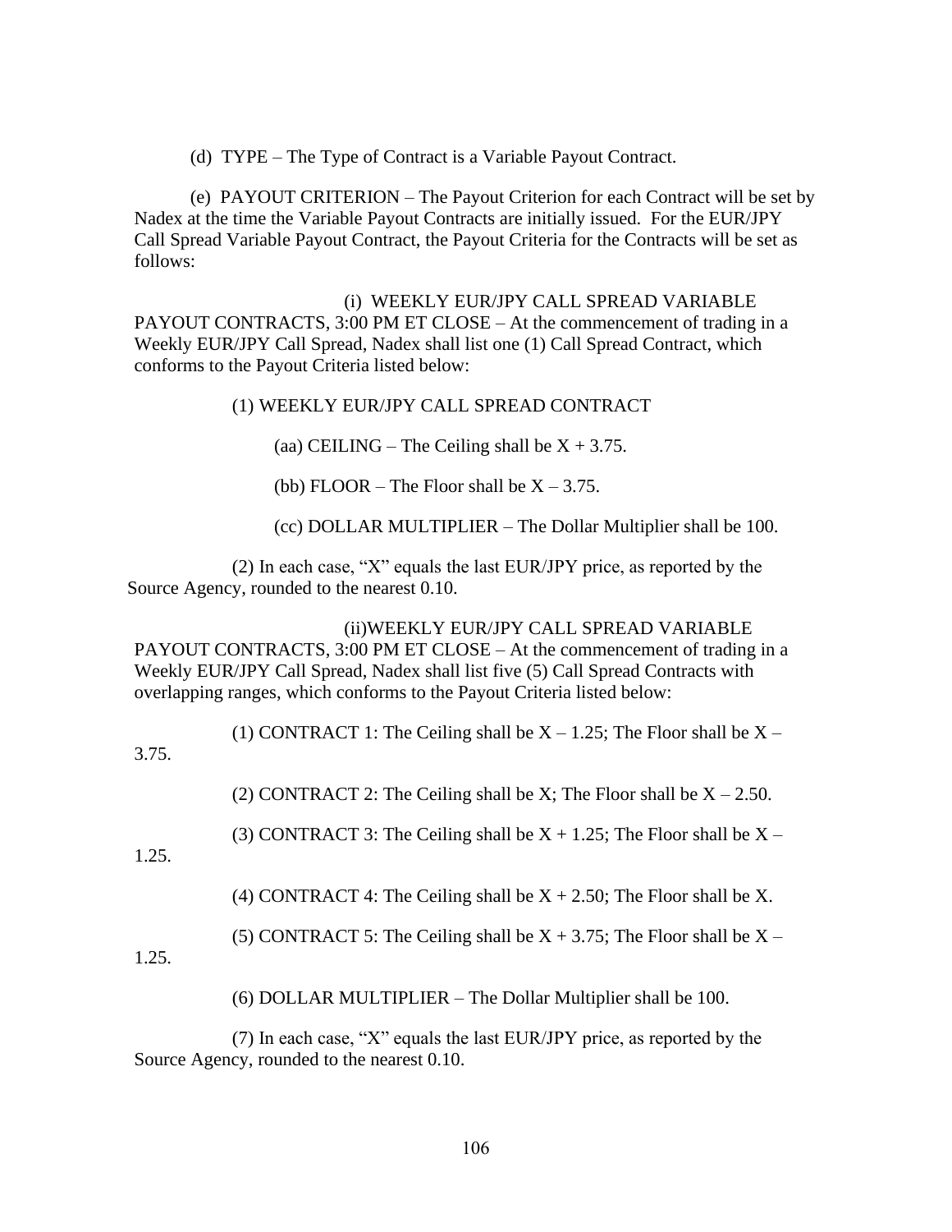(d) TYPE – The Type of Contract is a Variable Payout Contract.

(e) PAYOUT CRITERION – The Payout Criterion for each Contract will be set by Nadex at the time the Variable Payout Contracts are initially issued. For the EUR/JPY Call Spread Variable Payout Contract, the Payout Criteria for the Contracts will be set as follows:

(i) WEEKLY EUR/JPY CALL SPREAD VARIABLE PAYOUT CONTRACTS, 3:00 PM ET CLOSE – At the commencement of trading in a Weekly EUR/JPY Call Spread, Nadex shall list one (1) Call Spread Contract, which conforms to the Payout Criteria listed below:

(1) WEEKLY EUR/JPY CALL SPREAD CONTRACT

(aa) CEILING – The Ceiling shall be X + 3.75.

(bb) FLOOR – The Floor shall be X – 3.75.

(cc) DOLLAR MULTIPLIER – The Dollar Multiplier shall be 100.

(2) In each case, "X" equals the last EUR/JPY price, as reported by the Source Agency, rounded to the nearest 0.10.

(ii)WEEKLY EUR/JPY CALL SPREAD VARIABLE PAYOUT CONTRACTS, 3:00 PM ET CLOSE – At the commencement of trading in a Weekly EUR/JPY Call Spread, Nadex shall list five (5) Call Spread Contracts with overlapping ranges, which conforms to the Payout Criteria listed below:

(1) CONTRACT 1: The Ceiling shall be X – 1.25; The Floor shall be X – 3.75.

(2) CONTRACT 2: The Ceiling shall be X; The Floor shall be X – 2.50.

(3) CONTRACT 3: The Ceiling shall be X + 1.25; The Floor shall be X – 1.25.

(4) CONTRACT 4: The Ceiling shall be X + 2.50; The Floor shall be X.

(5) CONTRACT 5: The Ceiling shall be X + 3.75; The Floor shall be X – 1.25.

(6) DOLLAR MULTIPLIER – The Dollar Multiplier shall be 100.

(7) In each case, "X" equals the last EUR/JPY price, as reported by the Source Agency, rounded to the nearest 0.10.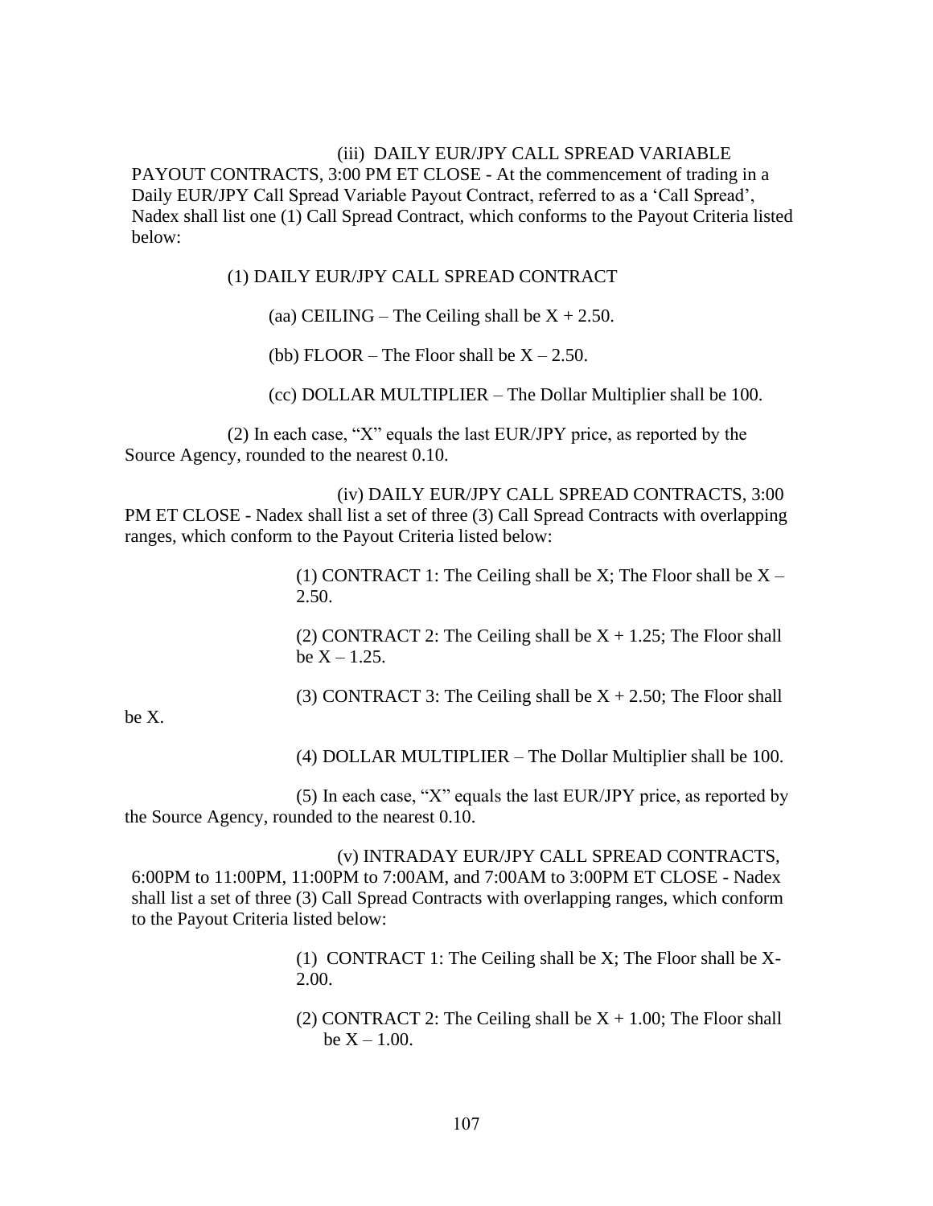(iii) DAILY EUR/JPY CALL SPREAD VARIABLE PAYOUT CONTRACTS, 3:00 PM ET CLOSE - At the commencement of trading in a Daily EUR/JPY Call Spread Variable Payout Contract, referred to as a 'Call Spread', Nadex shall list one (1) Call Spread Contract, which conforms to the Payout Criteria listed below:

(1) DAILY EUR/JPY CALL SPREAD CONTRACT

(aa) CEILING – The Ceiling shall be X + 2.50.

(bb) FLOOR – The Floor shall be X – 2.50.

(cc) DOLLAR MULTIPLIER – The Dollar Multiplier shall be 100.

(2) In each case, "X" equals the last EUR/JPY price, as reported by the Source Agency, rounded to the nearest 0.10.

(iv) DAILY EUR/JPY CALL SPREAD CONTRACTS, 3:00 PM ET CLOSE - Nadex shall list a set of three (3) Call Spread Contracts with overlapping ranges, which conform to the Payout Criteria listed below:

(1) CONTRACT 1: The Ceiling shall be X; The Floor shall be X – 2.50.

(2) CONTRACT 2: The Ceiling shall be X + 1.25; The Floor shall be X – 1.25.

(3) CONTRACT 3: The Ceiling shall be X + 2.50; The Floor shall be X.

(4) DOLLAR MULTIPLIER – The Dollar Multiplier shall be 100.

(5) In each case, "X" equals the last EUR/JPY price, as reported by the Source Agency, rounded to the nearest 0.10.

(v) INTRADAY EUR/JPY CALL SPREAD CONTRACTS, 6:00PM to 11:00PM, 11:00PM to 7:00AM, and 7:00AM to 3:00PM ET CLOSE - Nadex shall list a set of three (3) Call Spread Contracts with overlapping ranges, which conform to the Payout Criteria listed below:

(1) CONTRACT 1: The Ceiling shall be X; The Floor shall be X-2.00.

(2) CONTRACT 2: The Ceiling shall be X + 1.00; The Floor shall be X – 1.00.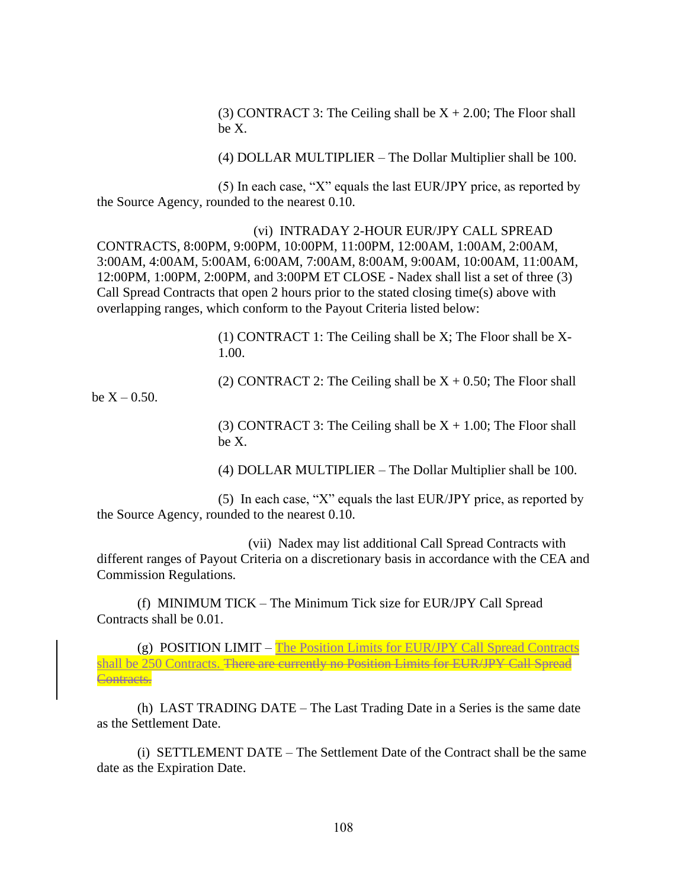(3) CONTRACT 3: The Ceiling shall be X + 2.00; The Floor shall be X.

(4) DOLLAR MULTIPLIER – The Dollar Multiplier shall be 100.

(5) In each case, "X" equals the last EUR/JPY price, as reported by the Source Agency, rounded to the nearest 0.10.

(vi) INTRADAY 2-HOUR EUR/JPY CALL SPREAD CONTRACTS, 8:00PM, 9:00PM, 10:00PM, 11:00PM, 12:00AM, 1:00AM, 2:00AM, 3:00AM, 4:00AM, 5:00AM, 6:00AM, 7:00AM, 8:00AM, 9:00AM, 10:00AM, 11:00AM, 12:00PM, 1:00PM, 2:00PM, and 3:00PM ET CLOSE - Nadex shall list a set of three (3) Call Spread Contracts that open 2 hours prior to the stated closing time(s) above with overlapping ranges, which conform to the Payout Criteria listed below:

(1) CONTRACT 1: The Ceiling shall be X; The Floor shall be X-1.00.

(2) CONTRACT 2: The Ceiling shall be X + 0.50; The Floor shall be X – 0.50.

(3) CONTRACT 3: The Ceiling shall be X + 1.00; The Floor shall be X.

(4) DOLLAR MULTIPLIER – The Dollar Multiplier shall be 100.

(5) In each case, "X" equals the last EUR/JPY price, as reported by the Source Agency, rounded to the nearest 0.10.

(vii) Nadex may list additional Call Spread Contracts with different ranges of Payout Criteria on a discretionary basis in accordance with the CEA and Commission Regulations.

(f) MINIMUM TICK – The Minimum Tick size for EUR/JPY Call Spread Contracts shall be 0.01.

(g) POSITION LIMIT – The Position Limits for EUR/JPY Call Spread Contracts shall be 250 Contracts. ~~There are currently no Position Limits for EUR/JPY Call Spread Contracts.~~

(h) LAST TRADING DATE – The Last Trading Date in a Series is the same date as the Settlement Date.

(i) SETTLEMENT DATE – The Settlement Date of the Contract shall be the same date as the Expiration Date.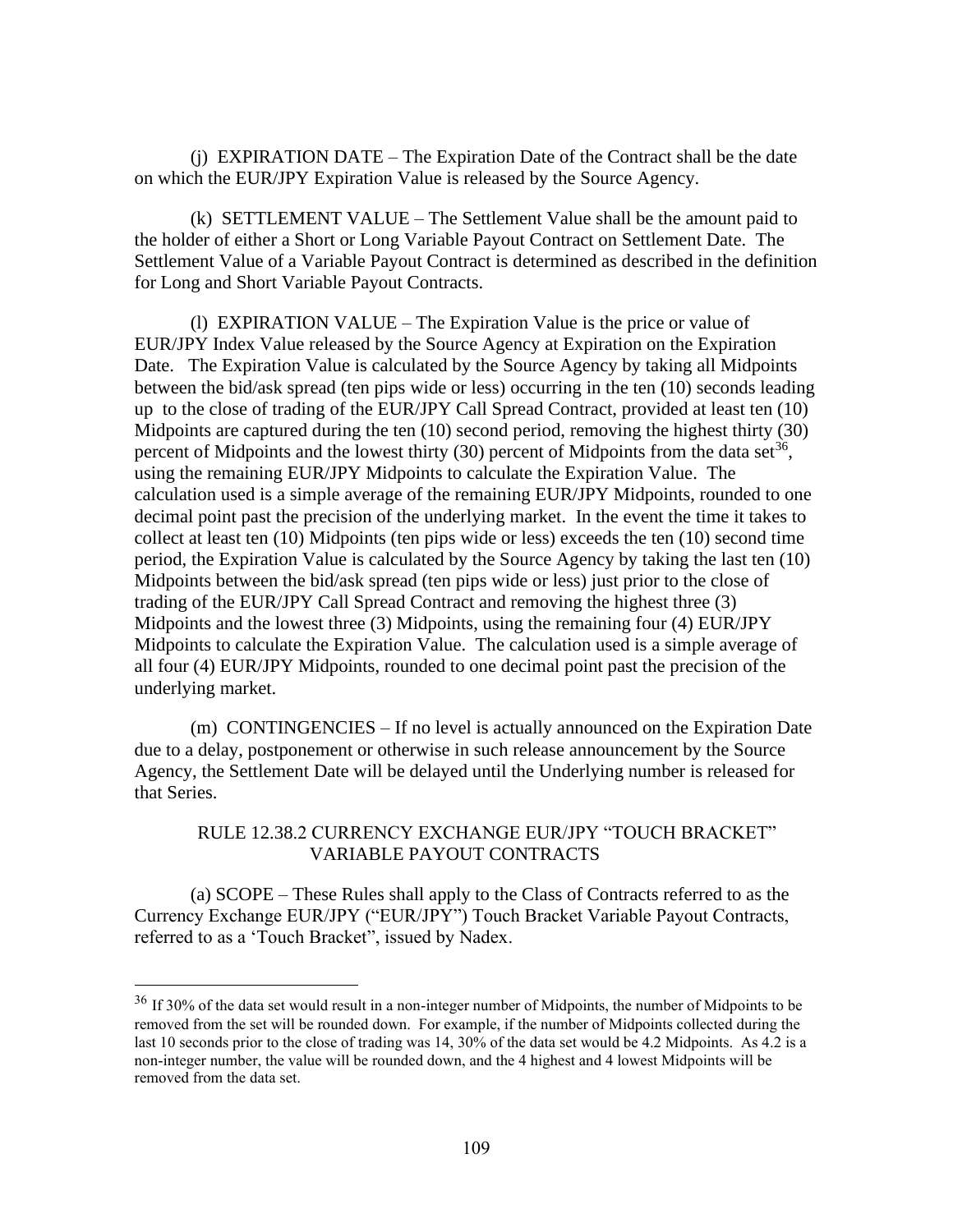(j) EXPIRATION DATE – The Expiration Date of the Contract shall be the date on which the EUR/JPY Expiration Value is released by the Source Agency.

(k) SETTLEMENT VALUE – The Settlement Value shall be the amount paid to the holder of either a Short or Long Variable Payout Contract on Settlement Date. The Settlement Value of a Variable Payout Contract is determined as described in the definition for Long and Short Variable Payout Contracts.

(l) EXPIRATION VALUE – The Expiration Value is the price or value of EUR/JPY Index Value released by the Source Agency at Expiration on the Expiration Date. The Expiration Value is calculated by the Source Agency by taking all Midpoints between the bid/ask spread (ten pips wide or less) occurring in the ten (10) seconds leading up to the close of trading of the EUR/JPY Call Spread Contract, provided at least ten (10) Midpoints are captured during the ten (10) second period, removing the highest thirty (30) percent of Midpoints and the lowest thirty (30) percent of Midpoints from the data set[36], using the remaining EUR/JPY Midpoints to calculate the Expiration Value. The calculation used is a simple average of the remaining EUR/JPY Midpoints, rounded to one decimal point past the precision of the underlying market. In the event the time it takes to collect at least ten (10) Midpoints (ten pips wide or less) exceeds the ten (10) second time period, the Expiration Value is calculated by the Source Agency by taking the last ten (10) Midpoints between the bid/ask spread (ten pips wide or less) just prior to the close of trading of the EUR/JPY Call Spread Contract and removing the highest three (3) Midpoints and the lowest three (3) Midpoints, using the remaining four (4) EUR/JPY Midpoints to calculate the Expiration Value. The calculation used is a simple average of all four (4) EUR/JPY Midpoints, rounded to one decimal point past the precision of the underlying market.

(m) CONTINGENCIES – If no level is actually announced on the Expiration Date due to a delay, postponement or otherwise in such release announcement by the Source Agency, the Settlement Date will be delayed until the Underlying number is released for that Series.

## RULE 12.38.2 CURRENCY EXCHANGE EUR/JPY "TOUCH BRACKET" VARIABLE PAYOUT CONTRACTS

(a) SCOPE – These Rules shall apply to the Class of Contracts referred to as the Currency Exchange EUR/JPY ("EUR/JPY") Touch Bracket Variable Payout Contracts, referred to as a 'Touch Bracket", issued by Nadex.

---

[36] If 30% of the data set would result in a non-integer number of Midpoints, the number of Midpoints to be removed from the set will be rounded down. For example, if the number of Midpoints collected during the last 10 seconds prior to the close of trading was 14, 30% of the data set would be 4.2 Midpoints. As 4.2 is a non-integer number, the value will be rounded down, and the 4 highest and 4 lowest Midpoints will be removed from the data set.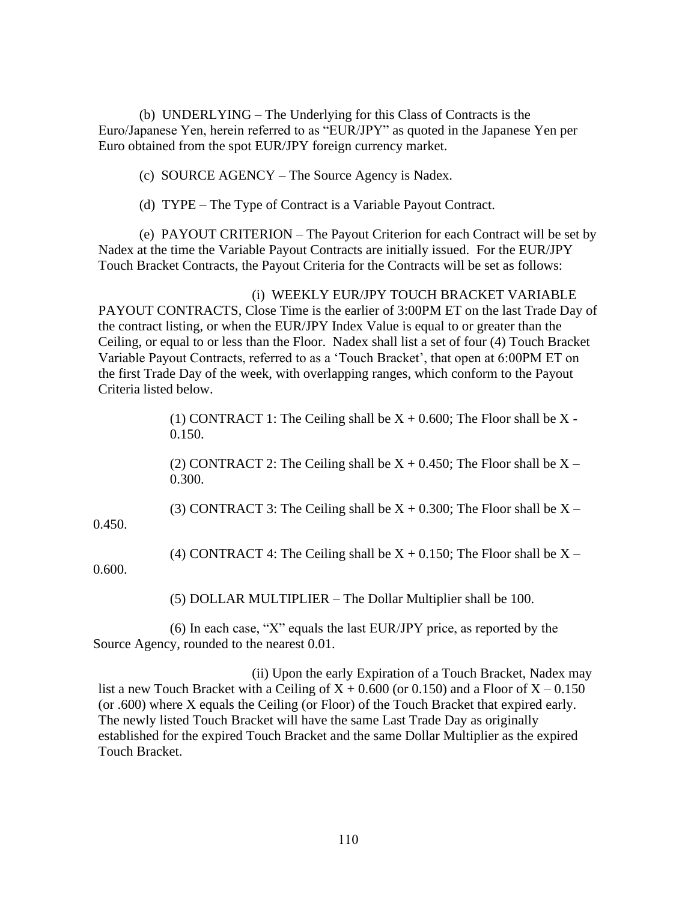(b) UNDERLYING – The Underlying for this Class of Contracts is the Euro/Japanese Yen, herein referred to as "EUR/JPY" as quoted in the Japanese Yen per Euro obtained from the spot EUR/JPY foreign currency market.

(c) SOURCE AGENCY – The Source Agency is Nadex.

(d) TYPE – The Type of Contract is a Variable Payout Contract.

(e) PAYOUT CRITERION – The Payout Criterion for each Contract will be set by Nadex at the time the Variable Payout Contracts are initially issued. For the EUR/JPY Touch Bracket Contracts, the Payout Criteria for the Contracts will be set as follows:

(i) WEEKLY EUR/JPY TOUCH BRACKET VARIABLE PAYOUT CONTRACTS, Close Time is the earlier of 3:00PM ET on the last Trade Day of the contract listing, or when the EUR/JPY Index Value is equal to or greater than the Ceiling, or equal to or less than the Floor. Nadex shall list a set of four (4) Touch Bracket Variable Payout Contracts, referred to as a 'Touch Bracket', that open at 6:00PM ET on the first Trade Day of the week, with overlapping ranges, which conform to the Payout Criteria listed below.

(1) CONTRACT 1: The Ceiling shall be X + 0.600; The Floor shall be X - 0.150.

(2) CONTRACT 2: The Ceiling shall be X + 0.450; The Floor shall be X – 0.300.

(3) CONTRACT 3: The Ceiling shall be X + 0.300; The Floor shall be X – 0.450.

(4) CONTRACT 4: The Ceiling shall be X + 0.150; The Floor shall be X – 0.600.

(5) DOLLAR MULTIPLIER – The Dollar Multiplier shall be 100.

(6) In each case, "X" equals the last EUR/JPY price, as reported by the Source Agency, rounded to the nearest 0.01.

(ii) Upon the early Expiration of a Touch Bracket, Nadex may list a new Touch Bracket with a Ceiling of X + 0.600 (or 0.150) and a Floor of X – 0.150 (or .600) where X equals the Ceiling (or Floor) of the Touch Bracket that expired early. The newly listed Touch Bracket will have the same Last Trade Day as originally established for the expired Touch Bracket and the same Dollar Multiplier as the expired Touch Bracket.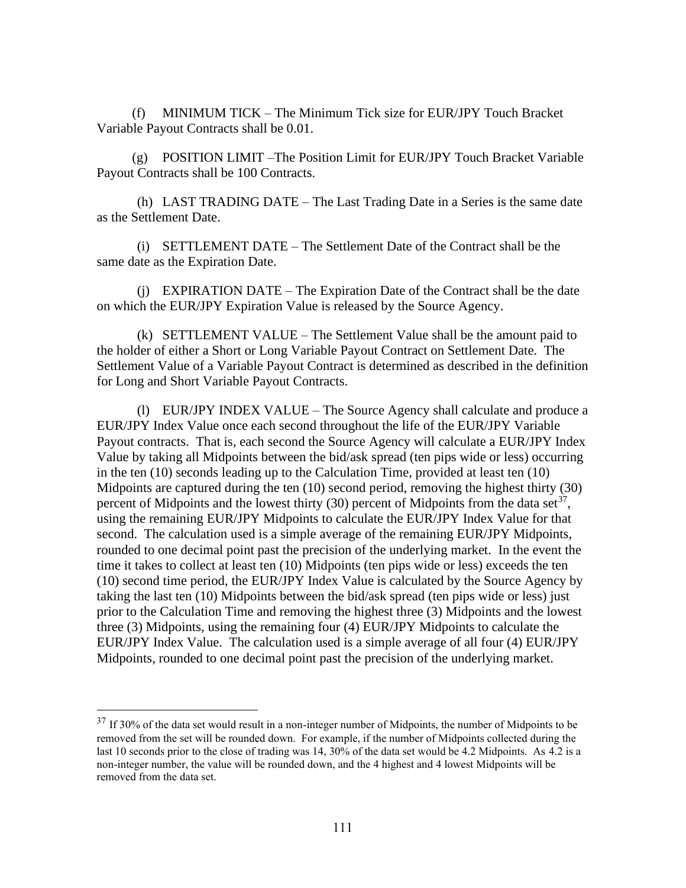(f) MINIMUM TICK – The Minimum Tick size for EUR/JPY Touch Bracket Variable Payout Contracts shall be 0.01.

(g) POSITION LIMIT –The Position Limit for EUR/JPY Touch Bracket Variable Payout Contracts shall be 100 Contracts.

(h) LAST TRADING DATE – The Last Trading Date in a Series is the same date as the Settlement Date.

(i) SETTLEMENT DATE – The Settlement Date of the Contract shall be the same date as the Expiration Date.

(j) EXPIRATION DATE – The Expiration Date of the Contract shall be the date on which the EUR/JPY Expiration Value is released by the Source Agency.

(k) SETTLEMENT VALUE – The Settlement Value shall be the amount paid to the holder of either a Short or Long Variable Payout Contract on Settlement Date. The Settlement Value of a Variable Payout Contract is determined as described in the definition for Long and Short Variable Payout Contracts.

(l) EUR/JPY INDEX VALUE – The Source Agency shall calculate and produce a EUR/JPY Index Value once each second throughout the life of the EUR/JPY Variable Payout contracts. That is, each second the Source Agency will calculate a EUR/JPY Index Value by taking all Midpoints between the bid/ask spread (ten pips wide or less) occurring in the ten (10) seconds leading up to the Calculation Time, provided at least ten (10) Midpoints are captured during the ten (10) second period, removing the highest thirty (30) percent of Midpoints and the lowest thirty (30) percent of Midpoints from the data set[37], using the remaining EUR/JPY Midpoints to calculate the EUR/JPY Index Value for that second. The calculation used is a simple average of the remaining EUR/JPY Midpoints, rounded to one decimal point past the precision of the underlying market. In the event the time it takes to collect at least ten (10) Midpoints (ten pips wide or less) exceeds the ten (10) second time period, the EUR/JPY Index Value is calculated by the Source Agency by taking the last ten (10) Midpoints between the bid/ask spread (ten pips wide or less) just prior to the Calculation Time and removing the highest three (3) Midpoints and the lowest three (3) Midpoints, using the remaining four (4) EUR/JPY Midpoints to calculate the EUR/JPY Index Value. The calculation used is a simple average of all four (4) EUR/JPY Midpoints, rounded to one decimal point past the precision of the underlying market.

---

[37] If 30% of the data set would result in a non-integer number of Midpoints, the number of Midpoints to be removed from the set will be rounded down. For example, if the number of Midpoints collected during the last 10 seconds prior to the close of trading was 14, 30% of the data set would be 4.2 Midpoints. As 4.2 is a non-integer number, the value will be rounded down, and the 4 highest and 4 lowest Midpoints will be removed from the data set.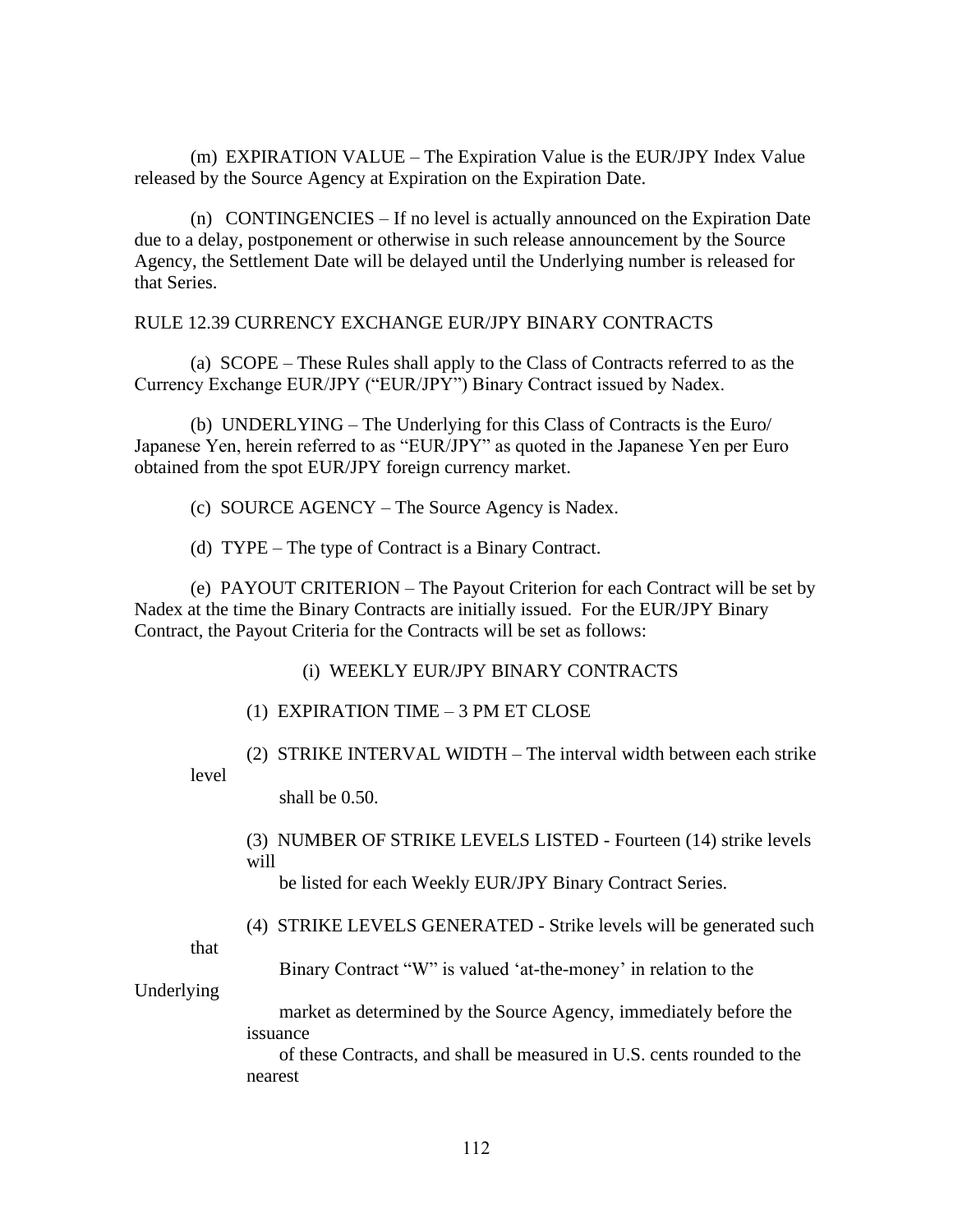(m) EXPIRATION VALUE – The Expiration Value is the EUR/JPY Index Value released by the Source Agency at Expiration on the Expiration Date.

(n) CONTINGENCIES – If no level is actually announced on the Expiration Date due to a delay, postponement or otherwise in such release announcement by the Source Agency, the Settlement Date will be delayed until the Underlying number is released for that Series.

RULE 12.39 CURRENCY EXCHANGE EUR/JPY BINARY CONTRACTS

(a) SCOPE – These Rules shall apply to the Class of Contracts referred to as the Currency Exchange EUR/JPY ("EUR/JPY") Binary Contract issued by Nadex.

(b) UNDERLYING – The Underlying for this Class of Contracts is the Euro/ Japanese Yen, herein referred to as "EUR/JPY" as quoted in the Japanese Yen per Euro obtained from the spot EUR/JPY foreign currency market.

(c) SOURCE AGENCY – The Source Agency is Nadex.

(d) TYPE – The type of Contract is a Binary Contract.

(e) PAYOUT CRITERION – The Payout Criterion for each Contract will be set by Nadex at the time the Binary Contracts are initially issued. For the EUR/JPY Binary Contract, the Payout Criteria for the Contracts will be set as follows:

(i) WEEKLY EUR/JPY BINARY CONTRACTS

(1) EXPIRATION TIME – 3 PM ET CLOSE

(2) STRIKE INTERVAL WIDTH – The interval width between each strike level shall be 0.50.

(3) NUMBER OF STRIKE LEVELS LISTED - Fourteen (14) strike levels will be listed for each Weekly EUR/JPY Binary Contract Series.

(4) STRIKE LEVELS GENERATED - Strike levels will be generated such that Binary Contract "W" is valued 'at-the-money' in relation to the Underlying market as determined by the Source Agency, immediately before the issuance of these Contracts, and shall be measured in U.S. cents rounded to the nearest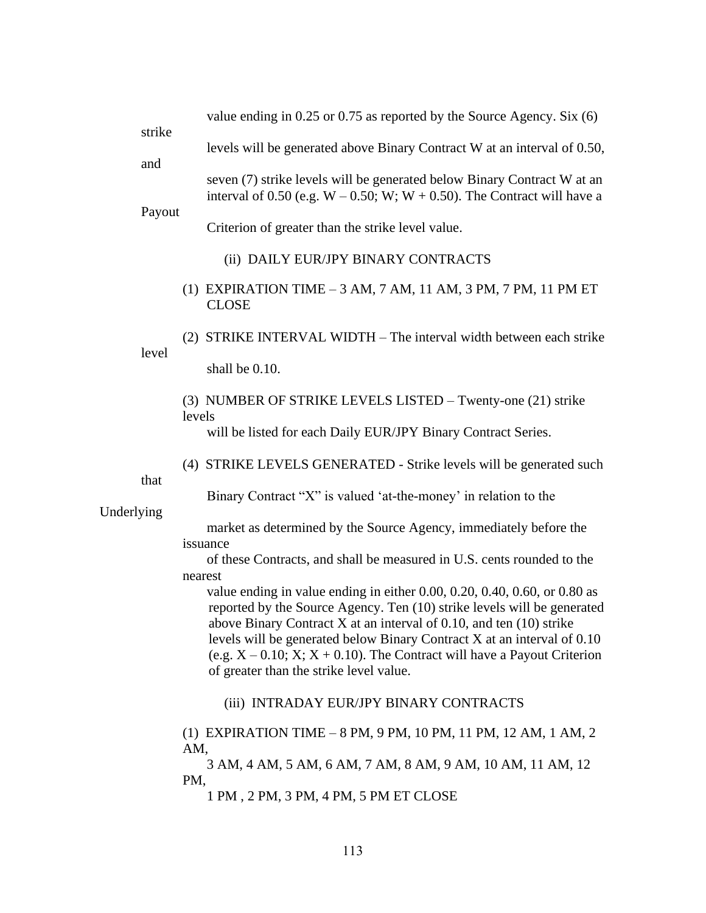value ending in 0.25 or 0.75 as reported by the Source Agency. Six (6) strike levels will be generated above Binary Contract W at an interval of 0.50, and seven (7) strike levels will be generated below Binary Contract W at an interval of 0.50 (e.g. W – 0.50; W; W + 0.50). The Contract will have a Payout Criterion of greater than the strike level value.

(ii) DAILY EUR/JPY BINARY CONTRACTS

(1) EXPIRATION TIME – 3 AM, 7 AM, 11 AM, 3 PM, 7 PM, 11 PM ET CLOSE

(2) STRIKE INTERVAL WIDTH – The interval width between each strike level shall be 0.10.

(3) NUMBER OF STRIKE LEVELS LISTED – Twenty-one (21) strike levels will be listed for each Daily EUR/JPY Binary Contract Series.

(4) STRIKE LEVELS GENERATED - Strike levels will be generated such that Binary Contract "X" is valued 'at-the-money' in relation to the Underlying market as determined by the Source Agency, immediately before the issuance of these Contracts, and shall be measured in U.S. cents rounded to the nearest value ending in value ending in either 0.00, 0.20, 0.40, 0.60, or 0.80 as reported by the Source Agency. Ten (10) strike levels will be generated above Binary Contract X at an interval of 0.10, and ten (10) strike levels will be generated below Binary Contract X at an interval of 0.10 (e.g. X – 0.10; X; X + 0.10). The Contract will have a Payout Criterion of greater than the strike level value.

(iii) INTRADAY EUR/JPY BINARY CONTRACTS

(1) EXPIRATION TIME – 8 PM, 9 PM, 10 PM, 11 PM, 12 AM, 1 AM, 2 AM, 3 AM, 4 AM, 5 AM, 6 AM, 7 AM, 8 AM, 9 AM, 10 AM, 11 AM, 12 PM, 1 PM , 2 PM, 3 PM, 4 PM, 5 PM ET CLOSE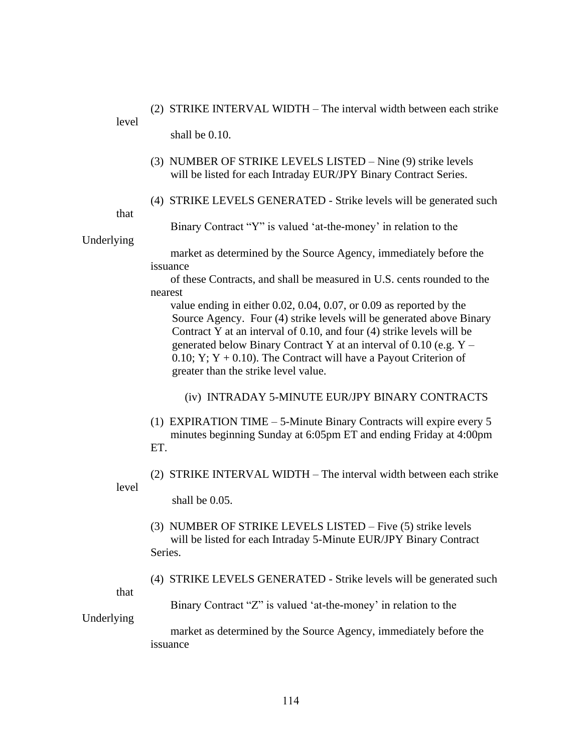(2) STRIKE INTERVAL WIDTH – The interval width between each strike level shall be 0.10.

(3) NUMBER OF STRIKE LEVELS LISTED – Nine (9) strike levels will be listed for each Intraday EUR/JPY Binary Contract Series.

(4) STRIKE LEVELS GENERATED - Strike levels will be generated such that Binary Contract "Y" is valued 'at-the-money' in relation to the Underlying market as determined by the Source Agency, immediately before the issuance of these Contracts, and shall be measured in U.S. cents rounded to the nearest value ending in either 0.02, 0.04, 0.07, or 0.09 as reported by the Source Agency. Four (4) strike levels will be generated above Binary Contract Y at an interval of 0.10, and four (4) strike levels will be generated below Binary Contract Y at an interval of 0.10 (e.g. Y – 0.10; Y; Y + 0.10). The Contract will have a Payout Criterion of greater than the strike level value.

(iv) INTRADAY 5-MINUTE EUR/JPY BINARY CONTRACTS

(1) EXPIRATION TIME – 5-Minute Binary Contracts will expire every 5 minutes beginning Sunday at 6:05pm ET and ending Friday at 4:00pm ET.

(2) STRIKE INTERVAL WIDTH – The interval width between each strike level shall be 0.05.

(3) NUMBER OF STRIKE LEVELS LISTED – Five (5) strike levels will be listed for each Intraday 5-Minute EUR/JPY Binary Contract Series.

(4) STRIKE LEVELS GENERATED - Strike levels will be generated such that Binary Contract "Z" is valued 'at-the-money' in relation to the Underlying market as determined by the Source Agency, immediately before the issuance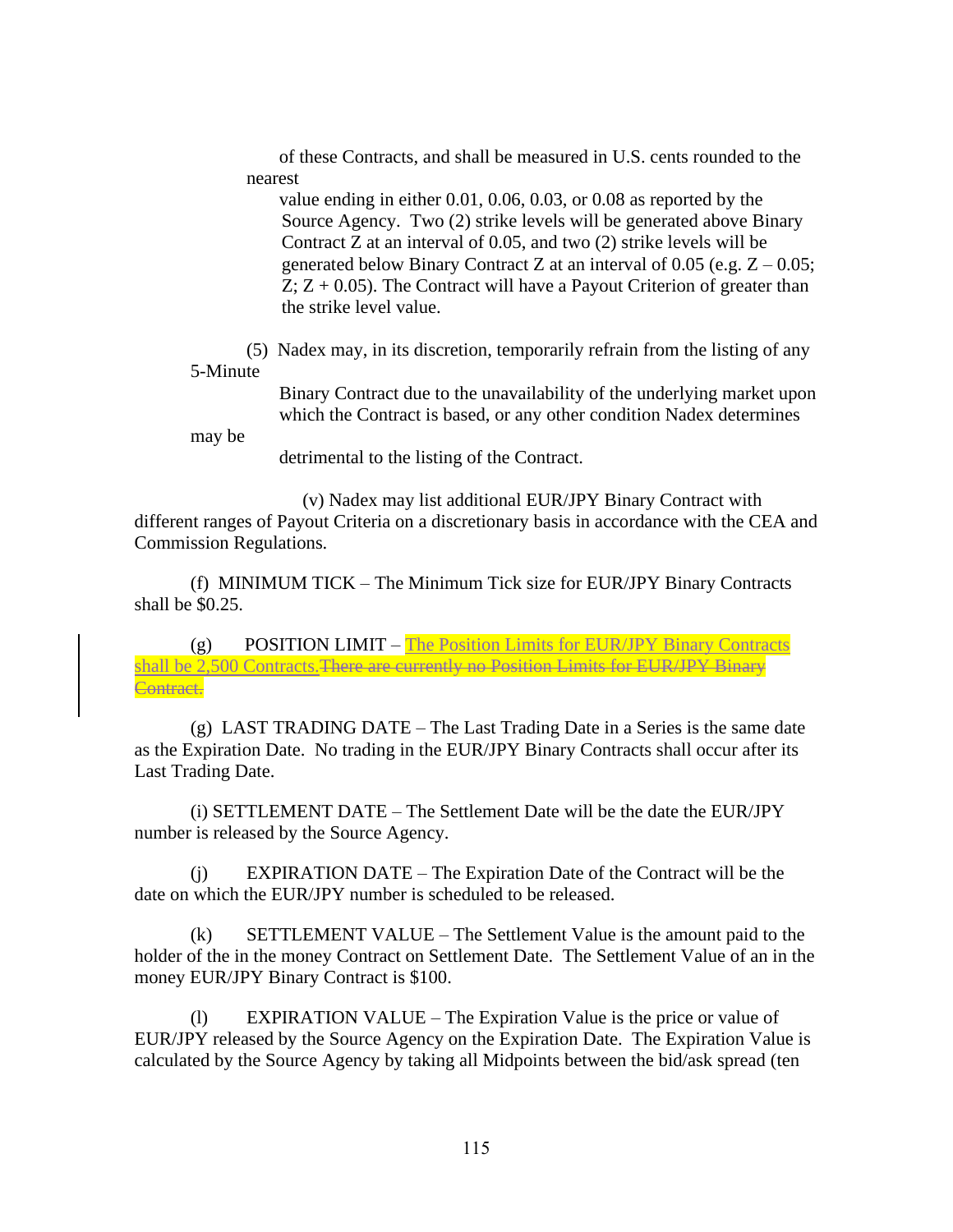of these Contracts, and shall be measured in U.S. cents rounded to the nearest value ending in either 0.01, 0.06, 0.03, or 0.08 as reported by the Source Agency. Two (2) strike levels will be generated above Binary Contract Z at an interval of 0.05, and two (2) strike levels will be generated below Binary Contract Z at an interval of 0.05 (e.g. Z – 0.05; Z; Z + 0.05). The Contract will have a Payout Criterion of greater than the strike level value.

(5) Nadex may, in its discretion, temporarily refrain from the listing of any 5-Minute Binary Contract due to the unavailability of the underlying market upon which the Contract is based, or any other condition Nadex determines may be detrimental to the listing of the Contract.

(v) Nadex may list additional EUR/JPY Binary Contract with different ranges of Payout Criteria on a discretionary basis in accordance with the CEA and Commission Regulations.

(f) MINIMUM TICK – The Minimum Tick size for EUR/JPY Binary Contracts shall be $0.25.

(g) POSITION LIMIT – The Position Limits for EUR/JPY Binary Contracts shall be 2,500 Contracts.~~There are currently no Position Limits for EUR/JPY Binary Contract.~~

(g) LAST TRADING DATE – The Last Trading Date in a Series is the same date as the Expiration Date. No trading in the EUR/JPY Binary Contracts shall occur after its Last Trading Date.

(i) SETTLEMENT DATE – The Settlement Date will be the date the EUR/JPY number is released by the Source Agency.

(j) EXPIRATION DATE – The Expiration Date of the Contract will be the date on which the EUR/JPY number is scheduled to be released.

(k) SETTLEMENT VALUE – The Settlement Value is the amount paid to the holder of the in the money Contract on Settlement Date. The Settlement Value of an in the money EUR/JPY Binary Contract is $100.

(l) EXPIRATION VALUE – The Expiration Value is the price or value of EUR/JPY released by the Source Agency on the Expiration Date. The Expiration Value is calculated by the Source Agency by taking all Midpoints between the bid/ask spread (ten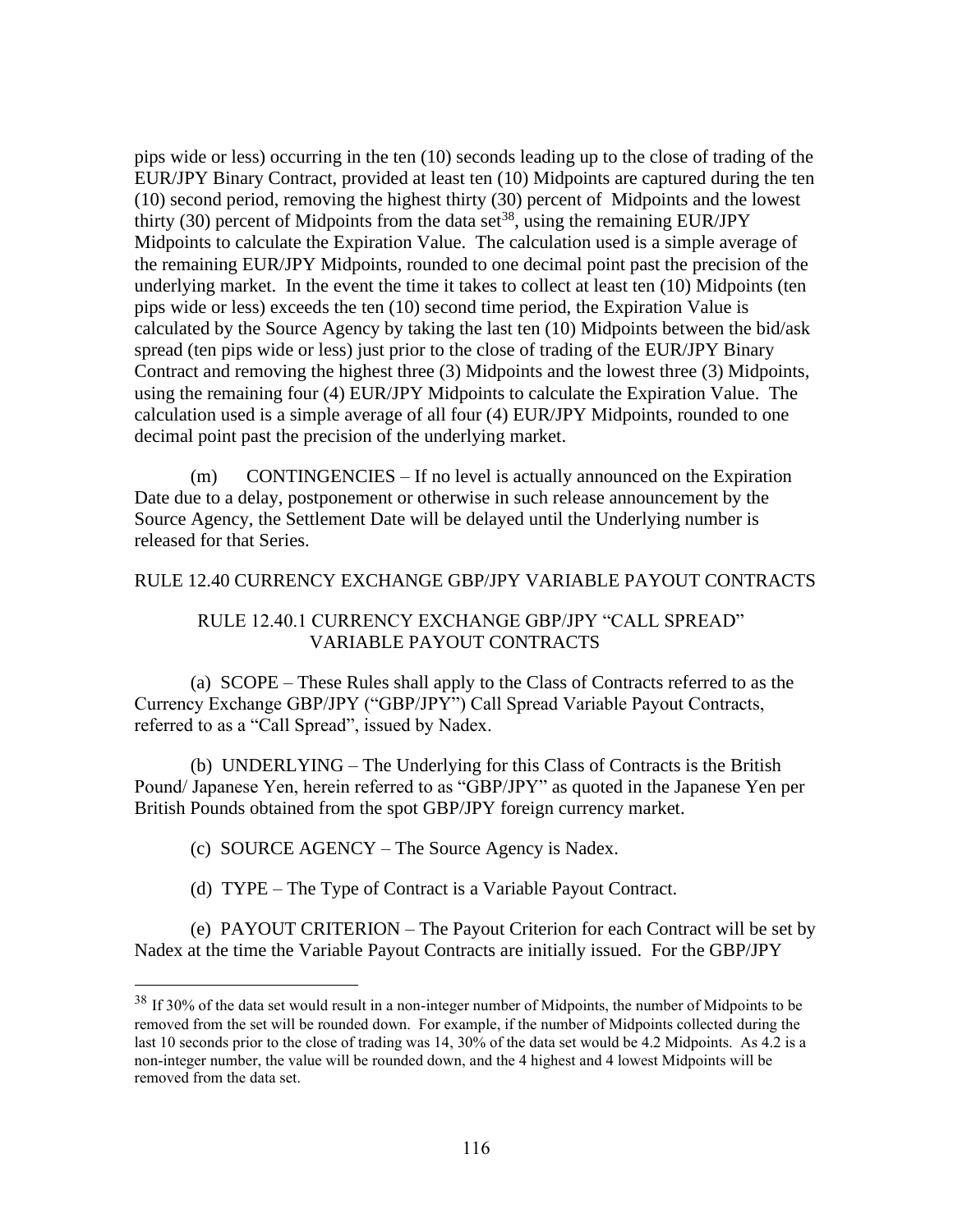pips wide or less) occurring in the ten (10) seconds leading up to the close of trading of the EUR/JPY Binary Contract, provided at least ten (10) Midpoints are captured during the ten (10) second period, removing the highest thirty (30) percent of Midpoints and the lowest thirty (30) percent of Midpoints from the data set[38], using the remaining EUR/JPY Midpoints to calculate the Expiration Value. The calculation used is a simple average of the remaining EUR/JPY Midpoints, rounded to one decimal point past the precision of the underlying market. In the event the time it takes to collect at least ten (10) Midpoints (ten pips wide or less) exceeds the ten (10) second time period, the Expiration Value is calculated by the Source Agency by taking the last ten (10) Midpoints between the bid/ask spread (ten pips wide or less) just prior to the close of trading of the EUR/JPY Binary Contract and removing the highest three (3) Midpoints and the lowest three (3) Midpoints, using the remaining four (4) EUR/JPY Midpoints to calculate the Expiration Value. The calculation used is a simple average of all four (4) EUR/JPY Midpoints, rounded to one decimal point past the precision of the underlying market.

(m) CONTINGENCIES – If no level is actually announced on the Expiration Date due to a delay, postponement or otherwise in such release announcement by the Source Agency, the Settlement Date will be delayed until the Underlying number is released for that Series.

## RULE 12.40 CURRENCY EXCHANGE GBP/JPY VARIABLE PAYOUT CONTRACTS

### RULE 12.40.1 CURRENCY EXCHANGE GBP/JPY "CALL SPREAD" VARIABLE PAYOUT CONTRACTS

(a) SCOPE – These Rules shall apply to the Class of Contracts referred to as the Currency Exchange GBP/JPY ("GBP/JPY") Call Spread Variable Payout Contracts, referred to as a "Call Spread", issued by Nadex.

(b) UNDERLYING – The Underlying for this Class of Contracts is the British Pound/ Japanese Yen, herein referred to as "GBP/JPY" as quoted in the Japanese Yen per British Pounds obtained from the spot GBP/JPY foreign currency market.

(c) SOURCE AGENCY – The Source Agency is Nadex.

(d) TYPE – The Type of Contract is a Variable Payout Contract.

(e) PAYOUT CRITERION – The Payout Criterion for each Contract will be set by Nadex at the time the Variable Payout Contracts are initially issued. For the GBP/JPY

---

[38] If 30% of the data set would result in a non-integer number of Midpoints, the number of Midpoints to be removed from the set will be rounded down. For example, if the number of Midpoints collected during the last 10 seconds prior to the close of trading was 14, 30% of the data set would be 4.2 Midpoints. As 4.2 is a non-integer number, the value will be rounded down, and the 4 highest and 4 lowest Midpoints will be removed from the data set.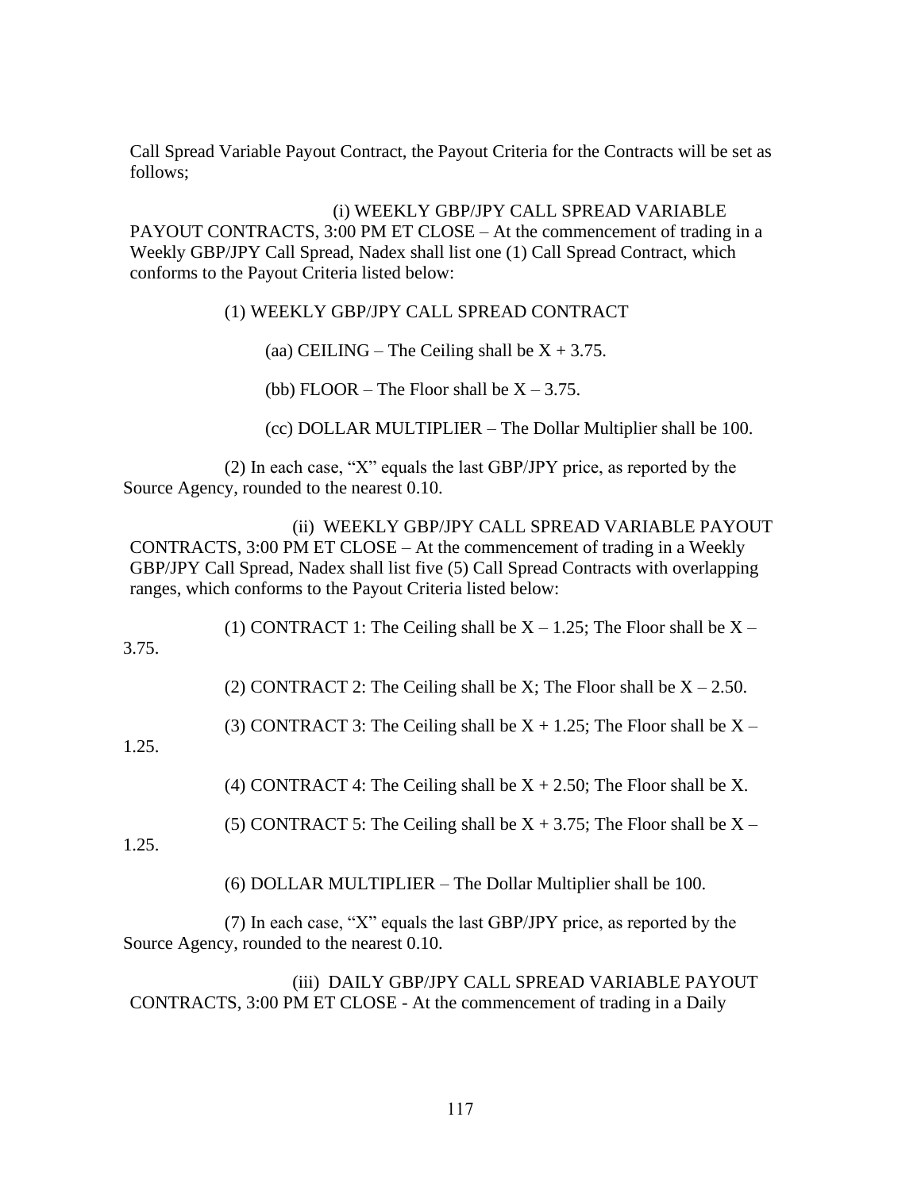Call Spread Variable Payout Contract, the Payout Criteria for the Contracts will be set as follows;

(i) WEEKLY GBP/JPY CALL SPREAD VARIABLE PAYOUT CONTRACTS, 3:00 PM ET CLOSE – At the commencement of trading in a Weekly GBP/JPY Call Spread, Nadex shall list one (1) Call Spread Contract, which conforms to the Payout Criteria listed below:

(1) WEEKLY GBP/JPY CALL SPREAD CONTRACT

(aa) CEILING – The Ceiling shall be X + 3.75.

(bb) FLOOR – The Floor shall be X – 3.75.

(cc) DOLLAR MULTIPLIER – The Dollar Multiplier shall be 100.

(2) In each case, "X" equals the last GBP/JPY price, as reported by the Source Agency, rounded to the nearest 0.10.

(ii) WEEKLY GBP/JPY CALL SPREAD VARIABLE PAYOUT CONTRACTS, 3:00 PM ET CLOSE – At the commencement of trading in a Weekly GBP/JPY Call Spread, Nadex shall list five (5) Call Spread Contracts with overlapping ranges, which conforms to the Payout Criteria listed below:

(1) CONTRACT 1: The Ceiling shall be X – 1.25; The Floor shall be X – 3.75.

(2) CONTRACT 2: The Ceiling shall be X; The Floor shall be X – 2.50.

(3) CONTRACT 3: The Ceiling shall be X + 1.25; The Floor shall be X – 1.25.

(4) CONTRACT 4: The Ceiling shall be X + 2.50; The Floor shall be X.

(5) CONTRACT 5: The Ceiling shall be X + 3.75; The Floor shall be X – 1.25.

(6) DOLLAR MULTIPLIER – The Dollar Multiplier shall be 100.

(7) In each case, "X" equals the last GBP/JPY price, as reported by the Source Agency, rounded to the nearest 0.10.

(iii) DAILY GBP/JPY CALL SPREAD VARIABLE PAYOUT CONTRACTS, 3:00 PM ET CLOSE - At the commencement of trading in a Daily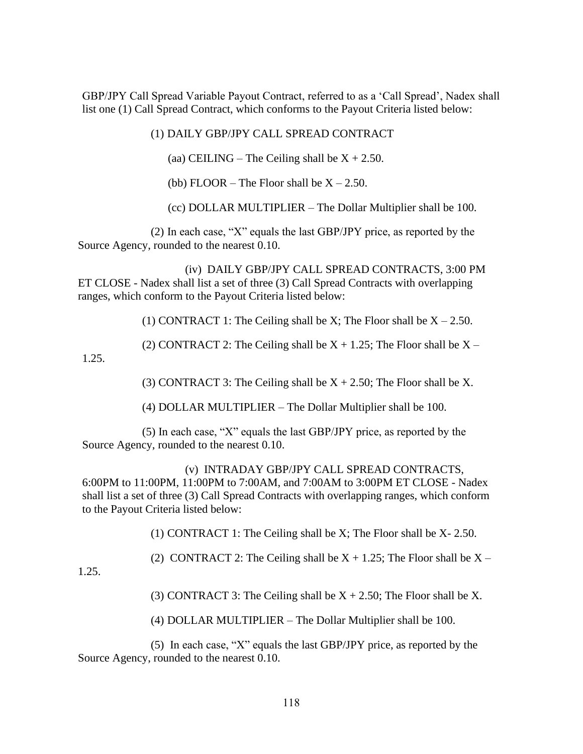GBP/JPY Call Spread Variable Payout Contract, referred to as a 'Call Spread', Nadex shall list one (1) Call Spread Contract, which conforms to the Payout Criteria listed below:

(1) DAILY GBP/JPY CALL SPREAD CONTRACT

(aa) CEILING – The Ceiling shall be X + 2.50.

(bb) FLOOR – The Floor shall be X – 2.50.

(cc) DOLLAR MULTIPLIER – The Dollar Multiplier shall be 100.

(2) In each case, "X" equals the last GBP/JPY price, as reported by the Source Agency, rounded to the nearest 0.10.

(iv) DAILY GBP/JPY CALL SPREAD CONTRACTS, 3:00 PM ET CLOSE - Nadex shall list a set of three (3) Call Spread Contracts with overlapping ranges, which conform to the Payout Criteria listed below:

(1) CONTRACT 1: The Ceiling shall be X; The Floor shall be X – 2.50.

(2) CONTRACT 2: The Ceiling shall be X + 1.25; The Floor shall be X – 1.25.

(3) CONTRACT 3: The Ceiling shall be X + 2.50; The Floor shall be X.

(4) DOLLAR MULTIPLIER – The Dollar Multiplier shall be 100.

(5) In each case, "X" equals the last GBP/JPY price, as reported by the Source Agency, rounded to the nearest 0.10.

(v) INTRADAY GBP/JPY CALL SPREAD CONTRACTS, 6:00PM to 11:00PM, 11:00PM to 7:00AM, and 7:00AM to 3:00PM ET CLOSE - Nadex shall list a set of three (3) Call Spread Contracts with overlapping ranges, which conform to the Payout Criteria listed below:

(1) CONTRACT 1: The Ceiling shall be X; The Floor shall be X- 2.50.

(2) CONTRACT 2: The Ceiling shall be X + 1.25; The Floor shall be X – 1.25.

(3) CONTRACT 3: The Ceiling shall be X + 2.50; The Floor shall be X.

(4) DOLLAR MULTIPLIER – The Dollar Multiplier shall be 100.

(5) In each case, "X" equals the last GBP/JPY price, as reported by the Source Agency, rounded to the nearest 0.10.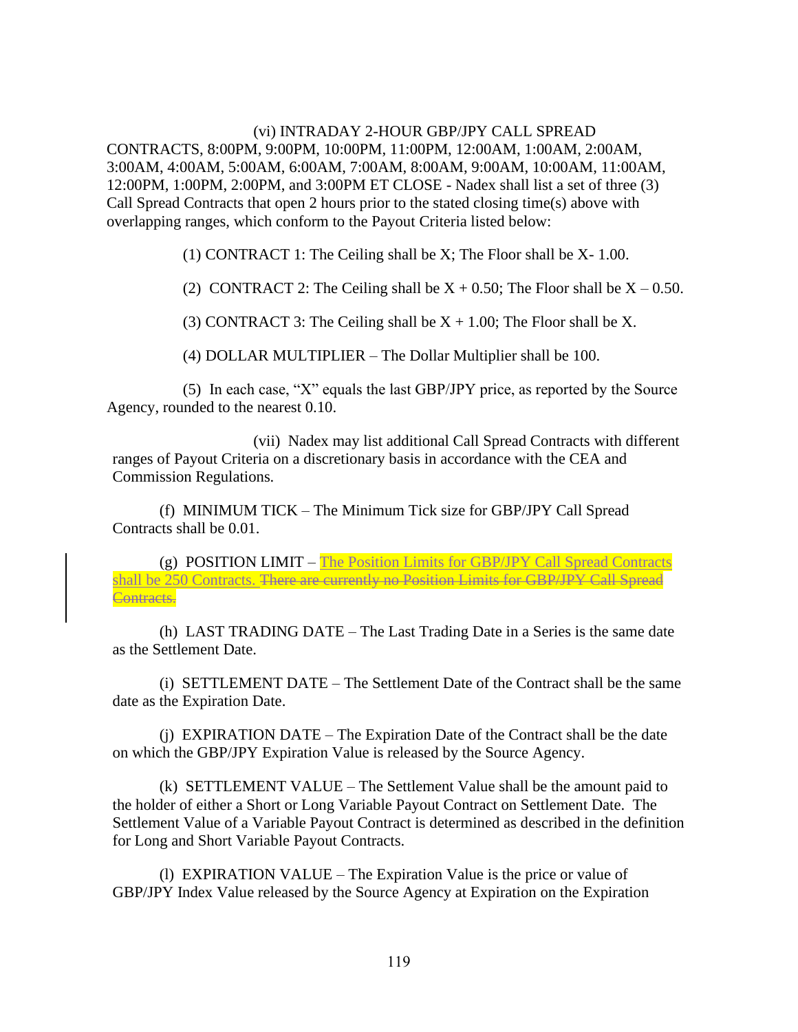(vi) INTRADAY 2-HOUR GBP/JPY CALL SPREAD CONTRACTS, 8:00PM, 9:00PM, 10:00PM, 11:00PM, 12:00AM, 1:00AM, 2:00AM, 3:00AM, 4:00AM, 5:00AM, 6:00AM, 7:00AM, 8:00AM, 9:00AM, 10:00AM, 11:00AM, 12:00PM, 1:00PM, 2:00PM, and 3:00PM ET CLOSE - Nadex shall list a set of three (3) Call Spread Contracts that open 2 hours prior to the stated closing time(s) above with overlapping ranges, which conform to the Payout Criteria listed below:

(1) CONTRACT 1: The Ceiling shall be X; The Floor shall be X- 1.00.

(2) CONTRACT 2: The Ceiling shall be X + 0.50; The Floor shall be X – 0.50.

(3) CONTRACT 3: The Ceiling shall be X + 1.00; The Floor shall be X.

(4) DOLLAR MULTIPLIER – The Dollar Multiplier shall be 100.

(5) In each case, "X" equals the last GBP/JPY price, as reported by the Source Agency, rounded to the nearest 0.10.

(vii) Nadex may list additional Call Spread Contracts with different ranges of Payout Criteria on a discretionary basis in accordance with the CEA and Commission Regulations.

(f) MINIMUM TICK – The Minimum Tick size for GBP/JPY Call Spread Contracts shall be 0.01.

(g) POSITION LIMIT – The Position Limits for GBP/JPY Call Spread Contracts shall be 250 Contracts. ~~There are currently no Position Limits for GBP/JPY Call Spread Contracts.~~

(h) LAST TRADING DATE – The Last Trading Date in a Series is the same date as the Settlement Date.

(i) SETTLEMENT DATE – The Settlement Date of the Contract shall be the same date as the Expiration Date.

(j) EXPIRATION DATE – The Expiration Date of the Contract shall be the date on which the GBP/JPY Expiration Value is released by the Source Agency.

(k) SETTLEMENT VALUE – The Settlement Value shall be the amount paid to the holder of either a Short or Long Variable Payout Contract on Settlement Date. The Settlement Value of a Variable Payout Contract is determined as described in the definition for Long and Short Variable Payout Contracts.

(l) EXPIRATION VALUE – The Expiration Value is the price or value of GBP/JPY Index Value released by the Source Agency at Expiration on the Expiration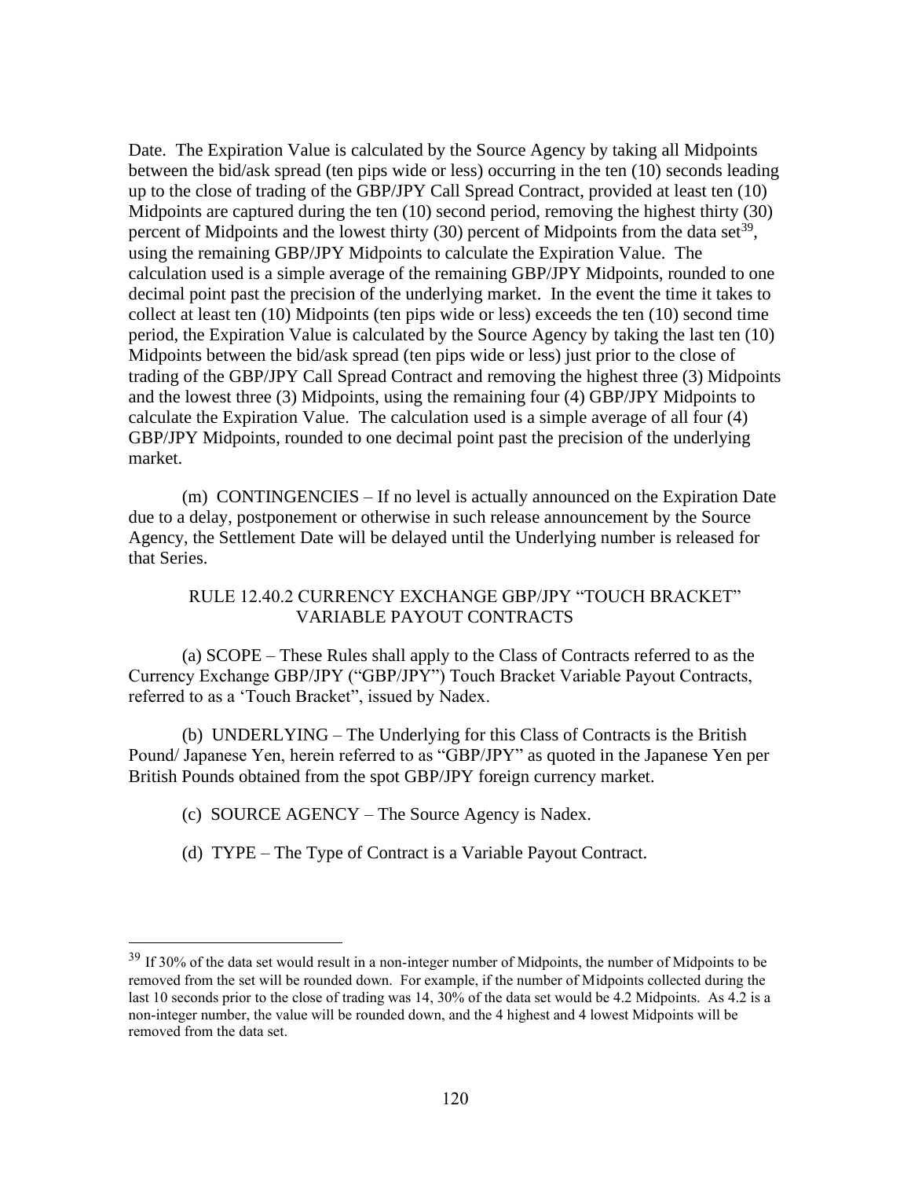Date. The Expiration Value is calculated by the Source Agency by taking all Midpoints between the bid/ask spread (ten pips wide or less) occurring in the ten (10) seconds leading up to the close of trading of the GBP/JPY Call Spread Contract, provided at least ten (10) Midpoints are captured during the ten (10) second period, removing the highest thirty (30) percent of Midpoints and the lowest thirty (30) percent of Midpoints from the data set[39], using the remaining GBP/JPY Midpoints to calculate the Expiration Value. The calculation used is a simple average of the remaining GBP/JPY Midpoints, rounded to one decimal point past the precision of the underlying market. In the event the time it takes to collect at least ten (10) Midpoints (ten pips wide or less) exceeds the ten (10) second time period, the Expiration Value is calculated by the Source Agency by taking the last ten (10) Midpoints between the bid/ask spread (ten pips wide or less) just prior to the close of trading of the GBP/JPY Call Spread Contract and removing the highest three (3) Midpoints and the lowest three (3) Midpoints, using the remaining four (4) GBP/JPY Midpoints to calculate the Expiration Value. The calculation used is a simple average of all four (4) GBP/JPY Midpoints, rounded to one decimal point past the precision of the underlying market.

(m) CONTINGENCIES – If no level is actually announced on the Expiration Date due to a delay, postponement or otherwise in such release announcement by the Source Agency, the Settlement Date will be delayed until the Underlying number is released for that Series.

## RULE 12.40.2 CURRENCY EXCHANGE GBP/JPY "TOUCH BRACKET" VARIABLE PAYOUT CONTRACTS

(a) SCOPE – These Rules shall apply to the Class of Contracts referred to as the Currency Exchange GBP/JPY ("GBP/JPY") Touch Bracket Variable Payout Contracts, referred to as a 'Touch Bracket", issued by Nadex.

(b) UNDERLYING – The Underlying for this Class of Contracts is the British Pound/ Japanese Yen, herein referred to as "GBP/JPY" as quoted in the Japanese Yen per British Pounds obtained from the spot GBP/JPY foreign currency market.

(c) SOURCE AGENCY – The Source Agency is Nadex.

(d) TYPE – The Type of Contract is a Variable Payout Contract.

[39] If 30% of the data set would result in a non-integer number of Midpoints, the number of Midpoints to be removed from the set will be rounded down. For example, if the number of Midpoints collected during the last 10 seconds prior to the close of trading was 14, 30% of the data set would be 4.2 Midpoints. As 4.2 is a non-integer number, the value will be rounded down, and the 4 highest and 4 lowest Midpoints will be removed from the data set.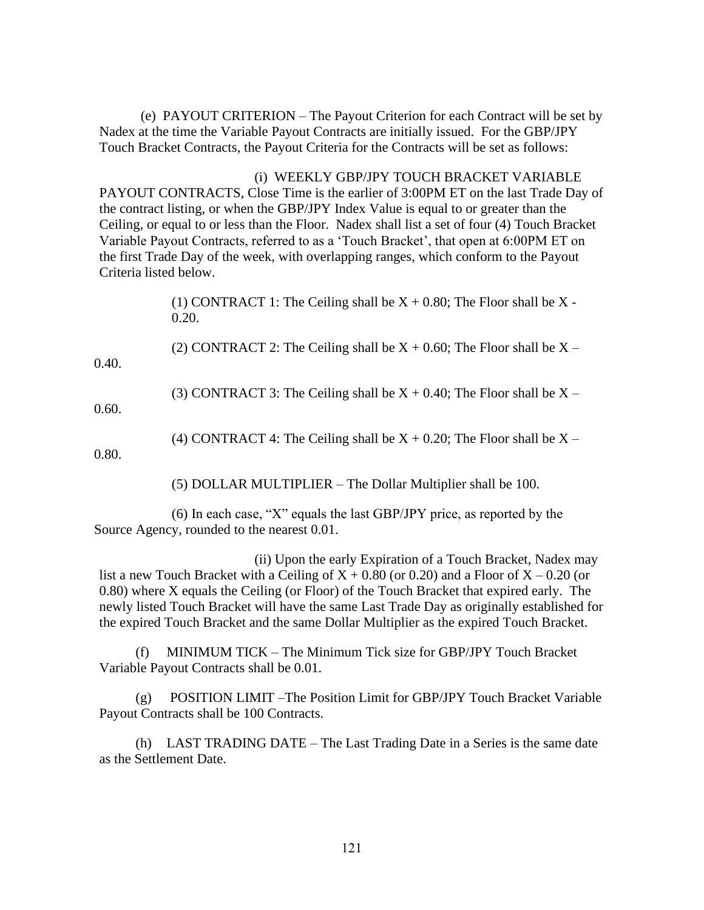(e) PAYOUT CRITERION – The Payout Criterion for each Contract will be set by Nadex at the time the Variable Payout Contracts are initially issued. For the GBP/JPY Touch Bracket Contracts, the Payout Criteria for the Contracts will be set as follows:

(i) WEEKLY GBP/JPY TOUCH BRACKET VARIABLE PAYOUT CONTRACTS, Close Time is the earlier of 3:00PM ET on the last Trade Day of the contract listing, or when the GBP/JPY Index Value is equal to or greater than the Ceiling, or equal to or less than the Floor. Nadex shall list a set of four (4) Touch Bracket Variable Payout Contracts, referred to as a 'Touch Bracket', that open at 6:00PM ET on the first Trade Day of the week, with overlapping ranges, which conform to the Payout Criteria listed below.

(1) CONTRACT 1: The Ceiling shall be X + 0.80; The Floor shall be X - 0.20.

(2) CONTRACT 2: The Ceiling shall be X + 0.60; The Floor shall be X – 0.40.

(3) CONTRACT 3: The Ceiling shall be X + 0.40; The Floor shall be X – 0.60.

(4) CONTRACT 4: The Ceiling shall be X + 0.20; The Floor shall be X – 0.80.

(5) DOLLAR MULTIPLIER – The Dollar Multiplier shall be 100.

(6) In each case, "X" equals the last GBP/JPY price, as reported by the Source Agency, rounded to the nearest 0.01.

(ii) Upon the early Expiration of a Touch Bracket, Nadex may list a new Touch Bracket with a Ceiling of X + 0.80 (or 0.20) and a Floor of X – 0.20 (or 0.80) where X equals the Ceiling (or Floor) of the Touch Bracket that expired early. The newly listed Touch Bracket will have the same Last Trade Day as originally established for the expired Touch Bracket and the same Dollar Multiplier as the expired Touch Bracket.

(f) MINIMUM TICK – The Minimum Tick size for GBP/JPY Touch Bracket Variable Payout Contracts shall be 0.01.

(g) POSITION LIMIT –The Position Limit for GBP/JPY Touch Bracket Variable Payout Contracts shall be 100 Contracts.

(h) LAST TRADING DATE – The Last Trading Date in a Series is the same date as the Settlement Date.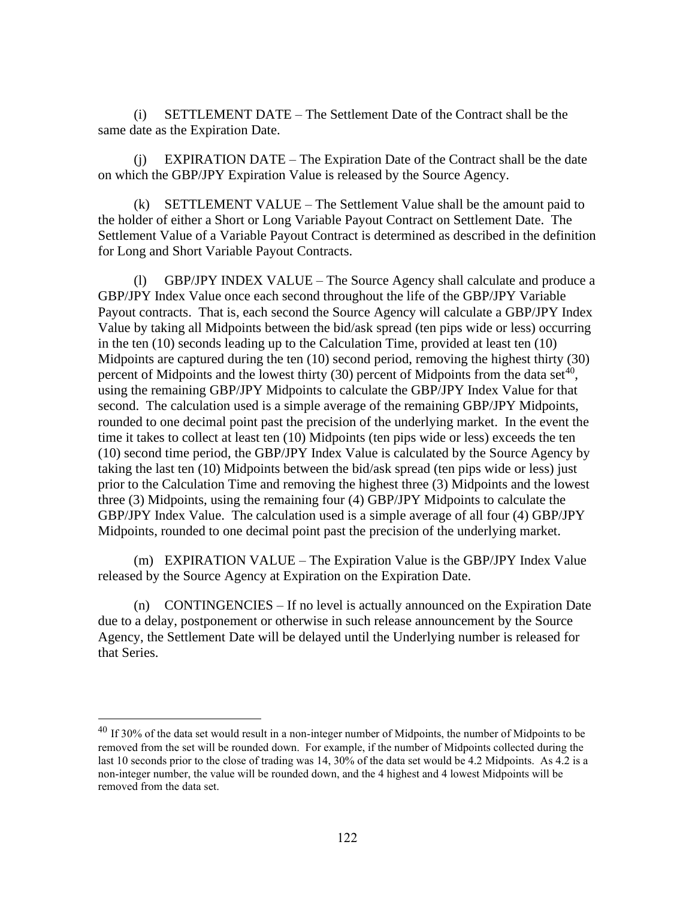(i) SETTLEMENT DATE – The Settlement Date of the Contract shall be the same date as the Expiration Date.

(j) EXPIRATION DATE – The Expiration Date of the Contract shall be the date on which the GBP/JPY Expiration Value is released by the Source Agency.

(k) SETTLEMENT VALUE – The Settlement Value shall be the amount paid to the holder of either a Short or Long Variable Payout Contract on Settlement Date. The Settlement Value of a Variable Payout Contract is determined as described in the definition for Long and Short Variable Payout Contracts.

(l) GBP/JPY INDEX VALUE – The Source Agency shall calculate and produce a GBP/JPY Index Value once each second throughout the life of the GBP/JPY Variable Payout contracts. That is, each second the Source Agency will calculate a GBP/JPY Index Value by taking all Midpoints between the bid/ask spread (ten pips wide or less) occurring in the ten (10) seconds leading up to the Calculation Time, provided at least ten (10) Midpoints are captured during the ten (10) second period, removing the highest thirty (30) percent of Midpoints and the lowest thirty (30) percent of Midpoints from the data set[40], using the remaining GBP/JPY Midpoints to calculate the GBP/JPY Index Value for that second. The calculation used is a simple average of the remaining GBP/JPY Midpoints, rounded to one decimal point past the precision of the underlying market. In the event the time it takes to collect at least ten (10) Midpoints (ten pips wide or less) exceeds the ten (10) second time period, the GBP/JPY Index Value is calculated by the Source Agency by taking the last ten (10) Midpoints between the bid/ask spread (ten pips wide or less) just prior to the Calculation Time and removing the highest three (3) Midpoints and the lowest three (3) Midpoints, using the remaining four (4) GBP/JPY Midpoints to calculate the GBP/JPY Index Value. The calculation used is a simple average of all four (4) GBP/JPY Midpoints, rounded to one decimal point past the precision of the underlying market.

(m) EXPIRATION VALUE – The Expiration Value is the GBP/JPY Index Value released by the Source Agency at Expiration on the Expiration Date.

(n) CONTINGENCIES – If no level is actually announced on the Expiration Date due to a delay, postponement or otherwise in such release announcement by the Source Agency, the Settlement Date will be delayed until the Underlying number is released for that Series.

---

[40] If 30% of the data set would result in a non-integer number of Midpoints, the number of Midpoints to be removed from the set will be rounded down. For example, if the number of Midpoints collected during the last 10 seconds prior to the close of trading was 14, 30% of the data set would be 4.2 Midpoints. As 4.2 is a non-integer number, the value will be rounded down, and the 4 highest and 4 lowest Midpoints will be removed from the data set.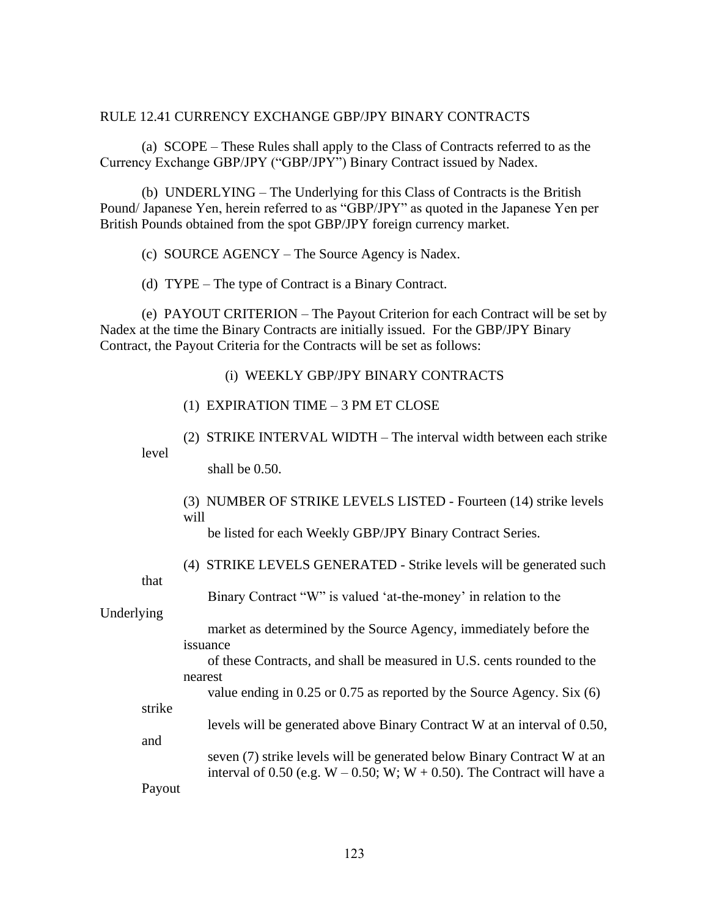RULE 12.41 CURRENCY EXCHANGE GBP/JPY BINARY CONTRACTS

(a) SCOPE – These Rules shall apply to the Class of Contracts referred to as the Currency Exchange GBP/JPY ("GBP/JPY") Binary Contract issued by Nadex.

(b) UNDERLYING – The Underlying for this Class of Contracts is the British Pound/ Japanese Yen, herein referred to as "GBP/JPY" as quoted in the Japanese Yen per British Pounds obtained from the spot GBP/JPY foreign currency market.

(c) SOURCE AGENCY – The Source Agency is Nadex.

(d) TYPE – The type of Contract is a Binary Contract.

(e) PAYOUT CRITERION – The Payout Criterion for each Contract will be set by Nadex at the time the Binary Contracts are initially issued. For the GBP/JPY Binary Contract, the Payout Criteria for the Contracts will be set as follows:

(i) WEEKLY GBP/JPY BINARY CONTRACTS

(1) EXPIRATION TIME – 3 PM ET CLOSE

(2) STRIKE INTERVAL WIDTH – The interval width between each strike level shall be 0.50.

(3) NUMBER OF STRIKE LEVELS LISTED - Fourteen (14) strike levels will be listed for each Weekly GBP/JPY Binary Contract Series.

(4) STRIKE LEVELS GENERATED - Strike levels will be generated such that Binary Contract "W" is valued 'at-the-money' in relation to the Underlying market as determined by the Source Agency, immediately before the issuance of these Contracts, and shall be measured in U.S. cents rounded to the nearest value ending in 0.25 or 0.75 as reported by the Source Agency. Six (6) strike levels will be generated above Binary Contract W at an interval of 0.50, and seven (7) strike levels will be generated below Binary Contract W at an interval of 0.50 (e.g. W – 0.50; W; W + 0.50). The Contract will have a Payout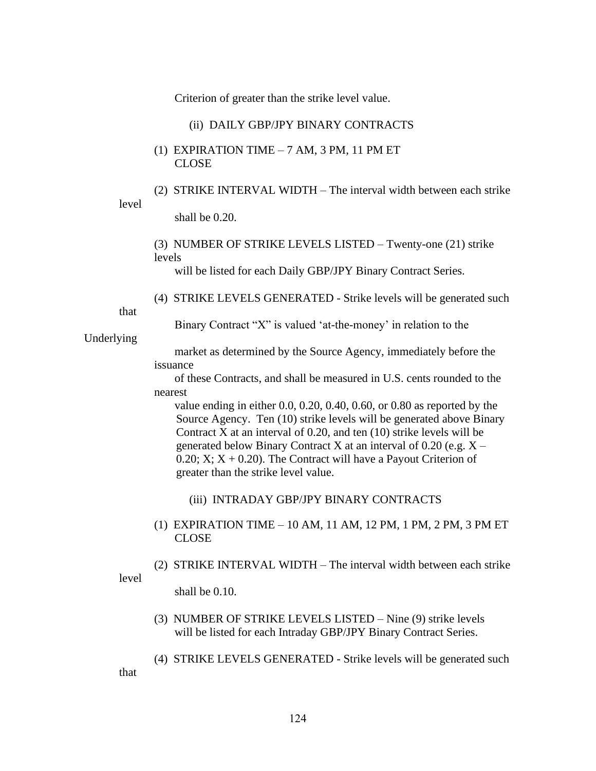Criterion of greater than the strike level value.

(ii) DAILY GBP/JPY BINARY CONTRACTS

(1) EXPIRATION TIME – 7 AM, 3 PM, 11 PM ET CLOSE

(2) STRIKE INTERVAL WIDTH – The interval width between each strike level shall be 0.20.

(3) NUMBER OF STRIKE LEVELS LISTED – Twenty-one (21) strike levels will be listed for each Daily GBP/JPY Binary Contract Series.

(4) STRIKE LEVELS GENERATED - Strike levels will be generated such that Binary Contract "X" is valued 'at-the-money' in relation to the Underlying market as determined by the Source Agency, immediately before the issuance of these Contracts, and shall be measured in U.S. cents rounded to the nearest value ending in either 0.0, 0.20, 0.40, 0.60, or 0.80 as reported by the Source Agency. Ten (10) strike levels will be generated above Binary Contract X at an interval of 0.20, and ten (10) strike levels will be generated below Binary Contract X at an interval of 0.20 (e.g. X – 0.20; X; X + 0.20). The Contract will have a Payout Criterion of greater than the strike level value.

(iii) INTRADAY GBP/JPY BINARY CONTRACTS

(1) EXPIRATION TIME – 10 AM, 11 AM, 12 PM, 1 PM, 2 PM, 3 PM ET CLOSE

(2) STRIKE INTERVAL WIDTH – The interval width between each strike level shall be 0.10.

(3) NUMBER OF STRIKE LEVELS LISTED – Nine (9) strike levels will be listed for each Intraday GBP/JPY Binary Contract Series.

(4) STRIKE LEVELS GENERATED - Strike levels will be generated such that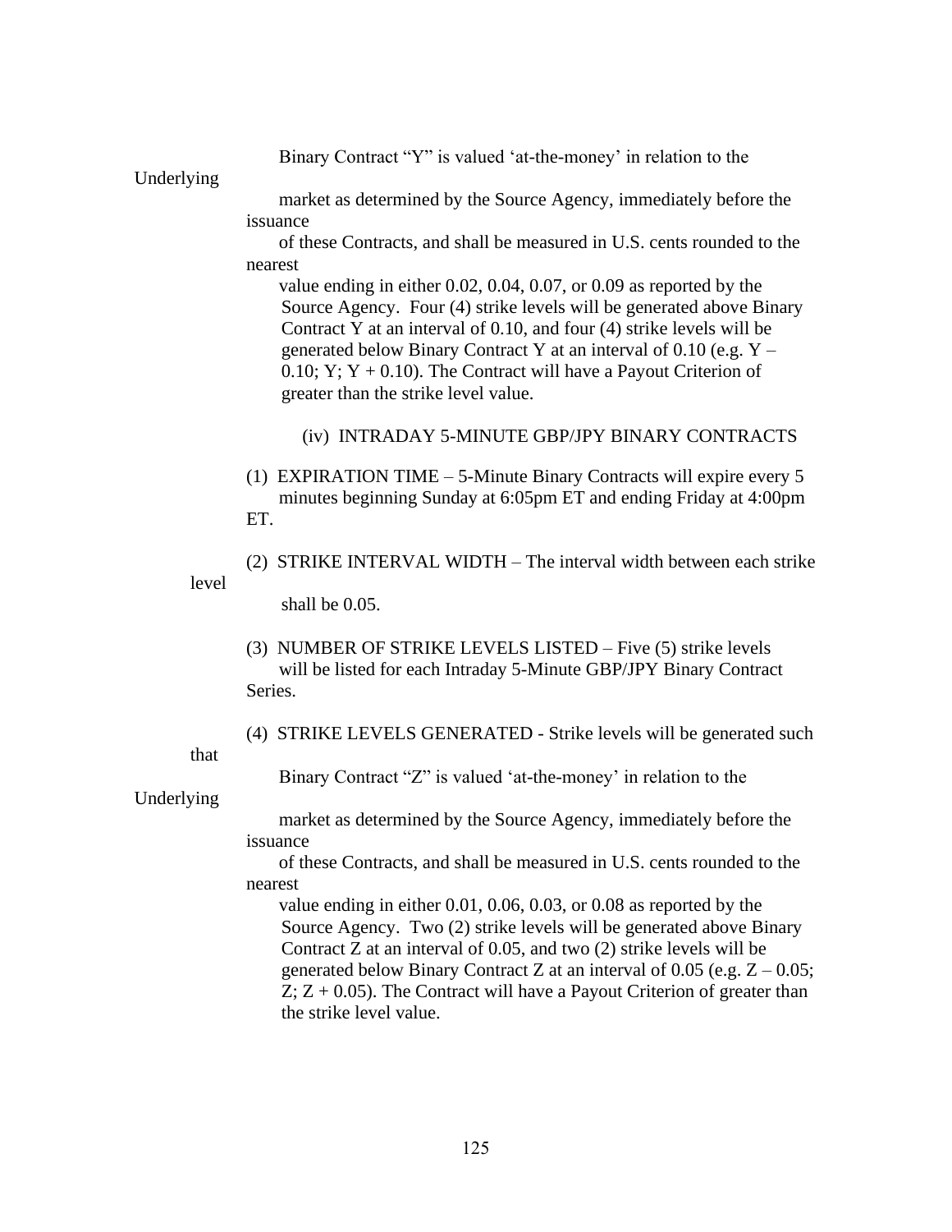Binary Contract "Y" is valued 'at-the-money' in relation to the Underlying market as determined by the Source Agency, immediately before the issuance of these Contracts, and shall be measured in U.S. cents rounded to the nearest value ending in either 0.02, 0.04, 0.07, or 0.09 as reported by the Source Agency. Four (4) strike levels will be generated above Binary Contract Y at an interval of 0.10, and four (4) strike levels will be generated below Binary Contract Y at an interval of 0.10 (e.g. Y – 0.10; Y; Y + 0.10). The Contract will have a Payout Criterion of greater than the strike level value.

(iv) INTRADAY 5-MINUTE GBP/JPY BINARY CONTRACTS

(1) EXPIRATION TIME – 5-Minute Binary Contracts will expire every 5 minutes beginning Sunday at 6:05pm ET and ending Friday at 4:00pm ET.

(2) STRIKE INTERVAL WIDTH – The interval width between each strike level shall be 0.05.

(3) NUMBER OF STRIKE LEVELS LISTED – Five (5) strike levels will be listed for each Intraday 5-Minute GBP/JPY Binary Contract Series.

(4) STRIKE LEVELS GENERATED - Strike levels will be generated such that Binary Contract "Z" is valued 'at-the-money' in relation to the Underlying market as determined by the Source Agency, immediately before the issuance of these Contracts, and shall be measured in U.S. cents rounded to the nearest value ending in either 0.01, 0.06, 0.03, or 0.08 as reported by the Source Agency. Two (2) strike levels will be generated above Binary Contract Z at an interval of 0.05, and two (2) strike levels will be generated below Binary Contract Z at an interval of 0.05 (e.g. Z – 0.05; Z; Z + 0.05). The Contract will have a Payout Criterion of greater than the strike level value.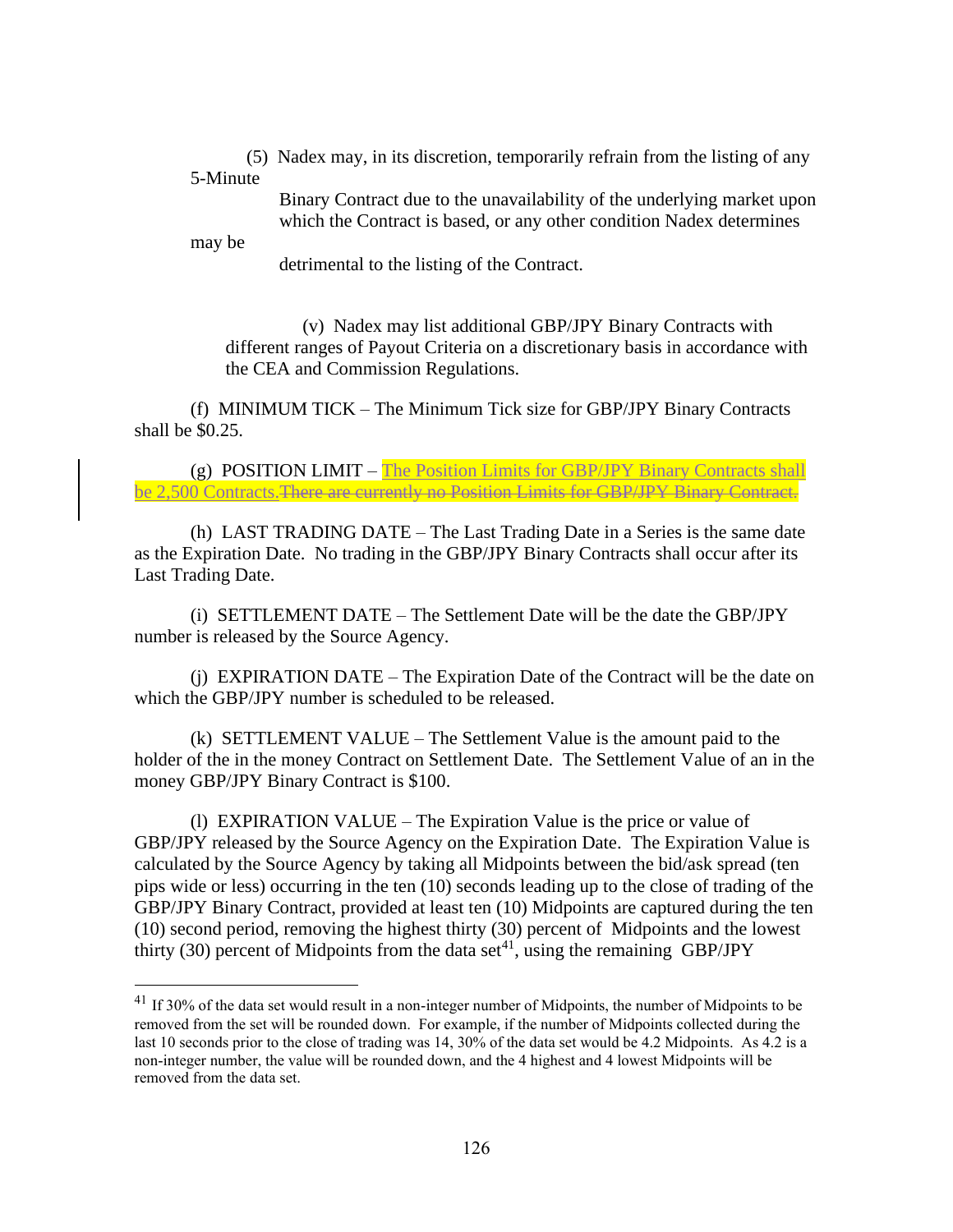(5) Nadex may, in its discretion, temporarily refrain from the listing of any 5-Minute Binary Contract due to the unavailability of the underlying market upon which the Contract is based, or any other condition Nadex determines may be detrimental to the listing of the Contract.

(v) Nadex may list additional GBP/JPY Binary Contracts with different ranges of Payout Criteria on a discretionary basis in accordance with the CEA and Commission Regulations.

(f) MINIMUM TICK – The Minimum Tick size for GBP/JPY Binary Contracts shall be $0.25.

(g) POSITION LIMIT – The Position Limits for GBP/JPY Binary Contracts shall be 2,500 Contracts.~~There are currently no Position Limits for GBP/JPY Binary Contract.~~

(h) LAST TRADING DATE – The Last Trading Date in a Series is the same date as the Expiration Date. No trading in the GBP/JPY Binary Contracts shall occur after its Last Trading Date.

(i) SETTLEMENT DATE – The Settlement Date will be the date the GBP/JPY number is released by the Source Agency.

(j) EXPIRATION DATE – The Expiration Date of the Contract will be the date on which the GBP/JPY number is scheduled to be released.

(k) SETTLEMENT VALUE – The Settlement Value is the amount paid to the holder of the in the money Contract on Settlement Date. The Settlement Value of an in the money GBP/JPY Binary Contract is $100.

(l) EXPIRATION VALUE – The Expiration Value is the price or value of GBP/JPY released by the Source Agency on the Expiration Date. The Expiration Value is calculated by the Source Agency by taking all Midpoints between the bid/ask spread (ten pips wide or less) occurring in the ten (10) seconds leading up to the close of trading of the GBP/JPY Binary Contract, provided at least ten (10) Midpoints are captured during the ten (10) second period, removing the highest thirty (30) percent of Midpoints and the lowest thirty (30) percent of Midpoints from the data set[41], using the remaining GBP/JPY

[41] If 30% of the data set would result in a non-integer number of Midpoints, the number of Midpoints to be removed from the set will be rounded down. For example, if the number of Midpoints collected during the last 10 seconds prior to the close of trading was 14, 30% of the data set would be 4.2 Midpoints. As 4.2 is a non-integer number, the value will be rounded down, and the 4 highest and 4 lowest Midpoints will be removed from the data set.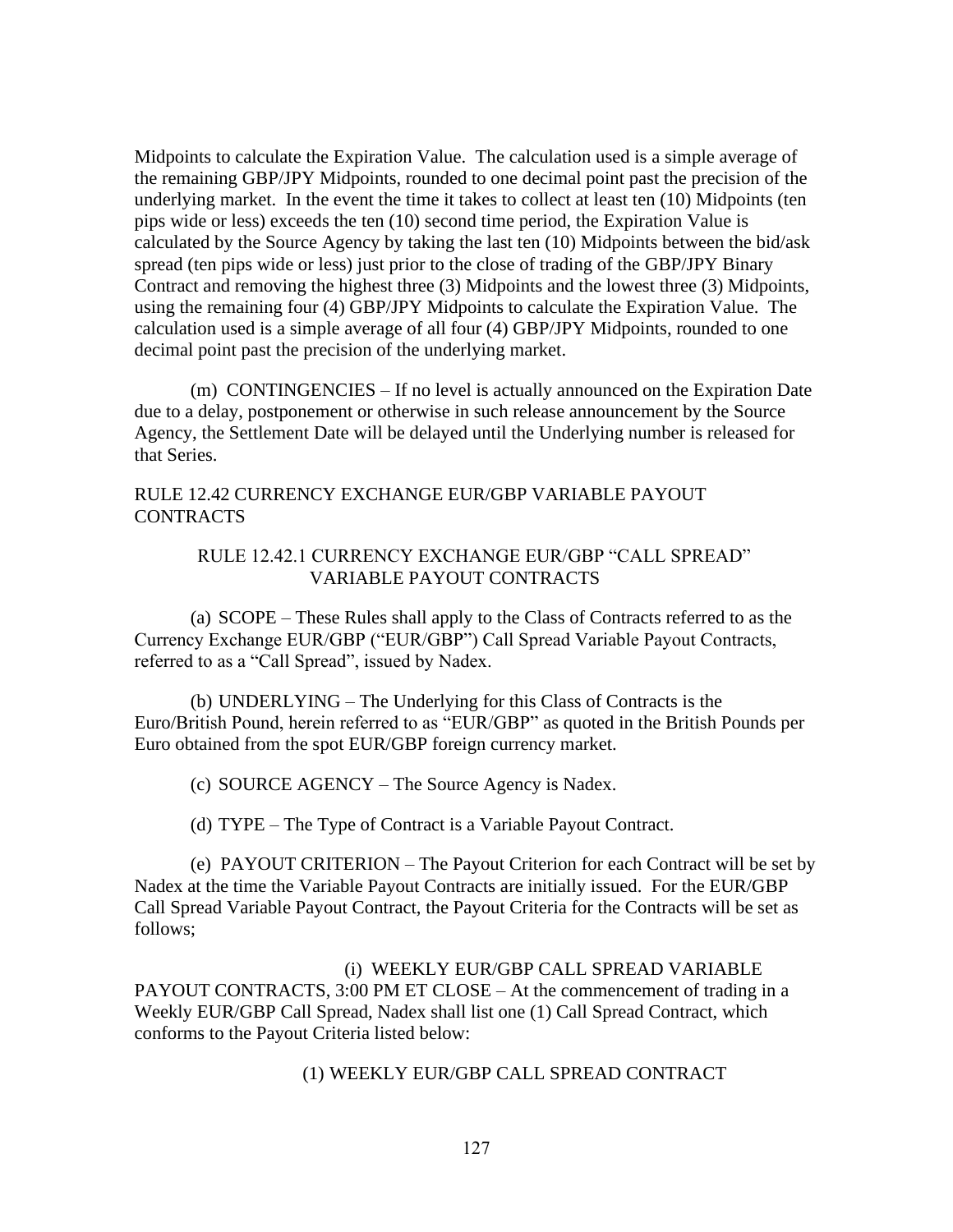Midpoints to calculate the Expiration Value. The calculation used is a simple average of the remaining GBP/JPY Midpoints, rounded to one decimal point past the precision of the underlying market. In the event the time it takes to collect at least ten (10) Midpoints (ten pips wide or less) exceeds the ten (10) second time period, the Expiration Value is calculated by the Source Agency by taking the last ten (10) Midpoints between the bid/ask spread (ten pips wide or less) just prior to the close of trading of the GBP/JPY Binary Contract and removing the highest three (3) Midpoints and the lowest three (3) Midpoints, using the remaining four (4) GBP/JPY Midpoints to calculate the Expiration Value. The calculation used is a simple average of all four (4) GBP/JPY Midpoints, rounded to one decimal point past the precision of the underlying market.

(m) CONTINGENCIES – If no level is actually announced on the Expiration Date due to a delay, postponement or otherwise in such release announcement by the Source Agency, the Settlement Date will be delayed until the Underlying number is released for that Series.

## RULE 12.42 CURRENCY EXCHANGE EUR/GBP VARIABLE PAYOUT CONTRACTS

### RULE 12.42.1 CURRENCY EXCHANGE EUR/GBP "CALL SPREAD" VARIABLE PAYOUT CONTRACTS

(a) SCOPE – These Rules shall apply to the Class of Contracts referred to as the Currency Exchange EUR/GBP ("EUR/GBP") Call Spread Variable Payout Contracts, referred to as a "Call Spread", issued by Nadex.

(b) UNDERLYING – The Underlying for this Class of Contracts is the Euro/British Pound, herein referred to as "EUR/GBP" as quoted in the British Pounds per Euro obtained from the spot EUR/GBP foreign currency market.

(c) SOURCE AGENCY – The Source Agency is Nadex.

(d) TYPE – The Type of Contract is a Variable Payout Contract.

(e) PAYOUT CRITERION – The Payout Criterion for each Contract will be set by Nadex at the time the Variable Payout Contracts are initially issued. For the EUR/GBP Call Spread Variable Payout Contract, the Payout Criteria for the Contracts will be set as follows;

(i) WEEKLY EUR/GBP CALL SPREAD VARIABLE PAYOUT CONTRACTS, 3:00 PM ET CLOSE – At the commencement of trading in a Weekly EUR/GBP Call Spread, Nadex shall list one (1) Call Spread Contract, which conforms to the Payout Criteria listed below:

(1) WEEKLY EUR/GBP CALL SPREAD CONTRACT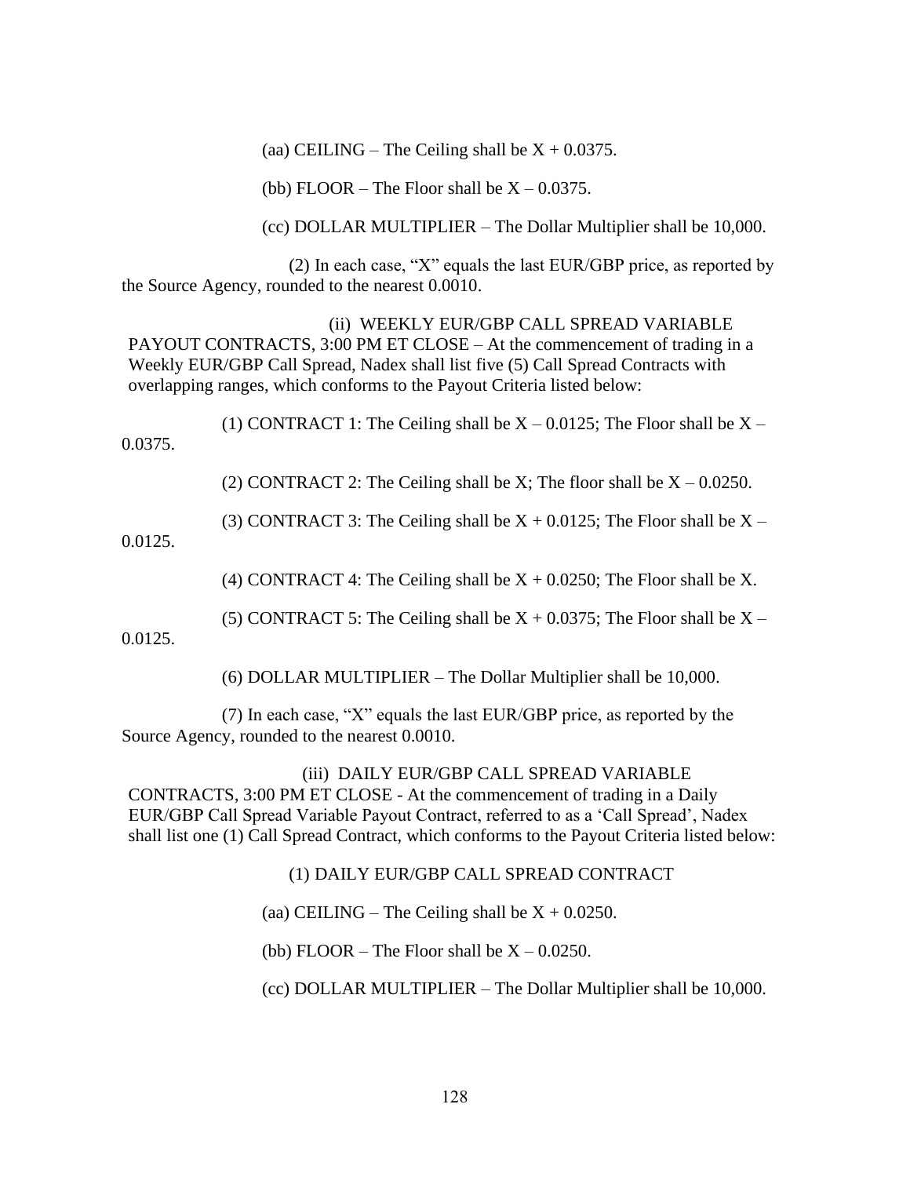(aa) CEILING – The Ceiling shall be X + 0.0375.

(bb) FLOOR – The Floor shall be X – 0.0375.

(cc) DOLLAR MULTIPLIER – The Dollar Multiplier shall be 10,000.

(2) In each case, "X" equals the last EUR/GBP price, as reported by the Source Agency, rounded to the nearest 0.0010.

(ii) WEEKLY EUR/GBP CALL SPREAD VARIABLE PAYOUT CONTRACTS, 3:00 PM ET CLOSE – At the commencement of trading in a Weekly EUR/GBP Call Spread, Nadex shall list five (5) Call Spread Contracts with overlapping ranges, which conforms to the Payout Criteria listed below:

(1) CONTRACT 1: The Ceiling shall be X – 0.0125; The Floor shall be X – 0.0375.

(2) CONTRACT 2: The Ceiling shall be X; The floor shall be X – 0.0250.

(3) CONTRACT 3: The Ceiling shall be X + 0.0125; The Floor shall be X – 0.0125.

(4) CONTRACT 4: The Ceiling shall be X + 0.0250; The Floor shall be X.

(5) CONTRACT 5: The Ceiling shall be X + 0.0375; The Floor shall be X – 0.0125.

(6) DOLLAR MULTIPLIER – The Dollar Multiplier shall be 10,000.

(7) In each case, "X" equals the last EUR/GBP price, as reported by the Source Agency, rounded to the nearest 0.0010.

(iii) DAILY EUR/GBP CALL SPREAD VARIABLE CONTRACTS, 3:00 PM ET CLOSE - At the commencement of trading in a Daily EUR/GBP Call Spread Variable Payout Contract, referred to as a 'Call Spread', Nadex shall list one (1) Call Spread Contract, which conforms to the Payout Criteria listed below:

(1) DAILY EUR/GBP CALL SPREAD CONTRACT

(aa) CEILING – The Ceiling shall be X + 0.0250.

(bb) FLOOR – The Floor shall be X – 0.0250.

(cc) DOLLAR MULTIPLIER – The Dollar Multiplier shall be 10,000.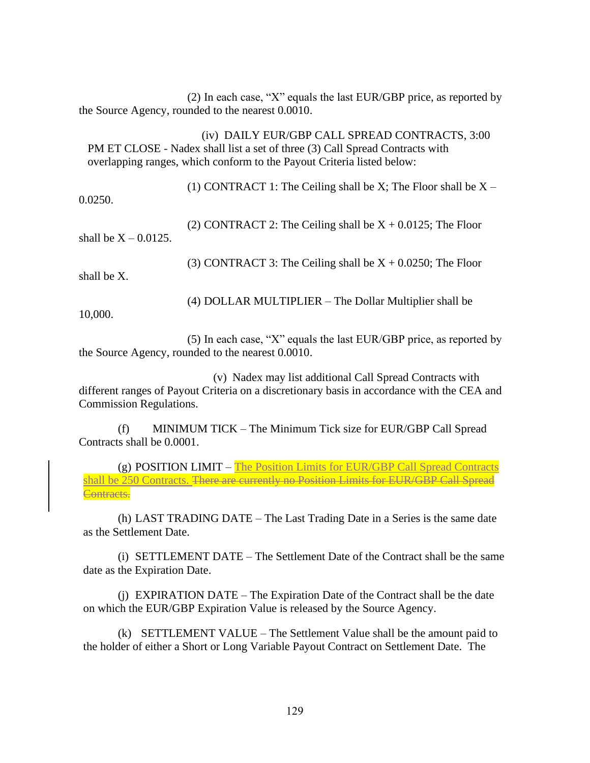(2) In each case, “X” equals the last EUR/GBP price, as reported by the Source Agency, rounded to the nearest 0.0010.

(iv) DAILY EUR/GBP CALL SPREAD CONTRACTS, 3:00 PM ET CLOSE - Nadex shall list a set of three (3) Call Spread Contracts with overlapping ranges, which conform to the Payout Criteria listed below:

(1) CONTRACT 1: The Ceiling shall be X; The Floor shall be X – 0.0250.

(2) CONTRACT 2: The Ceiling shall be X + 0.0125; The Floor shall be X – 0.0125.

(3) CONTRACT 3: The Ceiling shall be X + 0.0250; The Floor shall be X.

(4) DOLLAR MULTIPLIER – The Dollar Multiplier shall be 10,000.

(5) In each case, “X” equals the last EUR/GBP price, as reported by the Source Agency, rounded to the nearest 0.0010.

(v) Nadex may list additional Call Spread Contracts with different ranges of Payout Criteria on a discretionary basis in accordance with the CEA and Commission Regulations.

(f) MINIMUM TICK – The Minimum Tick size for EUR/GBP Call Spread Contracts shall be 0.0001.

(g) POSITION LIMIT – The Position Limits for EUR/GBP Call Spread Contracts shall be 250 Contracts. ~~There are currently no Position Limits for EUR/GBP Call Spread Contracts.~~

(h) LAST TRADING DATE – The Last Trading Date in a Series is the same date as the Settlement Date.

(i) SETTLEMENT DATE – The Settlement Date of the Contract shall be the same date as the Expiration Date.

(j) EXPIRATION DATE – The Expiration Date of the Contract shall be the date on which the EUR/GBP Expiration Value is released by the Source Agency.

(k) SETTLEMENT VALUE – The Settlement Value shall be the amount paid to the holder of either a Short or Long Variable Payout Contract on Settlement Date. The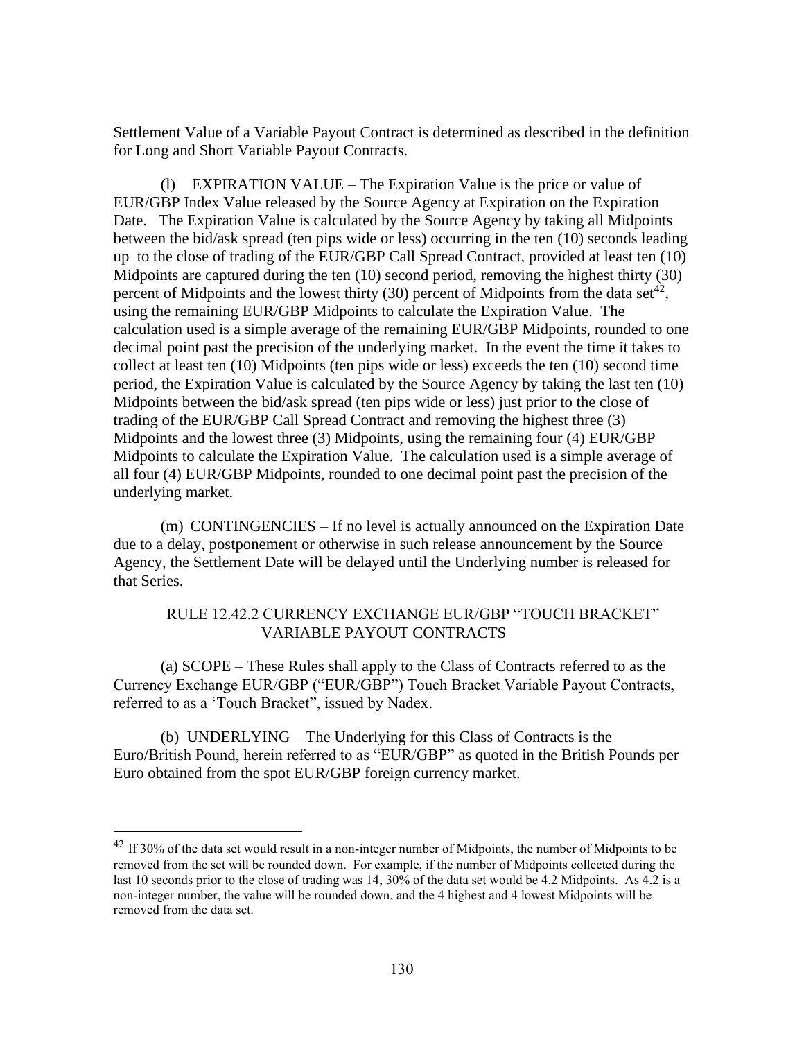Settlement Value of a Variable Payout Contract is determined as described in the definition for Long and Short Variable Payout Contracts.

(l) EXPIRATION VALUE – The Expiration Value is the price or value of EUR/GBP Index Value released by the Source Agency at Expiration on the Expiration Date. The Expiration Value is calculated by the Source Agency by taking all Midpoints between the bid/ask spread (ten pips wide or less) occurring in the ten (10) seconds leading up to the close of trading of the EUR/GBP Call Spread Contract, provided at least ten (10) Midpoints are captured during the ten (10) second period, removing the highest thirty (30) percent of Midpoints and the lowest thirty (30) percent of Midpoints from the data set[42], using the remaining EUR/GBP Midpoints to calculate the Expiration Value. The calculation used is a simple average of the remaining EUR/GBP Midpoints, rounded to one decimal point past the precision of the underlying market. In the event the time it takes to collect at least ten (10) Midpoints (ten pips wide or less) exceeds the ten (10) second time period, the Expiration Value is calculated by the Source Agency by taking the last ten (10) Midpoints between the bid/ask spread (ten pips wide or less) just prior to the close of trading of the EUR/GBP Call Spread Contract and removing the highest three (3) Midpoints and the lowest three (3) Midpoints, using the remaining four (4) EUR/GBP Midpoints to calculate the Expiration Value. The calculation used is a simple average of all four (4) EUR/GBP Midpoints, rounded to one decimal point past the precision of the underlying market.

(m) CONTINGENCIES – If no level is actually announced on the Expiration Date due to a delay, postponement or otherwise in such release announcement by the Source Agency, the Settlement Date will be delayed until the Underlying number is released for that Series.

## RULE 12.42.2 CURRENCY EXCHANGE EUR/GBP "TOUCH BRACKET" VARIABLE PAYOUT CONTRACTS

(a) SCOPE – These Rules shall apply to the Class of Contracts referred to as the Currency Exchange EUR/GBP ("EUR/GBP") Touch Bracket Variable Payout Contracts, referred to as a 'Touch Bracket", issued by Nadex.

(b) UNDERLYING – The Underlying for this Class of Contracts is the Euro/British Pound, herein referred to as "EUR/GBP" as quoted in the British Pounds per Euro obtained from the spot EUR/GBP foreign currency market.

[42] If 30% of the data set would result in a non-integer number of Midpoints, the number of Midpoints to be removed from the set will be rounded down. For example, if the number of Midpoints collected during the last 10 seconds prior to the close of trading was 14, 30% of the data set would be 4.2 Midpoints. As 4.2 is a non-integer number, the value will be rounded down, and the 4 highest and 4 lowest Midpoints will be removed from the data set.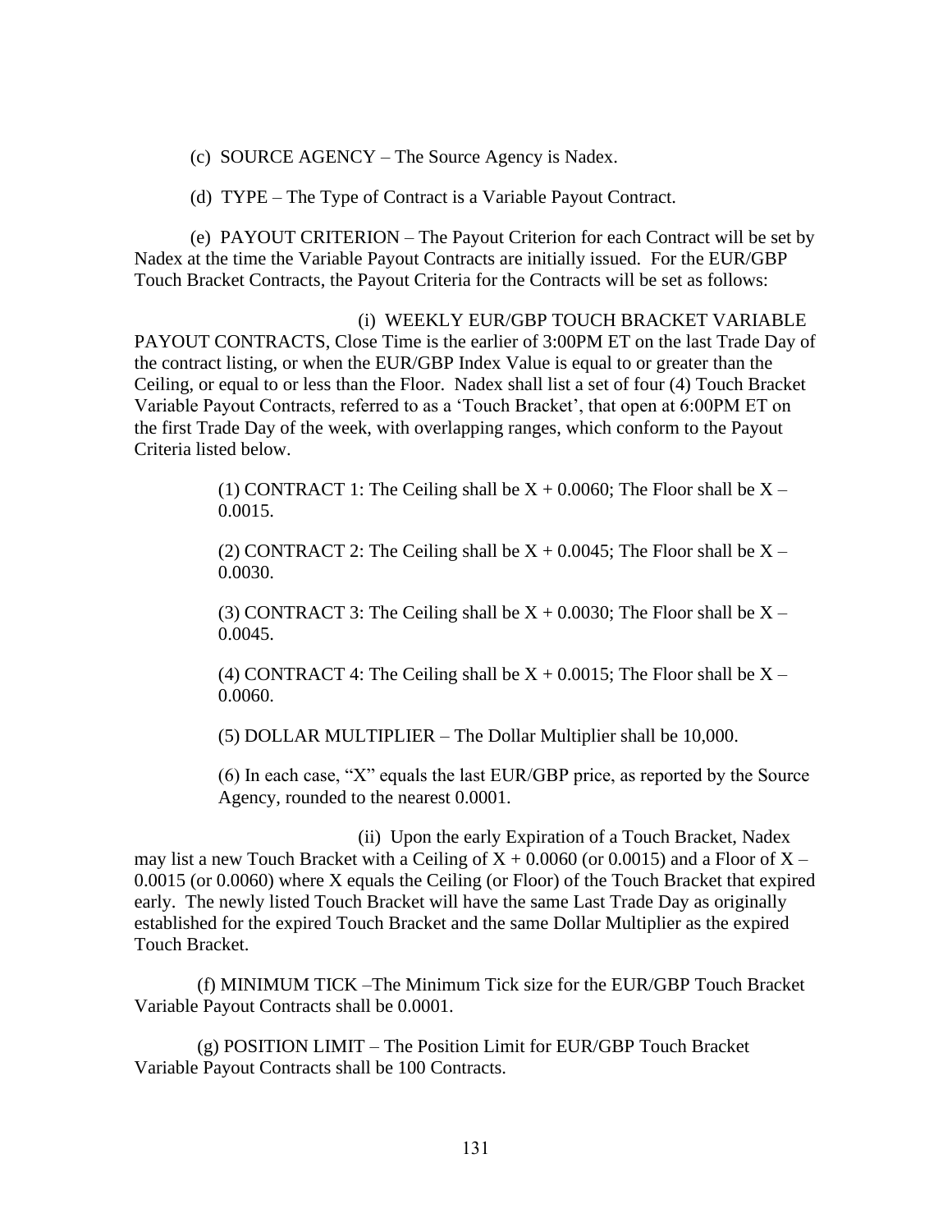(c) SOURCE AGENCY – The Source Agency is Nadex.

(d) TYPE – The Type of Contract is a Variable Payout Contract.

(e) PAYOUT CRITERION – The Payout Criterion for each Contract will be set by Nadex at the time the Variable Payout Contracts are initially issued. For the EUR/GBP Touch Bracket Contracts, the Payout Criteria for the Contracts will be set as follows:

(i) WEEKLY EUR/GBP TOUCH BRACKET VARIABLE PAYOUT CONTRACTS, Close Time is the earlier of 3:00PM ET on the last Trade Day of the contract listing, or when the EUR/GBP Index Value is equal to or greater than the Ceiling, or equal to or less than the Floor. Nadex shall list a set of four (4) Touch Bracket Variable Payout Contracts, referred to as a 'Touch Bracket', that open at 6:00PM ET on the first Trade Day of the week, with overlapping ranges, which conform to the Payout Criteria listed below.

(1) CONTRACT 1: The Ceiling shall be $X + 0.0060$; The Floor shall be $X – 0.0015$.

(2) CONTRACT 2: The Ceiling shall be $X + 0.0045$; The Floor shall be $X – 0.0030$.

(3) CONTRACT 3: The Ceiling shall be $X + 0.0030$; The Floor shall be $X – 0.0045$.

(4) CONTRACT 4: The Ceiling shall be $X + 0.0015$; The Floor shall be $X – 0.0060$.

(5) DOLLAR MULTIPLIER – The Dollar Multiplier shall be 10,000.

(6) In each case, "X" equals the last EUR/GBP price, as reported by the Source Agency, rounded to the nearest 0.0001.

(ii) Upon the early Expiration of a Touch Bracket, Nadex may list a new Touch Bracket with a Ceiling of $X + 0.0060$ (or 0.0015) and a Floor of $X – 0.0015$ (or 0.0060) where X equals the Ceiling (or Floor) of the Touch Bracket that expired early. The newly listed Touch Bracket will have the same Last Trade Day as originally established for the expired Touch Bracket and the same Dollar Multiplier as the expired Touch Bracket.

(f) MINIMUM TICK –The Minimum Tick size for the EUR/GBP Touch Bracket Variable Payout Contracts shall be 0.0001.

(g) POSITION LIMIT – The Position Limit for EUR/GBP Touch Bracket Variable Payout Contracts shall be 100 Contracts.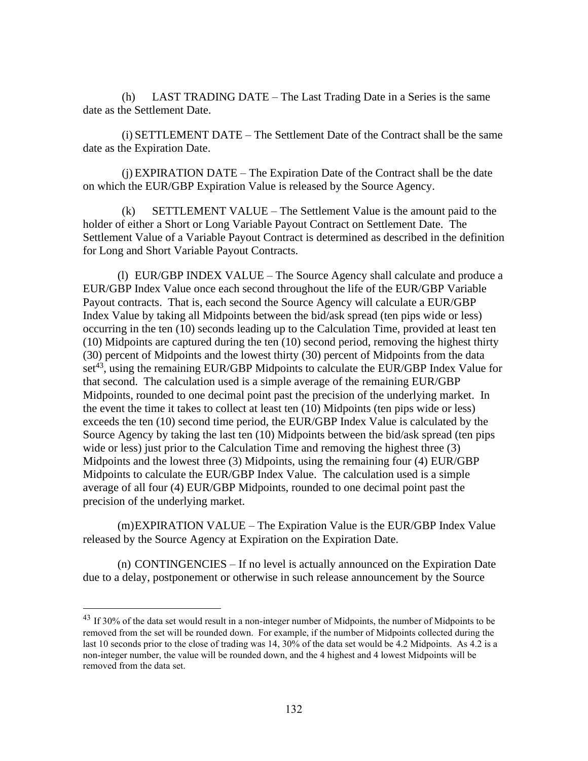(h) LAST TRADING DATE – The Last Trading Date in a Series is the same date as the Settlement Date.

(i) SETTLEMENT DATE – The Settlement Date of the Contract shall be the same date as the Expiration Date.

(j) EXPIRATION DATE – The Expiration Date of the Contract shall be the date on which the EUR/GBP Expiration Value is released by the Source Agency.

(k) SETTLEMENT VALUE – The Settlement Value is the amount paid to the holder of either a Short or Long Variable Payout Contract on Settlement Date. The Settlement Value of a Variable Payout Contract is determined as described in the definition for Long and Short Variable Payout Contracts.

(l) EUR/GBP INDEX VALUE – The Source Agency shall calculate and produce a EUR/GBP Index Value once each second throughout the life of the EUR/GBP Variable Payout contracts. That is, each second the Source Agency will calculate a EUR/GBP Index Value by taking all Midpoints between the bid/ask spread (ten pips wide or less) occurring in the ten (10) seconds leading up to the Calculation Time, provided at least ten (10) Midpoints are captured during the ten (10) second period, removing the highest thirty (30) percent of Midpoints and the lowest thirty (30) percent of Midpoints from the data set[43], using the remaining EUR/GBP Midpoints to calculate the EUR/GBP Index Value for that second. The calculation used is a simple average of the remaining EUR/GBP Midpoints, rounded to one decimal point past the precision of the underlying market. In the event the time it takes to collect at least ten (10) Midpoints (ten pips wide or less) exceeds the ten (10) second time period, the EUR/GBP Index Value is calculated by the Source Agency by taking the last ten (10) Midpoints between the bid/ask spread (ten pips wide or less) just prior to the Calculation Time and removing the highest three (3) Midpoints and the lowest three (3) Midpoints, using the remaining four (4) EUR/GBP Midpoints to calculate the EUR/GBP Index Value. The calculation used is a simple average of all four (4) EUR/GBP Midpoints, rounded to one decimal point past the precision of the underlying market.

(m) EXPIRATION VALUE – The Expiration Value is the EUR/GBP Index Value released by the Source Agency at Expiration on the Expiration Date.

(n) CONTINGENCIES – If no level is actually announced on the Expiration Date due to a delay, postponement or otherwise in such release announcement by the Source

[43] If 30% of the data set would result in a non-integer number of Midpoints, the number of Midpoints to be removed from the set will be rounded down. For example, if the number of Midpoints collected during the last 10 seconds prior to the close of trading was 14, 30% of the data set would be 4.2 Midpoints. As 4.2 is a non-integer number, the value will be rounded down, and the 4 highest and 4 lowest Midpoints will be removed from the data set.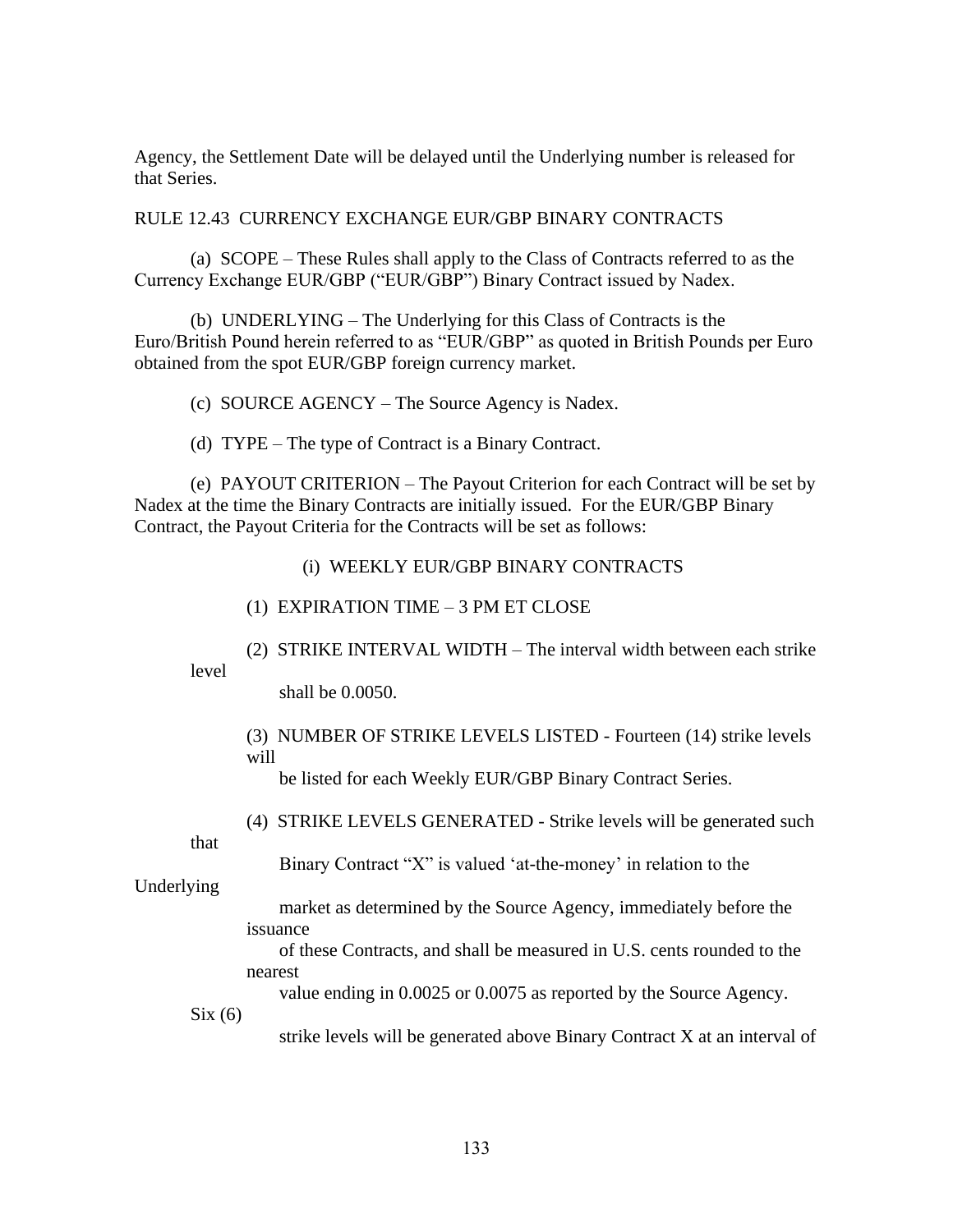Agency, the Settlement Date will be delayed until the Underlying number is released for that Series.

RULE 12.43 CURRENCY EXCHANGE EUR/GBP BINARY CONTRACTS

(a) SCOPE – These Rules shall apply to the Class of Contracts referred to as the Currency Exchange EUR/GBP ("EUR/GBP") Binary Contract issued by Nadex.

(b) UNDERLYING – The Underlying for this Class of Contracts is the Euro/British Pound herein referred to as "EUR/GBP" as quoted in British Pounds per Euro obtained from the spot EUR/GBP foreign currency market.

(c) SOURCE AGENCY – The Source Agency is Nadex.

(d) TYPE – The type of Contract is a Binary Contract.

(e) PAYOUT CRITERION – The Payout Criterion for each Contract will be set by Nadex at the time the Binary Contracts are initially issued. For the EUR/GBP Binary Contract, the Payout Criteria for the Contracts will be set as follows:

(i) WEEKLY EUR/GBP BINARY CONTRACTS

(1) EXPIRATION TIME – 3 PM ET CLOSE

(2) STRIKE INTERVAL WIDTH – The interval width between each strike level shall be 0.0050.

(3) NUMBER OF STRIKE LEVELS LISTED - Fourteen (14) strike levels will be listed for each Weekly EUR/GBP Binary Contract Series.

(4) STRIKE LEVELS GENERATED - Strike levels will be generated such that Binary Contract "X" is valued 'at-the-money' in relation to the Underlying market as determined by the Source Agency, immediately before the issuance of these Contracts, and shall be measured in U.S. cents rounded to the nearest value ending in 0.0025 or 0.0075 as reported by the Source Agency. Six (6) strike levels will be generated above Binary Contract X at an interval of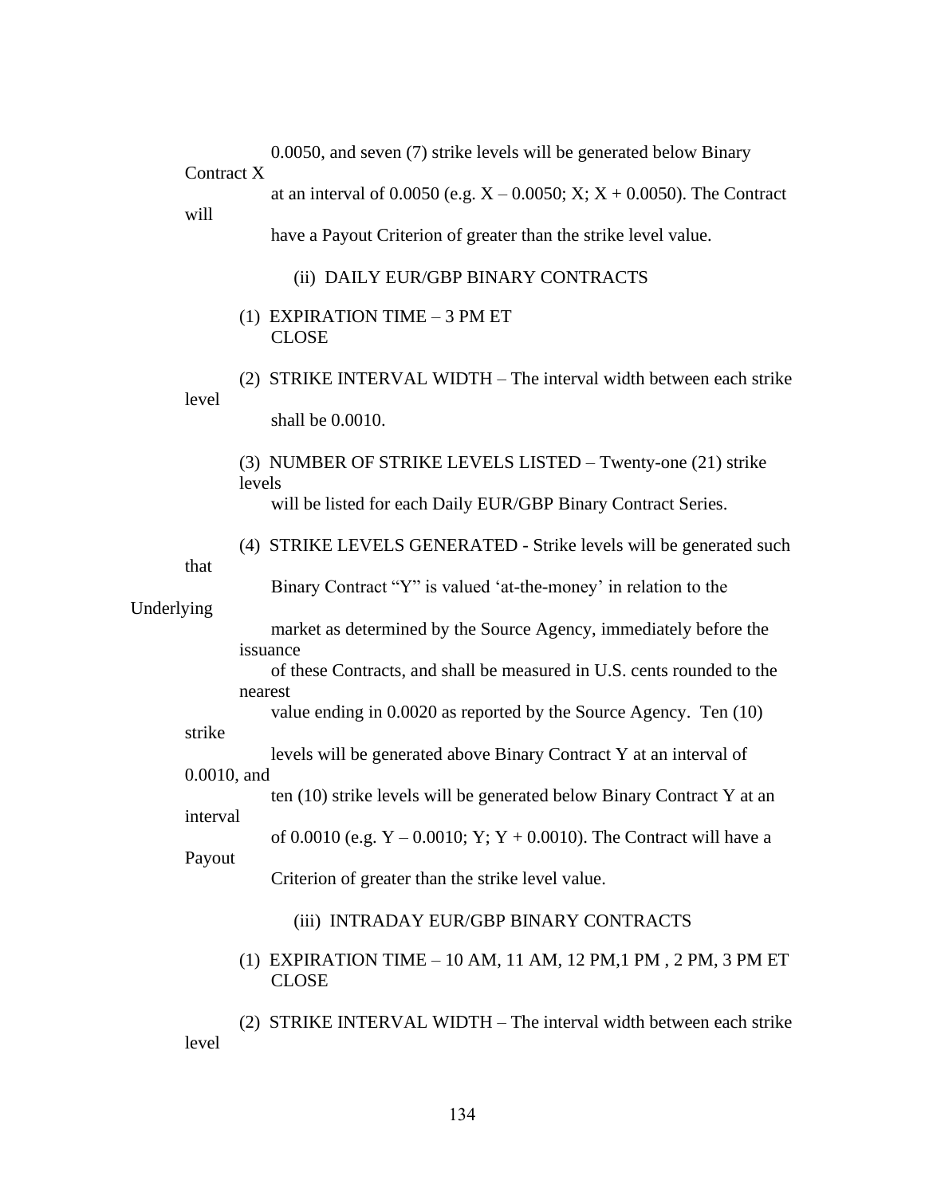0.0050, and seven (7) strike levels will be generated below Binary Contract X at an interval of 0.0050 (e.g. X – 0.0050; X; X + 0.0050). The Contract will have a Payout Criterion of greater than the strike level value.

(ii) DAILY EUR/GBP BINARY CONTRACTS

(1) EXPIRATION TIME – 3 PM ET CLOSE

(2) STRIKE INTERVAL WIDTH – The interval width between each strike level shall be 0.0010.

(3) NUMBER OF STRIKE LEVELS LISTED – Twenty-one (21) strike levels will be listed for each Daily EUR/GBP Binary Contract Series.

(4) STRIKE LEVELS GENERATED - Strike levels will be generated such that Binary Contract "Y" is valued 'at-the-money' in relation to the Underlying market as determined by the Source Agency, immediately before the issuance of these Contracts, and shall be measured in U.S. cents rounded to the nearest value ending in 0.0020 as reported by the Source Agency. Ten (10) strike levels will be generated above Binary Contract Y at an interval of 0.0010, and ten (10) strike levels will be generated below Binary Contract Y at an interval of 0.0010 (e.g. Y – 0.0010; Y; Y + 0.0010). The Contract will have a Payout Criterion of greater than the strike level value.

(iii) INTRADAY EUR/GBP BINARY CONTRACTS

(1) EXPIRATION TIME – 10 AM, 11 AM, 12 PM,1 PM , 2 PM, 3 PM ET CLOSE

(2) STRIKE INTERVAL WIDTH – The interval width between each strike level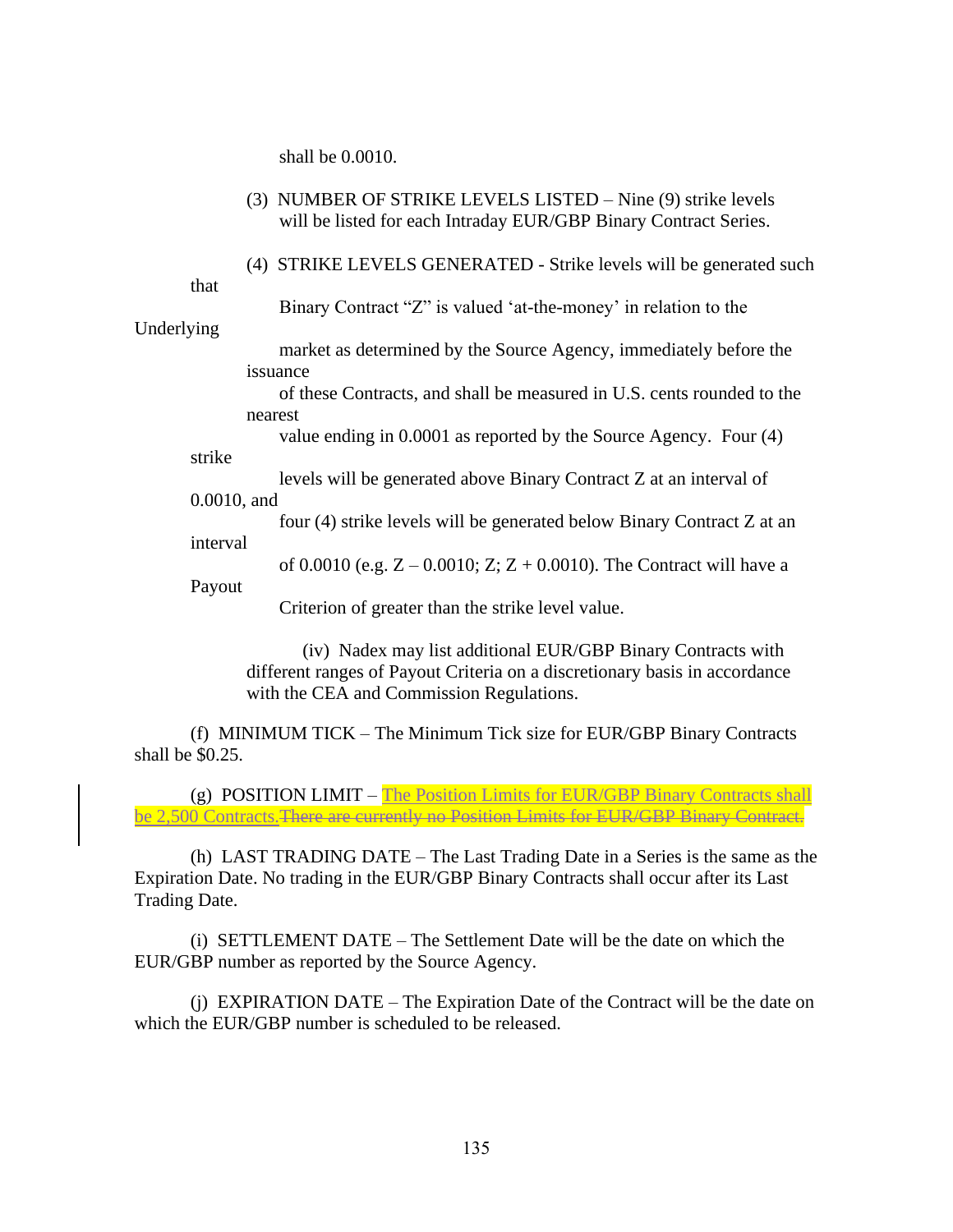shall be 0.0010.

(3) NUMBER OF STRIKE LEVELS LISTED – Nine (9) strike levels will be listed for each Intraday EUR/GBP Binary Contract Series.

(4) STRIKE LEVELS GENERATED - Strike levels will be generated such that Binary Contract "Z" is valued 'at-the-money' in relation to the Underlying market as determined by the Source Agency, immediately before the issuance of these Contracts, and shall be measured in U.S. cents rounded to the nearest value ending in 0.0001 as reported by the Source Agency. Four (4) strike levels will be generated above Binary Contract Z at an interval of 0.0010, and four (4) strike levels will be generated below Binary Contract Z at an interval of 0.0010 (e.g. Z – 0.0010; Z; Z + 0.0010). The Contract will have a Payout Criterion of greater than the strike level value.

(iv) Nadex may list additional EUR/GBP Binary Contracts with different ranges of Payout Criteria on a discretionary basis in accordance with the CEA and Commission Regulations.

(f) MINIMUM TICK – The Minimum Tick size for EUR/GBP Binary Contracts shall be $0.25.

(g) POSITION LIMIT – The Position Limits for EUR/GBP Binary Contracts shall be 2,500 Contracts.~~There are currently no Position Limits for EUR/GBP Binary Contract.~~

(h) LAST TRADING DATE – The Last Trading Date in a Series is the same as the Expiration Date. No trading in the EUR/GBP Binary Contracts shall occur after its Last Trading Date.

(i) SETTLEMENT DATE – The Settlement Date will be the date on which the EUR/GBP number as reported by the Source Agency.

(j) EXPIRATION DATE – The Expiration Date of the Contract will be the date on which the EUR/GBP number is scheduled to be released.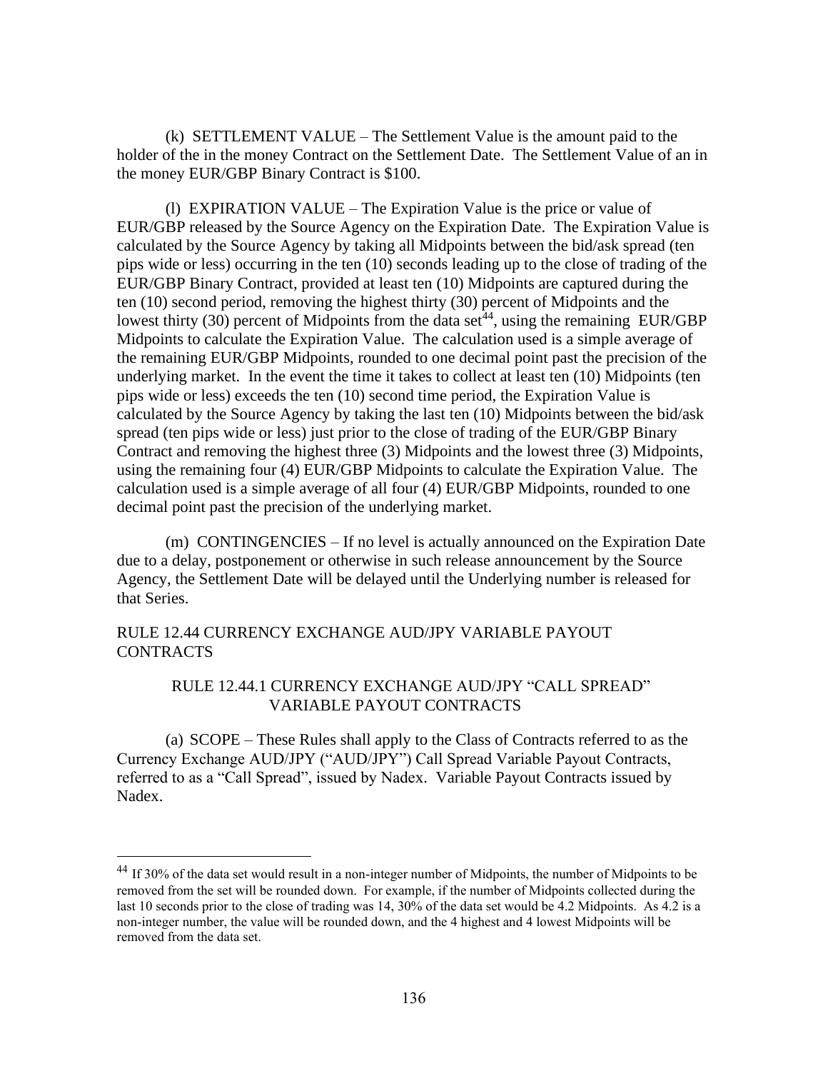(k) SETTLEMENT VALUE – The Settlement Value is the amount paid to the holder of the in the money Contract on the Settlement Date. The Settlement Value of an in the money EUR/GBP Binary Contract is $100.

(l) EXPIRATION VALUE – The Expiration Value is the price or value of EUR/GBP released by the Source Agency on the Expiration Date. The Expiration Value is calculated by the Source Agency by taking all Midpoints between the bid/ask spread (ten pips wide or less) occurring in the ten (10) seconds leading up to the close of trading of the EUR/GBP Binary Contract, provided at least ten (10) Midpoints are captured during the ten (10) second period, removing the highest thirty (30) percent of Midpoints and the lowest thirty (30) percent of Midpoints from the data set[44], using the remaining EUR/GBP Midpoints to calculate the Expiration Value. The calculation used is a simple average of the remaining EUR/GBP Midpoints, rounded to one decimal point past the precision of the underlying market. In the event the time it takes to collect at least ten (10) Midpoints (ten pips wide or less) exceeds the ten (10) second time period, the Expiration Value is calculated by the Source Agency by taking the last ten (10) Midpoints between the bid/ask spread (ten pips wide or less) just prior to the close of trading of the EUR/GBP Binary Contract and removing the highest three (3) Midpoints and the lowest three (3) Midpoints, using the remaining four (4) EUR/GBP Midpoints to calculate the Expiration Value. The calculation used is a simple average of all four (4) EUR/GBP Midpoints, rounded to one decimal point past the precision of the underlying market.

(m) CONTINGENCIES – If no level is actually announced on the Expiration Date due to a delay, postponement or otherwise in such release announcement by the Source Agency, the Settlement Date will be delayed until the Underlying number is released for that Series.

## RULE 12.44 CURRENCY EXCHANGE AUD/JPY VARIABLE PAYOUT CONTRACTS

### RULE 12.44.1 CURRENCY EXCHANGE AUD/JPY "CALL SPREAD" VARIABLE PAYOUT CONTRACTS

(a) SCOPE – These Rules shall apply to the Class of Contracts referred to as the Currency Exchange AUD/JPY ("AUD/JPY") Call Spread Variable Payout Contracts, referred to as a "Call Spread", issued by Nadex. Variable Payout Contracts issued by Nadex.

---

[44] If 30% of the data set would result in a non-integer number of Midpoints, the number of Midpoints to be removed from the set will be rounded down. For example, if the number of Midpoints collected during the last 10 seconds prior to the close of trading was 14, 30% of the data set would be 4.2 Midpoints. As 4.2 is a non-integer number, the value will be rounded down, and the 4 highest and 4 lowest Midpoints will be removed from the data set.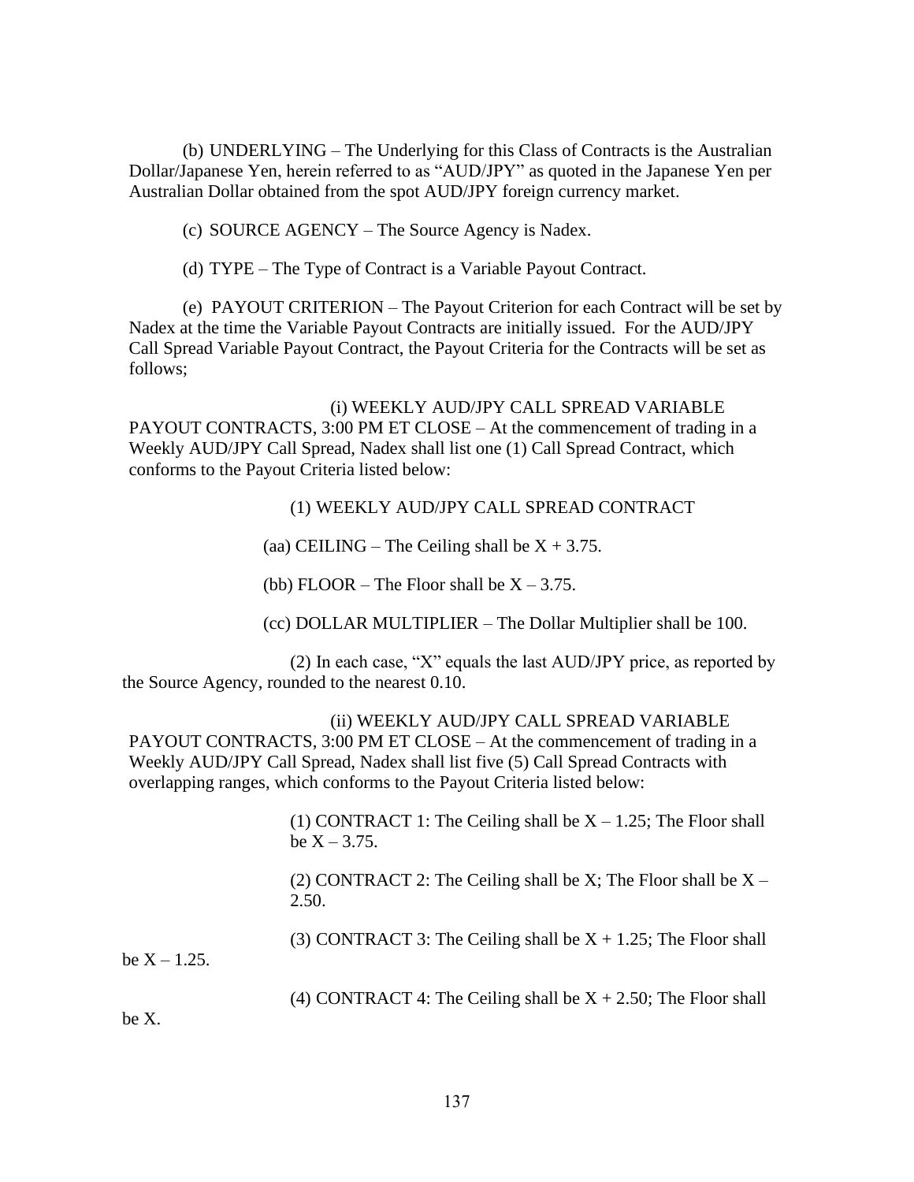(b) UNDERLYING – The Underlying for this Class of Contracts is the Australian Dollar/Japanese Yen, herein referred to as "AUD/JPY" as quoted in the Japanese Yen per Australian Dollar obtained from the spot AUD/JPY foreign currency market.

(c) SOURCE AGENCY – The Source Agency is Nadex.

(d) TYPE – The Type of Contract is a Variable Payout Contract.

(e) PAYOUT CRITERION – The Payout Criterion for each Contract will be set by Nadex at the time the Variable Payout Contracts are initially issued. For the AUD/JPY Call Spread Variable Payout Contract, the Payout Criteria for the Contracts will be set as follows;

(i) WEEKLY AUD/JPY CALL SPREAD VARIABLE PAYOUT CONTRACTS, 3:00 PM ET CLOSE – At the commencement of trading in a Weekly AUD/JPY Call Spread, Nadex shall list one (1) Call Spread Contract, which conforms to the Payout Criteria listed below:

(1) WEEKLY AUD/JPY CALL SPREAD CONTRACT

(aa) CEILING – The Ceiling shall be X + 3.75.

(bb) FLOOR – The Floor shall be X – 3.75.

(cc) DOLLAR MULTIPLIER – The Dollar Multiplier shall be 100.

(2) In each case, "X" equals the last AUD/JPY price, as reported by the Source Agency, rounded to the nearest 0.10.

(ii) WEEKLY AUD/JPY CALL SPREAD VARIABLE PAYOUT CONTRACTS, 3:00 PM ET CLOSE – At the commencement of trading in a Weekly AUD/JPY Call Spread, Nadex shall list five (5) Call Spread Contracts with overlapping ranges, which conforms to the Payout Criteria listed below:

(1) CONTRACT 1: The Ceiling shall be X – 1.25; The Floor shall be X – 3.75.

(2) CONTRACT 2: The Ceiling shall be X; The Floor shall be X – 2.50.

(3) CONTRACT 3: The Ceiling shall be X + 1.25; The Floor shall be X – 1.25.

(4) CONTRACT 4: The Ceiling shall be X + 2.50; The Floor shall be X.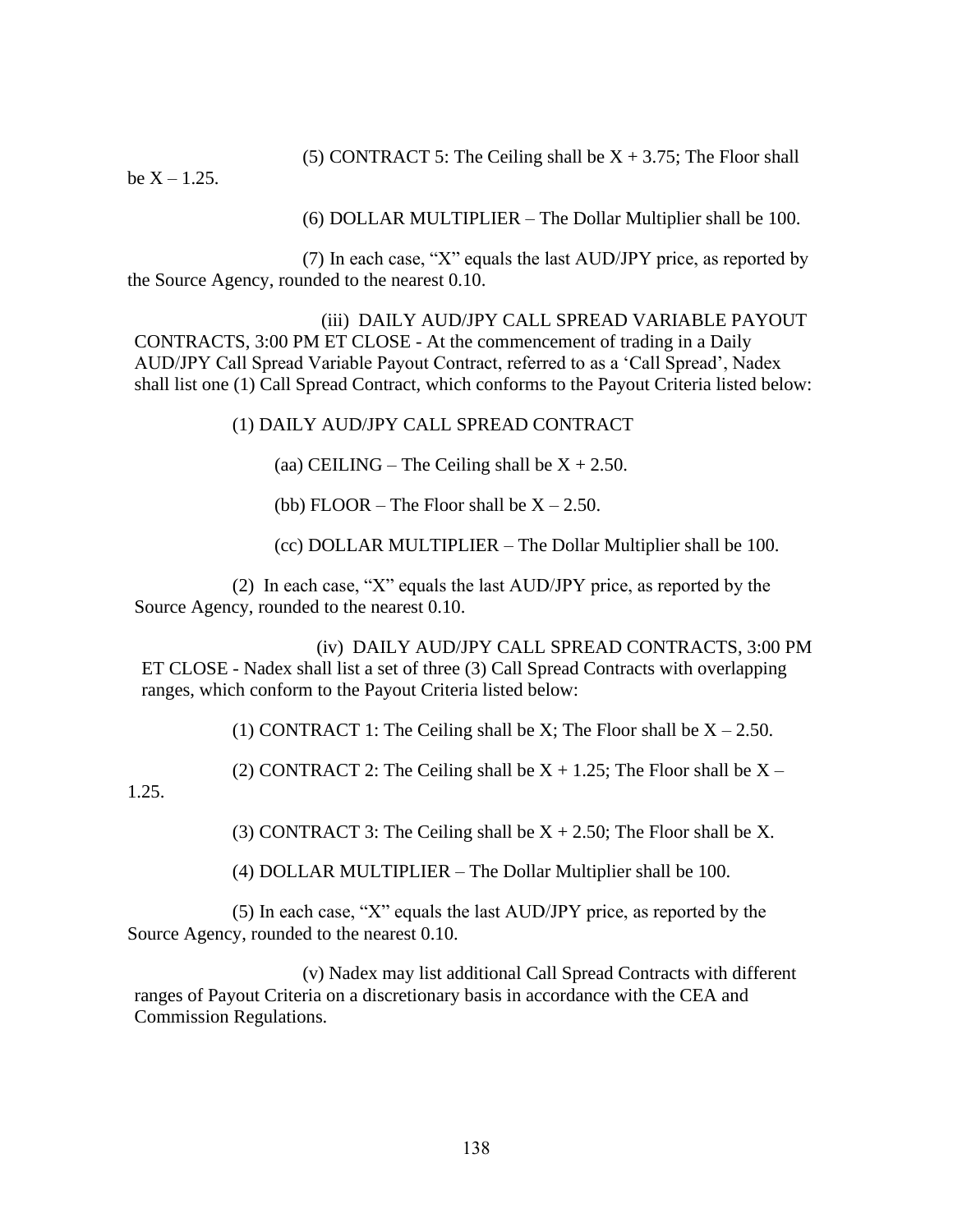(5) CONTRACT 5: The Ceiling shall be $X + 3.75$; The Floor shall be $X – 1.25$.

(6) DOLLAR MULTIPLIER – The Dollar Multiplier shall be 100.

(7) In each case, “X” equals the last AUD/JPY price, as reported by the Source Agency, rounded to the nearest 0.10.

(iii) DAILY AUD/JPY CALL SPREAD VARIABLE PAYOUT CONTRACTS, 3:00 PM ET CLOSE - At the commencement of trading in a Daily AUD/JPY Call Spread Variable Payout Contract, referred to as a ‘Call Spread’, Nadex shall list one (1) Call Spread Contract, which conforms to the Payout Criteria listed below:

(1) DAILY AUD/JPY CALL SPREAD CONTRACT

(aa) CEILING – The Ceiling shall be $X + 2.50$.

(bb) FLOOR – The Floor shall be $X – 2.50$.

(cc) DOLLAR MULTIPLIER – The Dollar Multiplier shall be 100.

(2) In each case, “X” equals the last AUD/JPY price, as reported by the Source Agency, rounded to the nearest 0.10.

(iv) DAILY AUD/JPY CALL SPREAD CONTRACTS, 3:00 PM ET CLOSE - Nadex shall list a set of three (3) Call Spread Contracts with overlapping ranges, which conform to the Payout Criteria listed below:

(1) CONTRACT 1: The Ceiling shall be X; The Floor shall be $X – 2.50$.

(2) CONTRACT 2: The Ceiling shall be $X + 1.25$; The Floor shall be $X – 1.25$.

(3) CONTRACT 3: The Ceiling shall be $X + 2.50$; The Floor shall be X.

(4) DOLLAR MULTIPLIER – The Dollar Multiplier shall be 100.

(5) In each case, “X” equals the last AUD/JPY price, as reported by the Source Agency, rounded to the nearest 0.10.

(v) Nadex may list additional Call Spread Contracts with different ranges of Payout Criteria on a discretionary basis in accordance with the CEA and Commission Regulations.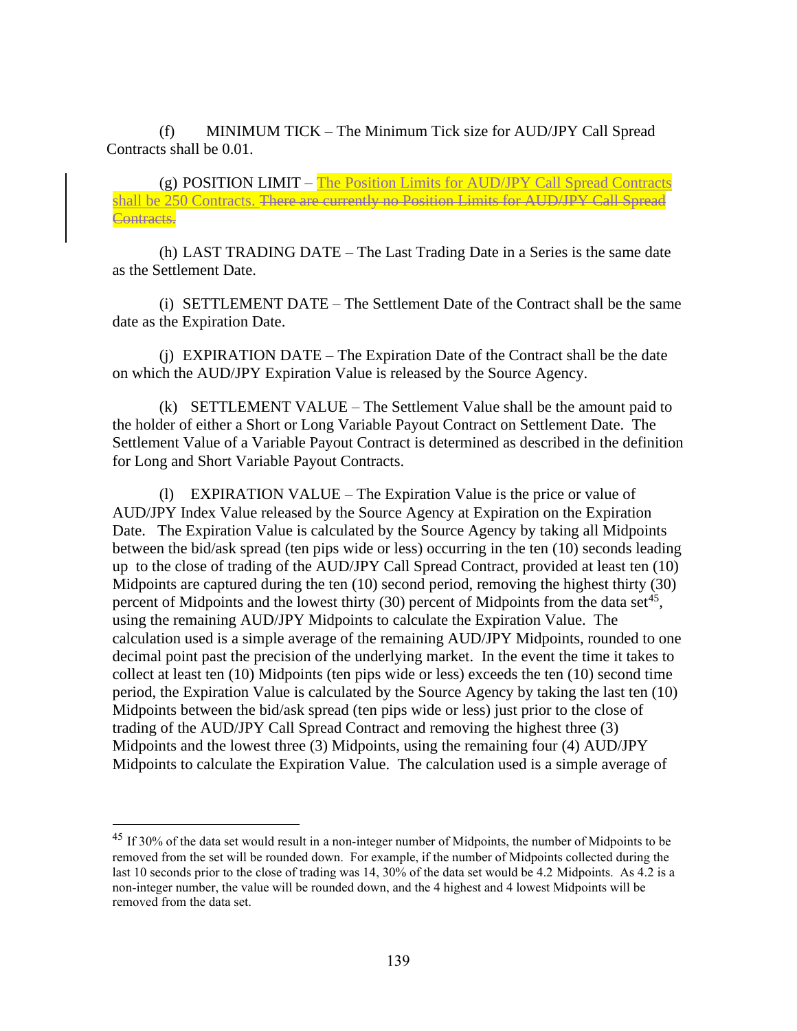(f) MINIMUM TICK – The Minimum Tick size for AUD/JPY Call Spread Contracts shall be 0.01.

(g) POSITION LIMIT – The Position Limits for AUD/JPY Call Spread Contracts shall be 250 Contracts. ~~There are currently no Position Limits for AUD/JPY Call Spread Contracts.~~

(h) LAST TRADING DATE – The Last Trading Date in a Series is the same date as the Settlement Date.

(i) SETTLEMENT DATE – The Settlement Date of the Contract shall be the same date as the Expiration Date.

(j) EXPIRATION DATE – The Expiration Date of the Contract shall be the date on which the AUD/JPY Expiration Value is released by the Source Agency.

(k) SETTLEMENT VALUE – The Settlement Value shall be the amount paid to the holder of either a Short or Long Variable Payout Contract on Settlement Date. The Settlement Value of a Variable Payout Contract is determined as described in the definition for Long and Short Variable Payout Contracts.

(l) EXPIRATION VALUE – The Expiration Value is the price or value of AUD/JPY Index Value released by the Source Agency at Expiration on the Expiration Date. The Expiration Value is calculated by the Source Agency by taking all Midpoints between the bid/ask spread (ten pips wide or less) occurring in the ten (10) seconds leading up to the close of trading of the AUD/JPY Call Spread Contract, provided at least ten (10) Midpoints are captured during the ten (10) second period, removing the highest thirty (30) percent of Midpoints and the lowest thirty (30) percent of Midpoints from the data set[45], using the remaining AUD/JPY Midpoints to calculate the Expiration Value. The calculation used is a simple average of the remaining AUD/JPY Midpoints, rounded to one decimal point past the precision of the underlying market. In the event the time it takes to collect at least ten (10) Midpoints (ten pips wide or less) exceeds the ten (10) second time period, the Expiration Value is calculated by the Source Agency by taking the last ten (10) Midpoints between the bid/ask spread (ten pips wide or less) just prior to the close of trading of the AUD/JPY Call Spread Contract and removing the highest three (3) Midpoints and the lowest three (3) Midpoints, using the remaining four (4) AUD/JPY Midpoints to calculate the Expiration Value. The calculation used is a simple average of

[45] If 30% of the data set would result in a non-integer number of Midpoints, the number of Midpoints to be removed from the set will be rounded down. For example, if the number of Midpoints collected during the last 10 seconds prior to the close of trading was 14, 30% of the data set would be 4.2 Midpoints. As 4.2 is a non-integer number, the value will be rounded down, and the 4 highest and 4 lowest Midpoints will be removed from the data set.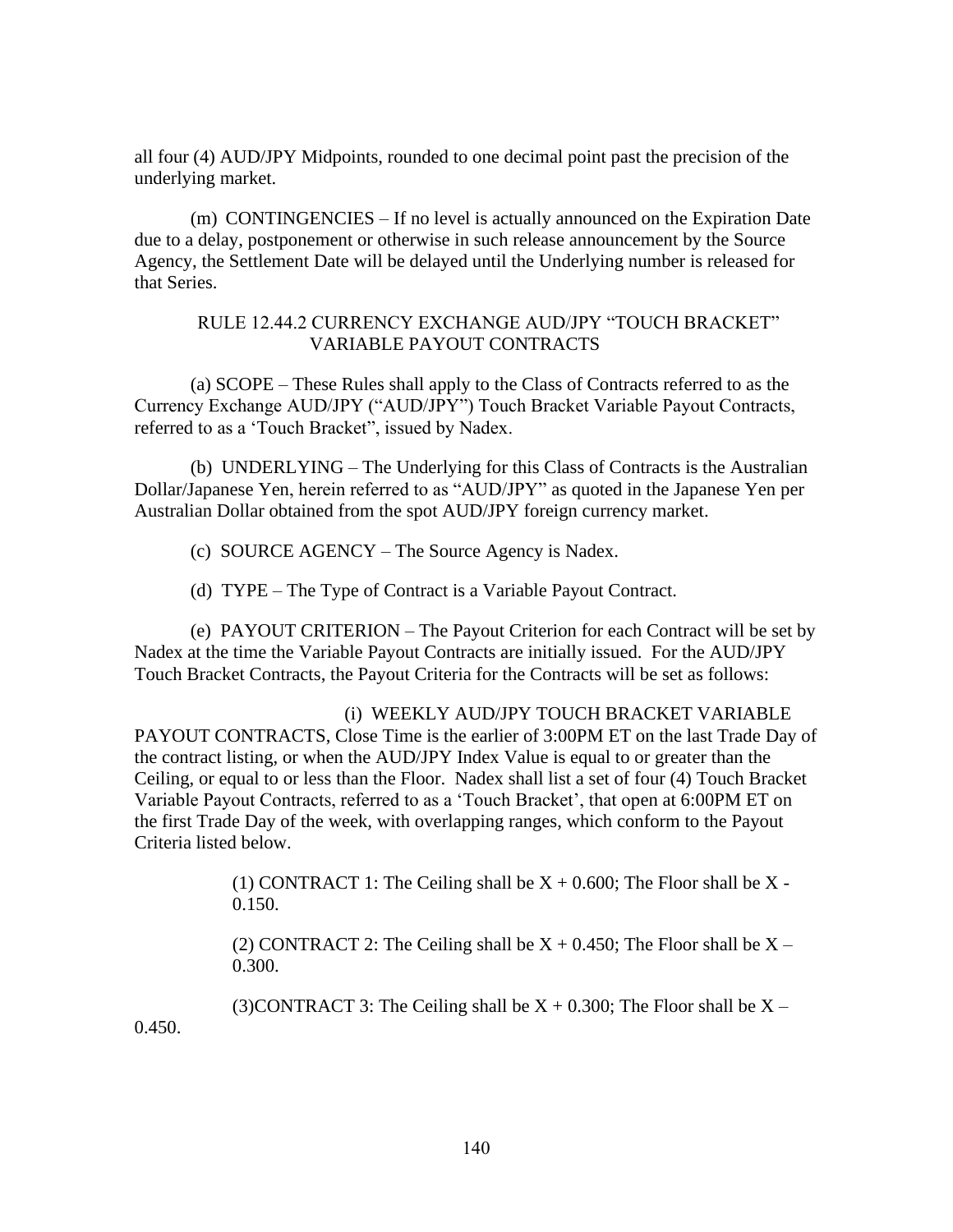all four (4) AUD/JPY Midpoints, rounded to one decimal point past the precision of the underlying market.

(m) CONTINGENCIES – If no level is actually announced on the Expiration Date due to a delay, postponement or otherwise in such release announcement by the Source Agency, the Settlement Date will be delayed until the Underlying number is released for that Series.

### RULE 12.44.2 CURRENCY EXCHANGE AUD/JPY "TOUCH BRACKET" VARIABLE PAYOUT CONTRACTS

(a) SCOPE – These Rules shall apply to the Class of Contracts referred to as the Currency Exchange AUD/JPY ("AUD/JPY") Touch Bracket Variable Payout Contracts, referred to as a 'Touch Bracket", issued by Nadex.

(b) UNDERLYING – The Underlying for this Class of Contracts is the Australian Dollar/Japanese Yen, herein referred to as "AUD/JPY" as quoted in the Japanese Yen per Australian Dollar obtained from the spot AUD/JPY foreign currency market.

(c) SOURCE AGENCY – The Source Agency is Nadex.

(d) TYPE – The Type of Contract is a Variable Payout Contract.

(e) PAYOUT CRITERION – The Payout Criterion for each Contract will be set by Nadex at the time the Variable Payout Contracts are initially issued. For the AUD/JPY Touch Bracket Contracts, the Payout Criteria for the Contracts will be set as follows:

(i) WEEKLY AUD/JPY TOUCH BRACKET VARIABLE PAYOUT CONTRACTS, Close Time is the earlier of 3:00PM ET on the last Trade Day of the contract listing, or when the AUD/JPY Index Value is equal to or greater than the Ceiling, or equal to or less than the Floor. Nadex shall list a set of four (4) Touch Bracket Variable Payout Contracts, referred to as a 'Touch Bracket', that open at 6:00PM ET on the first Trade Day of the week, with overlapping ranges, which conform to the Payout Criteria listed below.

(1) CONTRACT 1: The Ceiling shall be $X + 0.600$; The Floor shall be $X - 0.150$.

(2) CONTRACT 2: The Ceiling shall be $X + 0.450$; The Floor shall be $X – 0.300$.

(3)CONTRACT 3: The Ceiling shall be $X + 0.300$; The Floor shall be $X – 0.450$.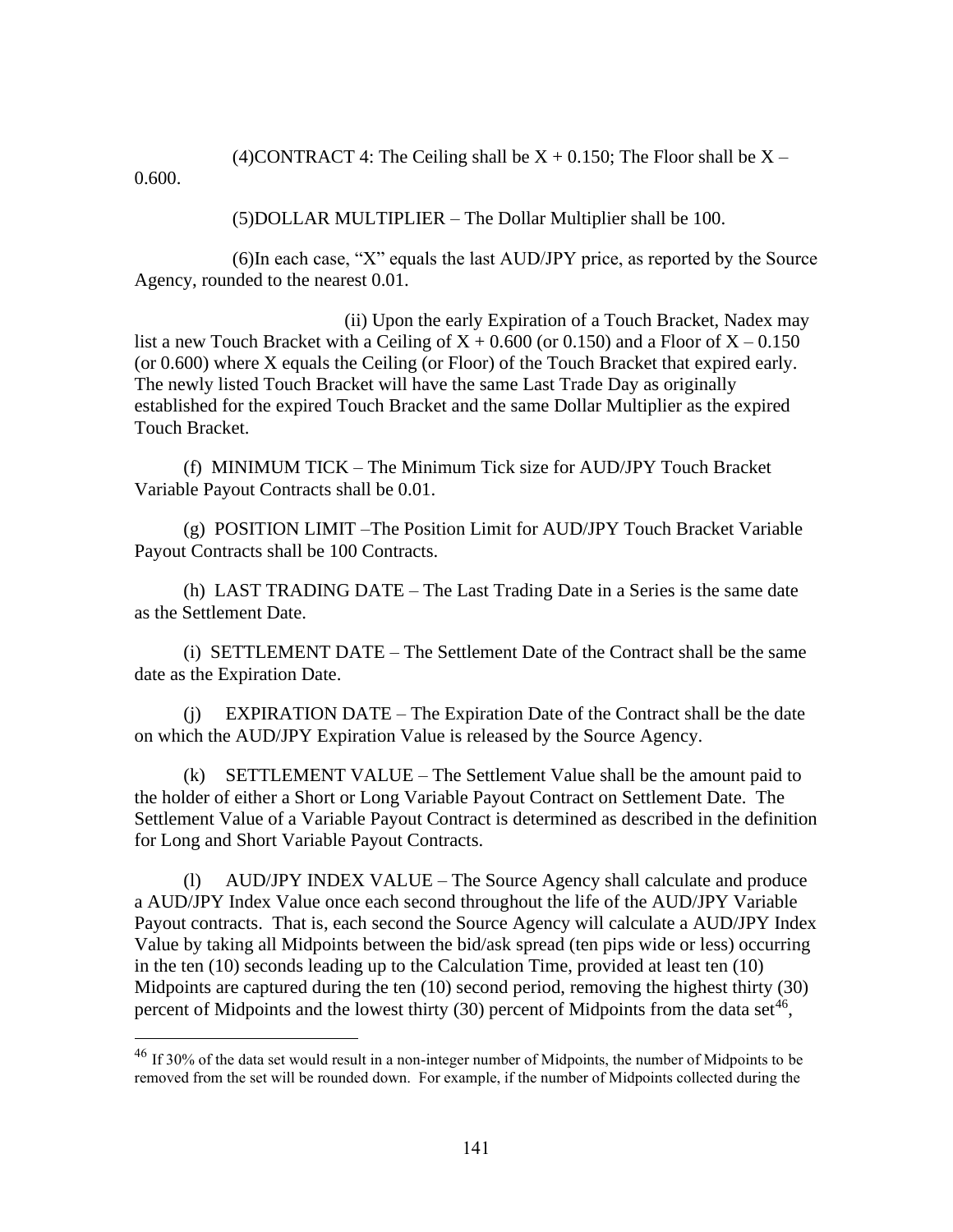(4)CONTRACT 4: The Ceiling shall be X + 0.150; The Floor shall be X – 0.600.

(5)DOLLAR MULTIPLIER – The Dollar Multiplier shall be 100.

(6)In each case, "X" equals the last AUD/JPY price, as reported by the Source Agency, rounded to the nearest 0.01.

(ii) Upon the early Expiration of a Touch Bracket, Nadex may list a new Touch Bracket with a Ceiling of X + 0.600 (or 0.150) and a Floor of X – 0.150 (or 0.600) where X equals the Ceiling (or Floor) of the Touch Bracket that expired early. The newly listed Touch Bracket will have the same Last Trade Day as originally established for the expired Touch Bracket and the same Dollar Multiplier as the expired Touch Bracket.

(f) MINIMUM TICK – The Minimum Tick size for AUD/JPY Touch Bracket Variable Payout Contracts shall be 0.01.

(g) POSITION LIMIT –The Position Limit for AUD/JPY Touch Bracket Variable Payout Contracts shall be 100 Contracts.

(h) LAST TRADING DATE – The Last Trading Date in a Series is the same date as the Settlement Date.

(i) SETTLEMENT DATE – The Settlement Date of the Contract shall be the same date as the Expiration Date.

(j) EXPIRATION DATE – The Expiration Date of the Contract shall be the date on which the AUD/JPY Expiration Value is released by the Source Agency.

(k) SETTLEMENT VALUE – The Settlement Value shall be the amount paid to the holder of either a Short or Long Variable Payout Contract on Settlement Date. The Settlement Value of a Variable Payout Contract is determined as described in the definition for Long and Short Variable Payout Contracts.

(l) AUD/JPY INDEX VALUE – The Source Agency shall calculate and produce a AUD/JPY Index Value once each second throughout the life of the AUD/JPY Variable Payout contracts. That is, each second the Source Agency will calculate a AUD/JPY Index Value by taking all Midpoints between the bid/ask spread (ten pips wide or less) occurring in the ten (10) seconds leading up to the Calculation Time, provided at least ten (10) Midpoints are captured during the ten (10) second period, removing the highest thirty (30) percent of Midpoints and the lowest thirty (30) percent of Midpoints from the data set[46],

[46] If 30% of the data set would result in a non-integer number of Midpoints, the number of Midpoints to be removed from the set will be rounded down. For example, if the number of Midpoints collected during the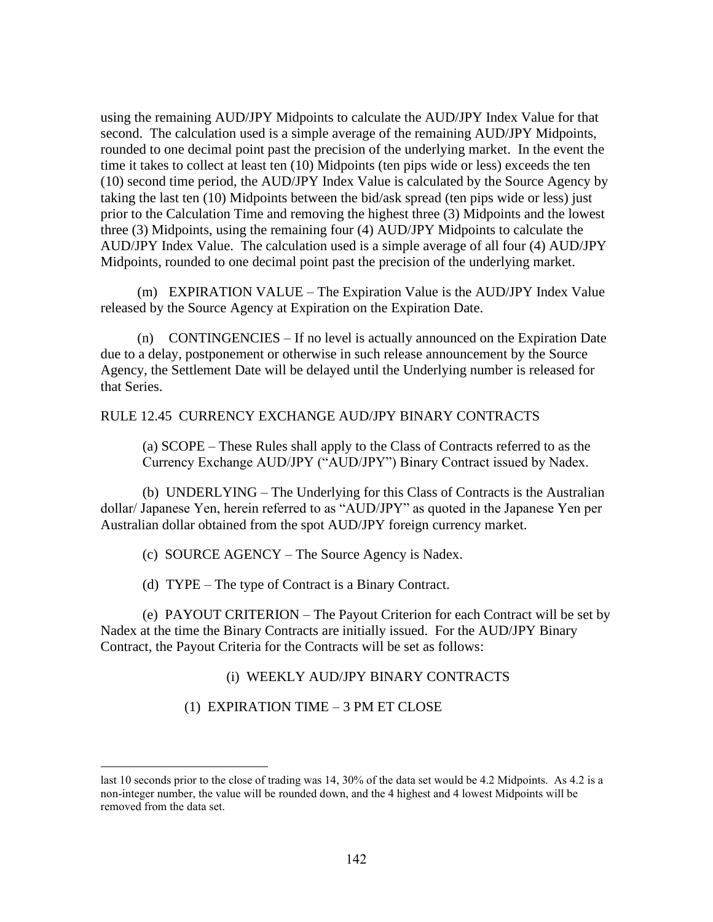using the remaining AUD/JPY Midpoints to calculate the AUD/JPY Index Value for that second. The calculation used is a simple average of the remaining AUD/JPY Midpoints, rounded to one decimal point past the precision of the underlying market. In the event the time it takes to collect at least ten (10) Midpoints (ten pips wide or less) exceeds the ten (10) second time period, the AUD/JPY Index Value is calculated by the Source Agency by taking the last ten (10) Midpoints between the bid/ask spread (ten pips wide or less) just prior to the Calculation Time and removing the highest three (3) Midpoints and the lowest three (3) Midpoints, using the remaining four (4) AUD/JPY Midpoints to calculate the AUD/JPY Index Value. The calculation used is a simple average of all four (4) AUD/JPY Midpoints, rounded to one decimal point past the precision of the underlying market.

(m) EXPIRATION VALUE – The Expiration Value is the AUD/JPY Index Value released by the Source Agency at Expiration on the Expiration Date.

(n) CONTINGENCIES – If no level is actually announced on the Expiration Date due to a delay, postponement or otherwise in such release announcement by the Source Agency, the Settlement Date will be delayed until the Underlying number is released for that Series.

RULE 12.45 CURRENCY EXCHANGE AUD/JPY BINARY CONTRACTS

(a) SCOPE – These Rules shall apply to the Class of Contracts referred to as the Currency Exchange AUD/JPY ("AUD/JPY") Binary Contract issued by Nadex.

(b) UNDERLYING – The Underlying for this Class of Contracts is the Australian dollar/ Japanese Yen, herein referred to as "AUD/JPY" as quoted in the Japanese Yen per Australian dollar obtained from the spot AUD/JPY foreign currency market.

(c) SOURCE AGENCY – The Source Agency is Nadex.

(d) TYPE – The type of Contract is a Binary Contract.

(e) PAYOUT CRITERION – The Payout Criterion for each Contract will be set by Nadex at the time the Binary Contracts are initially issued. For the AUD/JPY Binary Contract, the Payout Criteria for the Contracts will be set as follows:

(i) WEEKLY AUD/JPY BINARY CONTRACTS

(1) EXPIRATION TIME – 3 PM ET CLOSE

---

last 10 seconds prior to the close of trading was 14, 30% of the data set would be 4.2 Midpoints. As 4.2 is a non-integer number, the value will be rounded down, and the 4 highest and 4 lowest Midpoints will be removed from the data set.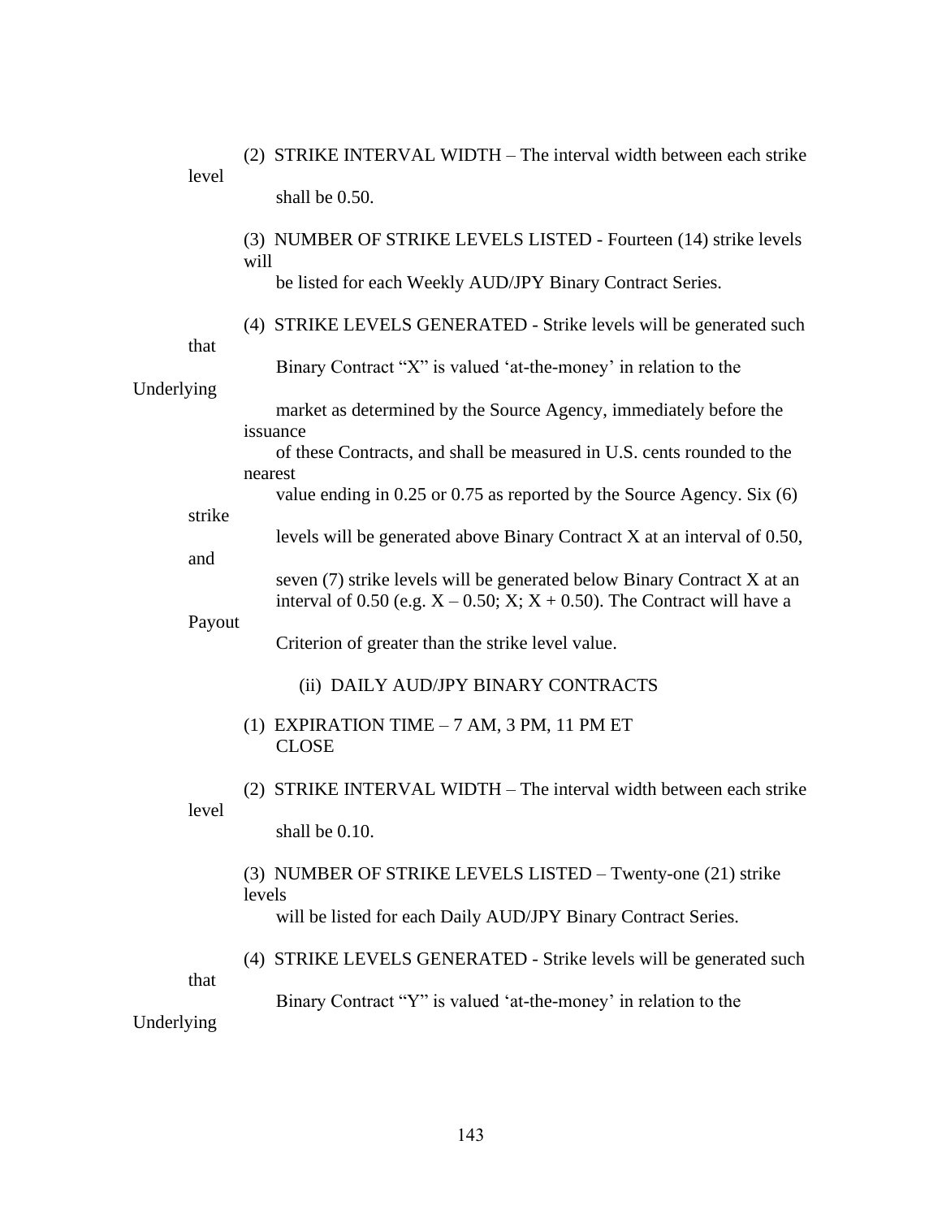(2) STRIKE INTERVAL WIDTH – The interval width between each strike level shall be 0.50.

(3) NUMBER OF STRIKE LEVELS LISTED - Fourteen (14) strike levels will be listed for each Weekly AUD/JPY Binary Contract Series.

(4) STRIKE LEVELS GENERATED - Strike levels will be generated such that Binary Contract "X" is valued 'at-the-money' in relation to the Underlying market as determined by the Source Agency, immediately before the issuance of these Contracts, and shall be measured in U.S. cents rounded to the nearest value ending in 0.25 or 0.75 as reported by the Source Agency. Six (6) strike levels will be generated above Binary Contract X at an interval of 0.50, and seven (7) strike levels will be generated below Binary Contract X at an interval of 0.50 (e.g. X – 0.50; X; X + 0.50). The Contract will have a Payout Criterion of greater than the strike level value.

(ii) DAILY AUD/JPY BINARY CONTRACTS

(1) EXPIRATION TIME – 7 AM, 3 PM, 11 PM ET CLOSE

(2) STRIKE INTERVAL WIDTH – The interval width between each strike level shall be 0.10.

(3) NUMBER OF STRIKE LEVELS LISTED – Twenty-one (21) strike levels will be listed for each Daily AUD/JPY Binary Contract Series.

(4) STRIKE LEVELS GENERATED - Strike levels will be generated such that Binary Contract "Y" is valued 'at-the-money' in relation to the Underlying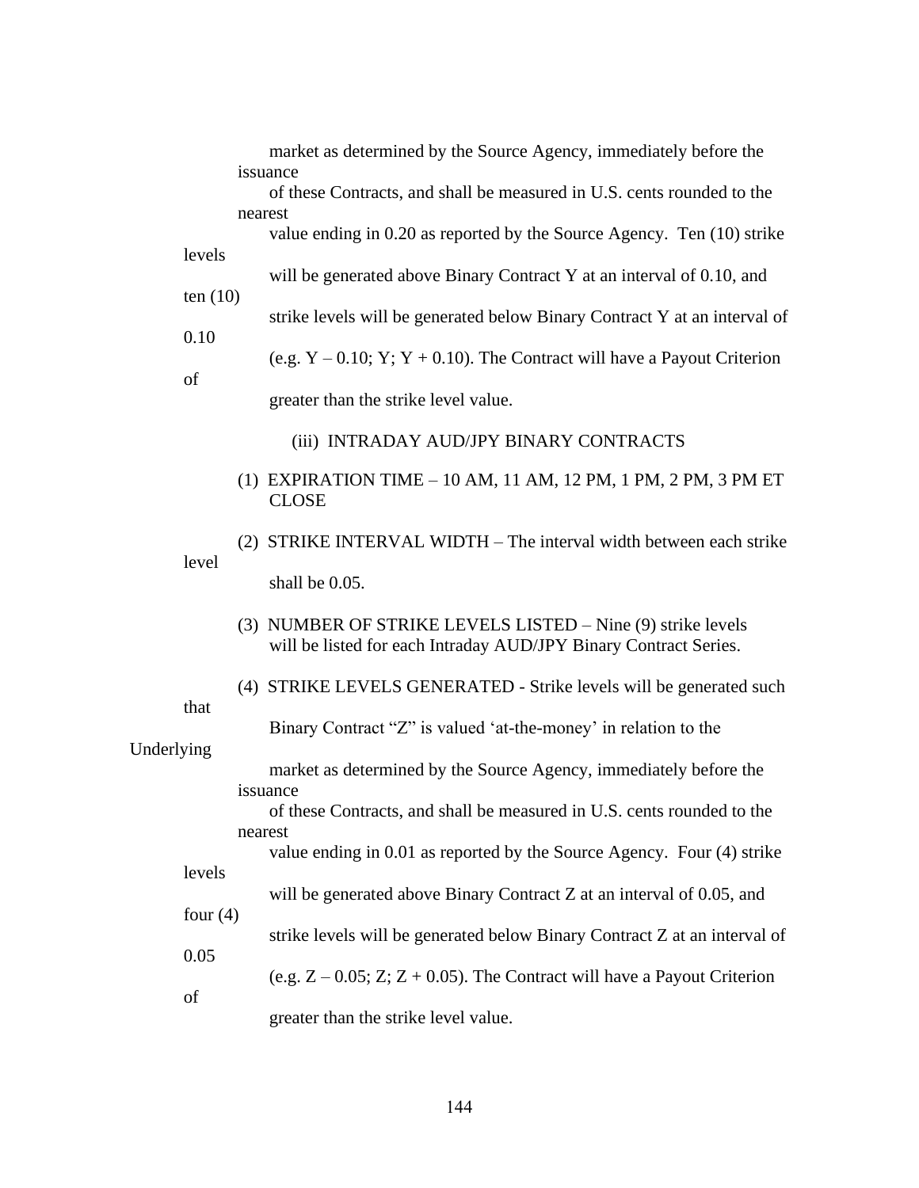market as determined by the Source Agency, immediately before the issuance of these Contracts, and shall be measured in U.S. cents rounded to the nearest value ending in 0.20 as reported by the Source Agency. Ten (10) strike levels will be generated above Binary Contract Y at an interval of 0.10, and ten (10) strike levels will be generated below Binary Contract Y at an interval of 0.10 (e.g. Y – 0.10; Y; Y + 0.10). The Contract will have a Payout Criterion of greater than the strike level value.

(iii) INTRADAY AUD/JPY BINARY CONTRACTS

(1) EXPIRATION TIME – 10 AM, 11 AM, 12 PM, 1 PM, 2 PM, 3 PM ET CLOSE

(2) STRIKE INTERVAL WIDTH – The interval width between each strike level shall be 0.05.

(3) NUMBER OF STRIKE LEVELS LISTED – Nine (9) strike levels will be listed for each Intraday AUD/JPY Binary Contract Series.

(4) STRIKE LEVELS GENERATED - Strike levels will be generated such that Binary Contract "Z" is valued 'at-the-money' in relation to the Underlying market as determined by the Source Agency, immediately before the issuance of these Contracts, and shall be measured in U.S. cents rounded to the nearest value ending in 0.01 as reported by the Source Agency. Four (4) strike levels will be generated above Binary Contract Z at an interval of 0.05, and four (4) strike levels will be generated below Binary Contract Z at an interval of 0.05 (e.g. Z – 0.05; Z; Z + 0.05). The Contract will have a Payout Criterion of greater than the strike level value.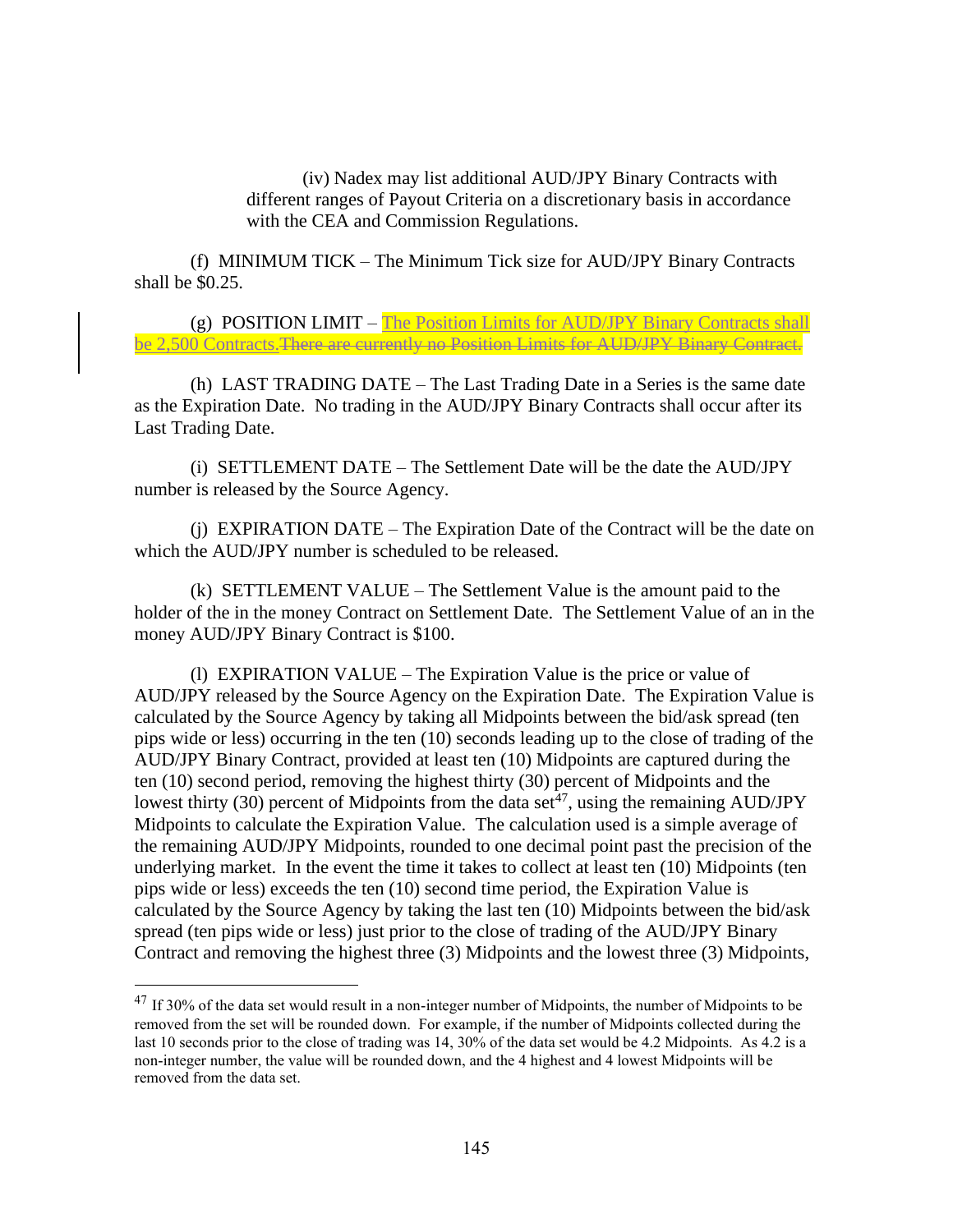(iv) Nadex may list additional AUD/JPY Binary Contracts with different ranges of Payout Criteria on a discretionary basis in accordance with the CEA and Commission Regulations.

(f) MINIMUM TICK – The Minimum Tick size for AUD/JPY Binary Contracts shall be $0.25.

(g) POSITION LIMIT – The Position Limits for AUD/JPY Binary Contracts shall be 2,500 Contracts.~~There are currently no Position Limits for AUD/JPY Binary Contract.~~

(h) LAST TRADING DATE – The Last Trading Date in a Series is the same date as the Expiration Date. No trading in the AUD/JPY Binary Contracts shall occur after its Last Trading Date.

(i) SETTLEMENT DATE – The Settlement Date will be the date the AUD/JPY number is released by the Source Agency.

(j) EXPIRATION DATE – The Expiration Date of the Contract will be the date on which the AUD/JPY number is scheduled to be released.

(k) SETTLEMENT VALUE – The Settlement Value is the amount paid to the holder of the in the money Contract on Settlement Date. The Settlement Value of an in the money AUD/JPY Binary Contract is $100.

(l) EXPIRATION VALUE – The Expiration Value is the price or value of AUD/JPY released by the Source Agency on the Expiration Date. The Expiration Value is calculated by the Source Agency by taking all Midpoints between the bid/ask spread (ten pips wide or less) occurring in the ten (10) seconds leading up to the close of trading of the AUD/JPY Binary Contract, provided at least ten (10) Midpoints are captured during the ten (10) second period, removing the highest thirty (30) percent of Midpoints and the lowest thirty (30) percent of Midpoints from the data set[47], using the remaining AUD/JPY Midpoints to calculate the Expiration Value. The calculation used is a simple average of the remaining AUD/JPY Midpoints, rounded to one decimal point past the precision of the underlying market. In the event the time it takes to collect at least ten (10) Midpoints (ten pips wide or less) exceeds the ten (10) second time period, the Expiration Value is calculated by the Source Agency by taking the last ten (10) Midpoints between the bid/ask spread (ten pips wide or less) just prior to the close of trading of the AUD/JPY Binary Contract and removing the highest three (3) Midpoints and the lowest three (3) Midpoints,

[47] If 30% of the data set would result in a non-integer number of Midpoints, the number of Midpoints to be removed from the set will be rounded down. For example, if the number of Midpoints collected during the last 10 seconds prior to the close of trading was 14, 30% of the data set would be 4.2 Midpoints. As 4.2 is a non-integer number, the value will be rounded down, and the 4 highest and 4 lowest Midpoints will be removed from the data set.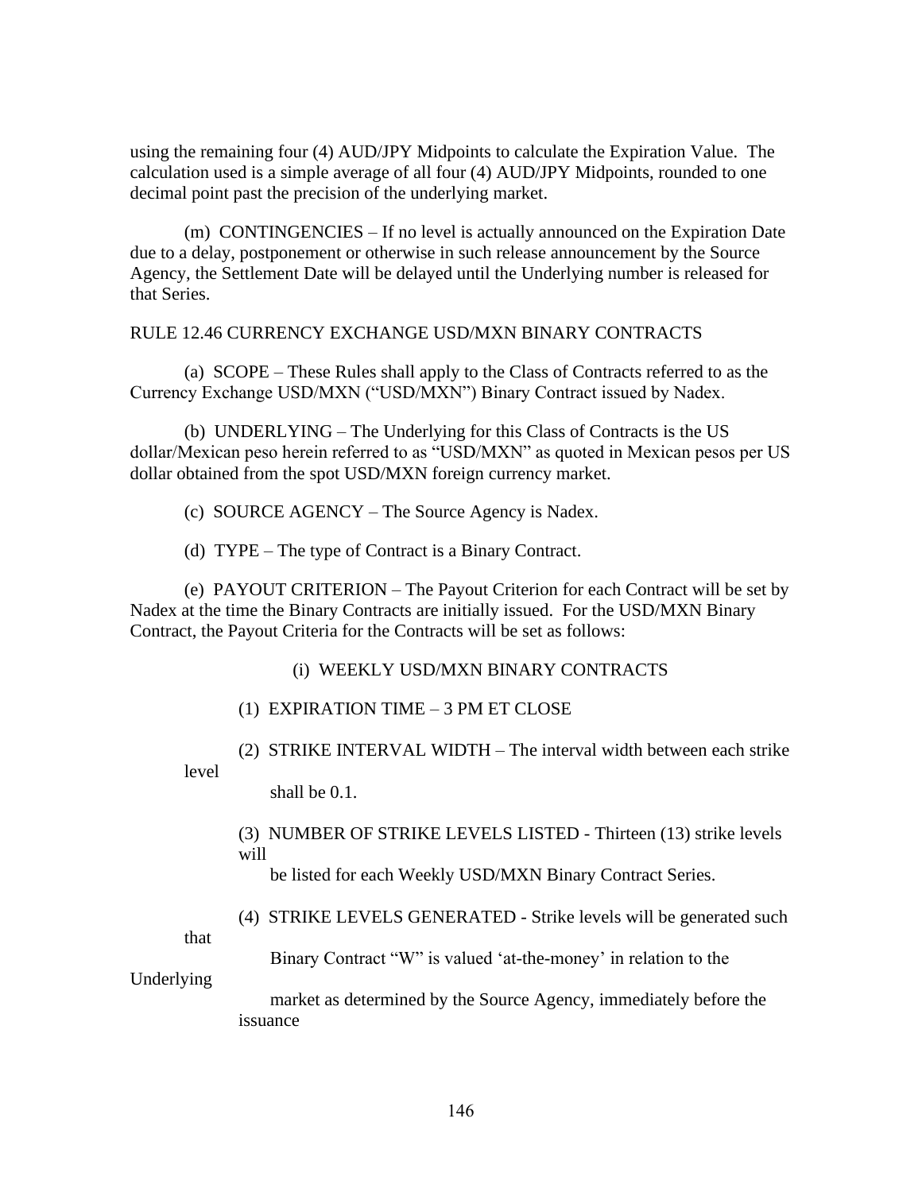using the remaining four (4) AUD/JPY Midpoints to calculate the Expiration Value. The calculation used is a simple average of all four (4) AUD/JPY Midpoints, rounded to one decimal point past the precision of the underlying market.

(m) CONTINGENCIES – If no level is actually announced on the Expiration Date due to a delay, postponement or otherwise in such release announcement by the Source Agency, the Settlement Date will be delayed until the Underlying number is released for that Series.

RULE 12.46 CURRENCY EXCHANGE USD/MXN BINARY CONTRACTS

(a) SCOPE – These Rules shall apply to the Class of Contracts referred to as the Currency Exchange USD/MXN ("USD/MXN") Binary Contract issued by Nadex.

(b) UNDERLYING – The Underlying for this Class of Contracts is the US dollar/Mexican peso herein referred to as "USD/MXN" as quoted in Mexican pesos per US dollar obtained from the spot USD/MXN foreign currency market.

(c) SOURCE AGENCY – The Source Agency is Nadex.

(d) TYPE – The type of Contract is a Binary Contract.

(e) PAYOUT CRITERION – The Payout Criterion for each Contract will be set by Nadex at the time the Binary Contracts are initially issued. For the USD/MXN Binary Contract, the Payout Criteria for the Contracts will be set as follows:

(i) WEEKLY USD/MXN BINARY CONTRACTS

(1) EXPIRATION TIME – 3 PM ET CLOSE

(2) STRIKE INTERVAL WIDTH – The interval width between each strike level shall be 0.1.

(3) NUMBER OF STRIKE LEVELS LISTED - Thirteen (13) strike levels will be listed for each Weekly USD/MXN Binary Contract Series.

(4) STRIKE LEVELS GENERATED - Strike levels will be generated such that Binary Contract "W" is valued 'at-the-money' in relation to the Underlying market as determined by the Source Agency, immediately before the issuance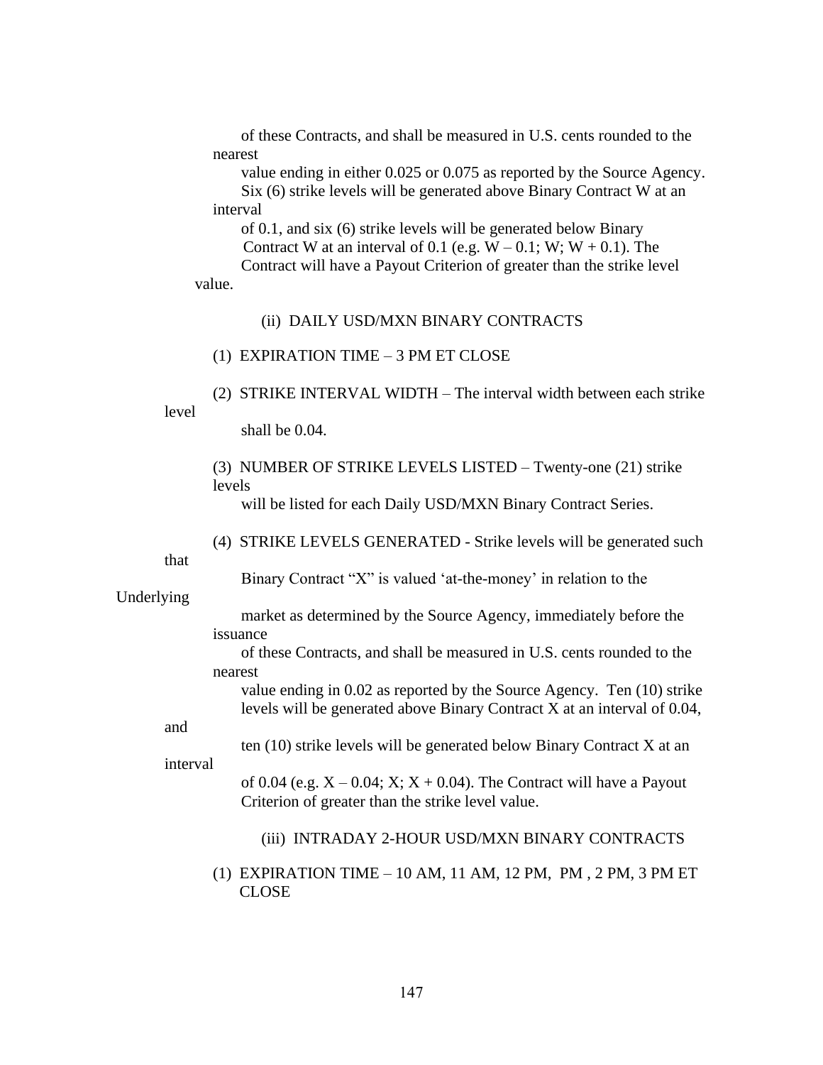of these Contracts, and shall be measured in U.S. cents rounded to the nearest value ending in either 0.025 or 0.075 as reported by the Source Agency. Six (6) strike levels will be generated above Binary Contract W at an interval of 0.1, and six (6) strike levels will be generated below Binary Contract W at an interval of 0.1 (e.g. W – 0.1; W; W + 0.1). The Contract will have a Payout Criterion of greater than the strike level value.

(ii) DAILY USD/MXN BINARY CONTRACTS

(1) EXPIRATION TIME – 3 PM ET CLOSE

(2) STRIKE INTERVAL WIDTH – The interval width between each strike level shall be 0.04.

(3) NUMBER OF STRIKE LEVELS LISTED – Twenty-one (21) strike levels will be listed for each Daily USD/MXN Binary Contract Series.

(4) STRIKE LEVELS GENERATED - Strike levels will be generated such that Binary Contract "X" is valued 'at-the-money' in relation to the Underlying market as determined by the Source Agency, immediately before the issuance of these Contracts, and shall be measured in U.S. cents rounded to the nearest value ending in 0.02 as reported by the Source Agency. Ten (10) strike levels will be generated above Binary Contract X at an interval of 0.04, and ten (10) strike levels will be generated below Binary Contract X at an interval of 0.04 (e.g. X – 0.04; X; X + 0.04). The Contract will have a Payout Criterion of greater than the strike level value.

(iii) INTRADAY 2-HOUR USD/MXN BINARY CONTRACTS

(1) EXPIRATION TIME – 10 AM, 11 AM, 12 PM, PM , 2 PM, 3 PM ET CLOSE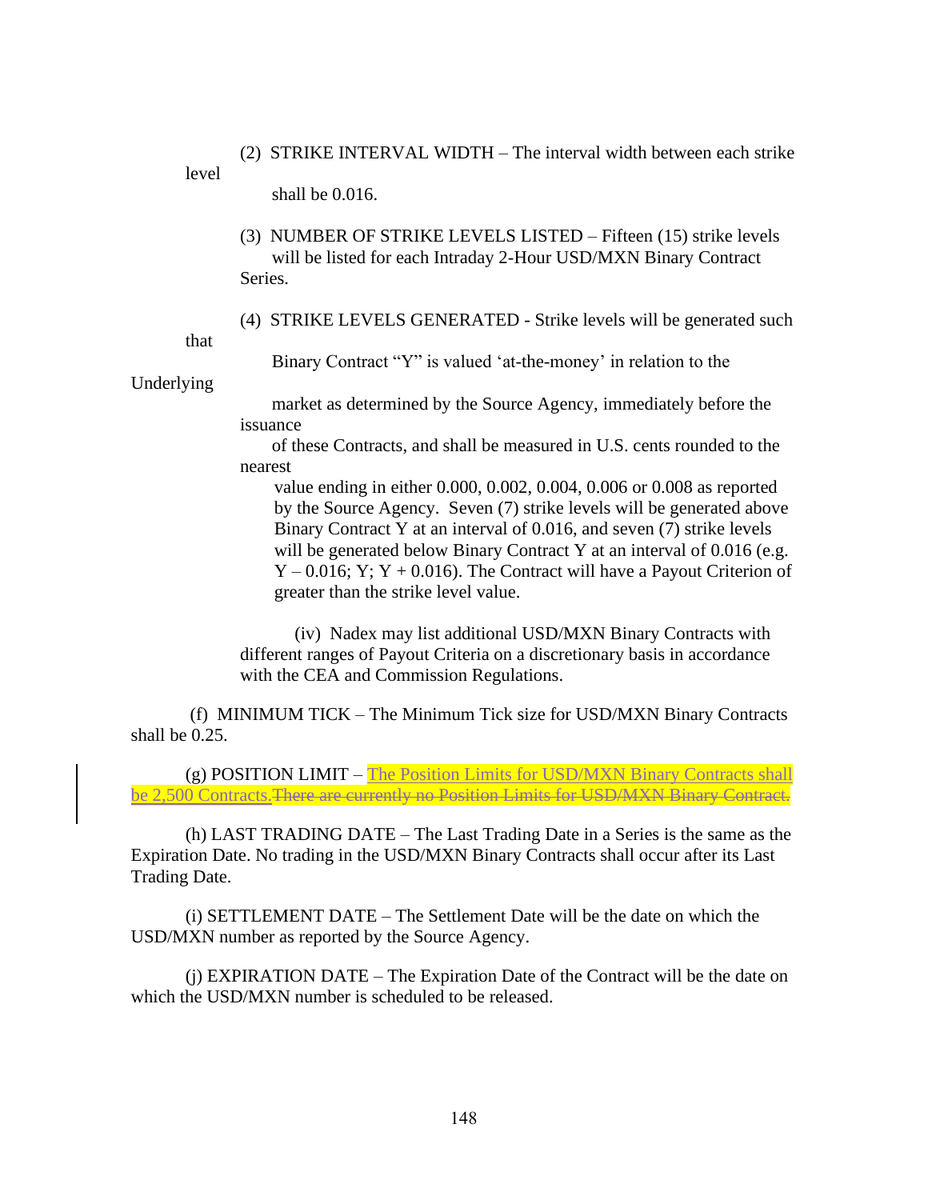(2) STRIKE INTERVAL WIDTH – The interval width between each strike level shall be 0.016.

(3) NUMBER OF STRIKE LEVELS LISTED – Fifteen (15) strike levels will be listed for each Intraday 2-Hour USD/MXN Binary Contract Series.

(4) STRIKE LEVELS GENERATED - Strike levels will be generated such that Binary Contract "Y" is valued 'at-the-money' in relation to the Underlying market as determined by the Source Agency, immediately before the issuance of these Contracts, and shall be measured in U.S. cents rounded to the nearest value ending in either 0.000, 0.002, 0.004, 0.006 or 0.008 as reported by the Source Agency. Seven (7) strike levels will be generated above Binary Contract Y at an interval of 0.016, and seven (7) strike levels will be generated below Binary Contract Y at an interval of 0.016 (e.g. Y – 0.016; Y; Y + 0.016). The Contract will have a Payout Criterion of greater than the strike level value.

(iv) Nadex may list additional USD/MXN Binary Contracts with different ranges of Payout Criteria on a discretionary basis in accordance with the CEA and Commission Regulations.

(f) MINIMUM TICK – The Minimum Tick size for USD/MXN Binary Contracts shall be 0.25.

(g) POSITION LIMIT – The Position Limits for USD/MXN Binary Contracts shall be 2,500 Contracts.~~There are currently no Position Limits for USD/MXN Binary Contract.~~

(h) LAST TRADING DATE – The Last Trading Date in a Series is the same as the Expiration Date. No trading in the USD/MXN Binary Contracts shall occur after its Last Trading Date.

(i) SETTLEMENT DATE – The Settlement Date will be the date on which the USD/MXN number as reported by the Source Agency.

(j) EXPIRATION DATE – The Expiration Date of the Contract will be the date on which the USD/MXN number is scheduled to be released.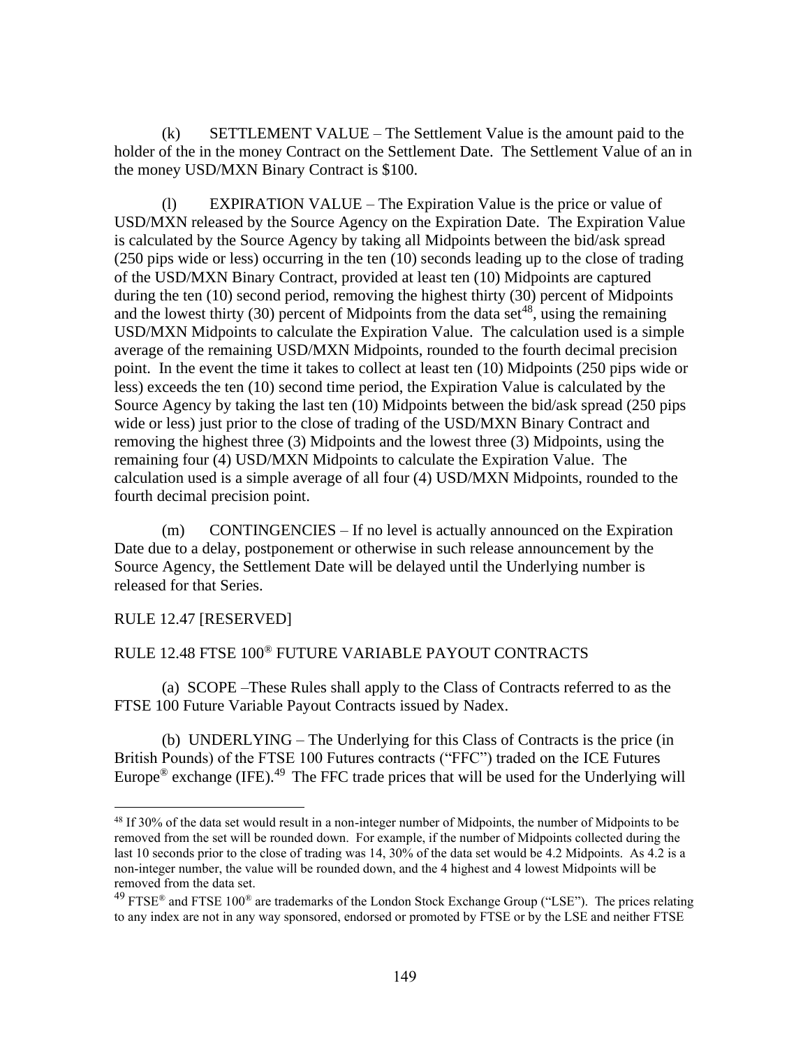(k) SETTLEMENT VALUE – The Settlement Value is the amount paid to the holder of the in the money Contract on the Settlement Date. The Settlement Value of an in the money USD/MXN Binary Contract is $100.

(l) EXPIRATION VALUE – The Expiration Value is the price or value of USD/MXN released by the Source Agency on the Expiration Date. The Expiration Value is calculated by the Source Agency by taking all Midpoints between the bid/ask spread (250 pips wide or less) occurring in the ten (10) seconds leading up to the close of trading of the USD/MXN Binary Contract, provided at least ten (10) Midpoints are captured during the ten (10) second period, removing the highest thirty (30) percent of Midpoints and the lowest thirty (30) percent of Midpoints from the data set[48], using the remaining USD/MXN Midpoints to calculate the Expiration Value. The calculation used is a simple average of the remaining USD/MXN Midpoints, rounded to the fourth decimal precision point. In the event the time it takes to collect at least ten (10) Midpoints (250 pips wide or less) exceeds the ten (10) second time period, the Expiration Value is calculated by the Source Agency by taking the last ten (10) Midpoints between the bid/ask spread (250 pips wide or less) just prior to the close of trading of the USD/MXN Binary Contract and removing the highest three (3) Midpoints and the lowest three (3) Midpoints, using the remaining four (4) USD/MXN Midpoints to calculate the Expiration Value. The calculation used is a simple average of all four (4) USD/MXN Midpoints, rounded to the fourth decimal precision point.

(m) CONTINGENCIES – If no level is actually announced on the Expiration Date due to a delay, postponement or otherwise in such release announcement by the Source Agency, the Settlement Date will be delayed until the Underlying number is released for that Series.

RULE 12.47 [RESERVED]

RULE 12.48 FTSE 100® FUTURE VARIABLE PAYOUT CONTRACTS

(a) SCOPE –These Rules shall apply to the Class of Contracts referred to as the FTSE 100 Future Variable Payout Contracts issued by Nadex.

(b) UNDERLYING – The Underlying for this Class of Contracts is the price (in British Pounds) of the FTSE 100 Futures contracts ("FFC") traded on the ICE Futures Europe® exchange (IFE).[49] The FFC trade prices that will be used for the Underlying will

---

[48] If 30% of the data set would result in a non-integer number of Midpoints, the number of Midpoints to be removed from the set will be rounded down. For example, if the number of Midpoints collected during the last 10 seconds prior to the close of trading was 14, 30% of the data set would be 4.2 Midpoints. As 4.2 is a non-integer number, the value will be rounded down, and the 4 highest and 4 lowest Midpoints will be removed from the data set.

[49] FTSE® and FTSE 100® are trademarks of the London Stock Exchange Group ("LSE"). The prices relating to any index are not in any way sponsored, endorsed or promoted by FTSE or by the LSE and neither FTSE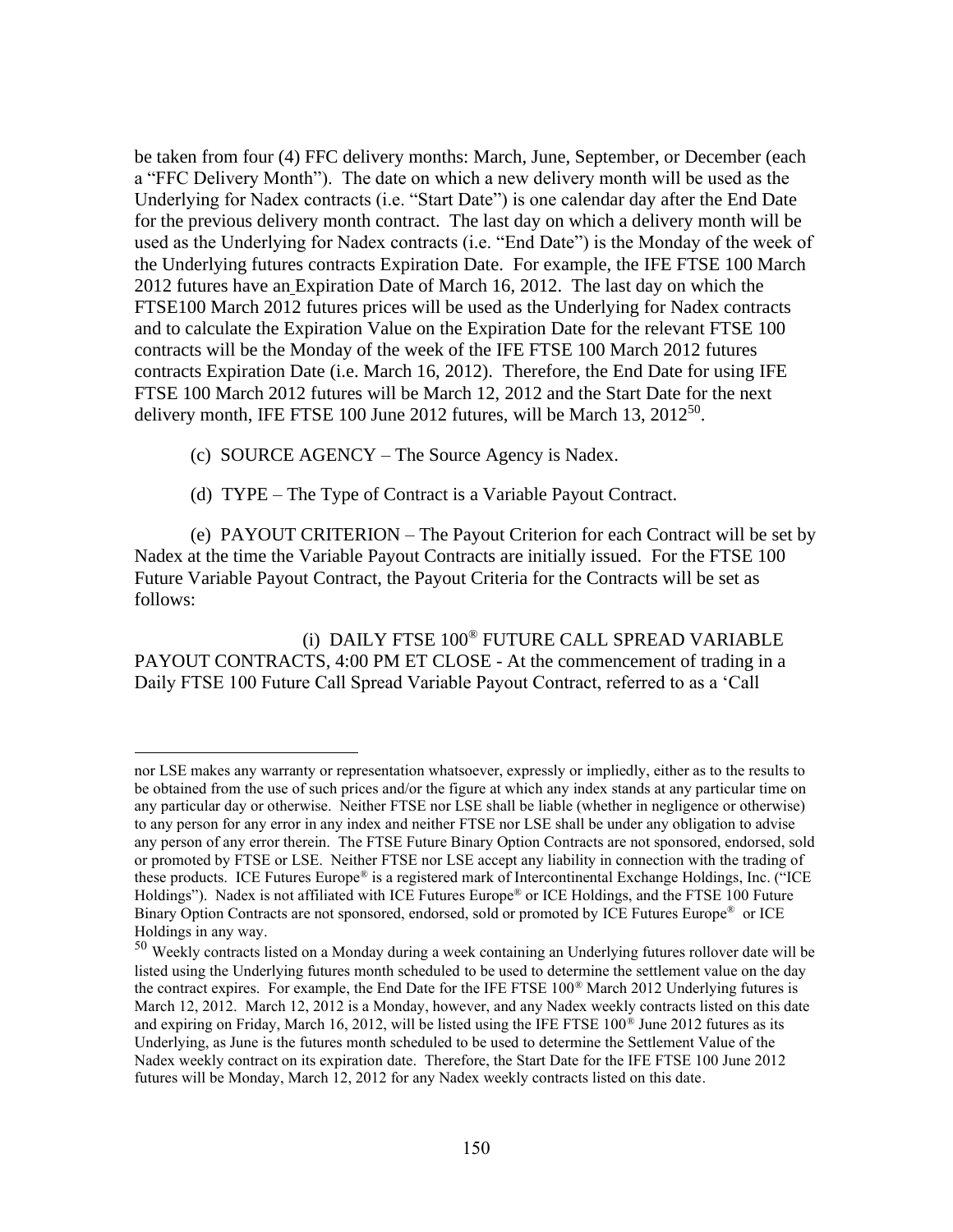be taken from four (4) FFC delivery months: March, June, September, or December (each a "FFC Delivery Month"). The date on which a new delivery month will be used as the Underlying for Nadex contracts (i.e. "Start Date") is one calendar day after the End Date for the previous delivery month contract. The last day on which a delivery month will be used as the Underlying for Nadex contracts (i.e. "End Date") is the Monday of the week of the Underlying futures contracts Expiration Date. For example, the IFE FTSE 100 March 2012 futures have an Expiration Date of March 16, 2012. The last day on which the FTSE100 March 2012 futures prices will be used as the Underlying for Nadex contracts and to calculate the Expiration Value on the Expiration Date for the relevant FTSE 100 contracts will be the Monday of the week of the IFE FTSE 100 March 2012 futures contracts Expiration Date (i.e. March 16, 2012). Therefore, the End Date for using IFE FTSE 100 March 2012 futures will be March 12, 2012 and the Start Date for the next delivery month, IFE FTSE 100 June 2012 futures, will be March 13, 2012[50].

(c) SOURCE AGENCY – The Source Agency is Nadex.

(d) TYPE – The Type of Contract is a Variable Payout Contract.

(e) PAYOUT CRITERION – The Payout Criterion for each Contract will be set by Nadex at the time the Variable Payout Contracts are initially issued. For the FTSE 100 Future Variable Payout Contract, the Payout Criteria for the Contracts will be set as follows:

(i) DAILY FTSE 100® FUTURE CALL SPREAD VARIABLE PAYOUT CONTRACTS, 4:00 PM ET CLOSE - At the commencement of trading in a Daily FTSE 100 Future Call Spread Variable Payout Contract, referred to as a 'Call

---

nor LSE makes any warranty or representation whatsoever, expressly or impliedly, either as to the results to be obtained from the use of such prices and/or the figure at which any index stands at any particular time on any particular day or otherwise. Neither FTSE nor LSE shall be liable (whether in negligence or otherwise) to any person for any error in any index and neither FTSE nor LSE shall be under any obligation to advise any person of any error therein. The FTSE Future Binary Option Contracts are not sponsored, endorsed, sold or promoted by FTSE or LSE. Neither FTSE nor LSE accept any liability in connection with the trading of these products. ICE Futures Europe® is a registered mark of Intercontinental Exchange Holdings, Inc. ("ICE Holdings"). Nadex is not affiliated with ICE Futures Europe® or ICE Holdings, and the FTSE 100 Future Binary Option Contracts are not sponsored, endorsed, sold or promoted by ICE Futures Europe® or ICE Holdings in any way.

[50] Weekly contracts listed on a Monday during a week containing an Underlying futures rollover date will be listed using the Underlying futures month scheduled to be used to determine the settlement value on the day the contract expires. For example, the End Date for the IFE FTSE 100® March 2012 Underlying futures is March 12, 2012. March 12, 2012 is a Monday, however, and any Nadex weekly contracts listed on this date and expiring on Friday, March 16, 2012, will be listed using the IFE FTSE 100® June 2012 futures as its Underlying, as June is the futures month scheduled to be used to determine the Settlement Value of the Nadex weekly contract on its expiration date. Therefore, the Start Date for the IFE FTSE 100 June 2012 futures will be Monday, March 12, 2012 for any Nadex weekly contracts listed on this date.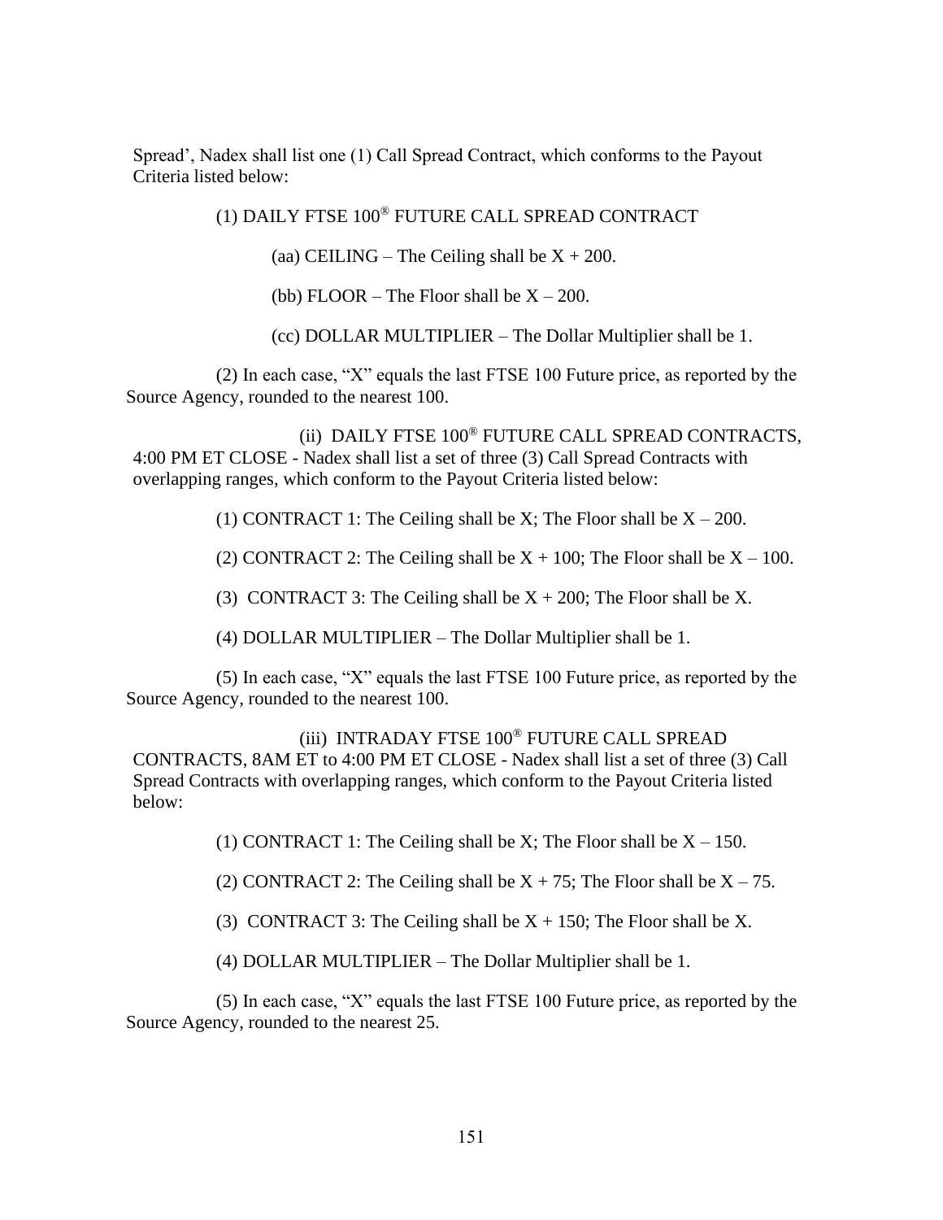Spread', Nadex shall list one (1) Call Spread Contract, which conforms to the Payout Criteria listed below:

(1) DAILY FTSE 100® FUTURE CALL SPREAD CONTRACT

(aa) CEILING – The Ceiling shall be X + 200.

(bb) FLOOR – The Floor shall be X – 200.

(cc) DOLLAR MULTIPLIER – The Dollar Multiplier shall be 1.

(2) In each case, "X" equals the last FTSE 100 Future price, as reported by the Source Agency, rounded to the nearest 100.

(ii) DAILY FTSE 100® FUTURE CALL SPREAD CONTRACTS, 4:00 PM ET CLOSE - Nadex shall list a set of three (3) Call Spread Contracts with overlapping ranges, which conform to the Payout Criteria listed below:

(1) CONTRACT 1: The Ceiling shall be X; The Floor shall be X – 200.

(2) CONTRACT 2: The Ceiling shall be X + 100; The Floor shall be X – 100.

(3) CONTRACT 3: The Ceiling shall be X + 200; The Floor shall be X.

(4) DOLLAR MULTIPLIER – The Dollar Multiplier shall be 1.

(5) In each case, "X" equals the last FTSE 100 Future price, as reported by the Source Agency, rounded to the nearest 100.

(iii) INTRADAY FTSE 100® FUTURE CALL SPREAD CONTRACTS, 8AM ET to 4:00 PM ET CLOSE - Nadex shall list a set of three (3) Call Spread Contracts with overlapping ranges, which conform to the Payout Criteria listed below:

(1) CONTRACT 1: The Ceiling shall be X; The Floor shall be X – 150.

(2) CONTRACT 2: The Ceiling shall be X + 75; The Floor shall be X – 75.

(3) CONTRACT 3: The Ceiling shall be X + 150; The Floor shall be X.

(4) DOLLAR MULTIPLIER – The Dollar Multiplier shall be 1.

(5) In each case, "X" equals the last FTSE 100 Future price, as reported by the Source Agency, rounded to the nearest 25.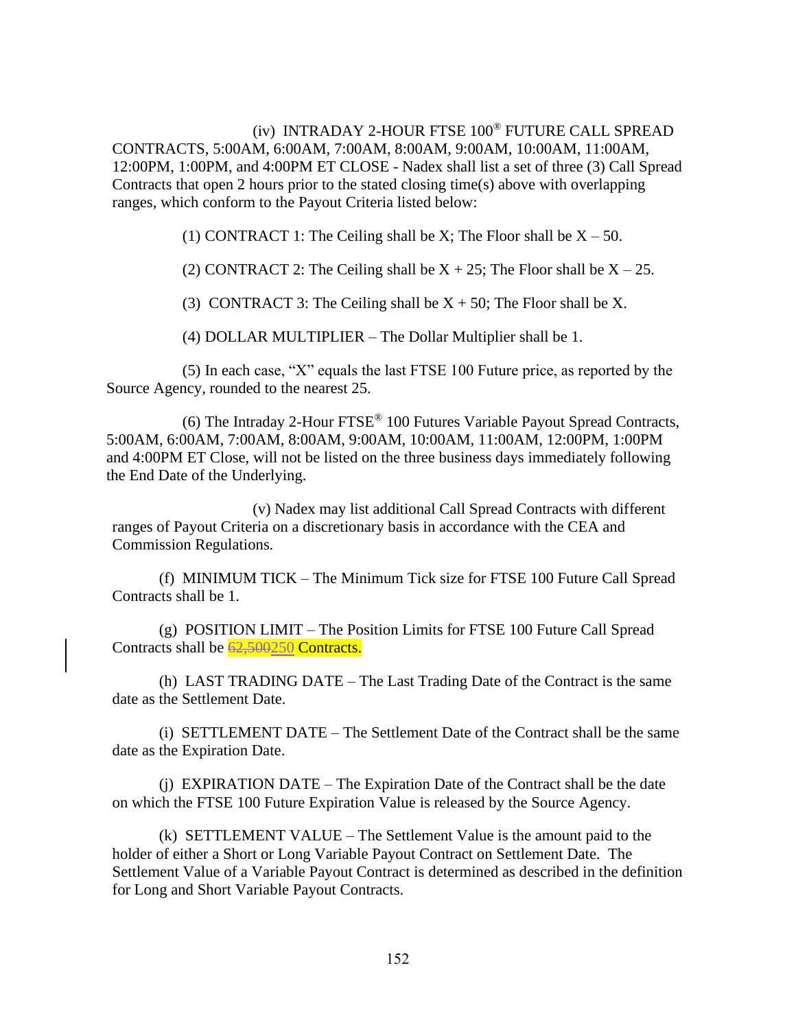(iv) INTRADAY 2-HOUR FTSE 100® FUTURE CALL SPREAD CONTRACTS, 5:00AM, 6:00AM, 7:00AM, 8:00AM, 9:00AM, 10:00AM, 11:00AM, 12:00PM, 1:00PM, and 4:00PM ET CLOSE - Nadex shall list a set of three (3) Call Spread Contracts that open 2 hours prior to the stated closing time(s) above with overlapping ranges, which conform to the Payout Criteria listed below:

(1) CONTRACT 1: The Ceiling shall be X; The Floor shall be X – 50.

(2) CONTRACT 2: The Ceiling shall be X + 25; The Floor shall be X – 25.

(3) CONTRACT 3: The Ceiling shall be X + 50; The Floor shall be X.

(4) DOLLAR MULTIPLIER – The Dollar Multiplier shall be 1.

(5) In each case, "X" equals the last FTSE 100 Future price, as reported by the Source Agency, rounded to the nearest 25.

(6) The Intraday 2-Hour FTSE® 100 Futures Variable Payout Spread Contracts, 5:00AM, 6:00AM, 7:00AM, 8:00AM, 9:00AM, 10:00AM, 11:00AM, 12:00PM, 1:00PM and 4:00PM ET Close, will not be listed on the three business days immediately following the End Date of the Underlying.

(v) Nadex may list additional Call Spread Contracts with different ranges of Payout Criteria on a discretionary basis in accordance with the CEA and Commission Regulations.

(f) MINIMUM TICK – The Minimum Tick size for FTSE 100 Future Call Spread Contracts shall be 1.

(g) POSITION LIMIT – The Position Limits for FTSE 100 Future Call Spread Contracts shall be ~~62,500~~250 Contracts.

(h) LAST TRADING DATE – The Last Trading Date of the Contract is the same date as the Settlement Date.

(i) SETTLEMENT DATE – The Settlement Date of the Contract shall be the same date as the Expiration Date.

(j) EXPIRATION DATE – The Expiration Date of the Contract shall be the date on which the FTSE 100 Future Expiration Value is released by the Source Agency.

(k) SETTLEMENT VALUE – The Settlement Value is the amount paid to the holder of either a Short or Long Variable Payout Contract on Settlement Date. The Settlement Value of a Variable Payout Contract is determined as described in the definition for Long and Short Variable Payout Contracts.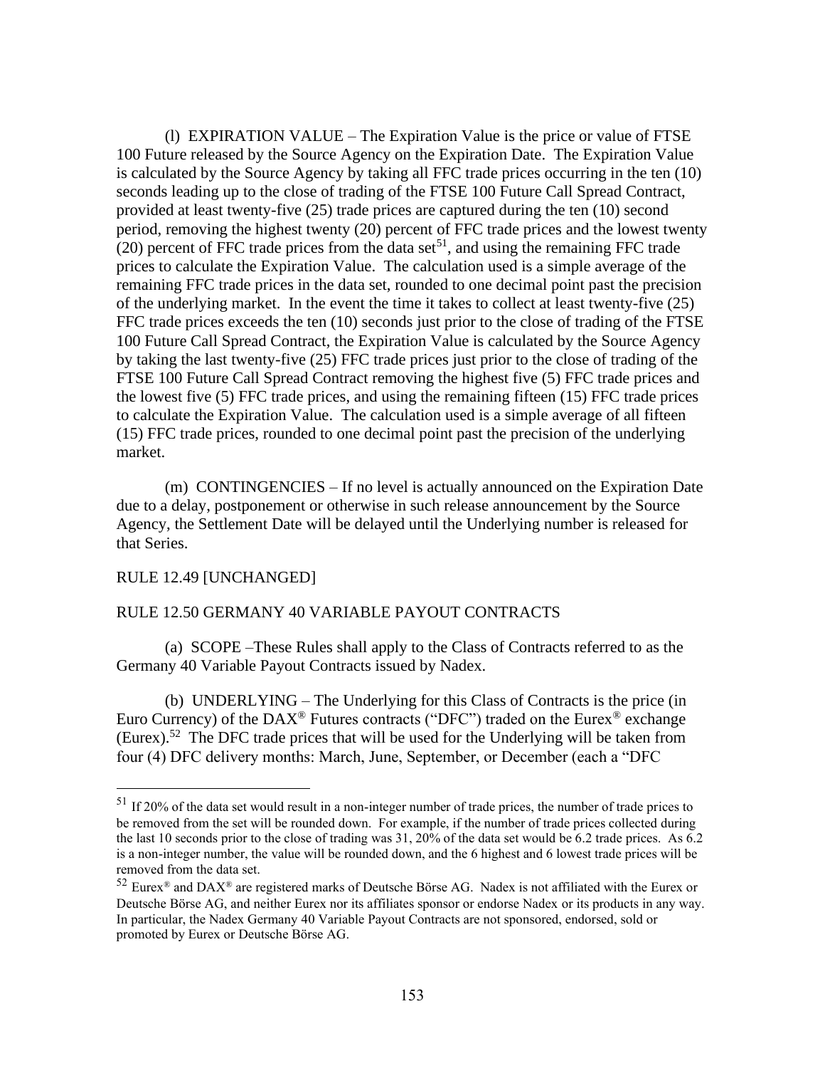(l) EXPIRATION VALUE – The Expiration Value is the price or value of FTSE 100 Future released by the Source Agency on the Expiration Date. The Expiration Value is calculated by the Source Agency by taking all FFC trade prices occurring in the ten (10) seconds leading up to the close of trading of the FTSE 100 Future Call Spread Contract, provided at least twenty-five (25) trade prices are captured during the ten (10) second period, removing the highest twenty (20) percent of FFC trade prices and the lowest twenty (20) percent of FFC trade prices from the data set[51], and using the remaining FFC trade prices to calculate the Expiration Value. The calculation used is a simple average of the remaining FFC trade prices in the data set, rounded to one decimal point past the precision of the underlying market. In the event the time it takes to collect at least twenty-five (25) FFC trade prices exceeds the ten (10) seconds just prior to the close of trading of the FTSE 100 Future Call Spread Contract, the Expiration Value is calculated by the Source Agency by taking the last twenty-five (25) FFC trade prices just prior to the close of trading of the FTSE 100 Future Call Spread Contract removing the highest five (5) FFC trade prices and the lowest five (5) FFC trade prices, and using the remaining fifteen (15) FFC trade prices to calculate the Expiration Value. The calculation used is a simple average of all fifteen (15) FFC trade prices, rounded to one decimal point past the precision of the underlying market.

(m) CONTINGENCIES – If no level is actually announced on the Expiration Date due to a delay, postponement or otherwise in such release announcement by the Source Agency, the Settlement Date will be delayed until the Underlying number is released for that Series.

RULE 12.49 [UNCHANGED]

RULE 12.50 GERMANY 40 VARIABLE PAYOUT CONTRACTS

(a) SCOPE –These Rules shall apply to the Class of Contracts referred to as the Germany 40 Variable Payout Contracts issued by Nadex.

(b) UNDERLYING – The Underlying for this Class of Contracts is the price (in Euro Currency) of the DAX® Futures contracts ("DFC") traded on the Eurex® exchange (Eurex).[52] The DFC trade prices that will be used for the Underlying will be taken from four (4) DFC delivery months: March, June, September, or December (each a "DFC

---

[51] If 20% of the data set would result in a non-integer number of trade prices, the number of trade prices to be removed from the set will be rounded down. For example, if the number of trade prices collected during the last 10 seconds prior to the close of trading was 31, 20% of the data set would be 6.2 trade prices. As 6.2 is a non-integer number, the value will be rounded down, and the 6 highest and 6 lowest trade prices will be removed from the data set.

[52] Eurex® and DAX® are registered marks of Deutsche Börse AG. Nadex is not affiliated with the Eurex or Deutsche Börse AG, and neither Eurex nor its affiliates sponsor or endorse Nadex or its products in any way. In particular, the Nadex Germany 40 Variable Payout Contracts are not sponsored, endorsed, sold or promoted by Eurex or Deutsche Börse AG.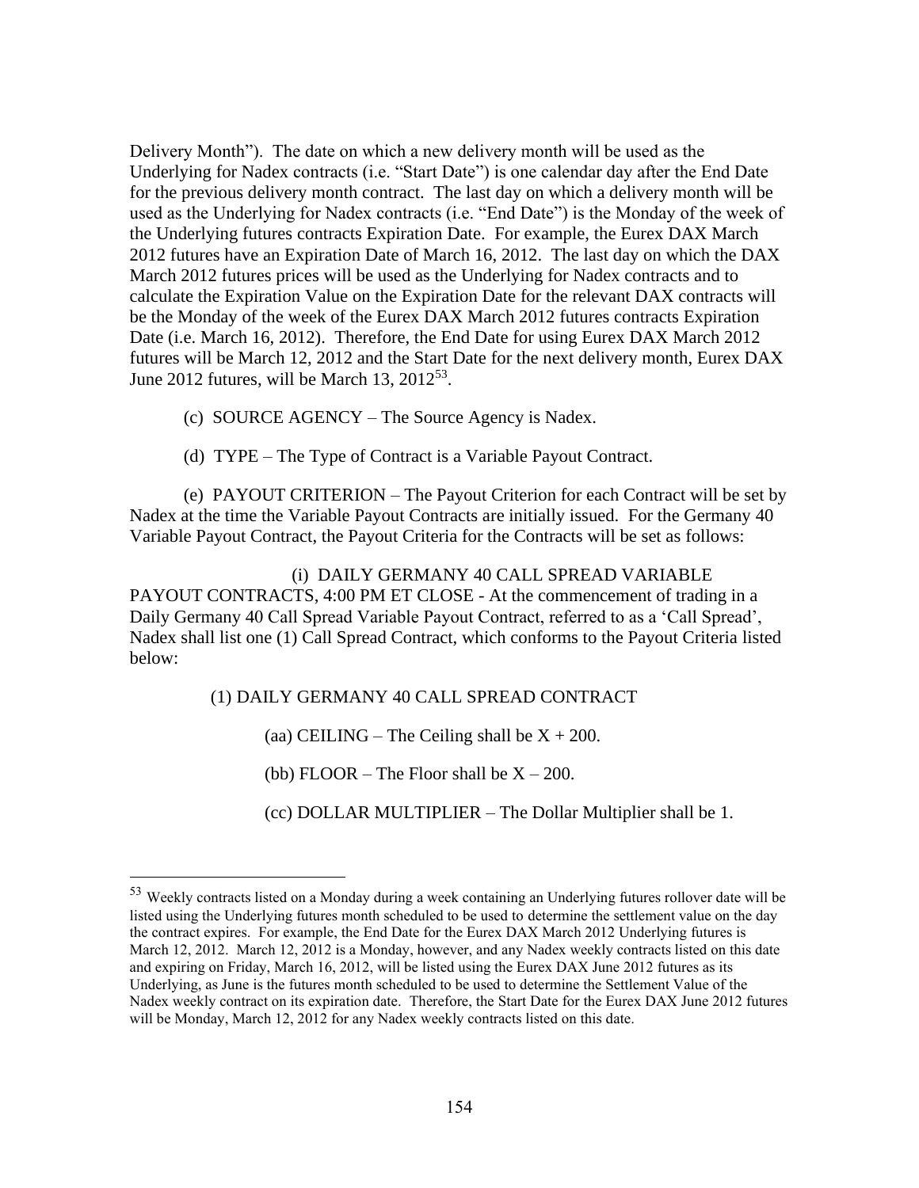Delivery Month"). The date on which a new delivery month will be used as the Underlying for Nadex contracts (i.e. "Start Date") is one calendar day after the End Date for the previous delivery month contract. The last day on which a delivery month will be used as the Underlying for Nadex contracts (i.e. "End Date") is the Monday of the week of the Underlying futures contracts Expiration Date. For example, the Eurex DAX March 2012 futures have an Expiration Date of March 16, 2012. The last day on which the DAX March 2012 futures prices will be used as the Underlying for Nadex contracts and to calculate the Expiration Value on the Expiration Date for the relevant DAX contracts will be the Monday of the week of the Eurex DAX March 2012 futures contracts Expiration Date (i.e. March 16, 2012). Therefore, the End Date for using Eurex DAX March 2012 futures will be March 12, 2012 and the Start Date for the next delivery month, Eurex DAX June 2012 futures, will be March 13, 2012[53].

(c) SOURCE AGENCY – The Source Agency is Nadex.

(d) TYPE – The Type of Contract is a Variable Payout Contract.

(e) PAYOUT CRITERION – The Payout Criterion for each Contract will be set by Nadex at the time the Variable Payout Contracts are initially issued. For the Germany 40 Variable Payout Contract, the Payout Criteria for the Contracts will be set as follows:

(i) DAILY GERMANY 40 CALL SPREAD VARIABLE PAYOUT CONTRACTS, 4:00 PM ET CLOSE - At the commencement of trading in a Daily Germany 40 Call Spread Variable Payout Contract, referred to as a 'Call Spread', Nadex shall list one (1) Call Spread Contract, which conforms to the Payout Criteria listed below:

(1) DAILY GERMANY 40 CALL SPREAD CONTRACT

(aa) CEILING – The Ceiling shall be X + 200.

(bb) FLOOR – The Floor shall be X – 200.

(cc) DOLLAR MULTIPLIER – The Dollar Multiplier shall be 1.

---

[53] Weekly contracts listed on a Monday during a week containing an Underlying futures rollover date will be listed using the Underlying futures month scheduled to be used to determine the settlement value on the day the contract expires. For example, the End Date for the Eurex DAX March 2012 Underlying futures is March 12, 2012. March 12, 2012 is a Monday, however, and any Nadex weekly contracts listed on this date and expiring on Friday, March 16, 2012, will be listed using the Eurex DAX June 2012 futures as its Underlying, as June is the futures month scheduled to be used to determine the Settlement Value of the Nadex weekly contract on its expiration date. Therefore, the Start Date for the Eurex DAX June 2012 futures will be Monday, March 12, 2012 for any Nadex weekly contracts listed on this date.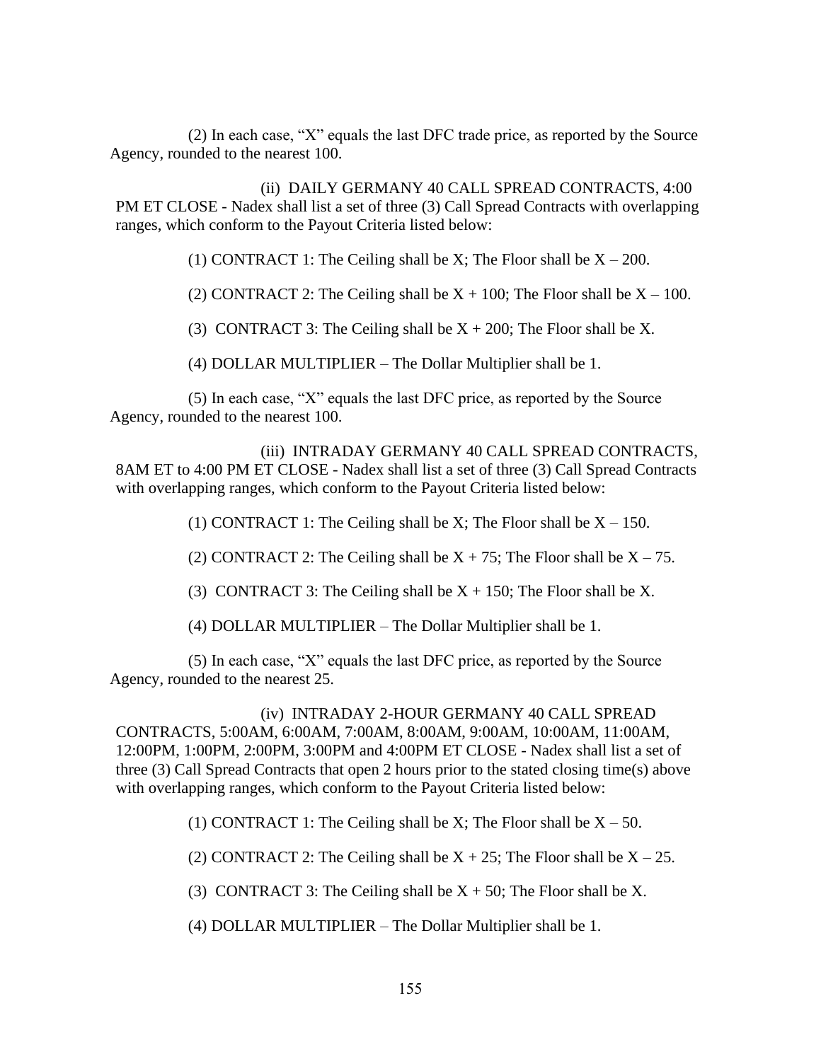(2) In each case, "X" equals the last DFC trade price, as reported by the Source Agency, rounded to the nearest 100.

(ii) DAILY GERMANY 40 CALL SPREAD CONTRACTS, 4:00 PM ET CLOSE - Nadex shall list a set of three (3) Call Spread Contracts with overlapping ranges, which conform to the Payout Criteria listed below:

(1) CONTRACT 1: The Ceiling shall be X; The Floor shall be X – 200.

(2) CONTRACT 2: The Ceiling shall be X + 100; The Floor shall be X – 100.

(3) CONTRACT 3: The Ceiling shall be X + 200; The Floor shall be X.

(4) DOLLAR MULTIPLIER – The Dollar Multiplier shall be 1.

(5) In each case, "X" equals the last DFC price, as reported by the Source Agency, rounded to the nearest 100.

(iii) INTRADAY GERMANY 40 CALL SPREAD CONTRACTS, 8AM ET to 4:00 PM ET CLOSE - Nadex shall list a set of three (3) Call Spread Contracts with overlapping ranges, which conform to the Payout Criteria listed below:

(1) CONTRACT 1: The Ceiling shall be X; The Floor shall be X – 150.

(2) CONTRACT 2: The Ceiling shall be X + 75; The Floor shall be X – 75.

(3) CONTRACT 3: The Ceiling shall be X + 150; The Floor shall be X.

(4) DOLLAR MULTIPLIER – The Dollar Multiplier shall be 1.

(5) In each case, "X" equals the last DFC price, as reported by the Source Agency, rounded to the nearest 25.

(iv) INTRADAY 2-HOUR GERMANY 40 CALL SPREAD CONTRACTS, 5:00AM, 6:00AM, 7:00AM, 8:00AM, 9:00AM, 10:00AM, 11:00AM, 12:00PM, 1:00PM, 2:00PM, 3:00PM and 4:00PM ET CLOSE - Nadex shall list a set of three (3) Call Spread Contracts that open 2 hours prior to the stated closing time(s) above with overlapping ranges, which conform to the Payout Criteria listed below:

(1) CONTRACT 1: The Ceiling shall be X; The Floor shall be X – 50.

(2) CONTRACT 2: The Ceiling shall be X + 25; The Floor shall be X – 25.

(3) CONTRACT 3: The Ceiling shall be X + 50; The Floor shall be X.

(4) DOLLAR MULTIPLIER – The Dollar Multiplier shall be 1.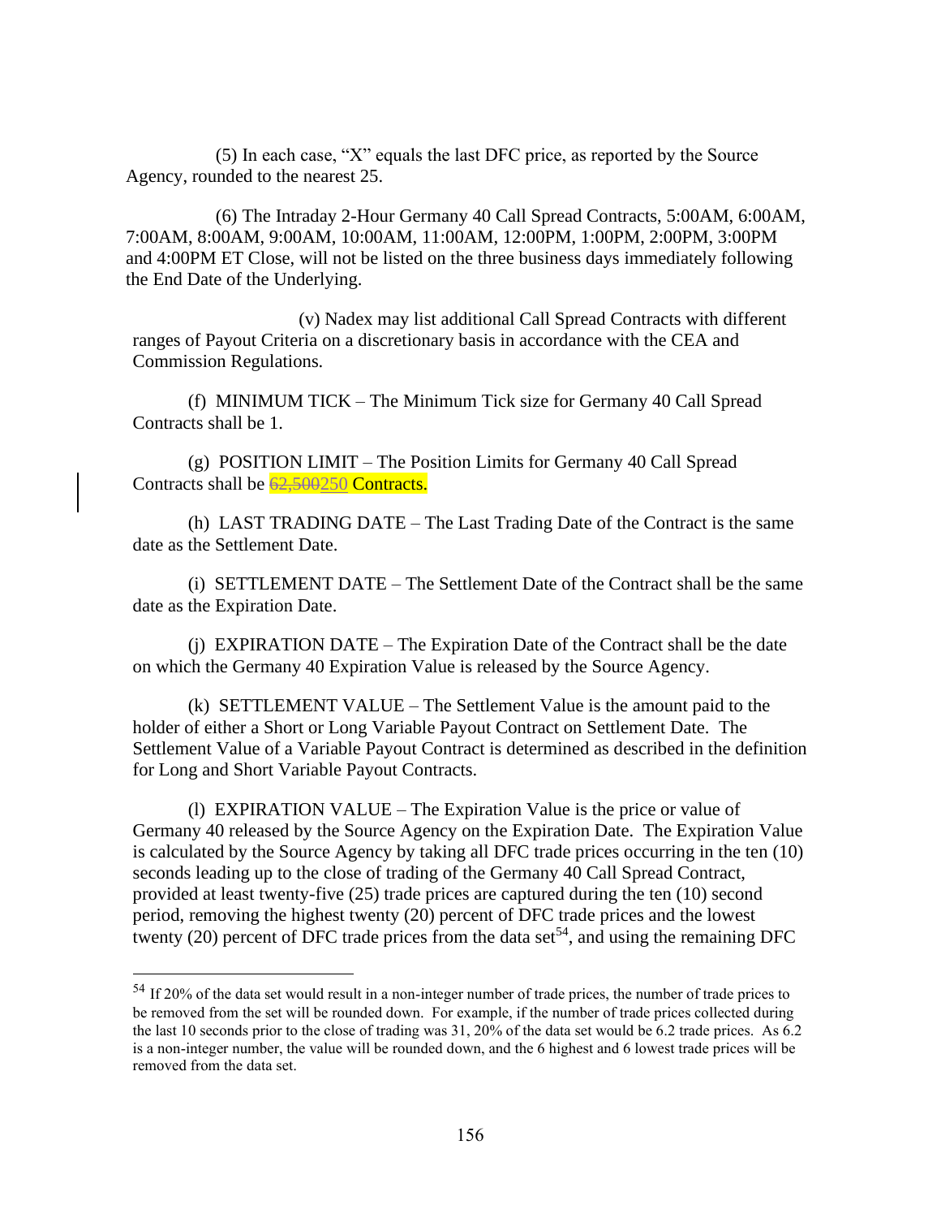(5) In each case, "X" equals the last DFC price, as reported by the Source Agency, rounded to the nearest 25.

(6) The Intraday 2-Hour Germany 40 Call Spread Contracts, 5:00AM, 6:00AM, 7:00AM, 8:00AM, 9:00AM, 10:00AM, 11:00AM, 12:00PM, 1:00PM, 2:00PM, 3:00PM and 4:00PM ET Close, will not be listed on the three business days immediately following the End Date of the Underlying.

(v) Nadex may list additional Call Spread Contracts with different ranges of Payout Criteria on a discretionary basis in accordance with the CEA and Commission Regulations.

(f) MINIMUM TICK – The Minimum Tick size for Germany 40 Call Spread Contracts shall be 1.

(g) POSITION LIMIT – The Position Limits for Germany 40 Call Spread Contracts shall be ~~62,500~~250 Contracts.

(h) LAST TRADING DATE – The Last Trading Date of the Contract is the same date as the Settlement Date.

(i) SETTLEMENT DATE – The Settlement Date of the Contract shall be the same date as the Expiration Date.

(j) EXPIRATION DATE – The Expiration Date of the Contract shall be the date on which the Germany 40 Expiration Value is released by the Source Agency.

(k) SETTLEMENT VALUE – The Settlement Value is the amount paid to the holder of either a Short or Long Variable Payout Contract on Settlement Date. The Settlement Value of a Variable Payout Contract is determined as described in the definition for Long and Short Variable Payout Contracts.

(l) EXPIRATION VALUE – The Expiration Value is the price or value of Germany 40 released by the Source Agency on the Expiration Date. The Expiration Value is calculated by the Source Agency by taking all DFC trade prices occurring in the ten (10) seconds leading up to the close of trading of the Germany 40 Call Spread Contract, provided at least twenty-five (25) trade prices are captured during the ten (10) second period, removing the highest twenty (20) percent of DFC trade prices and the lowest twenty (20) percent of DFC trade prices from the data set[54], and using the remaining DFC

[54] If 20% of the data set would result in a non-integer number of trade prices, the number of trade prices to be removed from the set will be rounded down. For example, if the number of trade prices collected during the last 10 seconds prior to the close of trading was 31, 20% of the data set would be 6.2 trade prices. As 6.2 is a non-integer number, the value will be rounded down, and the 6 highest and 6 lowest trade prices will be removed from the data set.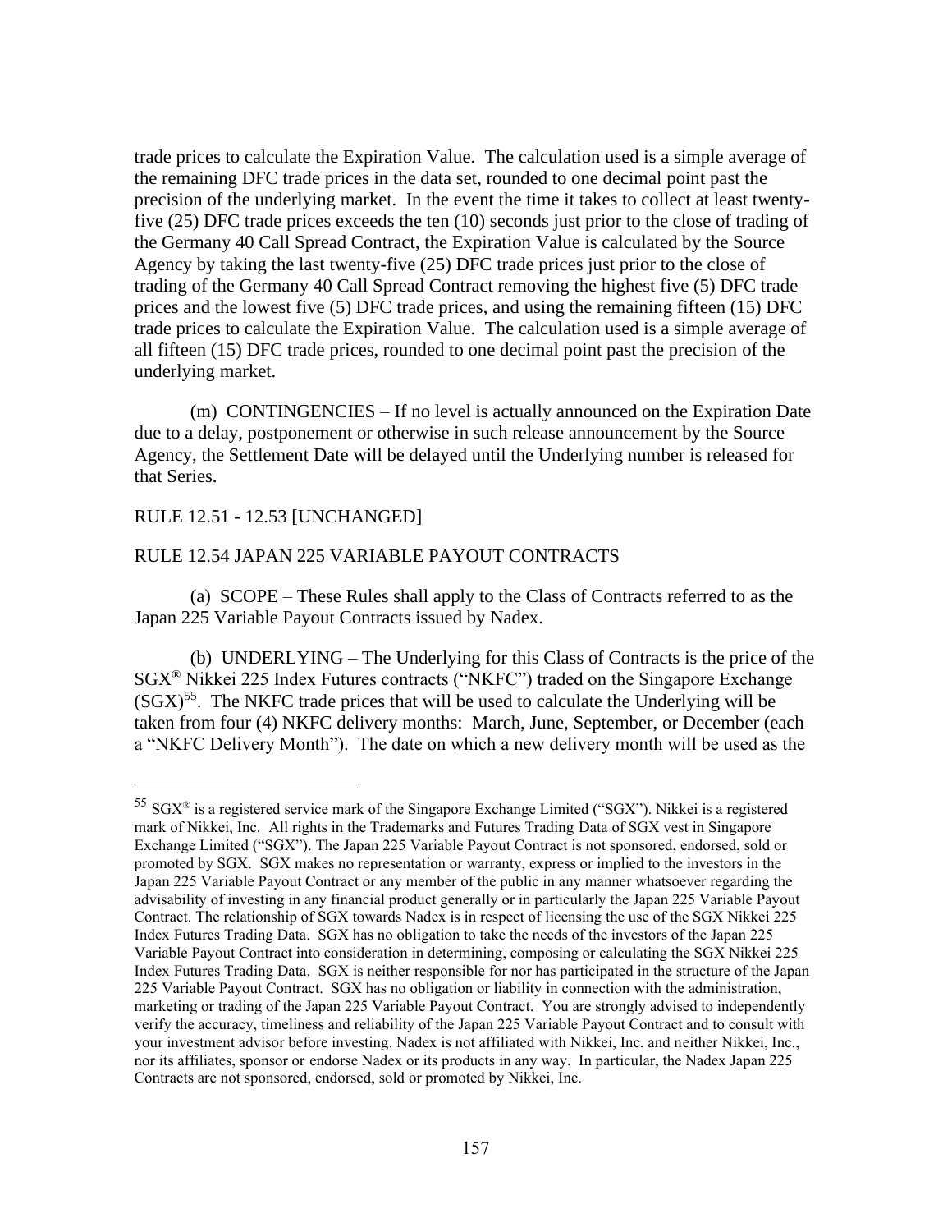trade prices to calculate the Expiration Value. The calculation used is a simple average of the remaining DFC trade prices in the data set, rounded to one decimal point past the precision of the underlying market. In the event the time it takes to collect at least twenty-five (25) DFC trade prices exceeds the ten (10) seconds just prior to the close of trading of the Germany 40 Call Spread Contract, the Expiration Value is calculated by the Source Agency by taking the last twenty-five (25) DFC trade prices just prior to the close of trading of the Germany 40 Call Spread Contract removing the highest five (5) DFC trade prices and the lowest five (5) DFC trade prices, and using the remaining fifteen (15) DFC trade prices to calculate the Expiration Value. The calculation used is a simple average of all fifteen (15) DFC trade prices, rounded to one decimal point past the precision of the underlying market.

(m) CONTINGENCIES – If no level is actually announced on the Expiration Date due to a delay, postponement or otherwise in such release announcement by the Source Agency, the Settlement Date will be delayed until the Underlying number is released for that Series.

RULE 12.51 - 12.53 [UNCHANGED]

RULE 12.54 JAPAN 225 VARIABLE PAYOUT CONTRACTS

(a) SCOPE – These Rules shall apply to the Class of Contracts referred to as the Japan 225 Variable Payout Contracts issued by Nadex.

(b) UNDERLYING – The Underlying for this Class of Contracts is the price of the SGX® Nikkei 225 Index Futures contracts ("NKFC") traded on the Singapore Exchange (SGX)[55]. The NKFC trade prices that will be used to calculate the Underlying will be taken from four (4) NKFC delivery months: March, June, September, or December (each a "NKFC Delivery Month"). The date on which a new delivery month will be used as the

[55] SGX® is a registered service mark of the Singapore Exchange Limited ("SGX"). Nikkei is a registered mark of Nikkei, Inc. All rights in the Trademarks and Futures Trading Data of SGX vest in Singapore Exchange Limited ("SGX"). The Japan 225 Variable Payout Contract is not sponsored, endorsed, sold or promoted by SGX. SGX makes no representation or warranty, express or implied to the investors in the Japan 225 Variable Payout Contract or any member of the public in any manner whatsoever regarding the advisability of investing in any financial product generally or in particularly the Japan 225 Variable Payout Contract. The relationship of SGX towards Nadex is in respect of licensing the use of the SGX Nikkei 225 Index Futures Trading Data. SGX has no obligation to take the needs of the investors of the Japan 225 Variable Payout Contract into consideration in determining, composing or calculating the SGX Nikkei 225 Index Futures Trading Data. SGX is neither responsible for nor has participated in the structure of the Japan 225 Variable Payout Contract. SGX has no obligation or liability in connection with the administration, marketing or trading of the Japan 225 Variable Payout Contract. You are strongly advised to independently verify the accuracy, timeliness and reliability of the Japan 225 Variable Payout Contract and to consult with your investment advisor before investing. Nadex is not affiliated with Nikkei, Inc. and neither Nikkei, Inc., nor its affiliates, sponsor or endorse Nadex or its products in any way. In particular, the Nadex Japan 225 Contracts are not sponsored, endorsed, sold or promoted by Nikkei, Inc.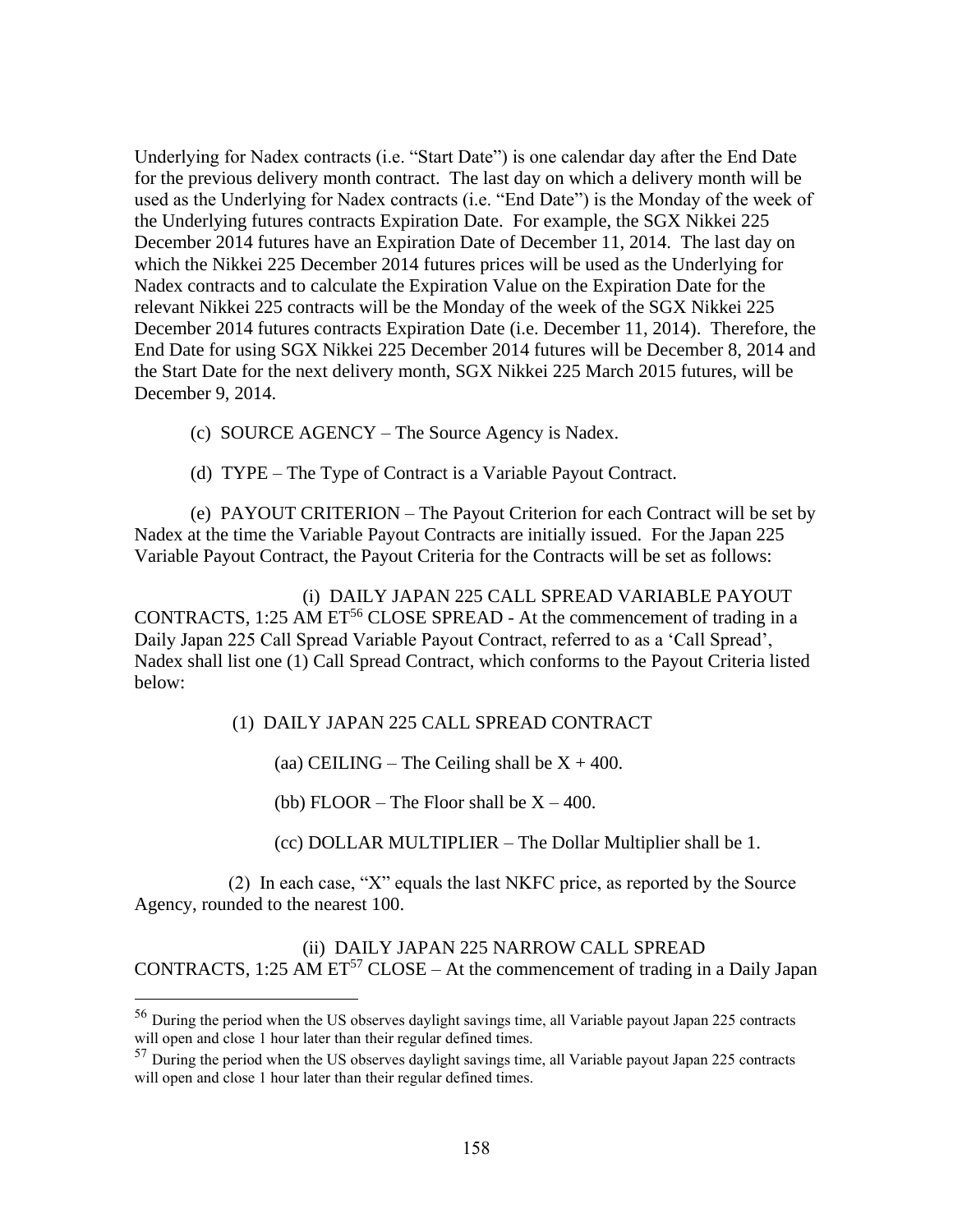Underlying for Nadex contracts (i.e. "Start Date") is one calendar day after the End Date for the previous delivery month contract. The last day on which a delivery month will be used as the Underlying for Nadex contracts (i.e. "End Date") is the Monday of the week of the Underlying futures contracts Expiration Date. For example, the SGX Nikkei 225 December 2014 futures have an Expiration Date of December 11, 2014. The last day on which the Nikkei 225 December 2014 futures prices will be used as the Underlying for Nadex contracts and to calculate the Expiration Value on the Expiration Date for the relevant Nikkei 225 contracts will be the Monday of the week of the SGX Nikkei 225 December 2014 futures contracts Expiration Date (i.e. December 11, 2014). Therefore, the End Date for using SGX Nikkei 225 December 2014 futures will be December 8, 2014 and the Start Date for the next delivery month, SGX Nikkei 225 March 2015 futures, will be December 9, 2014.

(c) SOURCE AGENCY – The Source Agency is Nadex.

(d) TYPE – The Type of Contract is a Variable Payout Contract.

(e) PAYOUT CRITERION – The Payout Criterion for each Contract will be set by Nadex at the time the Variable Payout Contracts are initially issued. For the Japan 225 Variable Payout Contract, the Payout Criteria for the Contracts will be set as follows:

(i) DAILY JAPAN 225 CALL SPREAD VARIABLE PAYOUT CONTRACTS, 1:25 AM ET[56] CLOSE SPREAD - At the commencement of trading in a Daily Japan 225 Call Spread Variable Payout Contract, referred to as a 'Call Spread', Nadex shall list one (1) Call Spread Contract, which conforms to the Payout Criteria listed below:

(1) DAILY JAPAN 225 CALL SPREAD CONTRACT

(aa) CEILING – The Ceiling shall be X + 400.

(bb) FLOOR – The Floor shall be X – 400.

(cc) DOLLAR MULTIPLIER – The Dollar Multiplier shall be 1.

(2) In each case, "X" equals the last NKFC price, as reported by the Source Agency, rounded to the nearest 100.

(ii) DAILY JAPAN 225 NARROW CALL SPREAD CONTRACTS, 1:25 AM ET[57] CLOSE – At the commencement of trading in a Daily Japan

---

[56] During the period when the US observes daylight savings time, all Variable payout Japan 225 contracts will open and close 1 hour later than their regular defined times.

[57] During the period when the US observes daylight savings time, all Variable payout Japan 225 contracts will open and close 1 hour later than their regular defined times.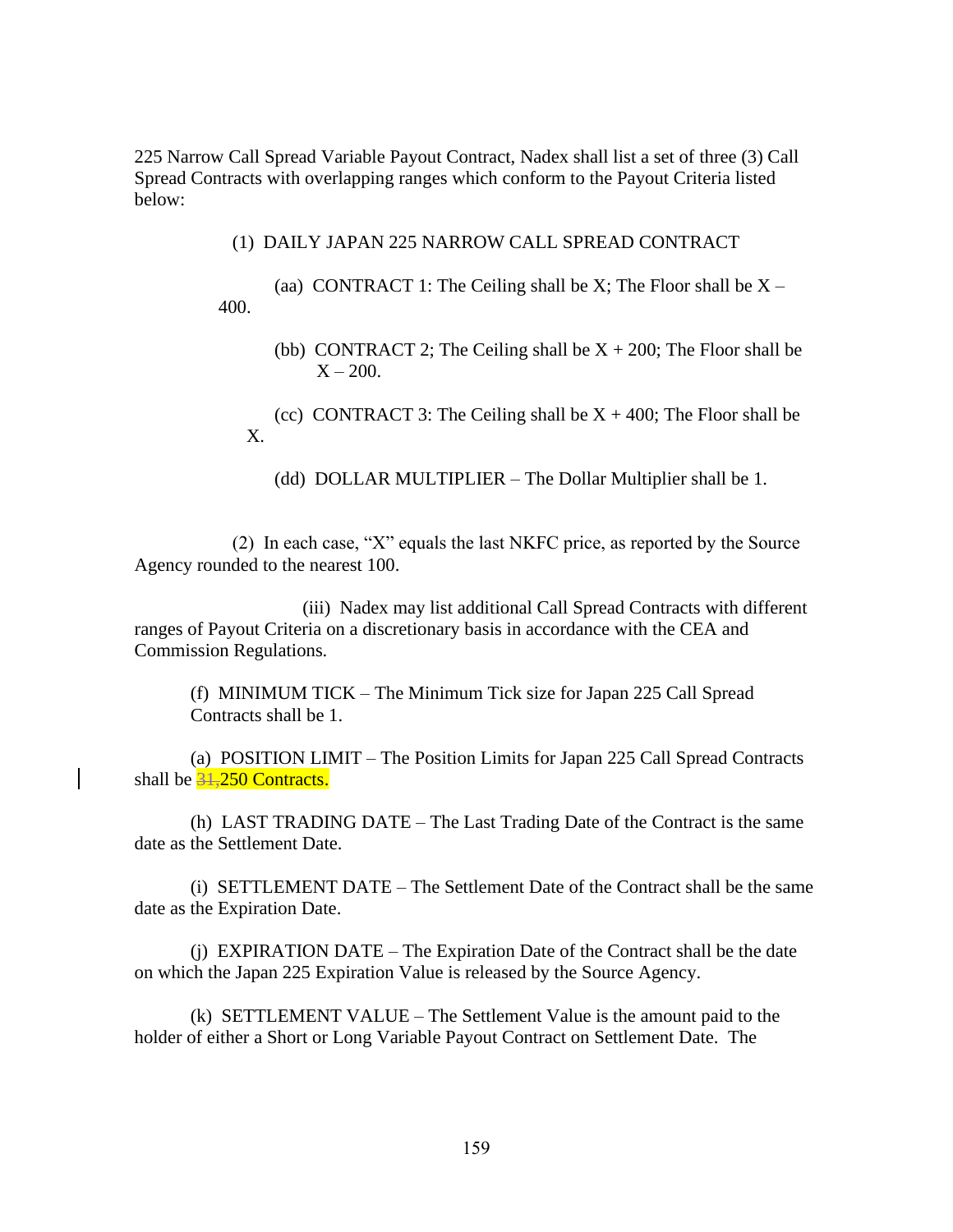225 Narrow Call Spread Variable Payout Contract, Nadex shall list a set of three (3) Call Spread Contracts with overlapping ranges which conform to the Payout Criteria listed below:

(1) DAILY JAPAN 225 NARROW CALL SPREAD CONTRACT

(aa) CONTRACT 1: The Ceiling shall be X; The Floor shall be X – 400.

(bb) CONTRACT 2; The Ceiling shall be X + 200; The Floor shall be X – 200.

(cc) CONTRACT 3: The Ceiling shall be X + 400; The Floor shall be X.

(dd) DOLLAR MULTIPLIER – The Dollar Multiplier shall be 1.

(2) In each case, "X" equals the last NKFC price, as reported by the Source Agency rounded to the nearest 100.

(iii) Nadex may list additional Call Spread Contracts with different ranges of Payout Criteria on a discretionary basis in accordance with the CEA and Commission Regulations.

(f) MINIMUM TICK – The Minimum Tick size for Japan 225 Call Spread Contracts shall be 1.

(a) POSITION LIMIT – The Position Limits for Japan 225 Call Spread Contracts shall be ~~31,~~250 Contracts.

(h) LAST TRADING DATE – The Last Trading Date of the Contract is the same date as the Settlement Date.

(i) SETTLEMENT DATE – The Settlement Date of the Contract shall be the same date as the Expiration Date.

(j) EXPIRATION DATE – The Expiration Date of the Contract shall be the date on which the Japan 225 Expiration Value is released by the Source Agency.

(k) SETTLEMENT VALUE – The Settlement Value is the amount paid to the holder of either a Short or Long Variable Payout Contract on Settlement Date. The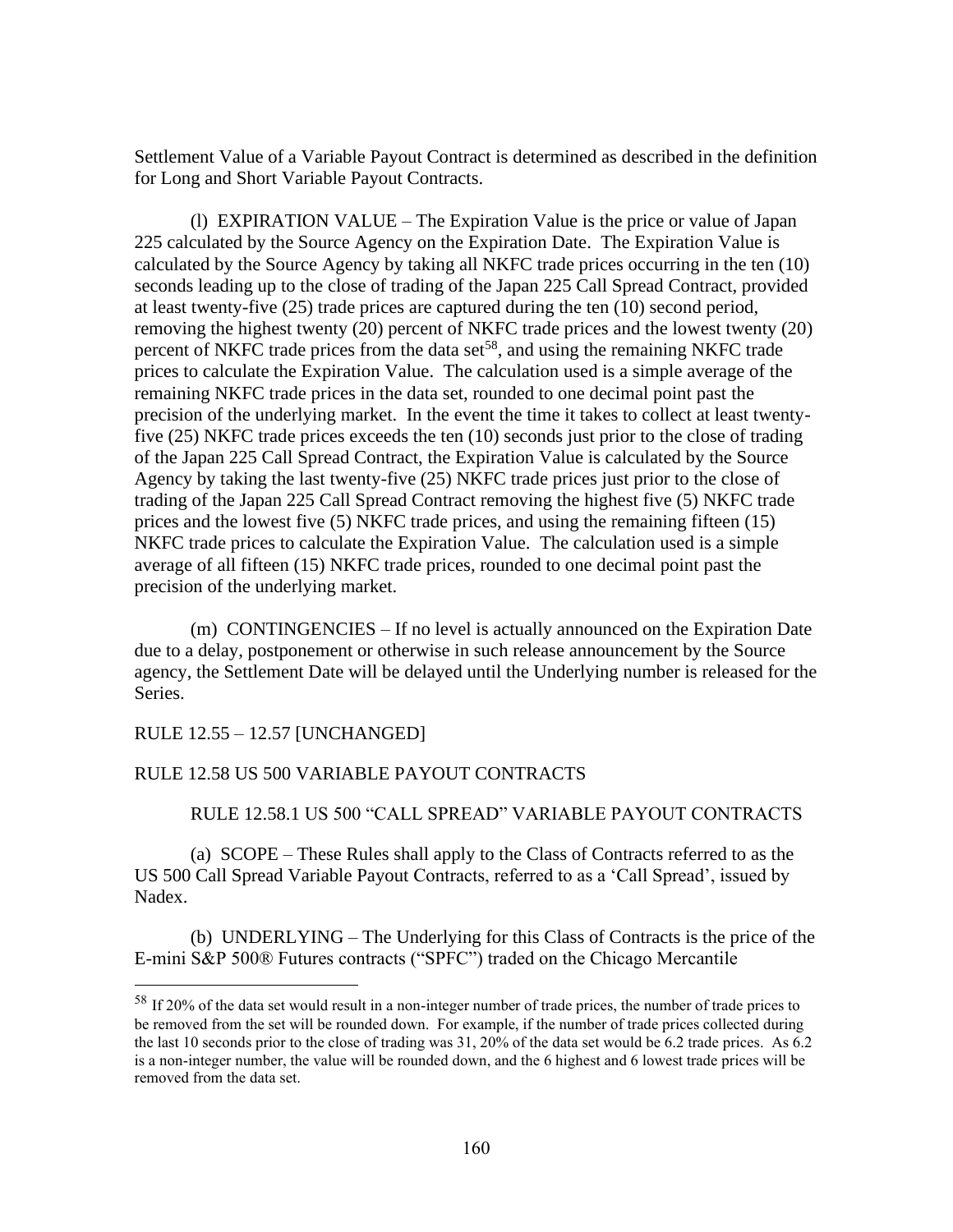Settlement Value of a Variable Payout Contract is determined as described in the definition for Long and Short Variable Payout Contracts.

(l) EXPIRATION VALUE – The Expiration Value is the price or value of Japan 225 calculated by the Source Agency on the Expiration Date. The Expiration Value is calculated by the Source Agency by taking all NKFC trade prices occurring in the ten (10) seconds leading up to the close of trading of the Japan 225 Call Spread Contract, provided at least twenty-five (25) trade prices are captured during the ten (10) second period, removing the highest twenty (20) percent of NKFC trade prices and the lowest twenty (20) percent of NKFC trade prices from the data set[58], and using the remaining NKFC trade prices to calculate the Expiration Value. The calculation used is a simple average of the remaining NKFC trade prices in the data set, rounded to one decimal point past the precision of the underlying market. In the event the time it takes to collect at least twenty-five (25) NKFC trade prices exceeds the ten (10) seconds just prior to the close of trading of the Japan 225 Call Spread Contract, the Expiration Value is calculated by the Source Agency by taking the last twenty-five (25) NKFC trade prices just prior to the close of trading of the Japan 225 Call Spread Contract removing the highest five (5) NKFC trade prices and the lowest five (5) NKFC trade prices, and using the remaining fifteen (15) NKFC trade prices to calculate the Expiration Value. The calculation used is a simple average of all fifteen (15) NKFC trade prices, rounded to one decimal point past the precision of the underlying market.

(m) CONTINGENCIES – If no level is actually announced on the Expiration Date due to a delay, postponement or otherwise in such release announcement by the Source agency, the Settlement Date will be delayed until the Underlying number is released for the Series.

RULE 12.55 – 12.57 [UNCHANGED]

RULE 12.58 US 500 VARIABLE PAYOUT CONTRACTS

RULE 12.58.1 US 500 "CALL SPREAD" VARIABLE PAYOUT CONTRACTS

(a) SCOPE – These Rules shall apply to the Class of Contracts referred to as the US 500 Call Spread Variable Payout Contracts, referred to as a 'Call Spread', issued by Nadex.

(b) UNDERLYING – The Underlying for this Class of Contracts is the price of the E-mini S&P 500® Futures contracts ("SPFC") traded on the Chicago Mercantile

---

[58] If 20% of the data set would result in a non-integer number of trade prices, the number of trade prices to be removed from the set will be rounded down. For example, if the number of trade prices collected during the last 10 seconds prior to the close of trading was 31, 20% of the data set would be 6.2 trade prices. As 6.2 is a non-integer number, the value will be rounded down, and the 6 highest and 6 lowest trade prices will be removed from the data set.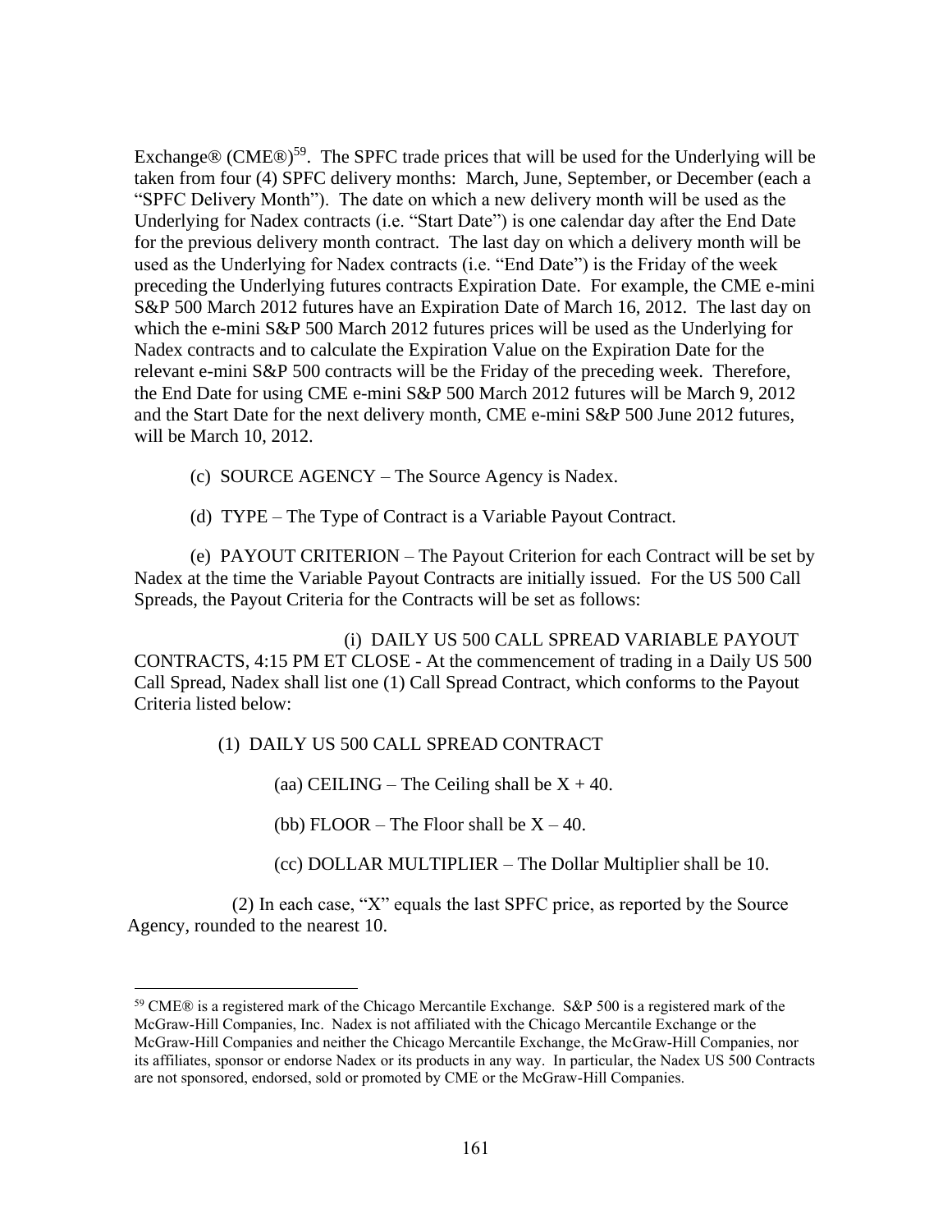Exchange® (CME®)[59]. The SPFC trade prices that will be used for the Underlying will be taken from four (4) SPFC delivery months: March, June, September, or December (each a "SPFC Delivery Month"). The date on which a new delivery month will be used as the Underlying for Nadex contracts (i.e. "Start Date") is one calendar day after the End Date for the previous delivery month contract. The last day on which a delivery month will be used as the Underlying for Nadex contracts (i.e. "End Date") is the Friday of the week preceding the Underlying futures contracts Expiration Date. For example, the CME e-mini S&P 500 March 2012 futures have an Expiration Date of March 16, 2012. The last day on which the e-mini S&P 500 March 2012 futures prices will be used as the Underlying for Nadex contracts and to calculate the Expiration Value on the Expiration Date for the relevant e-mini S&P 500 contracts will be the Friday of the preceding week. Therefore, the End Date for using CME e-mini S&P 500 March 2012 futures will be March 9, 2012 and the Start Date for the next delivery month, CME e-mini S&P 500 June 2012 futures, will be March 10, 2012.

(c) SOURCE AGENCY – The Source Agency is Nadex.

(d) TYPE – The Type of Contract is a Variable Payout Contract.

(e) PAYOUT CRITERION – The Payout Criterion for each Contract will be set by Nadex at the time the Variable Payout Contracts are initially issued. For the US 500 Call Spreads, the Payout Criteria for the Contracts will be set as follows:

(i) DAILY US 500 CALL SPREAD VARIABLE PAYOUT CONTRACTS, 4:15 PM ET CLOSE - At the commencement of trading in a Daily US 500 Call Spread, Nadex shall list one (1) Call Spread Contract, which conforms to the Payout Criteria listed below:

(1) DAILY US 500 CALL SPREAD CONTRACT

(aa) CEILING – The Ceiling shall be $X + 40$.

(bb) FLOOR – The Floor shall be $X – 40$.

(cc) DOLLAR MULTIPLIER – The Dollar Multiplier shall be 10.

(2) In each case, "X" equals the last SPFC price, as reported by the Source Agency, rounded to the nearest 10.

---

[59] CME® is a registered mark of the Chicago Mercantile Exchange. S&P 500 is a registered mark of the McGraw-Hill Companies, Inc. Nadex is not affiliated with the Chicago Mercantile Exchange or the McGraw-Hill Companies and neither the Chicago Mercantile Exchange, the McGraw-Hill Companies, nor its affiliates, sponsor or endorse Nadex or its products in any way. In particular, the Nadex US 500 Contracts are not sponsored, endorsed, sold or promoted by CME or the McGraw-Hill Companies.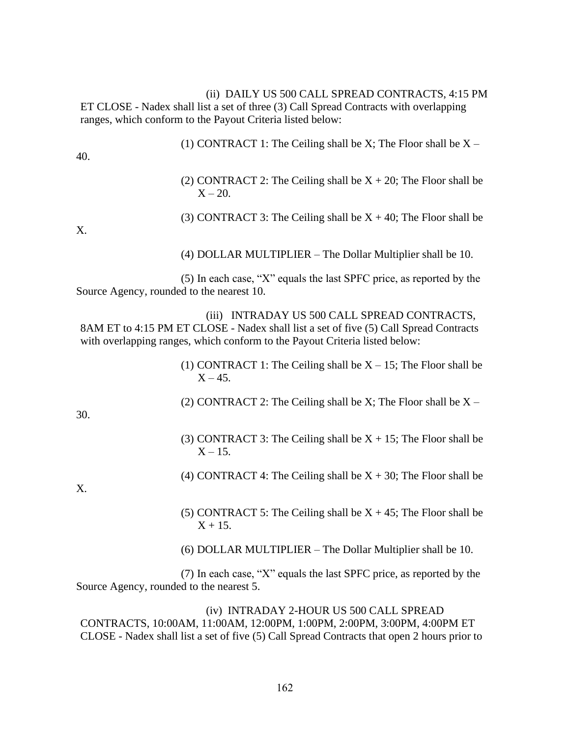(ii) DAILY US 500 CALL SPREAD CONTRACTS, 4:15 PM ET CLOSE - Nadex shall list a set of three (3) Call Spread Contracts with overlapping ranges, which conform to the Payout Criteria listed below:

(1) CONTRACT 1: The Ceiling shall be X; The Floor shall be X – 40.

(2) CONTRACT 2: The Ceiling shall be X + 20; The Floor shall be X – 20.

(3) CONTRACT 3: The Ceiling shall be X + 40; The Floor shall be X.

(4) DOLLAR MULTIPLIER – The Dollar Multiplier shall be 10.

(5) In each case, "X" equals the last SPFC price, as reported by the Source Agency, rounded to the nearest 10.

(iii) INTRADAY US 500 CALL SPREAD CONTRACTS, 8AM ET to 4:15 PM ET CLOSE - Nadex shall list a set of five (5) Call Spread Contracts with overlapping ranges, which conform to the Payout Criteria listed below:

(1) CONTRACT 1: The Ceiling shall be X – 15; The Floor shall be X – 45.

(2) CONTRACT 2: The Ceiling shall be X; The Floor shall be X – 30.

(3) CONTRACT 3: The Ceiling shall be X + 15; The Floor shall be X – 15.

(4) CONTRACT 4: The Ceiling shall be X + 30; The Floor shall be X.

(5) CONTRACT 5: The Ceiling shall be X + 45; The Floor shall be X + 15.

(6) DOLLAR MULTIPLIER – The Dollar Multiplier shall be 10.

(7) In each case, "X" equals the last SPFC price, as reported by the Source Agency, rounded to the nearest 5.

(iv) INTRADAY 2-HOUR US 500 CALL SPREAD CONTRACTS, 10:00AM, 11:00AM, 12:00PM, 1:00PM, 2:00PM, 3:00PM, 4:00PM ET CLOSE - Nadex shall list a set of five (5) Call Spread Contracts that open 2 hours prior to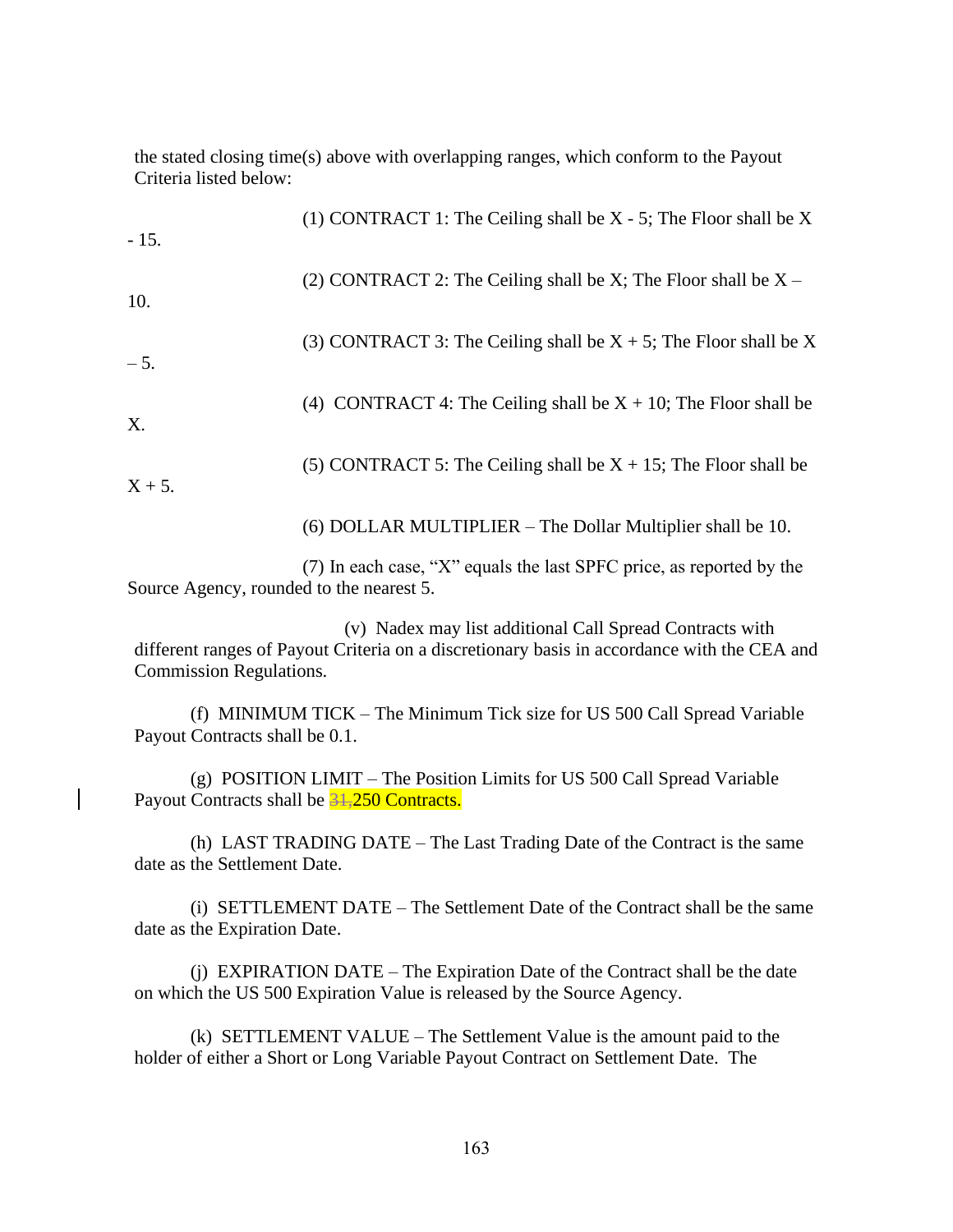the stated closing time(s) above with overlapping ranges, which conform to the Payout Criteria listed below:

(1) CONTRACT 1: The Ceiling shall be X - 5; The Floor shall be X - 15.

(2) CONTRACT 2: The Ceiling shall be X; The Floor shall be X – 10.

(3) CONTRACT 3: The Ceiling shall be X + 5; The Floor shall be X – 5.

(4) CONTRACT 4: The Ceiling shall be X + 10; The Floor shall be X.

(5) CONTRACT 5: The Ceiling shall be X + 15; The Floor shall be X + 5.

(6) DOLLAR MULTIPLIER – The Dollar Multiplier shall be 10.

(7) In each case, "X" equals the last SPFC price, as reported by the Source Agency, rounded to the nearest 5.

(v) Nadex may list additional Call Spread Contracts with different ranges of Payout Criteria on a discretionary basis in accordance with the CEA and Commission Regulations.

(f) MINIMUM TICK – The Minimum Tick size for US 500 Call Spread Variable Payout Contracts shall be 0.1.

(g) POSITION LIMIT – The Position Limits for US 500 Call Spread Variable Payout Contracts shall be ~~31,~~250 Contracts.

(h) LAST TRADING DATE – The Last Trading Date of the Contract is the same date as the Settlement Date.

(i) SETTLEMENT DATE – The Settlement Date of the Contract shall be the same date as the Expiration Date.

(j) EXPIRATION DATE – The Expiration Date of the Contract shall be the date on which the US 500 Expiration Value is released by the Source Agency.

(k) SETTLEMENT VALUE – The Settlement Value is the amount paid to the holder of either a Short or Long Variable Payout Contract on Settlement Date. The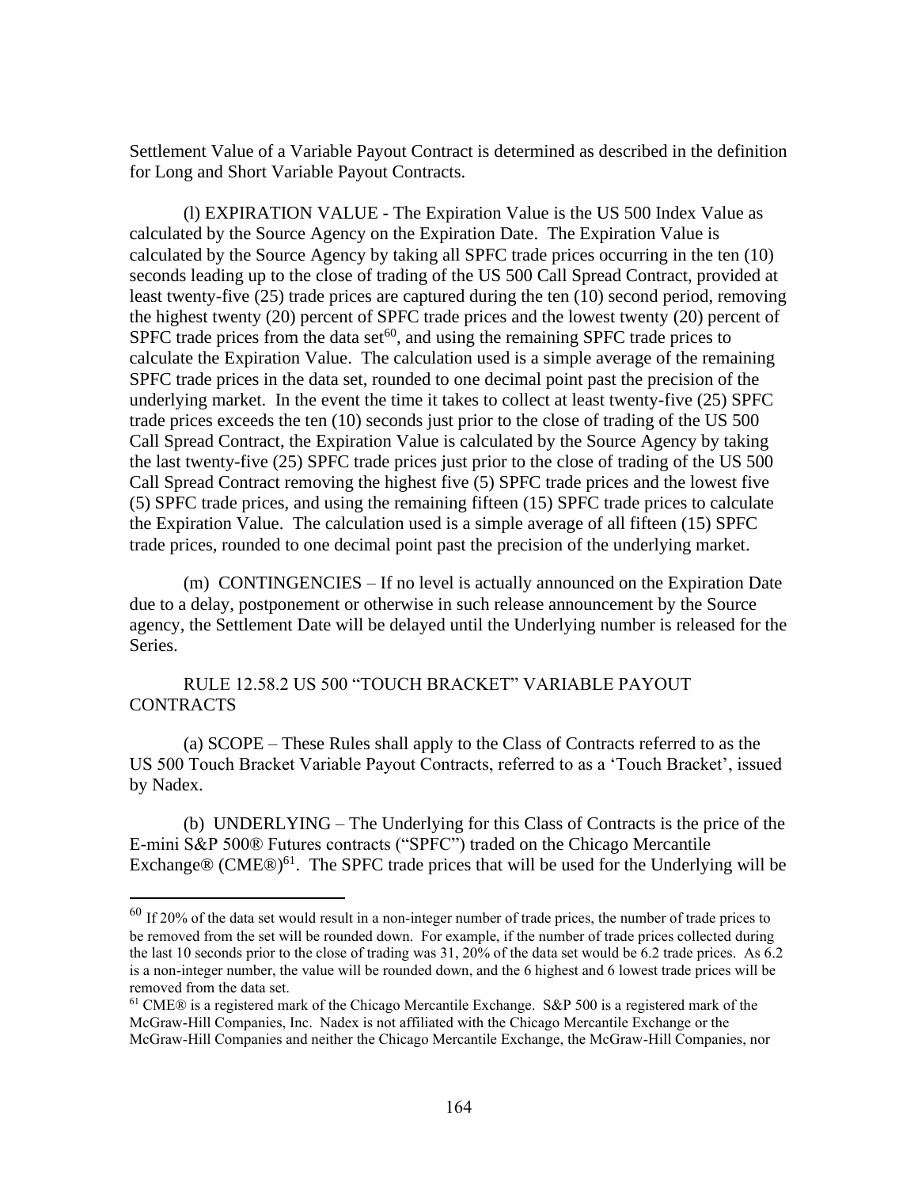Settlement Value of a Variable Payout Contract is determined as described in the definition for Long and Short Variable Payout Contracts.

(l) EXPIRATION VALUE - The Expiration Value is the US 500 Index Value as calculated by the Source Agency on the Expiration Date. The Expiration Value is calculated by the Source Agency by taking all SPFC trade prices occurring in the ten (10) seconds leading up to the close of trading of the US 500 Call Spread Contract, provided at least twenty-five (25) trade prices are captured during the ten (10) second period, removing the highest twenty (20) percent of SPFC trade prices and the lowest twenty (20) percent of SPFC trade prices from the data set[60], and using the remaining SPFC trade prices to calculate the Expiration Value. The calculation used is a simple average of the remaining SPFC trade prices in the data set, rounded to one decimal point past the precision of the underlying market. In the event the time it takes to collect at least twenty-five (25) SPFC trade prices exceeds the ten (10) seconds just prior to the close of trading of the US 500 Call Spread Contract, the Expiration Value is calculated by the Source Agency by taking the last twenty-five (25) SPFC trade prices just prior to the close of trading of the US 500 Call Spread Contract removing the highest five (5) SPFC trade prices and the lowest five (5) SPFC trade prices, and using the remaining fifteen (15) SPFC trade prices to calculate the Expiration Value. The calculation used is a simple average of all fifteen (15) SPFC trade prices, rounded to one decimal point past the precision of the underlying market.

(m) CONTINGENCIES – If no level is actually announced on the Expiration Date due to a delay, postponement or otherwise in such release announcement by the Source agency, the Settlement Date will be delayed until the Underlying number is released for the Series.

RULE 12.58.2 US 500 "TOUCH BRACKET" VARIABLE PAYOUT CONTRACTS

(a) SCOPE – These Rules shall apply to the Class of Contracts referred to as the US 500 Touch Bracket Variable Payout Contracts, referred to as a 'Touch Bracket', issued by Nadex.

(b) UNDERLYING – The Underlying for this Class of Contracts is the price of the E-mini S&P 500® Futures contracts ("SPFC") traded on the Chicago Mercantile Exchange® (CME®)[61]. The SPFC trade prices that will be used for the Underlying will be

---

[60] If 20% of the data set would result in a non-integer number of trade prices, the number of trade prices to be removed from the set will be rounded down. For example, if the number of trade prices collected during the last 10 seconds prior to the close of trading was 31, 20% of the data set would be 6.2 trade prices. As 6.2 is a non-integer number, the value will be rounded down, and the 6 highest and 6 lowest trade prices will be removed from the data set.

[61] CME® is a registered mark of the Chicago Mercantile Exchange. S&P 500 is a registered mark of the McGraw-Hill Companies, Inc. Nadex is not affiliated with the Chicago Mercantile Exchange or the McGraw-Hill Companies and neither the Chicago Mercantile Exchange, the McGraw-Hill Companies, nor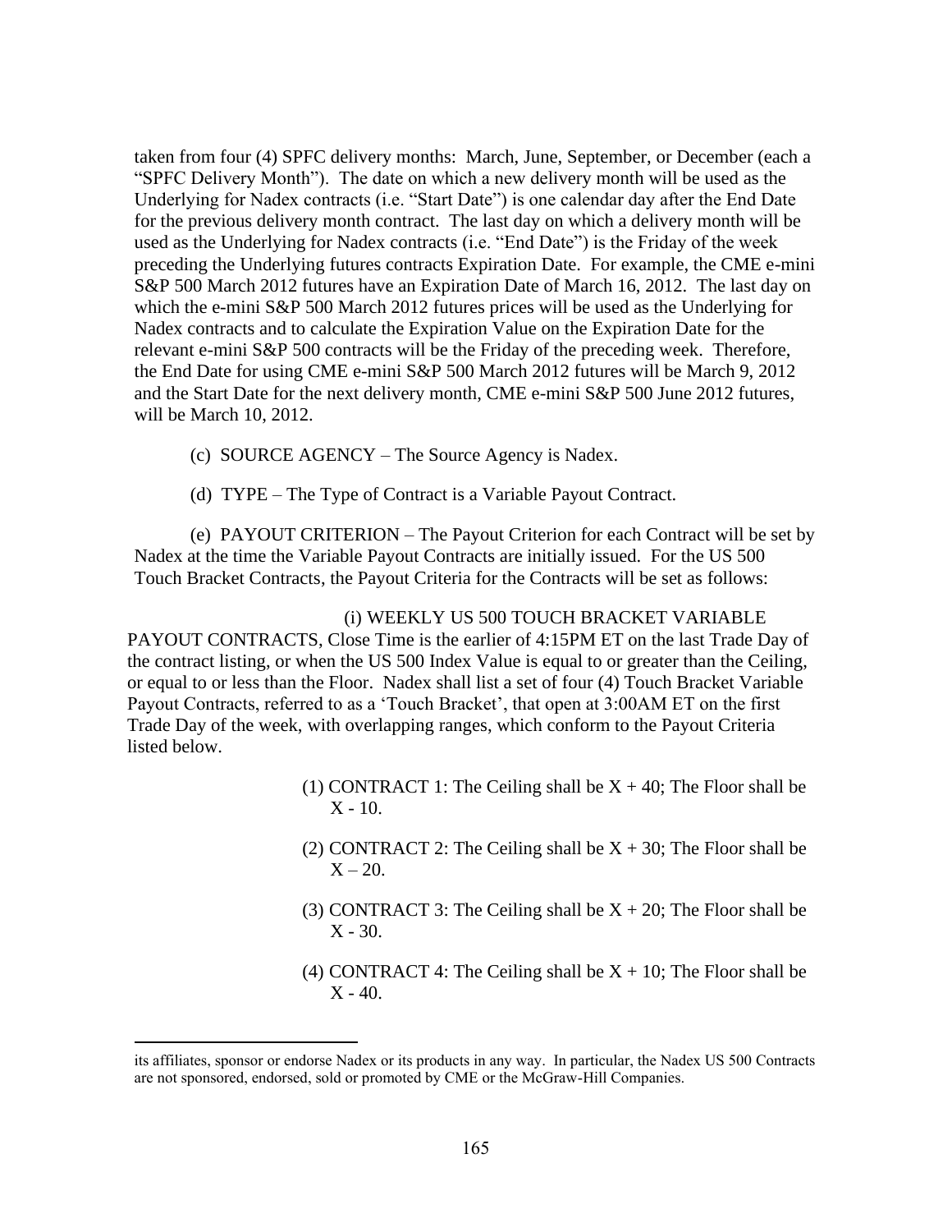taken from four (4) SPFC delivery months: March, June, September, or December (each a "SPFC Delivery Month"). The date on which a new delivery month will be used as the Underlying for Nadex contracts (i.e. "Start Date") is one calendar day after the End Date for the previous delivery month contract. The last day on which a delivery month will be used as the Underlying for Nadex contracts (i.e. "End Date") is the Friday of the week preceding the Underlying futures contracts Expiration Date. For example, the CME e-mini S&P 500 March 2012 futures have an Expiration Date of March 16, 2012. The last day on which the e-mini S&P 500 March 2012 futures prices will be used as the Underlying for Nadex contracts and to calculate the Expiration Value on the Expiration Date for the relevant e-mini S&P 500 contracts will be the Friday of the preceding week. Therefore, the End Date for using CME e-mini S&P 500 March 2012 futures will be March 9, 2012 and the Start Date for the next delivery month, CME e-mini S&P 500 June 2012 futures, will be March 10, 2012.

(c) SOURCE AGENCY – The Source Agency is Nadex.

(d) TYPE – The Type of Contract is a Variable Payout Contract.

(e) PAYOUT CRITERION – The Payout Criterion for each Contract will be set by Nadex at the time the Variable Payout Contracts are initially issued. For the US 500 Touch Bracket Contracts, the Payout Criteria for the Contracts will be set as follows:

(i) WEEKLY US 500 TOUCH BRACKET VARIABLE PAYOUT CONTRACTS, Close Time is the earlier of 4:15PM ET on the last Trade Day of the contract listing, or when the US 500 Index Value is equal to or greater than the Ceiling, or equal to or less than the Floor. Nadex shall list a set of four (4) Touch Bracket Variable Payout Contracts, referred to as a 'Touch Bracket', that open at 3:00AM ET on the first Trade Day of the week, with overlapping ranges, which conform to the Payout Criteria listed below.

(1) CONTRACT 1: The Ceiling shall be X + 40; The Floor shall be X - 10.

(2) CONTRACT 2: The Ceiling shall be X + 30; The Floor shall be X – 20.

(3) CONTRACT 3: The Ceiling shall be X + 20; The Floor shall be X - 30.

(4) CONTRACT 4: The Ceiling shall be X + 10; The Floor shall be X - 40.

its affiliates, sponsor or endorse Nadex or its products in any way. In particular, the Nadex US 500 Contracts are not sponsored, endorsed, sold or promoted by CME or the McGraw-Hill Companies.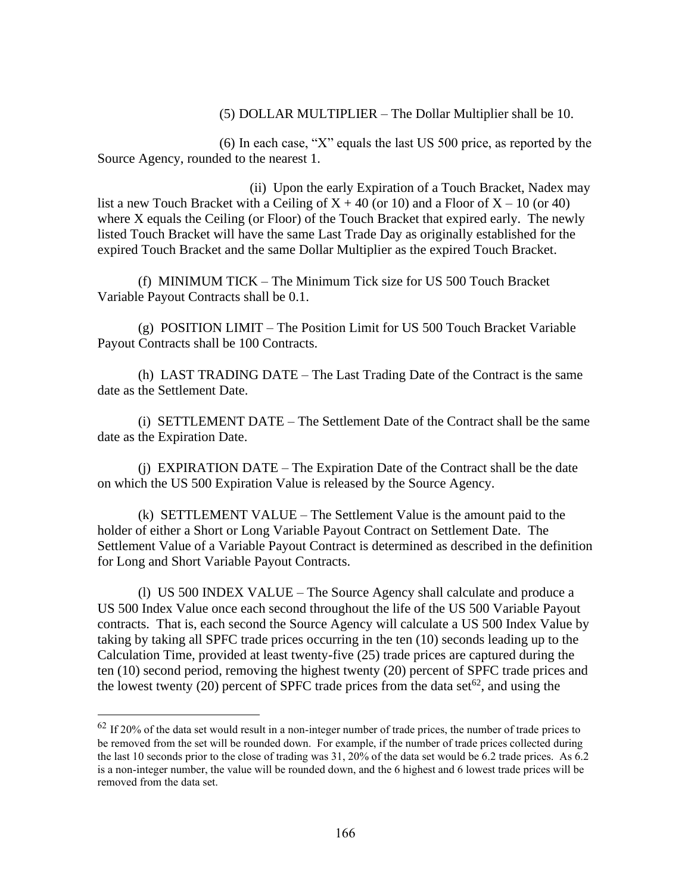(5) DOLLAR MULTIPLIER – The Dollar Multiplier shall be 10.

(6) In each case, "X" equals the last US 500 price, as reported by the Source Agency, rounded to the nearest 1.

(ii) Upon the early Expiration of a Touch Bracket, Nadex may list a new Touch Bracket with a Ceiling of X + 40 (or 10) and a Floor of X – 10 (or 40) where X equals the Ceiling (or Floor) of the Touch Bracket that expired early. The newly listed Touch Bracket will have the same Last Trade Day as originally established for the expired Touch Bracket and the same Dollar Multiplier as the expired Touch Bracket.

(f) MINIMUM TICK – The Minimum Tick size for US 500 Touch Bracket Variable Payout Contracts shall be 0.1.

(g) POSITION LIMIT – The Position Limit for US 500 Touch Bracket Variable Payout Contracts shall be 100 Contracts.

(h) LAST TRADING DATE – The Last Trading Date of the Contract is the same date as the Settlement Date.

(i) SETTLEMENT DATE – The Settlement Date of the Contract shall be the same date as the Expiration Date.

(j) EXPIRATION DATE – The Expiration Date of the Contract shall be the date on which the US 500 Expiration Value is released by the Source Agency.

(k) SETTLEMENT VALUE – The Settlement Value is the amount paid to the holder of either a Short or Long Variable Payout Contract on Settlement Date. The Settlement Value of a Variable Payout Contract is determined as described in the definition for Long and Short Variable Payout Contracts.

(l) US 500 INDEX VALUE – The Source Agency shall calculate and produce a US 500 Index Value once each second throughout the life of the US 500 Variable Payout contracts. That is, each second the Source Agency will calculate a US 500 Index Value by taking by taking all SPFC trade prices occurring in the ten (10) seconds leading up to the Calculation Time, provided at least twenty-five (25) trade prices are captured during the ten (10) second period, removing the highest twenty (20) percent of SPFC trade prices and the lowest twenty (20) percent of SPFC trade prices from the data set[62], and using the

[62] If 20% of the data set would result in a non-integer number of trade prices, the number of trade prices to be removed from the set will be rounded down. For example, if the number of trade prices collected during the last 10 seconds prior to the close of trading was 31, 20% of the data set would be 6.2 trade prices. As 6.2 is a non-integer number, the value will be rounded down, and the 6 highest and 6 lowest trade prices will be removed from the data set.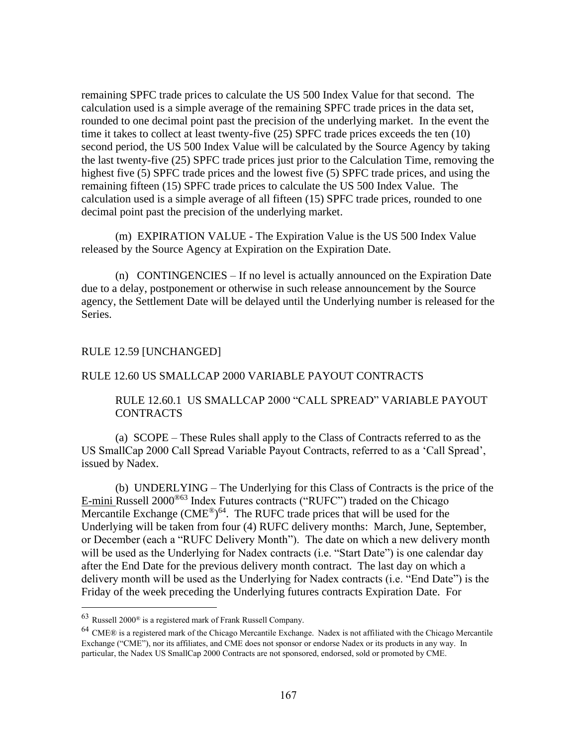remaining SPFC trade prices to calculate the US 500 Index Value for that second. The calculation used is a simple average of the remaining SPFC trade prices in the data set, rounded to one decimal point past the precision of the underlying market. In the event the time it takes to collect at least twenty-five (25) SPFC trade prices exceeds the ten (10) second period, the US 500 Index Value will be calculated by the Source Agency by taking the last twenty-five (25) SPFC trade prices just prior to the Calculation Time, removing the highest five (5) SPFC trade prices and the lowest five (5) SPFC trade prices, and using the remaining fifteen (15) SPFC trade prices to calculate the US 500 Index Value. The calculation used is a simple average of all fifteen (15) SPFC trade prices, rounded to one decimal point past the precision of the underlying market.

(m) EXPIRATION VALUE - The Expiration Value is the US 500 Index Value released by the Source Agency at Expiration on the Expiration Date.

(n) CONTINGENCIES – If no level is actually announced on the Expiration Date due to a delay, postponement or otherwise in such release announcement by the Source agency, the Settlement Date will be delayed until the Underlying number is released for the Series.

RULE 12.59 [UNCHANGED]

RULE 12.60 US SMALLCAP 2000 VARIABLE PAYOUT CONTRACTS

RULE 12.60.1 US SMALLCAP 2000 "CALL SPREAD" VARIABLE PAYOUT CONTRACTS

(a) SCOPE – These Rules shall apply to the Class of Contracts referred to as the US SmallCap 2000 Call Spread Variable Payout Contracts, referred to as a 'Call Spread', issued by Nadex.

(b) UNDERLYING – The Underlying for this Class of Contracts is the price of the E-mini Russell 2000®[63] Index Futures contracts ("RUFC") traded on the Chicago Mercantile Exchange (CME®)[64]. The RUFC trade prices that will be used for the Underlying will be taken from four (4) RUFC delivery months: March, June, September, or December (each a "RUFC Delivery Month"). The date on which a new delivery month will be used as the Underlying for Nadex contracts (i.e. "Start Date") is one calendar day after the End Date for the previous delivery month contract. The last day on which a delivery month will be used as the Underlying for Nadex contracts (i.e. "End Date") is the Friday of the week preceding the Underlying futures contracts Expiration Date. For

[63] Russell 2000® is a registered mark of Frank Russell Company.

[64] CME® is a registered mark of the Chicago Mercantile Exchange. Nadex is not affiliated with the Chicago Mercantile Exchange ("CME"), nor its affiliates, and CME does not sponsor or endorse Nadex or its products in any way. In particular, the Nadex US SmallCap 2000 Contracts are not sponsored, endorsed, sold or promoted by CME.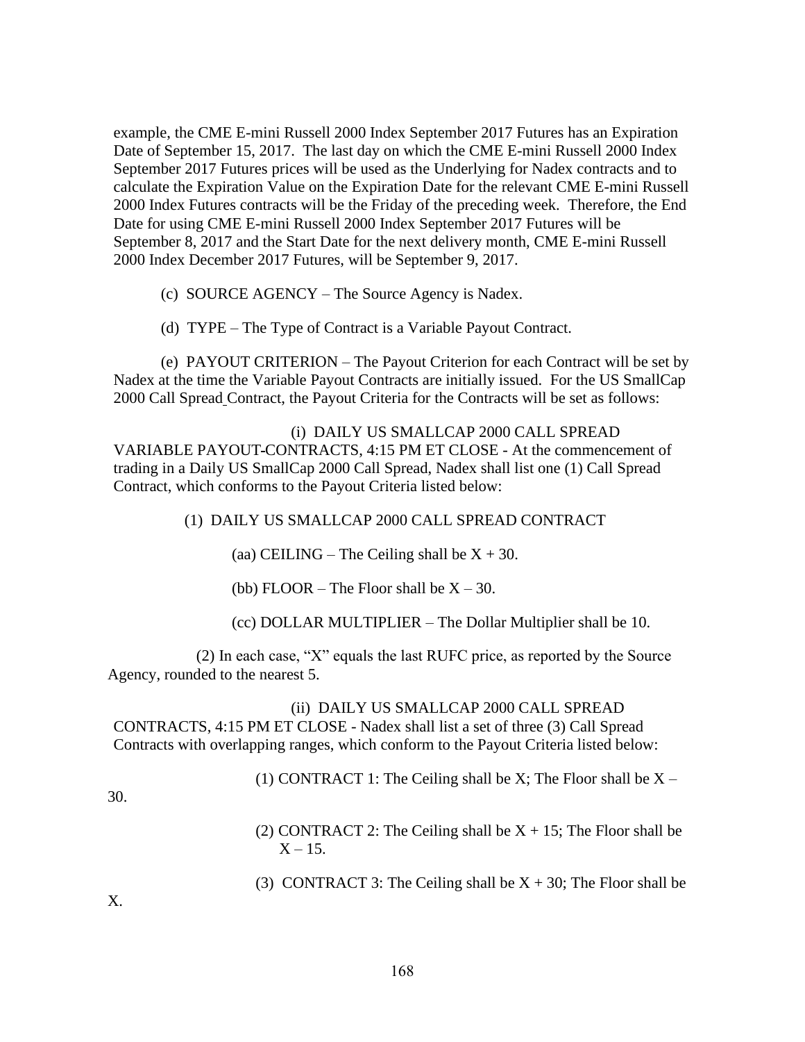example, the CME E-mini Russell 2000 Index September 2017 Futures has an Expiration Date of September 15, 2017. The last day on which the CME E-mini Russell 2000 Index September 2017 Futures prices will be used as the Underlying for Nadex contracts and to calculate the Expiration Value on the Expiration Date for the relevant CME E-mini Russell 2000 Index Futures contracts will be the Friday of the preceding week. Therefore, the End Date for using CME E-mini Russell 2000 Index September 2017 Futures will be September 8, 2017 and the Start Date for the next delivery month, CME E-mini Russell 2000 Index December 2017 Futures, will be September 9, 2017.

(c) SOURCE AGENCY – The Source Agency is Nadex.

(d) TYPE – The Type of Contract is a Variable Payout Contract.

(e) PAYOUT CRITERION – The Payout Criterion for each Contract will be set by Nadex at the time the Variable Payout Contracts are initially issued. For the US SmallCap 2000 Call Spread Contract, the Payout Criteria for the Contracts will be set as follows:

(i) DAILY US SMALLCAP 2000 CALL SPREAD VARIABLE PAYOUT-CONTRACTS, 4:15 PM ET CLOSE - At the commencement of trading in a Daily US SmallCap 2000 Call Spread, Nadex shall list one (1) Call Spread Contract, which conforms to the Payout Criteria listed below:

(1) DAILY US SMALLCAP 2000 CALL SPREAD CONTRACT

(aa) CEILING – The Ceiling shall be X + 30.

(bb) FLOOR – The Floor shall be X – 30.

(cc) DOLLAR MULTIPLIER – The Dollar Multiplier shall be 10.

(2) In each case, "X" equals the last RUFC price, as reported by the Source Agency, rounded to the nearest 5.

(ii) DAILY US SMALLCAP 2000 CALL SPREAD CONTRACTS, 4:15 PM ET CLOSE - Nadex shall list a set of three (3) Call Spread Contracts with overlapping ranges, which conform to the Payout Criteria listed below:

(1) CONTRACT 1: The Ceiling shall be X; The Floor shall be X – 30.

(2) CONTRACT 2: The Ceiling shall be X + 15; The Floor shall be X – 15.

(3) CONTRACT 3: The Ceiling shall be X + 30; The Floor shall be X.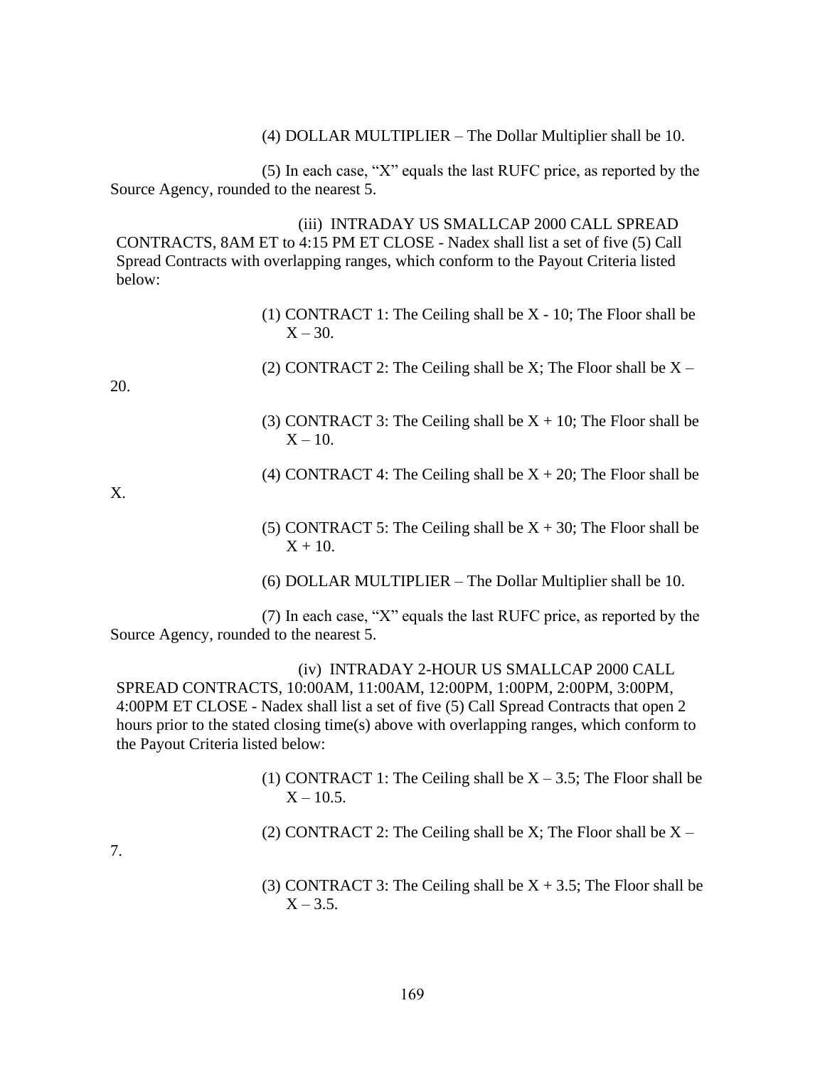(4) DOLLAR MULTIPLIER – The Dollar Multiplier shall be 10.

(5) In each case, "X" equals the last RUFC price, as reported by the Source Agency, rounded to the nearest 5.

(iii) INTRADAY US SMALLCAP 2000 CALL SPREAD CONTRACTS, 8AM ET to 4:15 PM ET CLOSE - Nadex shall list a set of five (5) Call Spread Contracts with overlapping ranges, which conform to the Payout Criteria listed below:

(1) CONTRACT 1: The Ceiling shall be X - 10; The Floor shall be X – 30.

(2) CONTRACT 2: The Ceiling shall be X; The Floor shall be X – 20.

(3) CONTRACT 3: The Ceiling shall be X + 10; The Floor shall be X – 10.

(4) CONTRACT 4: The Ceiling shall be X + 20; The Floor shall be X.

(5) CONTRACT 5: The Ceiling shall be X + 30; The Floor shall be X + 10.

(6) DOLLAR MULTIPLIER – The Dollar Multiplier shall be 10.

(7) In each case, "X" equals the last RUFC price, as reported by the Source Agency, rounded to the nearest 5.

(iv) INTRADAY 2-HOUR US SMALLCAP 2000 CALL SPREAD CONTRACTS, 10:00AM, 11:00AM, 12:00PM, 1:00PM, 2:00PM, 3:00PM, 4:00PM ET CLOSE - Nadex shall list a set of five (5) Call Spread Contracts that open 2 hours prior to the stated closing time(s) above with overlapping ranges, which conform to the Payout Criteria listed below:

(1) CONTRACT 1: The Ceiling shall be X – 3.5; The Floor shall be X – 10.5.

(2) CONTRACT 2: The Ceiling shall be X; The Floor shall be X – 7.

(3) CONTRACT 3: The Ceiling shall be X + 3.5; The Floor shall be X – 3.5.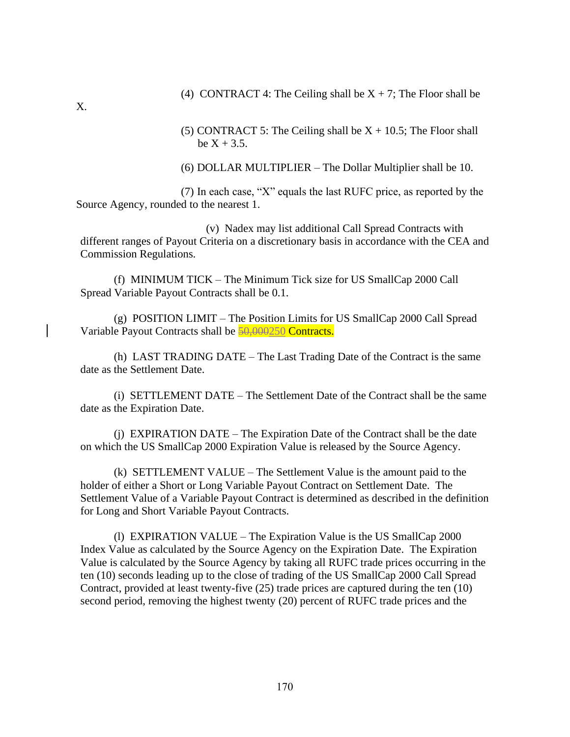(4) CONTRACT 4: The Ceiling shall be X + 7; The Floor shall be X.

(5) CONTRACT 5: The Ceiling shall be X + 10.5; The Floor shall be X + 3.5.

(6) DOLLAR MULTIPLIER – The Dollar Multiplier shall be 10.

(7) In each case, "X" equals the last RUFC price, as reported by the Source Agency, rounded to the nearest 1.

(v) Nadex may list additional Call Spread Contracts with different ranges of Payout Criteria on a discretionary basis in accordance with the CEA and Commission Regulations.

(f) MINIMUM TICK – The Minimum Tick size for US SmallCap 2000 Call Spread Variable Payout Contracts shall be 0.1.

(g) POSITION LIMIT – The Position Limits for US SmallCap 2000 Call Spread Variable Payout Contracts shall be ~~50,000~~250 Contracts.

(h) LAST TRADING DATE – The Last Trading Date of the Contract is the same date as the Settlement Date.

(i) SETTLEMENT DATE – The Settlement Date of the Contract shall be the same date as the Expiration Date.

(j) EXPIRATION DATE – The Expiration Date of the Contract shall be the date on which the US SmallCap 2000 Expiration Value is released by the Source Agency.

(k) SETTLEMENT VALUE – The Settlement Value is the amount paid to the holder of either a Short or Long Variable Payout Contract on Settlement Date. The Settlement Value of a Variable Payout Contract is determined as described in the definition for Long and Short Variable Payout Contracts.

(l) EXPIRATION VALUE – The Expiration Value is the US SmallCap 2000 Index Value as calculated by the Source Agency on the Expiration Date. The Expiration Value is calculated by the Source Agency by taking all RUFC trade prices occurring in the ten (10) seconds leading up to the close of trading of the US SmallCap 2000 Call Spread Contract, provided at least twenty-five (25) trade prices are captured during the ten (10) second period, removing the highest twenty (20) percent of RUFC trade prices and the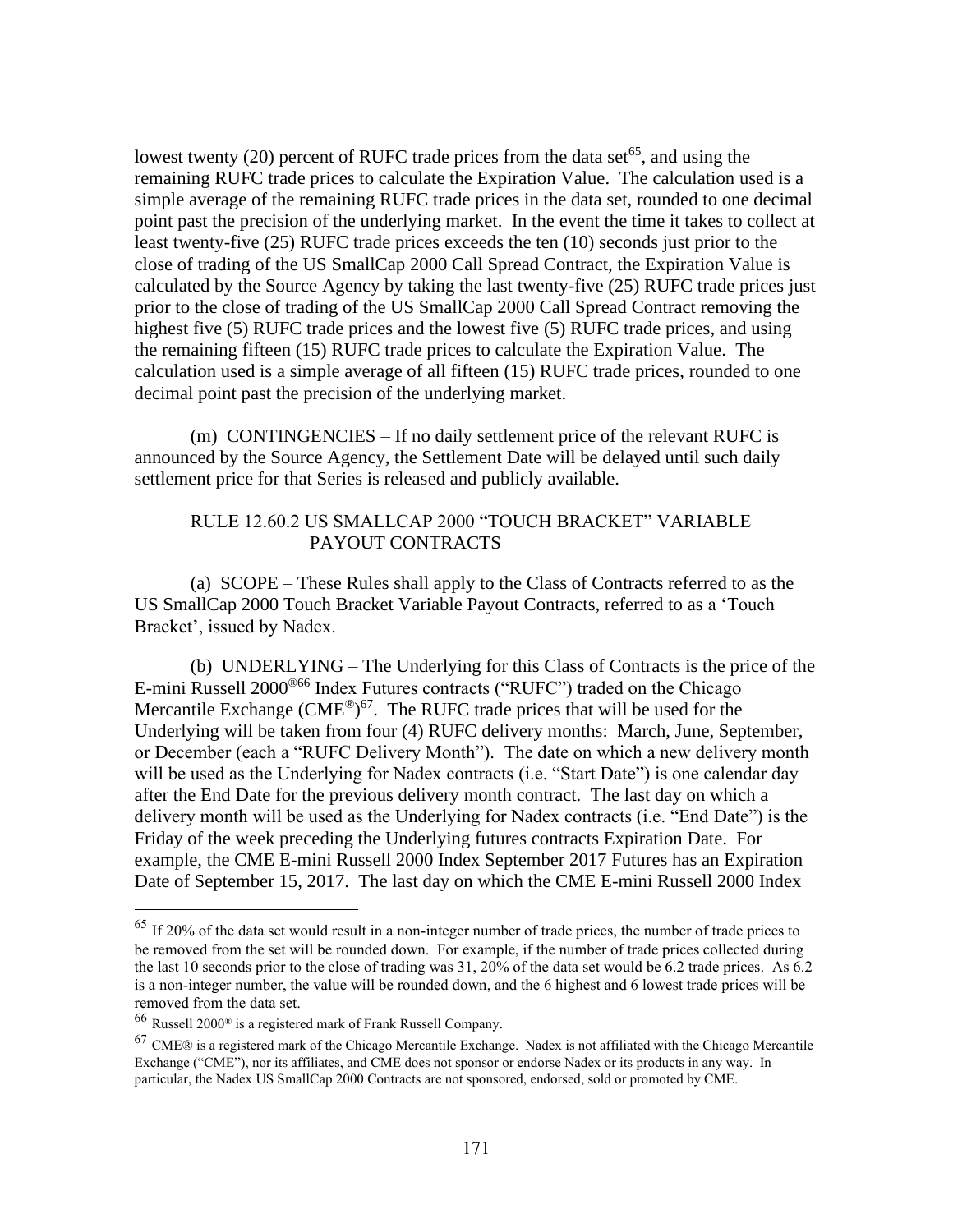lowest twenty (20) percent of RUFC trade prices from the data set[65], and using the remaining RUFC trade prices to calculate the Expiration Value. The calculation used is a simple average of the remaining RUFC trade prices in the data set, rounded to one decimal point past the precision of the underlying market. In the event the time it takes to collect at least twenty-five (25) RUFC trade prices exceeds the ten (10) seconds just prior to the close of trading of the US SmallCap 2000 Call Spread Contract, the Expiration Value is calculated by the Source Agency by taking the last twenty-five (25) RUFC trade prices just prior to the close of trading of the US SmallCap 2000 Call Spread Contract removing the highest five (5) RUFC trade prices and the lowest five (5) RUFC trade prices, and using the remaining fifteen (15) RUFC trade prices to calculate the Expiration Value. The calculation used is a simple average of all fifteen (15) RUFC trade prices, rounded to one decimal point past the precision of the underlying market.

(m) CONTINGENCIES – If no daily settlement price of the relevant RUFC is announced by the Source Agency, the Settlement Date will be delayed until such daily settlement price for that Series is released and publicly available.

## RULE 12.60.2 US SMALLCAP 2000 "TOUCH BRACKET" VARIABLE PAYOUT CONTRACTS

(a) SCOPE – These Rules shall apply to the Class of Contracts referred to as the US SmallCap 2000 Touch Bracket Variable Payout Contracts, referred to as a 'Touch Bracket', issued by Nadex.

(b) UNDERLYING – The Underlying for this Class of Contracts is the price of the E-mini Russell 2000®[66] Index Futures contracts ("RUFC") traded on the Chicago Mercantile Exchange (CME®)[67]. The RUFC trade prices that will be used for the Underlying will be taken from four (4) RUFC delivery months: March, June, September, or December (each a "RUFC Delivery Month"). The date on which a new delivery month will be used as the Underlying for Nadex contracts (i.e. "Start Date") is one calendar day after the End Date for the previous delivery month contract. The last day on which a delivery month will be used as the Underlying for Nadex contracts (i.e. "End Date") is the Friday of the week preceding the Underlying futures contracts Expiration Date. For example, the CME E-mini Russell 2000 Index September 2017 Futures has an Expiration Date of September 15, 2017. The last day on which the CME E-mini Russell 2000 Index

---

[65] If 20% of the data set would result in a non-integer number of trade prices, the number of trade prices to be removed from the set will be rounded down. For example, if the number of trade prices collected during the last 10 seconds prior to the close of trading was 31, 20% of the data set would be 6.2 trade prices. As 6.2 is a non-integer number, the value will be rounded down, and the 6 highest and 6 lowest trade prices will be removed from the data set.

[66] Russell 2000® is a registered mark of Frank Russell Company.

[67] CME® is a registered mark of the Chicago Mercantile Exchange. Nadex is not affiliated with the Chicago Mercantile Exchange ("CME"), nor its affiliates, and CME does not sponsor or endorse Nadex or its products in any way. In particular, the Nadex US SmallCap 2000 Contracts are not sponsored, endorsed, sold or promoted by CME.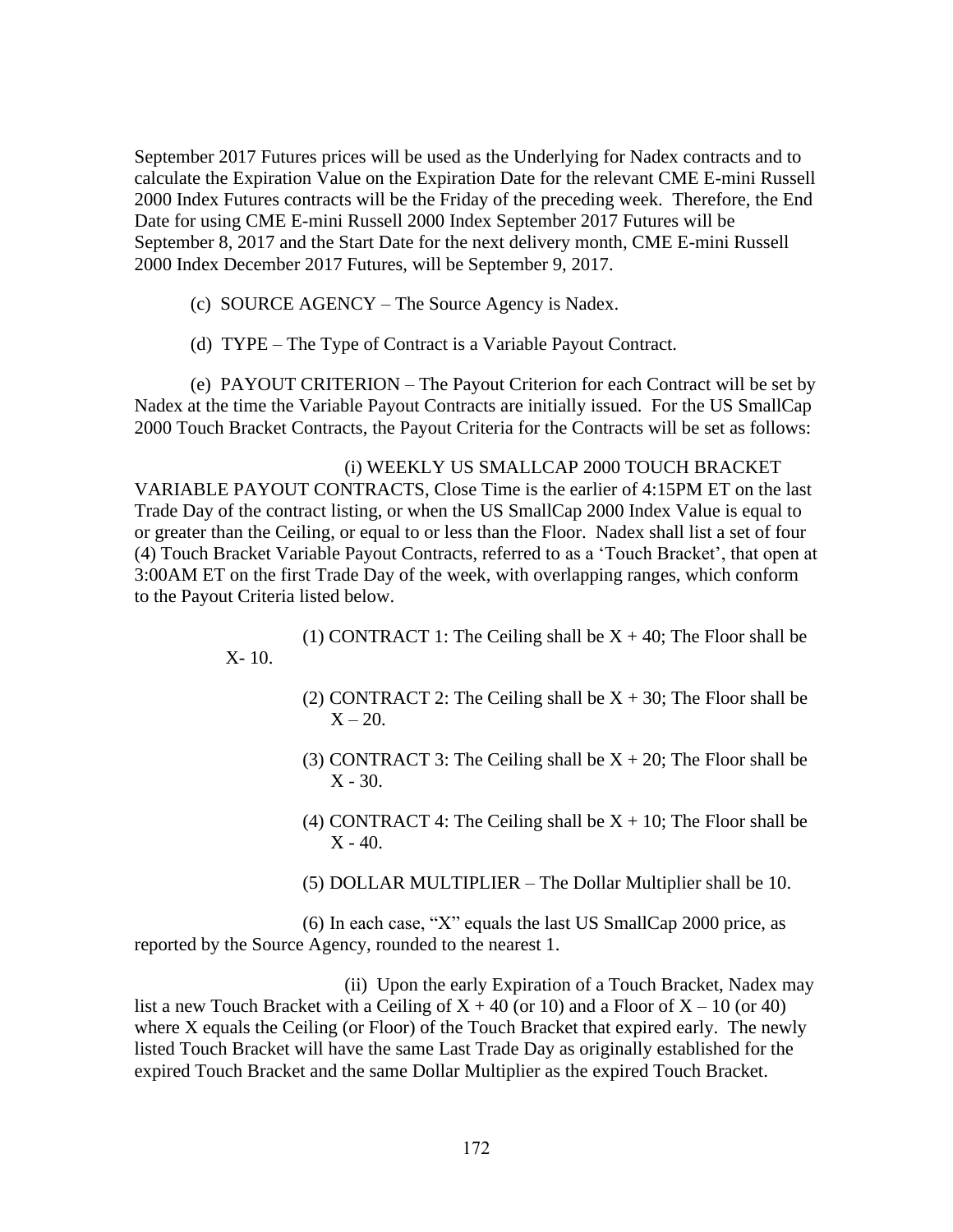September 2017 Futures prices will be used as the Underlying for Nadex contracts and to calculate the Expiration Value on the Expiration Date for the relevant CME E-mini Russell 2000 Index Futures contracts will be the Friday of the preceding week. Therefore, the End Date for using CME E-mini Russell 2000 Index September 2017 Futures will be September 8, 2017 and the Start Date for the next delivery month, CME E-mini Russell 2000 Index December 2017 Futures, will be September 9, 2017.

(c) SOURCE AGENCY – The Source Agency is Nadex.

(d) TYPE – The Type of Contract is a Variable Payout Contract.

(e) PAYOUT CRITERION – The Payout Criterion for each Contract will be set by Nadex at the time the Variable Payout Contracts are initially issued. For the US SmallCap 2000 Touch Bracket Contracts, the Payout Criteria for the Contracts will be set as follows:

(i) WEEKLY US SMALLCAP 2000 TOUCH BRACKET VARIABLE PAYOUT CONTRACTS, Close Time is the earlier of 4:15PM ET on the last Trade Day of the contract listing, or when the US SmallCap 2000 Index Value is equal to or greater than the Ceiling, or equal to or less than the Floor. Nadex shall list a set of four (4) Touch Bracket Variable Payout Contracts, referred to as a 'Touch Bracket', that open at 3:00AM ET on the first Trade Day of the week, with overlapping ranges, which conform to the Payout Criteria listed below.

(1) CONTRACT 1: The Ceiling shall be X + 40; The Floor shall be X- 10.

(2) CONTRACT 2: The Ceiling shall be X + 30; The Floor shall be X – 20.

(3) CONTRACT 3: The Ceiling shall be X + 20; The Floor shall be X - 30.

(4) CONTRACT 4: The Ceiling shall be X + 10; The Floor shall be X - 40.

(5) DOLLAR MULTIPLIER – The Dollar Multiplier shall be 10.

(6) In each case, "X" equals the last US SmallCap 2000 price, as reported by the Source Agency, rounded to the nearest 1.

(ii) Upon the early Expiration of a Touch Bracket, Nadex may list a new Touch Bracket with a Ceiling of X + 40 (or 10) and a Floor of X – 10 (or 40) where X equals the Ceiling (or Floor) of the Touch Bracket that expired early. The newly listed Touch Bracket will have the same Last Trade Day as originally established for the expired Touch Bracket and the same Dollar Multiplier as the expired Touch Bracket.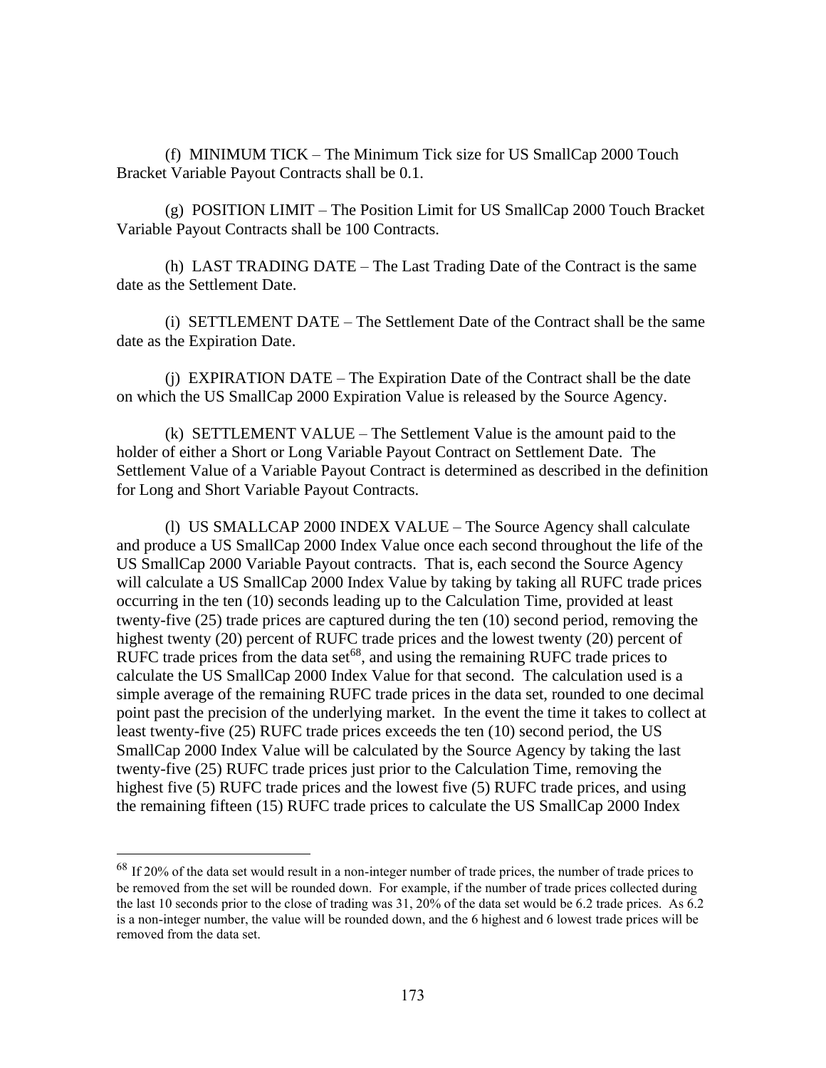(f) MINIMUM TICK – The Minimum Tick size for US SmallCap 2000 Touch Bracket Variable Payout Contracts shall be 0.1.

(g) POSITION LIMIT – The Position Limit for US SmallCap 2000 Touch Bracket Variable Payout Contracts shall be 100 Contracts.

(h) LAST TRADING DATE – The Last Trading Date of the Contract is the same date as the Settlement Date.

(i) SETTLEMENT DATE – The Settlement Date of the Contract shall be the same date as the Expiration Date.

(j) EXPIRATION DATE – The Expiration Date of the Contract shall be the date on which the US SmallCap 2000 Expiration Value is released by the Source Agency.

(k) SETTLEMENT VALUE – The Settlement Value is the amount paid to the holder of either a Short or Long Variable Payout Contract on Settlement Date. The Settlement Value of a Variable Payout Contract is determined as described in the definition for Long and Short Variable Payout Contracts.

(l) US SMALLCAP 2000 INDEX VALUE – The Source Agency shall calculate and produce a US SmallCap 2000 Index Value once each second throughout the life of the US SmallCap 2000 Variable Payout contracts. That is, each second the Source Agency will calculate a US SmallCap 2000 Index Value by taking by taking all RUFC trade prices occurring in the ten (10) seconds leading up to the Calculation Time, provided at least twenty-five (25) trade prices are captured during the ten (10) second period, removing the highest twenty (20) percent of RUFC trade prices and the lowest twenty (20) percent of RUFC trade prices from the data set[68], and using the remaining RUFC trade prices to calculate the US SmallCap 2000 Index Value for that second. The calculation used is a simple average of the remaining RUFC trade prices in the data set, rounded to one decimal point past the precision of the underlying market. In the event the time it takes to collect at least twenty-five (25) RUFC trade prices exceeds the ten (10) second period, the US SmallCap 2000 Index Value will be calculated by the Source Agency by taking the last twenty-five (25) RUFC trade prices just prior to the Calculation Time, removing the highest five (5) RUFC trade prices and the lowest five (5) RUFC trade prices, and using the remaining fifteen (15) RUFC trade prices to calculate the US SmallCap 2000 Index

[68] If 20% of the data set would result in a non-integer number of trade prices, the number of trade prices to be removed from the set will be rounded down. For example, if the number of trade prices collected during the last 10 seconds prior to the close of trading was 31, 20% of the data set would be 6.2 trade prices. As 6.2 is a non-integer number, the value will be rounded down, and the 6 highest and 6 lowest trade prices will be removed from the data set.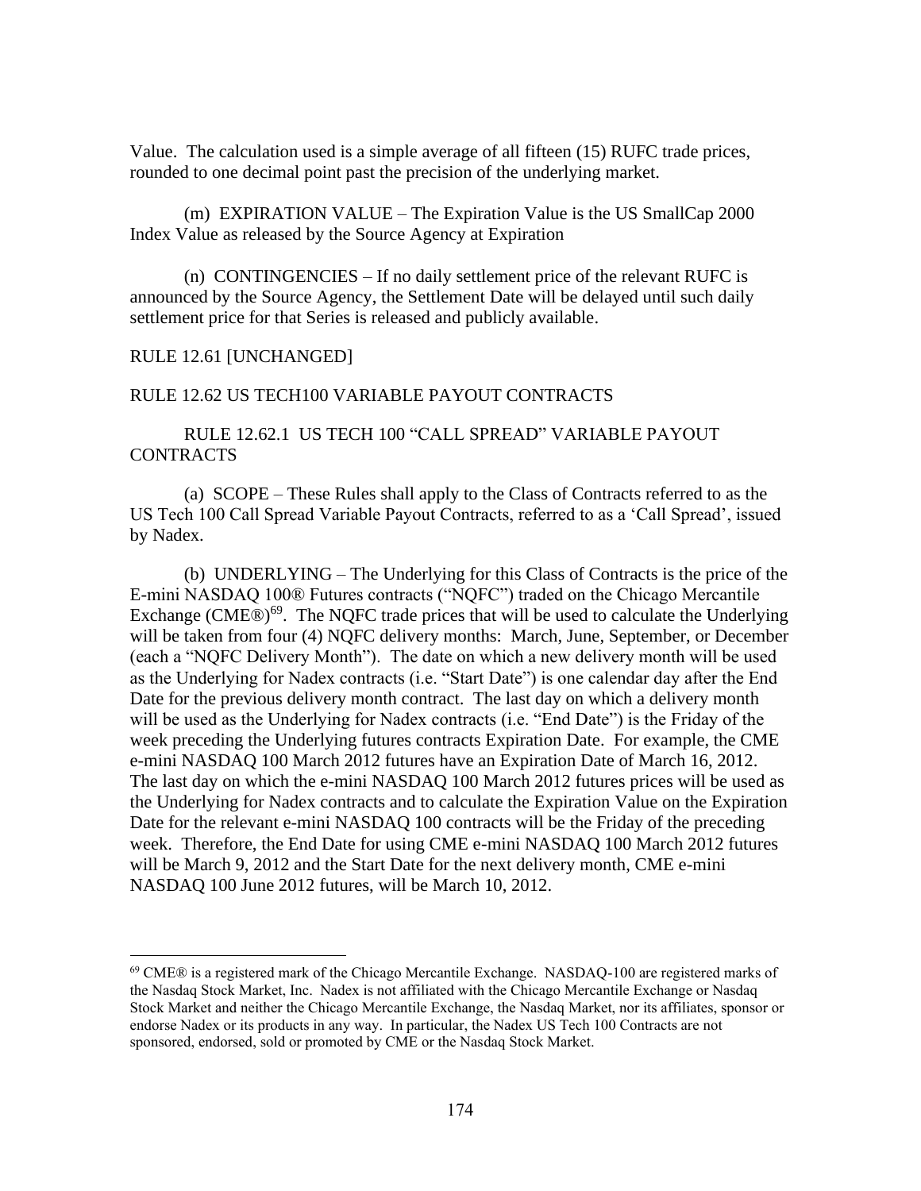Value. The calculation used is a simple average of all fifteen (15) RUFC trade prices, rounded to one decimal point past the precision of the underlying market.

(m) EXPIRATION VALUE – The Expiration Value is the US SmallCap 2000 Index Value as released by the Source Agency at Expiration

(n) CONTINGENCIES – If no daily settlement price of the relevant RUFC is announced by the Source Agency, the Settlement Date will be delayed until such daily settlement price for that Series is released and publicly available.

RULE 12.61 [UNCHANGED]

RULE 12.62 US TECH100 VARIABLE PAYOUT CONTRACTS

RULE 12.62.1 US TECH 100 "CALL SPREAD" VARIABLE PAYOUT CONTRACTS

(a) SCOPE – These Rules shall apply to the Class of Contracts referred to as the US Tech 100 Call Spread Variable Payout Contracts, referred to as a 'Call Spread', issued by Nadex.

(b) UNDERLYING – The Underlying for this Class of Contracts is the price of the E-mini NASDAQ 100® Futures contracts ("NQFC") traded on the Chicago Mercantile Exchange (CME®)[69]. The NQFC trade prices that will be used to calculate the Underlying will be taken from four (4) NQFC delivery months: March, June, September, or December (each a "NQFC Delivery Month"). The date on which a new delivery month will be used as the Underlying for Nadex contracts (i.e. "Start Date") is one calendar day after the End Date for the previous delivery month contract. The last day on which a delivery month will be used as the Underlying for Nadex contracts (i.e. "End Date") is the Friday of the week preceding the Underlying futures contracts Expiration Date. For example, the CME e-mini NASDAQ 100 March 2012 futures have an Expiration Date of March 16, 2012. The last day on which the e-mini NASDAQ 100 March 2012 futures prices will be used as the Underlying for Nadex contracts and to calculate the Expiration Value on the Expiration Date for the relevant e-mini NASDAQ 100 contracts will be the Friday of the preceding week. Therefore, the End Date for using CME e-mini NASDAQ 100 March 2012 futures will be March 9, 2012 and the Start Date for the next delivery month, CME e-mini NASDAQ 100 June 2012 futures, will be March 10, 2012.

[69] CME® is a registered mark of the Chicago Mercantile Exchange. NASDAQ-100 are registered marks of the Nasdaq Stock Market, Inc. Nadex is not affiliated with the Chicago Mercantile Exchange or Nasdaq Stock Market and neither the Chicago Mercantile Exchange, the Nasdaq Market, nor its affiliates, sponsor or endorse Nadex or its products in any way. In particular, the Nadex US Tech 100 Contracts are not sponsored, endorsed, sold or promoted by CME or the Nasdaq Stock Market.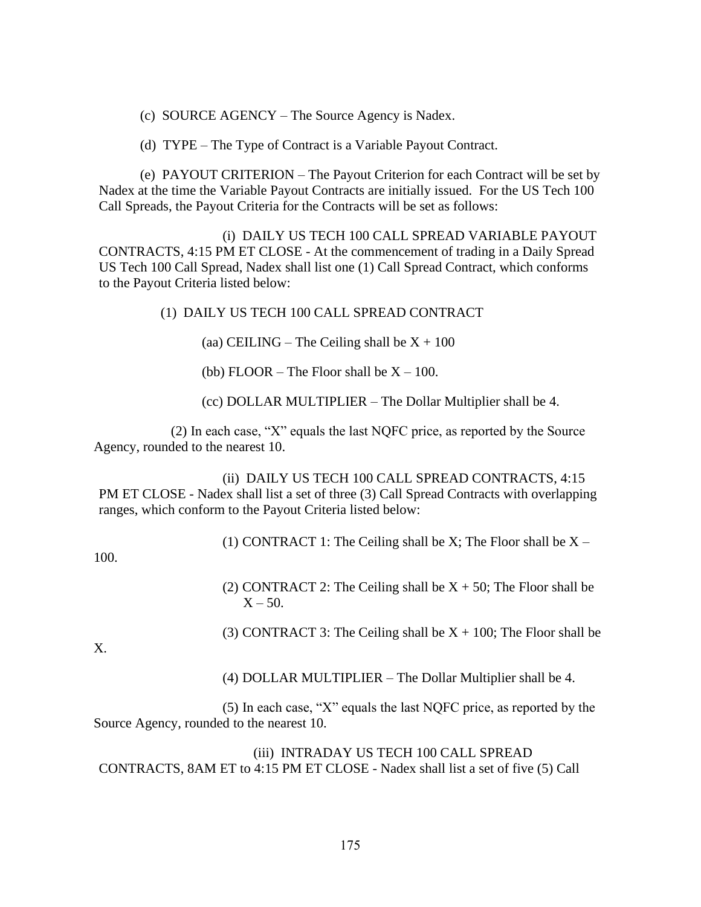(c) SOURCE AGENCY – The Source Agency is Nadex.

(d) TYPE – The Type of Contract is a Variable Payout Contract.

(e) PAYOUT CRITERION – The Payout Criterion for each Contract will be set by Nadex at the time the Variable Payout Contracts are initially issued. For the US Tech 100 Call Spreads, the Payout Criteria for the Contracts will be set as follows:

(i) DAILY US TECH 100 CALL SPREAD VARIABLE PAYOUT CONTRACTS, 4:15 PM ET CLOSE - At the commencement of trading in a Daily Spread US Tech 100 Call Spread, Nadex shall list one (1) Call Spread Contract, which conforms to the Payout Criteria listed below:

(1) DAILY US TECH 100 CALL SPREAD CONTRACT

(aa) CEILING – The Ceiling shall be X + 100

(bb) FLOOR – The Floor shall be X – 100.

(cc) DOLLAR MULTIPLIER – The Dollar Multiplier shall be 4.

(2) In each case, "X" equals the last NQFC price, as reported by the Source Agency, rounded to the nearest 10.

(ii) DAILY US TECH 100 CALL SPREAD CONTRACTS, 4:15 PM ET CLOSE - Nadex shall list a set of three (3) Call Spread Contracts with overlapping ranges, which conform to the Payout Criteria listed below:

(1) CONTRACT 1: The Ceiling shall be X; The Floor shall be X – 100.

(2) CONTRACT 2: The Ceiling shall be X + 50; The Floor shall be X – 50.

(3) CONTRACT 3: The Ceiling shall be X + 100; The Floor shall be X.

(4) DOLLAR MULTIPLIER – The Dollar Multiplier shall be 4.

(5) In each case, "X" equals the last NQFC price, as reported by the Source Agency, rounded to the nearest 10.

(iii) INTRADAY US TECH 100 CALL SPREAD CONTRACTS, 8AM ET to 4:15 PM ET CLOSE - Nadex shall list a set of five (5) Call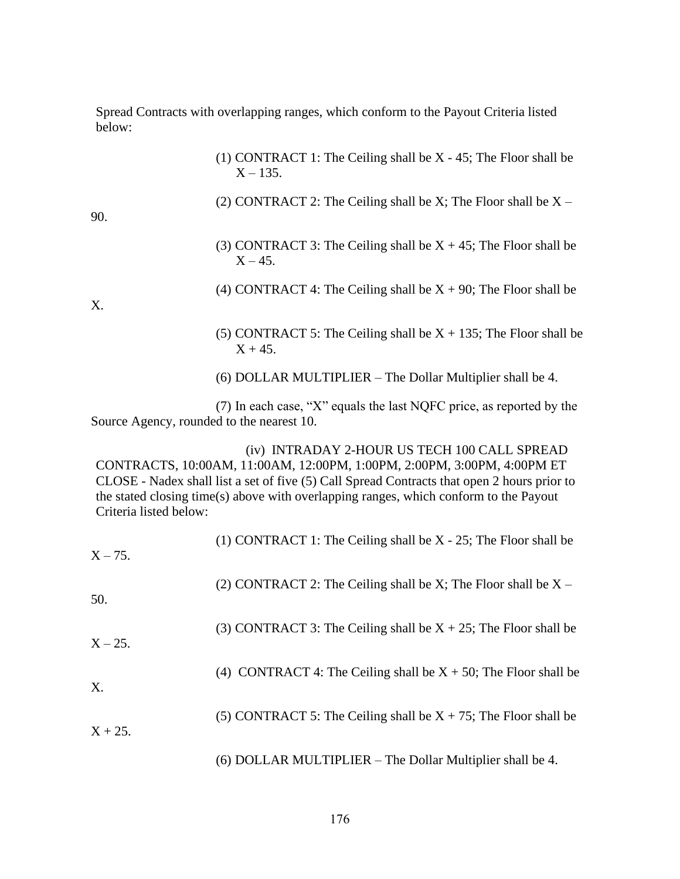Spread Contracts with overlapping ranges, which conform to the Payout Criteria listed below:

(1) CONTRACT 1: The Ceiling shall be X - 45; The Floor shall be X – 135.

(2) CONTRACT 2: The Ceiling shall be X; The Floor shall be X – 90.

(3) CONTRACT 3: The Ceiling shall be X + 45; The Floor shall be X – 45.

(4) CONTRACT 4: The Ceiling shall be X + 90; The Floor shall be X.

(5) CONTRACT 5: The Ceiling shall be X + 135; The Floor shall be X + 45.

(6) DOLLAR MULTIPLIER – The Dollar Multiplier shall be 4.

(7) In each case, "X" equals the last NQFC price, as reported by the Source Agency, rounded to the nearest 10.

(iv) INTRADAY 2-HOUR US TECH 100 CALL SPREAD CONTRACTS, 10:00AM, 11:00AM, 12:00PM, 1:00PM, 2:00PM, 3:00PM, 4:00PM ET CLOSE - Nadex shall list a set of five (5) Call Spread Contracts that open 2 hours prior to the stated closing time(s) above with overlapping ranges, which conform to the Payout Criteria listed below:

(1) CONTRACT 1: The Ceiling shall be X - 25; The Floor shall be X – 75.

(2) CONTRACT 2: The Ceiling shall be X; The Floor shall be X – 50.

(3) CONTRACT 3: The Ceiling shall be X + 25; The Floor shall be X – 25.

(4) CONTRACT 4: The Ceiling shall be X + 50; The Floor shall be X.

(5) CONTRACT 5: The Ceiling shall be X + 75; The Floor shall be X + 25.

(6) DOLLAR MULTIPLIER – The Dollar Multiplier shall be 4.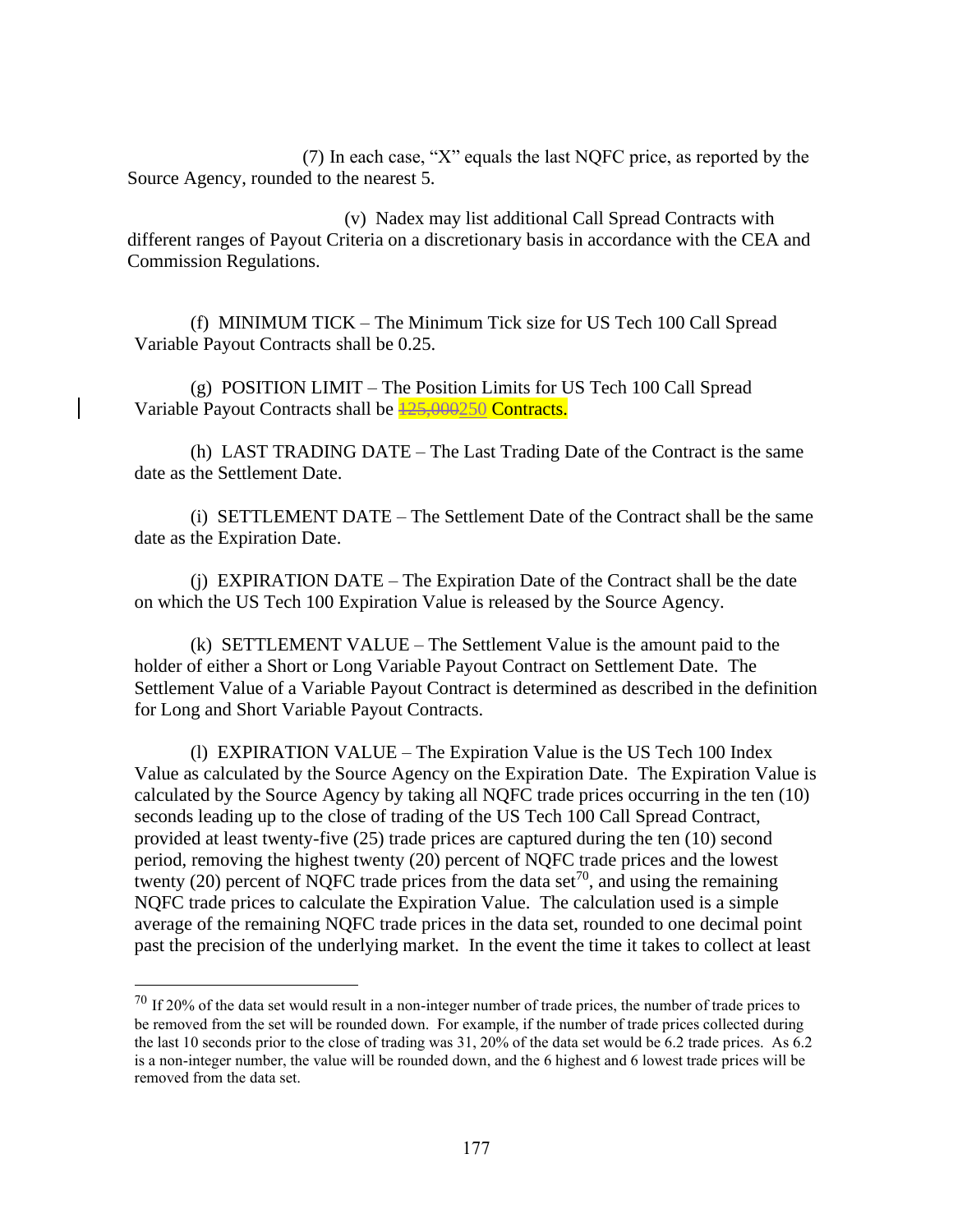(7) In each case, "X" equals the last NQFC price, as reported by the Source Agency, rounded to the nearest 5.

(v) Nadex may list additional Call Spread Contracts with different ranges of Payout Criteria on a discretionary basis in accordance with the CEA and Commission Regulations.

(f) MINIMUM TICK – The Minimum Tick size for US Tech 100 Call Spread Variable Payout Contracts shall be 0.25.

(g) POSITION LIMIT – The Position Limits for US Tech 100 Call Spread Variable Payout Contracts shall be ~~125,000~~250 Contracts.

(h) LAST TRADING DATE – The Last Trading Date of the Contract is the same date as the Settlement Date.

(i) SETTLEMENT DATE – The Settlement Date of the Contract shall be the same date as the Expiration Date.

(j) EXPIRATION DATE – The Expiration Date of the Contract shall be the date on which the US Tech 100 Expiration Value is released by the Source Agency.

(k) SETTLEMENT VALUE – The Settlement Value is the amount paid to the holder of either a Short or Long Variable Payout Contract on Settlement Date. The Settlement Value of a Variable Payout Contract is determined as described in the definition for Long and Short Variable Payout Contracts.

(l) EXPIRATION VALUE – The Expiration Value is the US Tech 100 Index Value as calculated by the Source Agency on the Expiration Date. The Expiration Value is calculated by the Source Agency by taking all NQFC trade prices occurring in the ten (10) seconds leading up to the close of trading of the US Tech 100 Call Spread Contract, provided at least twenty-five (25) trade prices are captured during the ten (10) second period, removing the highest twenty (20) percent of NQFC trade prices and the lowest twenty (20) percent of NQFC trade prices from the data set[70], and using the remaining NQFC trade prices to calculate the Expiration Value. The calculation used is a simple average of the remaining NQFC trade prices in the data set, rounded to one decimal point past the precision of the underlying market. In the event the time it takes to collect at least

[70] If 20% of the data set would result in a non-integer number of trade prices, the number of trade prices to be removed from the set will be rounded down. For example, if the number of trade prices collected during the last 10 seconds prior to the close of trading was 31, 20% of the data set would be 6.2 trade prices. As 6.2 is a non-integer number, the value will be rounded down, and the 6 highest and 6 lowest trade prices will be removed from the data set.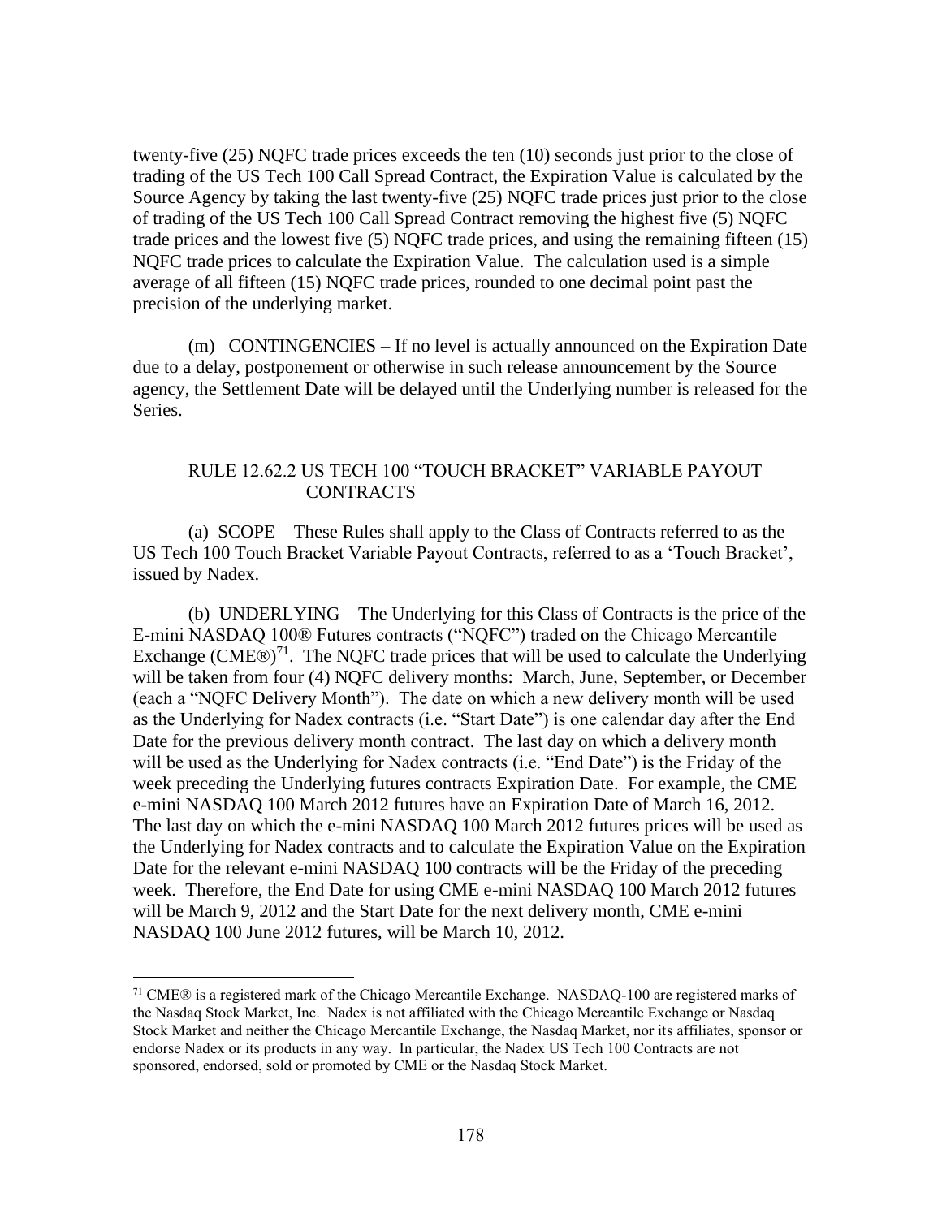twenty-five (25) NQFC trade prices exceeds the ten (10) seconds just prior to the close of trading of the US Tech 100 Call Spread Contract, the Expiration Value is calculated by the Source Agency by taking the last twenty-five (25) NQFC trade prices just prior to the close of trading of the US Tech 100 Call Spread Contract removing the highest five (5) NQFC trade prices and the lowest five (5) NQFC trade prices, and using the remaining fifteen (15) NQFC trade prices to calculate the Expiration Value. The calculation used is a simple average of all fifteen (15) NQFC trade prices, rounded to one decimal point past the precision of the underlying market.

(m) CONTINGENCIES – If no level is actually announced on the Expiration Date due to a delay, postponement or otherwise in such release announcement by the Source agency, the Settlement Date will be delayed until the Underlying number is released for the Series.

### RULE 12.62.2 US TECH 100 "TOUCH BRACKET" VARIABLE PAYOUT CONTRACTS

(a) SCOPE – These Rules shall apply to the Class of Contracts referred to as the US Tech 100 Touch Bracket Variable Payout Contracts, referred to as a 'Touch Bracket', issued by Nadex.

(b) UNDERLYING – The Underlying for this Class of Contracts is the price of the E-mini NASDAQ 100® Futures contracts ("NQFC") traded on the Chicago Mercantile Exchange (CME®)[71]. The NQFC trade prices that will be used to calculate the Underlying will be taken from four (4) NQFC delivery months: March, June, September, or December (each a "NQFC Delivery Month"). The date on which a new delivery month will be used as the Underlying for Nadex contracts (i.e. "Start Date") is one calendar day after the End Date for the previous delivery month contract. The last day on which a delivery month will be used as the Underlying for Nadex contracts (i.e. "End Date") is the Friday of the week preceding the Underlying futures contracts Expiration Date. For example, the CME e-mini NASDAQ 100 March 2012 futures have an Expiration Date of March 16, 2012. The last day on which the e-mini NASDAQ 100 March 2012 futures prices will be used as the Underlying for Nadex contracts and to calculate the Expiration Value on the Expiration Date for the relevant e-mini NASDAQ 100 contracts will be the Friday of the preceding week. Therefore, the End Date for using CME e-mini NASDAQ 100 March 2012 futures will be March 9, 2012 and the Start Date for the next delivery month, CME e-mini NASDAQ 100 June 2012 futures, will be March 10, 2012.

---

[71] CME® is a registered mark of the Chicago Mercantile Exchange. NASDAQ-100 are registered marks of the Nasdaq Stock Market, Inc. Nadex is not affiliated with the Chicago Mercantile Exchange or Nasdaq Stock Market and neither the Chicago Mercantile Exchange, the Nasdaq Market, nor its affiliates, sponsor or endorse Nadex or its products in any way. In particular, the Nadex US Tech 100 Contracts are not sponsored, endorsed, sold or promoted by CME or the Nasdaq Stock Market.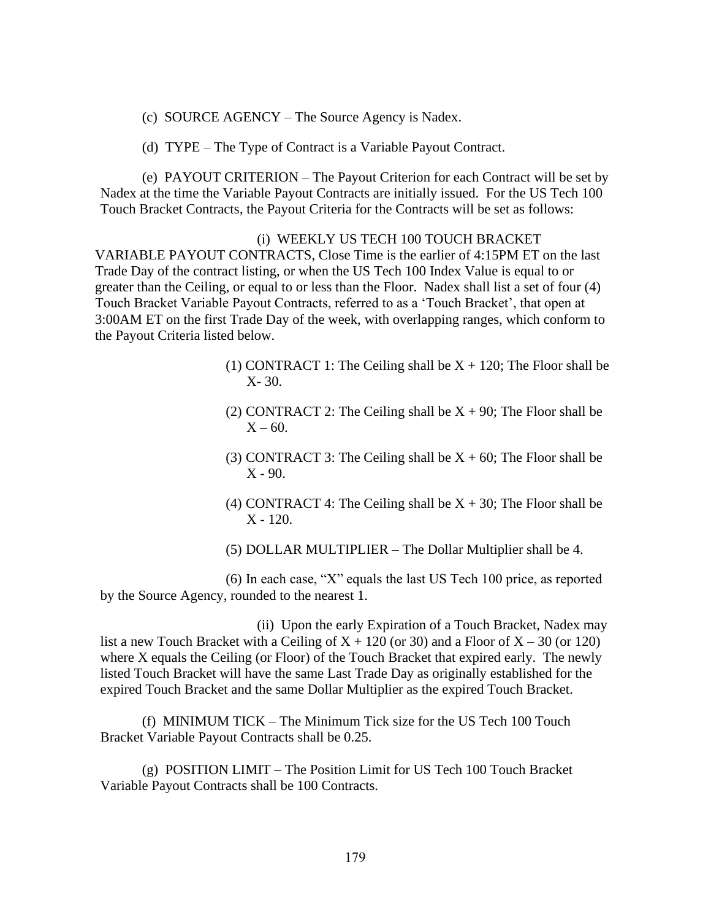(c) SOURCE AGENCY – The Source Agency is Nadex.

(d) TYPE – The Type of Contract is a Variable Payout Contract.

(e) PAYOUT CRITERION – The Payout Criterion for each Contract will be set by Nadex at the time the Variable Payout Contracts are initially issued. For the US Tech 100 Touch Bracket Contracts, the Payout Criteria for the Contracts will be set as follows:

(i) WEEKLY US TECH 100 TOUCH BRACKET VARIABLE PAYOUT CONTRACTS, Close Time is the earlier of 4:15PM ET on the last Trade Day of the contract listing, or when the US Tech 100 Index Value is equal to or greater than the Ceiling, or equal to or less than the Floor. Nadex shall list a set of four (4) Touch Bracket Variable Payout Contracts, referred to as a 'Touch Bracket', that open at 3:00AM ET on the first Trade Day of the week, with overlapping ranges, which conform to the Payout Criteria listed below.

(1) CONTRACT 1: The Ceiling shall be X + 120; The Floor shall be X- 30.

(2) CONTRACT 2: The Ceiling shall be X + 90; The Floor shall be X – 60.

(3) CONTRACT 3: The Ceiling shall be X + 60; The Floor shall be X - 90.

(4) CONTRACT 4: The Ceiling shall be X + 30; The Floor shall be X - 120.

(5) DOLLAR MULTIPLIER – The Dollar Multiplier shall be 4.

(6) In each case, "X" equals the last US Tech 100 price, as reported by the Source Agency, rounded to the nearest 1.

(ii) Upon the early Expiration of a Touch Bracket, Nadex may list a new Touch Bracket with a Ceiling of X + 120 (or 30) and a Floor of X – 30 (or 120) where X equals the Ceiling (or Floor) of the Touch Bracket that expired early. The newly listed Touch Bracket will have the same Last Trade Day as originally established for the expired Touch Bracket and the same Dollar Multiplier as the expired Touch Bracket.

(f) MINIMUM TICK – The Minimum Tick size for the US Tech 100 Touch Bracket Variable Payout Contracts shall be 0.25.

(g) POSITION LIMIT – The Position Limit for US Tech 100 Touch Bracket Variable Payout Contracts shall be 100 Contracts.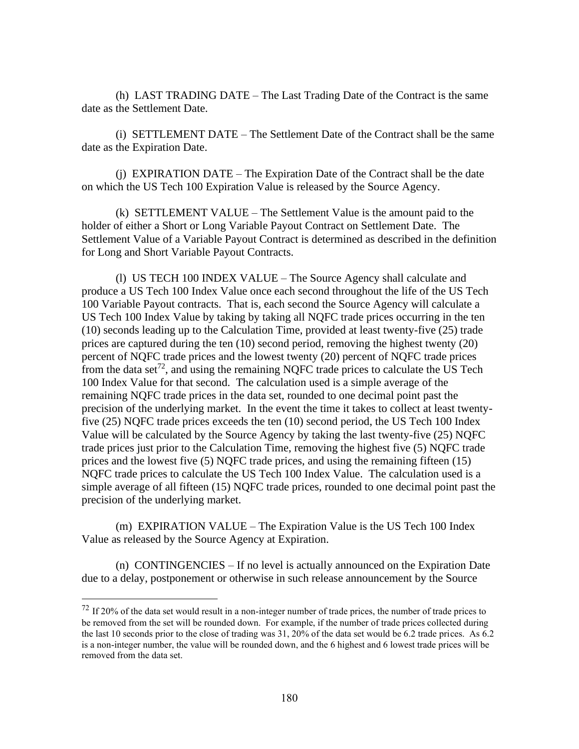(h) LAST TRADING DATE – The Last Trading Date of the Contract is the same date as the Settlement Date.

(i) SETTLEMENT DATE – The Settlement Date of the Contract shall be the same date as the Expiration Date.

(j) EXPIRATION DATE – The Expiration Date of the Contract shall be the date on which the US Tech 100 Expiration Value is released by the Source Agency.

(k) SETTLEMENT VALUE – The Settlement Value is the amount paid to the holder of either a Short or Long Variable Payout Contract on Settlement Date. The Settlement Value of a Variable Payout Contract is determined as described in the definition for Long and Short Variable Payout Contracts.

(l) US TECH 100 INDEX VALUE – The Source Agency shall calculate and produce a US Tech 100 Index Value once each second throughout the life of the US Tech 100 Variable Payout contracts. That is, each second the Source Agency will calculate a US Tech 100 Index Value by taking by taking all NQFC trade prices occurring in the ten (10) seconds leading up to the Calculation Time, provided at least twenty-five (25) trade prices are captured during the ten (10) second period, removing the highest twenty (20) percent of NQFC trade prices and the lowest twenty (20) percent of NQFC trade prices from the data set[72], and using the remaining NQFC trade prices to calculate the US Tech 100 Index Value for that second. The calculation used is a simple average of the remaining NQFC trade prices in the data set, rounded to one decimal point past the precision of the underlying market. In the event the time it takes to collect at least twenty-five (25) NQFC trade prices exceeds the ten (10) second period, the US Tech 100 Index Value will be calculated by the Source Agency by taking the last twenty-five (25) NQFC trade prices just prior to the Calculation Time, removing the highest five (5) NQFC trade prices and the lowest five (5) NQFC trade prices, and using the remaining fifteen (15) NQFC trade prices to calculate the US Tech 100 Index Value. The calculation used is a simple average of all fifteen (15) NQFC trade prices, rounded to one decimal point past the precision of the underlying market.

(m) EXPIRATION VALUE – The Expiration Value is the US Tech 100 Index Value as released by the Source Agency at Expiration.

(n) CONTINGENCIES – If no level is actually announced on the Expiration Date due to a delay, postponement or otherwise in such release announcement by the Source

---

[72] If 20% of the data set would result in a non-integer number of trade prices, the number of trade prices to be removed from the set will be rounded down. For example, if the number of trade prices collected during the last 10 seconds prior to the close of trading was 31, 20% of the data set would be 6.2 trade prices. As 6.2 is a non-integer number, the value will be rounded down, and the 6 highest and 6 lowest trade prices will be removed from the data set.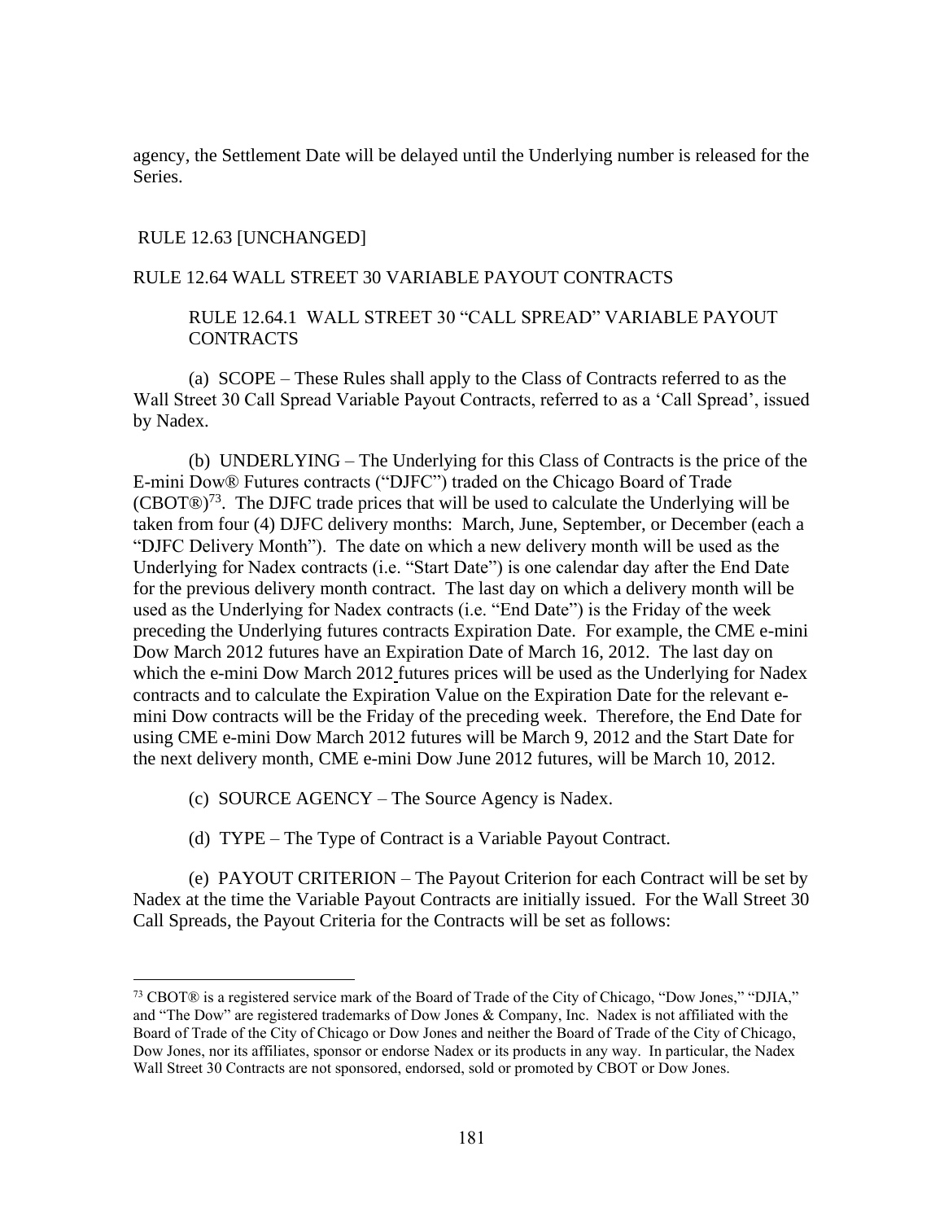agency, the Settlement Date will be delayed until the Underlying number is released for the Series.

RULE 12.63 [UNCHANGED]

RULE 12.64 WALL STREET 30 VARIABLE PAYOUT CONTRACTS

RULE 12.64.1 WALL STREET 30 "CALL SPREAD" VARIABLE PAYOUT CONTRACTS

(a) SCOPE – These Rules shall apply to the Class of Contracts referred to as the Wall Street 30 Call Spread Variable Payout Contracts, referred to as a 'Call Spread', issued by Nadex.

(b) UNDERLYING – The Underlying for this Class of Contracts is the price of the E-mini Dow® Futures contracts ("DJFC") traded on the Chicago Board of Trade (CBOT®)[73]. The DJFC trade prices that will be used to calculate the Underlying will be taken from four (4) DJFC delivery months: March, June, September, or December (each a "DJFC Delivery Month"). The date on which a new delivery month will be used as the Underlying for Nadex contracts (i.e. "Start Date") is one calendar day after the End Date for the previous delivery month contract. The last day on which a delivery month will be used as the Underlying for Nadex contracts (i.e. "End Date") is the Friday of the week preceding the Underlying futures contracts Expiration Date. For example, the CME e-mini Dow March 2012 futures have an Expiration Date of March 16, 2012. The last day on which the e-mini Dow March 2012 futures prices will be used as the Underlying for Nadex contracts and to calculate the Expiration Value on the Expiration Date for the relevant e-mini Dow contracts will be the Friday of the preceding week. Therefore, the End Date for using CME e-mini Dow March 2012 futures will be March 9, 2012 and the Start Date for the next delivery month, CME e-mini Dow June 2012 futures, will be March 10, 2012.

(c) SOURCE AGENCY – The Source Agency is Nadex.

(d) TYPE – The Type of Contract is a Variable Payout Contract.

(e) PAYOUT CRITERION – The Payout Criterion for each Contract will be set by Nadex at the time the Variable Payout Contracts are initially issued. For the Wall Street 30 Call Spreads, the Payout Criteria for the Contracts will be set as follows:

[73] CBOT® is a registered service mark of the Board of Trade of the City of Chicago, "Dow Jones," "DJIA," and "The Dow" are registered trademarks of Dow Jones & Company, Inc. Nadex is not affiliated with the Board of Trade of the City of Chicago or Dow Jones and neither the Board of Trade of the City of Chicago, Dow Jones, nor its affiliates, sponsor or endorse Nadex or its products in any way. In particular, the Nadex Wall Street 30 Contracts are not sponsored, endorsed, sold or promoted by CBOT or Dow Jones.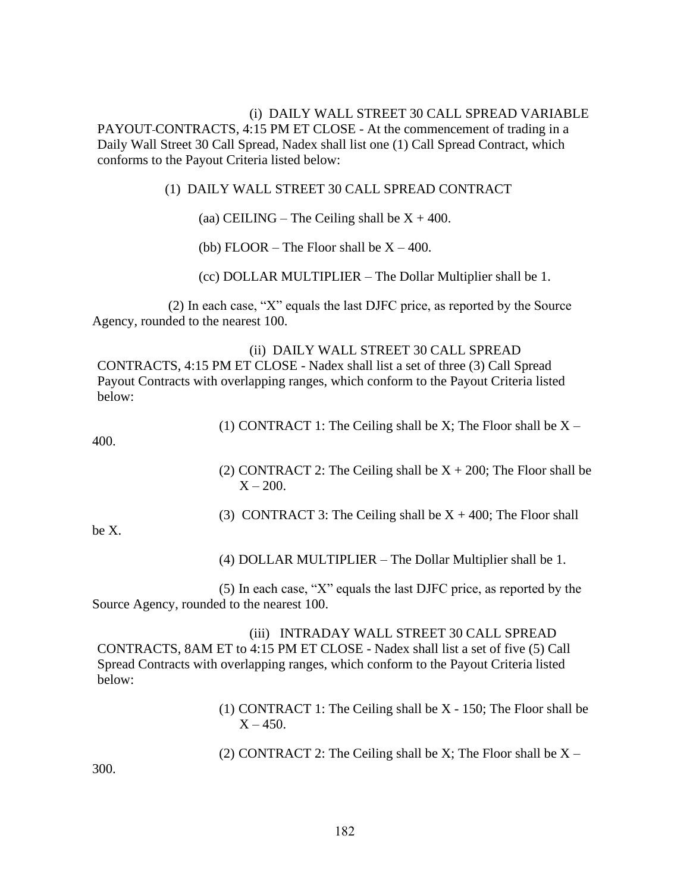(i) DAILY WALL STREET 30 CALL SPREAD VARIABLE PAYOUT CONTRACTS, 4:15 PM ET CLOSE - At the commencement of trading in a Daily Wall Street 30 Call Spread, Nadex shall list one (1) Call Spread Contract, which conforms to the Payout Criteria listed below:

(1) DAILY WALL STREET 30 CALL SPREAD CONTRACT

(aa) CEILING – The Ceiling shall be X + 400.

(bb) FLOOR – The Floor shall be X – 400.

(cc) DOLLAR MULTIPLIER – The Dollar Multiplier shall be 1.

(2) In each case, "X" equals the last DJFC price, as reported by the Source Agency, rounded to the nearest 100.

(ii) DAILY WALL STREET 30 CALL SPREAD CONTRACTS, 4:15 PM ET CLOSE - Nadex shall list a set of three (3) Call Spread Payout Contracts with overlapping ranges, which conform to the Payout Criteria listed below:

(1) CONTRACT 1: The Ceiling shall be X; The Floor shall be X – 400.

(2) CONTRACT 2: The Ceiling shall be X + 200; The Floor shall be X – 200.

(3) CONTRACT 3: The Ceiling shall be X + 400; The Floor shall be X.

(4) DOLLAR MULTIPLIER – The Dollar Multiplier shall be 1.

(5) In each case, "X" equals the last DJFC price, as reported by the Source Agency, rounded to the nearest 100.

(iii) INTRADAY WALL STREET 30 CALL SPREAD CONTRACTS, 8AM ET to 4:15 PM ET CLOSE - Nadex shall list a set of five (5) Call Spread Contracts with overlapping ranges, which conform to the Payout Criteria listed below:

(1) CONTRACT 1: The Ceiling shall be X - 150; The Floor shall be X – 450.

(2) CONTRACT 2: The Ceiling shall be X; The Floor shall be X – 300.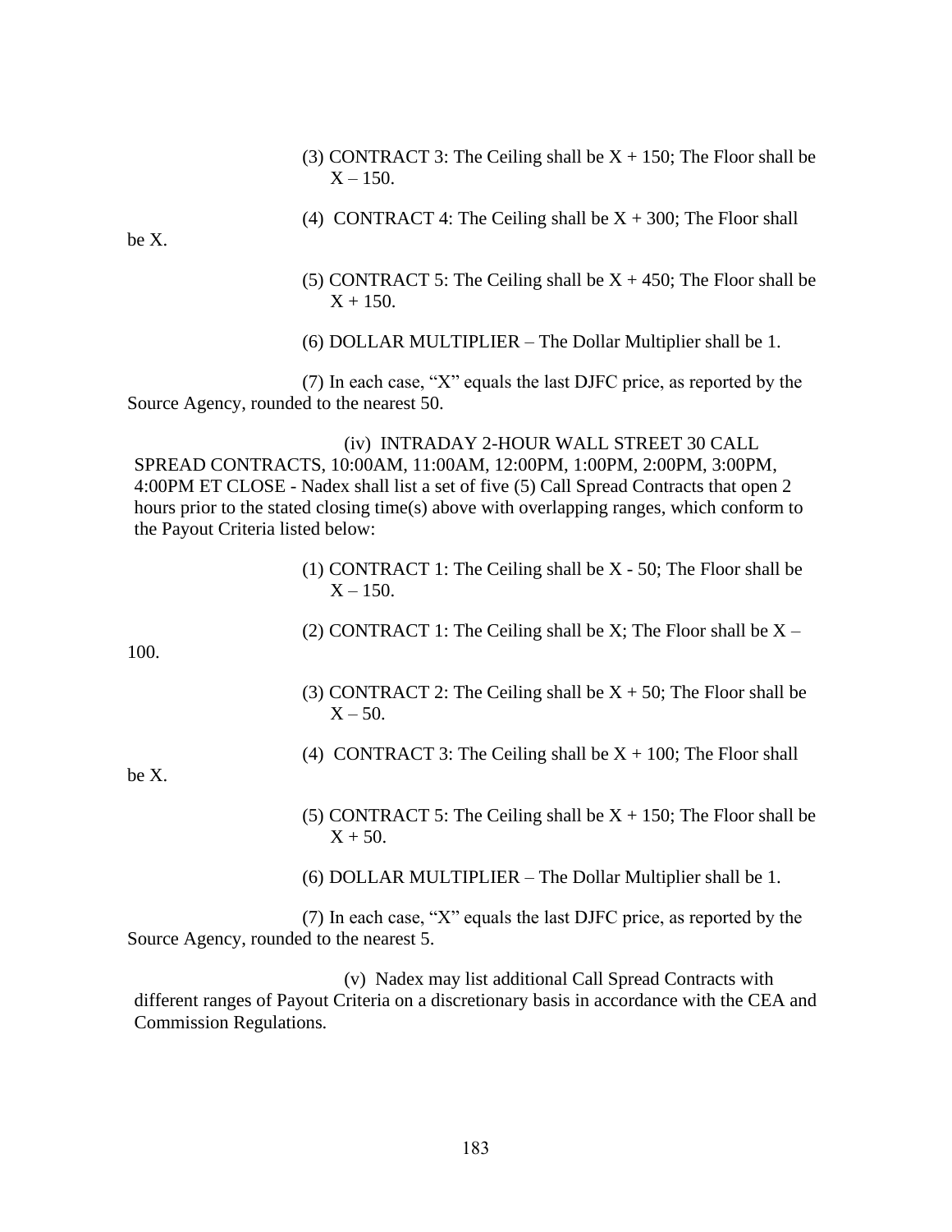(3) CONTRACT 3: The Ceiling shall be X + 150; The Floor shall be X – 150.

(4) CONTRACT 4: The Ceiling shall be X + 300; The Floor shall be X.

(5) CONTRACT 5: The Ceiling shall be X + 450; The Floor shall be X + 150.

(6) DOLLAR MULTIPLIER – The Dollar Multiplier shall be 1.

(7) In each case, "X" equals the last DJFC price, as reported by the Source Agency, rounded to the nearest 50.

(iv) INTRADAY 2-HOUR WALL STREET 30 CALL SPREAD CONTRACTS, 10:00AM, 11:00AM, 12:00PM, 1:00PM, 2:00PM, 3:00PM, 4:00PM ET CLOSE - Nadex shall list a set of five (5) Call Spread Contracts that open 2 hours prior to the stated closing time(s) above with overlapping ranges, which conform to the Payout Criteria listed below:

(1) CONTRACT 1: The Ceiling shall be X - 50; The Floor shall be X – 150.

(2) CONTRACT 1: The Ceiling shall be X; The Floor shall be X – 100.

(3) CONTRACT 2: The Ceiling shall be X + 50; The Floor shall be X – 50.

(4) CONTRACT 3: The Ceiling shall be X + 100; The Floor shall be X.

(5) CONTRACT 5: The Ceiling shall be X + 150; The Floor shall be X + 50.

(6) DOLLAR MULTIPLIER – The Dollar Multiplier shall be 1.

(7) In each case, "X" equals the last DJFC price, as reported by the Source Agency, rounded to the nearest 5.

(v) Nadex may list additional Call Spread Contracts with different ranges of Payout Criteria on a discretionary basis in accordance with the CEA and Commission Regulations.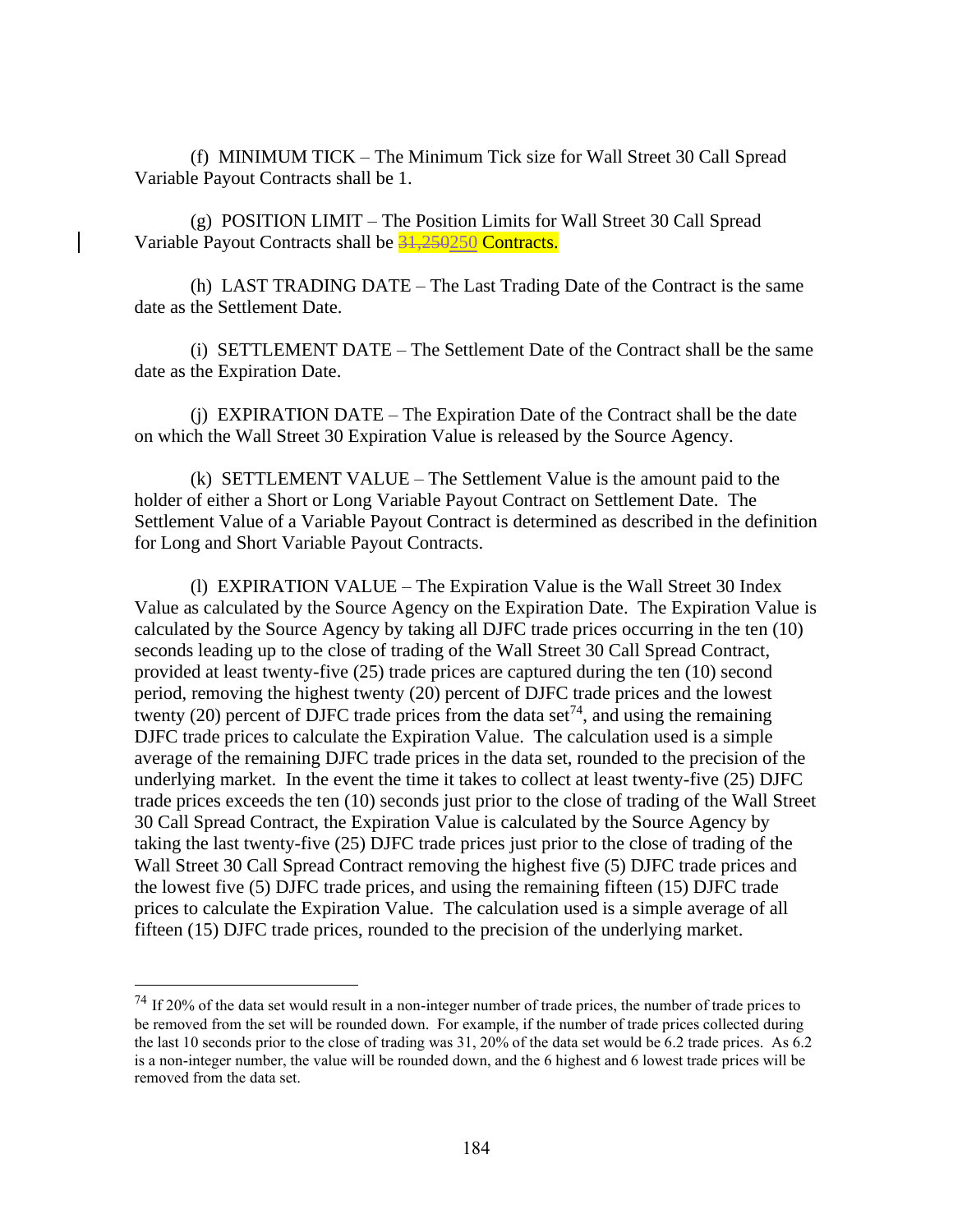(f) MINIMUM TICK – The Minimum Tick size for Wall Street 30 Call Spread Variable Payout Contracts shall be 1.

(g) POSITION LIMIT – The Position Limits for Wall Street 30 Call Spread Variable Payout Contracts shall be ~~31,250~~250 Contracts.

(h) LAST TRADING DATE – The Last Trading Date of the Contract is the same date as the Settlement Date.

(i) SETTLEMENT DATE – The Settlement Date of the Contract shall be the same date as the Expiration Date.

(j) EXPIRATION DATE – The Expiration Date of the Contract shall be the date on which the Wall Street 30 Expiration Value is released by the Source Agency.

(k) SETTLEMENT VALUE – The Settlement Value is the amount paid to the holder of either a Short or Long Variable Payout Contract on Settlement Date. The Settlement Value of a Variable Payout Contract is determined as described in the definition for Long and Short Variable Payout Contracts.

(l) EXPIRATION VALUE – The Expiration Value is the Wall Street 30 Index Value as calculated by the Source Agency on the Expiration Date. The Expiration Value is calculated by the Source Agency by taking all DJFC trade prices occurring in the ten (10) seconds leading up to the close of trading of the Wall Street 30 Call Spread Contract, provided at least twenty-five (25) trade prices are captured during the ten (10) second period, removing the highest twenty (20) percent of DJFC trade prices and the lowest twenty (20) percent of DJFC trade prices from the data set[74], and using the remaining DJFC trade prices to calculate the Expiration Value. The calculation used is a simple average of the remaining DJFC trade prices in the data set, rounded to the precision of the underlying market. In the event the time it takes to collect at least twenty-five (25) DJFC trade prices exceeds the ten (10) seconds just prior to the close of trading of the Wall Street 30 Call Spread Contract, the Expiration Value is calculated by the Source Agency by taking the last twenty-five (25) DJFC trade prices just prior to the close of trading of the Wall Street 30 Call Spread Contract removing the highest five (5) DJFC trade prices and the lowest five (5) DJFC trade prices, and using the remaining fifteen (15) DJFC trade prices to calculate the Expiration Value. The calculation used is a simple average of all fifteen (15) DJFC trade prices, rounded to the precision of the underlying market.

---

[74] If 20% of the data set would result in a non-integer number of trade prices, the number of trade prices to be removed from the set will be rounded down. For example, if the number of trade prices collected during the last 10 seconds prior to the close of trading was 31, 20% of the data set would be 6.2 trade prices. As 6.2 is a non-integer number, the value will be rounded down, and the 6 highest and 6 lowest trade prices will be removed from the data set.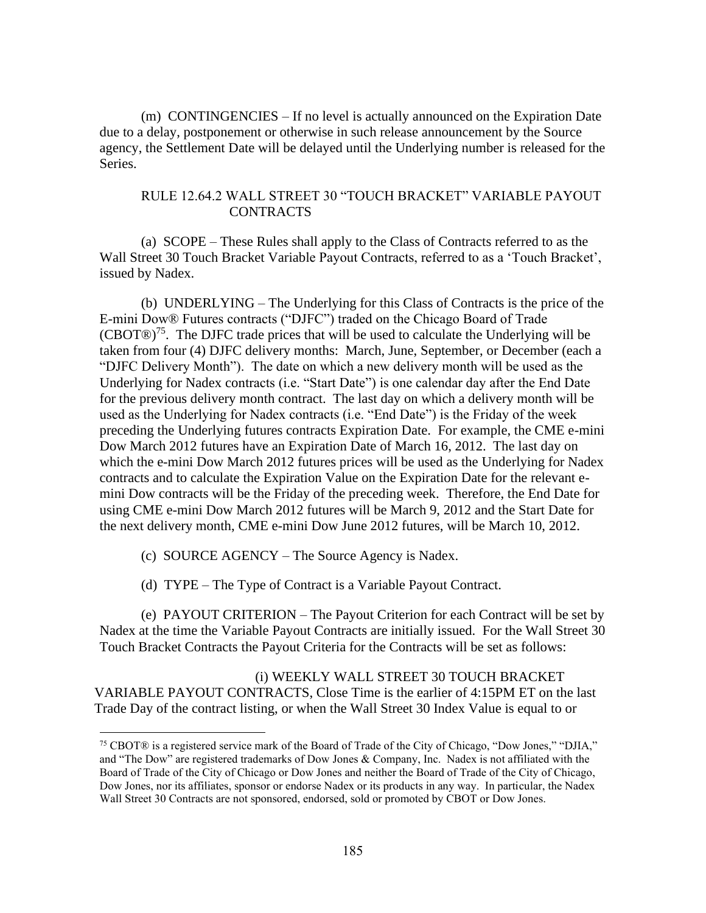(m) CONTINGENCIES – If no level is actually announced on the Expiration Date due to a delay, postponement or otherwise in such release announcement by the Source agency, the Settlement Date will be delayed until the Underlying number is released for the Series.

RULE 12.64.2 WALL STREET 30 "TOUCH BRACKET" VARIABLE PAYOUT CONTRACTS

(a) SCOPE – These Rules shall apply to the Class of Contracts referred to as the Wall Street 30 Touch Bracket Variable Payout Contracts, referred to as a 'Touch Bracket', issued by Nadex.

(b) UNDERLYING – The Underlying for this Class of Contracts is the price of the E-mini Dow® Futures contracts ("DJFC") traded on the Chicago Board of Trade (CBOT®)[75]. The DJFC trade prices that will be used to calculate the Underlying will be taken from four (4) DJFC delivery months: March, June, September, or December (each a "DJFC Delivery Month"). The date on which a new delivery month will be used as the Underlying for Nadex contracts (i.e. "Start Date") is one calendar day after the End Date for the previous delivery month contract. The last day on which a delivery month will be used as the Underlying for Nadex contracts (i.e. "End Date") is the Friday of the week preceding the Underlying futures contracts Expiration Date. For example, the CME e-mini Dow March 2012 futures have an Expiration Date of March 16, 2012. The last day on which the e-mini Dow March 2012 futures prices will be used as the Underlying for Nadex contracts and to calculate the Expiration Value on the Expiration Date for the relevant e-mini Dow contracts will be the Friday of the preceding week. Therefore, the End Date for using CME e-mini Dow March 2012 futures will be March 9, 2012 and the Start Date for the next delivery month, CME e-mini Dow June 2012 futures, will be March 10, 2012.

(c) SOURCE AGENCY – The Source Agency is Nadex.

(d) TYPE – The Type of Contract is a Variable Payout Contract.

(e) PAYOUT CRITERION – The Payout Criterion for each Contract will be set by Nadex at the time the Variable Payout Contracts are initially issued. For the Wall Street 30 Touch Bracket Contracts the Payout Criteria for the Contracts will be set as follows:

(i) WEEKLY WALL STREET 30 TOUCH BRACKET VARIABLE PAYOUT CONTRACTS, Close Time is the earlier of 4:15PM ET on the last Trade Day of the contract listing, or when the Wall Street 30 Index Value is equal to or

[75] CBOT® is a registered service mark of the Board of Trade of the City of Chicago, "Dow Jones," "DJIA," and "The Dow" are registered trademarks of Dow Jones & Company, Inc. Nadex is not affiliated with the Board of Trade of the City of Chicago or Dow Jones and neither the Board of Trade of the City of Chicago, Dow Jones, nor its affiliates, sponsor or endorse Nadex or its products in any way. In particular, the Nadex Wall Street 30 Contracts are not sponsored, endorsed, sold or promoted by CBOT or Dow Jones.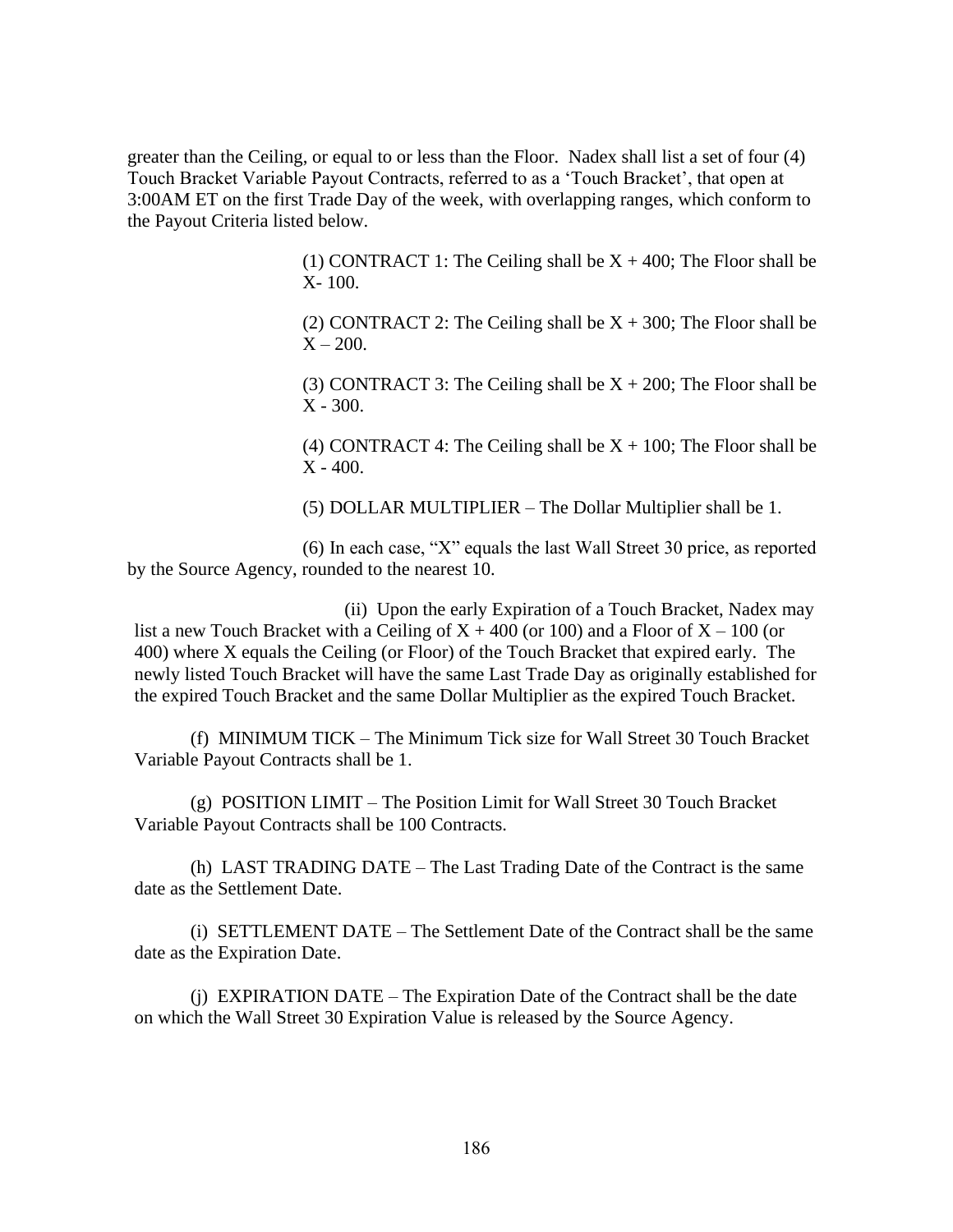greater than the Ceiling, or equal to or less than the Floor. Nadex shall list a set of four (4) Touch Bracket Variable Payout Contracts, referred to as a 'Touch Bracket', that open at 3:00AM ET on the first Trade Day of the week, with overlapping ranges, which conform to the Payout Criteria listed below.

(1) CONTRACT 1: The Ceiling shall be X + 400; The Floor shall be X- 100.

(2) CONTRACT 2: The Ceiling shall be X + 300; The Floor shall be X – 200.

(3) CONTRACT 3: The Ceiling shall be X + 200; The Floor shall be X - 300.

(4) CONTRACT 4: The Ceiling shall be X + 100; The Floor shall be X - 400.

(5) DOLLAR MULTIPLIER – The Dollar Multiplier shall be 1.

(6) In each case, "X" equals the last Wall Street 30 price, as reported by the Source Agency, rounded to the nearest 10.

(ii) Upon the early Expiration of a Touch Bracket, Nadex may list a new Touch Bracket with a Ceiling of X + 400 (or 100) and a Floor of X – 100 (or 400) where X equals the Ceiling (or Floor) of the Touch Bracket that expired early. The newly listed Touch Bracket will have the same Last Trade Day as originally established for the expired Touch Bracket and the same Dollar Multiplier as the expired Touch Bracket.

(f) MINIMUM TICK – The Minimum Tick size for Wall Street 30 Touch Bracket Variable Payout Contracts shall be 1.

(g) POSITION LIMIT – The Position Limit for Wall Street 30 Touch Bracket Variable Payout Contracts shall be 100 Contracts.

(h) LAST TRADING DATE – The Last Trading Date of the Contract is the same date as the Settlement Date.

(i) SETTLEMENT DATE – The Settlement Date of the Contract shall be the same date as the Expiration Date.

(j) EXPIRATION DATE – The Expiration Date of the Contract shall be the date on which the Wall Street 30 Expiration Value is released by the Source Agency.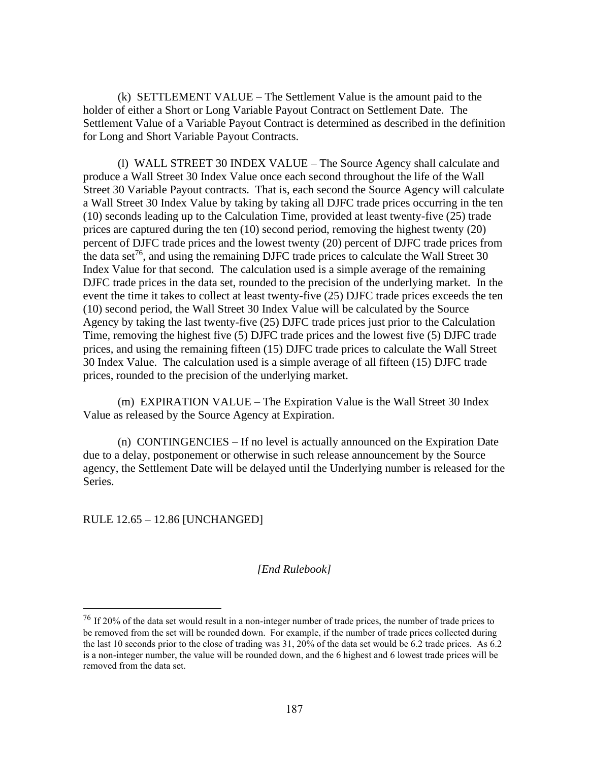(k) SETTLEMENT VALUE – The Settlement Value is the amount paid to the holder of either a Short or Long Variable Payout Contract on Settlement Date. The Settlement Value of a Variable Payout Contract is determined as described in the definition for Long and Short Variable Payout Contracts.

(l) WALL STREET 30 INDEX VALUE – The Source Agency shall calculate and produce a Wall Street 30 Index Value once each second throughout the life of the Wall Street 30 Variable Payout contracts. That is, each second the Source Agency will calculate a Wall Street 30 Index Value by taking by taking all DJFC trade prices occurring in the ten (10) seconds leading up to the Calculation Time, provided at least twenty-five (25) trade prices are captured during the ten (10) second period, removing the highest twenty (20) percent of DJFC trade prices and the lowest twenty (20) percent of DJFC trade prices from the data set[76], and using the remaining DJFC trade prices to calculate the Wall Street 30 Index Value for that second. The calculation used is a simple average of the remaining DJFC trade prices in the data set, rounded to the precision of the underlying market. In the event the time it takes to collect at least twenty-five (25) DJFC trade prices exceeds the ten (10) second period, the Wall Street 30 Index Value will be calculated by the Source Agency by taking the last twenty-five (25) DJFC trade prices just prior to the Calculation Time, removing the highest five (5) DJFC trade prices and the lowest five (5) DJFC trade prices, and using the remaining fifteen (15) DJFC trade prices to calculate the Wall Street 30 Index Value. The calculation used is a simple average of all fifteen (15) DJFC trade prices, rounded to the precision of the underlying market.

(m) EXPIRATION VALUE – The Expiration Value is the Wall Street 30 Index Value as released by the Source Agency at Expiration.

(n) CONTINGENCIES – If no level is actually announced on the Expiration Date due to a delay, postponement or otherwise in such release announcement by the Source agency, the Settlement Date will be delayed until the Underlying number is released for the Series.

RULE 12.65 – 12.86 [UNCHANGED]

*[End Rulebook]*

---

[76] If 20% of the data set would result in a non-integer number of trade prices, the number of trade prices to be removed from the set will be rounded down. For example, if the number of trade prices collected during the last 10 seconds prior to the close of trading was 31, 20% of the data set would be 6.2 trade prices. As 6.2 is a non-integer number, the value will be rounded down, and the 6 highest and 6 lowest trade prices will be removed from the data set.